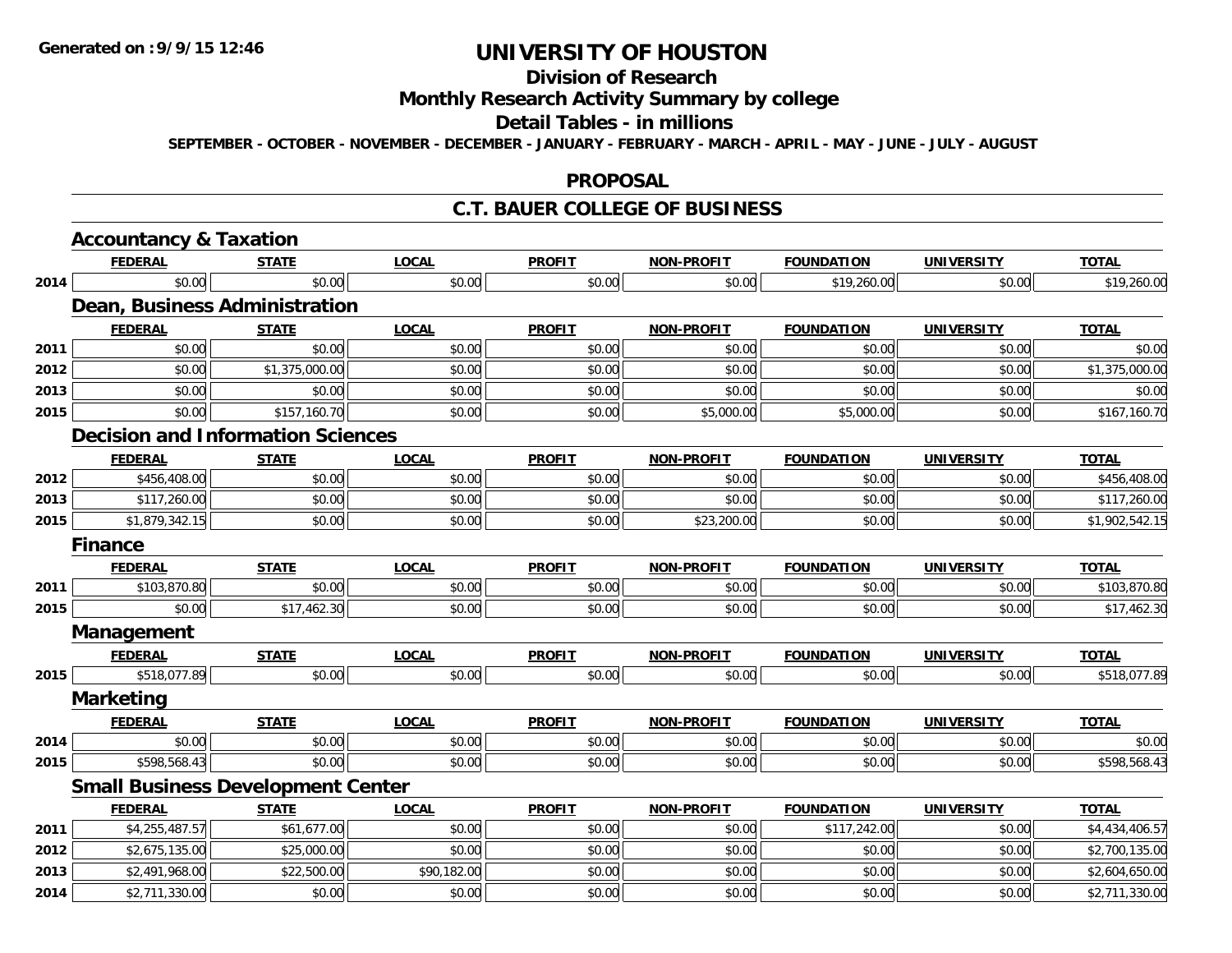**Generated on :9/9/15 12:46**

# UNIVERSITY OF HOUSTON

## Division of Research

## Monthly Research Activity Summary by college

## Detail Tables - in millions

**SEPTEMBER - OCTOBER - NOVEMBER - DECEMBER - JANUARY - FEBRUARY - MARCH - APRIL - MAY - JUNE - JULY - AUGUST**

## PROPOSAL

## C.T. BAUER COLLEGE OF BUSINESS

### Accountancy & Taxation

| | FEDERAL | STATE | LOCAL | PROFIT | NON-PROFIT | FOUNDATION | UNIVERSITY | TOTAL |
|---|---|---|---|---|---|---|---|---|
| 2014 | $0.00 | $0.00 | $0.00 | $0.00 | $0.00 | $19,260.00 | $0.00 | $19,260.00 |

### Dean, Business Administration

| | FEDERAL | STATE | LOCAL | PROFIT | NON-PROFIT | FOUNDATION | UNIVERSITY | TOTAL |
|---|---|---|---|---|---|---|---|---|
| 2011 | $0.00 | $0.00 | $0.00 | $0.00 | $0.00 | $0.00 | $0.00 | $0.00 |
| 2012 | $0.00 | $1,375,000.00 | $0.00 | $0.00 | $0.00 | $0.00 | $0.00 | $1,375,000.00 |
| 2013 | $0.00 | $0.00 | $0.00 | $0.00 | $0.00 | $0.00 | $0.00 | $0.00 |
| 2015 | $0.00 | $157,160.70 | $0.00 | $0.00 | $5,000.00 | $5,000.00 | $0.00 | $167,160.70 |

### Decision and Information Sciences

| | FEDERAL | STATE | LOCAL | PROFIT | NON-PROFIT | FOUNDATION | UNIVERSITY | TOTAL |
|---|---|---|---|---|---|---|---|---|
| 2012 | $456,408.00 | $0.00 | $0.00 | $0.00 | $0.00 | $0.00 | $0.00 | $456,408.00 |
| 2013 | $117,260.00 | $0.00 | $0.00 | $0.00 | $0.00 | $0.00 | $0.00 | $117,260.00 |
| 2015 | $1,879,342.15 | $0.00 | $0.00 | $0.00 | $23,200.00 | $0.00 | $0.00 | $1,902,542.15 |

### Finance

| | FEDERAL | STATE | LOCAL | PROFIT | NON-PROFIT | FOUNDATION | UNIVERSITY | TOTAL |
|---|---|---|---|---|---|---|---|---|
| 2011 | $103,870.80 | $0.00 | $0.00 | $0.00 | $0.00 | $0.00 | $0.00 | $103,870.80 |
| 2015 | $0.00 | $17,462.30 | $0.00 | $0.00 | $0.00 | $0.00 | $0.00 | $17,462.30 |

### Management

| | FEDERAL | STATE | LOCAL | PROFIT | NON-PROFIT | FOUNDATION | UNIVERSITY | TOTAL |
|---|---|---|---|---|---|---|---|---|
| 2015 | $518,077.89 | $0.00 | $0.00 | $0.00 | $0.00 | $0.00 | $0.00 | $518,077.89 |

### Marketing

| | FEDERAL | STATE | LOCAL | PROFIT | NON-PROFIT | FOUNDATION | UNIVERSITY | TOTAL |
|---|---|---|---|---|---|---|---|---|
| 2014 | $0.00 | $0.00 | $0.00 | $0.00 | $0.00 | $0.00 | $0.00 | $0.00 |
| 2015 | $598,568.43 | $0.00 | $0.00 | $0.00 | $0.00 | $0.00 | $0.00 | $598,568.43 |

### Small Business Development Center

| | FEDERAL | STATE | LOCAL | PROFIT | NON-PROFIT | FOUNDATION | UNIVERSITY | TOTAL |
|---|---|---|---|---|---|---|---|---|
| 2011 | $4,255,487.57 | $61,677.00 | $0.00 | $0.00 | $0.00 | $117,242.00 | $0.00 | $4,434,406.57 |
| 2012 | $2,675,135.00 | $25,000.00 | $0.00 | $0.00 | $0.00 | $0.00 | $0.00 | $2,700,135.00 |
| 2013 | $2,491,968.00 | $22,500.00 | $90,182.00 | $0.00 | $0.00 | $0.00 | $0.00 | $2,604,650.00 |
| 2014 | $2,711,330.00 | $0.00 | $0.00 | $0.00 | $0.00 | $0.00 | $0.00 | $2,711,330.00 |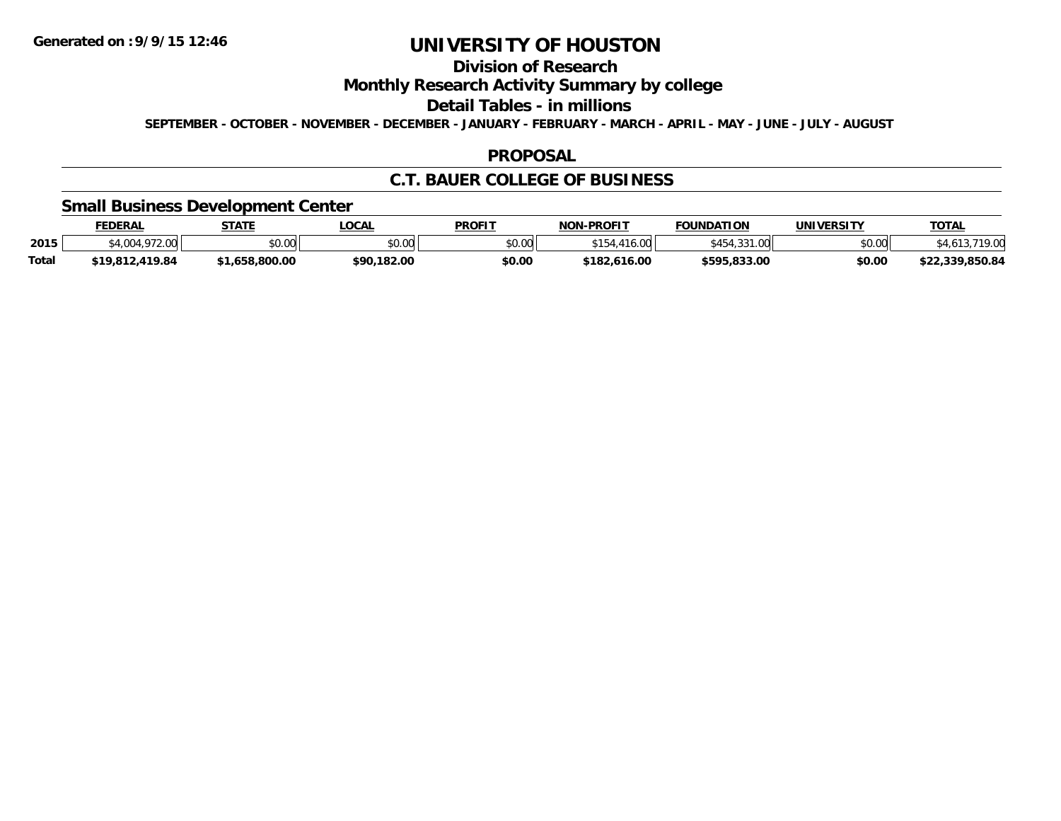# UNIVERSITY OF HOUSTON

## Division of Research

## Monthly Research Activity Summary by college

## Detail Tables - in millions

**SEPTEMBER - OCTOBER - NOVEMBER - DECEMBER - JANUARY - FEBRUARY - MARCH - APRIL - MAY - JUNE - JULY - AUGUST**

## PROPOSAL

## C.T. BAUER COLLEGE OF BUSINESS

### Small Business Development Center

| | FEDERAL | STATE | LOCAL | PROFIT | NON-PROFIT | FOUNDATION | UNIVERSITY | TOTAL |
|---|---|---|---|---|---|---|---|---|
| 2015 | $4,004,972.00 | $0.00 | $0.00 | $0.00 | $154,416.00 | $454,331.00 | $0.00 | $4,613,719.00 |
| **Total** | **$19,812,419.84** | **$1,658,800.00** | **$90,182.00** | **$0.00** | **$182,616.00** | **$595,833.00** | **$0.00** | **$22,339,850.84** |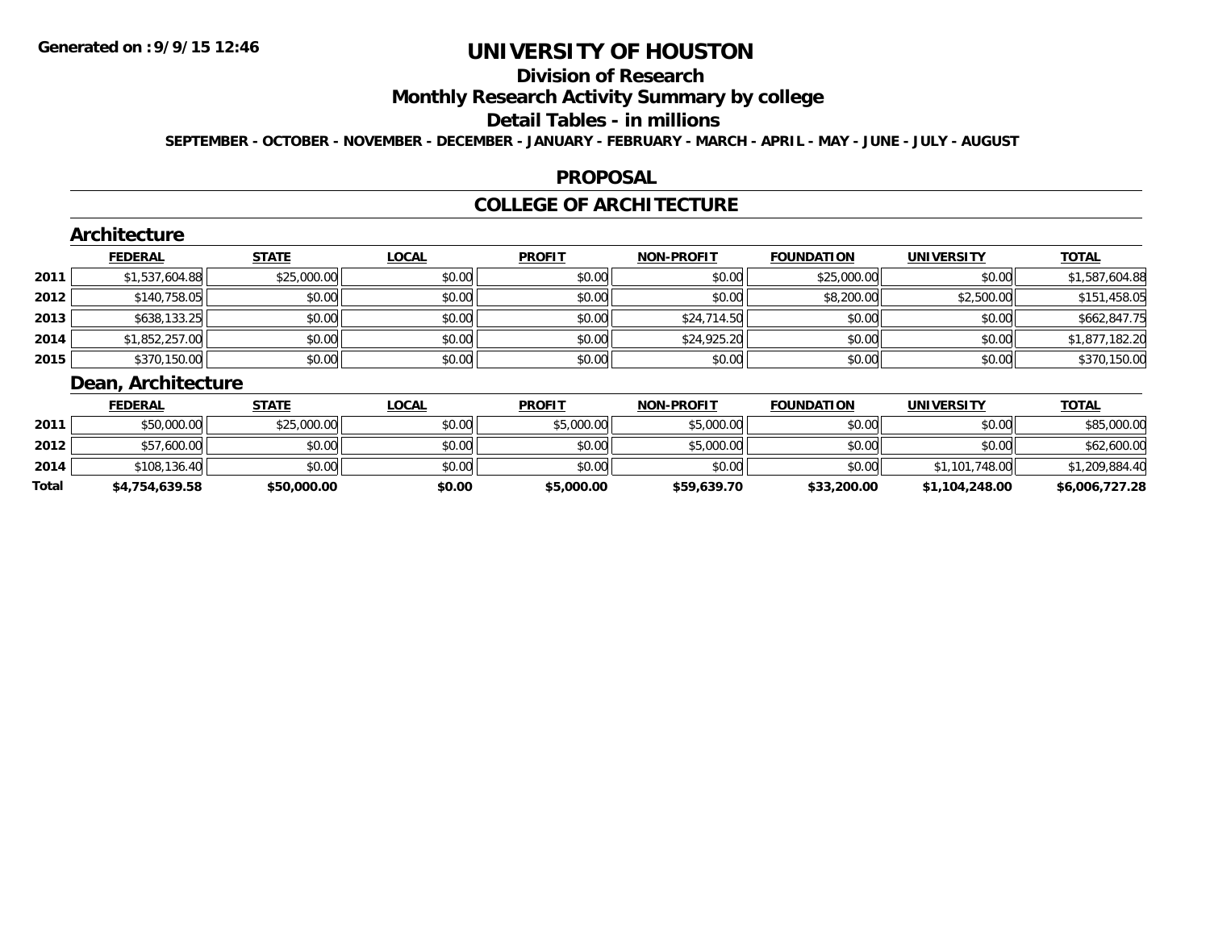**Generated on :9/9/15 12:46**

# UNIVERSITY OF HOUSTON

## Division of Research

## Monthly Research Activity Summary by college

## Detail Tables - in millions

**SEPTEMBER - OCTOBER - NOVEMBER - DECEMBER - JANUARY - FEBRUARY - MARCH - APRIL - MAY - JUNE - JULY - AUGUST**

## PROPOSAL

## COLLEGE OF ARCHITECTURE

### Architecture

| | FEDERAL | STATE | LOCAL | PROFIT | NON-PROFIT | FOUNDATION | UNIVERSITY | TOTAL |
|---|---|---|---|---|---|---|---|---|
| 2011 | $1,537,604.88 | $25,000.00 | $0.00 | $0.00 | $0.00 | $25,000.00 | $0.00 | $1,587,604.88 |
| 2012 | $140,758.05 | $0.00 | $0.00 | $0.00 | $0.00 | $8,200.00 | $2,500.00 | $151,458.05 |
| 2013 | $638,133.25 | $0.00 | $0.00 | $0.00 | $24,714.50 | $0.00 | $0.00 | $662,847.75 |
| 2014 | $1,852,257.00 | $0.00 | $0.00 | $0.00 | $24,925.20 | $0.00 | $0.00 | $1,877,182.20 |
| 2015 | $370,150.00 | $0.00 | $0.00 | $0.00 | $0.00 | $0.00 | $0.00 | $370,150.00 |

### Dean, Architecture

| | FEDERAL | STATE | LOCAL | PROFIT | NON-PROFIT | FOUNDATION | UNIVERSITY | TOTAL |
|---|---|---|---|---|---|---|---|---|
| 2011 | $50,000.00 | $25,000.00 | $0.00 | $5,000.00 | $5,000.00 | $0.00 | $0.00 | $85,000.00 |
| 2012 | $57,600.00 | $0.00 | $0.00 | $0.00 | $5,000.00 | $0.00 | $0.00 | $62,600.00 |
| 2014 | $108,136.40 | $0.00 | $0.00 | $0.00 | $0.00 | $0.00 | $1,101,748.00 | $1,209,884.40 |
| **Total** | **$4,754,639.58** | **$50,000.00** | **$0.00** | **$5,000.00** | **$59,639.70** | **$33,200.00** | **$1,104,248.00** | **$6,006,727.28** |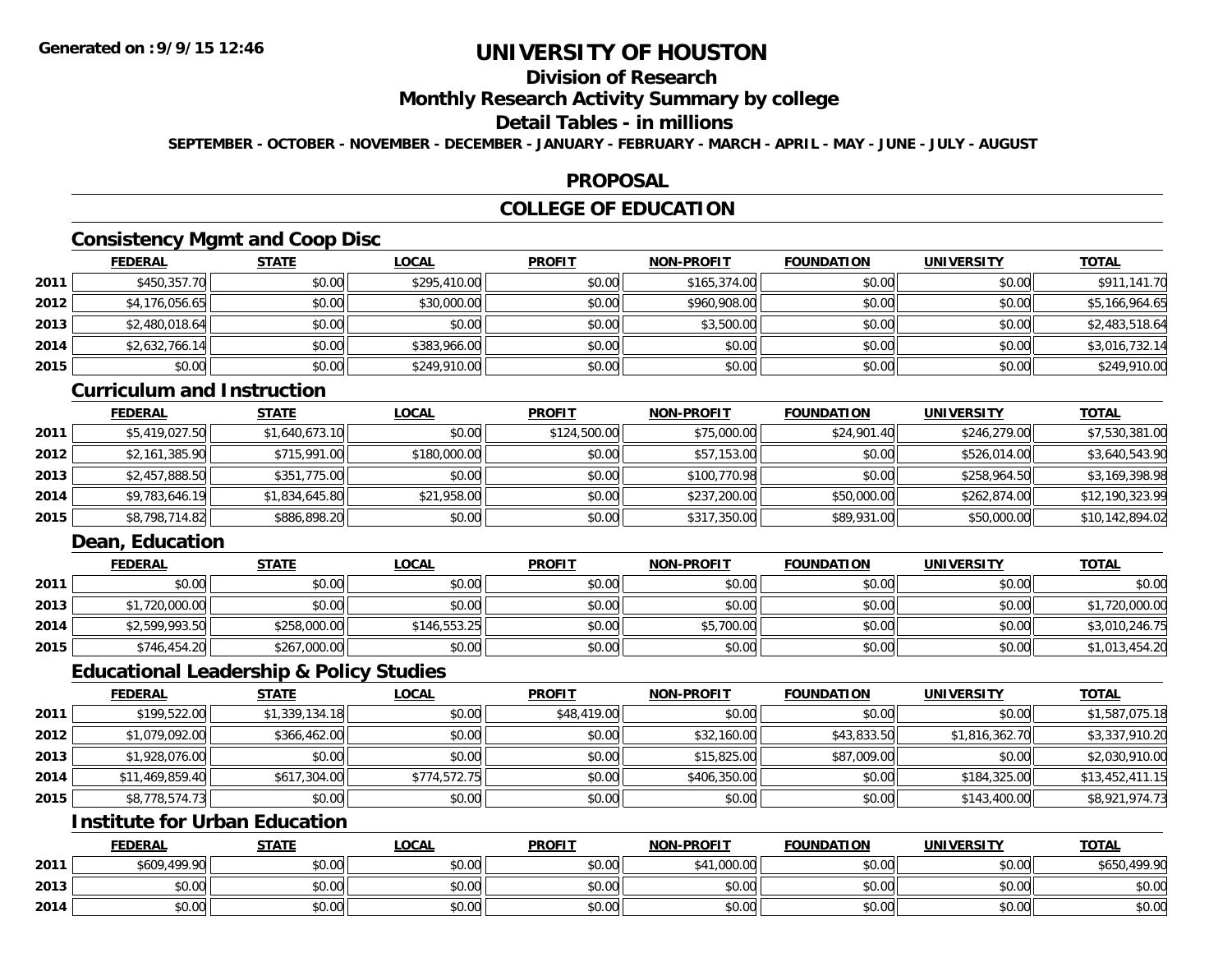**Generated on :9/9/15 12:46**

# UNIVERSITY OF HOUSTON

## Division of Research

## Monthly Research Activity Summary by college

## Detail Tables - in millions

**SEPTEMBER - OCTOBER - NOVEMBER - DECEMBER - JANUARY - FEBRUARY - MARCH - APRIL - MAY - JUNE - JULY - AUGUST**

## PROPOSAL

## COLLEGE OF EDUCATION

### Consistency Mgmt and Coop Disc

| | FEDERAL | STATE | LOCAL | PROFIT | NON-PROFIT | FOUNDATION | UNIVERSITY | TOTAL |
|---|---|---|---|---|---|---|---|---|
| 2011 | $450,357.70 | $0.00 | $295,410.00 | $0.00 | $165,374.00 | $0.00 | $0.00 | $911,141.70 |
| 2012 | $4,176,056.65 | $0.00 | $30,000.00 | $0.00 | $960,908.00 | $0.00 | $0.00 | $5,166,964.65 |
| 2013 | $2,480,018.64 | $0.00 | $0.00 | $0.00 | $3,500.00 | $0.00 | $0.00 | $2,483,518.64 |
| 2014 | $2,632,766.14 | $0.00 | $383,966.00 | $0.00 | $0.00 | $0.00 | $0.00 | $3,016,732.14 |
| 2015 | $0.00 | $0.00 | $249,910.00 | $0.00 | $0.00 | $0.00 | $0.00 | $249,910.00 |

### Curriculum and Instruction

| | FEDERAL | STATE | LOCAL | PROFIT | NON-PROFIT | FOUNDATION | UNIVERSITY | TOTAL |
|---|---|---|---|---|---|---|---|---|
| 2011 | $5,419,027.50 | $1,640,673.10 | $0.00 | $124,500.00 | $75,000.00 | $24,901.40 | $246,279.00 | $7,530,381.00 |
| 2012 | $2,161,385.90 | $715,991.00 | $180,000.00 | $0.00 | $57,153.00 | $0.00 | $526,014.00 | $3,640,543.90 |
| 2013 | $2,457,888.50 | $351,775.00 | $0.00 | $0.00 | $100,770.98 | $0.00 | $258,964.50 | $3,169,398.98 |
| 2014 | $9,783,646.19 | $1,834,645.80 | $21,958.00 | $0.00 | $237,200.00 | $50,000.00 | $262,874.00 | $12,190,323.99 |
| 2015 | $8,798,714.82 | $886,898.20 | $0.00 | $0.00 | $317,350.00 | $89,931.00 | $50,000.00 | $10,142,894.02 |

### Dean, Education

| | FEDERAL | STATE | LOCAL | PROFIT | NON-PROFIT | FOUNDATION | UNIVERSITY | TOTAL |
|---|---|---|---|---|---|---|---|---|
| 2011 | $0.00 | $0.00 | $0.00 | $0.00 | $0.00 | $0.00 | $0.00 | $0.00 |
| 2013 | $1,720,000.00 | $0.00 | $0.00 | $0.00 | $0.00 | $0.00 | $0.00 | $1,720,000.00 |
| 2014 | $2,599,993.50 | $258,000.00 | $146,553.25 | $0.00 | $5,700.00 | $0.00 | $0.00 | $3,010,246.75 |
| 2015 | $746,454.20 | $267,000.00 | $0.00 | $0.00 | $0.00 | $0.00 | $0.00 | $1,013,454.20 |

### Educational Leadership & Policy Studies

| | FEDERAL | STATE | LOCAL | PROFIT | NON-PROFIT | FOUNDATION | UNIVERSITY | TOTAL |
|---|---|---|---|---|---|---|---|---|
| 2011 | $199,522.00 | $1,339,134.18 | $0.00 | $48,419.00 | $0.00 | $0.00 | $0.00 | $1,587,075.18 |
| 2012 | $1,079,092.00 | $366,462.00 | $0.00 | $0.00 | $32,160.00 | $43,833.50 | $1,816,362.70 | $3,337,910.20 |
| 2013 | $1,928,076.00 | $0.00 | $0.00 | $0.00 | $15,825.00 | $87,009.00 | $0.00 | $2,030,910.00 |
| 2014 | $11,469,859.40 | $617,304.00 | $774,572.75 | $0.00 | $406,350.00 | $0.00 | $184,325.00 | $13,452,411.15 |
| 2015 | $8,778,574.73 | $0.00 | $0.00 | $0.00 | $0.00 | $0.00 | $143,400.00 | $8,921,974.73 |

### Institute for Urban Education

| | FEDERAL | STATE | LOCAL | PROFIT | NON-PROFIT | FOUNDATION | UNIVERSITY | TOTAL |
|---|---|---|---|---|---|---|---|---|
| 2011 | $609,499.90 | $0.00 | $0.00 | $0.00 | $41,000.00 | $0.00 | $0.00 | $650,499.90 |
| 2013 | $0.00 | $0.00 | $0.00 | $0.00 | $0.00 | $0.00 | $0.00 | $0.00 |
| 2014 | $0.00 | $0.00 | $0.00 | $0.00 | $0.00 | $0.00 | $0.00 | $0.00 |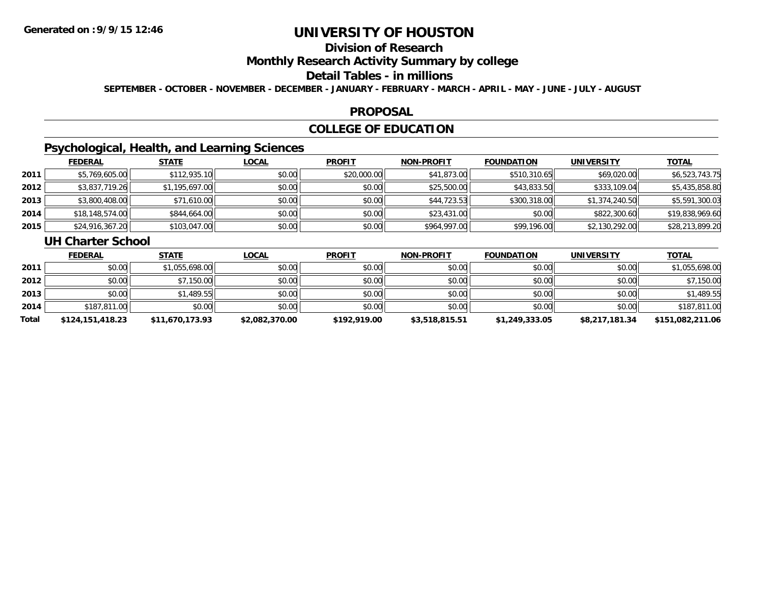**Generated on :9/9/15 12:46**

# UNIVERSITY OF HOUSTON

## Division of Research

## Monthly Research Activity Summary by college

## Detail Tables - in millions

**SEPTEMBER - OCTOBER - NOVEMBER - DECEMBER - JANUARY - FEBRUARY - MARCH - APRIL - MAY - JUNE - JULY - AUGUST**

## PROPOSAL

## COLLEGE OF EDUCATION

### Psychological, Health, and Learning Sciences

| | FEDERAL | STATE | LOCAL | PROFIT | NON-PROFIT | FOUNDATION | UNIVERSITY | TOTAL |
|---|---|---|---|---|---|---|---|---|
| 2011 | $5,769,605.00 | $112,935.10 | $0.00 | $20,000.00 | $41,873.00 | $510,310.65 | $69,020.00 | $6,523,743.75 |
| 2012 | $3,837,719.26 | $1,195,697.00 | $0.00 | $0.00 | $25,500.00 | $43,833.50 | $333,109.04 | $5,435,858.80 |
| 2013 | $3,800,408.00 | $71,610.00 | $0.00 | $0.00 | $44,723.53 | $300,318.00 | $1,374,240.50 | $5,591,300.03 |
| 2014 | $18,148,574.00 | $844,664.00 | $0.00 | $0.00 | $23,431.00 | $0.00 | $822,300.60 | $19,838,969.60 |
| 2015 | $24,916,367.20 | $103,047.00 | $0.00 | $0.00 | $964,997.00 | $99,196.00 | $2,130,292.00 | $28,213,899.20 |

### UH Charter School

| | FEDERAL | STATE | LOCAL | PROFIT | NON-PROFIT | FOUNDATION | UNIVERSITY | TOTAL |
|---|---|---|---|---|---|---|---|---|
| 2011 | $0.00 | $1,055,698.00 | $0.00 | $0.00 | $0.00 | $0.00 | $0.00 | $1,055,698.00 |
| 2012 | $0.00 | $7,150.00 | $0.00 | $0.00 | $0.00 | $0.00 | $0.00 | $7,150.00 |
| 2013 | $0.00 | $1,489.55 | $0.00 | $0.00 | $0.00 | $0.00 | $0.00 | $1,489.55 |
| 2014 | $187,811.00 | $0.00 | $0.00 | $0.00 | $0.00 | $0.00 | $0.00 | $187,811.00 |
| **Total** | **$124,151,418.23** | **$11,670,173.93** | **$2,082,370.00** | **$192,919.00** | **$3,518,815.51** | **$1,249,333.05** | **$8,217,181.34** | **$151,082,211.06** |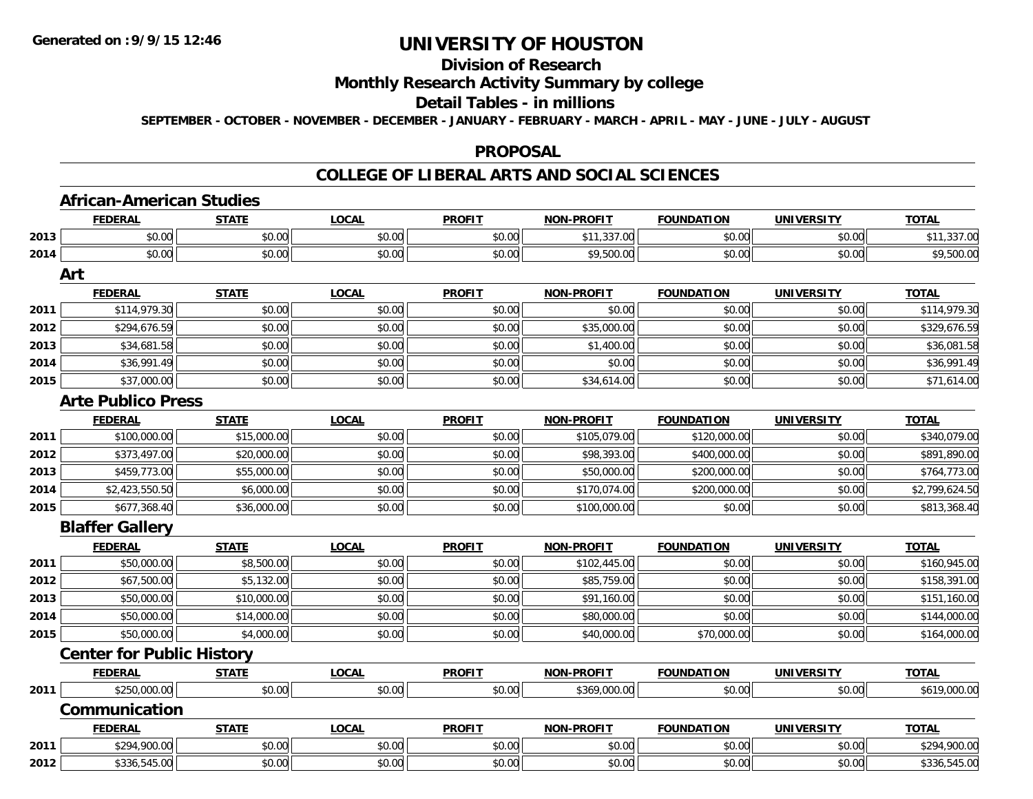# UNIVERSITY OF HOUSTON

## Division of Research

## Monthly Research Activity Summary by college

## Detail Tables - in millions

**SEPTEMBER - OCTOBER - NOVEMBER - DECEMBER - JANUARY - FEBRUARY - MARCH - APRIL - MAY - JUNE - JULY - AUGUST**

## PROPOSAL

## COLLEGE OF LIBERAL ARTS AND SOCIAL SCIENCES

### African-American Studies

| | FEDERAL | STATE | LOCAL | PROFIT | NON-PROFIT | FOUNDATION | UNIVERSITY | TOTAL |
|---|---|---|---|---|---|---|---|---|
| 2013 | $0.00 | $0.00 | $0.00 | $0.00 | $11,337.00 | $0.00 | $0.00 | $11,337.00 |
| 2014 | $0.00 | $0.00 | $0.00 | $0.00 | $9,500.00 | $0.00 | $0.00 | $9,500.00 |

### Art

| | FEDERAL | STATE | LOCAL | PROFIT | NON-PROFIT | FOUNDATION | UNIVERSITY | TOTAL |
|---|---|---|---|---|---|---|---|---|
| 2011 | $114,979.30 | $0.00 | $0.00 | $0.00 | $0.00 | $0.00 | $0.00 | $114,979.30 |
| 2012 | $294,676.59 | $0.00 | $0.00 | $0.00 | $35,000.00 | $0.00 | $0.00 | $329,676.59 |
| 2013 | $34,681.58 | $0.00 | $0.00 | $0.00 | $1,400.00 | $0.00 | $0.00 | $36,081.58 |
| 2014 | $36,991.49 | $0.00 | $0.00 | $0.00 | $0.00 | $0.00 | $0.00 | $36,991.49 |
| 2015 | $37,000.00 | $0.00 | $0.00 | $0.00 | $34,614.00 | $0.00 | $0.00 | $71,614.00 |

### Arte Publico Press

| | FEDERAL | STATE | LOCAL | PROFIT | NON-PROFIT | FOUNDATION | UNIVERSITY | TOTAL |
|---|---|---|---|---|---|---|---|---|
| 2011 | $100,000.00 | $15,000.00 | $0.00 | $0.00 | $105,079.00 | $120,000.00 | $0.00 | $340,079.00 |
| 2012 | $373,497.00 | $20,000.00 | $0.00 | $0.00 | $98,393.00 | $400,000.00 | $0.00 | $891,890.00 |
| 2013 | $459,773.00 | $55,000.00 | $0.00 | $0.00 | $50,000.00 | $200,000.00 | $0.00 | $764,773.00 |
| 2014 | $2,423,550.50 | $6,000.00 | $0.00 | $0.00 | $170,074.00 | $200,000.00 | $0.00 | $2,799,624.50 |
| 2015 | $677,368.40 | $36,000.00 | $0.00 | $0.00 | $100,000.00 | $0.00 | $0.00 | $813,368.40 |

### Blaffer Gallery

| | FEDERAL | STATE | LOCAL | PROFIT | NON-PROFIT | FOUNDATION | UNIVERSITY | TOTAL |
|---|---|---|---|---|---|---|---|---|
| 2011 | $50,000.00 | $8,500.00 | $0.00 | $0.00 | $102,445.00 | $0.00 | $0.00 | $160,945.00 |
| 2012 | $67,500.00 | $5,132.00 | $0.00 | $0.00 | $85,759.00 | $0.00 | $0.00 | $158,391.00 |
| 2013 | $50,000.00 | $10,000.00 | $0.00 | $0.00 | $91,160.00 | $0.00 | $0.00 | $151,160.00 |
| 2014 | $50,000.00 | $14,000.00 | $0.00 | $0.00 | $80,000.00 | $0.00 | $0.00 | $144,000.00 |
| 2015 | $50,000.00 | $4,000.00 | $0.00 | $0.00 | $40,000.00 | $70,000.00 | $0.00 | $164,000.00 |

### Center for Public History

| | FEDERAL | STATE | LOCAL | PROFIT | NON-PROFIT | FOUNDATION | UNIVERSITY | TOTAL |
|---|---|---|---|---|---|---|---|---|
| 2011 | $250,000.00 | $0.00 | $0.00 | $0.00 | $369,000.00 | $0.00 | $0.00 | $619,000.00 |

### Communication

| | FEDERAL | STATE | LOCAL | PROFIT | NON-PROFIT | FOUNDATION | UNIVERSITY | TOTAL |
|---|---|---|---|---|---|---|---|---|
| 2011 | $294,900.00 | $0.00 | $0.00 | $0.00 | $0.00 | $0.00 | $0.00 | $294,900.00 |
| 2012 | $336,545.00 | $0.00 | $0.00 | $0.00 | $0.00 | $0.00 | $0.00 | $336,545.00 |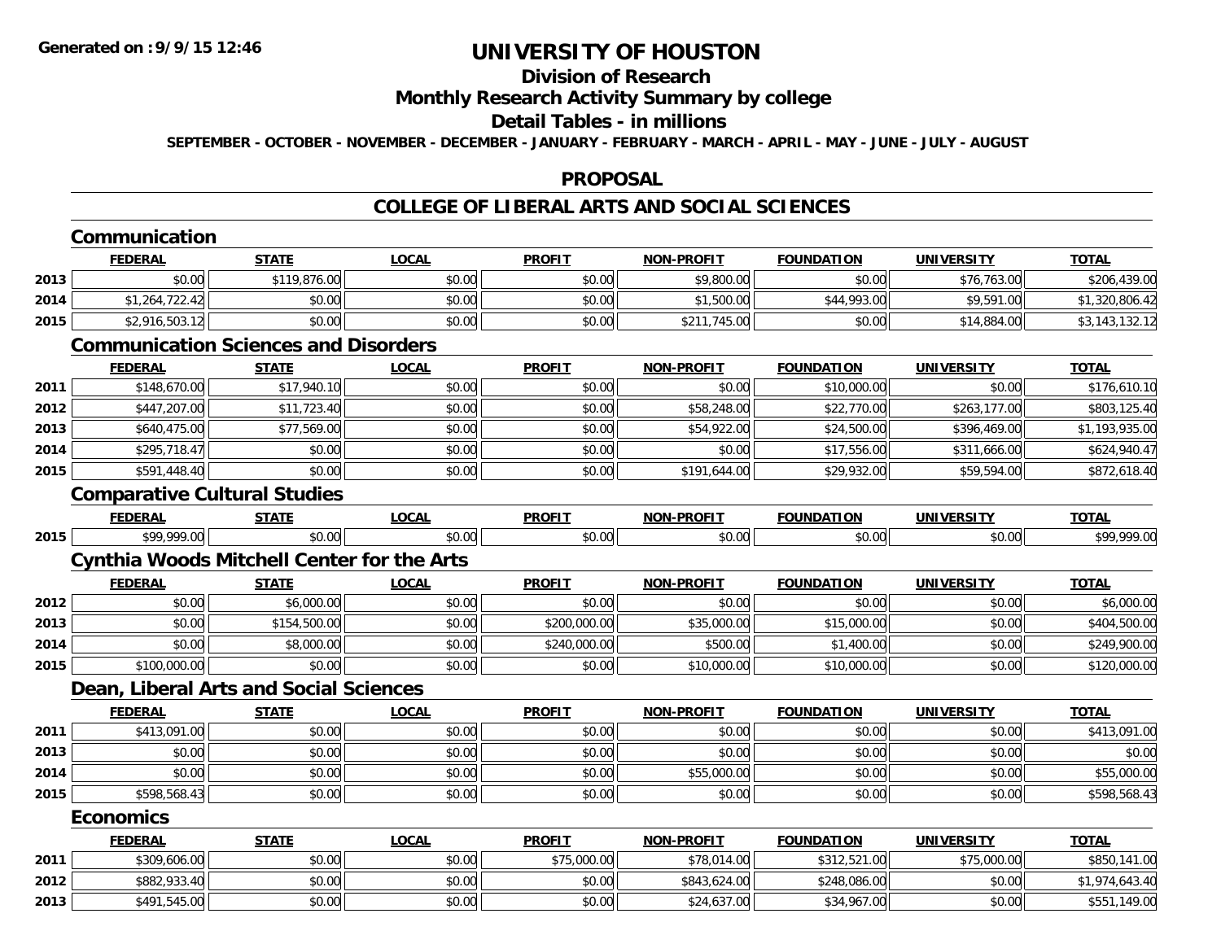**Generated on :9/9/15 12:46**

# UNIVERSITY OF HOUSTON

## Division of Research

## Monthly Research Activity Summary by college

## Detail Tables - in millions

**SEPTEMBER - OCTOBER - NOVEMBER - DECEMBER - JANUARY - FEBRUARY - MARCH - APRIL - MAY - JUNE - JULY - AUGUST**

## PROPOSAL

## COLLEGE OF LIBERAL ARTS AND SOCIAL SCIENCES

### Communication

| | FEDERAL | STATE | LOCAL | PROFIT | NON-PROFIT | FOUNDATION | UNIVERSITY | TOTAL |
|---|---|---|---|---|---|---|---|---|
| 2013 | $0.00 | $119,876.00 | $0.00 | $0.00 | $9,800.00 | $0.00 | $76,763.00 | $206,439.00 |
| 2014 | $1,264,722.42 | $0.00 | $0.00 | $0.00 | $1,500.00 | $44,993.00 | $9,591.00 | $1,320,806.42 |
| 2015 | $2,916,503.12 | $0.00 | $0.00 | $0.00 | $211,745.00 | $0.00 | $14,884.00 | $3,143,132.12 |

### Communication Sciences and Disorders

| | FEDERAL | STATE | LOCAL | PROFIT | NON-PROFIT | FOUNDATION | UNIVERSITY | TOTAL |
|---|---|---|---|---|---|---|---|---|
| 2011 | $148,670.00 | $17,940.10 | $0.00 | $0.00 | $0.00 | $10,000.00 | $0.00 | $176,610.10 |
| 2012 | $447,207.00 | $11,723.40 | $0.00 | $0.00 | $58,248.00 | $22,770.00 | $263,177.00 | $803,125.40 |
| 2013 | $640,475.00 | $77,569.00 | $0.00 | $0.00 | $54,922.00 | $24,500.00 | $396,469.00 | $1,193,935.00 |
| 2014 | $295,718.47 | $0.00 | $0.00 | $0.00 | $0.00 | $17,556.00 | $311,666.00 | $624,940.47 |
| 2015 | $591,448.40 | $0.00 | $0.00 | $0.00 | $191,644.00 | $29,932.00 | $59,594.00 | $872,618.40 |

### Comparative Cultural Studies

| | FEDERAL | STATE | LOCAL | PROFIT | NON-PROFIT | FOUNDATION | UNIVERSITY | TOTAL |
|---|---|---|---|---|---|---|---|---|
| 2015 | $99,999.00 | $0.00 | $0.00 | $0.00 | $0.00 | $0.00 | $0.00 | $99,999.00 |

### Cynthia Woods Mitchell Center for the Arts

| | FEDERAL | STATE | LOCAL | PROFIT | NON-PROFIT | FOUNDATION | UNIVERSITY | TOTAL |
|---|---|---|---|---|---|---|---|---|
| 2012 | $0.00 | $6,000.00 | $0.00 | $0.00 | $0.00 | $0.00 | $0.00 | $6,000.00 |
| 2013 | $0.00 | $154,500.00 | $0.00 | $200,000.00 | $35,000.00 | $15,000.00 | $0.00 | $404,500.00 |
| 2014 | $0.00 | $8,000.00 | $0.00 | $240,000.00 | $500.00 | $1,400.00 | $0.00 | $249,900.00 |
| 2015 | $100,000.00 | $0.00 | $0.00 | $0.00 | $10,000.00 | $10,000.00 | $0.00 | $120,000.00 |

### Dean, Liberal Arts and Social Sciences

| | FEDERAL | STATE | LOCAL | PROFIT | NON-PROFIT | FOUNDATION | UNIVERSITY | TOTAL |
|---|---|---|---|---|---|---|---|---|
| 2011 | $413,091.00 | $0.00 | $0.00 | $0.00 | $0.00 | $0.00 | $0.00 | $413,091.00 |
| 2013 | $0.00 | $0.00 | $0.00 | $0.00 | $0.00 | $0.00 | $0.00 | $0.00 |
| 2014 | $0.00 | $0.00 | $0.00 | $0.00 | $55,000.00 | $0.00 | $0.00 | $55,000.00 |
| 2015 | $598,568.43 | $0.00 | $0.00 | $0.00 | $0.00 | $0.00 | $0.00 | $598,568.43 |

### Economics

| | FEDERAL | STATE | LOCAL | PROFIT | NON-PROFIT | FOUNDATION | UNIVERSITY | TOTAL |
|---|---|---|---|---|---|---|---|---|
| 2011 | $309,606.00 | $0.00 | $0.00 | $75,000.00 | $78,014.00 | $312,521.00 | $75,000.00 | $850,141.00 |
| 2012 | $882,933.40 | $0.00 | $0.00 | $0.00 | $843,624.00 | $248,086.00 | $0.00 | $1,974,643.40 |
| 2013 | $491,545.00 | $0.00 | $0.00 | $0.00 | $24,637.00 | $34,967.00 | $0.00 | $551,149.00 |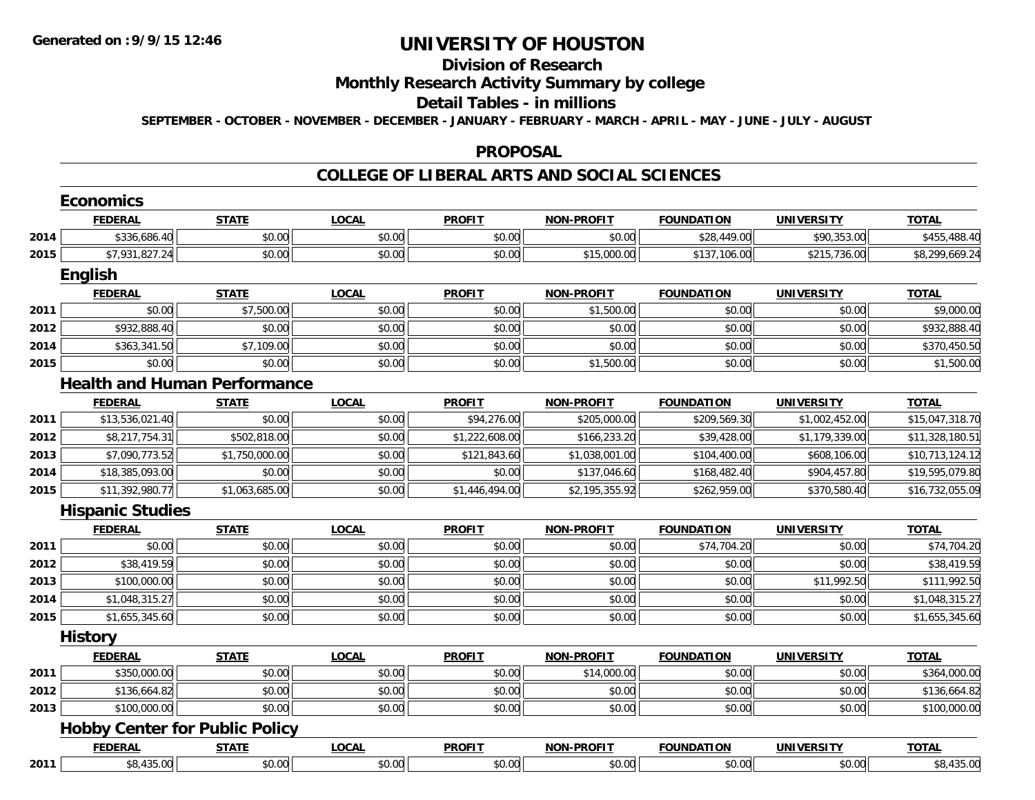# UNIVERSITY OF HOUSTON

## Division of Research

## Monthly Research Activity Summary by college

## Detail Tables - in millions

**SEPTEMBER - OCTOBER - NOVEMBER - DECEMBER - JANUARY - FEBRUARY - MARCH - APRIL - MAY - JUNE - JULY - AUGUST**

## PROPOSAL

## COLLEGE OF LIBERAL ARTS AND SOCIAL SCIENCES

### Economics

| | FEDERAL | STATE | LOCAL | PROFIT | NON-PROFIT | FOUNDATION | UNIVERSITY | TOTAL |
|---|---|---|---|---|---|---|---|---|
| 2014 | $336,686.40 | $0.00 | $0.00 | $0.00 | $0.00 | $28,449.00 | $90,353.00 | $455,488.40 |
| 2015 | $7,931,827.24 | $0.00 | $0.00 | $0.00 | $15,000.00 | $137,106.00 | $215,736.00 | $8,299,669.24 |

### English

| | FEDERAL | STATE | LOCAL | PROFIT | NON-PROFIT | FOUNDATION | UNIVERSITY | TOTAL |
|---|---|---|---|---|---|---|---|---|
| 2011 | $0.00 | $7,500.00 | $0.00 | $0.00 | $1,500.00 | $0.00 | $0.00 | $9,000.00 |
| 2012 | $932,888.40 | $0.00 | $0.00 | $0.00 | $0.00 | $0.00 | $0.00 | $932,888.40 |
| 2014 | $363,341.50 | $7,109.00 | $0.00 | $0.00 | $0.00 | $0.00 | $0.00 | $370,450.50 |
| 2015 | $0.00 | $0.00 | $0.00 | $0.00 | $1,500.00 | $0.00 | $0.00 | $1,500.00 |

### Health and Human Performance

| | FEDERAL | STATE | LOCAL | PROFIT | NON-PROFIT | FOUNDATION | UNIVERSITY | TOTAL |
|---|---|---|---|---|---|---|---|---|
| 2011 | $13,536,021.40 | $0.00 | $0.00 | $94,276.00 | $205,000.00 | $209,569.30 | $1,002,452.00 | $15,047,318.70 |
| 2012 | $8,217,754.31 | $502,818.00 | $0.00 | $1,222,608.00 | $166,233.20 | $39,428.00 | $1,179,339.00 | $11,328,180.51 |
| 2013 | $7,090,773.52 | $1,750,000.00 | $0.00 | $121,843.60 | $1,038,001.00 | $104,400.00 | $608,106.00 | $10,713,124.12 |
| 2014 | $18,385,093.00 | $0.00 | $0.00 | $0.00 | $137,046.60 | $168,482.40 | $904,457.80 | $19,595,079.80 |
| 2015 | $11,392,980.77 | $1,063,685.00 | $0.00 | $1,446,494.00 | $2,195,355.92 | $262,959.00 | $370,580.40 | $16,732,055.09 |

### Hispanic Studies

| | FEDERAL | STATE | LOCAL | PROFIT | NON-PROFIT | FOUNDATION | UNIVERSITY | TOTAL |
|---|---|---|---|---|---|---|---|---|
| 2011 | $0.00 | $0.00 | $0.00 | $0.00 | $0.00 | $74,704.20 | $0.00 | $74,704.20 |
| 2012 | $38,419.59 | $0.00 | $0.00 | $0.00 | $0.00 | $0.00 | $0.00 | $38,419.59 |
| 2013 | $100,000.00 | $0.00 | $0.00 | $0.00 | $0.00 | $0.00 | $11,992.50 | $111,992.50 |
| 2014 | $1,048,315.27 | $0.00 | $0.00 | $0.00 | $0.00 | $0.00 | $0.00 | $1,048,315.27 |
| 2015 | $1,655,345.60 | $0.00 | $0.00 | $0.00 | $0.00 | $0.00 | $0.00 | $1,655,345.60 |

### History

| | FEDERAL | STATE | LOCAL | PROFIT | NON-PROFIT | FOUNDATION | UNIVERSITY | TOTAL |
|---|---|---|---|---|---|---|---|---|
| 2011 | $350,000.00 | $0.00 | $0.00 | $0.00 | $14,000.00 | $0.00 | $0.00 | $364,000.00 |
| 2012 | $136,664.82 | $0.00 | $0.00 | $0.00 | $0.00 | $0.00 | $0.00 | $136,664.82 |
| 2013 | $100,000.00 | $0.00 | $0.00 | $0.00 | $0.00 | $0.00 | $0.00 | $100,000.00 |

### Hobby Center for Public Policy

| | FEDERAL | STATE | LOCAL | PROFIT | NON-PROFIT | FOUNDATION | UNIVERSITY | TOTAL |
|---|---|---|---|---|---|---|---|---|
| 2011 | $8,435.00 | $0.00 | $0.00 | $0.00 | $0.00 | $0.00 | $0.00 | $8,435.00 |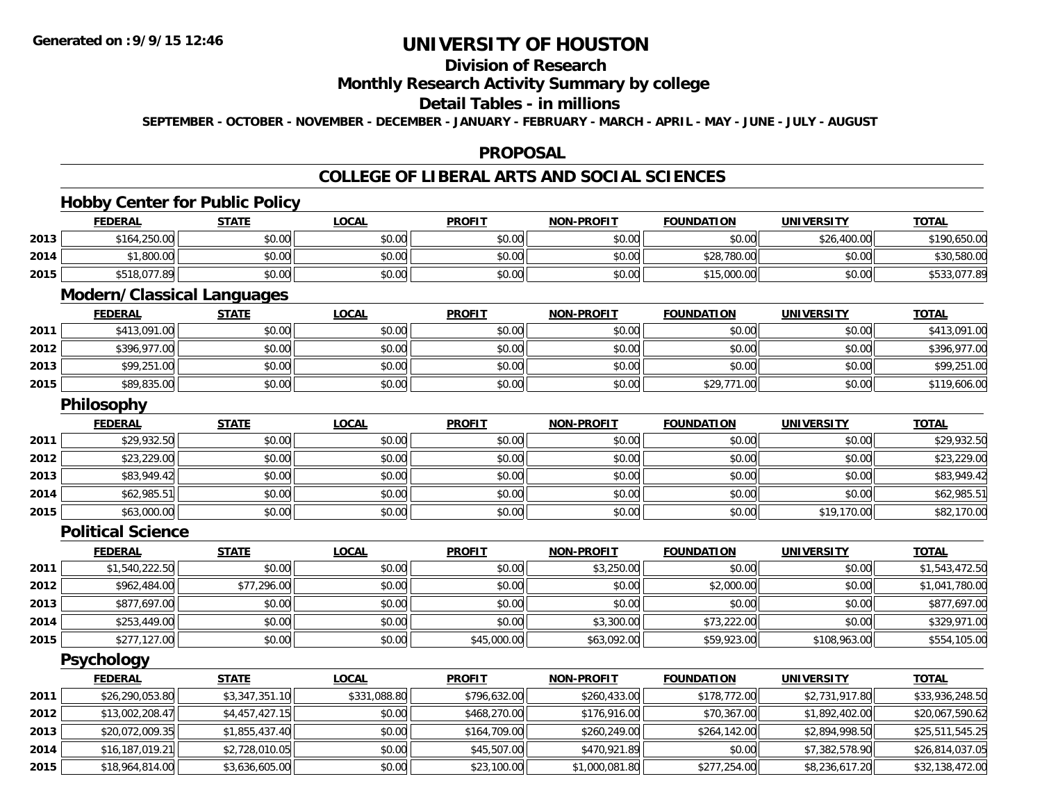# UNIVERSITY OF HOUSTON

## Division of Research

## Monthly Research Activity Summary by college

## Detail Tables - in millions

**SEPTEMBER - OCTOBER - NOVEMBER - DECEMBER - JANUARY - FEBRUARY - MARCH - APRIL - MAY - JUNE - JULY - AUGUST**

## PROPOSAL

## COLLEGE OF LIBERAL ARTS AND SOCIAL SCIENCES

### Hobby Center for Public Policy

| | FEDERAL | STATE | LOCAL | PROFIT | NON-PROFIT | FOUNDATION | UNIVERSITY | TOTAL |
|---|---|---|---|---|---|---|---|---|
| 2013 | $164,250.00 | $0.00 | $0.00 | $0.00 | $0.00 | $0.00 | $26,400.00 | $190,650.00 |
| 2014 | $1,800.00 | $0.00 | $0.00 | $0.00 | $0.00 | $28,780.00 | $0.00 | $30,580.00 |
| 2015 | $518,077.89 | $0.00 | $0.00 | $0.00 | $0.00 | $15,000.00 | $0.00 | $533,077.89 |

### Modern/Classical Languages

| | FEDERAL | STATE | LOCAL | PROFIT | NON-PROFIT | FOUNDATION | UNIVERSITY | TOTAL |
|---|---|---|---|---|---|---|---|---|
| 2011 | $413,091.00 | $0.00 | $0.00 | $0.00 | $0.00 | $0.00 | $0.00 | $413,091.00 |
| 2012 | $396,977.00 | $0.00 | $0.00 | $0.00 | $0.00 | $0.00 | $0.00 | $396,977.00 |
| 2013 | $99,251.00 | $0.00 | $0.00 | $0.00 | $0.00 | $0.00 | $0.00 | $99,251.00 |
| 2015 | $89,835.00 | $0.00 | $0.00 | $0.00 | $0.00 | $29,771.00 | $0.00 | $119,606.00 |

### Philosophy

| | FEDERAL | STATE | LOCAL | PROFIT | NON-PROFIT | FOUNDATION | UNIVERSITY | TOTAL |
|---|---|---|---|---|---|---|---|---|
| 2011 | $29,932.50 | $0.00 | $0.00 | $0.00 | $0.00 | $0.00 | $0.00 | $29,932.50 |
| 2012 | $23,229.00 | $0.00 | $0.00 | $0.00 | $0.00 | $0.00 | $0.00 | $23,229.00 |
| 2013 | $83,949.42 | $0.00 | $0.00 | $0.00 | $0.00 | $0.00 | $0.00 | $83,949.42 |
| 2014 | $62,985.51 | $0.00 | $0.00 | $0.00 | $0.00 | $0.00 | $0.00 | $62,985.51 |
| 2015 | $63,000.00 | $0.00 | $0.00 | $0.00 | $0.00 | $0.00 | $19,170.00 | $82,170.00 |

### Political Science

| | FEDERAL | STATE | LOCAL | PROFIT | NON-PROFIT | FOUNDATION | UNIVERSITY | TOTAL |
|---|---|---|---|---|---|---|---|---|
| 2011 | $1,540,222.50 | $0.00 | $0.00 | $0.00 | $3,250.00 | $0.00 | $0.00 | $1,543,472.50 |
| 2012 | $962,484.00 | $77,296.00 | $0.00 | $0.00 | $0.00 | $2,000.00 | $0.00 | $1,041,780.00 |
| 2013 | $877,697.00 | $0.00 | $0.00 | $0.00 | $0.00 | $0.00 | $0.00 | $877,697.00 |
| 2014 | $253,449.00 | $0.00 | $0.00 | $0.00 | $3,300.00 | $73,222.00 | $0.00 | $329,971.00 |
| 2015 | $277,127.00 | $0.00 | $0.00 | $45,000.00 | $63,092.00 | $59,923.00 | $108,963.00 | $554,105.00 |

### Psychology

| | FEDERAL | STATE | LOCAL | PROFIT | NON-PROFIT | FOUNDATION | UNIVERSITY | TOTAL |
|---|---|---|---|---|---|---|---|---|
| 2011 | $26,290,053.80 | $3,347,351.10 | $331,088.80 | $796,632.00 | $260,433.00 | $178,772.00 | $2,731,917.80 | $33,936,248.50 |
| 2012 | $13,002,208.47 | $4,457,427.15 | $0.00 | $468,270.00 | $176,916.00 | $70,367.00 | $1,892,402.00 | $20,067,590.62 |
| 2013 | $20,072,009.35 | $1,855,437.40 | $0.00 | $164,709.00 | $260,249.00 | $264,142.00 | $2,894,998.50 | $25,511,545.25 |
| 2014 | $16,187,019.21 | $2,728,010.05 | $0.00 | $45,507.00 | $470,921.89 | $0.00 | $7,382,578.90 | $26,814,037.05 |
| 2015 | $18,964,814.00 | $3,636,605.00 | $0.00 | $23,100.00 | $1,000,081.80 | $277,254.00 | $8,236,617.20 | $32,138,472.00 |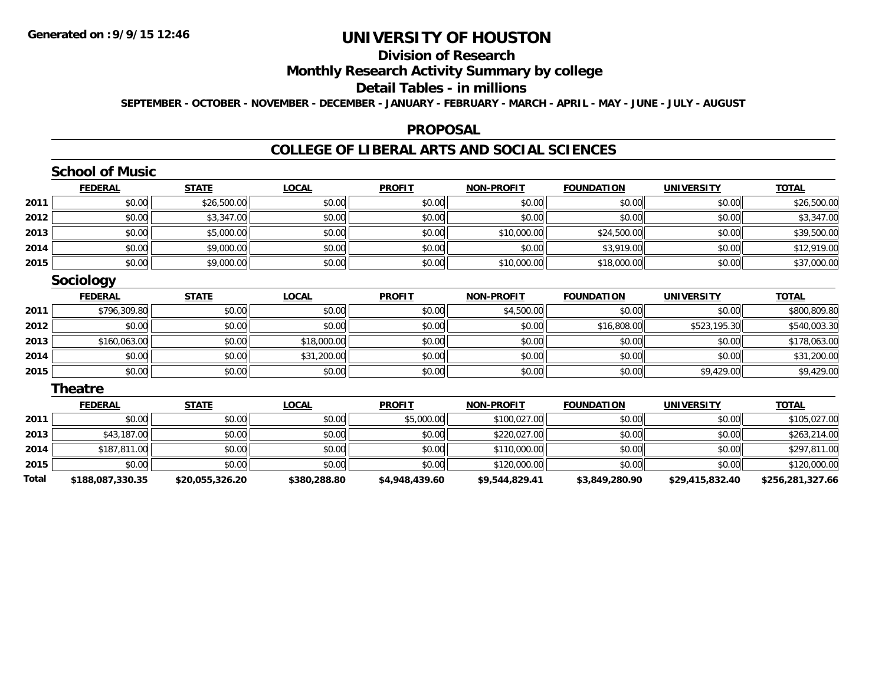**Generated on : 9/9/15 12:46**

# UNIVERSITY OF HOUSTON

## Division of Research

## Monthly Research Activity Summary by college

## Detail Tables - in millions

**SEPTEMBER - OCTOBER - NOVEMBER - DECEMBER - JANUARY - FEBRUARY - MARCH - APRIL - MAY - JUNE - JULY - AUGUST**

## PROPOSAL

## COLLEGE OF LIBERAL ARTS AND SOCIAL SCIENCES

### School of Music

| | FEDERAL | STATE | LOCAL | PROFIT | NON-PROFIT | FOUNDATION | UNIVERSITY | TOTAL |
|---|---|---|---|---|---|---|---|---|
| 2011 | $0.00 | $26,500.00 | $0.00 | $0.00 | $0.00 | $0.00 | $0.00 | $26,500.00 |
| 2012 | $0.00 | $3,347.00 | $0.00 | $0.00 | $0.00 | $0.00 | $0.00 | $3,347.00 |
| 2013 | $0.00 | $5,000.00 | $0.00 | $0.00 | $10,000.00 | $24,500.00 | $0.00 | $39,500.00 |
| 2014 | $0.00 | $9,000.00 | $0.00 | $0.00 | $0.00 | $3,919.00 | $0.00 | $12,919.00 |
| 2015 | $0.00 | $9,000.00 | $0.00 | $0.00 | $10,000.00 | $18,000.00 | $0.00 | $37,000.00 |

### Sociology

| | FEDERAL | STATE | LOCAL | PROFIT | NON-PROFIT | FOUNDATION | UNIVERSITY | TOTAL |
|---|---|---|---|---|---|---|---|---|
| 2011 | $796,309.80 | $0.00 | $0.00 | $0.00 | $4,500.00 | $0.00 | $0.00 | $800,809.80 |
| 2012 | $0.00 | $0.00 | $0.00 | $0.00 | $0.00 | $16,808.00 | $523,195.30 | $540,003.30 |
| 2013 | $160,063.00 | $0.00 | $18,000.00 | $0.00 | $0.00 | $0.00 | $0.00 | $178,063.00 |
| 2014 | $0.00 | $0.00 | $31,200.00 | $0.00 | $0.00 | $0.00 | $0.00 | $31,200.00 |
| 2015 | $0.00 | $0.00 | $0.00 | $0.00 | $0.00 | $0.00 | $9,429.00 | $9,429.00 |

### Theatre

| | FEDERAL | STATE | LOCAL | PROFIT | NON-PROFIT | FOUNDATION | UNIVERSITY | TOTAL |
|---|---|---|---|---|---|---|---|---|
| 2011 | $0.00 | $0.00 | $0.00 | $5,000.00 | $100,027.00 | $0.00 | $0.00 | $105,027.00 |
| 2013 | $43,187.00 | $0.00 | $0.00 | $0.00 | $220,027.00 | $0.00 | $0.00 | $263,214.00 |
| 2014 | $187,811.00 | $0.00 | $0.00 | $0.00 | $110,000.00 | $0.00 | $0.00 | $297,811.00 |
| 2015 | $0.00 | $0.00 | $0.00 | $0.00 | $120,000.00 | $0.00 | $0.00 | $120,000.00 |
| **Total** | **$188,087,330.35** | **$20,055,326.20** | **$380,288.80** | **$4,948,439.60** | **$9,544,829.41** | **$3,849,280.90** | **$29,415,832.40** | **$256,281,327.66** |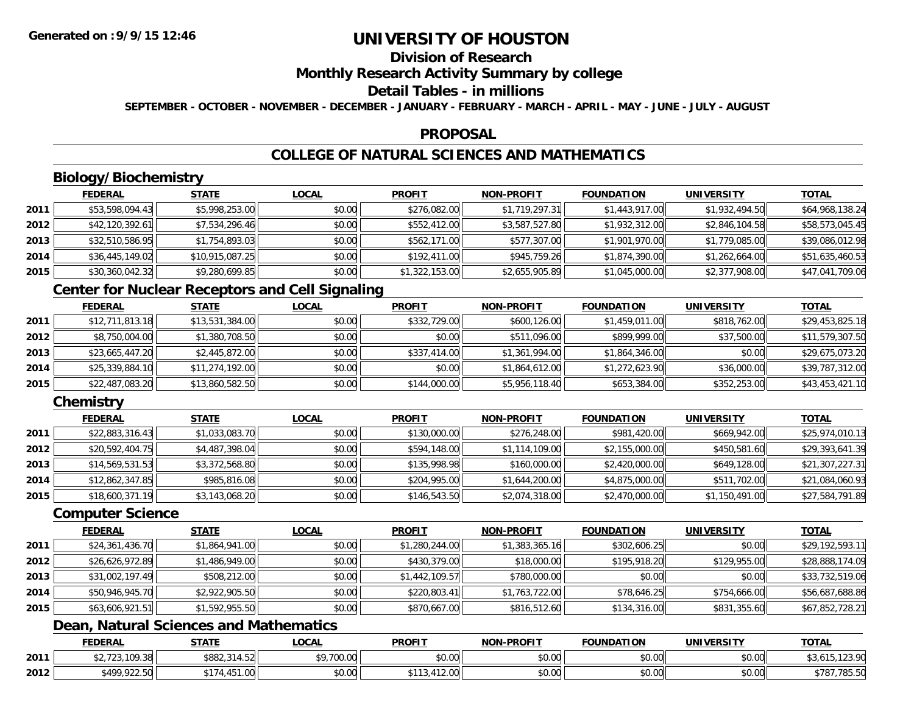# UNIVERSITY OF HOUSTON

## Division of Research

## Monthly Research Activity Summary by college

## Detail Tables - in millions

**SEPTEMBER - OCTOBER - NOVEMBER - DECEMBER - JANUARY - FEBRUARY - MARCH - APRIL - MAY - JUNE - JULY - AUGUST**

## PROPOSAL

## COLLEGE OF NATURAL SCIENCES AND MATHEMATICS

### Biology/Biochemistry

| | FEDERAL | STATE | LOCAL | PROFIT | NON-PROFIT | FOUNDATION | UNIVERSITY | TOTAL |
|---|---|---|---|---|---|---|---|---|
| 2011 | $53,598,094.43 | $5,998,253.00 | $0.00 | $276,082.00 | $1,719,297.31 | $1,443,917.00 | $1,932,494.50 | $64,968,138.24 |
| 2012 | $42,120,392.61 | $7,534,296.46 | $0.00 | $552,412.00 | $3,587,527.80 | $1,932,312.00 | $2,846,104.58 | $58,573,045.45 |
| 2013 | $32,510,586.95 | $1,754,893.03 | $0.00 | $562,171.00 | $577,307.00 | $1,901,970.00 | $1,779,085.00 | $39,086,012.98 |
| 2014 | $36,445,149.02 | $10,915,087.25 | $0.00 | $192,411.00 | $945,759.26 | $1,874,390.00 | $1,262,664.00 | $51,635,460.53 |
| 2015 | $30,360,042.32 | $9,280,699.85 | $0.00 | $1,322,153.00 | $2,655,905.89 | $1,045,000.00 | $2,377,908.00 | $47,041,709.06 |

### Center for Nuclear Receptors and Cell Signaling

| | FEDERAL | STATE | LOCAL | PROFIT | NON-PROFIT | FOUNDATION | UNIVERSITY | TOTAL |
|---|---|---|---|---|---|---|---|---|
| 2011 | $12,711,813.18 | $13,531,384.00 | $0.00 | $332,729.00 | $600,126.00 | $1,459,011.00 | $818,762.00 | $29,453,825.18 |
| 2012 | $8,750,004.00 | $1,380,708.50 | $0.00 | $0.00 | $511,096.00 | $899,999.00 | $37,500.00 | $11,579,307.50 |
| 2013 | $23,665,447.20 | $2,445,872.00 | $0.00 | $337,414.00 | $1,361,994.00 | $1,864,346.00 | $0.00 | $29,675,073.20 |
| 2014 | $25,339,884.10 | $11,274,192.00 | $0.00 | $0.00 | $1,864,612.00 | $1,272,623.90 | $36,000.00 | $39,787,312.00 |
| 2015 | $22,487,083.20 | $13,860,582.50 | $0.00 | $144,000.00 | $5,956,118.40 | $653,384.00 | $352,253.00 | $43,453,421.10 |

### Chemistry

| | FEDERAL | STATE | LOCAL | PROFIT | NON-PROFIT | FOUNDATION | UNIVERSITY | TOTAL |
|---|---|---|---|---|---|---|---|---|
| 2011 | $22,883,316.43 | $1,033,083.70 | $0.00 | $130,000.00 | $276,248.00 | $981,420.00 | $669,942.00 | $25,974,010.13 |
| 2012 | $20,592,404.75 | $4,487,398.04 | $0.00 | $594,148.00 | $1,114,109.00 | $2,155,000.00 | $450,581.60 | $29,393,641.39 |
| 2013 | $14,569,531.53 | $3,372,568.80 | $0.00 | $135,998.98 | $160,000.00 | $2,420,000.00 | $649,128.00 | $21,307,227.31 |
| 2014 | $12,862,347.85 | $985,816.08 | $0.00 | $204,995.00 | $1,644,200.00 | $4,875,000.00 | $511,702.00 | $21,084,060.93 |
| 2015 | $18,600,371.19 | $3,143,068.20 | $0.00 | $146,543.50 | $2,074,318.00 | $2,470,000.00 | $1,150,491.00 | $27,584,791.89 |

### Computer Science

| | FEDERAL | STATE | LOCAL | PROFIT | NON-PROFIT | FOUNDATION | UNIVERSITY | TOTAL |
|---|---|---|---|---|---|---|---|---|
| 2011 | $24,361,436.70 | $1,864,941.00 | $0.00 | $1,280,244.00 | $1,383,365.16 | $302,606.25 | $0.00 | $29,192,593.11 |
| 2012 | $26,626,972.89 | $1,486,949.00 | $0.00 | $430,379.00 | $18,000.00 | $195,918.20 | $129,955.00 | $28,888,174.09 |
| 2013 | $31,002,197.49 | $508,212.00 | $0.00 | $1,442,109.57 | $780,000.00 | $0.00 | $0.00 | $33,732,519.06 |
| 2014 | $50,946,945.70 | $2,922,905.50 | $0.00 | $220,803.41 | $1,763,722.00 | $78,646.25 | $754,666.00 | $56,687,688.86 |
| 2015 | $63,606,921.51 | $1,592,955.50 | $0.00 | $870,667.00 | $816,512.60 | $134,316.00 | $831,355.60 | $67,852,728.21 |

### Dean, Natural Sciences and Mathematics

| | FEDERAL | STATE | LOCAL | PROFIT | NON-PROFIT | FOUNDATION | UNIVERSITY | TOTAL |
|---|---|---|---|---|---|---|---|---|
| 2011 | $2,723,109.38 | $882,314.52 | $9,700.00 | $0.00 | $0.00 | $0.00 | $0.00 | $3,615,123.90 |
| 2012 | $499,922.50 | $174,451.00 | $0.00 | $113,412.00 | $0.00 | $0.00 | $0.00 | $787,785.50 |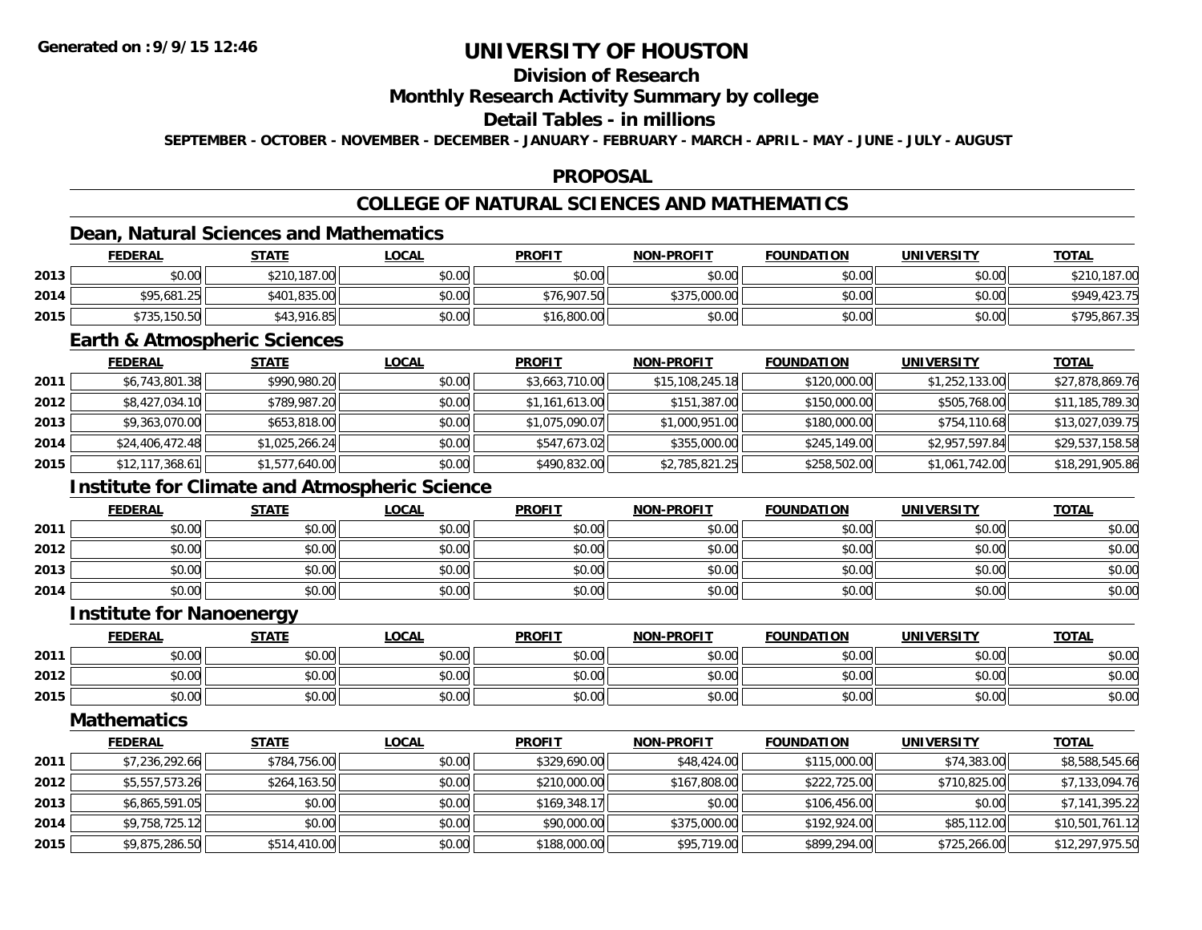**Generated on :9/9/15 12:46**

# UNIVERSITY OF HOUSTON

## Division of Research

## Monthly Research Activity Summary by college

## Detail Tables - in millions

**SEPTEMBER - OCTOBER - NOVEMBER - DECEMBER - JANUARY - FEBRUARY - MARCH - APRIL - MAY - JUNE - JULY - AUGUST**

## PROPOSAL

## COLLEGE OF NATURAL SCIENCES AND MATHEMATICS

### Dean, Natural Sciences and Mathematics

| | FEDERAL | STATE | LOCAL | PROFIT | NON-PROFIT | FOUNDATION | UNIVERSITY | TOTAL |
|---|---|---|---|---|---|---|---|---|
| 2013 | $0.00 | $210,187.00 | $0.00 | $0.00 | $0.00 | $0.00 | $0.00 | $210,187.00 |
| 2014 | $95,681.25 | $401,835.00 | $0.00 | $76,907.50 | $375,000.00 | $0.00 | $0.00 | $949,423.75 |
| 2015 | $735,150.50 | $43,916.85 | $0.00 | $16,800.00 | $0.00 | $0.00 | $0.00 | $795,867.35 |

### Earth & Atmospheric Sciences

| | FEDERAL | STATE | LOCAL | PROFIT | NON-PROFIT | FOUNDATION | UNIVERSITY | TOTAL |
|---|---|---|---|---|---|---|---|---|
| 2011 | $6,743,801.38 | $990,980.20 | $0.00 | $3,663,710.00 | $15,108,245.18 | $120,000.00 | $1,252,133.00 | $27,878,869.76 |
| 2012 | $8,427,034.10 | $789,987.20 | $0.00 | $1,161,613.00 | $151,387.00 | $150,000.00 | $505,768.00 | $11,185,789.30 |
| 2013 | $9,363,070.00 | $653,818.00 | $0.00 | $1,075,090.07 | $1,000,951.00 | $180,000.00 | $754,110.68 | $13,027,039.75 |
| 2014 | $24,406,472.48 | $1,025,266.24 | $0.00 | $547,673.02 | $355,000.00 | $245,149.00 | $2,957,597.84 | $29,537,158.58 |
| 2015 | $12,117,368.61 | $1,577,640.00 | $0.00 | $490,832.00 | $2,785,821.25 | $258,502.00 | $1,061,742.00 | $18,291,905.86 |

### Institute for Climate and Atmospheric Science

| | FEDERAL | STATE | LOCAL | PROFIT | NON-PROFIT | FOUNDATION | UNIVERSITY | TOTAL |
|---|---|---|---|---|---|---|---|---|
| 2011 | $0.00 | $0.00 | $0.00 | $0.00 | $0.00 | $0.00 | $0.00 | $0.00 |
| 2012 | $0.00 | $0.00 | $0.00 | $0.00 | $0.00 | $0.00 | $0.00 | $0.00 |
| 2013 | $0.00 | $0.00 | $0.00 | $0.00 | $0.00 | $0.00 | $0.00 | $0.00 |
| 2014 | $0.00 | $0.00 | $0.00 | $0.00 | $0.00 | $0.00 | $0.00 | $0.00 |

### Institute for Nanoenergy

| | FEDERAL | STATE | LOCAL | PROFIT | NON-PROFIT | FOUNDATION | UNIVERSITY | TOTAL |
|---|---|---|---|---|---|---|---|---|
| 2011 | $0.00 | $0.00 | $0.00 | $0.00 | $0.00 | $0.00 | $0.00 | $0.00 |
| 2012 | $0.00 | $0.00 | $0.00 | $0.00 | $0.00 | $0.00 | $0.00 | $0.00 |
| 2015 | $0.00 | $0.00 | $0.00 | $0.00 | $0.00 | $0.00 | $0.00 | $0.00 |

### Mathematics

| | FEDERAL | STATE | LOCAL | PROFIT | NON-PROFIT | FOUNDATION | UNIVERSITY | TOTAL |
|---|---|---|---|---|---|---|---|---|
| 2011 | $7,236,292.66 | $784,756.00 | $0.00 | $329,690.00 | $48,424.00 | $115,000.00 | $74,383.00 | $8,588,545.66 |
| 2012 | $5,557,573.26 | $264,163.50 | $0.00 | $210,000.00 | $167,808.00 | $222,725.00 | $710,825.00 | $7,133,094.76 |
| 2013 | $6,865,591.05 | $0.00 | $0.00 | $169,348.17 | $0.00 | $106,456.00 | $0.00 | $7,141,395.22 |
| 2014 | $9,758,725.12 | $0.00 | $0.00 | $90,000.00 | $375,000.00 | $192,924.00 | $85,112.00 | $10,501,761.12 |
| 2015 | $9,875,286.50 | $514,410.00 | $0.00 | $188,000.00 | $95,719.00 | $899,294.00 | $725,266.00 | $12,297,975.50 |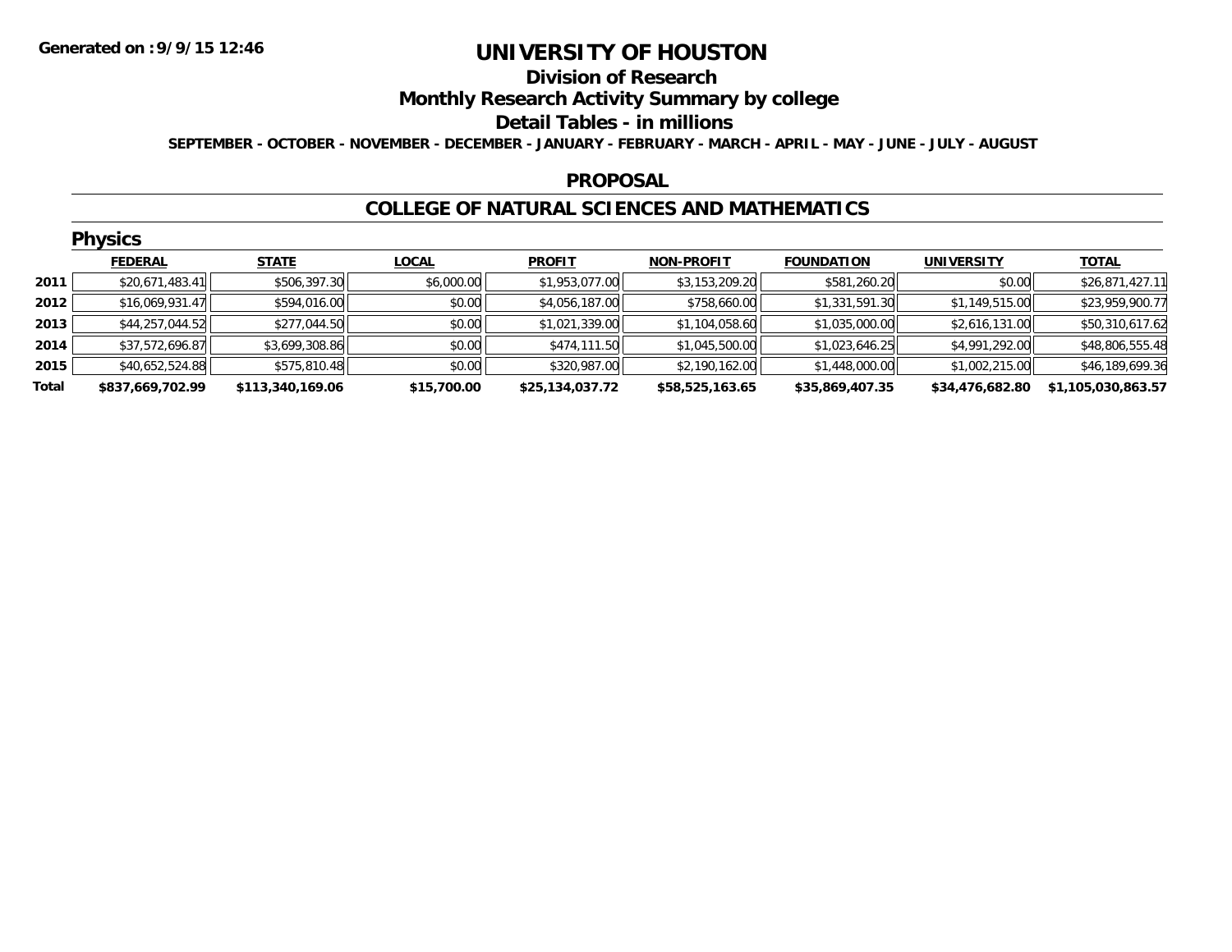Generated on :9/9/15 12:46

# UNIVERSITY OF HOUSTON

## Division of Research

## Monthly Research Activity Summary by college

## Detail Tables - in millions

SEPTEMBER - OCTOBER - NOVEMBER - DECEMBER - JANUARY - FEBRUARY - MARCH - APRIL - MAY - JUNE - JULY - AUGUST

### PROPOSAL

### COLLEGE OF NATURAL SCIENCES AND MATHEMATICS

#### Physics

| | FEDERAL | STATE | LOCAL | PROFIT | NON-PROFIT | FOUNDATION | UNIVERSITY | TOTAL |
|---|---|---|---|---|---|---|---|---|
| 2011 | $20,671,483.41 | $506,397.30 | $6,000.00 | $1,953,077.00 | $3,153,209.20 | $581,260.20 | $0.00 | $26,871,427.11 |
| 2012 | $16,069,931.47 | $594,016.00 | $0.00 | $4,056,187.00 | $758,660.00 | $1,331,591.30 | $1,149,515.00 | $23,959,900.77 |
| 2013 | $44,257,044.52 | $277,044.50 | $0.00 | $1,021,339.00 | $1,104,058.60 | $1,035,000.00 | $2,616,131.00 | $50,310,617.62 |
| 2014 | $37,572,696.87 | $3,699,308.86 | $0.00 | $474,111.50 | $1,045,500.00 | $1,023,646.25 | $4,991,292.00 | $48,806,555.48 |
| 2015 | $40,652,524.88 | $575,810.48 | $0.00 | $320,987.00 | $2,190,162.00 | $1,448,000.00 | $1,002,215.00 | $46,189,699.36 |
| Total | $837,669,702.99 | $113,340,169.06 | $15,700.00 | $25,134,037.72 | $58,525,163.65 | $35,869,407.35 | $34,476,682.80 | $1,105,030,863.57 |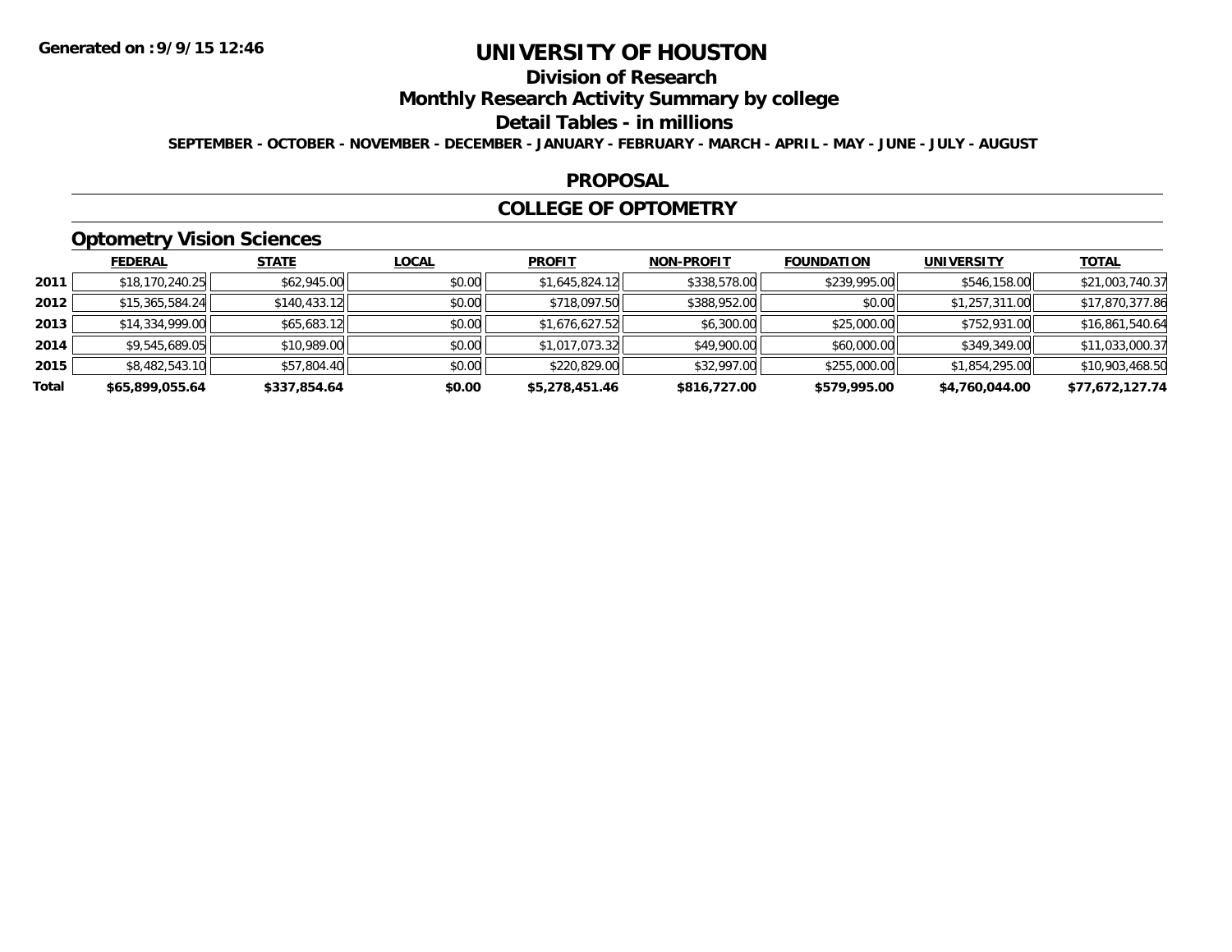# UNIVERSITY OF HOUSTON

## Division of Research

## Monthly Research Activity Summary by college

## Detail Tables - in millions

**SEPTEMBER - OCTOBER - NOVEMBER - DECEMBER - JANUARY - FEBRUARY - MARCH - APRIL - MAY - JUNE - JULY - AUGUST**

### PROPOSAL

### COLLEGE OF OPTOMETRY

### Optometry Vision Sciences

| | FEDERAL | STATE | LOCAL | PROFIT | NON-PROFIT | FOUNDATION | UNIVERSITY | TOTAL |
|---|---|---|---|---|---|---|---|---|
| 2011 | $18,170,240.25 | $62,945.00 | $0.00 | $1,645,824.12 | $338,578.00 | $239,995.00 | $546,158.00 | $21,003,740.37 |
| 2012 | $15,365,584.24 | $140,433.12 | $0.00 | $718,097.50 | $388,952.00 | $0.00 | $1,257,311.00 | $17,870,377.86 |
| 2013 | $14,334,999.00 | $65,683.12 | $0.00 | $1,676,627.52 | $6,300.00 | $25,000.00 | $752,931.00 | $16,861,540.64 |
| 2014 | $9,545,689.05 | $10,989.00 | $0.00 | $1,017,073.32 | $49,900.00 | $60,000.00 | $349,349.00 | $11,033,000.37 |
| 2015 | $8,482,543.10 | $57,804.40 | $0.00 | $220,829.00 | $32,997.00 | $255,000.00 | $1,854,295.00 | $10,903,468.50 |
| **Total** | **$65,899,055.64** | **$337,854.64** | **$0.00** | **$5,278,451.46** | **$816,727.00** | **$579,995.00** | **$4,760,044.00** | **$77,672,127.74** |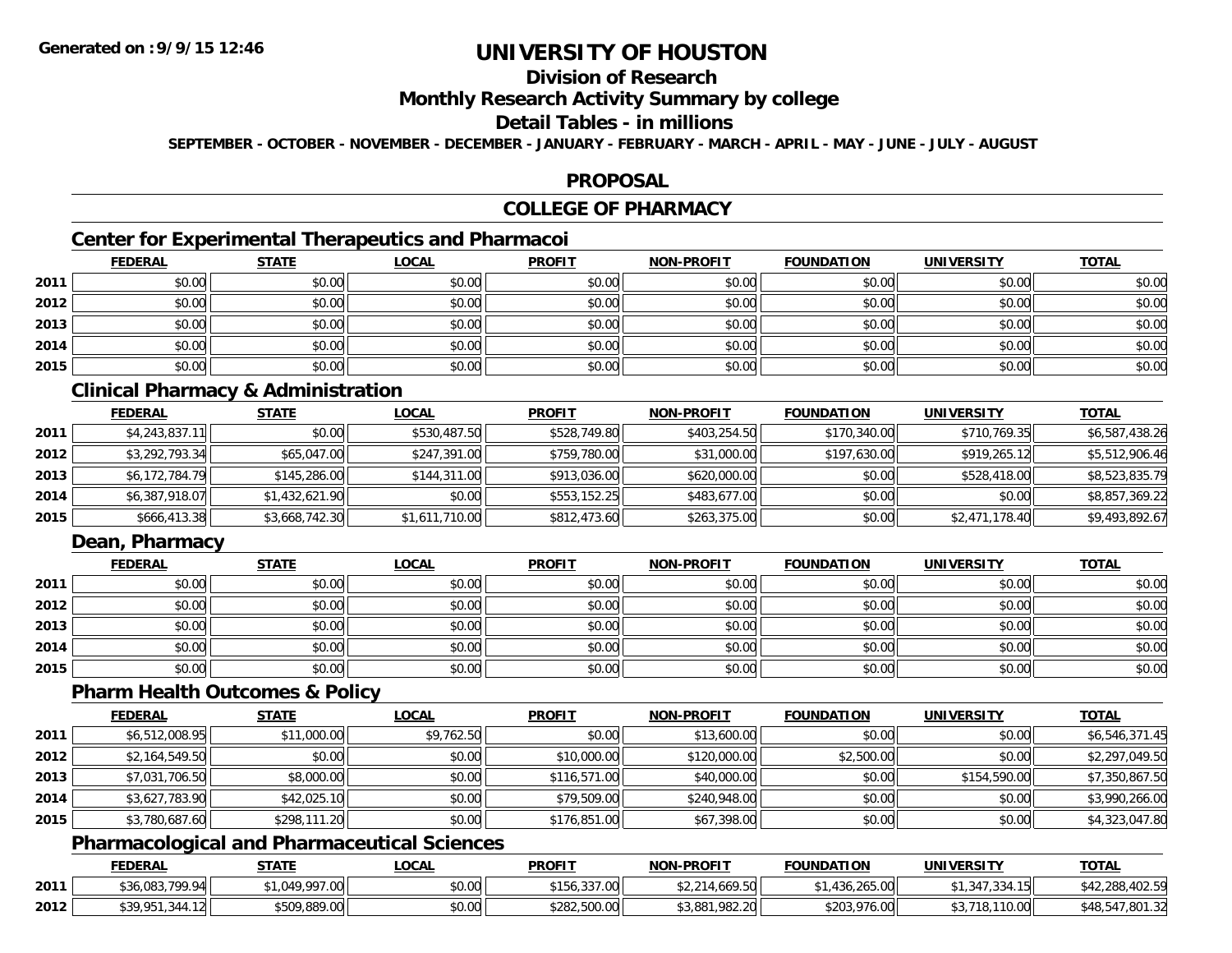# UNIVERSITY OF HOUSTON

## Division of Research

## Monthly Research Activity Summary by college

## Detail Tables - in millions

**SEPTEMBER - OCTOBER - NOVEMBER - DECEMBER - JANUARY - FEBRUARY - MARCH - APRIL - MAY - JUNE - JULY - AUGUST**

## PROPOSAL

## COLLEGE OF PHARMACY

### Center for Experimental Therapeutics and Pharmacoi

| | FEDERAL | STATE | LOCAL | PROFIT | NON-PROFIT | FOUNDATION | UNIVERSITY | TOTAL |
|---|---|---|---|---|---|---|---|---|
| 2011 | $0.00 | $0.00 | $0.00 | $0.00 | $0.00 | $0.00 | $0.00 | $0.00 |
| 2012 | $0.00 | $0.00 | $0.00 | $0.00 | $0.00 | $0.00 | $0.00 | $0.00 |
| 2013 | $0.00 | $0.00 | $0.00 | $0.00 | $0.00 | $0.00 | $0.00 | $0.00 |
| 2014 | $0.00 | $0.00 | $0.00 | $0.00 | $0.00 | $0.00 | $0.00 | $0.00 |
| 2015 | $0.00 | $0.00 | $0.00 | $0.00 | $0.00 | $0.00 | $0.00 | $0.00 |

### Clinical Pharmacy & Administration

| | FEDERAL | STATE | LOCAL | PROFIT | NON-PROFIT | FOUNDATION | UNIVERSITY | TOTAL |
|---|---|---|---|---|---|---|---|---|
| 2011 | $4,243,837.11 | $0.00 | $530,487.50 | $528,749.80 | $403,254.50 | $170,340.00 | $710,769.35 | $6,587,438.26 |
| 2012 | $3,292,793.34 | $65,047.00 | $247,391.00 | $759,780.00 | $31,000.00 | $197,630.00 | $919,265.12 | $5,512,906.46 |
| 2013 | $6,172,784.79 | $145,286.00 | $144,311.00 | $913,036.00 | $620,000.00 | $0.00 | $528,418.00 | $8,523,835.79 |
| 2014 | $6,387,918.07 | $1,432,621.90 | $0.00 | $553,152.25 | $483,677.00 | $0.00 | $0.00 | $8,857,369.22 |
| 2015 | $666,413.38 | $3,668,742.30 | $1,611,710.00 | $812,473.60 | $263,375.00 | $0.00 | $2,471,178.40 | $9,493,892.67 |

### Dean, Pharmacy

| | FEDERAL | STATE | LOCAL | PROFIT | NON-PROFIT | FOUNDATION | UNIVERSITY | TOTAL |
|---|---|---|---|---|---|---|---|---|
| 2011 | $0.00 | $0.00 | $0.00 | $0.00 | $0.00 | $0.00 | $0.00 | $0.00 |
| 2012 | $0.00 | $0.00 | $0.00 | $0.00 | $0.00 | $0.00 | $0.00 | $0.00 |
| 2013 | $0.00 | $0.00 | $0.00 | $0.00 | $0.00 | $0.00 | $0.00 | $0.00 |
| 2014 | $0.00 | $0.00 | $0.00 | $0.00 | $0.00 | $0.00 | $0.00 | $0.00 |
| 2015 | $0.00 | $0.00 | $0.00 | $0.00 | $0.00 | $0.00 | $0.00 | $0.00 |

### Pharm Health Outcomes & Policy

| | FEDERAL | STATE | LOCAL | PROFIT | NON-PROFIT | FOUNDATION | UNIVERSITY | TOTAL |
|---|---|---|---|---|---|---|---|---|
| 2011 | $6,512,008.95 | $11,000.00 | $9,762.50 | $0.00 | $13,600.00 | $0.00 | $0.00 | $6,546,371.45 |
| 2012 | $2,164,549.50 | $0.00 | $0.00 | $10,000.00 | $120,000.00 | $2,500.00 | $0.00 | $2,297,049.50 |
| 2013 | $7,031,706.50 | $8,000.00 | $0.00 | $116,571.00 | $40,000.00 | $0.00 | $154,590.00 | $7,350,867.50 |
| 2014 | $3,627,783.90 | $42,025.10 | $0.00 | $79,509.00 | $240,948.00 | $0.00 | $0.00 | $3,990,266.00 |
| 2015 | $3,780,687.60 | $298,111.20 | $0.00 | $176,851.00 | $67,398.00 | $0.00 | $0.00 | $4,323,047.80 |

### Pharmacological and Pharmaceutical Sciences

| | FEDERAL | STATE | LOCAL | PROFIT | NON-PROFIT | FOUNDATION | UNIVERSITY | TOTAL |
|---|---|---|---|---|---|---|---|---|
| 2011 | $36,083,799.94 | $1,049,997.00 | $0.00 | $156,337.00 | $2,214,669.50 | $1,436,265.00 | $1,347,334.15 | $42,288,402.59 |
| 2012 | $39,951,344.12 | $509,889.00 | $0.00 | $282,500.00 | $3,881,982.20 | $203,976.00 | $3,718,110.00 | $48,547,801.32 |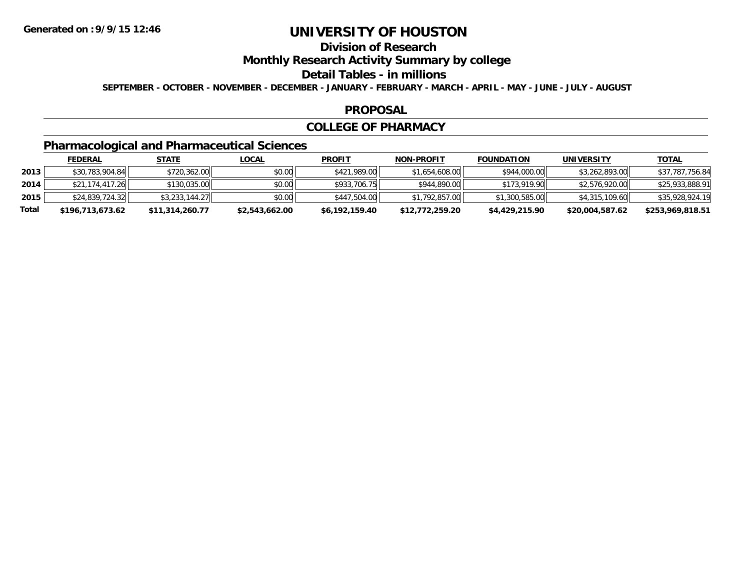# UNIVERSITY OF HOUSTON

## Division of Research

## Monthly Research Activity Summary by college

## Detail Tables - in millions

**SEPTEMBER - OCTOBER - NOVEMBER - DECEMBER - JANUARY - FEBRUARY - MARCH - APRIL - MAY - JUNE - JULY - AUGUST**

## PROPOSAL

## COLLEGE OF PHARMACY

### Pharmacological and Pharmaceutical Sciences

| | FEDERAL | STATE | LOCAL | PROFIT | NON-PROFIT | FOUNDATION | UNIVERSITY | TOTAL |
|---|---|---|---|---|---|---|---|---|
| 2013 | $30,783,904.84 | $720,362.00 | $0.00 | $421,989.00 | $1,654,608.00 | $944,000.00 | $3,262,893.00 | $37,787,756.84 |
| 2014 | $21,174,417.26 | $130,035.00 | $0.00 | $933,706.75 | $944,890.00 | $173,919.90 | $2,576,920.00 | $25,933,888.91 |
| 2015 | $24,839,724.32 | $3,233,144.27 | $0.00 | $447,504.00 | $1,792,857.00 | $1,300,585.00 | $4,315,109.60 | $35,928,924.19 |
| **Total** | **$196,713,673.62** | **$11,314,260.77** | **$2,543,662.00** | **$6,192,159.40** | **$12,772,259.20** | **$4,429,215.90** | **$20,004,587.62** | **$253,969,818.51** |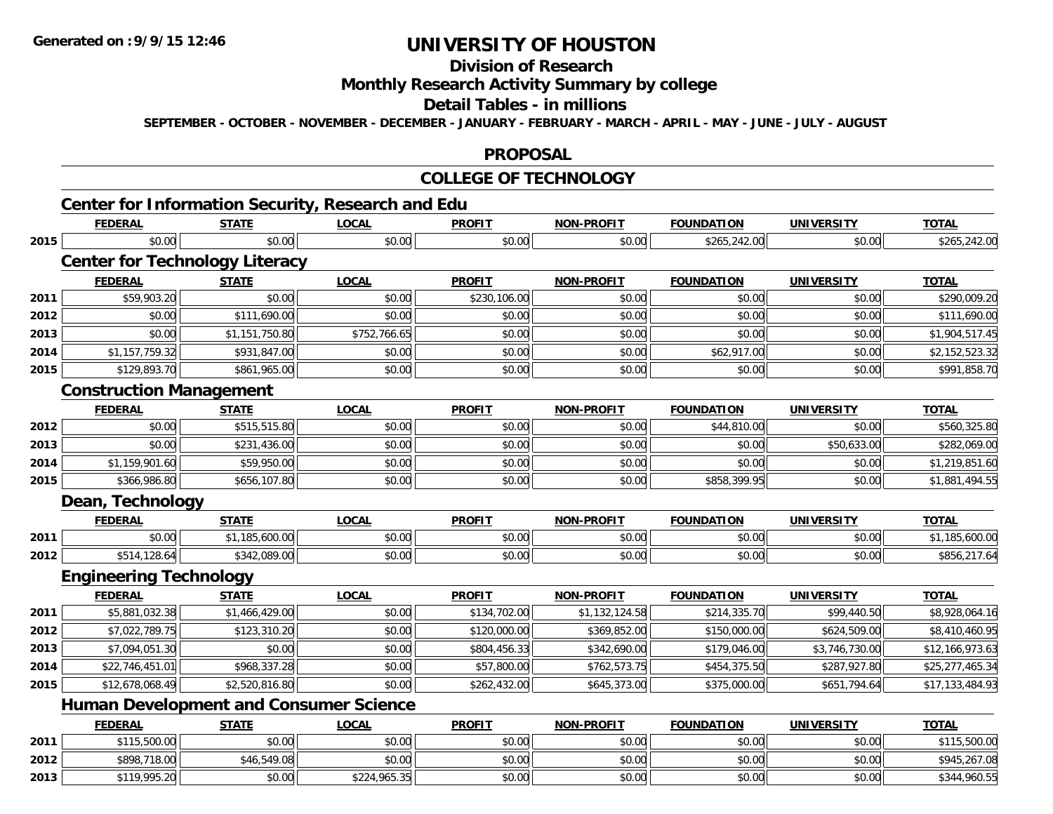**Generated on :9/9/15 12:46**

# UNIVERSITY OF HOUSTON

## Division of Research

## Monthly Research Activity Summary by college

## Detail Tables - in millions

**SEPTEMBER - OCTOBER - NOVEMBER - DECEMBER - JANUARY - FEBRUARY - MARCH - APRIL - MAY - JUNE - JULY - AUGUST**

## PROPOSAL

## COLLEGE OF TECHNOLOGY

### Center for Information Security, Research and Edu

| | FEDERAL | STATE | LOCAL | PROFIT | NON-PROFIT | FOUNDATION | UNIVERSITY | TOTAL |
|---|---|---|---|---|---|---|---|---|
| 2015 | $0.00 | $0.00 | $0.00 | $0.00 | $0.00 | $265,242.00 | $0.00 | $265,242.00 |

### Center for Technology Literacy

| | FEDERAL | STATE | LOCAL | PROFIT | NON-PROFIT | FOUNDATION | UNIVERSITY | TOTAL |
|---|---|---|---|---|---|---|---|---|
| 2011 | $59,903.20 | $0.00 | $0.00 | $230,106.00 | $0.00 | $0.00 | $0.00 | $290,009.20 |
| 2012 | $0.00 | $111,690.00 | $0.00 | $0.00 | $0.00 | $0.00 | $0.00 | $111,690.00 |
| 2013 | $0.00 | $1,151,750.80 | $752,766.65 | $0.00 | $0.00 | $0.00 | $0.00 | $1,904,517.45 |
| 2014 | $1,157,759.32 | $931,847.00 | $0.00 | $0.00 | $0.00 | $62,917.00 | $0.00 | $2,152,523.32 |
| 2015 | $129,893.70 | $861,965.00 | $0.00 | $0.00 | $0.00 | $0.00 | $0.00 | $991,858.70 |

### Construction Management

| | FEDERAL | STATE | LOCAL | PROFIT | NON-PROFIT | FOUNDATION | UNIVERSITY | TOTAL |
|---|---|---|---|---|---|---|---|---|
| 2012 | $0.00 | $515,515.80 | $0.00 | $0.00 | $0.00 | $44,810.00 | $0.00 | $560,325.80 |
| 2013 | $0.00 | $231,436.00 | $0.00 | $0.00 | $0.00 | $0.00 | $50,633.00 | $282,069.00 |
| 2014 | $1,159,901.60 | $59,950.00 | $0.00 | $0.00 | $0.00 | $0.00 | $0.00 | $1,219,851.60 |
| 2015 | $366,986.80 | $656,107.80 | $0.00 | $0.00 | $0.00 | $858,399.95 | $0.00 | $1,881,494.55 |

### Dean, Technology

| | FEDERAL | STATE | LOCAL | PROFIT | NON-PROFIT | FOUNDATION | UNIVERSITY | TOTAL |
|---|---|---|---|---|---|---|---|---|
| 2011 | $0.00 | $1,185,600.00 | $0.00 | $0.00 | $0.00 | $0.00 | $0.00 | $1,185,600.00 |
| 2012 | $514,128.64 | $342,089.00 | $0.00 | $0.00 | $0.00 | $0.00 | $0.00 | $856,217.64 |

### Engineering Technology

| | FEDERAL | STATE | LOCAL | PROFIT | NON-PROFIT | FOUNDATION | UNIVERSITY | TOTAL |
|---|---|---|---|---|---|---|---|---|
| 2011 | $5,881,032.38 | $1,466,429.00 | $0.00 | $134,702.00 | $1,132,124.58 | $214,335.70 | $99,440.50 | $8,928,064.16 |
| 2012 | $7,022,789.75 | $123,310.20 | $0.00 | $120,000.00 | $369,852.00 | $150,000.00 | $624,509.00 | $8,410,460.95 |
| 2013 | $7,094,051.30 | $0.00 | $0.00 | $804,456.33 | $342,690.00 | $179,046.00 | $3,746,730.00 | $12,166,973.63 |
| 2014 | $22,746,451.01 | $968,337.28 | $0.00 | $57,800.00 | $762,573.75 | $454,375.50 | $287,927.80 | $25,277,465.34 |
| 2015 | $12,678,068.49 | $2,520,816.80 | $0.00 | $262,432.00 | $645,373.00 | $375,000.00 | $651,794.64 | $17,133,484.93 |

### Human Development and Consumer Science

| | FEDERAL | STATE | LOCAL | PROFIT | NON-PROFIT | FOUNDATION | UNIVERSITY | TOTAL |
|---|---|---|---|---|---|---|---|---|
| 2011 | $115,500.00 | $0.00 | $0.00 | $0.00 | $0.00 | $0.00 | $0.00 | $115,500.00 |
| 2012 | $898,718.00 | $46,549.08 | $0.00 | $0.00 | $0.00 | $0.00 | $0.00 | $945,267.08 |
| 2013 | $119,995.20 | $0.00 | $224,965.35 | $0.00 | $0.00 | $0.00 | $0.00 | $344,960.55 |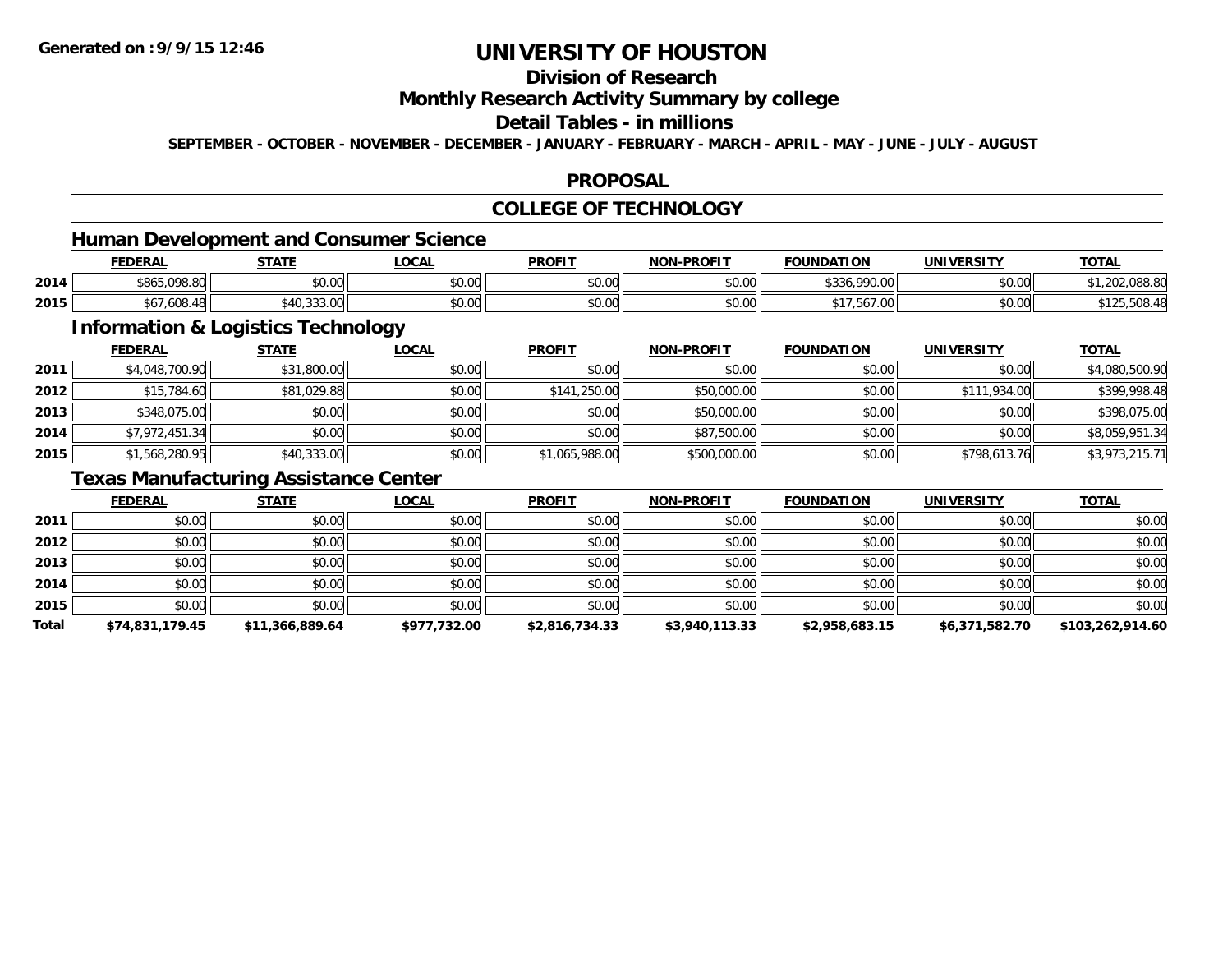# UNIVERSITY OF HOUSTON

## Division of Research

## Monthly Research Activity Summary by college

## Detail Tables - in millions

SEPTEMBER - OCTOBER - NOVEMBER - DECEMBER - JANUARY - FEBRUARY - MARCH - APRIL - MAY - JUNE - JULY - AUGUST

## PROPOSAL

## COLLEGE OF TECHNOLOGY

### Human Development and Consumer Science

| | FEDERAL | STATE | LOCAL | PROFIT | NON-PROFIT | FOUNDATION | UNIVERSITY | TOTAL |
|---|---|---|---|---|---|---|---|---|
| 2014 | $865,098.80 | $0.00 | $0.00 | $0.00 | $0.00 | $336,990.00 | $0.00 | $1,202,088.80 |
| 2015 | $67,608.48 | $40,333.00 | $0.00 | $0.00 | $0.00 | $17,567.00 | $0.00 | $125,508.48 |

### Information & Logistics Technology

| | FEDERAL | STATE | LOCAL | PROFIT | NON-PROFIT | FOUNDATION | UNIVERSITY | TOTAL |
|---|---|---|---|---|---|---|---|---|
| 2011 | $4,048,700.90 | $31,800.00 | $0.00 | $0.00 | $0.00 | $0.00 | $0.00 | $4,080,500.90 |
| 2012 | $15,784.60 | $81,029.88 | $0.00 | $141,250.00 | $50,000.00 | $0.00 | $111,934.00 | $399,998.48 |
| 2013 | $348,075.00 | $0.00 | $0.00 | $0.00 | $50,000.00 | $0.00 | $0.00 | $398,075.00 |
| 2014 | $7,972,451.34 | $0.00 | $0.00 | $0.00 | $87,500.00 | $0.00 | $0.00 | $8,059,951.34 |
| 2015 | $1,568,280.95 | $40,333.00 | $0.00 | $1,065,988.00 | $500,000.00 | $0.00 | $798,613.76 | $3,973,215.71 |

### Texas Manufacturing Assistance Center

| | FEDERAL | STATE | LOCAL | PROFIT | NON-PROFIT | FOUNDATION | UNIVERSITY | TOTAL |
|---|---|---|---|---|---|---|---|---|
| 2011 | $0.00 | $0.00 | $0.00 | $0.00 | $0.00 | $0.00 | $0.00 | $0.00 |
| 2012 | $0.00 | $0.00 | $0.00 | $0.00 | $0.00 | $0.00 | $0.00 | $0.00 |
| 2013 | $0.00 | $0.00 | $0.00 | $0.00 | $0.00 | $0.00 | $0.00 | $0.00 |
| 2014 | $0.00 | $0.00 | $0.00 | $0.00 | $0.00 | $0.00 | $0.00 | $0.00 |
| 2015 | $0.00 | $0.00 | $0.00 | $0.00 | $0.00 | $0.00 | $0.00 | $0.00 |
| **Total** | **$74,831,179.45** | **$11,366,889.64** | **$977,732.00** | **$2,816,734.33** | **$3,940,113.33** | **$2,958,683.15** | **$6,371,582.70** | **$103,262,914.60** |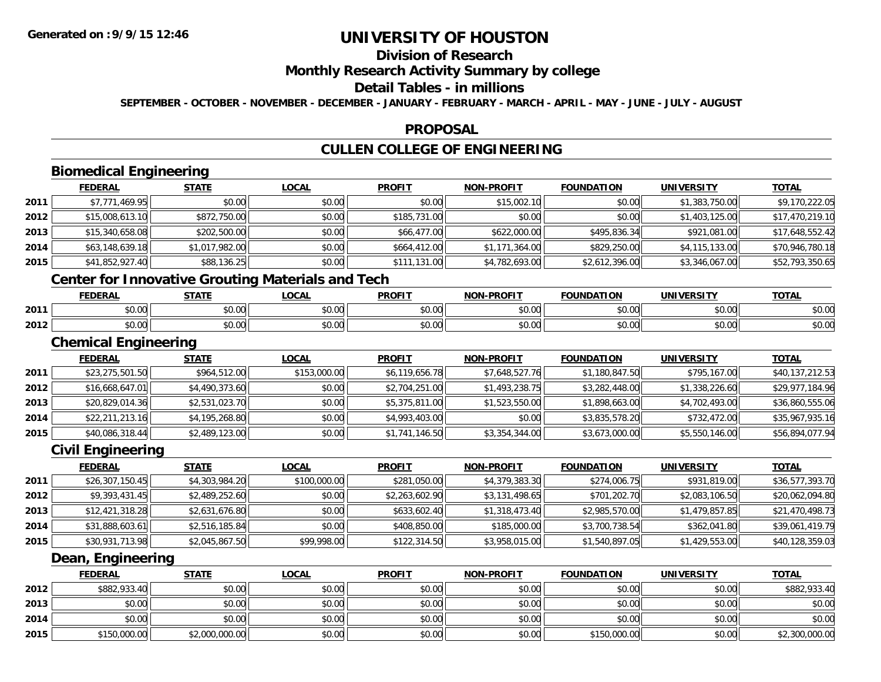# UNIVERSITY OF HOUSTON

## Division of Research

## Monthly Research Activity Summary by college

## Detail Tables - in millions

**SEPTEMBER - OCTOBER - NOVEMBER - DECEMBER - JANUARY - FEBRUARY - MARCH - APRIL - MAY - JUNE - JULY - AUGUST**

## PROPOSAL

## CULLEN COLLEGE OF ENGINEERING

### Biomedical Engineering

| | FEDERAL | STATE | LOCAL | PROFIT | NON-PROFIT | FOUNDATION | UNIVERSITY | TOTAL |
|---|---|---|---|---|---|---|---|---|
| 2011 | $7,771,469.95 | $0.00 | $0.00 | $0.00 | $15,002.10 | $0.00 | $1,383,750.00 | $9,170,222.05 |
| 2012 | $15,008,613.10 | $872,750.00 | $0.00 | $185,731.00 | $0.00 | $0.00 | $1,403,125.00 | $17,470,219.10 |
| 2013 | $15,340,658.08 | $202,500.00 | $0.00 | $66,477.00 | $622,000.00 | $495,836.34 | $921,081.00 | $17,648,552.42 |
| 2014 | $63,148,639.18 | $1,017,982.00 | $0.00 | $664,412.00 | $1,171,364.00 | $829,250.00 | $4,115,133.00 | $70,946,780.18 |
| 2015 | $41,852,927.40 | $88,136.25 | $0.00 | $111,131.00 | $4,782,693.00 | $2,612,396.00 | $3,346,067.00 | $52,793,350.65 |

### Center for Innovative Grouting Materials and Tech

| | FEDERAL | STATE | LOCAL | PROFIT | NON-PROFIT | FOUNDATION | UNIVERSITY | TOTAL |
|---|---|---|---|---|---|---|---|---|
| 2011 | $0.00 | $0.00 | $0.00 | $0.00 | $0.00 | $0.00 | $0.00 | $0.00 |
| 2012 | $0.00 | $0.00 | $0.00 | $0.00 | $0.00 | $0.00 | $0.00 | $0.00 |

### Chemical Engineering

| | FEDERAL | STATE | LOCAL | PROFIT | NON-PROFIT | FOUNDATION | UNIVERSITY | TOTAL |
|---|---|---|---|---|---|---|---|---|
| 2011 | $23,275,501.50 | $964,512.00 | $153,000.00 | $6,119,656.78 | $7,648,527.76 | $1,180,847.50 | $795,167.00 | $40,137,212.53 |
| 2012 | $16,668,647.01 | $4,490,373.60 | $0.00 | $2,704,251.00 | $1,493,238.75 | $3,282,448.00 | $1,338,226.60 | $29,977,184.96 |
| 2013 | $20,829,014.36 | $2,531,023.70 | $0.00 | $5,375,811.00 | $1,523,550.00 | $1,898,663.00 | $4,702,493.00 | $36,860,555.06 |
| 2014 | $22,211,213.16 | $4,195,268.80 | $0.00 | $4,993,403.00 | $0.00 | $3,835,578.20 | $732,472.00 | $35,967,935.16 |
| 2015 | $40,086,318.44 | $2,489,123.00 | $0.00 | $1,741,146.50 | $3,354,344.00 | $3,673,000.00 | $5,550,146.00 | $56,894,077.94 |

### Civil Engineering

| | FEDERAL | STATE | LOCAL | PROFIT | NON-PROFIT | FOUNDATION | UNIVERSITY | TOTAL |
|---|---|---|---|---|---|---|---|---|
| 2011 | $26,307,150.45 | $4,303,984.20 | $100,000.00 | $281,050.00 | $4,379,383.30 | $274,006.75 | $931,819.00 | $36,577,393.70 |
| 2012 | $9,393,431.45 | $2,489,252.60 | $0.00 | $2,263,602.90 | $3,131,498.65 | $701,202.70 | $2,083,106.50 | $20,062,094.80 |
| 2013 | $12,421,318.28 | $2,631,676.80 | $0.00 | $633,602.40 | $1,318,473.40 | $2,985,570.00 | $1,479,857.85 | $21,470,498.73 |
| 2014 | $31,888,603.61 | $2,516,185.84 | $0.00 | $408,850.00 | $185,000.00 | $3,700,738.54 | $362,041.80 | $39,061,419.79 |
| 2015 | $30,931,713.98 | $2,045,867.50 | $99,998.00 | $122,314.50 | $3,958,015.00 | $1,540,897.05 | $1,429,553.00 | $40,128,359.03 |

### Dean, Engineering

| | FEDERAL | STATE | LOCAL | PROFIT | NON-PROFIT | FOUNDATION | UNIVERSITY | TOTAL |
|---|---|---|---|---|---|---|---|---|
| 2012 | $882,933.40 | $0.00 | $0.00 | $0.00 | $0.00 | $0.00 | $0.00 | $882,933.40 |
| 2013 | $0.00 | $0.00 | $0.00 | $0.00 | $0.00 | $0.00 | $0.00 | $0.00 |
| 2014 | $0.00 | $0.00 | $0.00 | $0.00 | $0.00 | $0.00 | $0.00 | $0.00 |
| 2015 | $150,000.00 | $2,000,000.00 | $0.00 | $0.00 | $0.00 | $150,000.00 | $0.00 | $2,300,000.00 |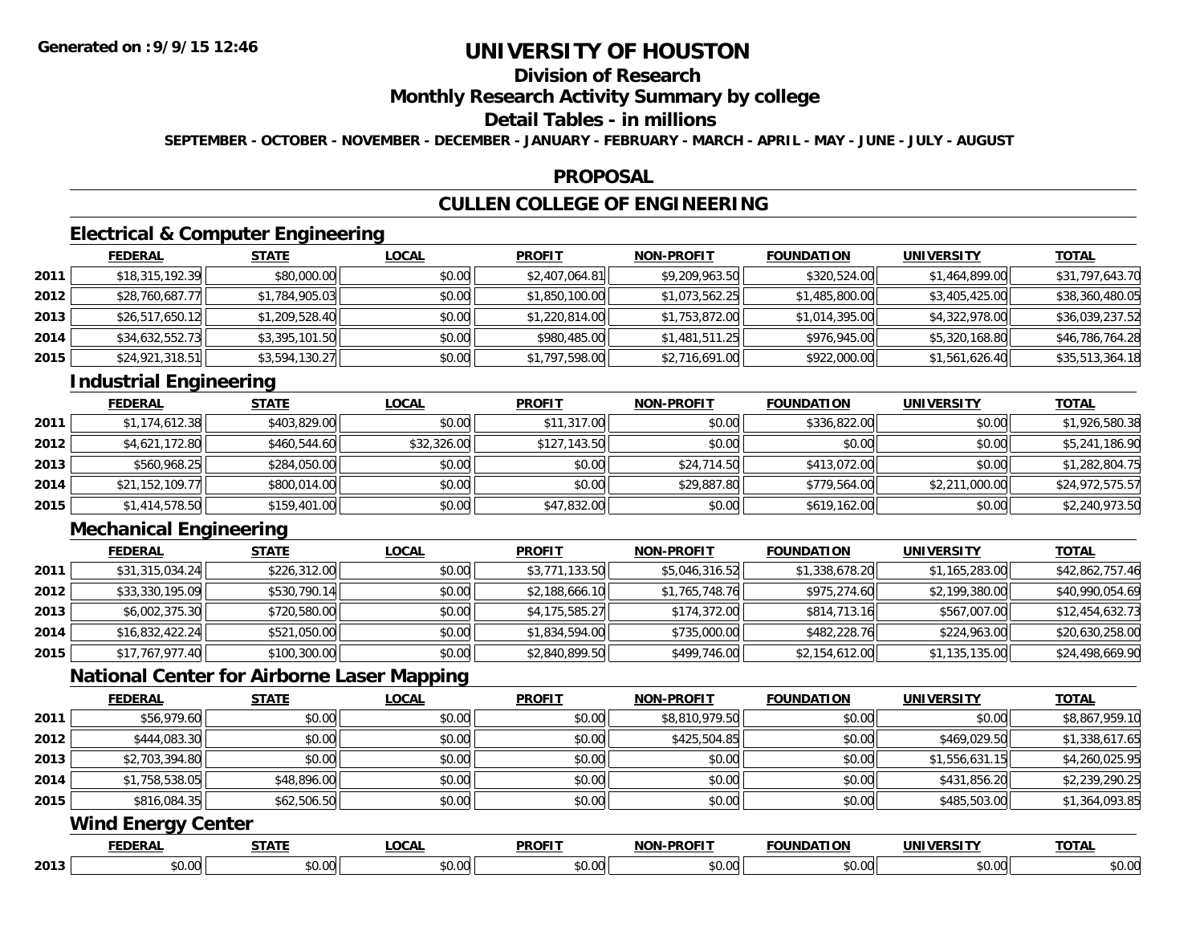# UNIVERSITY OF HOUSTON

## Division of Research

## Monthly Research Activity Summary by college

## Detail Tables - in millions

**SEPTEMBER - OCTOBER - NOVEMBER - DECEMBER - JANUARY - FEBRUARY - MARCH - APRIL - MAY - JUNE - JULY - AUGUST**

## PROPOSAL

## CULLEN COLLEGE OF ENGINEERING

### Electrical & Computer Engineering

| | FEDERAL | STATE | LOCAL | PROFIT | NON-PROFIT | FOUNDATION | UNIVERSITY | TOTAL |
|---|---|---|---|---|---|---|---|---|
| 2011 | $18,315,192.39 | $80,000.00 | $0.00 | $2,407,064.81 | $9,209,963.50 | $320,524.00 | $1,464,899.00 | $31,797,643.70 |
| 2012 | $28,760,687.77 | $1,784,905.03 | $0.00 | $1,850,100.00 | $1,073,562.25 | $1,485,800.00 | $3,405,425.00 | $38,360,480.05 |
| 2013 | $26,517,650.12 | $1,209,528.40 | $0.00 | $1,220,814.00 | $1,753,872.00 | $1,014,395.00 | $4,322,978.00 | $36,039,237.52 |
| 2014 | $34,632,552.73 | $3,395,101.50 | $0.00 | $980,485.00 | $1,481,511.25 | $976,945.00 | $5,320,168.80 | $46,786,764.28 |
| 2015 | $24,921,318.51 | $3,594,130.27 | $0.00 | $1,797,598.00 | $2,716,691.00 | $922,000.00 | $1,561,626.40 | $35,513,364.18 |

### Industrial Engineering

| | FEDERAL | STATE | LOCAL | PROFIT | NON-PROFIT | FOUNDATION | UNIVERSITY | TOTAL |
|---|---|---|---|---|---|---|---|---|
| 2011 | $1,174,612.38 | $403,829.00 | $0.00 | $11,317.00 | $0.00 | $336,822.00 | $0.00 | $1,926,580.38 |
| 2012 | $4,621,172.80 | $460,544.60 | $32,326.00 | $127,143.50 | $0.00 | $0.00 | $0.00 | $5,241,186.90 |
| 2013 | $560,968.25 | $284,050.00 | $0.00 | $0.00 | $24,714.50 | $413,072.00 | $0.00 | $1,282,804.75 |
| 2014 | $21,152,109.77 | $800,014.00 | $0.00 | $0.00 | $29,887.80 | $779,564.00 | $2,211,000.00 | $24,972,575.57 |
| 2015 | $1,414,578.50 | $159,401.00 | $0.00 | $47,832.00 | $0.00 | $619,162.00 | $0.00 | $2,240,973.50 |

### Mechanical Engineering

| | FEDERAL | STATE | LOCAL | PROFIT | NON-PROFIT | FOUNDATION | UNIVERSITY | TOTAL |
|---|---|---|---|---|---|---|---|---|
| 2011 | $31,315,034.24 | $226,312.00 | $0.00 | $3,771,133.50 | $5,046,316.52 | $1,338,678.20 | $1,165,283.00 | $42,862,757.46 |
| 2012 | $33,330,195.09 | $530,790.14 | $0.00 | $2,188,666.10 | $1,765,748.76 | $975,274.60 | $2,199,380.00 | $40,990,054.69 |
| 2013 | $6,002,375.30 | $720,580.00 | $0.00 | $4,175,585.27 | $174,372.00 | $814,713.16 | $567,007.00 | $12,454,632.73 |
| 2014 | $16,832,422.24 | $521,050.00 | $0.00 | $1,834,594.00 | $735,000.00 | $482,228.76 | $224,963.00 | $20,630,258.00 |
| 2015 | $17,767,977.40 | $100,300.00 | $0.00 | $2,840,899.50 | $499,746.00 | $2,154,612.00 | $1,135,135.00 | $24,498,669.90 |

### National Center for Airborne Laser Mapping

| | FEDERAL | STATE | LOCAL | PROFIT | NON-PROFIT | FOUNDATION | UNIVERSITY | TOTAL |
|---|---|---|---|---|---|---|---|---|
| 2011 | $56,979.60 | $0.00 | $0.00 | $0.00 | $8,810,979.50 | $0.00 | $0.00 | $8,867,959.10 |
| 2012 | $444,083.30 | $0.00 | $0.00 | $0.00 | $425,504.85 | $0.00 | $469,029.50 | $1,338,617.65 |
| 2013 | $2,703,394.80 | $0.00 | $0.00 | $0.00 | $0.00 | $0.00 | $1,556,631.15 | $4,260,025.95 |
| 2014 | $1,758,538.05 | $48,896.00 | $0.00 | $0.00 | $0.00 | $0.00 | $431,856.20 | $2,239,290.25 |
| 2015 | $816,084.35 | $62,506.50 | $0.00 | $0.00 | $0.00 | $0.00 | $485,503.00 | $1,364,093.85 |

### Wind Energy Center

| | FEDERAL | STATE | LOCAL | PROFIT | NON-PROFIT | FOUNDATION | UNIVERSITY | TOTAL |
|---|---|---|---|---|---|---|---|---|
| 2013 | $0.00 | $0.00 | $0.00 | $0.00 | $0.00 | $0.00 | $0.00 | $0.00 |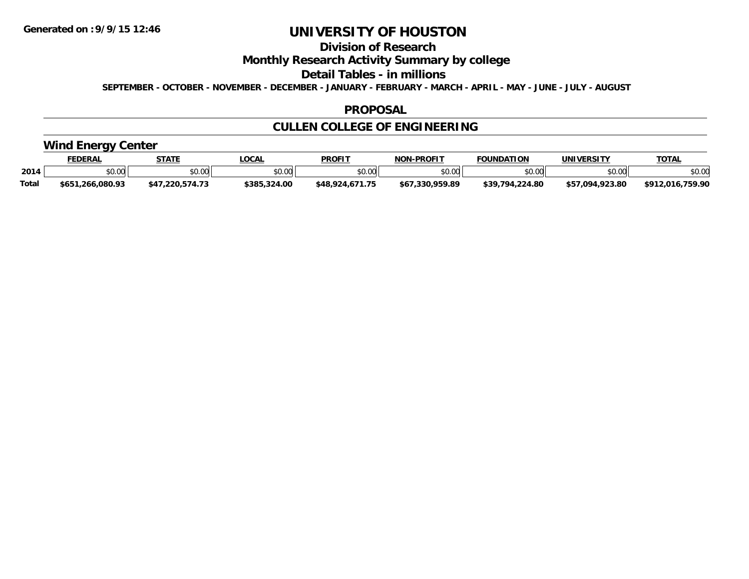# UNIVERSITY OF HOUSTON

## Division of Research

## Monthly Research Activity Summary by college

## Detail Tables - in millions

SEPTEMBER - OCTOBER - NOVEMBER - DECEMBER - JANUARY - FEBRUARY - MARCH - APRIL - MAY - JUNE - JULY - AUGUST

## PROPOSAL

## CULLEN COLLEGE OF ENGINEERING

### Wind Energy Center

| | FEDERAL | STATE | LOCAL | PROFIT | NON-PROFIT | FOUNDATION | UNIVERSITY | TOTAL |
|---|---|---|---|---|---|---|---|---|
| 2014 | $0.00 | $0.00 | $0.00 | $0.00 | $0.00 | $0.00 | $0.00 | $0.00 |
| Total | $651,266,080.93 | $47,220,574.73 | $385,324.00 | $48,924,671.75 | $67,330,959.89 | $39,794,224.80 | $57,094,923.80 | $912,016,759.90 |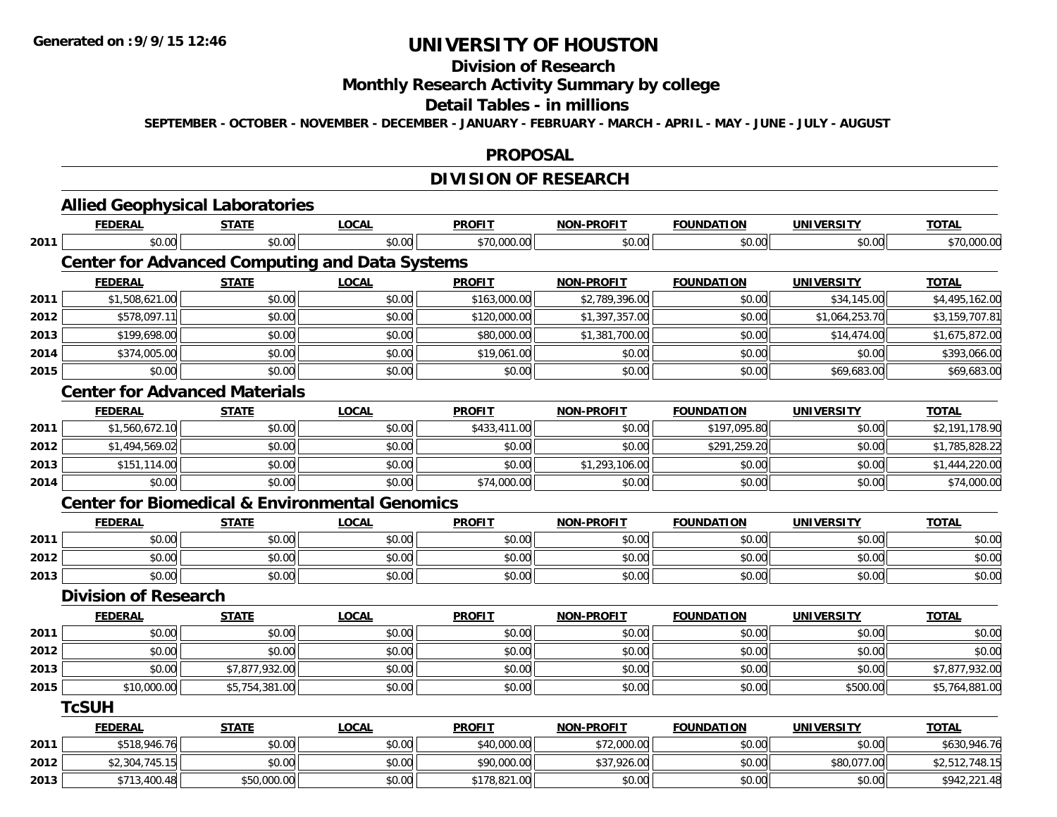# UNIVERSITY OF HOUSTON

## Division of Research

## Monthly Research Activity Summary by college

## Detail Tables - in millions

**SEPTEMBER - OCTOBER - NOVEMBER - DECEMBER - JANUARY - FEBRUARY - MARCH - APRIL - MAY - JUNE - JULY - AUGUST**

## PROPOSAL

## DIVISION OF RESEARCH

### Allied Geophysical Laboratories

| | FEDERAL | STATE | LOCAL | PROFIT | NON-PROFIT | FOUNDATION | UNIVERSITY | TOTAL |
|---|---|---|---|---|---|---|---|---|
| 2011 | $0.00 | $0.00 | $0.00 | $70,000.00 | $0.00 | $0.00 | $0.00 | $70,000.00 |

### Center for Advanced Computing and Data Systems

| | FEDERAL | STATE | LOCAL | PROFIT | NON-PROFIT | FOUNDATION | UNIVERSITY | TOTAL |
|---|---|---|---|---|---|---|---|---|
| 2011 | $1,508,621.00 | $0.00 | $0.00 | $163,000.00 | $2,789,396.00 | $0.00 | $34,145.00 | $4,495,162.00 |
| 2012 | $578,097.11 | $0.00 | $0.00 | $120,000.00 | $1,397,357.00 | $0.00 | $1,064,253.70 | $3,159,707.81 |
| 2013 | $199,698.00 | $0.00 | $0.00 | $80,000.00 | $1,381,700.00 | $0.00 | $14,474.00 | $1,675,872.00 |
| 2014 | $374,005.00 | $0.00 | $0.00 | $19,061.00 | $0.00 | $0.00 | $0.00 | $393,066.00 |
| 2015 | $0.00 | $0.00 | $0.00 | $0.00 | $0.00 | $0.00 | $69,683.00 | $69,683.00 |

### Center for Advanced Materials

| | FEDERAL | STATE | LOCAL | PROFIT | NON-PROFIT | FOUNDATION | UNIVERSITY | TOTAL |
|---|---|---|---|---|---|---|---|---|
| 2011 | $1,560,672.10 | $0.00 | $0.00 | $433,411.00 | $0.00 | $197,095.80 | $0.00 | $2,191,178.90 |
| 2012 | $1,494,569.02 | $0.00 | $0.00 | $0.00 | $0.00 | $291,259.20 | $0.00 | $1,785,828.22 |
| 2013 | $151,114.00 | $0.00 | $0.00 | $0.00 | $1,293,106.00 | $0.00 | $0.00 | $1,444,220.00 |
| 2014 | $0.00 | $0.00 | $0.00 | $74,000.00 | $0.00 | $0.00 | $0.00 | $74,000.00 |

### Center for Biomedical & Environmental Genomics

| | FEDERAL | STATE | LOCAL | PROFIT | NON-PROFIT | FOUNDATION | UNIVERSITY | TOTAL |
|---|---|---|---|---|---|---|---|---|
| 2011 | $0.00 | $0.00 | $0.00 | $0.00 | $0.00 | $0.00 | $0.00 | $0.00 |
| 2012 | $0.00 | $0.00 | $0.00 | $0.00 | $0.00 | $0.00 | $0.00 | $0.00 |
| 2013 | $0.00 | $0.00 | $0.00 | $0.00 | $0.00 | $0.00 | $0.00 | $0.00 |

### Division of Research

| | FEDERAL | STATE | LOCAL | PROFIT | NON-PROFIT | FOUNDATION | UNIVERSITY | TOTAL |
|---|---|---|---|---|---|---|---|---|
| 2011 | $0.00 | $0.00 | $0.00 | $0.00 | $0.00 | $0.00 | $0.00 | $0.00 |
| 2012 | $0.00 | $0.00 | $0.00 | $0.00 | $0.00 | $0.00 | $0.00 | $0.00 |
| 2013 | $0.00 | $7,877,932.00 | $0.00 | $0.00 | $0.00 | $0.00 | $0.00 | $7,877,932.00 |
| 2015 | $10,000.00 | $5,754,381.00 | $0.00 | $0.00 | $0.00 | $0.00 | $500.00 | $5,764,881.00 |

### TcSUH

| | FEDERAL | STATE | LOCAL | PROFIT | NON-PROFIT | FOUNDATION | UNIVERSITY | TOTAL |
|---|---|---|---|---|---|---|---|---|
| 2011 | $518,946.76 | $0.00 | $0.00 | $40,000.00 | $72,000.00 | $0.00 | $0.00 | $630,946.76 |
| 2012 | $2,304,745.15 | $0.00 | $0.00 | $90,000.00 | $37,926.00 | $0.00 | $80,077.00 | $2,512,748.15 |
| 2013 | $713,400.48 | $50,000.00 | $0.00 | $178,821.00 | $0.00 | $0.00 | $0.00 | $942,221.48 |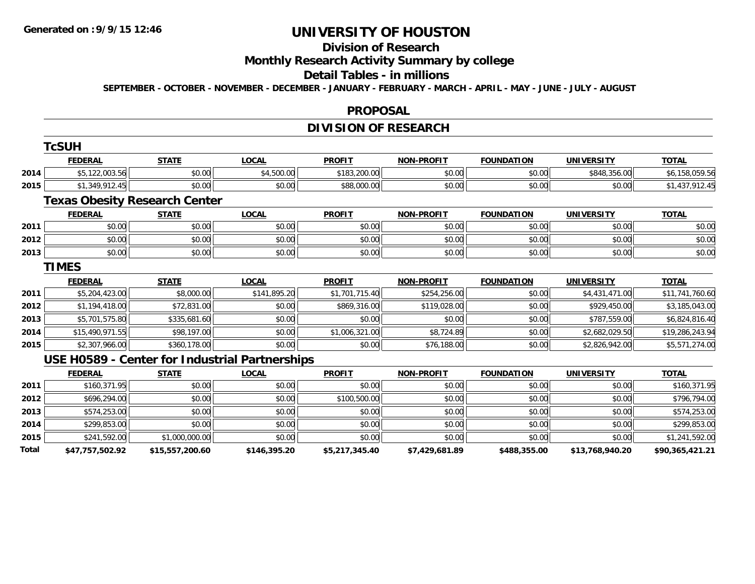**Generated on :9/9/15 12:46**

# UNIVERSITY OF HOUSTON

## Division of Research

## Monthly Research Activity Summary by college

## Detail Tables - in millions

**SEPTEMBER - OCTOBER - NOVEMBER - DECEMBER - JANUARY - FEBRUARY - MARCH - APRIL - MAY - JUNE - JULY - AUGUST**

## PROPOSAL

## DIVISION OF RESEARCH

### TcSUH

| | FEDERAL | STATE | LOCAL | PROFIT | NON-PROFIT | FOUNDATION | UNIVERSITY | TOTAL |
|---|---|---|---|---|---|---|---|---|
| 2014 | $5,122,003.56 | $0.00 | $4,500.00 | $183,200.00 | $0.00 | $0.00 | $848,356.00 | $6,158,059.56 |
| 2015 | $1,349,912.45 | $0.00 | $0.00 | $88,000.00 | $0.00 | $0.00 | $0.00 | $1,437,912.45 |

### Texas Obesity Research Center

| | FEDERAL | STATE | LOCAL | PROFIT | NON-PROFIT | FOUNDATION | UNIVERSITY | TOTAL |
|---|---|---|---|---|---|---|---|---|
| 2011 | $0.00 | $0.00 | $0.00 | $0.00 | $0.00 | $0.00 | $0.00 | $0.00 |
| 2012 | $0.00 | $0.00 | $0.00 | $0.00 | $0.00 | $0.00 | $0.00 | $0.00 |
| 2013 | $0.00 | $0.00 | $0.00 | $0.00 | $0.00 | $0.00 | $0.00 | $0.00 |

### TIMES

| | FEDERAL | STATE | LOCAL | PROFIT | NON-PROFIT | FOUNDATION | UNIVERSITY | TOTAL |
|---|---|---|---|---|---|---|---|---|
| 2011 | $5,204,423.00 | $8,000.00 | $141,895.20 | $1,701,715.40 | $254,256.00 | $0.00 | $4,431,471.00 | $11,741,760.60 |
| 2012 | $1,194,418.00 | $72,831.00 | $0.00 | $869,316.00 | $119,028.00 | $0.00 | $929,450.00 | $3,185,043.00 |
| 2013 | $5,701,575.80 | $335,681.60 | $0.00 | $0.00 | $0.00 | $0.00 | $787,559.00 | $6,824,816.40 |
| 2014 | $15,490,971.55 | $98,197.00 | $0.00 | $1,006,321.00 | $8,724.89 | $0.00 | $2,682,029.50 | $19,286,243.94 |
| 2015 | $2,307,966.00 | $360,178.00 | $0.00 | $0.00 | $76,188.00 | $0.00 | $2,826,942.00 | $5,571,274.00 |

### USE H0589 - Center for Industrial Partnerships

| | FEDERAL | STATE | LOCAL | PROFIT | NON-PROFIT | FOUNDATION | UNIVERSITY | TOTAL |
|---|---|---|---|---|---|---|---|---|
| 2011 | $160,371.95 | $0.00 | $0.00 | $0.00 | $0.00 | $0.00 | $0.00 | $160,371.95 |
| 2012 | $696,294.00 | $0.00 | $0.00 | $100,500.00 | $0.00 | $0.00 | $0.00 | $796,794.00 |
| 2013 | $574,253.00 | $0.00 | $0.00 | $0.00 | $0.00 | $0.00 | $0.00 | $574,253.00 |
| 2014 | $299,853.00 | $0.00 | $0.00 | $0.00 | $0.00 | $0.00 | $0.00 | $299,853.00 |
| 2015 | $241,592.00 | $1,000,000.00 | $0.00 | $0.00 | $0.00 | $0.00 | $0.00 | $1,241,592.00 |
| **Total** | **$47,757,502.92** | **$15,557,200.60** | **$146,395.20** | **$5,217,345.40** | **$7,429,681.89** | **$488,355.00** | **$13,768,940.20** | **$90,365,421.21** |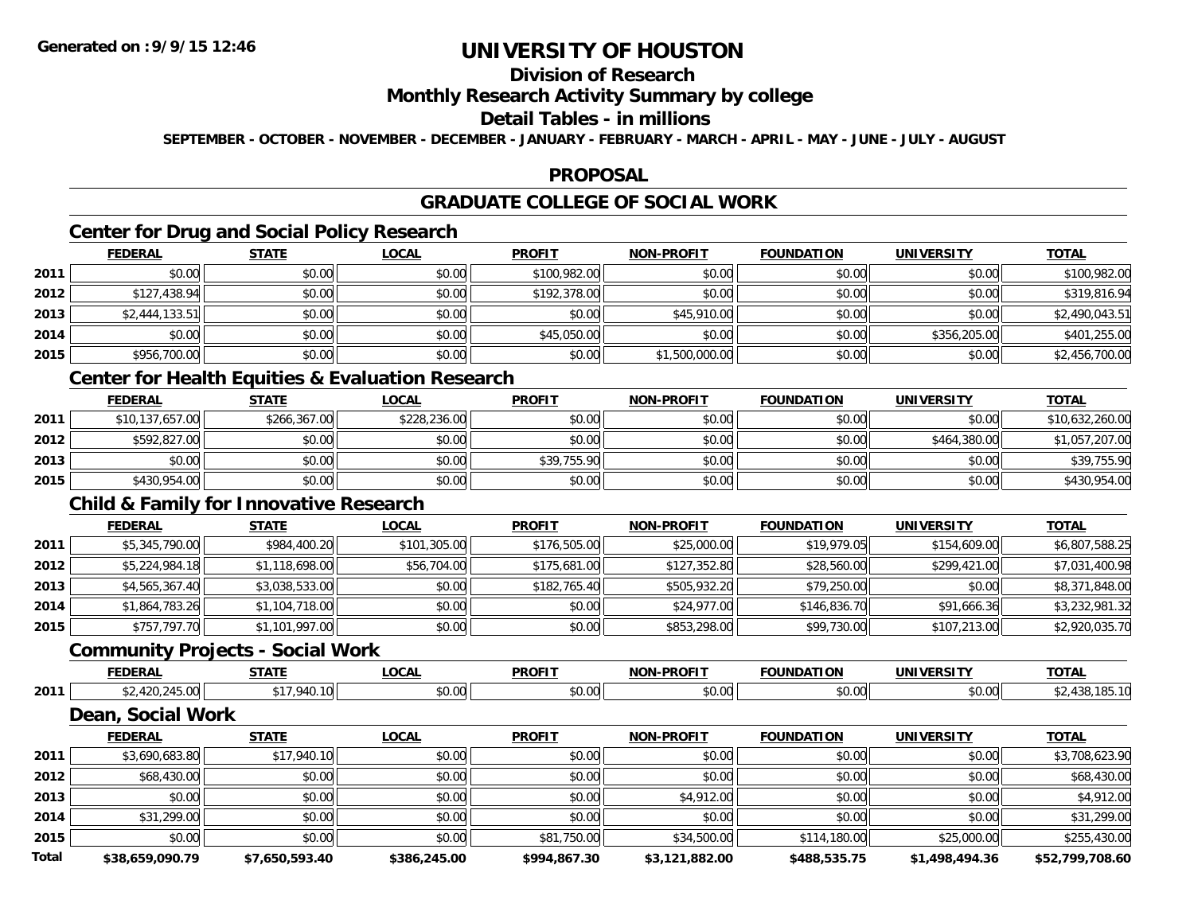**Generated on :9/9/15 12:46**

# UNIVERSITY OF HOUSTON

## Division of Research

## Monthly Research Activity Summary by college

## Detail Tables - in millions

**SEPTEMBER - OCTOBER - NOVEMBER - DECEMBER - JANUARY - FEBRUARY - MARCH - APRIL - MAY - JUNE - JULY - AUGUST**

## PROPOSAL

## GRADUATE COLLEGE OF SOCIAL WORK

### Center for Drug and Social Policy Research

| | FEDERAL | STATE | LOCAL | PROFIT | NON-PROFIT | FOUNDATION | UNIVERSITY | TOTAL |
|---|---|---|---|---|---|---|---|---|
| 2011 | $0.00 | $0.00 | $0.00 | $100,982.00 | $0.00 | $0.00 | $0.00 | $100,982.00 |
| 2012 | $127,438.94 | $0.00 | $0.00 | $192,378.00 | $0.00 | $0.00 | $0.00 | $319,816.94 |
| 2013 | $2,444,133.51 | $0.00 | $0.00 | $0.00 | $45,910.00 | $0.00 | $0.00 | $2,490,043.51 |
| 2014 | $0.00 | $0.00 | $0.00 | $45,050.00 | $0.00 | $0.00 | $356,205.00 | $401,255.00 |
| 2015 | $956,700.00 | $0.00 | $0.00 | $0.00 | $1,500,000.00 | $0.00 | $0.00 | $2,456,700.00 |

### Center for Health Equities & Evaluation Research

| | FEDERAL | STATE | LOCAL | PROFIT | NON-PROFIT | FOUNDATION | UNIVERSITY | TOTAL |
|---|---|---|---|---|---|---|---|---|
| 2011 | $10,137,657.00 | $266,367.00 | $228,236.00 | $0.00 | $0.00 | $0.00 | $0.00 | $10,632,260.00 |
| 2012 | $592,827.00 | $0.00 | $0.00 | $0.00 | $0.00 | $0.00 | $464,380.00 | $1,057,207.00 |
| 2013 | $0.00 | $0.00 | $0.00 | $39,755.90 | $0.00 | $0.00 | $0.00 | $39,755.90 |
| 2015 | $430,954.00 | $0.00 | $0.00 | $0.00 | $0.00 | $0.00 | $0.00 | $430,954.00 |

### Child & Family for Innovative Research

| | FEDERAL | STATE | LOCAL | PROFIT | NON-PROFIT | FOUNDATION | UNIVERSITY | TOTAL |
|---|---|---|---|---|---|---|---|---|
| 2011 | $5,345,790.00 | $984,400.20 | $101,305.00 | $176,505.00 | $25,000.00 | $19,979.05 | $154,609.00 | $6,807,588.25 |
| 2012 | $5,224,984.18 | $1,118,698.00 | $56,704.00 | $175,681.00 | $127,352.80 | $28,560.00 | $299,421.00 | $7,031,400.98 |
| 2013 | $4,565,367.40 | $3,038,533.00 | $0.00 | $182,765.40 | $505,932.20 | $79,250.00 | $0.00 | $8,371,848.00 |
| 2014 | $1,864,783.26 | $1,104,718.00 | $0.00 | $0.00 | $24,977.00 | $146,836.70 | $91,666.36 | $3,232,981.32 |
| 2015 | $757,797.70 | $1,101,997.00 | $0.00 | $0.00 | $853,298.00 | $99,730.00 | $107,213.00 | $2,920,035.70 |

### Community Projects - Social Work

| | FEDERAL | STATE | LOCAL | PROFIT | NON-PROFIT | FOUNDATION | UNIVERSITY | TOTAL |
|---|---|---|---|---|---|---|---|---|
| 2011 | $2,420,245.00 | $17,940.10 | $0.00 | $0.00 | $0.00 | $0.00 | $0.00 | $2,438,185.10 |

### Dean, Social Work

| | FEDERAL | STATE | LOCAL | PROFIT | NON-PROFIT | FOUNDATION | UNIVERSITY | TOTAL |
|---|---|---|---|---|---|---|---|---|
| 2011 | $3,690,683.80 | $17,940.10 | $0.00 | $0.00 | $0.00 | $0.00 | $0.00 | $3,708,623.90 |
| 2012 | $68,430.00 | $0.00 | $0.00 | $0.00 | $0.00 | $0.00 | $0.00 | $68,430.00 |
| 2013 | $0.00 | $0.00 | $0.00 | $0.00 | $4,912.00 | $0.00 | $0.00 | $4,912.00 |
| 2014 | $31,299.00 | $0.00 | $0.00 | $0.00 | $0.00 | $0.00 | $0.00 | $31,299.00 |
| 2015 | $0.00 | $0.00 | $0.00 | $81,750.00 | $34,500.00 | $114,180.00 | $25,000.00 | $255,430.00 |
| **Total** | **$38,659,090.79** | **$7,650,593.40** | **$386,245.00** | **$994,867.30** | **$3,121,882.00** | **$488,535.75** | **$1,498,494.36** | **$52,799,708.60** |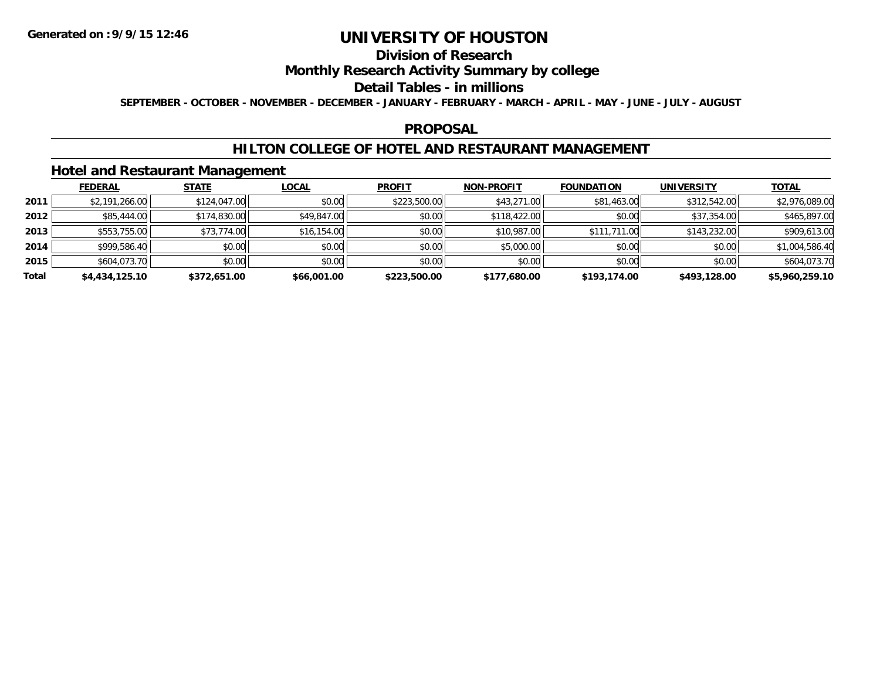# UNIVERSITY OF HOUSTON

**Generated on :9/9/15 12:46**

## Division of Research

## Monthly Research Activity Summary by college

## Detail Tables - in millions

**SEPTEMBER - OCTOBER - NOVEMBER - DECEMBER - JANUARY - FEBRUARY - MARCH - APRIL - MAY - JUNE - JULY - AUGUST**

## PROPOSAL

## HILTON COLLEGE OF HOTEL AND RESTAURANT MANAGEMENT

### Hotel and Restaurant Management

| | FEDERAL | STATE | LOCAL | PROFIT | NON-PROFIT | FOUNDATION | UNIVERSITY | TOTAL |
|---|---|---|---|---|---|---|---|---|
| 2011 | $2,191,266.00 | $124,047.00 | $0.00 | $223,500.00 | $43,271.00 | $81,463.00 | $312,542.00 | $2,976,089.00 |
| 2012 | $85,444.00 | $174,830.00 | $49,847.00 | $0.00 | $118,422.00 | $0.00 | $37,354.00 | $465,897.00 |
| 2013 | $553,755.00 | $73,774.00 | $16,154.00 | $0.00 | $10,987.00 | $111,711.00 | $143,232.00 | $909,613.00 |
| 2014 | $999,586.40 | $0.00 | $0.00 | $0.00 | $5,000.00 | $0.00 | $0.00 | $1,004,586.40 |
| 2015 | $604,073.70 | $0.00 | $0.00 | $0.00 | $0.00 | $0.00 | $0.00 | $604,073.70 |
| **Total** | **$4,434,125.10** | **$372,651.00** | **$66,001.00** | **$223,500.00** | **$177,680.00** | **$193,174.00** | **$493,128.00** | **$5,960,259.10** |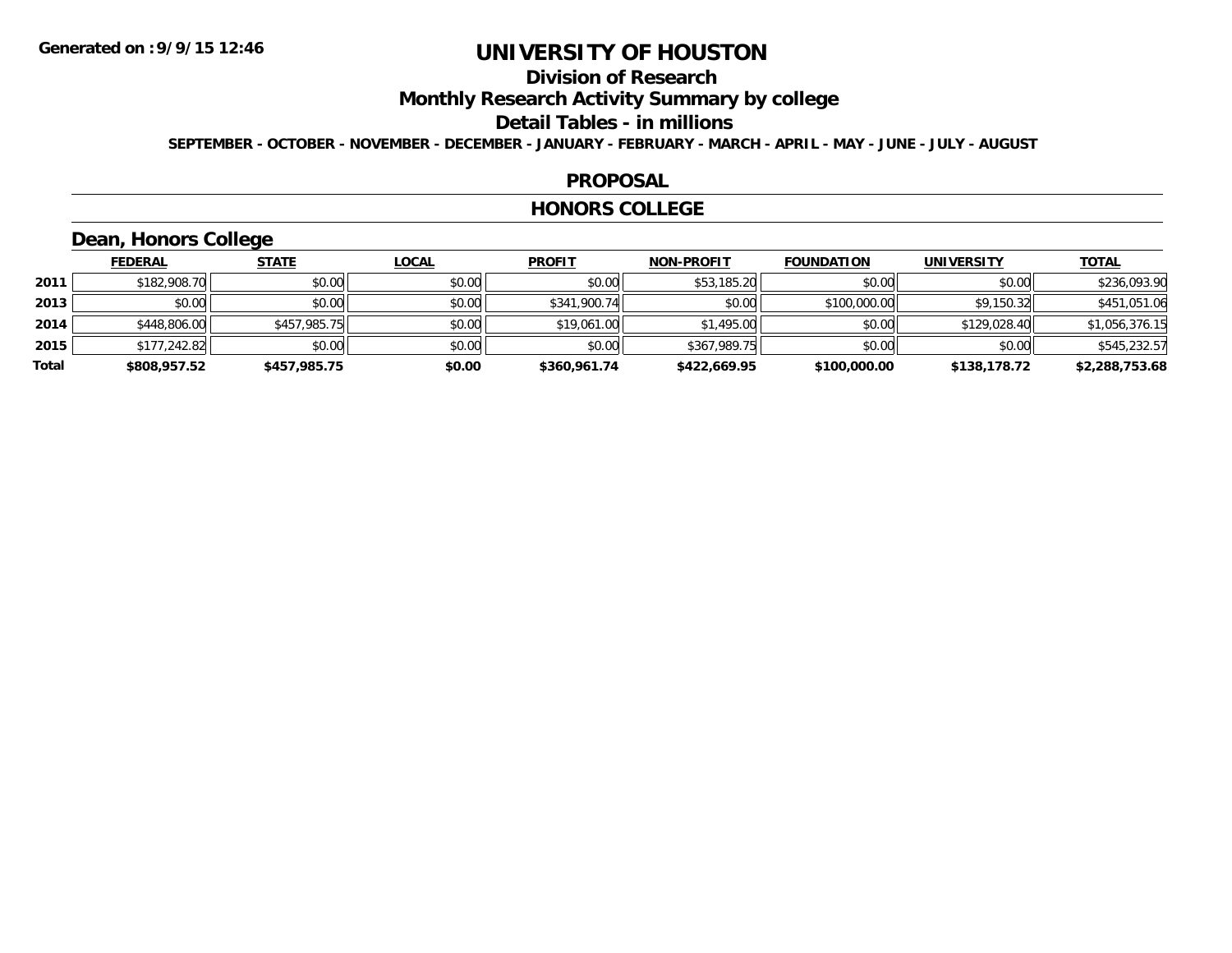**Generated on :9/9/15 12:46**

# UNIVERSITY OF HOUSTON

## Division of Research

## Monthly Research Activity Summary by college

## Detail Tables - in millions

**SEPTEMBER - OCTOBER - NOVEMBER - DECEMBER - JANUARY - FEBRUARY - MARCH - APRIL - MAY - JUNE - JULY - AUGUST**

## PROPOSAL

## HONORS COLLEGE

### Dean, Honors College

| | FEDERAL | STATE | LOCAL | PROFIT | NON-PROFIT | FOUNDATION | UNIVERSITY | TOTAL |
|---|---|---|---|---|---|---|---|---|
| **2011** | $182,908.70 | $0.00 | $0.00 | $0.00 | $53,185.20 | $0.00 | $0.00 | $236,093.90 |
| **2013** | $0.00 | $0.00 | $0.00 | $341,900.74 | $0.00 | $100,000.00 | $9,150.32 | $451,051.06 |
| **2014** | $448,806.00 | $457,985.75 | $0.00 | $19,061.00 | $1,495.00 | $0.00 | $129,028.40 | $1,056,376.15 |
| **2015** | $177,242.82 | $0.00 | $0.00 | $0.00 | $367,989.75 | $0.00 | $0.00 | $545,232.57 |
| **Total** | **$808,957.52** | **$457,985.75** | **$0.00** | **$360,961.74** | **$422,669.95** | **$100,000.00** | **$138,178.72** | **$2,288,753.68** |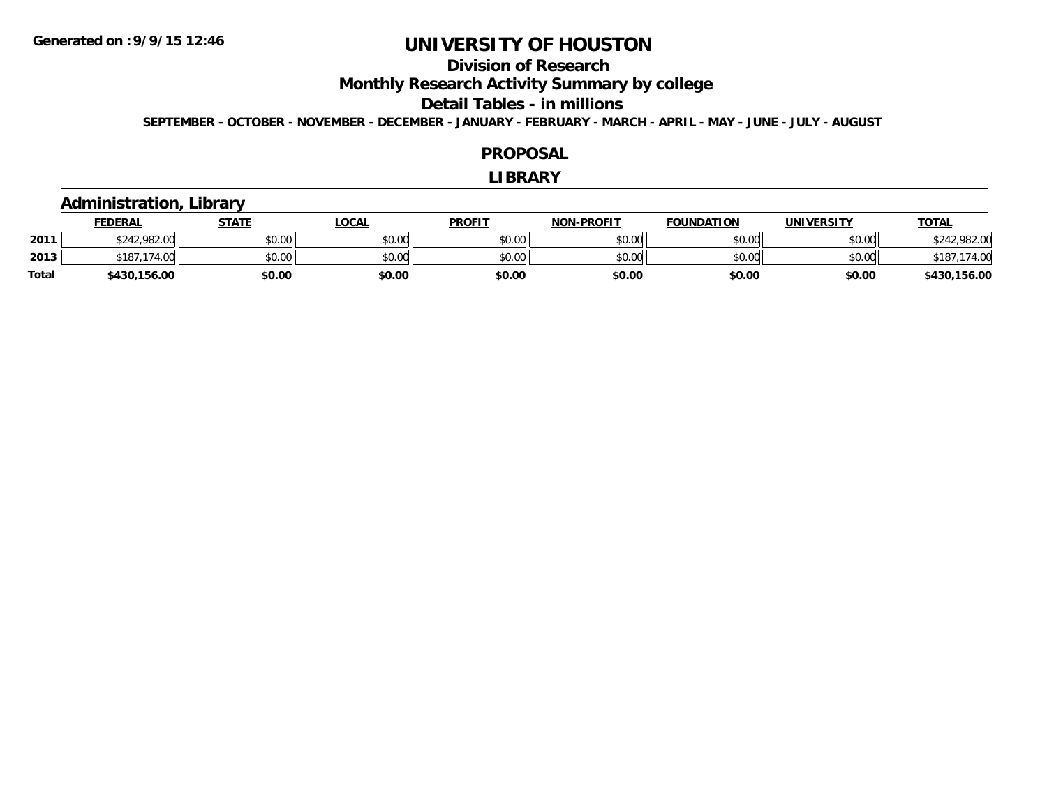**Generated on :9/9/15 12:46**

# UNIVERSITY OF HOUSTON

## Division of Research

## Monthly Research Activity Summary by college

## Detail Tables - in millions

**SEPTEMBER - OCTOBER - NOVEMBER - DECEMBER - JANUARY - FEBRUARY - MARCH - APRIL - MAY - JUNE - JULY - AUGUST**

## PROPOSAL

## LIBRARY

### Administration, Library

| | FEDERAL | STATE | LOCAL | PROFIT | NON-PROFIT | FOUNDATION | UNIVERSITY | TOTAL |
|---|---|---|---|---|---|---|---|---|
| 2011 | $242,982.00 | $0.00 | $0.00 | $0.00 | $0.00 | $0.00 | $0.00 | $242,982.00 |
| 2013 | $187,174.00 | $0.00 | $0.00 | $0.00 | $0.00 | $0.00 | $0.00 | $187,174.00 |
| **Total** | **$430,156.00** | **$0.00** | **$0.00** | **$0.00** | **$0.00** | **$0.00** | **$0.00** | **$430,156.00** |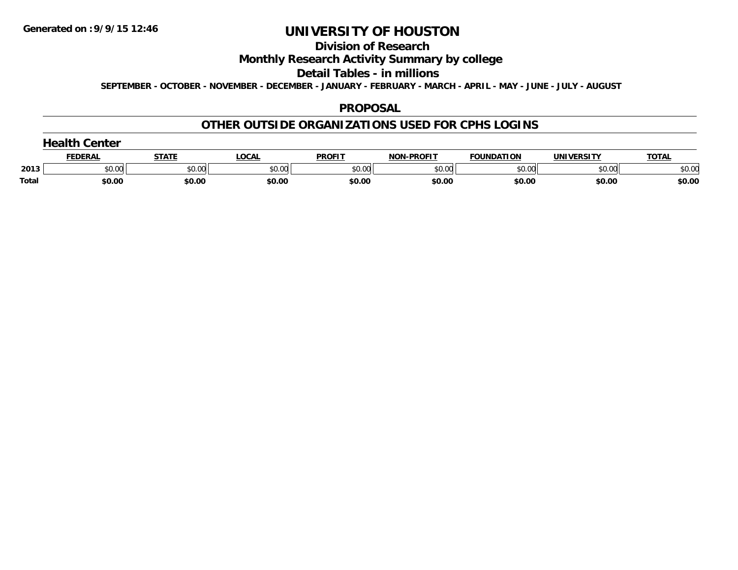**Generated on :9/9/15 12:46**

# UNIVERSITY OF HOUSTON

## Division of Research

## Monthly Research Activity Summary by college

## Detail Tables - in millions

**SEPTEMBER - OCTOBER - NOVEMBER - DECEMBER - JANUARY - FEBRUARY - MARCH - APRIL - MAY - JUNE - JULY - AUGUST**

## PROPOSAL

## OTHER OUTSIDE ORGANIZATIONS USED FOR CPHS LOGINS

### Health Center

| | FEDERAL | STATE | LOCAL | PROFIT | NON-PROFIT | FOUNDATION | UNIVERSITY | TOTAL |
|---|---|---|---|---|---|---|---|---|
| 2013 | $0.00 | $0.00 | $0.00 | $0.00 | $0.00 | $0.00 | $0.00 | $0.00 |
| **Total** | **$0.00** | **$0.00** | **$0.00** | **$0.00** | **$0.00** | **$0.00** | **$0.00** | **$0.00** |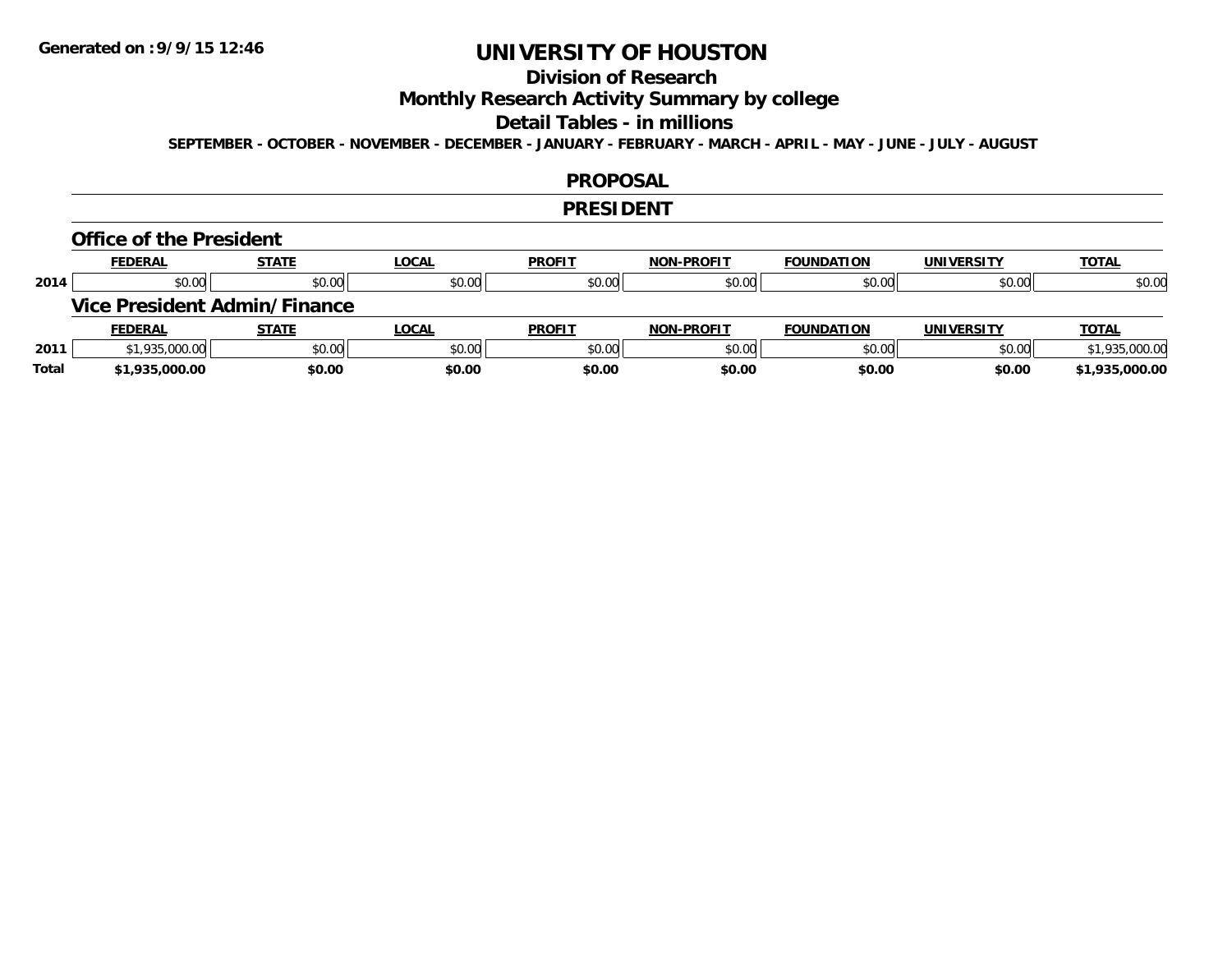Generated on :9/9/15 12:46

# UNIVERSITY OF HOUSTON

## Division of Research

## Monthly Research Activity Summary by college

## Detail Tables - in millions

SEPTEMBER - OCTOBER - NOVEMBER - DECEMBER - JANUARY - FEBRUARY - MARCH - APRIL - MAY - JUNE - JULY - AUGUST

## PROPOSAL

## PRESIDENT

### Office of the President

| | FEDERAL | STATE | LOCAL | PROFIT | NON-PROFIT | FOUNDATION | UNIVERSITY | TOTAL |
|---|---|---|---|---|---|---|---|---|
| 2014 | $0.00 | $0.00 | $0.00 | $0.00 | $0.00 | $0.00 | $0.00 | $0.00 |

### Vice President Admin/Finance

| | FEDERAL | STATE | LOCAL | PROFIT | NON-PROFIT | FOUNDATION | UNIVERSITY | TOTAL |
|---|---|---|---|---|---|---|---|---|
| 2011 | $1,935,000.00 | $0.00 | $0.00 | $0.00 | $0.00 | $0.00 | $0.00 | $1,935,000.00 |
| **Total** | **$1,935,000.00** | **$0.00** | **$0.00** | **$0.00** | **$0.00** | **$0.00** | **$0.00** | **$1,935,000.00** |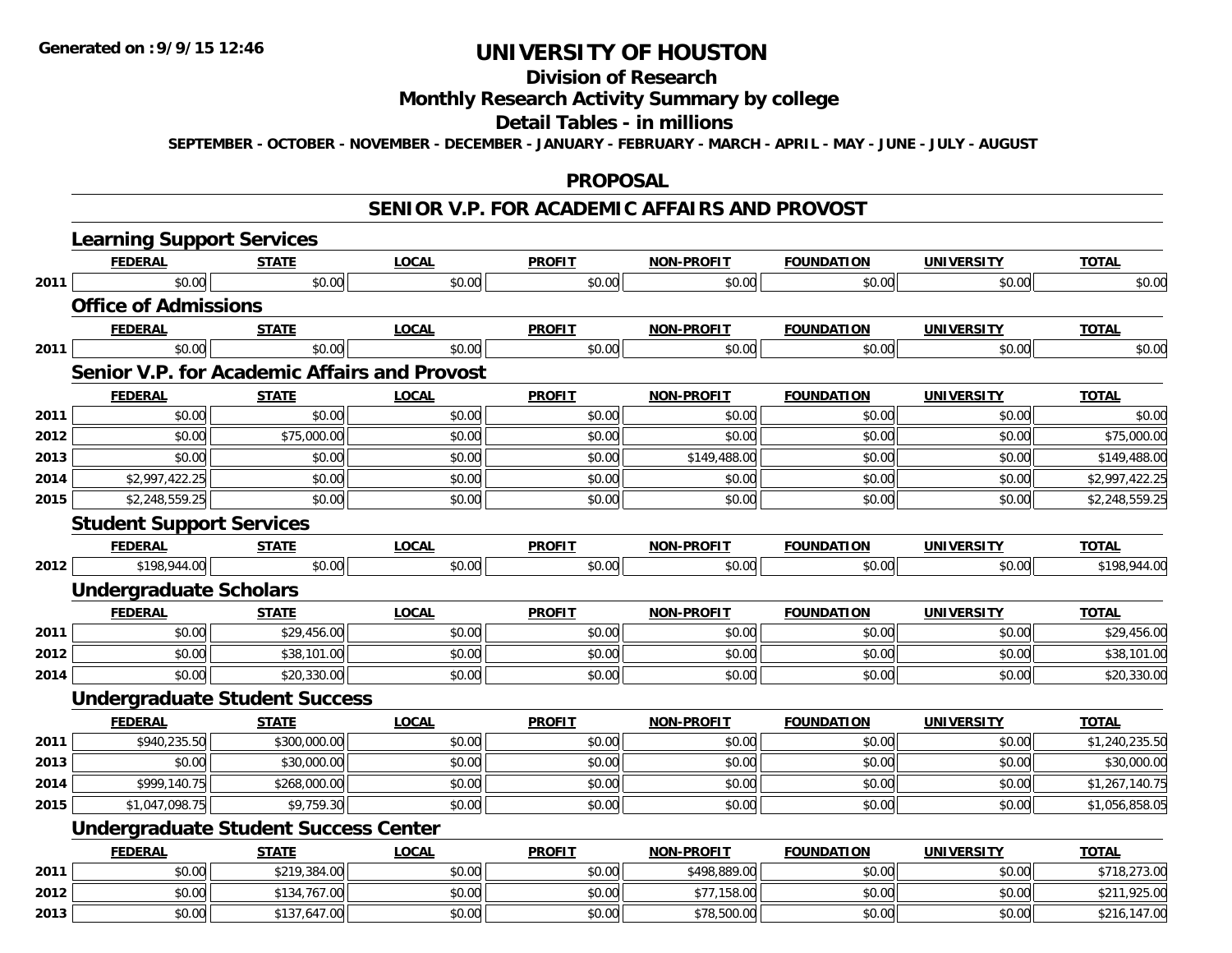# UNIVERSITY OF HOUSTON

## Division of Research

## Monthly Research Activity Summary by college

## Detail Tables - in millions

**SEPTEMBER - OCTOBER - NOVEMBER - DECEMBER - JANUARY - FEBRUARY - MARCH - APRIL - MAY - JUNE - JULY - AUGUST**

## PROPOSAL

## SENIOR V.P. FOR ACADEMIC AFFAIRS AND PROVOST

### Learning Support Services

| | FEDERAL | STATE | LOCAL | PROFIT | NON-PROFIT | FOUNDATION | UNIVERSITY | TOTAL |
|---|---|---|---|---|---|---|---|---|
| 2011 | $0.00 | $0.00 | $0.00 | $0.00 | $0.00 | $0.00 | $0.00 | $0.00 |

### Office of Admissions

| | FEDERAL | STATE | LOCAL | PROFIT | NON-PROFIT | FOUNDATION | UNIVERSITY | TOTAL |
|---|---|---|---|---|---|---|---|---|
| 2011 | $0.00 | $0.00 | $0.00 | $0.00 | $0.00 | $0.00 | $0.00 | $0.00 |

### Senior V.P. for Academic Affairs and Provost

| | FEDERAL | STATE | LOCAL | PROFIT | NON-PROFIT | FOUNDATION | UNIVERSITY | TOTAL |
|---|---|---|---|---|---|---|---|---|
| 2011 | $0.00 | $0.00 | $0.00 | $0.00 | $0.00 | $0.00 | $0.00 | $0.00 |
| 2012 | $0.00 | $75,000.00 | $0.00 | $0.00 | $0.00 | $0.00 | $0.00 | $75,000.00 |
| 2013 | $0.00 | $0.00 | $0.00 | $0.00 | $149,488.00 | $0.00 | $0.00 | $149,488.00 |
| 2014 | $2,997,422.25 | $0.00 | $0.00 | $0.00 | $0.00 | $0.00 | $0.00 | $2,997,422.25 |
| 2015 | $2,248,559.25 | $0.00 | $0.00 | $0.00 | $0.00 | $0.00 | $0.00 | $2,248,559.25 |

### Student Support Services

| | FEDERAL | STATE | LOCAL | PROFIT | NON-PROFIT | FOUNDATION | UNIVERSITY | TOTAL |
|---|---|---|---|---|---|---|---|---|
| 2012 | $198,944.00 | $0.00 | $0.00 | $0.00 | $0.00 | $0.00 | $0.00 | $198,944.00 |

### Undergraduate Scholars

| | FEDERAL | STATE | LOCAL | PROFIT | NON-PROFIT | FOUNDATION | UNIVERSITY | TOTAL |
|---|---|---|---|---|---|---|---|---|
| 2011 | $0.00 | $29,456.00 | $0.00 | $0.00 | $0.00 | $0.00 | $0.00 | $29,456.00 |
| 2012 | $0.00 | $38,101.00 | $0.00 | $0.00 | $0.00 | $0.00 | $0.00 | $38,101.00 |
| 2014 | $0.00 | $20,330.00 | $0.00 | $0.00 | $0.00 | $0.00 | $0.00 | $20,330.00 |

### Undergraduate Student Success

| | FEDERAL | STATE | LOCAL | PROFIT | NON-PROFIT | FOUNDATION | UNIVERSITY | TOTAL |
|---|---|---|---|---|---|---|---|---|
| 2011 | $940,235.50 | $300,000.00 | $0.00 | $0.00 | $0.00 | $0.00 | $0.00 | $1,240,235.50 |
| 2013 | $0.00 | $30,000.00 | $0.00 | $0.00 | $0.00 | $0.00 | $0.00 | $30,000.00 |
| 2014 | $999,140.75 | $268,000.00 | $0.00 | $0.00 | $0.00 | $0.00 | $0.00 | $1,267,140.75 |
| 2015 | $1,047,098.75 | $9,759.30 | $0.00 | $0.00 | $0.00 | $0.00 | $0.00 | $1,056,858.05 |

### Undergraduate Student Success Center

| | FEDERAL | STATE | LOCAL | PROFIT | NON-PROFIT | FOUNDATION | UNIVERSITY | TOTAL |
|---|---|---|---|---|---|---|---|---|
| 2011 | $0.00 | $219,384.00 | $0.00 | $0.00 | $498,889.00 | $0.00 | $0.00 | $718,273.00 |
| 2012 | $0.00 | $134,767.00 | $0.00 | $0.00 | $77,158.00 | $0.00 | $0.00 | $211,925.00 |
| 2013 | $0.00 | $137,647.00 | $0.00 | $0.00 | $78,500.00 | $0.00 | $0.00 | $216,147.00 |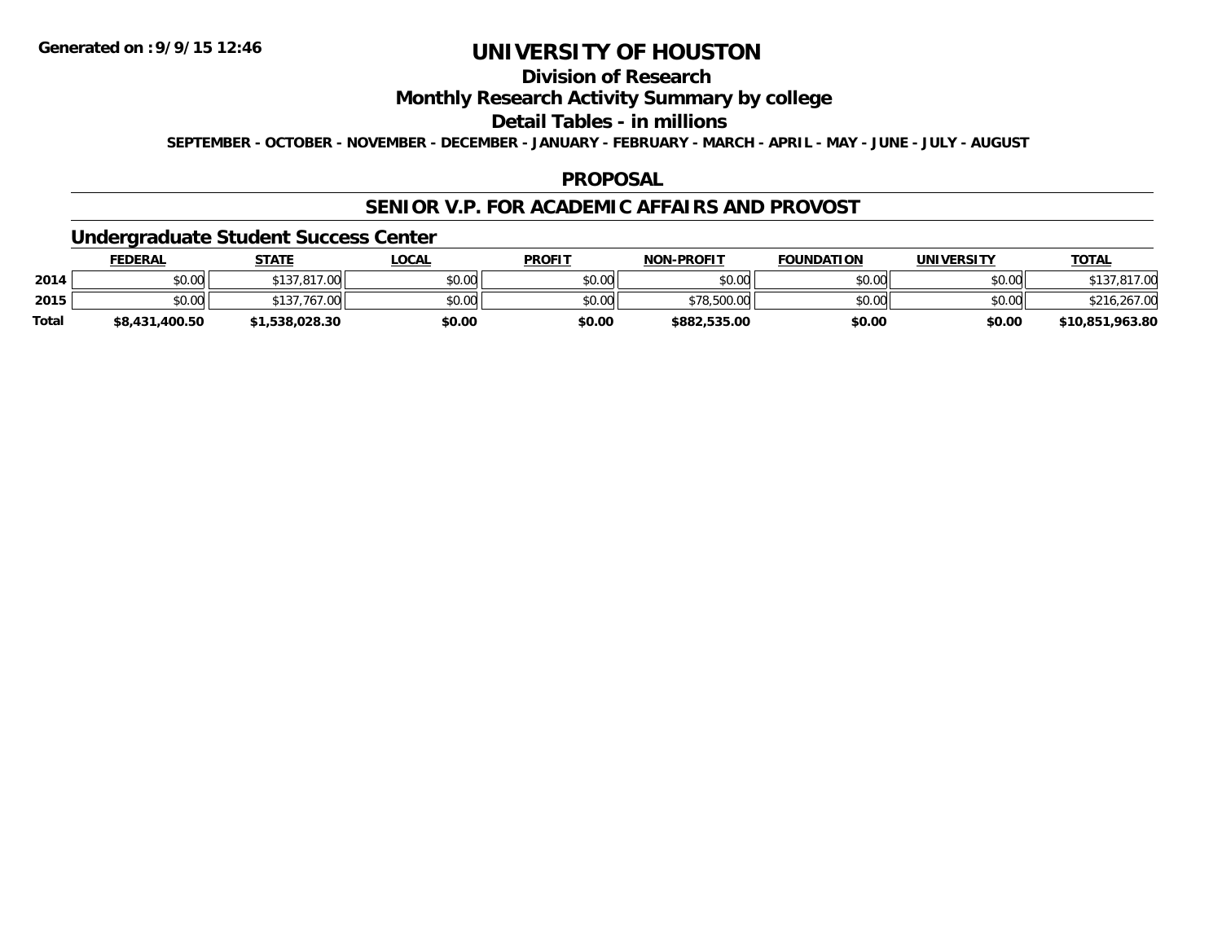**Generated on :9/9/15 12:46**

# UNIVERSITY OF HOUSTON

## Division of Research

## Monthly Research Activity Summary by college

## Detail Tables - in millions

**SEPTEMBER - OCTOBER - NOVEMBER - DECEMBER - JANUARY - FEBRUARY - MARCH - APRIL - MAY - JUNE - JULY - AUGUST**

## PROPOSAL

## SENIOR V.P. FOR ACADEMIC AFFAIRS AND PROVOST

### Undergraduate Student Success Center

| | FEDERAL | STATE | LOCAL | PROFIT | NON-PROFIT | FOUNDATION | UNIVERSITY | TOTAL |
|---|---|---|---|---|---|---|---|---|
| 2014 | $0.00 | $137,817.00 | $0.00 | $0.00 | $0.00 | $0.00 | $0.00 | $137,817.00 |
| 2015 | $0.00 | $137,767.00 | $0.00 | $0.00 | $78,500.00 | $0.00 | $0.00 | $216,267.00 |
| **Total** | **$8,431,400.50** | **$1,538,028.30** | **$0.00** | **$0.00** | **$882,535.00** | **$0.00** | **$0.00** | **$10,851,963.80** |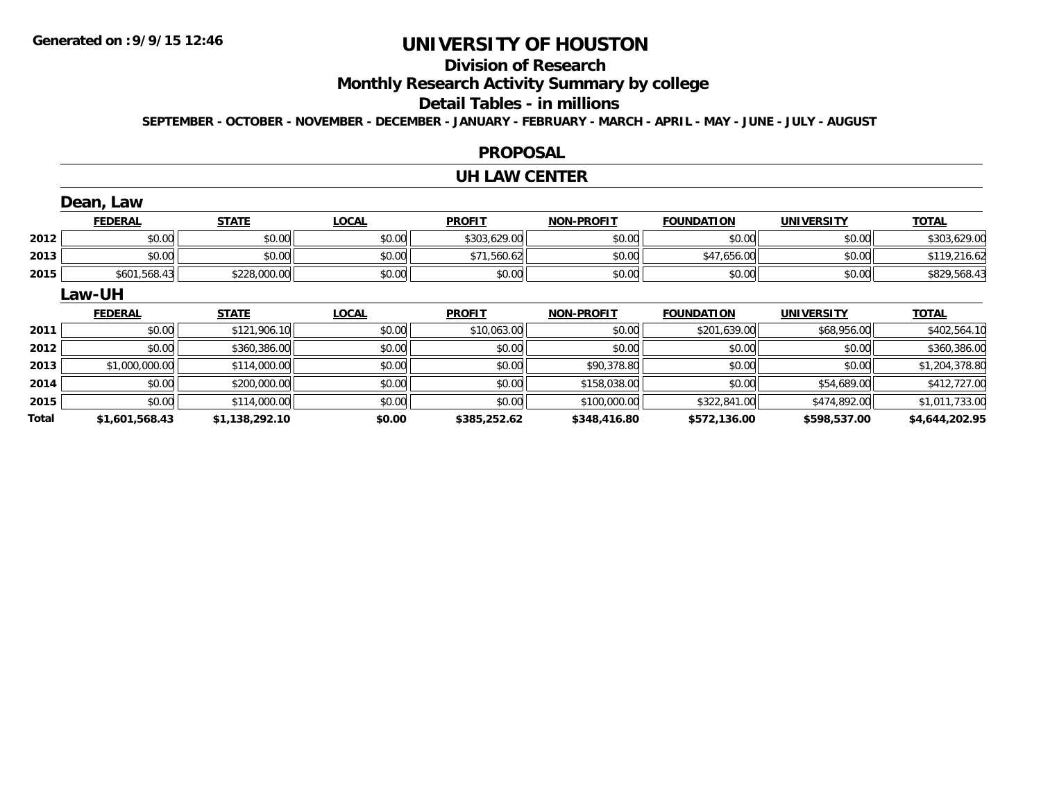# UNIVERSITY OF HOUSTON

## Division of Research

## Monthly Research Activity Summary by college

## Detail Tables - in millions

**SEPTEMBER - OCTOBER - NOVEMBER - DECEMBER - JANUARY - FEBRUARY - MARCH - APRIL - MAY - JUNE - JULY - AUGUST**

## PROPOSAL

## UH LAW CENTER

### Dean, Law

| | FEDERAL | STATE | LOCAL | PROFIT | NON-PROFIT | FOUNDATION | UNIVERSITY | TOTAL |
|---|---|---|---|---|---|---|---|---|
| 2012 | $0.00 | $0.00 | $0.00 | $303,629.00 | $0.00 | $0.00 | $0.00 | $303,629.00 |
| 2013 | $0.00 | $0.00 | $0.00 | $71,560.62 | $0.00 | $47,656.00 | $0.00 | $119,216.62 |
| 2015 | $601,568.43 | $228,000.00 | $0.00 | $0.00 | $0.00 | $0.00 | $0.00 | $829,568.43 |

### Law-UH

| | FEDERAL | STATE | LOCAL | PROFIT | NON-PROFIT | FOUNDATION | UNIVERSITY | TOTAL |
|---|---|---|---|---|---|---|---|---|
| 2011 | $0.00 | $121,906.10 | $0.00 | $10,063.00 | $0.00 | $201,639.00 | $68,956.00 | $402,564.10 |
| 2012 | $0.00 | $360,386.00 | $0.00 | $0.00 | $0.00 | $0.00 | $0.00 | $360,386.00 |
| 2013 | $1,000,000.00 | $114,000.00 | $0.00 | $0.00 | $90,378.80 | $0.00 | $0.00 | $1,204,378.80 |
| 2014 | $0.00 | $200,000.00 | $0.00 | $0.00 | $158,038.00 | $0.00 | $54,689.00 | $412,727.00 |
| 2015 | $0.00 | $114,000.00 | $0.00 | $0.00 | $100,000.00 | $322,841.00 | $474,892.00 | $1,011,733.00 |
| **Total** | **$1,601,568.43** | **$1,138,292.10** | **$0.00** | **$385,252.62** | **$348,416.80** | **$572,136.00** | **$598,537.00** | **$4,644,202.95** |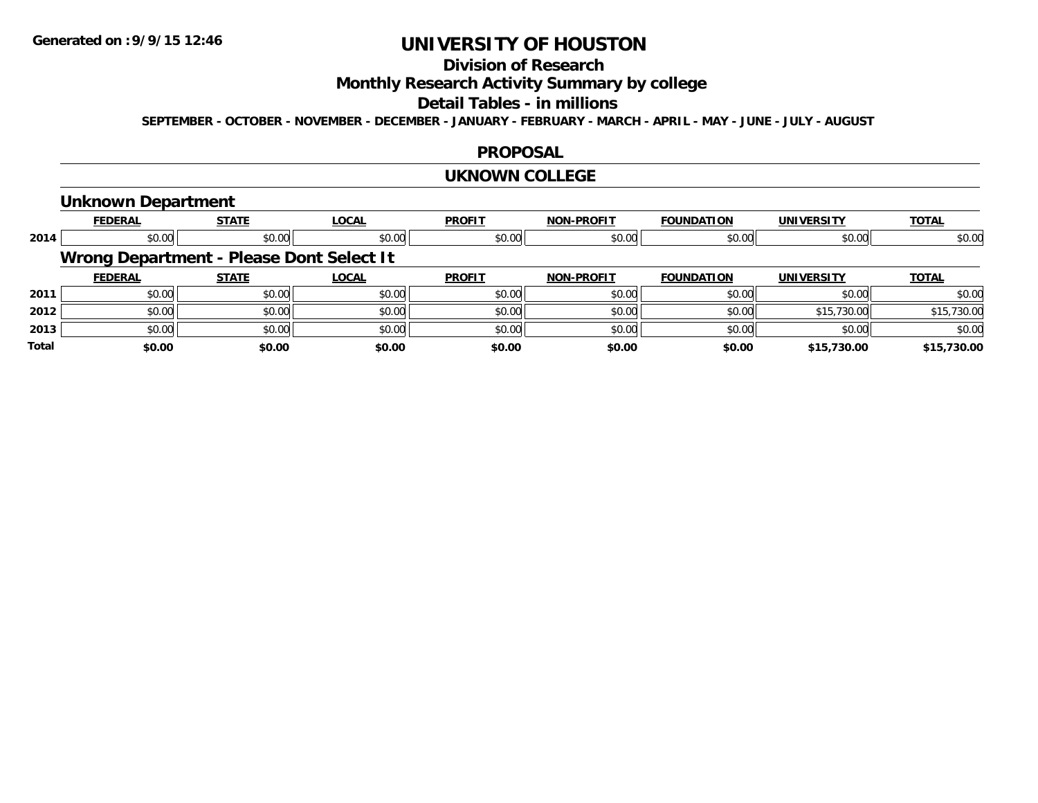Generated on :9/9/15 12:46

# UNIVERSITY OF HOUSTON

## Division of Research

## Monthly Research Activity Summary by college

## Detail Tables - in millions

**SEPTEMBER - OCTOBER - NOVEMBER - DECEMBER - JANUARY - FEBRUARY - MARCH - APRIL - MAY - JUNE - JULY - AUGUST**

## PROPOSAL

## UKNOWN COLLEGE

### Unknown Department

| | FEDERAL | STATE | LOCAL | PROFIT | NON-PROFIT | FOUNDATION | UNIVERSITY | TOTAL |
|---|---|---|---|---|---|---|---|---|
| 2014 | $0.00 | $0.00 | $0.00 | $0.00 | $0.00 | $0.00 | $0.00 | $0.00 |

### Wrong Department - Please Dont Select It

| | FEDERAL | STATE | LOCAL | PROFIT | NON-PROFIT | FOUNDATION | UNIVERSITY | TOTAL |
|---|---|---|---|---|---|---|---|---|
| 2011 | $0.00 | $0.00 | $0.00 | $0.00 | $0.00 | $0.00 | $0.00 | $0.00 |
| 2012 | $0.00 | $0.00 | $0.00 | $0.00 | $0.00 | $0.00 | $15,730.00 | $15,730.00 |
| 2013 | $0.00 | $0.00 | $0.00 | $0.00 | $0.00 | $0.00 | $0.00 | $0.00 |
| **Total** | **$0.00** | **$0.00** | **$0.00** | **$0.00** | **$0.00** | **$0.00** | **$15,730.00** | **$15,730.00** |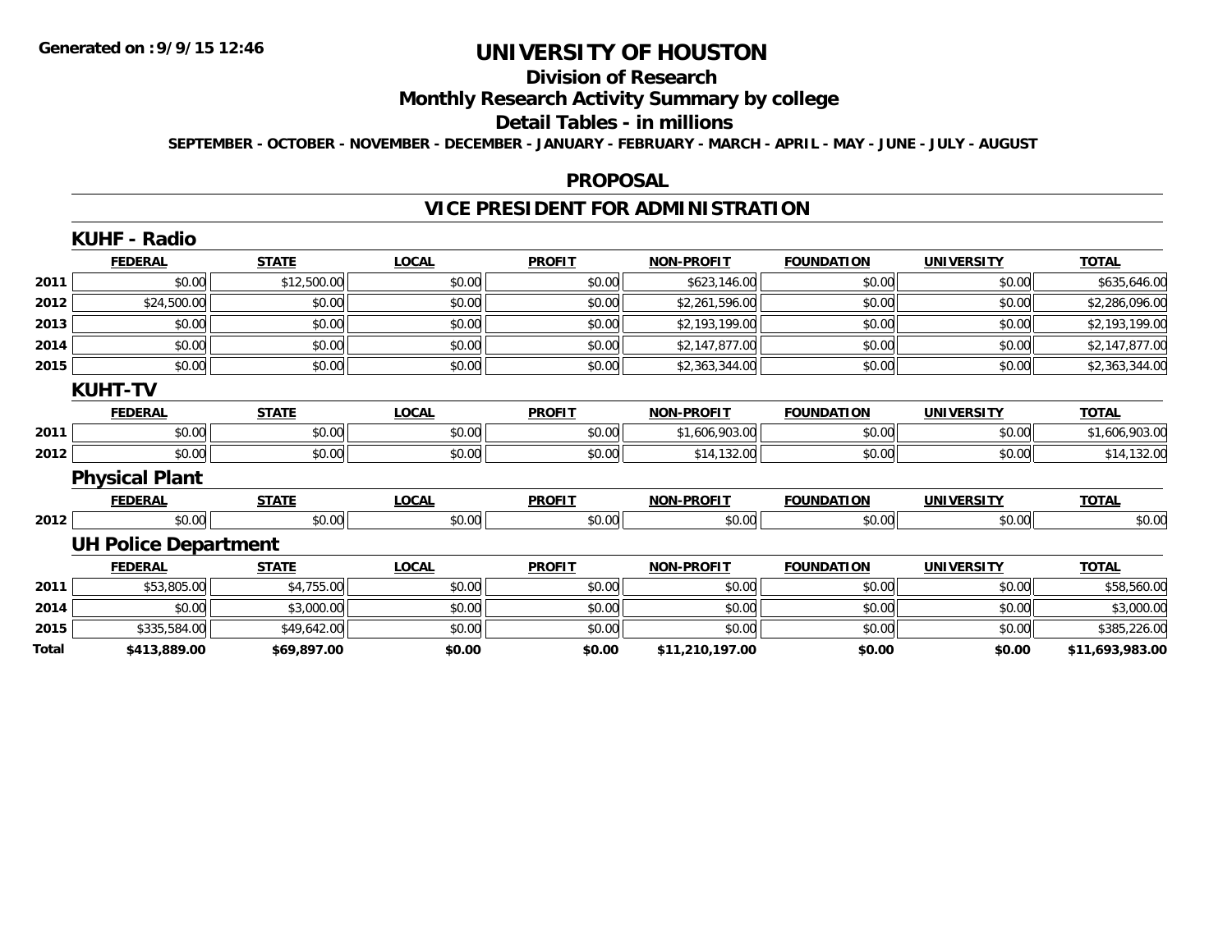# UNIVERSITY OF HOUSTON

## Division of Research

## Monthly Research Activity Summary by college

## Detail Tables - in millions

SEPTEMBER - OCTOBER - NOVEMBER - DECEMBER - JANUARY - FEBRUARY - MARCH - APRIL - MAY - JUNE - JULY - AUGUST

## PROPOSAL

## VICE PRESIDENT FOR ADMINISTRATION

### KUHF - Radio

| | FEDERAL | STATE | LOCAL | PROFIT | NON-PROFIT | FOUNDATION | UNIVERSITY | TOTAL |
|---|---|---|---|---|---|---|---|---|
| 2011 | $0.00 | $12,500.00 | $0.00 | $0.00 | $623,146.00 | $0.00 | $0.00 | $635,646.00 |
| 2012 | $24,500.00 | $0.00 | $0.00 | $0.00 | $2,261,596.00 | $0.00 | $0.00 | $2,286,096.00 |
| 2013 | $0.00 | $0.00 | $0.00 | $0.00 | $2,193,199.00 | $0.00 | $0.00 | $2,193,199.00 |
| 2014 | $0.00 | $0.00 | $0.00 | $0.00 | $2,147,877.00 | $0.00 | $0.00 | $2,147,877.00 |
| 2015 | $0.00 | $0.00 | $0.00 | $0.00 | $2,363,344.00 | $0.00 | $0.00 | $2,363,344.00 |

### KUHT-TV

| | FEDERAL | STATE | LOCAL | PROFIT | NON-PROFIT | FOUNDATION | UNIVERSITY | TOTAL |
|---|---|---|---|---|---|---|---|---|
| 2011 | $0.00 | $0.00 | $0.00 | $0.00 | $1,606,903.00 | $0.00 | $0.00 | $1,606,903.00 |
| 2012 | $0.00 | $0.00 | $0.00 | $0.00 | $14,132.00 | $0.00 | $0.00 | $14,132.00 |

### Physical Plant

| | FEDERAL | STATE | LOCAL | PROFIT | NON-PROFIT | FOUNDATION | UNIVERSITY | TOTAL |
|---|---|---|---|---|---|---|---|---|
| 2012 | $0.00 | $0.00 | $0.00 | $0.00 | $0.00 | $0.00 | $0.00 | $0.00 |

### UH Police Department

| | FEDERAL | STATE | LOCAL | PROFIT | NON-PROFIT | FOUNDATION | UNIVERSITY | TOTAL |
|---|---|---|---|---|---|---|---|---|
| 2011 | $53,805.00 | $4,755.00 | $0.00 | $0.00 | $0.00 | $0.00 | $0.00 | $58,560.00 |
| 2014 | $0.00 | $3,000.00 | $0.00 | $0.00 | $0.00 | $0.00 | $0.00 | $3,000.00 |
| 2015 | $335,584.00 | $49,642.00 | $0.00 | $0.00 | $0.00 | $0.00 | $0.00 | $385,226.00 |
| **Total** | **$413,889.00** | **$69,897.00** | **$0.00** | **$0.00** | **$11,210,197.00** | **$0.00** | **$0.00** | **$11,693,983.00** |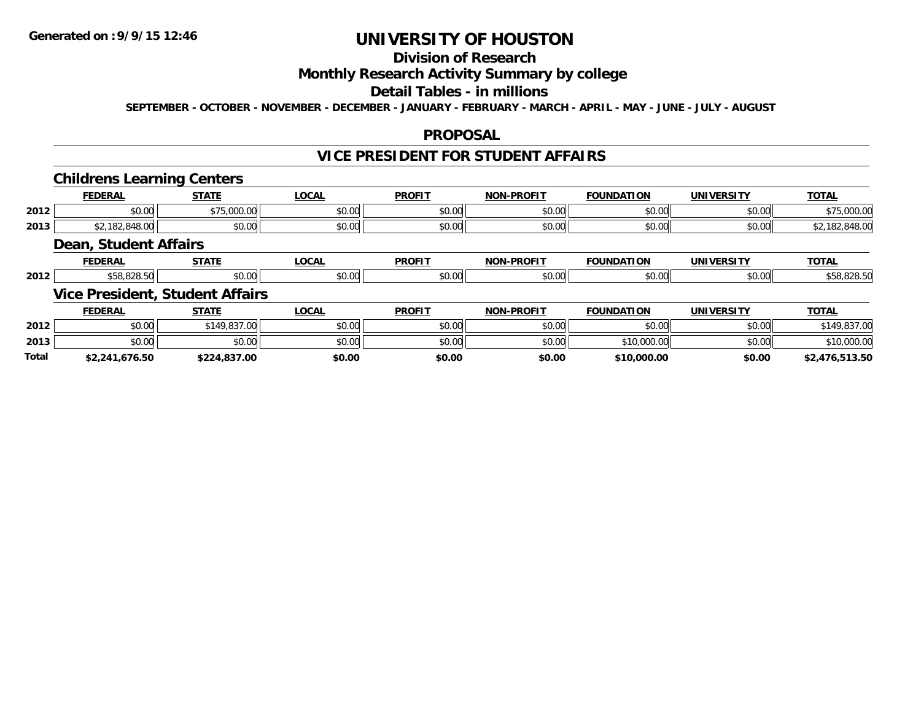# UNIVERSITY OF HOUSTON

## Division of Research

## Monthly Research Activity Summary by college

## Detail Tables - in millions

**SEPTEMBER - OCTOBER - NOVEMBER - DECEMBER - JANUARY - FEBRUARY - MARCH - APRIL - MAY - JUNE - JULY - AUGUST**

## PROPOSAL

## VICE PRESIDENT FOR STUDENT AFFAIRS

### Childrens Learning Centers

| | FEDERAL | STATE | LOCAL | PROFIT | NON-PROFIT | FOUNDATION | UNIVERSITY | TOTAL |
|---|---|---|---|---|---|---|---|---|
| 2012 | $0.00 | $75,000.00 | $0.00 | $0.00 | $0.00 | $0.00 | $0.00 | $75,000.00 |
| 2013 | $2,182,848.00 | $0.00 | $0.00 | $0.00 | $0.00 | $0.00 | $0.00 | $2,182,848.00 |

### Dean, Student Affairs

| | FEDERAL | STATE | LOCAL | PROFIT | NON-PROFIT | FOUNDATION | UNIVERSITY | TOTAL |
|---|---|---|---|---|---|---|---|---|
| 2012 | $58,828.50 | $0.00 | $0.00 | $0.00 | $0.00 | $0.00 | $0.00 | $58,828.50 |

### Vice President, Student Affairs

| | FEDERAL | STATE | LOCAL | PROFIT | NON-PROFIT | FOUNDATION | UNIVERSITY | TOTAL |
|---|---|---|---|---|---|---|---|---|
| 2012 | $0.00 | $149,837.00 | $0.00 | $0.00 | $0.00 | $0.00 | $0.00 | $149,837.00 |
| 2013 | $0.00 | $0.00 | $0.00 | $0.00 | $0.00 | $10,000.00 | $0.00 | $10,000.00 |
| **Total** | **$2,241,676.50** | **$224,837.00** | **$0.00** | **$0.00** | **$0.00** | **$10,000.00** | **$0.00** | **$2,476,513.50** |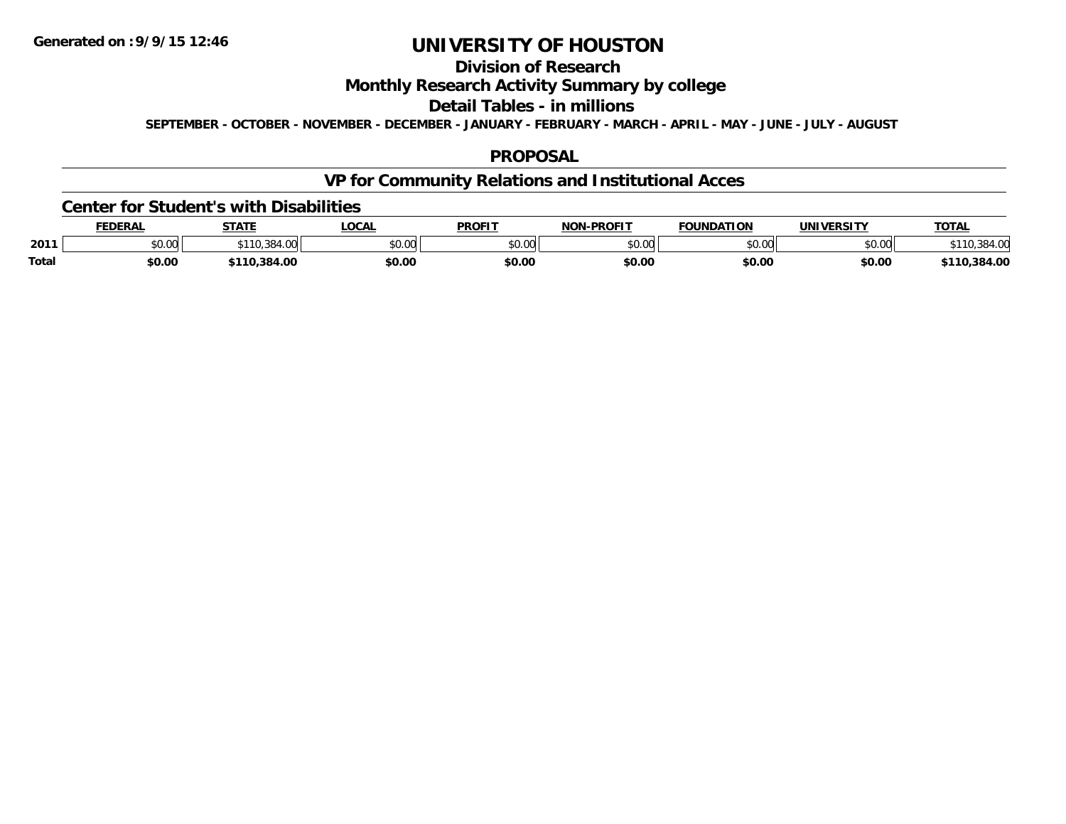**Generated on :9/9/15 12:46**

# UNIVERSITY OF HOUSTON

## Division of Research

## Monthly Research Activity Summary by college

## Detail Tables - in millions

**SEPTEMBER - OCTOBER - NOVEMBER - DECEMBER - JANUARY - FEBRUARY - MARCH - APRIL - MAY - JUNE - JULY - AUGUST**

## PROPOSAL

## VP for Community Relations and Institutional Acces

### Center for Student's with Disabilities

| | FEDERAL | STATE | LOCAL | PROFIT | NON-PROFIT | FOUNDATION | UNIVERSITY | TOTAL |
|---|---|---|---|---|---|---|---|---|
| 2011 | $0.00 | $110,384.00 | $0.00 | $0.00 | $0.00 | $0.00 | $0.00 | $110,384.00 |
| **Total** | **$0.00** | **$110,384.00** | **$0.00** | **$0.00** | **$0.00** | **$0.00** | **$0.00** | **$110,384.00** |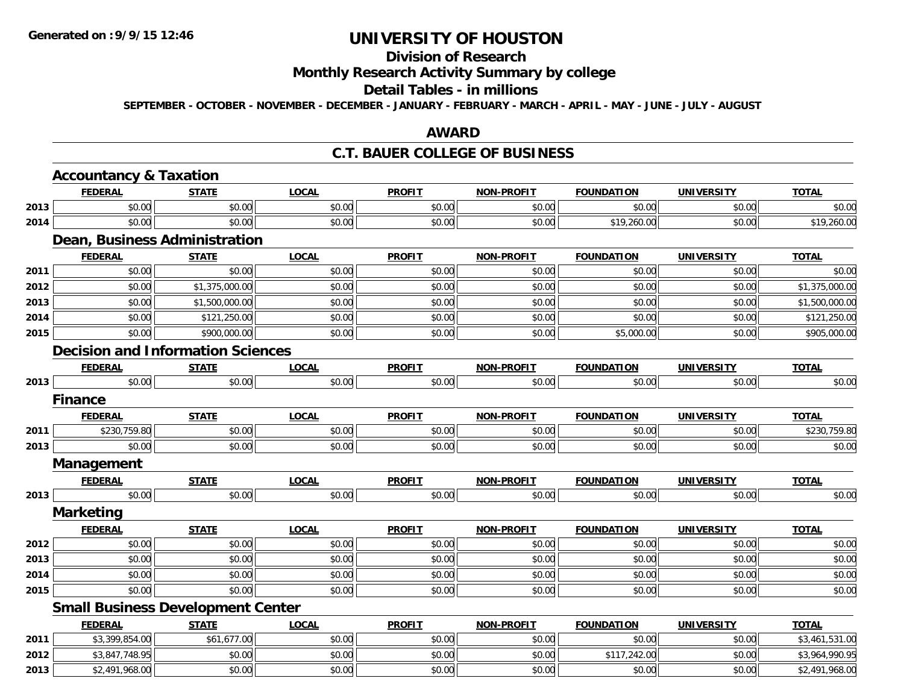# UNIVERSITY OF HOUSTON

## Division of Research

## Monthly Research Activity Summary by college

## Detail Tables - in millions

SEPTEMBER - OCTOBER - NOVEMBER - DECEMBER - JANUARY - FEBRUARY - MARCH - APRIL - MAY - JUNE - JULY - AUGUST

## AWARD

## C.T. BAUER COLLEGE OF BUSINESS

### Accountancy & Taxation

| | FEDERAL | STATE | LOCAL | PROFIT | NON-PROFIT | FOUNDATION | UNIVERSITY | TOTAL |
|---|---|---|---|---|---|---|---|---|
| 2013 | $0.00 | $0.00 | $0.00 | $0.00 | $0.00 | $0.00 | $0.00 | $0.00 |
| 2014 | $0.00 | $0.00 | $0.00 | $0.00 | $0.00 | $19,260.00 | $0.00 | $19,260.00 |

### Dean, Business Administration

| | FEDERAL | STATE | LOCAL | PROFIT | NON-PROFIT | FOUNDATION | UNIVERSITY | TOTAL |
|---|---|---|---|---|---|---|---|---|
| 2011 | $0.00 | $0.00 | $0.00 | $0.00 | $0.00 | $0.00 | $0.00 | $0.00 |
| 2012 | $0.00 | $1,375,000.00 | $0.00 | $0.00 | $0.00 | $0.00 | $0.00 | $1,375,000.00 |
| 2013 | $0.00 | $1,500,000.00 | $0.00 | $0.00 | $0.00 | $0.00 | $0.00 | $1,500,000.00 |
| 2014 | $0.00 | $121,250.00 | $0.00 | $0.00 | $0.00 | $0.00 | $0.00 | $121,250.00 |
| 2015 | $0.00 | $900,000.00 | $0.00 | $0.00 | $0.00 | $5,000.00 | $0.00 | $905,000.00 |

### Decision and Information Sciences

| | FEDERAL | STATE | LOCAL | PROFIT | NON-PROFIT | FOUNDATION | UNIVERSITY | TOTAL |
|---|---|---|---|---|---|---|---|---|
| 2013 | $0.00 | $0.00 | $0.00 | $0.00 | $0.00 | $0.00 | $0.00 | $0.00 |

### Finance

| | FEDERAL | STATE | LOCAL | PROFIT | NON-PROFIT | FOUNDATION | UNIVERSITY | TOTAL |
|---|---|---|---|---|---|---|---|---|
| 2011 | $230,759.80 | $0.00 | $0.00 | $0.00 | $0.00 | $0.00 | $0.00 | $230,759.80 |
| 2013 | $0.00 | $0.00 | $0.00 | $0.00 | $0.00 | $0.00 | $0.00 | $0.00 |

### Management

| | FEDERAL | STATE | LOCAL | PROFIT | NON-PROFIT | FOUNDATION | UNIVERSITY | TOTAL |
|---|---|---|---|---|---|---|---|---|
| 2013 | $0.00 | $0.00 | $0.00 | $0.00 | $0.00 | $0.00 | $0.00 | $0.00 |

### Marketing

| | FEDERAL | STATE | LOCAL | PROFIT | NON-PROFIT | FOUNDATION | UNIVERSITY | TOTAL |
|---|---|---|---|---|---|---|---|---|
| 2012 | $0.00 | $0.00 | $0.00 | $0.00 | $0.00 | $0.00 | $0.00 | $0.00 |
| 2013 | $0.00 | $0.00 | $0.00 | $0.00 | $0.00 | $0.00 | $0.00 | $0.00 |
| 2014 | $0.00 | $0.00 | $0.00 | $0.00 | $0.00 | $0.00 | $0.00 | $0.00 |
| 2015 | $0.00 | $0.00 | $0.00 | $0.00 | $0.00 | $0.00 | $0.00 | $0.00 |

### Small Business Development Center

| | FEDERAL | STATE | LOCAL | PROFIT | NON-PROFIT | FOUNDATION | UNIVERSITY | TOTAL |
|---|---|---|---|---|---|---|---|---|
| 2011 | $3,399,854.00 | $61,677.00 | $0.00 | $0.00 | $0.00 | $0.00 | $0.00 | $3,461,531.00 |
| 2012 | $3,847,748.95 | $0.00 | $0.00 | $0.00 | $0.00 | $117,242.00 | $0.00 | $3,964,990.95 |
| 2013 | $2,491,968.00 | $0.00 | $0.00 | $0.00 | $0.00 | $0.00 | $0.00 | $2,491,968.00 |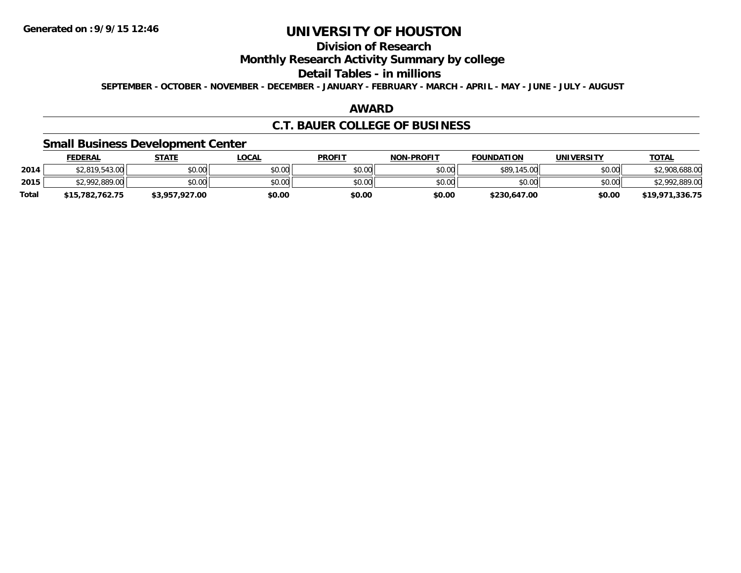Generated on :9/9/15 12:46

# UNIVERSITY OF HOUSTON

## Division of Research

## Monthly Research Activity Summary by college

## Detail Tables - in millions

**SEPTEMBER - OCTOBER - NOVEMBER - DECEMBER - JANUARY - FEBRUARY - MARCH - APRIL - MAY - JUNE - JULY - AUGUST**

## AWARD

## C.T. BAUER COLLEGE OF BUSINESS

### Small Business Development Center

| | FEDERAL | STATE | LOCAL | PROFIT | NON-PROFIT | FOUNDATION | UNIVERSITY | TOTAL |
|---|---|---|---|---|---|---|---|---|
| 2014 | $2,819,543.00 | $0.00 | $0.00 | $0.00 | $0.00 | $89,145.00 | $0.00 | $2,908,688.00 |
| 2015 | $2,992,889.00 | $0.00 | $0.00 | $0.00 | $0.00 | $0.00 | $0.00 | $2,992,889.00 |
| **Total** | **$15,782,762.75** | **$3,957,927.00** | **$0.00** | **$0.00** | **$0.00** | **$230,647.00** | **$0.00** | **$19,971,336.75** |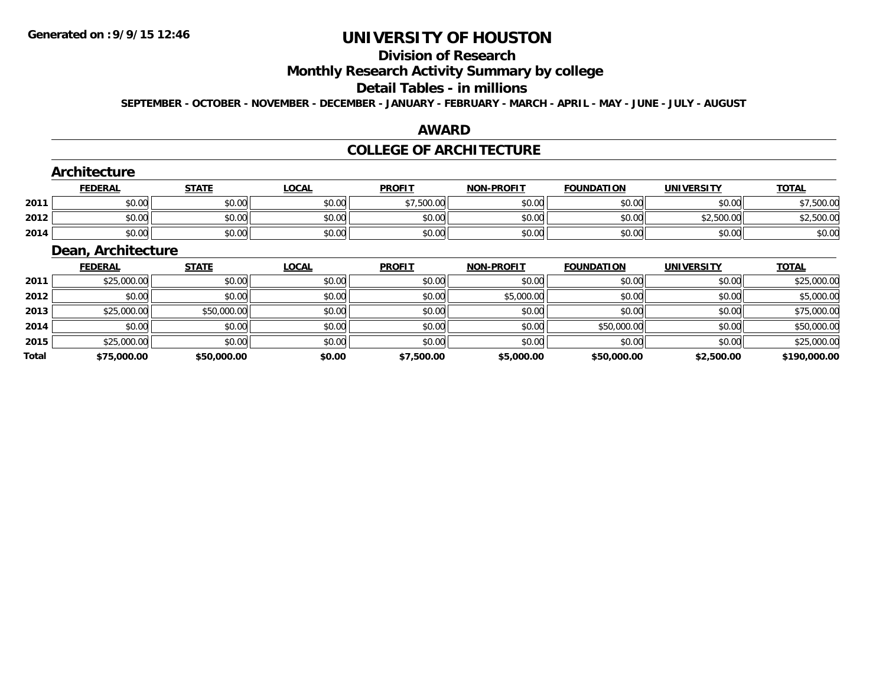# UNIVERSITY OF HOUSTON

## Division of Research

## Monthly Research Activity Summary by college

## Detail Tables - in millions

**SEPTEMBER - OCTOBER - NOVEMBER - DECEMBER - JANUARY - FEBRUARY - MARCH - APRIL - MAY - JUNE - JULY - AUGUST**

## AWARD

## COLLEGE OF ARCHITECTURE

### Architecture

| | FEDERAL | STATE | LOCAL | PROFIT | NON-PROFIT | FOUNDATION | UNIVERSITY | TOTAL |
|---|---|---|---|---|---|---|---|---|
| 2011 | $0.00 | $0.00 | $0.00 | $7,500.00 | $0.00 | $0.00 | $0.00 | $7,500.00 |
| 2012 | $0.00 | $0.00 | $0.00 | $0.00 | $0.00 | $0.00 | $2,500.00 | $2,500.00 |
| 2014 | $0.00 | $0.00 | $0.00 | $0.00 | $0.00 | $0.00 | $0.00 | $0.00 |

### Dean, Architecture

| | FEDERAL | STATE | LOCAL | PROFIT | NON-PROFIT | FOUNDATION | UNIVERSITY | TOTAL |
|---|---|---|---|---|---|---|---|---|
| 2011 | $25,000.00 | $0.00 | $0.00 | $0.00 | $0.00 | $0.00 | $0.00 | $25,000.00 |
| 2012 | $0.00 | $0.00 | $0.00 | $0.00 | $5,000.00 | $0.00 | $0.00 | $5,000.00 |
| 2013 | $25,000.00 | $50,000.00 | $0.00 | $0.00 | $0.00 | $0.00 | $0.00 | $75,000.00 |
| 2014 | $0.00 | $0.00 | $0.00 | $0.00 | $0.00 | $50,000.00 | $0.00 | $50,000.00 |
| 2015 | $25,000.00 | $0.00 | $0.00 | $0.00 | $0.00 | $0.00 | $0.00 | $25,000.00 |
| **Total** | **$75,000.00** | **$50,000.00** | **$0.00** | **$7,500.00** | **$5,000.00** | **$50,000.00** | **$2,500.00** | **$190,000.00** |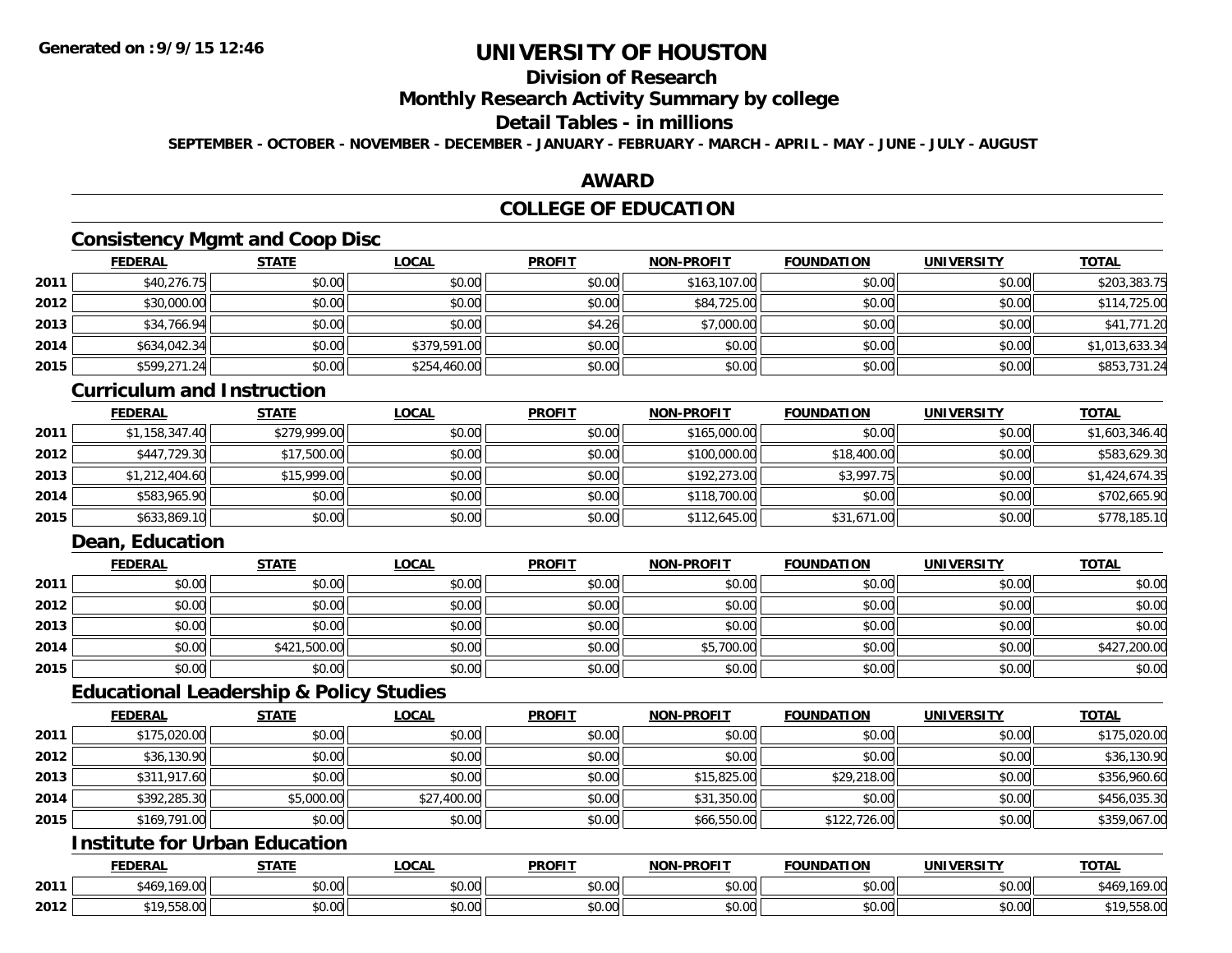# UNIVERSITY OF HOUSTON

## Division of Research

## Monthly Research Activity Summary by college

## Detail Tables - in millions

**SEPTEMBER - OCTOBER - NOVEMBER - DECEMBER - JANUARY - FEBRUARY - MARCH - APRIL - MAY - JUNE - JULY - AUGUST**

## AWARD

## COLLEGE OF EDUCATION

### Consistency Mgmt and Coop Disc

| | FEDERAL | STATE | LOCAL | PROFIT | NON-PROFIT | FOUNDATION | UNIVERSITY | TOTAL |
|---|---|---|---|---|---|---|---|---|
| 2011 | $40,276.75 | $0.00 | $0.00 | $0.00 | $163,107.00 | $0.00 | $0.00 | $203,383.75 |
| 2012 | $30,000.00 | $0.00 | $0.00 | $0.00 | $84,725.00 | $0.00 | $0.00 | $114,725.00 |
| 2013 | $34,766.94 | $0.00 | $0.00 | $4.26 | $7,000.00 | $0.00 | $0.00 | $41,771.20 |
| 2014 | $634,042.34 | $0.00 | $379,591.00 | $0.00 | $0.00 | $0.00 | $0.00 | $1,013,633.34 |
| 2015 | $599,271.24 | $0.00 | $254,460.00 | $0.00 | $0.00 | $0.00 | $0.00 | $853,731.24 |

### Curriculum and Instruction

| | FEDERAL | STATE | LOCAL | PROFIT | NON-PROFIT | FOUNDATION | UNIVERSITY | TOTAL |
|---|---|---|---|---|---|---|---|---|
| 2011 | $1,158,347.40 | $279,999.00 | $0.00 | $0.00 | $165,000.00 | $0.00 | $0.00 | $1,603,346.40 |
| 2012 | $447,729.30 | $17,500.00 | $0.00 | $0.00 | $100,000.00 | $18,400.00 | $0.00 | $583,629.30 |
| 2013 | $1,212,404.60 | $15,999.00 | $0.00 | $0.00 | $192,273.00 | $3,997.75 | $0.00 | $1,424,674.35 |
| 2014 | $583,965.90 | $0.00 | $0.00 | $0.00 | $118,700.00 | $0.00 | $0.00 | $702,665.90 |
| 2015 | $633,869.10 | $0.00 | $0.00 | $0.00 | $112,645.00 | $31,671.00 | $0.00 | $778,185.10 |

### Dean, Education

| | FEDERAL | STATE | LOCAL | PROFIT | NON-PROFIT | FOUNDATION | UNIVERSITY | TOTAL |
|---|---|---|---|---|---|---|---|---|
| 2011 | $0.00 | $0.00 | $0.00 | $0.00 | $0.00 | $0.00 | $0.00 | $0.00 |
| 2012 | $0.00 | $0.00 | $0.00 | $0.00 | $0.00 | $0.00 | $0.00 | $0.00 |
| 2013 | $0.00 | $0.00 | $0.00 | $0.00 | $0.00 | $0.00 | $0.00 | $0.00 |
| 2014 | $0.00 | $421,500.00 | $0.00 | $0.00 | $5,700.00 | $0.00 | $0.00 | $427,200.00 |
| 2015 | $0.00 | $0.00 | $0.00 | $0.00 | $0.00 | $0.00 | $0.00 | $0.00 |

### Educational Leadership & Policy Studies

| | FEDERAL | STATE | LOCAL | PROFIT | NON-PROFIT | FOUNDATION | UNIVERSITY | TOTAL |
|---|---|---|---|---|---|---|---|---|
| 2011 | $175,020.00 | $0.00 | $0.00 | $0.00 | $0.00 | $0.00 | $0.00 | $175,020.00 |
| 2012 | $36,130.90 | $0.00 | $0.00 | $0.00 | $0.00 | $0.00 | $0.00 | $36,130.90 |
| 2013 | $311,917.60 | $0.00 | $0.00 | $0.00 | $15,825.00 | $29,218.00 | $0.00 | $356,960.60 |
| 2014 | $392,285.30 | $5,000.00 | $27,400.00 | $0.00 | $31,350.00 | $0.00 | $0.00 | $456,035.30 |
| 2015 | $169,791.00 | $0.00 | $0.00 | $0.00 | $66,550.00 | $122,726.00 | $0.00 | $359,067.00 |

### Institute for Urban Education

| | FEDERAL | STATE | LOCAL | PROFIT | NON-PROFIT | FOUNDATION | UNIVERSITY | TOTAL |
|---|---|---|---|---|---|---|---|---|
| 2011 | $469,169.00 | $0.00 | $0.00 | $0.00 | $0.00 | $0.00 | $0.00 | $469,169.00 |
| 2012 | $19,558.00 | $0.00 | $0.00 | $0.00 | $0.00 | $0.00 | $0.00 | $19,558.00 |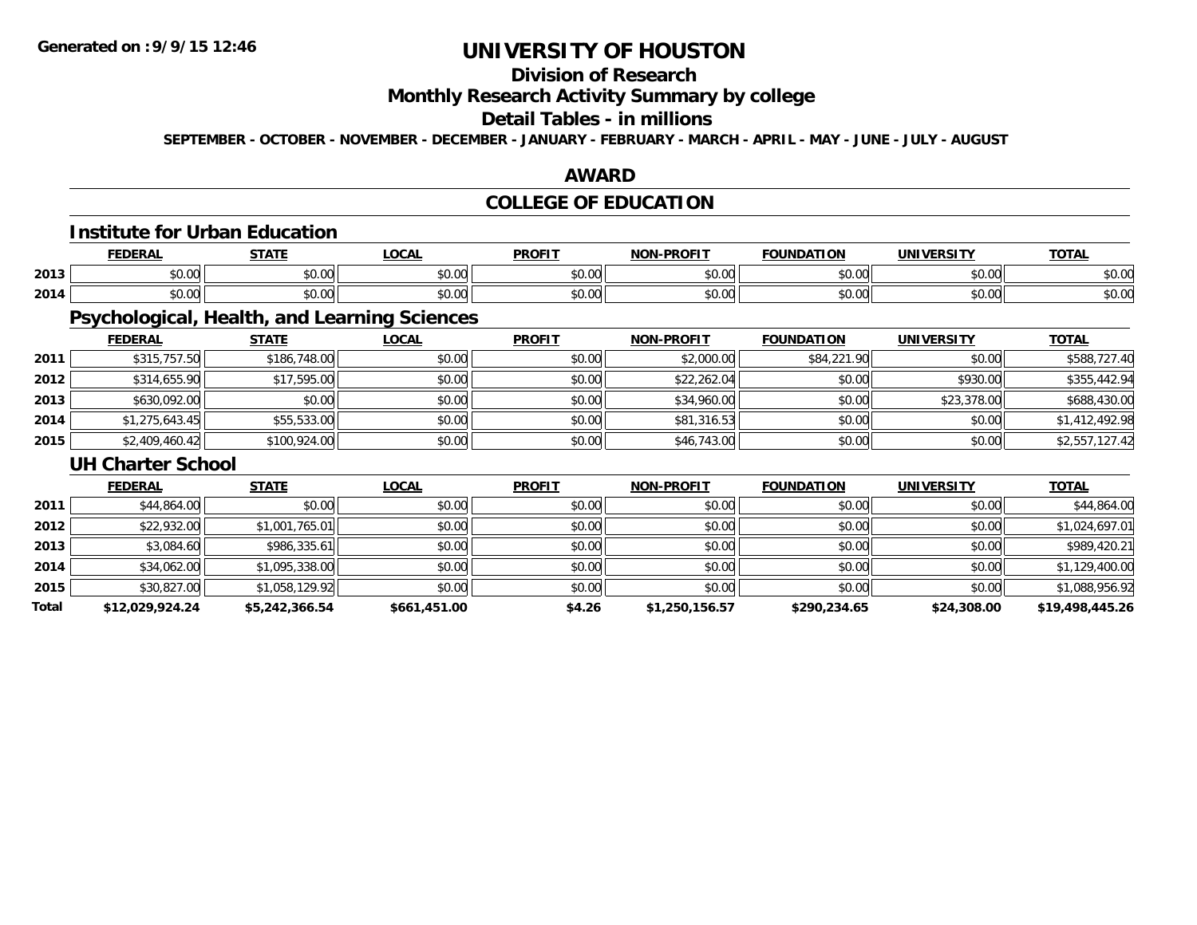Generated on :9/9/15 12:46

# UNIVERSITY OF HOUSTON

## Division of Research

## Monthly Research Activity Summary by college

## Detail Tables - in millions

**SEPTEMBER - OCTOBER - NOVEMBER - DECEMBER - JANUARY - FEBRUARY - MARCH - APRIL - MAY - JUNE - JULY - AUGUST**

## AWARD

## COLLEGE OF EDUCATION

### Institute for Urban Education

| | FEDERAL | STATE | LOCAL | PROFIT | NON-PROFIT | FOUNDATION | UNIVERSITY | TOTAL |
|---|---|---|---|---|---|---|---|---|
| 2013 | $0.00 | $0.00 | $0.00 | $0.00 | $0.00 | $0.00 | $0.00 | $0.00 |
| 2014 | $0.00 | $0.00 | $0.00 | $0.00 | $0.00 | $0.00 | $0.00 | $0.00 |

### Psychological, Health, and Learning Sciences

| | FEDERAL | STATE | LOCAL | PROFIT | NON-PROFIT | FOUNDATION | UNIVERSITY | TOTAL |
|---|---|---|---|---|---|---|---|---|
| 2011 | $315,757.50 | $186,748.00 | $0.00 | $0.00 | $2,000.00 | $84,221.90 | $0.00 | $588,727.40 |
| 2012 | $314,655.90 | $17,595.00 | $0.00 | $0.00 | $22,262.04 | $0.00 | $930.00 | $355,442.94 |
| 2013 | $630,092.00 | $0.00 | $0.00 | $0.00 | $34,960.00 | $0.00 | $23,378.00 | $688,430.00 |
| 2014 | $1,275,643.45 | $55,533.00 | $0.00 | $0.00 | $81,316.53 | $0.00 | $0.00 | $1,412,492.98 |
| 2015 | $2,409,460.42 | $100,924.00 | $0.00 | $0.00 | $46,743.00 | $0.00 | $0.00 | $2,557,127.42 |

### UH Charter School

| | FEDERAL | STATE | LOCAL | PROFIT | NON-PROFIT | FOUNDATION | UNIVERSITY | TOTAL |
|---|---|---|---|---|---|---|---|---|
| 2011 | $44,864.00 | $0.00 | $0.00 | $0.00 | $0.00 | $0.00 | $0.00 | $44,864.00 |
| 2012 | $22,932.00 | $1,001,765.01 | $0.00 | $0.00 | $0.00 | $0.00 | $0.00 | $1,024,697.01 |
| 2013 | $3,084.60 | $986,335.61 | $0.00 | $0.00 | $0.00 | $0.00 | $0.00 | $989,420.21 |
| 2014 | $34,062.00 | $1,095,338.00 | $0.00 | $0.00 | $0.00 | $0.00 | $0.00 | $1,129,400.00 |
| 2015 | $30,827.00 | $1,058,129.92 | $0.00 | $0.00 | $0.00 | $0.00 | $0.00 | $1,088,956.92 |
| **Total** | **$12,029,924.24** | **$5,242,366.54** | **$661,451.00** | **$4.26** | **$1,250,156.57** | **$290,234.65** | **$24,308.00** | **$19,498,445.26** |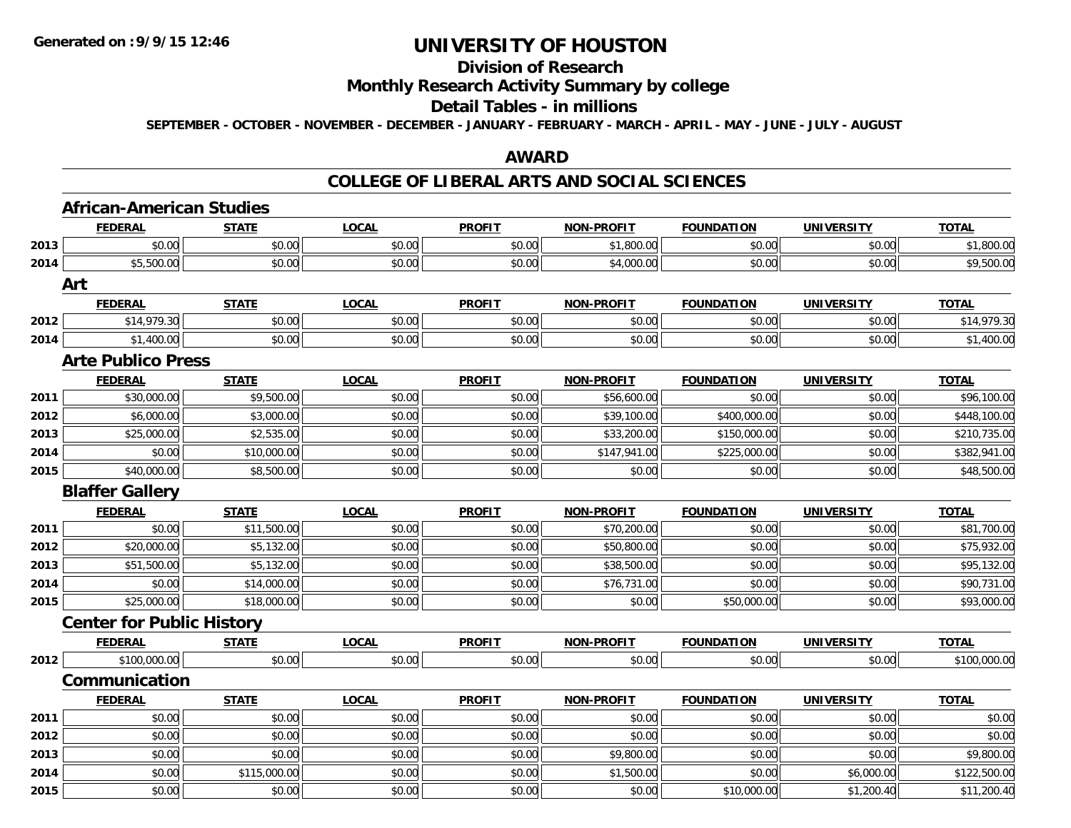**Generated on :9/9/15 12:46**

# UNIVERSITY OF HOUSTON

## Division of Research

## Monthly Research Activity Summary by college

## Detail Tables - in millions

**SEPTEMBER - OCTOBER - NOVEMBER - DECEMBER - JANUARY - FEBRUARY - MARCH - APRIL - MAY - JUNE - JULY - AUGUST**

## AWARD

## COLLEGE OF LIBERAL ARTS AND SOCIAL SCIENCES

### African-American Studies

| | FEDERAL | STATE | LOCAL | PROFIT | NON-PROFIT | FOUNDATION | UNIVERSITY | TOTAL |
|---|---|---|---|---|---|---|---|---|
| 2013 | $0.00 | $0.00 | $0.00 | $0.00 | $1,800.00 | $0.00 | $0.00 | $1,800.00 |
| 2014 | $5,500.00 | $0.00 | $0.00 | $0.00 | $4,000.00 | $0.00 | $0.00 | $9,500.00 |

### Art

| | FEDERAL | STATE | LOCAL | PROFIT | NON-PROFIT | FOUNDATION | UNIVERSITY | TOTAL |
|---|---|---|---|---|---|---|---|---|
| 2012 | $14,979.30 | $0.00 | $0.00 | $0.00 | $0.00 | $0.00 | $0.00 | $14,979.30 |
| 2014 | $1,400.00 | $0.00 | $0.00 | $0.00 | $0.00 | $0.00 | $0.00 | $1,400.00 |

### Arte Publico Press

| | FEDERAL | STATE | LOCAL | PROFIT | NON-PROFIT | FOUNDATION | UNIVERSITY | TOTAL |
|---|---|---|---|---|---|---|---|---|
| 2011 | $30,000.00 | $9,500.00 | $0.00 | $0.00 | $56,600.00 | $0.00 | $0.00 | $96,100.00 |
| 2012 | $6,000.00 | $3,000.00 | $0.00 | $0.00 | $39,100.00 | $400,000.00 | $0.00 | $448,100.00 |
| 2013 | $25,000.00 | $2,535.00 | $0.00 | $0.00 | $33,200.00 | $150,000.00 | $0.00 | $210,735.00 |
| 2014 | $0.00 | $10,000.00 | $0.00 | $0.00 | $147,941.00 | $225,000.00 | $0.00 | $382,941.00 |
| 2015 | $40,000.00 | $8,500.00 | $0.00 | $0.00 | $0.00 | $0.00 | $0.00 | $48,500.00 |

### Blaffer Gallery

| | FEDERAL | STATE | LOCAL | PROFIT | NON-PROFIT | FOUNDATION | UNIVERSITY | TOTAL |
|---|---|---|---|---|---|---|---|---|
| 2011 | $0.00 | $11,500.00 | $0.00 | $0.00 | $70,200.00 | $0.00 | $0.00 | $81,700.00 |
| 2012 | $20,000.00 | $5,132.00 | $0.00 | $0.00 | $50,800.00 | $0.00 | $0.00 | $75,932.00 |
| 2013 | $51,500.00 | $5,132.00 | $0.00 | $0.00 | $38,500.00 | $0.00 | $0.00 | $95,132.00 |
| 2014 | $0.00 | $14,000.00 | $0.00 | $0.00 | $76,731.00 | $0.00 | $0.00 | $90,731.00 |
| 2015 | $25,000.00 | $18,000.00 | $0.00 | $0.00 | $0.00 | $50,000.00 | $0.00 | $93,000.00 |

### Center for Public History

| | FEDERAL | STATE | LOCAL | PROFIT | NON-PROFIT | FOUNDATION | UNIVERSITY | TOTAL |
|---|---|---|---|---|---|---|---|---|
| 2012 | $100,000.00 | $0.00 | $0.00 | $0.00 | $0.00 | $0.00 | $0.00 | $100,000.00 |

### Communication

| | FEDERAL | STATE | LOCAL | PROFIT | NON-PROFIT | FOUNDATION | UNIVERSITY | TOTAL |
|---|---|---|---|---|---|---|---|---|
| 2011 | $0.00 | $0.00 | $0.00 | $0.00 | $0.00 | $0.00 | $0.00 | $0.00 |
| 2012 | $0.00 | $0.00 | $0.00 | $0.00 | $0.00 | $0.00 | $0.00 | $0.00 |
| 2013 | $0.00 | $0.00 | $0.00 | $0.00 | $9,800.00 | $0.00 | $0.00 | $9,800.00 |
| 2014 | $0.00 | $115,000.00 | $0.00 | $0.00 | $1,500.00 | $0.00 | $6,000.00 | $122,500.00 |
| 2015 | $0.00 | $0.00 | $0.00 | $0.00 | $0.00 | $10,000.00 | $1,200.40 | $11,200.40 |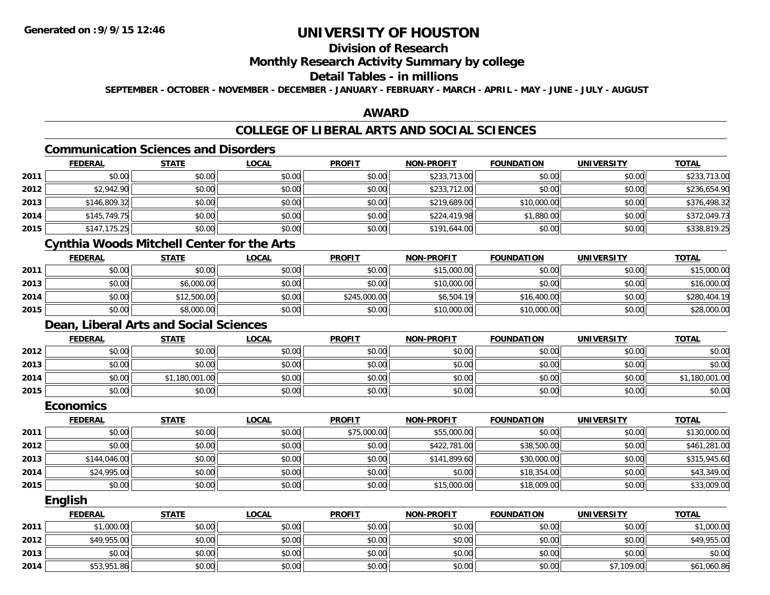# UNIVERSITY OF HOUSTON

## Division of Research

## Monthly Research Activity Summary by college

## Detail Tables - in millions

**SEPTEMBER - OCTOBER - NOVEMBER - DECEMBER - JANUARY - FEBRUARY - MARCH - APRIL - MAY - JUNE - JULY - AUGUST**

## AWARD

## COLLEGE OF LIBERAL ARTS AND SOCIAL SCIENCES

### Communication Sciences and Disorders

| | FEDERAL | STATE | LOCAL | PROFIT | NON-PROFIT | FOUNDATION | UNIVERSITY | TOTAL |
|---|---|---|---|---|---|---|---|---|
| 2011 | $0.00 | $0.00 | $0.00 | $0.00 | $233,713.00 | $0.00 | $0.00 | $233,713.00 |
| 2012 | $2,942.90 | $0.00 | $0.00 | $0.00 | $233,712.00 | $0.00 | $0.00 | $236,654.90 |
| 2013 | $146,809.32 | $0.00 | $0.00 | $0.00 | $219,689.00 | $10,000.00 | $0.00 | $376,498.32 |
| 2014 | $145,749.75 | $0.00 | $0.00 | $0.00 | $224,419.98 | $1,880.00 | $0.00 | $372,049.73 |
| 2015 | $147,175.25 | $0.00 | $0.00 | $0.00 | $191,644.00 | $0.00 | $0.00 | $338,819.25 |

### Cynthia Woods Mitchell Center for the Arts

| | FEDERAL | STATE | LOCAL | PROFIT | NON-PROFIT | FOUNDATION | UNIVERSITY | TOTAL |
|---|---|---|---|---|---|---|---|---|
| 2011 | $0.00 | $0.00 | $0.00 | $0.00 | $15,000.00 | $0.00 | $0.00 | $15,000.00 |
| 2013 | $0.00 | $6,000.00 | $0.00 | $0.00 | $10,000.00 | $0.00 | $0.00 | $16,000.00 |
| 2014 | $0.00 | $12,500.00 | $0.00 | $245,000.00 | $6,504.19 | $16,400.00 | $0.00 | $280,404.19 |
| 2015 | $0.00 | $8,000.00 | $0.00 | $0.00 | $10,000.00 | $10,000.00 | $0.00 | $28,000.00 |

### Dean, Liberal Arts and Social Sciences

| | FEDERAL | STATE | LOCAL | PROFIT | NON-PROFIT | FOUNDATION | UNIVERSITY | TOTAL |
|---|---|---|---|---|---|---|---|---|
| 2012 | $0.00 | $0.00 | $0.00 | $0.00 | $0.00 | $0.00 | $0.00 | $0.00 |
| 2013 | $0.00 | $0.00 | $0.00 | $0.00 | $0.00 | $0.00 | $0.00 | $0.00 |
| 2014 | $0.00 | $1,180,001.00 | $0.00 | $0.00 | $0.00 | $0.00 | $0.00 | $1,180,001.00 |
| 2015 | $0.00 | $0.00 | $0.00 | $0.00 | $0.00 | $0.00 | $0.00 | $0.00 |

### Economics

| | FEDERAL | STATE | LOCAL | PROFIT | NON-PROFIT | FOUNDATION | UNIVERSITY | TOTAL |
|---|---|---|---|---|---|---|---|---|
| 2011 | $0.00 | $0.00 | $0.00 | $75,000.00 | $55,000.00 | $0.00 | $0.00 | $130,000.00 |
| 2012 | $0.00 | $0.00 | $0.00 | $0.00 | $422,781.00 | $38,500.00 | $0.00 | $461,281.00 |
| 2013 | $144,046.00 | $0.00 | $0.00 | $0.00 | $141,899.60 | $30,000.00 | $0.00 | $315,945.60 |
| 2014 | $24,995.00 | $0.00 | $0.00 | $0.00 | $0.00 | $18,354.00 | $0.00 | $43,349.00 |
| 2015 | $0.00 | $0.00 | $0.00 | $0.00 | $15,000.00 | $18,009.00 | $0.00 | $33,009.00 |

### English

| | FEDERAL | STATE | LOCAL | PROFIT | NON-PROFIT | FOUNDATION | UNIVERSITY | TOTAL |
|---|---|---|---|---|---|---|---|---|
| 2011 | $1,000.00 | $0.00 | $0.00 | $0.00 | $0.00 | $0.00 | $0.00 | $1,000.00 |
| 2012 | $49,955.00 | $0.00 | $0.00 | $0.00 | $0.00 | $0.00 | $0.00 | $49,955.00 |
| 2013 | $0.00 | $0.00 | $0.00 | $0.00 | $0.00 | $0.00 | $0.00 | $0.00 |
| 2014 | $53,951.86 | $0.00 | $0.00 | $0.00 | $0.00 | $0.00 | $7,109.00 | $61,060.86 |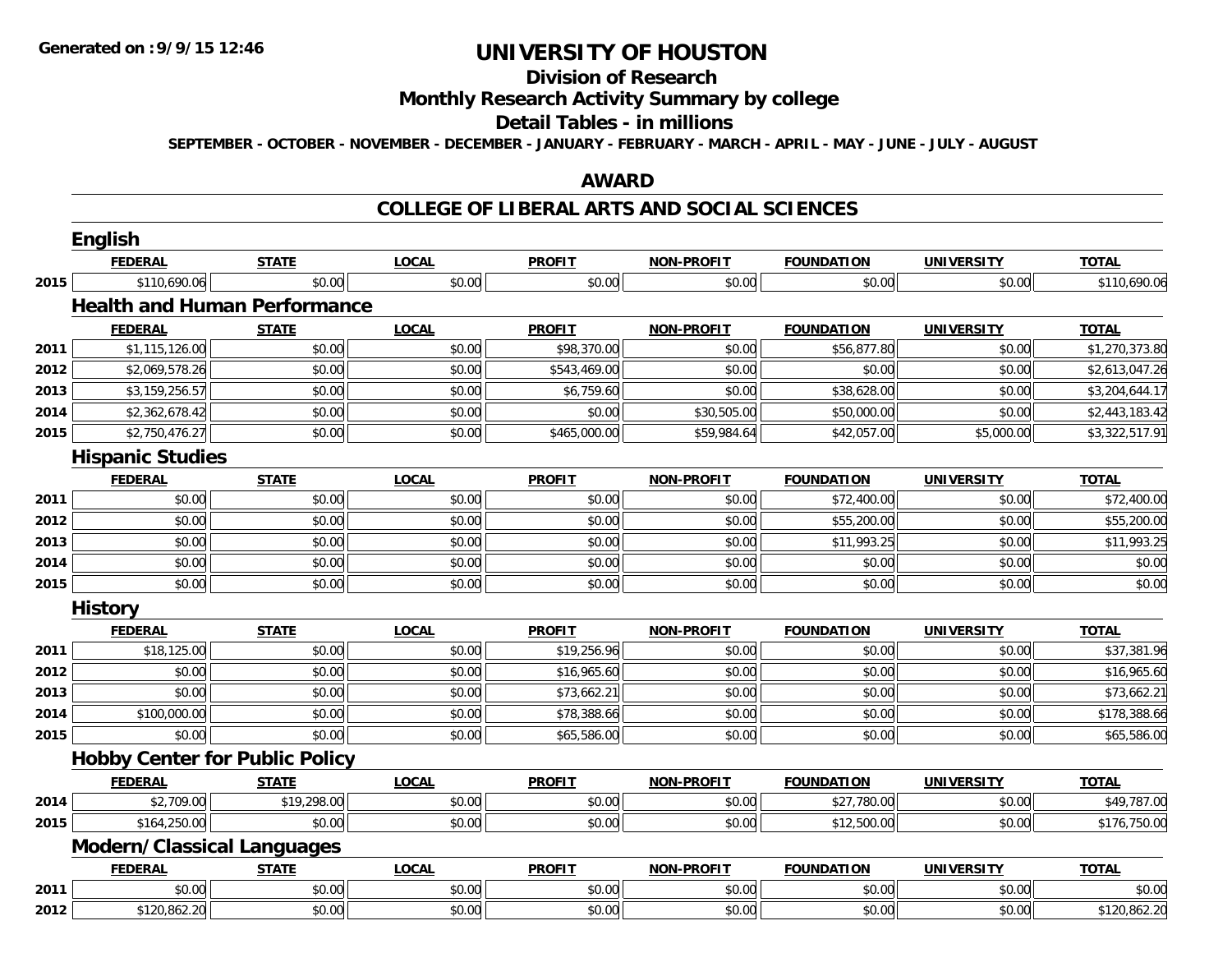# UNIVERSITY OF HOUSTON

## Division of Research

## Monthly Research Activity Summary by college

## Detail Tables - in millions

**SEPTEMBER - OCTOBER - NOVEMBER - DECEMBER - JANUARY - FEBRUARY - MARCH - APRIL - MAY - JUNE - JULY - AUGUST**

## AWARD

## COLLEGE OF LIBERAL ARTS AND SOCIAL SCIENCES

### English

| | FEDERAL | STATE | LOCAL | PROFIT | NON-PROFIT | FOUNDATION | UNIVERSITY | TOTAL |
|---|---|---|---|---|---|---|---|---|
| 2015 | $110,690.06 | $0.00 | $0.00 | $0.00 | $0.00 | $0.00 | $0.00 | $110,690.06 |

### Health and Human Performance

| | FEDERAL | STATE | LOCAL | PROFIT | NON-PROFIT | FOUNDATION | UNIVERSITY | TOTAL |
|---|---|---|---|---|---|---|---|---|
| 2011 | $1,115,126.00 | $0.00 | $0.00 | $98,370.00 | $0.00 | $56,877.80 | $0.00 | $1,270,373.80 |
| 2012 | $2,069,578.26 | $0.00 | $0.00 | $543,469.00 | $0.00 | $0.00 | $0.00 | $2,613,047.26 |
| 2013 | $3,159,256.57 | $0.00 | $0.00 | $6,759.60 | $0.00 | $38,628.00 | $0.00 | $3,204,644.17 |
| 2014 | $2,362,678.42 | $0.00 | $0.00 | $0.00 | $30,505.00 | $50,000.00 | $0.00 | $2,443,183.42 |
| 2015 | $2,750,476.27 | $0.00 | $0.00 | $465,000.00 | $59,984.64 | $42,057.00 | $5,000.00 | $3,322,517.91 |

### Hispanic Studies

| | FEDERAL | STATE | LOCAL | PROFIT | NON-PROFIT | FOUNDATION | UNIVERSITY | TOTAL |
|---|---|---|---|---|---|---|---|---|
| 2011 | $0.00 | $0.00 | $0.00 | $0.00 | $0.00 | $72,400.00 | $0.00 | $72,400.00 |
| 2012 | $0.00 | $0.00 | $0.00 | $0.00 | $0.00 | $55,200.00 | $0.00 | $55,200.00 |
| 2013 | $0.00 | $0.00 | $0.00 | $0.00 | $0.00 | $11,993.25 | $0.00 | $11,993.25 |
| 2014 | $0.00 | $0.00 | $0.00 | $0.00 | $0.00 | $0.00 | $0.00 | $0.00 |
| 2015 | $0.00 | $0.00 | $0.00 | $0.00 | $0.00 | $0.00 | $0.00 | $0.00 |

### History

| | FEDERAL | STATE | LOCAL | PROFIT | NON-PROFIT | FOUNDATION | UNIVERSITY | TOTAL |
|---|---|---|---|---|---|---|---|---|
| 2011 | $18,125.00 | $0.00 | $0.00 | $19,256.96 | $0.00 | $0.00 | $0.00 | $37,381.96 |
| 2012 | $0.00 | $0.00 | $0.00 | $16,965.60 | $0.00 | $0.00 | $0.00 | $16,965.60 |
| 2013 | $0.00 | $0.00 | $0.00 | $73,662.21 | $0.00 | $0.00 | $0.00 | $73,662.21 |
| 2014 | $100,000.00 | $0.00 | $0.00 | $78,388.66 | $0.00 | $0.00 | $0.00 | $178,388.66 |
| 2015 | $0.00 | $0.00 | $0.00 | $65,586.00 | $0.00 | $0.00 | $0.00 | $65,586.00 |

### Hobby Center for Public Policy

| | FEDERAL | STATE | LOCAL | PROFIT | NON-PROFIT | FOUNDATION | UNIVERSITY | TOTAL |
|---|---|---|---|---|---|---|---|---|
| 2014 | $2,709.00 | $19,298.00 | $0.00 | $0.00 | $0.00 | $27,780.00 | $0.00 | $49,787.00 |
| 2015 | $164,250.00 | $0.00 | $0.00 | $0.00 | $0.00 | $12,500.00 | $0.00 | $176,750.00 |

### Modern/Classical Languages

| | FEDERAL | STATE | LOCAL | PROFIT | NON-PROFIT | FOUNDATION | UNIVERSITY | TOTAL |
|---|---|---|---|---|---|---|---|---|
| 2011 | $0.00 | $0.00 | $0.00 | $0.00 | $0.00 | $0.00 | $0.00 | $0.00 |
| 2012 | $120,862.20 | $0.00 | $0.00 | $0.00 | $0.00 | $0.00 | $0.00 | $120,862.20 |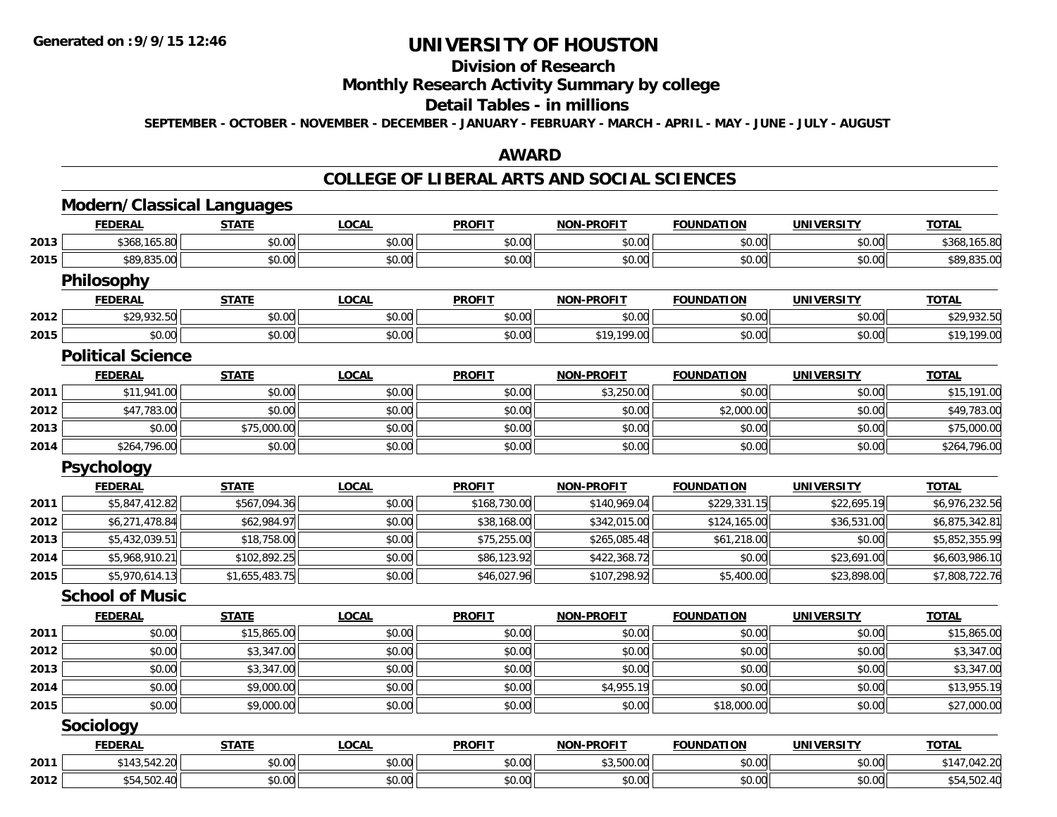# UNIVERSITY OF HOUSTON

## Division of Research

## Monthly Research Activity Summary by college

## Detail Tables - in millions

**SEPTEMBER - OCTOBER - NOVEMBER - DECEMBER - JANUARY - FEBRUARY - MARCH - APRIL - MAY - JUNE - JULY - AUGUST**

## AWARD

## COLLEGE OF LIBERAL ARTS AND SOCIAL SCIENCES

### Modern/Classical Languages

| | FEDERAL | STATE | LOCAL | PROFIT | NON-PROFIT | FOUNDATION | UNIVERSITY | TOTAL |
|---|---|---|---|---|---|---|---|---|
| 2013 | $368,165.80 | $0.00 | $0.00 | $0.00 | $0.00 | $0.00 | $0.00 | $368,165.80 |
| 2015 | $89,835.00 | $0.00 | $0.00 | $0.00 | $0.00 | $0.00 | $0.00 | $89,835.00 |

### Philosophy

| | FEDERAL | STATE | LOCAL | PROFIT | NON-PROFIT | FOUNDATION | UNIVERSITY | TOTAL |
|---|---|---|---|---|---|---|---|---|
| 2012 | $29,932.50 | $0.00 | $0.00 | $0.00 | $0.00 | $0.00 | $0.00 | $29,932.50 |
| 2015 | $0.00 | $0.00 | $0.00 | $0.00 | $19,199.00 | $0.00 | $0.00 | $19,199.00 |

### Political Science

| | FEDERAL | STATE | LOCAL | PROFIT | NON-PROFIT | FOUNDATION | UNIVERSITY | TOTAL |
|---|---|---|---|---|---|---|---|---|
| 2011 | $11,941.00 | $0.00 | $0.00 | $0.00 | $3,250.00 | $0.00 | $0.00 | $15,191.00 |
| 2012 | $47,783.00 | $0.00 | $0.00 | $0.00 | $0.00 | $2,000.00 | $0.00 | $49,783.00 |
| 2013 | $0.00 | $75,000.00 | $0.00 | $0.00 | $0.00 | $0.00 | $0.00 | $75,000.00 |
| 2014 | $264,796.00 | $0.00 | $0.00 | $0.00 | $0.00 | $0.00 | $0.00 | $264,796.00 |

### Psychology

| | FEDERAL | STATE | LOCAL | PROFIT | NON-PROFIT | FOUNDATION | UNIVERSITY | TOTAL |
|---|---|---|---|---|---|---|---|---|
| 2011 | $5,847,412.82 | $567,094.36 | $0.00 | $168,730.00 | $140,969.04 | $229,331.15 | $22,695.19 | $6,976,232.56 |
| 2012 | $6,271,478.84 | $62,984.97 | $0.00 | $38,168.00 | $342,015.00 | $124,165.00 | $36,531.00 | $6,875,342.81 |
| 2013 | $5,432,039.51 | $18,758.00 | $0.00 | $75,255.00 | $265,085.48 | $61,218.00 | $0.00 | $5,852,355.99 |
| 2014 | $5,968,910.21 | $102,892.25 | $0.00 | $86,123.92 | $422,368.72 | $0.00 | $23,691.00 | $6,603,986.10 |
| 2015 | $5,970,614.13 | $1,655,483.75 | $0.00 | $46,027.96 | $107,298.92 | $5,400.00 | $23,898.00 | $7,808,722.76 |

### School of Music

| | FEDERAL | STATE | LOCAL | PROFIT | NON-PROFIT | FOUNDATION | UNIVERSITY | TOTAL |
|---|---|---|---|---|---|---|---|---|
| 2011 | $0.00 | $15,865.00 | $0.00 | $0.00 | $0.00 | $0.00 | $0.00 | $15,865.00 |
| 2012 | $0.00 | $3,347.00 | $0.00 | $0.00 | $0.00 | $0.00 | $0.00 | $3,347.00 |
| 2013 | $0.00 | $3,347.00 | $0.00 | $0.00 | $0.00 | $0.00 | $0.00 | $3,347.00 |
| 2014 | $0.00 | $9,000.00 | $0.00 | $0.00 | $4,955.19 | $0.00 | $0.00 | $13,955.19 |
| 2015 | $0.00 | $9,000.00 | $0.00 | $0.00 | $0.00 | $18,000.00 | $0.00 | $27,000.00 |

### Sociology

| | FEDERAL | STATE | LOCAL | PROFIT | NON-PROFIT | FOUNDATION | UNIVERSITY | TOTAL |
|---|---|---|---|---|---|---|---|---|
| 2011 | $143,542.20 | $0.00 | $0.00 | $0.00 | $3,500.00 | $0.00 | $0.00 | $147,042.20 |
| 2012 | $54,502.40 | $0.00 | $0.00 | $0.00 | $0.00 | $0.00 | $0.00 | $54,502.40 |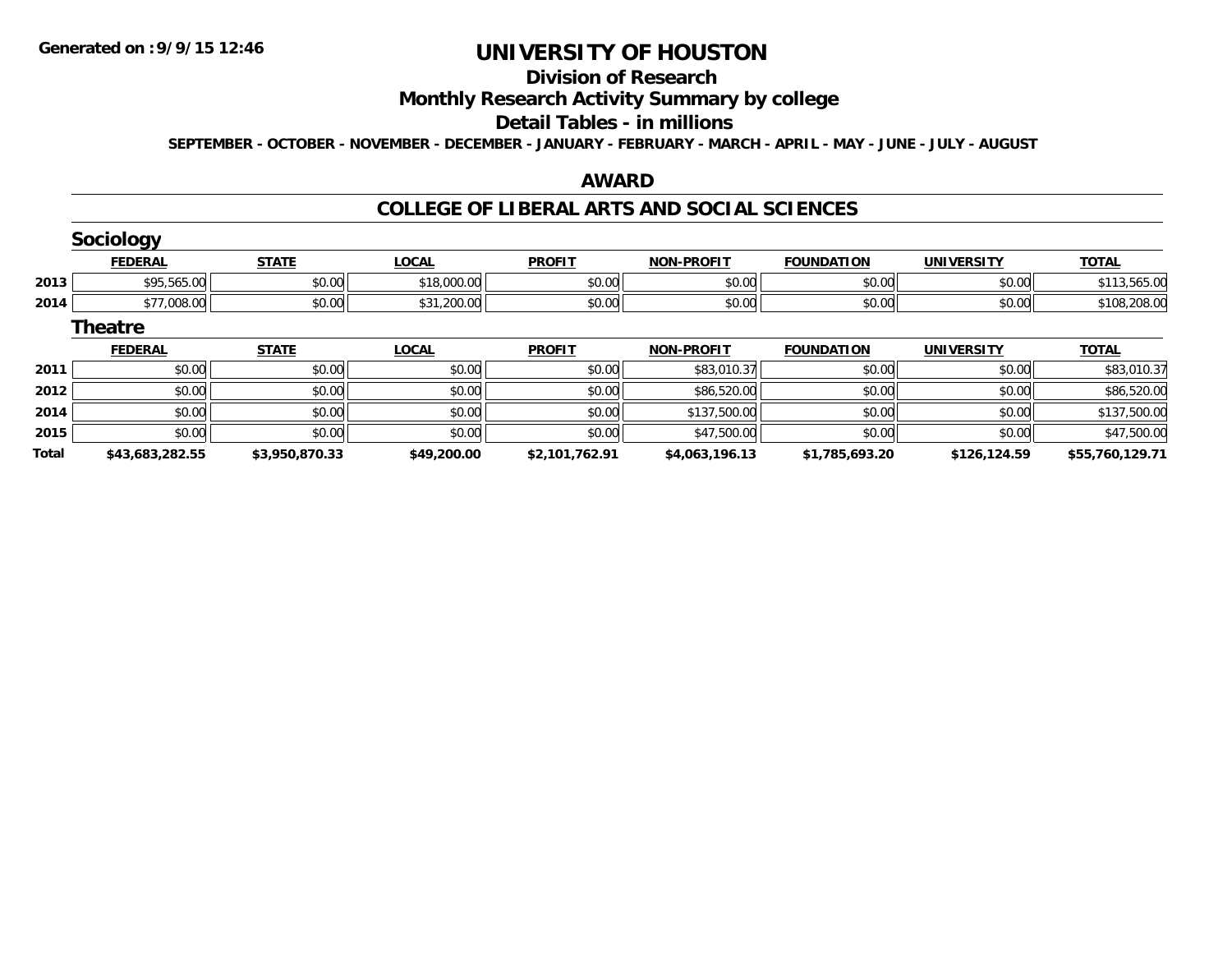# UNIVERSITY OF HOUSTON

## Division of Research

## Monthly Research Activity Summary by college

## Detail Tables - in millions

**SEPTEMBER - OCTOBER - NOVEMBER - DECEMBER - JANUARY - FEBRUARY - MARCH - APRIL - MAY - JUNE - JULY - AUGUST**

## AWARD

## COLLEGE OF LIBERAL ARTS AND SOCIAL SCIENCES

### Sociology

| | FEDERAL | STATE | LOCAL | PROFIT | NON-PROFIT | FOUNDATION | UNIVERSITY | TOTAL |
|---|---|---|---|---|---|---|---|---|
| 2013 | $95,565.00 | $0.00 | $18,000.00 | $0.00 | $0.00 | $0.00 | $0.00 | $113,565.00 |
| 2014 | $77,008.00 | $0.00 | $31,200.00 | $0.00 | $0.00 | $0.00 | $0.00 | $108,208.00 |

### Theatre

| | FEDERAL | STATE | LOCAL | PROFIT | NON-PROFIT | FOUNDATION | UNIVERSITY | TOTAL |
|---|---|---|---|---|---|---|---|---|
| 2011 | $0.00 | $0.00 | $0.00 | $0.00 | $83,010.37 | $0.00 | $0.00 | $83,010.37 |
| 2012 | $0.00 | $0.00 | $0.00 | $0.00 | $86,520.00 | $0.00 | $0.00 | $86,520.00 |
| 2014 | $0.00 | $0.00 | $0.00 | $0.00 | $137,500.00 | $0.00 | $0.00 | $137,500.00 |
| 2015 | $0.00 | $0.00 | $0.00 | $0.00 | $47,500.00 | $0.00 | $0.00 | $47,500.00 |
| **Total** | **$43,683,282.55** | **$3,950,870.33** | **$49,200.00** | **$2,101,762.91** | **$4,063,196.13** | **$1,785,693.20** | **$126,124.59** | **$55,760,129.71** |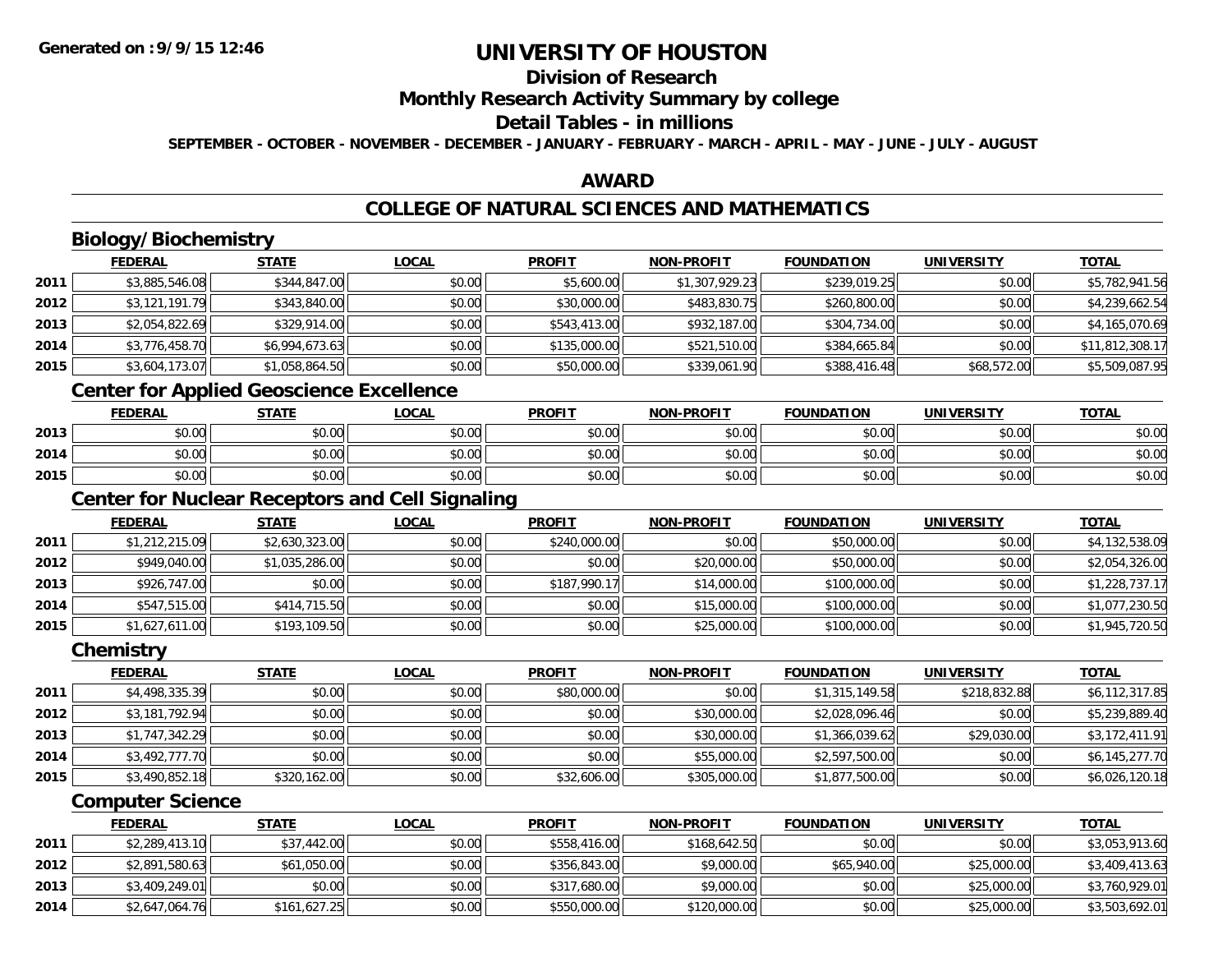# UNIVERSITY OF HOUSTON

## Division of Research

## Monthly Research Activity Summary by college

## Detail Tables - in millions

**SEPTEMBER - OCTOBER - NOVEMBER - DECEMBER - JANUARY - FEBRUARY - MARCH - APRIL - MAY - JUNE - JULY - AUGUST**

## AWARD

## COLLEGE OF NATURAL SCIENCES AND MATHEMATICS

### Biology/Biochemistry

| | FEDERAL | STATE | LOCAL | PROFIT | NON-PROFIT | FOUNDATION | UNIVERSITY | TOTAL |
|---|---|---|---|---|---|---|---|---|
| 2011 | $3,885,546.08 | $344,847.00 | $0.00 | $5,600.00 | $1,307,929.23 | $239,019.25 | $0.00 | $5,782,941.56 |
| 2012 | $3,121,191.79 | $343,840.00 | $0.00 | $30,000.00 | $483,830.75 | $260,800.00 | $0.00 | $4,239,662.54 |
| 2013 | $2,054,822.69 | $329,914.00 | $0.00 | $543,413.00 | $932,187.00 | $304,734.00 | $0.00 | $4,165,070.69 |
| 2014 | $3,776,458.70 | $6,994,673.63 | $0.00 | $135,000.00 | $521,510.00 | $384,665.84 | $0.00 | $11,812,308.17 |
| 2015 | $3,604,173.07 | $1,058,864.50 | $0.00 | $50,000.00 | $339,061.90 | $388,416.48 | $68,572.00 | $5,509,087.95 |

### Center for Applied Geoscience Excellence

| | FEDERAL | STATE | LOCAL | PROFIT | NON-PROFIT | FOUNDATION | UNIVERSITY | TOTAL |
|---|---|---|---|---|---|---|---|---|
| 2013 | $0.00 | $0.00 | $0.00 | $0.00 | $0.00 | $0.00 | $0.00 | $0.00 |
| 2014 | $0.00 | $0.00 | $0.00 | $0.00 | $0.00 | $0.00 | $0.00 | $0.00 |
| 2015 | $0.00 | $0.00 | $0.00 | $0.00 | $0.00 | $0.00 | $0.00 | $0.00 |

### Center for Nuclear Receptors and Cell Signaling

| | FEDERAL | STATE | LOCAL | PROFIT | NON-PROFIT | FOUNDATION | UNIVERSITY | TOTAL |
|---|---|---|---|---|---|---|---|---|
| 2011 | $1,212,215.09 | $2,630,323.00 | $0.00 | $240,000.00 | $0.00 | $50,000.00 | $0.00 | $4,132,538.09 |
| 2012 | $949,040.00 | $1,035,286.00 | $0.00 | $0.00 | $20,000.00 | $50,000.00 | $0.00 | $2,054,326.00 |
| 2013 | $926,747.00 | $0.00 | $0.00 | $187,990.17 | $14,000.00 | $100,000.00 | $0.00 | $1,228,737.17 |
| 2014 | $547,515.00 | $414,715.50 | $0.00 | $0.00 | $15,000.00 | $100,000.00 | $0.00 | $1,077,230.50 |
| 2015 | $1,627,611.00 | $193,109.50 | $0.00 | $0.00 | $25,000.00 | $100,000.00 | $0.00 | $1,945,720.50 |

### Chemistry

| | FEDERAL | STATE | LOCAL | PROFIT | NON-PROFIT | FOUNDATION | UNIVERSITY | TOTAL |
|---|---|---|---|---|---|---|---|---|
| 2011 | $4,498,335.39 | $0.00 | $0.00 | $80,000.00 | $0.00 | $1,315,149.58 | $218,832.88 | $6,112,317.85 |
| 2012 | $3,181,792.94 | $0.00 | $0.00 | $0.00 | $30,000.00 | $2,028,096.46 | $0.00 | $5,239,889.40 |
| 2013 | $1,747,342.29 | $0.00 | $0.00 | $0.00 | $30,000.00 | $1,366,039.62 | $29,030.00 | $3,172,411.91 |
| 2014 | $3,492,777.70 | $0.00 | $0.00 | $0.00 | $55,000.00 | $2,597,500.00 | $0.00 | $6,145,277.70 |
| 2015 | $3,490,852.18 | $320,162.00 | $0.00 | $32,606.00 | $305,000.00 | $1,877,500.00 | $0.00 | $6,026,120.18 |

### Computer Science

| | FEDERAL | STATE | LOCAL | PROFIT | NON-PROFIT | FOUNDATION | UNIVERSITY | TOTAL |
|---|---|---|---|---|---|---|---|---|
| 2011 | $2,289,413.10 | $37,442.00 | $0.00 | $558,416.00 | $168,642.50 | $0.00 | $0.00 | $3,053,913.60 |
| 2012 | $2,891,580.63 | $61,050.00 | $0.00 | $356,843.00 | $9,000.00 | $65,940.00 | $25,000.00 | $3,409,413.63 |
| 2013 | $3,409,249.01 | $0.00 | $0.00 | $317,680.00 | $9,000.00 | $0.00 | $25,000.00 | $3,760,929.01 |
| 2014 | $2,647,064.76 | $161,627.25 | $0.00 | $550,000.00 | $120,000.00 | $0.00 | $25,000.00 | $3,503,692.01 |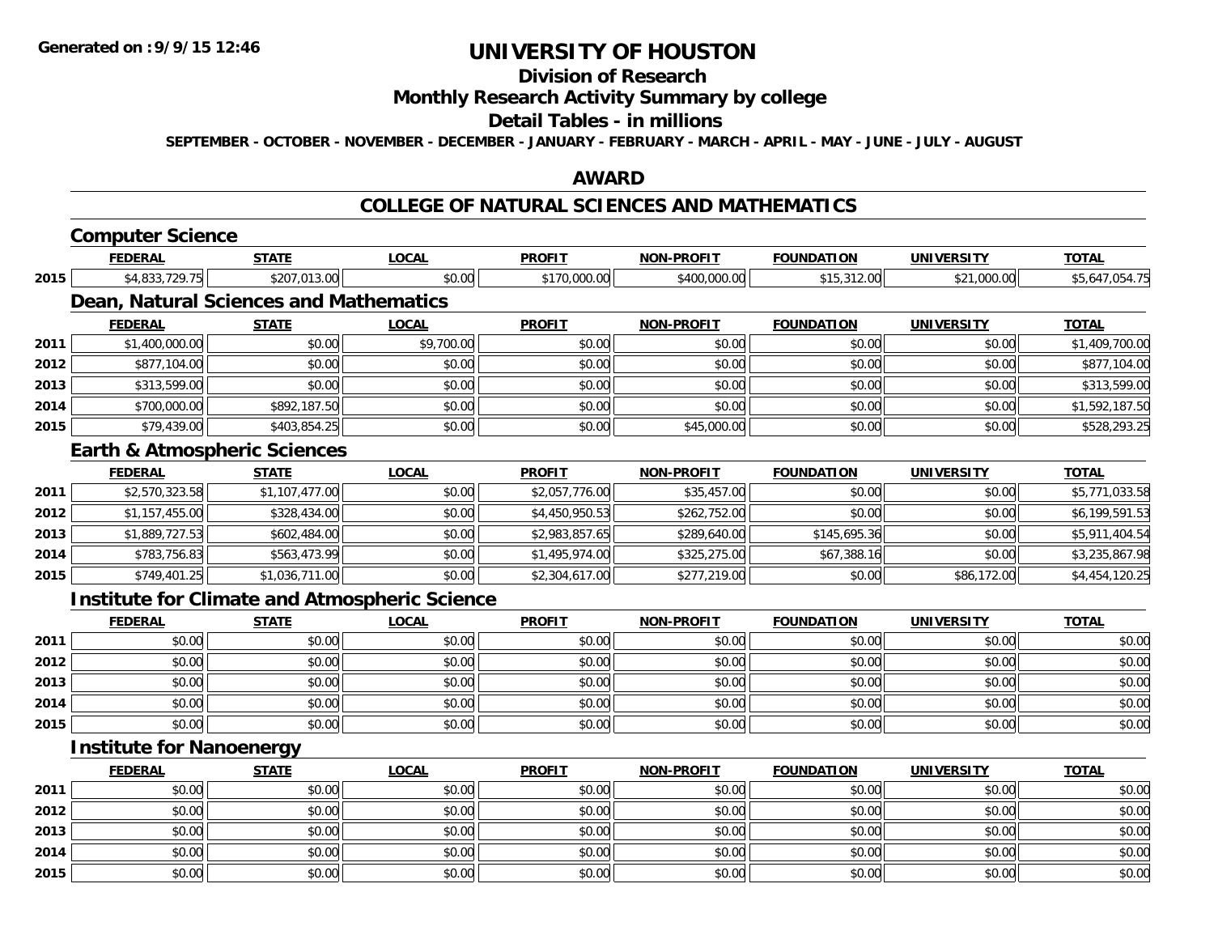# UNIVERSITY OF HOUSTON

## Division of Research

## Monthly Research Activity Summary by college

## Detail Tables - in millions

**SEPTEMBER - OCTOBER - NOVEMBER - DECEMBER - JANUARY - FEBRUARY - MARCH - APRIL - MAY - JUNE - JULY - AUGUST**

## AWARD

## COLLEGE OF NATURAL SCIENCES AND MATHEMATICS

### Computer Science

| | FEDERAL | STATE | LOCAL | PROFIT | NON-PROFIT | FOUNDATION | UNIVERSITY | TOTAL |
|---|---|---|---|---|---|---|---|---|
| 2015 | $4,833,729.75 | $207,013.00 | $0.00 | $170,000.00 | $400,000.00 | $15,312.00 | $21,000.00 | $5,647,054.75 |

### Dean, Natural Sciences and Mathematics

| | FEDERAL | STATE | LOCAL | PROFIT | NON-PROFIT | FOUNDATION | UNIVERSITY | TOTAL |
|---|---|---|---|---|---|---|---|---|
| 2011 | $1,400,000.00 | $0.00 | $9,700.00 | $0.00 | $0.00 | $0.00 | $0.00 | $1,409,700.00 |
| 2012 | $877,104.00 | $0.00 | $0.00 | $0.00 | $0.00 | $0.00 | $0.00 | $877,104.00 |
| 2013 | $313,599.00 | $0.00 | $0.00 | $0.00 | $0.00 | $0.00 | $0.00 | $313,599.00 |
| 2014 | $700,000.00 | $892,187.50 | $0.00 | $0.00 | $0.00 | $0.00 | $0.00 | $1,592,187.50 |
| 2015 | $79,439.00 | $403,854.25 | $0.00 | $0.00 | $45,000.00 | $0.00 | $0.00 | $528,293.25 |

### Earth & Atmospheric Sciences

| | FEDERAL | STATE | LOCAL | PROFIT | NON-PROFIT | FOUNDATION | UNIVERSITY | TOTAL |
|---|---|---|---|---|---|---|---|---|
| 2011 | $2,570,323.58 | $1,107,477.00 | $0.00 | $2,057,776.00 | $35,457.00 | $0.00 | $0.00 | $5,771,033.58 |
| 2012 | $1,157,455.00 | $328,434.00 | $0.00 | $4,450,950.53 | $262,752.00 | $0.00 | $0.00 | $6,199,591.53 |
| 2013 | $1,889,727.53 | $602,484.00 | $0.00 | $2,983,857.65 | $289,640.00 | $145,695.36 | $0.00 | $5,911,404.54 |
| 2014 | $783,756.83 | $563,473.99 | $0.00 | $1,495,974.00 | $325,275.00 | $67,388.16 | $0.00 | $3,235,867.98 |
| 2015 | $749,401.25 | $1,036,711.00 | $0.00 | $2,304,617.00 | $277,219.00 | $0.00 | $86,172.00 | $4,454,120.25 |

### Institute for Climate and Atmospheric Science

| | FEDERAL | STATE | LOCAL | PROFIT | NON-PROFIT | FOUNDATION | UNIVERSITY | TOTAL |
|---|---|---|---|---|---|---|---|---|
| 2011 | $0.00 | $0.00 | $0.00 | $0.00 | $0.00 | $0.00 | $0.00 | $0.00 |
| 2012 | $0.00 | $0.00 | $0.00 | $0.00 | $0.00 | $0.00 | $0.00 | $0.00 |
| 2013 | $0.00 | $0.00 | $0.00 | $0.00 | $0.00 | $0.00 | $0.00 | $0.00 |
| 2014 | $0.00 | $0.00 | $0.00 | $0.00 | $0.00 | $0.00 | $0.00 | $0.00 |
| 2015 | $0.00 | $0.00 | $0.00 | $0.00 | $0.00 | $0.00 | $0.00 | $0.00 |

### Institute for Nanoenergy

| | FEDERAL | STATE | LOCAL | PROFIT | NON-PROFIT | FOUNDATION | UNIVERSITY | TOTAL |
|---|---|---|---|---|---|---|---|---|
| 2011 | $0.00 | $0.00 | $0.00 | $0.00 | $0.00 | $0.00 | $0.00 | $0.00 |
| 2012 | $0.00 | $0.00 | $0.00 | $0.00 | $0.00 | $0.00 | $0.00 | $0.00 |
| 2013 | $0.00 | $0.00 | $0.00 | $0.00 | $0.00 | $0.00 | $0.00 | $0.00 |
| 2014 | $0.00 | $0.00 | $0.00 | $0.00 | $0.00 | $0.00 | $0.00 | $0.00 |
| 2015 | $0.00 | $0.00 | $0.00 | $0.00 | $0.00 | $0.00 | $0.00 | $0.00 |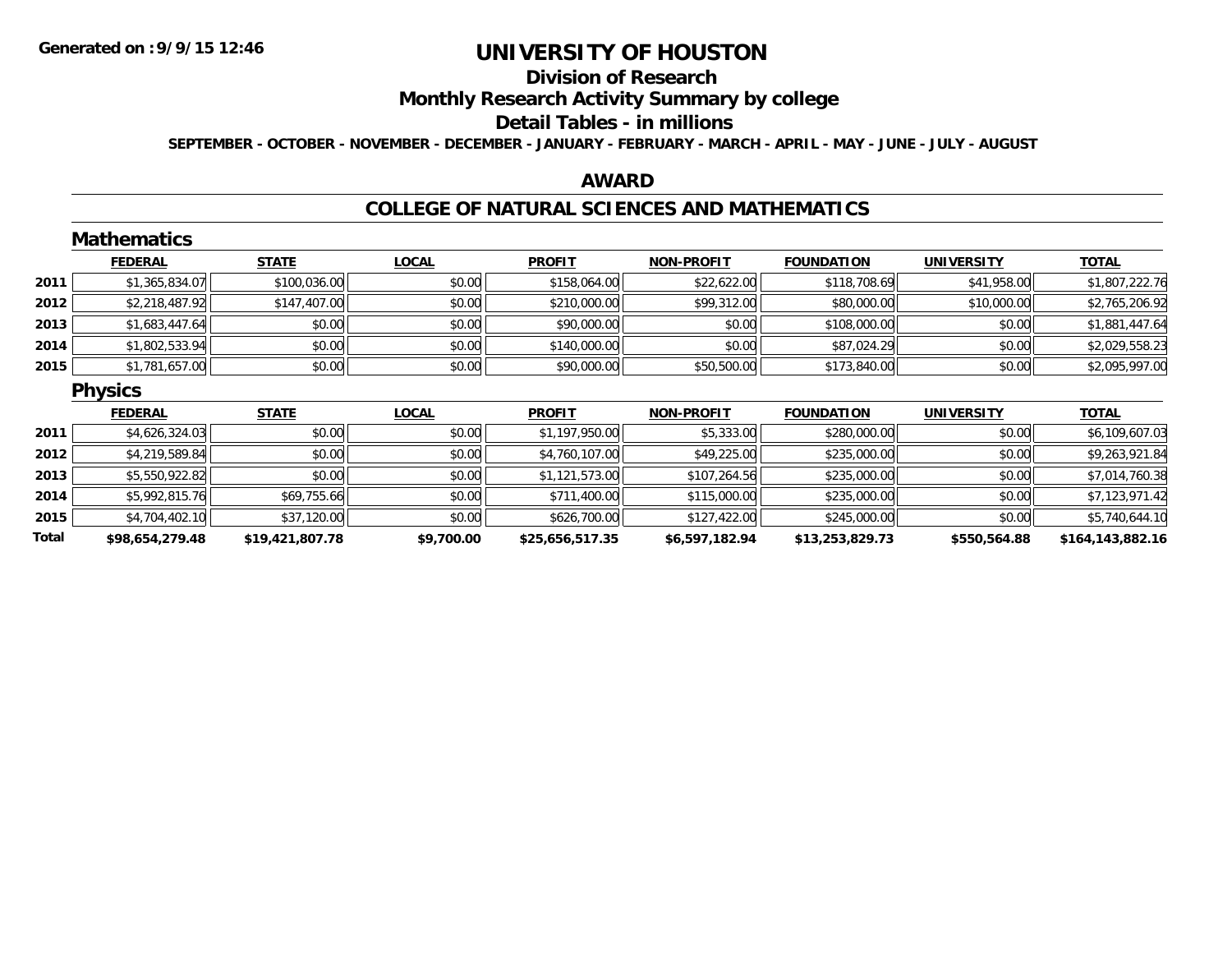# UNIVERSITY OF HOUSTON

## Division of Research

## Monthly Research Activity Summary by college

## Detail Tables - in millions

**SEPTEMBER - OCTOBER - NOVEMBER - DECEMBER - JANUARY - FEBRUARY - MARCH - APRIL - MAY - JUNE - JULY - AUGUST**

## AWARD

## COLLEGE OF NATURAL SCIENCES AND MATHEMATICS

### Mathematics

| | FEDERAL | STATE | LOCAL | PROFIT | NON-PROFIT | FOUNDATION | UNIVERSITY | TOTAL |
|---|---|---|---|---|---|---|---|---|
| 2011 | $1,365,834.07 | $100,036.00 | $0.00 | $158,064.00 | $22,622.00 | $118,708.69 | $41,958.00 | $1,807,222.76 |
| 2012 | $2,218,487.92 | $147,407.00 | $0.00 | $210,000.00 | $99,312.00 | $80,000.00 | $10,000.00 | $2,765,206.92 |
| 2013 | $1,683,447.64 | $0.00 | $0.00 | $90,000.00 | $0.00 | $108,000.00 | $0.00 | $1,881,447.64 |
| 2014 | $1,802,533.94 | $0.00 | $0.00 | $140,000.00 | $0.00 | $87,024.29 | $0.00 | $2,029,558.23 |
| 2015 | $1,781,657.00 | $0.00 | $0.00 | $90,000.00 | $50,500.00 | $173,840.00 | $0.00 | $2,095,997.00 |

### Physics

| | FEDERAL | STATE | LOCAL | PROFIT | NON-PROFIT | FOUNDATION | UNIVERSITY | TOTAL |
|---|---|---|---|---|---|---|---|---|
| 2011 | $4,626,324.03 | $0.00 | $0.00 | $1,197,950.00 | $5,333.00 | $280,000.00 | $0.00 | $6,109,607.03 |
| 2012 | $4,219,589.84 | $0.00 | $0.00 | $4,760,107.00 | $49,225.00 | $235,000.00 | $0.00 | $9,263,921.84 |
| 2013 | $5,550,922.82 | $0.00 | $0.00 | $1,121,573.00 | $107,264.56 | $235,000.00 | $0.00 | $7,014,760.38 |
| 2014 | $5,992,815.76 | $69,755.66 | $0.00 | $711,400.00 | $115,000.00 | $235,000.00 | $0.00 | $7,123,971.42 |
| 2015 | $4,704,402.10 | $37,120.00 | $0.00 | $626,700.00 | $127,422.00 | $245,000.00 | $0.00 | $5,740,644.10 |
| **Total** | **$98,654,279.48** | **$19,421,807.78** | **$9,700.00** | **$25,656,517.35** | **$6,597,182.94** | **$13,253,829.73** | **$550,564.88** | **$164,143,882.16** |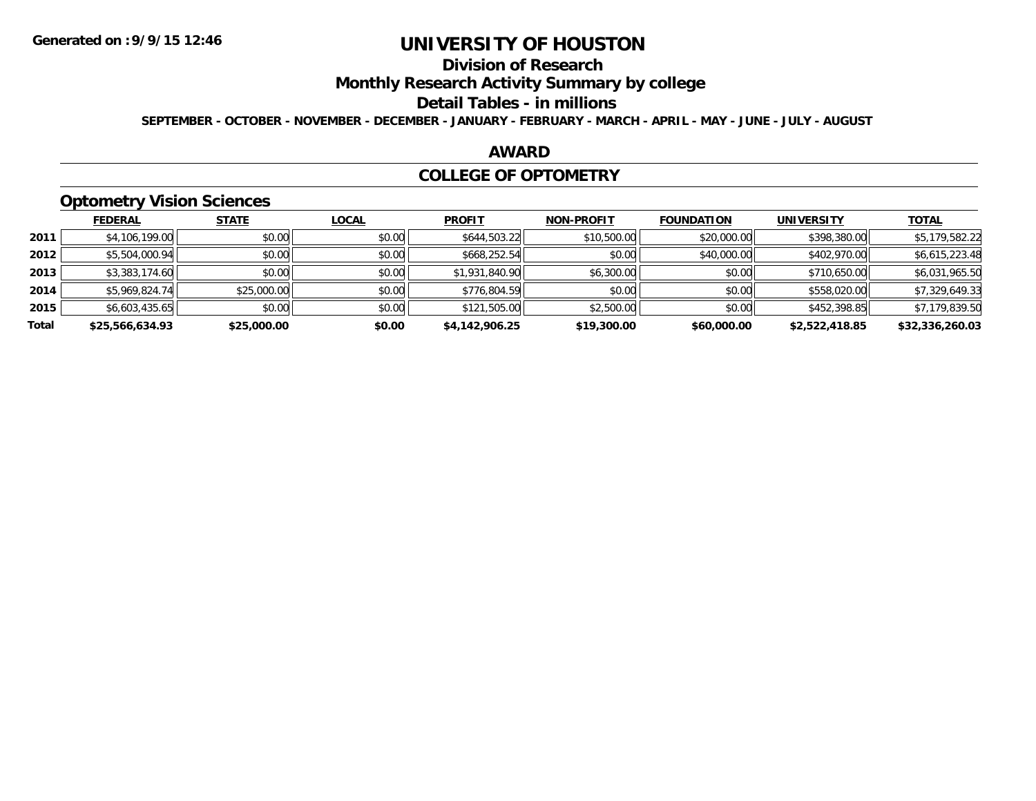# UNIVERSITY OF HOUSTON

## Division of Research

## Monthly Research Activity Summary by college

## Detail Tables - in millions

**SEPTEMBER - OCTOBER - NOVEMBER - DECEMBER - JANUARY - FEBRUARY - MARCH - APRIL - MAY - JUNE - JULY - AUGUST**

## AWARD

## COLLEGE OF OPTOMETRY

### Optometry Vision Sciences

| | FEDERAL | STATE | LOCAL | PROFIT | NON-PROFIT | FOUNDATION | UNIVERSITY | TOTAL |
|---|---|---|---|---|---|---|---|---|
| 2011 | $4,106,199.00 | $0.00 | $0.00 | $644,503.22 | $10,500.00 | $20,000.00 | $398,380.00 | $5,179,582.22 |
| 2012 | $5,504,000.94 | $0.00 | $0.00 | $668,252.54 | $0.00 | $40,000.00 | $402,970.00 | $6,615,223.48 |
| 2013 | $3,383,174.60 | $0.00 | $0.00 | $1,931,840.90 | $6,300.00 | $0.00 | $710,650.00 | $6,031,965.50 |
| 2014 | $5,969,824.74 | $25,000.00 | $0.00 | $776,804.59 | $0.00 | $0.00 | $558,020.00 | $7,329,649.33 |
| 2015 | $6,603,435.65 | $0.00 | $0.00 | $121,505.00 | $2,500.00 | $0.00 | $452,398.85 | $7,179,839.50 |
| **Total** | **$25,566,634.93** | **$25,000.00** | **$0.00** | **$4,142,906.25** | **$19,300.00** | **$60,000.00** | **$2,522,418.85** | **$32,336,260.03** |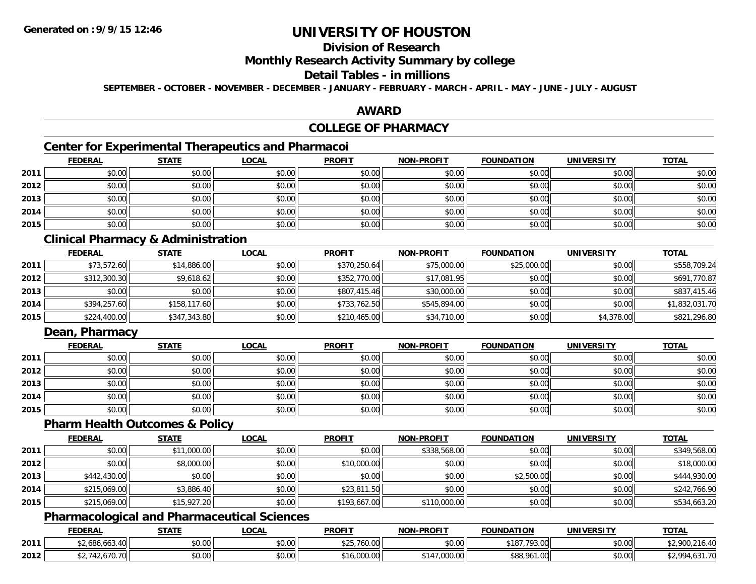# UNIVERSITY OF HOUSTON

## Division of Research

## Monthly Research Activity Summary by college

## Detail Tables - in millions

**SEPTEMBER - OCTOBER - NOVEMBER - DECEMBER - JANUARY - FEBRUARY - MARCH - APRIL - MAY - JUNE - JULY - AUGUST**

## AWARD

## COLLEGE OF PHARMACY

### Center for Experimental Therapeutics and Pharmacoi

| | FEDERAL | STATE | LOCAL | PROFIT | NON-PROFIT | FOUNDATION | UNIVERSITY | TOTAL |
|---|---|---|---|---|---|---|---|---|
| 2011 | $0.00 | $0.00 | $0.00 | $0.00 | $0.00 | $0.00 | $0.00 | $0.00 |
| 2012 | $0.00 | $0.00 | $0.00 | $0.00 | $0.00 | $0.00 | $0.00 | $0.00 |
| 2013 | $0.00 | $0.00 | $0.00 | $0.00 | $0.00 | $0.00 | $0.00 | $0.00 |
| 2014 | $0.00 | $0.00 | $0.00 | $0.00 | $0.00 | $0.00 | $0.00 | $0.00 |
| 2015 | $0.00 | $0.00 | $0.00 | $0.00 | $0.00 | $0.00 | $0.00 | $0.00 |

### Clinical Pharmacy & Administration

| | FEDERAL | STATE | LOCAL | PROFIT | NON-PROFIT | FOUNDATION | UNIVERSITY | TOTAL |
|---|---|---|---|---|---|---|---|---|
| 2011 | $73,572.60 | $14,886.00 | $0.00 | $370,250.64 | $75,000.00 | $25,000.00 | $0.00 | $558,709.24 |
| 2012 | $312,300.30 | $9,618.62 | $0.00 | $352,770.00 | $17,081.95 | $0.00 | $0.00 | $691,770.87 |
| 2013 | $0.00 | $0.00 | $0.00 | $807,415.46 | $30,000.00 | $0.00 | $0.00 | $837,415.46 |
| 2014 | $394,257.60 | $158,117.60 | $0.00 | $733,762.50 | $545,894.00 | $0.00 | $0.00 | $1,832,031.70 |
| 2015 | $224,400.00 | $347,343.80 | $0.00 | $210,465.00 | $34,710.00 | $0.00 | $4,378.00 | $821,296.80 |

### Dean, Pharmacy

| | FEDERAL | STATE | LOCAL | PROFIT | NON-PROFIT | FOUNDATION | UNIVERSITY | TOTAL |
|---|---|---|---|---|---|---|---|---|
| 2011 | $0.00 | $0.00 | $0.00 | $0.00 | $0.00 | $0.00 | $0.00 | $0.00 |
| 2012 | $0.00 | $0.00 | $0.00 | $0.00 | $0.00 | $0.00 | $0.00 | $0.00 |
| 2013 | $0.00 | $0.00 | $0.00 | $0.00 | $0.00 | $0.00 | $0.00 | $0.00 |
| 2014 | $0.00 | $0.00 | $0.00 | $0.00 | $0.00 | $0.00 | $0.00 | $0.00 |
| 2015 | $0.00 | $0.00 | $0.00 | $0.00 | $0.00 | $0.00 | $0.00 | $0.00 |

### Pharm Health Outcomes & Policy

| | FEDERAL | STATE | LOCAL | PROFIT | NON-PROFIT | FOUNDATION | UNIVERSITY | TOTAL |
|---|---|---|---|---|---|---|---|---|
| 2011 | $0.00 | $11,000.00 | $0.00 | $0.00 | $338,568.00 | $0.00 | $0.00 | $349,568.00 |
| 2012 | $0.00 | $8,000.00 | $0.00 | $10,000.00 | $0.00 | $0.00 | $0.00 | $18,000.00 |
| 2013 | $442,430.00 | $0.00 | $0.00 | $0.00 | $0.00 | $2,500.00 | $0.00 | $444,930.00 |
| 2014 | $215,069.00 | $3,886.40 | $0.00 | $23,811.50 | $0.00 | $0.00 | $0.00 | $242,766.90 |
| 2015 | $215,069.00 | $15,927.20 | $0.00 | $193,667.00 | $110,000.00 | $0.00 | $0.00 | $534,663.20 |

### Pharmacological and Pharmaceutical Sciences

| | FEDERAL | STATE | LOCAL | PROFIT | NON-PROFIT | FOUNDATION | UNIVERSITY | TOTAL |
|---|---|---|---|---|---|---|---|---|
| 2011 | $2,686,663.40 | $0.00 | $0.00 | $25,760.00 | $0.00 | $187,793.00 | $0.00 | $2,900,216.40 |
| 2012 | $2,742,670.70 | $0.00 | $0.00 | $16,000.00 | $147,000.00 | $88,961.00 | $0.00 | $2,994,631.70 |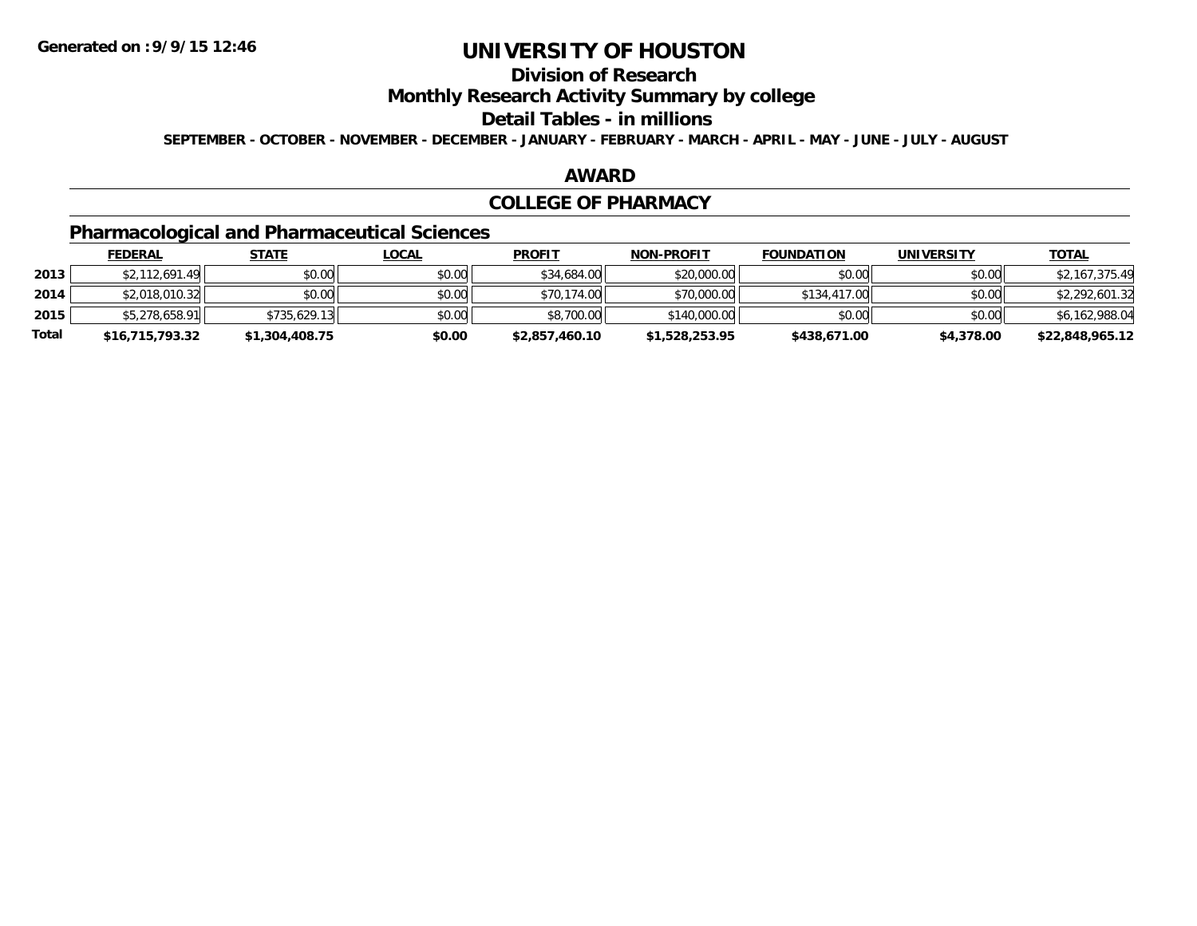# UNIVERSITY OF HOUSTON

## Division of Research

## Monthly Research Activity Summary by college

## Detail Tables - in millions

SEPTEMBER - OCTOBER - NOVEMBER - DECEMBER - JANUARY - FEBRUARY - MARCH - APRIL - MAY - JUNE - JULY - AUGUST

## AWARD

## COLLEGE OF PHARMACY

### Pharmacological and Pharmaceutical Sciences

| | FEDERAL | STATE | LOCAL | PROFIT | NON-PROFIT | FOUNDATION | UNIVERSITY | TOTAL |
|---|---|---|---|---|---|---|---|---|
| 2013 | $2,112,691.49 | $0.00 | $0.00 | $34,684.00 | $20,000.00 | $0.00 | $0.00 | $2,167,375.49 |
| 2014 | $2,018,010.32 | $0.00 | $0.00 | $70,174.00 | $70,000.00 | $134,417.00 | $0.00 | $2,292,601.32 |
| 2015 | $5,278,658.91 | $735,629.13 | $0.00 | $8,700.00 | $140,000.00 | $0.00 | $0.00 | $6,162,988.04 |
| **Total** | **$16,715,793.32** | **$1,304,408.75** | **$0.00** | **$2,857,460.10** | **$1,528,253.95** | **$438,671.00** | **$4,378.00** | **$22,848,965.12** |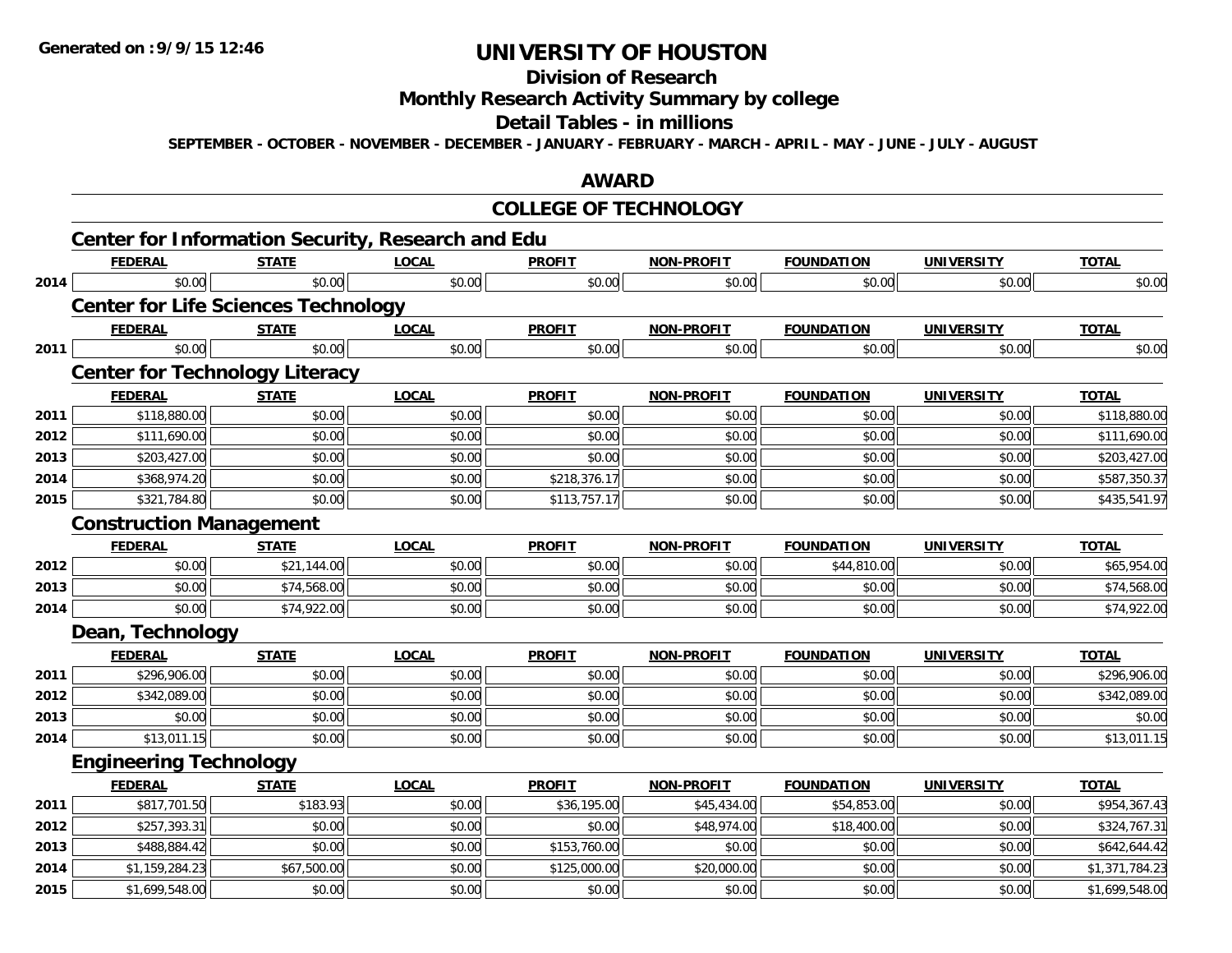**Generated on :9/9/15 12:46**

# UNIVERSITY OF HOUSTON

## Division of Research

## Monthly Research Activity Summary by college

## Detail Tables - in millions

**SEPTEMBER - OCTOBER - NOVEMBER - DECEMBER - JANUARY - FEBRUARY - MARCH - APRIL - MAY - JUNE - JULY - AUGUST**

## AWARD

## COLLEGE OF TECHNOLOGY

### Center for Information Security, Research and Edu

| | FEDERAL | STATE | LOCAL | PROFIT | NON-PROFIT | FOUNDATION | UNIVERSITY | TOTAL |
|---|---|---|---|---|---|---|---|---|
| 2014 | $0.00 | $0.00 | $0.00 | $0.00 | $0.00 | $0.00 | $0.00 | $0.00 |

### Center for Life Sciences Technology

| | FEDERAL | STATE | LOCAL | PROFIT | NON-PROFIT | FOUNDATION | UNIVERSITY | TOTAL |
|---|---|---|---|---|---|---|---|---|
| 2011 | $0.00 | $0.00 | $0.00 | $0.00 | $0.00 | $0.00 | $0.00 | $0.00 |

### Center for Technology Literacy

| | FEDERAL | STATE | LOCAL | PROFIT | NON-PROFIT | FOUNDATION | UNIVERSITY | TOTAL |
|---|---|---|---|---|---|---|---|---|
| 2011 | $118,880.00 | $0.00 | $0.00 | $0.00 | $0.00 | $0.00 | $0.00 | $118,880.00 |
| 2012 | $111,690.00 | $0.00 | $0.00 | $0.00 | $0.00 | $0.00 | $0.00 | $111,690.00 |
| 2013 | $203,427.00 | $0.00 | $0.00 | $0.00 | $0.00 | $0.00 | $0.00 | $203,427.00 |
| 2014 | $368,974.20 | $0.00 | $0.00 | $218,376.17 | $0.00 | $0.00 | $0.00 | $587,350.37 |
| 2015 | $321,784.80 | $0.00 | $0.00 | $113,757.17 | $0.00 | $0.00 | $0.00 | $435,541.97 |

### Construction Management

| | FEDERAL | STATE | LOCAL | PROFIT | NON-PROFIT | FOUNDATION | UNIVERSITY | TOTAL |
|---|---|---|---|---|---|---|---|---|
| 2012 | $0.00 | $21,144.00 | $0.00 | $0.00 | $0.00 | $44,810.00 | $0.00 | $65,954.00 |
| 2013 | $0.00 | $74,568.00 | $0.00 | $0.00 | $0.00 | $0.00 | $0.00 | $74,568.00 |
| 2014 | $0.00 | $74,922.00 | $0.00 | $0.00 | $0.00 | $0.00 | $0.00 | $74,922.00 |

### Dean, Technology

| | FEDERAL | STATE | LOCAL | PROFIT | NON-PROFIT | FOUNDATION | UNIVERSITY | TOTAL |
|---|---|---|---|---|---|---|---|---|
| 2011 | $296,906.00 | $0.00 | $0.00 | $0.00 | $0.00 | $0.00 | $0.00 | $296,906.00 |
| 2012 | $342,089.00 | $0.00 | $0.00 | $0.00 | $0.00 | $0.00 | $0.00 | $342,089.00 |
| 2013 | $0.00 | $0.00 | $0.00 | $0.00 | $0.00 | $0.00 | $0.00 | $0.00 |
| 2014 | $13,011.15 | $0.00 | $0.00 | $0.00 | $0.00 | $0.00 | $0.00 | $13,011.15 |

### Engineering Technology

| | FEDERAL | STATE | LOCAL | PROFIT | NON-PROFIT | FOUNDATION | UNIVERSITY | TOTAL |
|---|---|---|---|---|---|---|---|---|
| 2011 | $817,701.50 | $183.93 | $0.00 | $36,195.00 | $45,434.00 | $54,853.00 | $0.00 | $954,367.43 |
| 2012 | $257,393.31 | $0.00 | $0.00 | $0.00 | $48,974.00 | $18,400.00 | $0.00 | $324,767.31 |
| 2013 | $488,884.42 | $0.00 | $0.00 | $153,760.00 | $0.00 | $0.00 | $0.00 | $642,644.42 |
| 2014 | $1,159,284.23 | $67,500.00 | $0.00 | $125,000.00 | $20,000.00 | $0.00 | $0.00 | $1,371,784.23 |
| 2015 | $1,699,548.00 | $0.00 | $0.00 | $0.00 | $0.00 | $0.00 | $0.00 | $1,699,548.00 |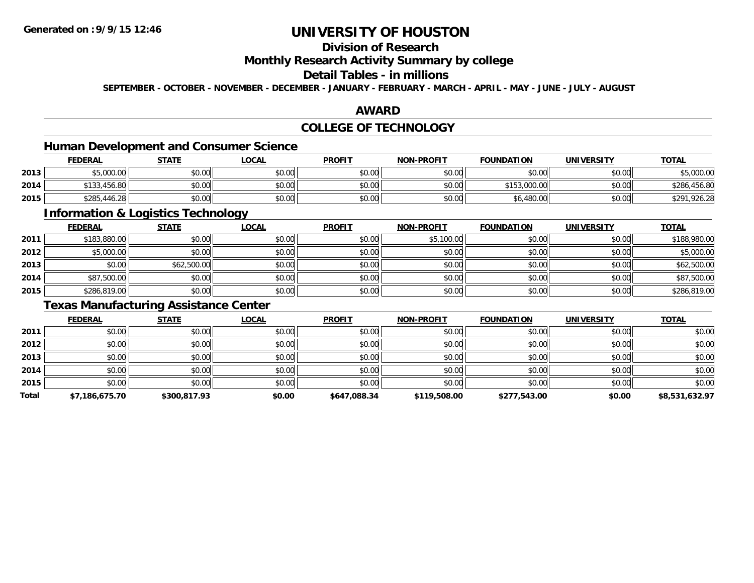Generated on :9/9/15 12:46

# UNIVERSITY OF HOUSTON

## Division of Research

## Monthly Research Activity Summary by college

## Detail Tables - in millions

**SEPTEMBER - OCTOBER - NOVEMBER - DECEMBER - JANUARY - FEBRUARY - MARCH - APRIL - MAY - JUNE - JULY - AUGUST**

## AWARD

## COLLEGE OF TECHNOLOGY

### Human Development and Consumer Science

| | FEDERAL | STATE | LOCAL | PROFIT | NON-PROFIT | FOUNDATION | UNIVERSITY | TOTAL |
|---|---|---|---|---|---|---|---|---|
| 2013 | $5,000.00 | $0.00 | $0.00 | $0.00 | $0.00 | $0.00 | $0.00 | $5,000.00 |
| 2014 | $133,456.80 | $0.00 | $0.00 | $0.00 | $0.00 | $153,000.00 | $0.00 | $286,456.80 |
| 2015 | $285,446.28 | $0.00 | $0.00 | $0.00 | $0.00 | $6,480.00 | $0.00 | $291,926.28 |

### Information & Logistics Technology

| | FEDERAL | STATE | LOCAL | PROFIT | NON-PROFIT | FOUNDATION | UNIVERSITY | TOTAL |
|---|---|---|---|---|---|---|---|---|
| 2011 | $183,880.00 | $0.00 | $0.00 | $0.00 | $5,100.00 | $0.00 | $0.00 | $188,980.00 |
| 2012 | $5,000.00 | $0.00 | $0.00 | $0.00 | $0.00 | $0.00 | $0.00 | $5,000.00 |
| 2013 | $0.00 | $62,500.00 | $0.00 | $0.00 | $0.00 | $0.00 | $0.00 | $62,500.00 |
| 2014 | $87,500.00 | $0.00 | $0.00 | $0.00 | $0.00 | $0.00 | $0.00 | $87,500.00 |
| 2015 | $286,819.00 | $0.00 | $0.00 | $0.00 | $0.00 | $0.00 | $0.00 | $286,819.00 |

### Texas Manufacturing Assistance Center

| | FEDERAL | STATE | LOCAL | PROFIT | NON-PROFIT | FOUNDATION | UNIVERSITY | TOTAL |
|---|---|---|---|---|---|---|---|---|
| 2011 | $0.00 | $0.00 | $0.00 | $0.00 | $0.00 | $0.00 | $0.00 | $0.00 |
| 2012 | $0.00 | $0.00 | $0.00 | $0.00 | $0.00 | $0.00 | $0.00 | $0.00 |
| 2013 | $0.00 | $0.00 | $0.00 | $0.00 | $0.00 | $0.00 | $0.00 | $0.00 |
| 2014 | $0.00 | $0.00 | $0.00 | $0.00 | $0.00 | $0.00 | $0.00 | $0.00 |
| 2015 | $0.00 | $0.00 | $0.00 | $0.00 | $0.00 | $0.00 | $0.00 | $0.00 |
| **Total** | **$7,186,675.70** | **$300,817.93** | **$0.00** | **$647,088.34** | **$119,508.00** | **$277,543.00** | **$0.00** | **$8,531,632.97** |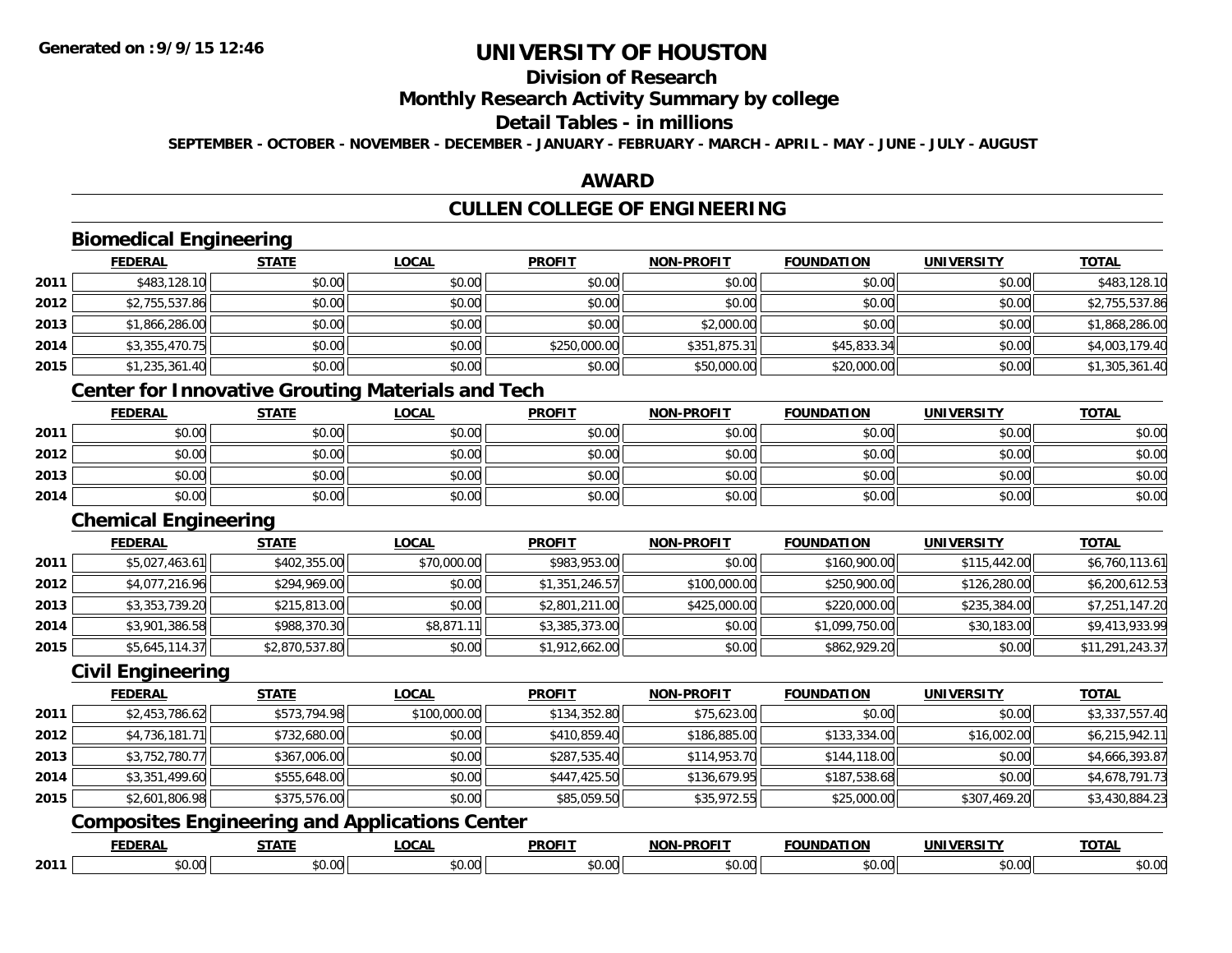# UNIVERSITY OF HOUSTON

## Division of Research

## Monthly Research Activity Summary by college

## Detail Tables - in millions

**SEPTEMBER - OCTOBER - NOVEMBER - DECEMBER - JANUARY - FEBRUARY - MARCH - APRIL - MAY - JUNE - JULY - AUGUST**

## AWARD

## CULLEN COLLEGE OF ENGINEERING

### Biomedical Engineering

| | FEDERAL | STATE | LOCAL | PROFIT | NON-PROFIT | FOUNDATION | UNIVERSITY | TOTAL |
|---|---|---|---|---|---|---|---|---|
| 2011 | $483,128.10 | $0.00 | $0.00 | $0.00 | $0.00 | $0.00 | $0.00 | $483,128.10 |
| 2012 | $2,755,537.86 | $0.00 | $0.00 | $0.00 | $0.00 | $0.00 | $0.00 | $2,755,537.86 |
| 2013 | $1,866,286.00 | $0.00 | $0.00 | $0.00 | $2,000.00 | $0.00 | $0.00 | $1,868,286.00 |
| 2014 | $3,355,470.75 | $0.00 | $0.00 | $250,000.00 | $351,875.31 | $45,833.34 | $0.00 | $4,003,179.40 |
| 2015 | $1,235,361.40 | $0.00 | $0.00 | $0.00 | $50,000.00 | $20,000.00 | $0.00 | $1,305,361.40 |

### Center for Innovative Grouting Materials and Tech

| | FEDERAL | STATE | LOCAL | PROFIT | NON-PROFIT | FOUNDATION | UNIVERSITY | TOTAL |
|---|---|---|---|---|---|---|---|---|
| 2011 | $0.00 | $0.00 | $0.00 | $0.00 | $0.00 | $0.00 | $0.00 | $0.00 |
| 2012 | $0.00 | $0.00 | $0.00 | $0.00 | $0.00 | $0.00 | $0.00 | $0.00 |
| 2013 | $0.00 | $0.00 | $0.00 | $0.00 | $0.00 | $0.00 | $0.00 | $0.00 |
| 2014 | $0.00 | $0.00 | $0.00 | $0.00 | $0.00 | $0.00 | $0.00 | $0.00 |

### Chemical Engineering

| | FEDERAL | STATE | LOCAL | PROFIT | NON-PROFIT | FOUNDATION | UNIVERSITY | TOTAL |
|---|---|---|---|---|---|---|---|---|
| 2011 | $5,027,463.61 | $402,355.00 | $70,000.00 | $983,953.00 | $0.00 | $160,900.00 | $115,442.00 | $6,760,113.61 |
| 2012 | $4,077,216.96 | $294,969.00 | $0.00 | $1,351,246.57 | $100,000.00 | $250,900.00 | $126,280.00 | $6,200,612.53 |
| 2013 | $3,353,739.20 | $215,813.00 | $0.00 | $2,801,211.00 | $425,000.00 | $220,000.00 | $235,384.00 | $7,251,147.20 |
| 2014 | $3,901,386.58 | $988,370.30 | $8,871.11 | $3,385,373.00 | $0.00 | $1,099,750.00 | $30,183.00 | $9,413,933.99 |
| 2015 | $5,645,114.37 | $2,870,537.80 | $0.00 | $1,912,662.00 | $0.00 | $862,929.20 | $0.00 | $11,291,243.37 |

### Civil Engineering

| | FEDERAL | STATE | LOCAL | PROFIT | NON-PROFIT | FOUNDATION | UNIVERSITY | TOTAL |
|---|---|---|---|---|---|---|---|---|
| 2011 | $2,453,786.62 | $573,794.98 | $100,000.00 | $134,352.80 | $75,623.00 | $0.00 | $0.00 | $3,337,557.40 |
| 2012 | $4,736,181.71 | $732,680.00 | $0.00 | $410,859.40 | $186,885.00 | $133,334.00 | $16,002.00 | $6,215,942.11 |
| 2013 | $3,752,780.77 | $367,006.00 | $0.00 | $287,535.40 | $114,953.70 | $144,118.00 | $0.00 | $4,666,393.87 |
| 2014 | $3,351,499.60 | $555,648.00 | $0.00 | $447,425.50 | $136,679.95 | $187,538.68 | $0.00 | $4,678,791.73 |
| 2015 | $2,601,806.98 | $375,576.00 | $0.00 | $85,059.50 | $35,972.55 | $25,000.00 | $307,469.20 | $3,430,884.23 |

### Composites Engineering and Applications Center

| | FEDERAL | STATE | LOCAL | PROFIT | NON-PROFIT | FOUNDATION | UNIVERSITY | TOTAL |
|---|---|---|---|---|---|---|---|---|
| 2011 | $0.00 | $0.00 | $0.00 | $0.00 | $0.00 | $0.00 | $0.00 | $0.00 |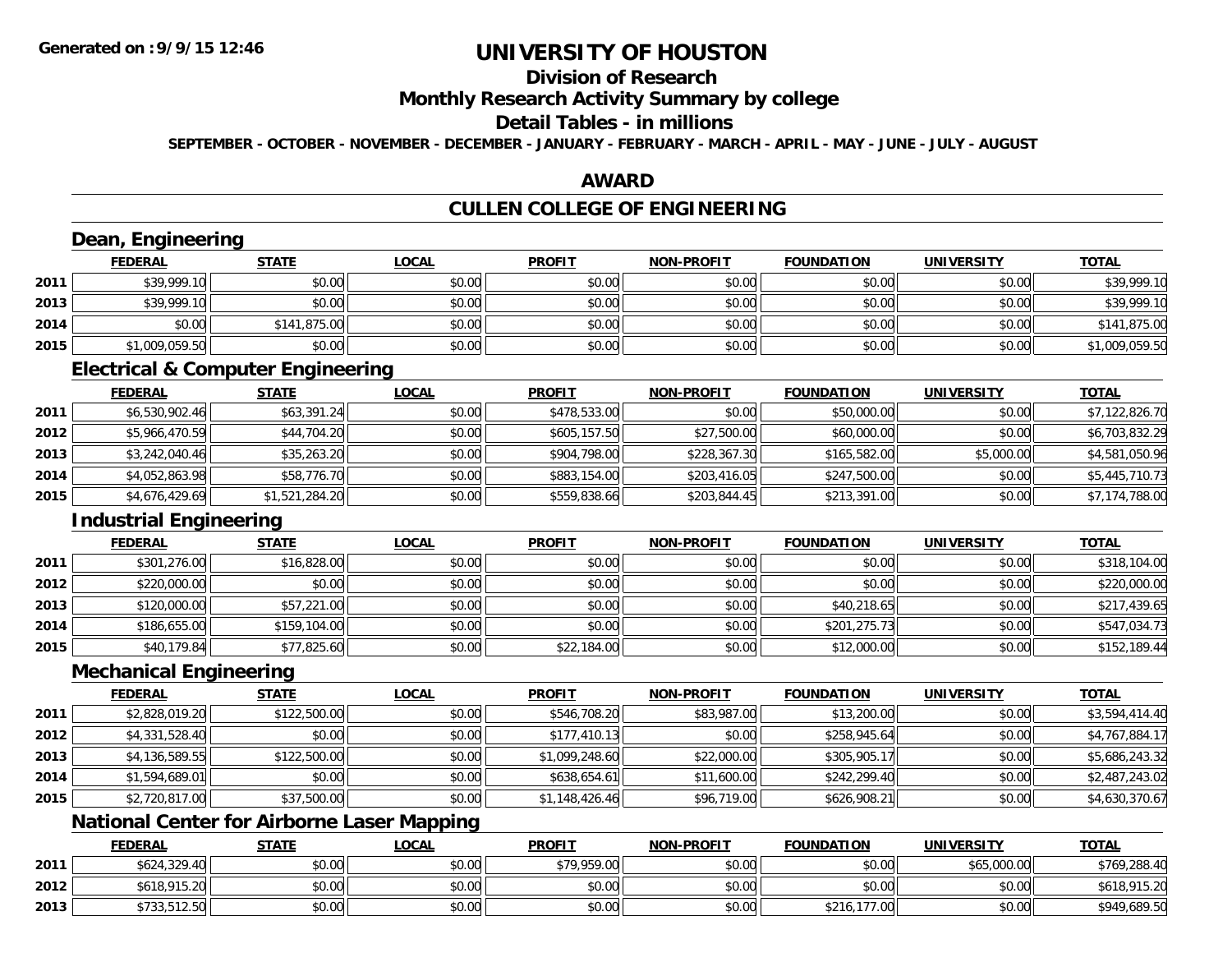**Generated on :9/9/15 12:46**

# UNIVERSITY OF HOUSTON

## Division of Research

## Monthly Research Activity Summary by college

## Detail Tables - in millions

**SEPTEMBER - OCTOBER - NOVEMBER - DECEMBER - JANUARY - FEBRUARY - MARCH - APRIL - MAY - JUNE - JULY - AUGUST**

## AWARD

## CULLEN COLLEGE OF ENGINEERING

### Dean, Engineering

| | FEDERAL | STATE | LOCAL | PROFIT | NON-PROFIT | FOUNDATION | UNIVERSITY | TOTAL |
|---|---|---|---|---|---|---|---|---|
| 2011 | $39,999.10 | $0.00 | $0.00 | $0.00 | $0.00 | $0.00 | $0.00 | $39,999.10 |
| 2013 | $39,999.10 | $0.00 | $0.00 | $0.00 | $0.00 | $0.00 | $0.00 | $39,999.10 |
| 2014 | $0.00 | $141,875.00 | $0.00 | $0.00 | $0.00 | $0.00 | $0.00 | $141,875.00 |
| 2015 | $1,009,059.50 | $0.00 | $0.00 | $0.00 | $0.00 | $0.00 | $0.00 | $1,009,059.50 |

### Electrical & Computer Engineering

| | FEDERAL | STATE | LOCAL | PROFIT | NON-PROFIT | FOUNDATION | UNIVERSITY | TOTAL |
|---|---|---|---|---|---|---|---|---|
| 2011 | $6,530,902.46 | $63,391.24 | $0.00 | $478,533.00 | $0.00 | $50,000.00 | $0.00 | $7,122,826.70 |
| 2012 | $5,966,470.59 | $44,704.20 | $0.00 | $605,157.50 | $27,500.00 | $60,000.00 | $0.00 | $6,703,832.29 |
| 2013 | $3,242,040.46 | $35,263.20 | $0.00 | $904,798.00 | $228,367.30 | $165,582.00 | $5,000.00 | $4,581,050.96 |
| 2014 | $4,052,863.98 | $58,776.70 | $0.00 | $883,154.00 | $203,416.05 | $247,500.00 | $0.00 | $5,445,710.73 |
| 2015 | $4,676,429.69 | $1,521,284.20 | $0.00 | $559,838.66 | $203,844.45 | $213,391.00 | $0.00 | $7,174,788.00 |

### Industrial Engineering

| | FEDERAL | STATE | LOCAL | PROFIT | NON-PROFIT | FOUNDATION | UNIVERSITY | TOTAL |
|---|---|---|---|---|---|---|---|---|
| 2011 | $301,276.00 | $16,828.00 | $0.00 | $0.00 | $0.00 | $0.00 | $0.00 | $318,104.00 |
| 2012 | $220,000.00 | $0.00 | $0.00 | $0.00 | $0.00 | $0.00 | $0.00 | $220,000.00 |
| 2013 | $120,000.00 | $57,221.00 | $0.00 | $0.00 | $0.00 | $40,218.65 | $0.00 | $217,439.65 |
| 2014 | $186,655.00 | $159,104.00 | $0.00 | $0.00 | $0.00 | $201,275.73 | $0.00 | $547,034.73 |
| 2015 | $40,179.84 | $77,825.60 | $0.00 | $22,184.00 | $0.00 | $12,000.00 | $0.00 | $152,189.44 |

### Mechanical Engineering

| | FEDERAL | STATE | LOCAL | PROFIT | NON-PROFIT | FOUNDATION | UNIVERSITY | TOTAL |
|---|---|---|---|---|---|---|---|---|
| 2011 | $2,828,019.20 | $122,500.00 | $0.00 | $546,708.20 | $83,987.00 | $13,200.00 | $0.00 | $3,594,414.40 |
| 2012 | $4,331,528.40 | $0.00 | $0.00 | $177,410.13 | $0.00 | $258,945.64 | $0.00 | $4,767,884.17 |
| 2013 | $4,136,589.55 | $122,500.00 | $0.00 | $1,099,248.60 | $22,000.00 | $305,905.17 | $0.00 | $5,686,243.32 |
| 2014 | $1,594,689.01 | $0.00 | $0.00 | $638,654.61 | $11,600.00 | $242,299.40 | $0.00 | $2,487,243.02 |
| 2015 | $2,720,817.00 | $37,500.00 | $0.00 | $1,148,426.46 | $96,719.00 | $626,908.21 | $0.00 | $4,630,370.67 |

### National Center for Airborne Laser Mapping

| | FEDERAL | STATE | LOCAL | PROFIT | NON-PROFIT | FOUNDATION | UNIVERSITY | TOTAL |
|---|---|---|---|---|---|---|---|---|
| 2011 | $624,329.40 | $0.00 | $0.00 | $79,959.00 | $0.00 | $0.00 | $65,000.00 | $769,288.40 |
| 2012 | $618,915.20 | $0.00 | $0.00 | $0.00 | $0.00 | $0.00 | $0.00 | $618,915.20 |
| 2013 | $733,512.50 | $0.00 | $0.00 | $0.00 | $0.00 | $216,177.00 | $0.00 | $949,689.50 |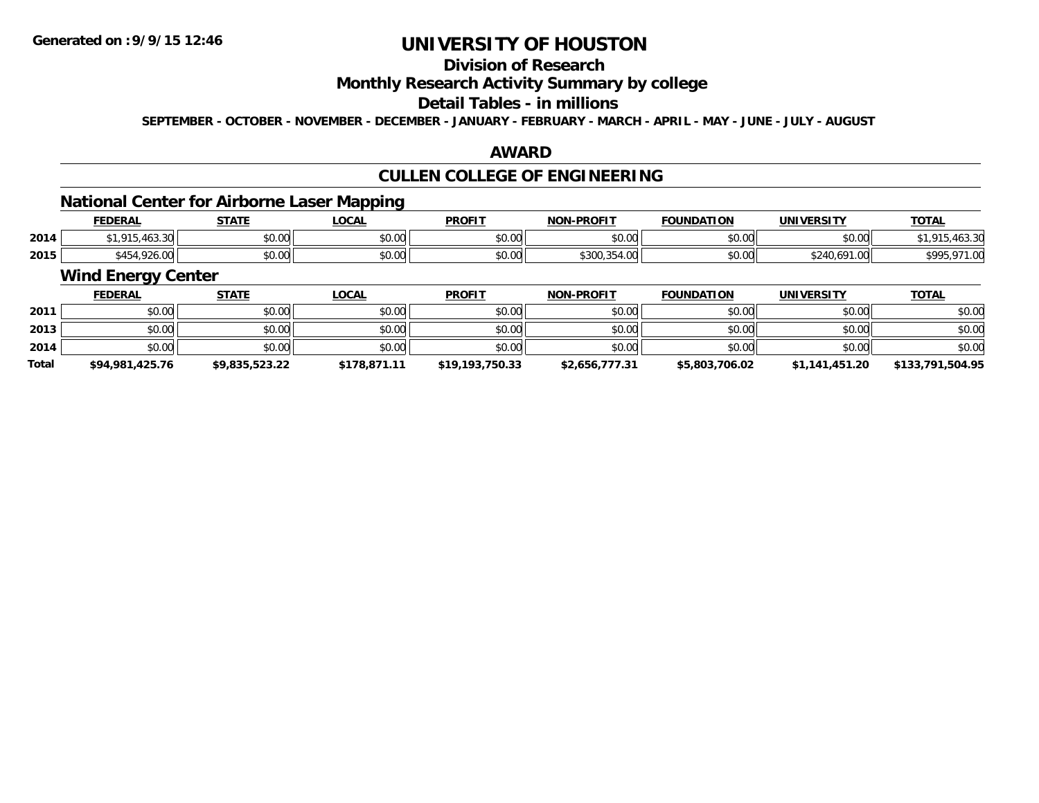# UNIVERSITY OF HOUSTON

## Division of Research

## Monthly Research Activity Summary by college

## Detail Tables - in millions

SEPTEMBER - OCTOBER - NOVEMBER - DECEMBER - JANUARY - FEBRUARY - MARCH - APRIL - MAY - JUNE - JULY - AUGUST

## AWARD

## CULLEN COLLEGE OF ENGINEERING

### National Center for Airborne Laser Mapping

| | FEDERAL | STATE | LOCAL | PROFIT | NON-PROFIT | FOUNDATION | UNIVERSITY | TOTAL |
|---|---|---|---|---|---|---|---|---|
| 2014 | $1,915,463.30 | $0.00 | $0.00 | $0.00 | $0.00 | $0.00 | $0.00 | $1,915,463.30 |
| 2015 | $454,926.00 | $0.00 | $0.00 | $0.00 | $300,354.00 | $0.00 | $240,691.00 | $995,971.00 |

### Wind Energy Center

| | FEDERAL | STATE | LOCAL | PROFIT | NON-PROFIT | FOUNDATION | UNIVERSITY | TOTAL |
|---|---|---|---|---|---|---|---|---|
| 2011 | $0.00 | $0.00 | $0.00 | $0.00 | $0.00 | $0.00 | $0.00 | $0.00 |
| 2013 | $0.00 | $0.00 | $0.00 | $0.00 | $0.00 | $0.00 | $0.00 | $0.00 |
| 2014 | $0.00 | $0.00 | $0.00 | $0.00 | $0.00 | $0.00 | $0.00 | $0.00 |
| **Total** | **$94,981,425.76** | **$9,835,523.22** | **$178,871.11** | **$19,193,750.33** | **$2,656,777.31** | **$5,803,706.02** | **$1,141,451.20** | **$133,791,504.95** |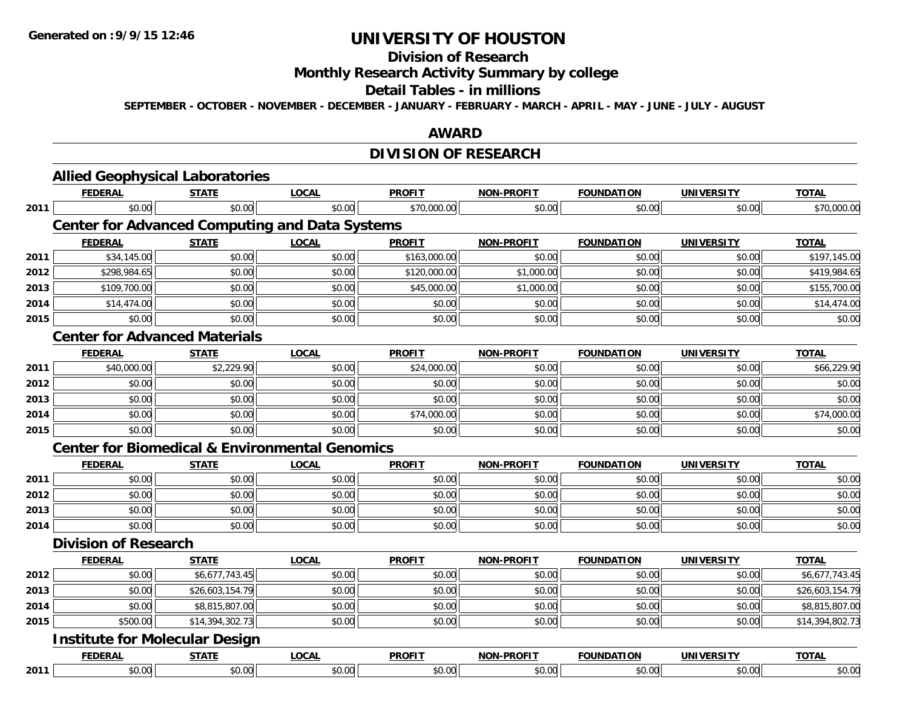# UNIVERSITY OF HOUSTON

## Division of Research

## Monthly Research Activity Summary by college

## Detail Tables - in millions

SEPTEMBER - OCTOBER - NOVEMBER - DECEMBER - JANUARY - FEBRUARY - MARCH - APRIL - MAY - JUNE - JULY - AUGUST

## AWARD

## DIVISION OF RESEARCH

### Allied Geophysical Laboratories

| | FEDERAL | STATE | LOCAL | PROFIT | NON-PROFIT | FOUNDATION | UNIVERSITY | TOTAL |
|---|---|---|---|---|---|---|---|---|
| 2011 | $0.00 | $0.00 | $0.00 | $70,000.00 | $0.00 | $0.00 | $0.00 | $70,000.00 |

### Center for Advanced Computing and Data Systems

| | FEDERAL | STATE | LOCAL | PROFIT | NON-PROFIT | FOUNDATION | UNIVERSITY | TOTAL |
|---|---|---|---|---|---|---|---|---|
| 2011 | $34,145.00 | $0.00 | $0.00 | $163,000.00 | $0.00 | $0.00 | $0.00 | $197,145.00 |
| 2012 | $298,984.65 | $0.00 | $0.00 | $120,000.00 | $1,000.00 | $0.00 | $0.00 | $419,984.65 |
| 2013 | $109,700.00 | $0.00 | $0.00 | $45,000.00 | $1,000.00 | $0.00 | $0.00 | $155,700.00 |
| 2014 | $14,474.00 | $0.00 | $0.00 | $0.00 | $0.00 | $0.00 | $0.00 | $14,474.00 |
| 2015 | $0.00 | $0.00 | $0.00 | $0.00 | $0.00 | $0.00 | $0.00 | $0.00 |

### Center for Advanced Materials

| | FEDERAL | STATE | LOCAL | PROFIT | NON-PROFIT | FOUNDATION | UNIVERSITY | TOTAL |
|---|---|---|---|---|---|---|---|---|
| 2011 | $40,000.00 | $2,229.90 | $0.00 | $24,000.00 | $0.00 | $0.00 | $0.00 | $66,229.90 |
| 2012 | $0.00 | $0.00 | $0.00 | $0.00 | $0.00 | $0.00 | $0.00 | $0.00 |
| 2013 | $0.00 | $0.00 | $0.00 | $0.00 | $0.00 | $0.00 | $0.00 | $0.00 |
| 2014 | $0.00 | $0.00 | $0.00 | $74,000.00 | $0.00 | $0.00 | $0.00 | $74,000.00 |
| 2015 | $0.00 | $0.00 | $0.00 | $0.00 | $0.00 | $0.00 | $0.00 | $0.00 |

### Center for Biomedical & Environmental Genomics

| | FEDERAL | STATE | LOCAL | PROFIT | NON-PROFIT | FOUNDATION | UNIVERSITY | TOTAL |
|---|---|---|---|---|---|---|---|---|
| 2011 | $0.00 | $0.00 | $0.00 | $0.00 | $0.00 | $0.00 | $0.00 | $0.00 |
| 2012 | $0.00 | $0.00 | $0.00 | $0.00 | $0.00 | $0.00 | $0.00 | $0.00 |
| 2013 | $0.00 | $0.00 | $0.00 | $0.00 | $0.00 | $0.00 | $0.00 | $0.00 |
| 2014 | $0.00 | $0.00 | $0.00 | $0.00 | $0.00 | $0.00 | $0.00 | $0.00 |

### Division of Research

| | FEDERAL | STATE | LOCAL | PROFIT | NON-PROFIT | FOUNDATION | UNIVERSITY | TOTAL |
|---|---|---|---|---|---|---|---|---|
| 2012 | $0.00 | $6,677,743.45 | $0.00 | $0.00 | $0.00 | $0.00 | $0.00 | $6,677,743.45 |
| 2013 | $0.00 | $26,603,154.79 | $0.00 | $0.00 | $0.00 | $0.00 | $0.00 | $26,603,154.79 |
| 2014 | $0.00 | $8,815,807.00 | $0.00 | $0.00 | $0.00 | $0.00 | $0.00 | $8,815,807.00 |
| 2015 | $500.00 | $14,394,302.73 | $0.00 | $0.00 | $0.00 | $0.00 | $0.00 | $14,394,802.73 |

### Institute for Molecular Design

| | FEDERAL | STATE | LOCAL | PROFIT | NON-PROFIT | FOUNDATION | UNIVERSITY | TOTAL |
|---|---|---|---|---|---|---|---|---|
| 2011 | $0.00 | $0.00 | $0.00 | $0.00 | $0.00 | $0.00 | $0.00 | $0.00 |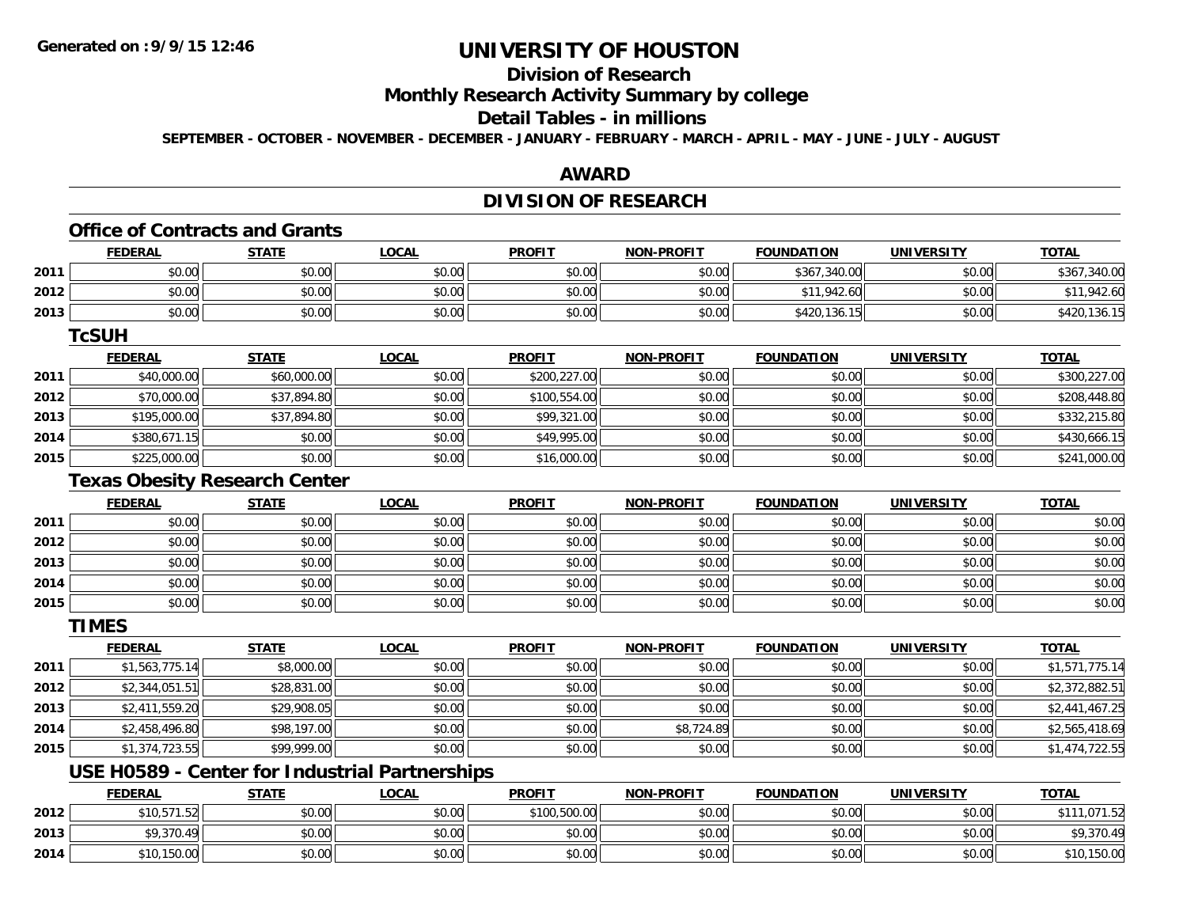# UNIVERSITY OF HOUSTON

## Division of Research

## Monthly Research Activity Summary by college

## Detail Tables - in millions

**SEPTEMBER - OCTOBER - NOVEMBER - DECEMBER - JANUARY - FEBRUARY - MARCH - APRIL - MAY - JUNE - JULY - AUGUST**

## AWARD

## DIVISION OF RESEARCH

### Office of Contracts and Grants

| | FEDERAL | STATE | LOCAL | PROFIT | NON-PROFIT | FOUNDATION | UNIVERSITY | TOTAL |
|---|---|---|---|---|---|---|---|---|
| 2011 | $0.00 | $0.00 | $0.00 | $0.00 | $0.00 | $367,340.00 | $0.00 | $367,340.00 |
| 2012 | $0.00 | $0.00 | $0.00 | $0.00 | $0.00 | $11,942.60 | $0.00 | $11,942.60 |
| 2013 | $0.00 | $0.00 | $0.00 | $0.00 | $0.00 | $420,136.15 | $0.00 | $420,136.15 |

### TcSUH

| | FEDERAL | STATE | LOCAL | PROFIT | NON-PROFIT | FOUNDATION | UNIVERSITY | TOTAL |
|---|---|---|---|---|---|---|---|---|
| 2011 | $40,000.00 | $60,000.00 | $0.00 | $200,227.00 | $0.00 | $0.00 | $0.00 | $300,227.00 |
| 2012 | $70,000.00 | $37,894.80 | $0.00 | $100,554.00 | $0.00 | $0.00 | $0.00 | $208,448.80 |
| 2013 | $195,000.00 | $37,894.80 | $0.00 | $99,321.00 | $0.00 | $0.00 | $0.00 | $332,215.80 |
| 2014 | $380,671.15 | $0.00 | $0.00 | $49,995.00 | $0.00 | $0.00 | $0.00 | $430,666.15 |
| 2015 | $225,000.00 | $0.00 | $0.00 | $16,000.00 | $0.00 | $0.00 | $0.00 | $241,000.00 |

### Texas Obesity Research Center

| | FEDERAL | STATE | LOCAL | PROFIT | NON-PROFIT | FOUNDATION | UNIVERSITY | TOTAL |
|---|---|---|---|---|---|---|---|---|
| 2011 | $0.00 | $0.00 | $0.00 | $0.00 | $0.00 | $0.00 | $0.00 | $0.00 |
| 2012 | $0.00 | $0.00 | $0.00 | $0.00 | $0.00 | $0.00 | $0.00 | $0.00 |
| 2013 | $0.00 | $0.00 | $0.00 | $0.00 | $0.00 | $0.00 | $0.00 | $0.00 |
| 2014 | $0.00 | $0.00 | $0.00 | $0.00 | $0.00 | $0.00 | $0.00 | $0.00 |
| 2015 | $0.00 | $0.00 | $0.00 | $0.00 | $0.00 | $0.00 | $0.00 | $0.00 |

### TIMES

| | FEDERAL | STATE | LOCAL | PROFIT | NON-PROFIT | FOUNDATION | UNIVERSITY | TOTAL |
|---|---|---|---|---|---|---|---|---|
| 2011 | $1,563,775.14 | $8,000.00 | $0.00 | $0.00 | $0.00 | $0.00 | $0.00 | $1,571,775.14 |
| 2012 | $2,344,051.51 | $28,831.00 | $0.00 | $0.00 | $0.00 | $0.00 | $0.00 | $2,372,882.51 |
| 2013 | $2,411,559.20 | $29,908.05 | $0.00 | $0.00 | $0.00 | $0.00 | $0.00 | $2,441,467.25 |
| 2014 | $2,458,496.80 | $98,197.00 | $0.00 | $0.00 | $8,724.89 | $0.00 | $0.00 | $2,565,418.69 |
| 2015 | $1,374,723.55 | $99,999.00 | $0.00 | $0.00 | $0.00 | $0.00 | $0.00 | $1,474,722.55 |

### USE H0589 - Center for Industrial Partnerships

| | FEDERAL | STATE | LOCAL | PROFIT | NON-PROFIT | FOUNDATION | UNIVERSITY | TOTAL |
|---|---|---|---|---|---|---|---|---|
| 2012 | $10,571.52 | $0.00 | $0.00 | $100,500.00 | $0.00 | $0.00 | $0.00 | $111,071.52 |
| 2013 | $9,370.49 | $0.00 | $0.00 | $0.00 | $0.00 | $0.00 | $0.00 | $9,370.49 |
| 2014 | $10,150.00 | $0.00 | $0.00 | $0.00 | $0.00 | $0.00 | $0.00 | $10,150.00 |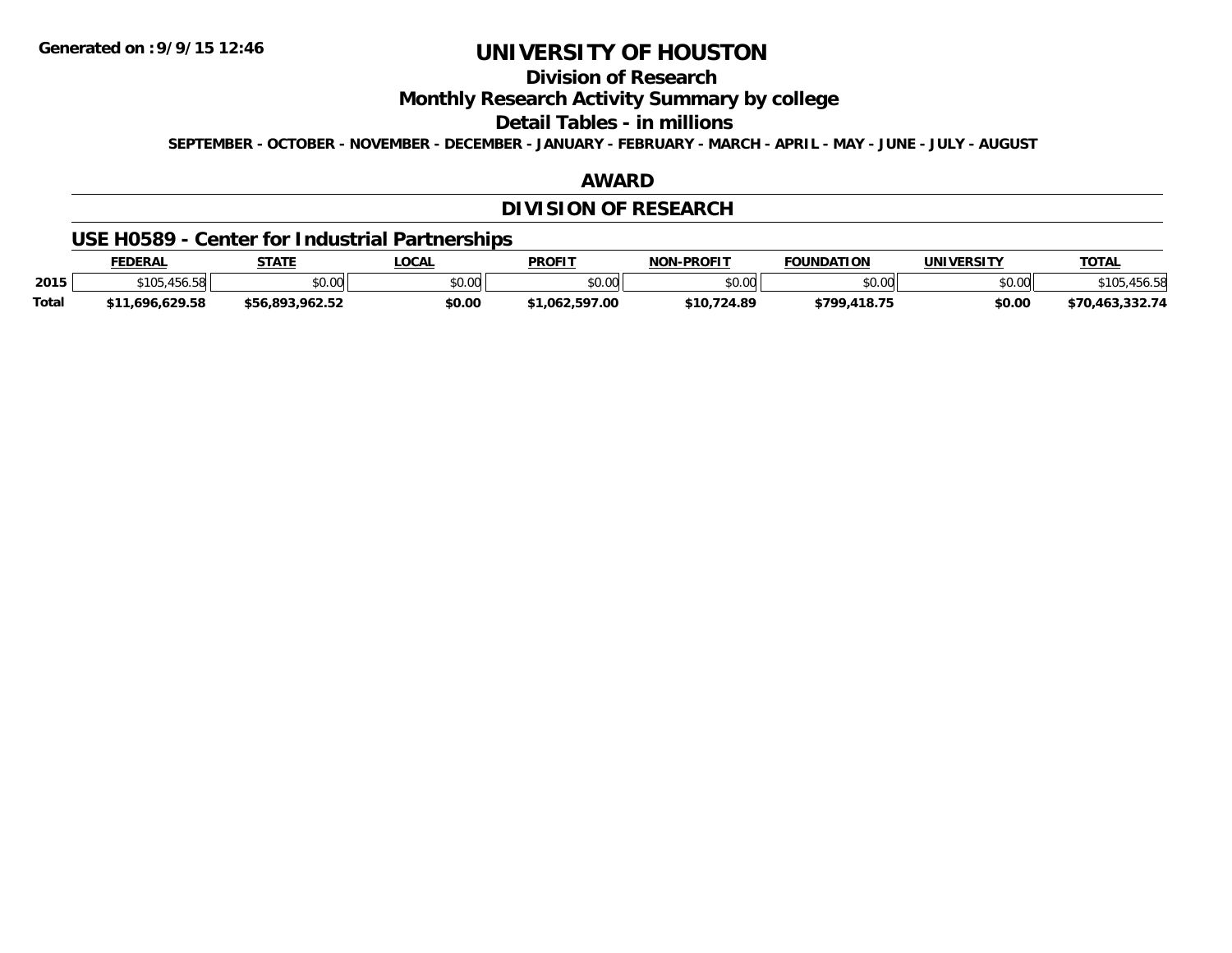Generated on :9/9/15 12:46

# UNIVERSITY OF HOUSTON

## Division of Research

## Monthly Research Activity Summary by college

## Detail Tables - in millions

**SEPTEMBER - OCTOBER - NOVEMBER - DECEMBER - JANUARY - FEBRUARY - MARCH - APRIL - MAY - JUNE - JULY - AUGUST**

## AWARD

## DIVISION OF RESEARCH

### USE H0589 - Center for Industrial Partnerships

| | FEDERAL | STATE | LOCAL | PROFIT | NON-PROFIT | FOUNDATION | UNIVERSITY | TOTAL |
|---|---|---|---|---|---|---|---|---|
| 2015 | $105,456.58 | $0.00 | $0.00 | $0.00 | $0.00 | $0.00 | $0.00 | $105,456.58 |
| **Total** | **$11,696,629.58** | **$56,893,962.52** | **$0.00** | **$1,062,597.00** | **$10,724.89** | **$799,418.75** | **$0.00** | **$70,463,332.74** |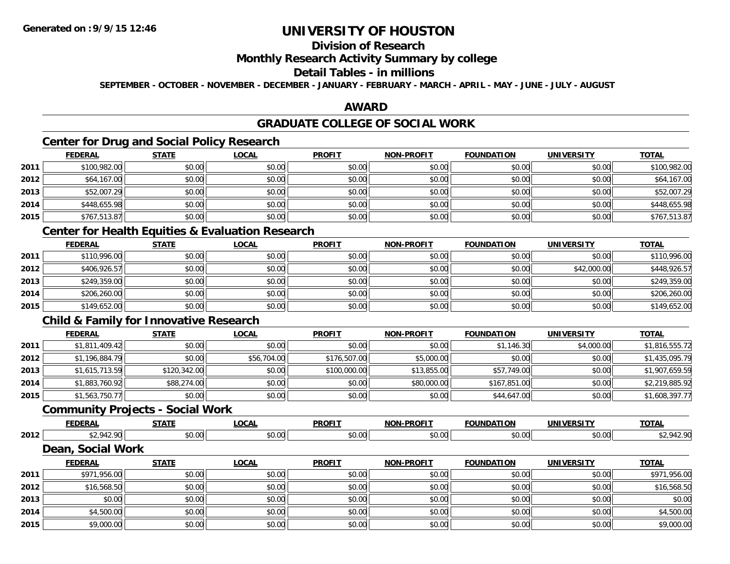# UNIVERSITY OF HOUSTON

## Division of Research

## Monthly Research Activity Summary by college

## Detail Tables - in millions

**SEPTEMBER - OCTOBER - NOVEMBER - DECEMBER - JANUARY - FEBRUARY - MARCH - APRIL - MAY - JUNE - JULY - AUGUST**

## AWARD

## GRADUATE COLLEGE OF SOCIAL WORK

### Center for Drug and Social Policy Research

| | FEDERAL | STATE | LOCAL | PROFIT | NON-PROFIT | FOUNDATION | UNIVERSITY | TOTAL |
|---|---|---|---|---|---|---|---|---|
| 2011 | $100,982.00 | $0.00 | $0.00 | $0.00 | $0.00 | $0.00 | $0.00 | $100,982.00 |
| 2012 | $64,167.00 | $0.00 | $0.00 | $0.00 | $0.00 | $0.00 | $0.00 | $64,167.00 |
| 2013 | $52,007.29 | $0.00 | $0.00 | $0.00 | $0.00 | $0.00 | $0.00 | $52,007.29 |
| 2014 | $448,655.98 | $0.00 | $0.00 | $0.00 | $0.00 | $0.00 | $0.00 | $448,655.98 |
| 2015 | $767,513.87 | $0.00 | $0.00 | $0.00 | $0.00 | $0.00 | $0.00 | $767,513.87 |

### Center for Health Equities & Evaluation Research

| | FEDERAL | STATE | LOCAL | PROFIT | NON-PROFIT | FOUNDATION | UNIVERSITY | TOTAL |
|---|---|---|---|---|---|---|---|---|
| 2011 | $110,996.00 | $0.00 | $0.00 | $0.00 | $0.00 | $0.00 | $0.00 | $110,996.00 |
| 2012 | $406,926.57 | $0.00 | $0.00 | $0.00 | $0.00 | $0.00 | $42,000.00 | $448,926.57 |
| 2013 | $249,359.00 | $0.00 | $0.00 | $0.00 | $0.00 | $0.00 | $0.00 | $249,359.00 |
| 2014 | $206,260.00 | $0.00 | $0.00 | $0.00 | $0.00 | $0.00 | $0.00 | $206,260.00 |
| 2015 | $149,652.00 | $0.00 | $0.00 | $0.00 | $0.00 | $0.00 | $0.00 | $149,652.00 |

### Child & Family for Innovative Research

| | FEDERAL | STATE | LOCAL | PROFIT | NON-PROFIT | FOUNDATION | UNIVERSITY | TOTAL |
|---|---|---|---|---|---|---|---|---|
| 2011 | $1,811,409.42 | $0.00 | $0.00 | $0.00 | $0.00 | $1,146.30 | $4,000.00 | $1,816,555.72 |
| 2012 | $1,196,884.79 | $0.00 | $56,704.00 | $176,507.00 | $5,000.00 | $0.00 | $0.00 | $1,435,095.79 |
| 2013 | $1,615,713.59 | $120,342.00 | $0.00 | $100,000.00 | $13,855.00 | $57,749.00 | $0.00 | $1,907,659.59 |
| 2014 | $1,883,760.92 | $88,274.00 | $0.00 | $0.00 | $80,000.00 | $167,851.00 | $0.00 | $2,219,885.92 |
| 2015 | $1,563,750.77 | $0.00 | $0.00 | $0.00 | $0.00 | $44,647.00 | $0.00 | $1,608,397.77 |

### Community Projects - Social Work

| | FEDERAL | STATE | LOCAL | PROFIT | NON-PROFIT | FOUNDATION | UNIVERSITY | TOTAL |
|---|---|---|---|---|---|---|---|---|
| 2012 | $2,942.90 | $0.00 | $0.00 | $0.00 | $0.00 | $0.00 | $0.00 | $2,942.90 |

### Dean, Social Work

| | FEDERAL | STATE | LOCAL | PROFIT | NON-PROFIT | FOUNDATION | UNIVERSITY | TOTAL |
|---|---|---|---|---|---|---|---|---|
| 2011 | $971,956.00 | $0.00 | $0.00 | $0.00 | $0.00 | $0.00 | $0.00 | $971,956.00 |
| 2012 | $16,568.50 | $0.00 | $0.00 | $0.00 | $0.00 | $0.00 | $0.00 | $16,568.50 |
| 2013 | $0.00 | $0.00 | $0.00 | $0.00 | $0.00 | $0.00 | $0.00 | $0.00 |
| 2014 | $4,500.00 | $0.00 | $0.00 | $0.00 | $0.00 | $0.00 | $0.00 | $4,500.00 |
| 2015 | $9,000.00 | $0.00 | $0.00 | $0.00 | $0.00 | $0.00 | $0.00 | $9,000.00 |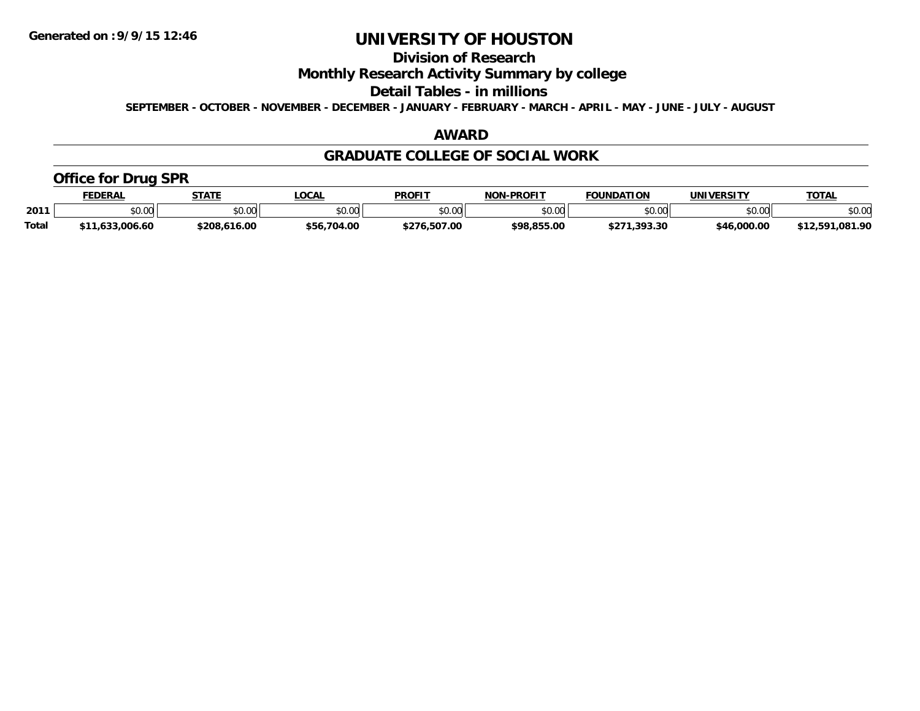# UNIVERSITY OF HOUSTON

## Division of Research

## Monthly Research Activity Summary by college

## Detail Tables - in millions

**SEPTEMBER - OCTOBER - NOVEMBER - DECEMBER - JANUARY - FEBRUARY - MARCH - APRIL - MAY - JUNE - JULY - AUGUST**

## AWARD

## GRADUATE COLLEGE OF SOCIAL WORK

### Office for Drug SPR

| | FEDERAL | STATE | LOCAL | PROFIT | NON-PROFIT | FOUNDATION | UNIVERSITY | TOTAL |
|---|---|---|---|---|---|---|---|---|
| 2011 | $0.00 | $0.00 | $0.00 | $0.00 | $0.00 | $0.00 | $0.00 | $0.00 |
| **Total** | **$11,633,006.60** | **$208,616.00** | **$56,704.00** | **$276,507.00** | **$98,855.00** | **$271,393.30** | **$46,000.00** | **$12,591,081.90** |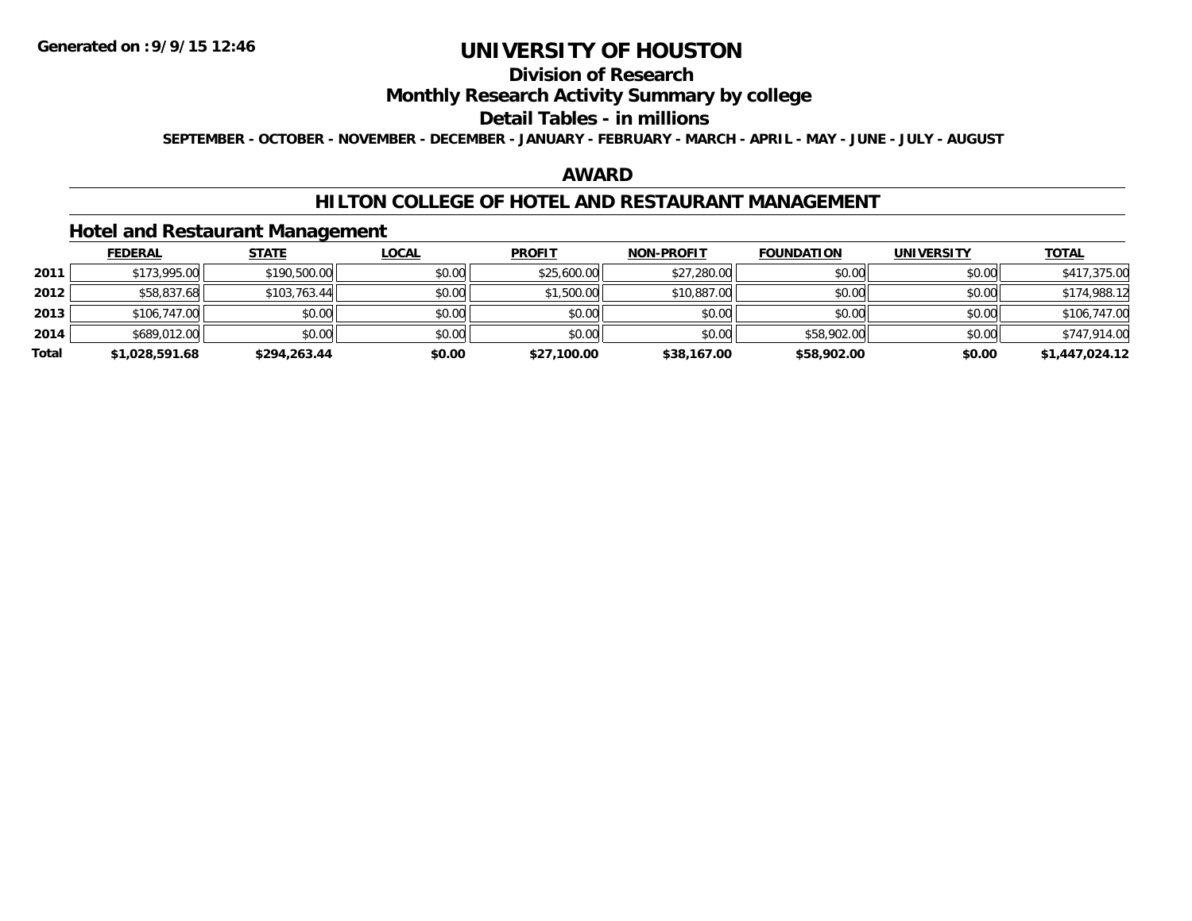# UNIVERSITY OF HOUSTON

## Division of Research

## Monthly Research Activity Summary by college

## Detail Tables - in millions

**SEPTEMBER - OCTOBER - NOVEMBER - DECEMBER - JANUARY - FEBRUARY - MARCH - APRIL - MAY - JUNE - JULY - AUGUST**

## AWARD

## HILTON COLLEGE OF HOTEL AND RESTAURANT MANAGEMENT

### Hotel and Restaurant Management

| | FEDERAL | STATE | LOCAL | PROFIT | NON-PROFIT | FOUNDATION | UNIVERSITY | TOTAL |
|---|---|---|---|---|---|---|---|---|
| 2011 | $173,995.00 | $190,500.00 | $0.00 | $25,600.00 | $27,280.00 | $0.00 | $0.00 | $417,375.00 |
| 2012 | $58,837.68 | $103,763.44 | $0.00 | $1,500.00 | $10,887.00 | $0.00 | $0.00 | $174,988.12 |
| 2013 | $106,747.00 | $0.00 | $0.00 | $0.00 | $0.00 | $0.00 | $0.00 | $106,747.00 |
| 2014 | $689,012.00 | $0.00 | $0.00 | $0.00 | $0.00 | $58,902.00 | $0.00 | $747,914.00 |
| **Total** | **$1,028,591.68** | **$294,263.44** | **$0.00** | **$27,100.00** | **$38,167.00** | **$58,902.00** | **$0.00** | **$1,447,024.12** |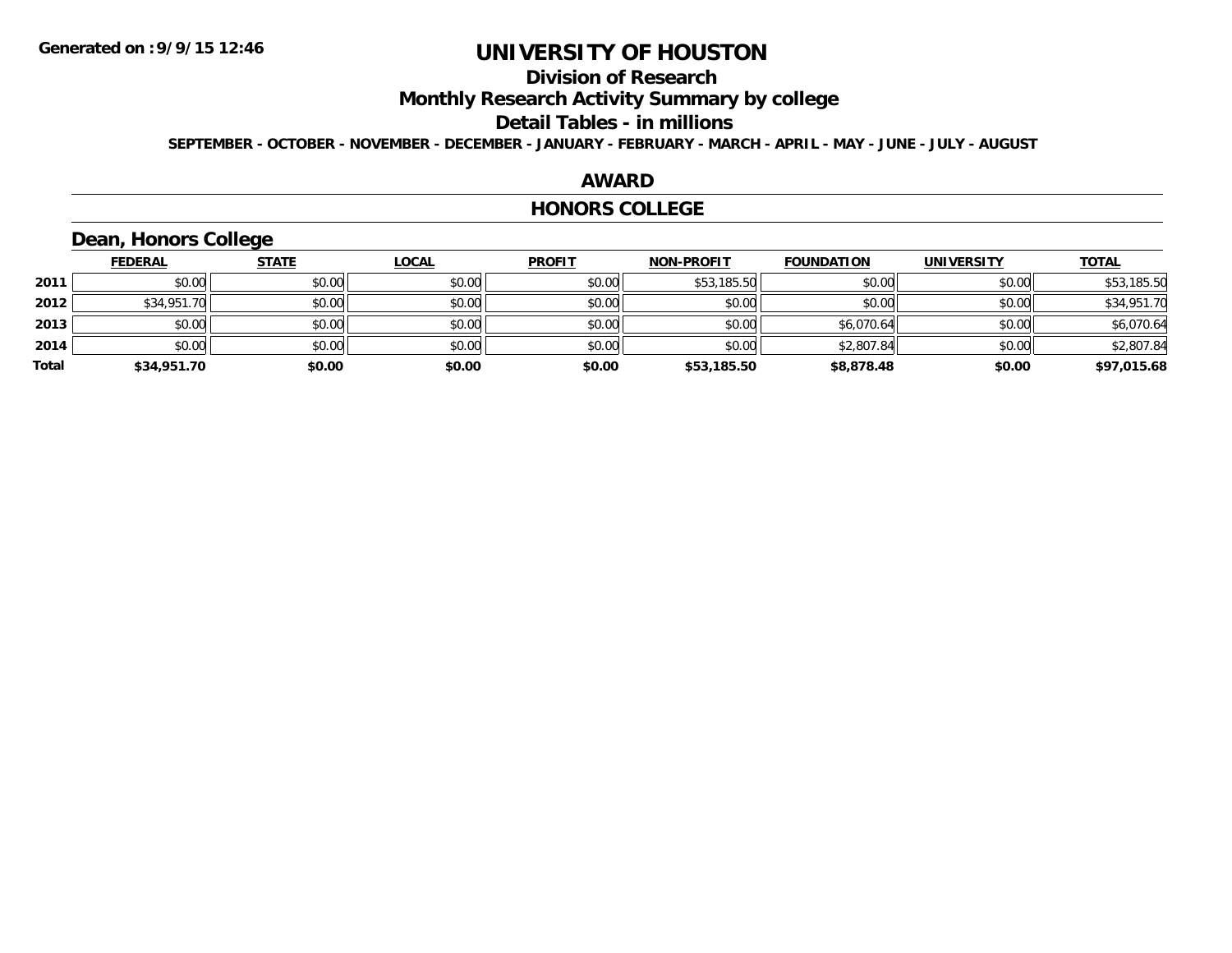# UNIVERSITY OF HOUSTON

## Division of Research

## Monthly Research Activity Summary by college

## Detail Tables - in millions

SEPTEMBER - OCTOBER - NOVEMBER - DECEMBER - JANUARY - FEBRUARY - MARCH - APRIL - MAY - JUNE - JULY - AUGUST

## AWARD

## HONORS COLLEGE

### Dean, Honors College

| | FEDERAL | STATE | LOCAL | PROFIT | NON-PROFIT | FOUNDATION | UNIVERSITY | TOTAL |
|---|---|---|---|---|---|---|---|---|
| 2011 | $0.00 | $0.00 | $0.00 | $0.00 | $53,185.50 | $0.00 | $0.00 | $53,185.50 |
| 2012 | $34,951.70 | $0.00 | $0.00 | $0.00 | $0.00 | $0.00 | $0.00 | $34,951.70 |
| 2013 | $0.00 | $0.00 | $0.00 | $0.00 | $0.00 | $6,070.64 | $0.00 | $6,070.64 |
| 2014 | $0.00 | $0.00 | $0.00 | $0.00 | $0.00 | $2,807.84 | $0.00 | $2,807.84 |
| **Total** | **$34,951.70** | **$0.00** | **$0.00** | **$0.00** | **$53,185.50** | **$8,878.48** | **$0.00** | **$97,015.68** |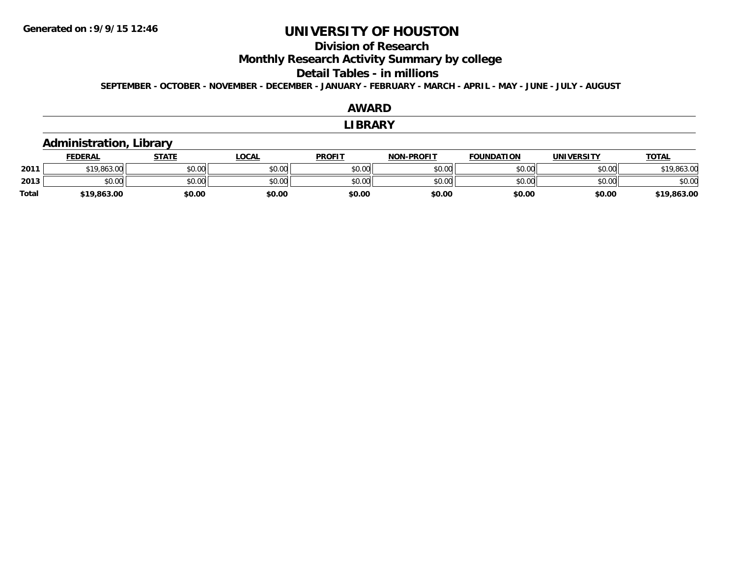Generated on :9/9/15 12:46

# UNIVERSITY OF HOUSTON

## Division of Research

## Monthly Research Activity Summary by college

## Detail Tables - in millions

**SEPTEMBER - OCTOBER - NOVEMBER - DECEMBER - JANUARY - FEBRUARY - MARCH - APRIL - MAY - JUNE - JULY - AUGUST**

## AWARD

## LIBRARY

### Administration, Library

| | FEDERAL | STATE | LOCAL | PROFIT | NON-PROFIT | FOUNDATION | UNIVERSITY | TOTAL |
|---|---|---|---|---|---|---|---|---|
| 2011 | $19,863.00 | $0.00 | $0.00 | $0.00 | $0.00 | $0.00 | $0.00 | $19,863.00 |
| 2013 | $0.00 | $0.00 | $0.00 | $0.00 | $0.00 | $0.00 | $0.00 | $0.00 |
| Total | $19,863.00 | $0.00 | $0.00 | $0.00 | $0.00 | $0.00 | $0.00 | $19,863.00 |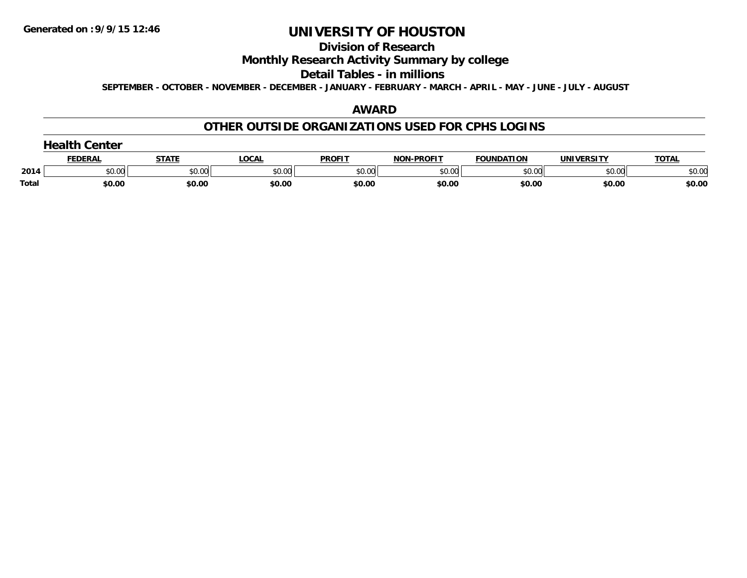Generated on :9/9/15 12:46

# UNIVERSITY OF HOUSTON

## Division of Research

## Monthly Research Activity Summary by college

## Detail Tables - in millions

**SEPTEMBER - OCTOBER - NOVEMBER - DECEMBER - JANUARY - FEBRUARY - MARCH - APRIL - MAY - JUNE - JULY - AUGUST**

## AWARD

## OTHER OUTSIDE ORGANIZATIONS USED FOR CPHS LOGINS

### Health Center

| | FEDERAL | STATE | LOCAL | PROFIT | NON-PROFIT | FOUNDATION | UNIVERSITY | TOTAL |
|---|---|---|---|---|---|---|---|---|
| 2014 | $0.00 | $0.00 | $0.00 | $0.00 | $0.00 | $0.00 | $0.00 | $0.00 |
| **Total** | **$0.00** | **$0.00** | **$0.00** | **$0.00** | **$0.00** | **$0.00** | **$0.00** | **$0.00** |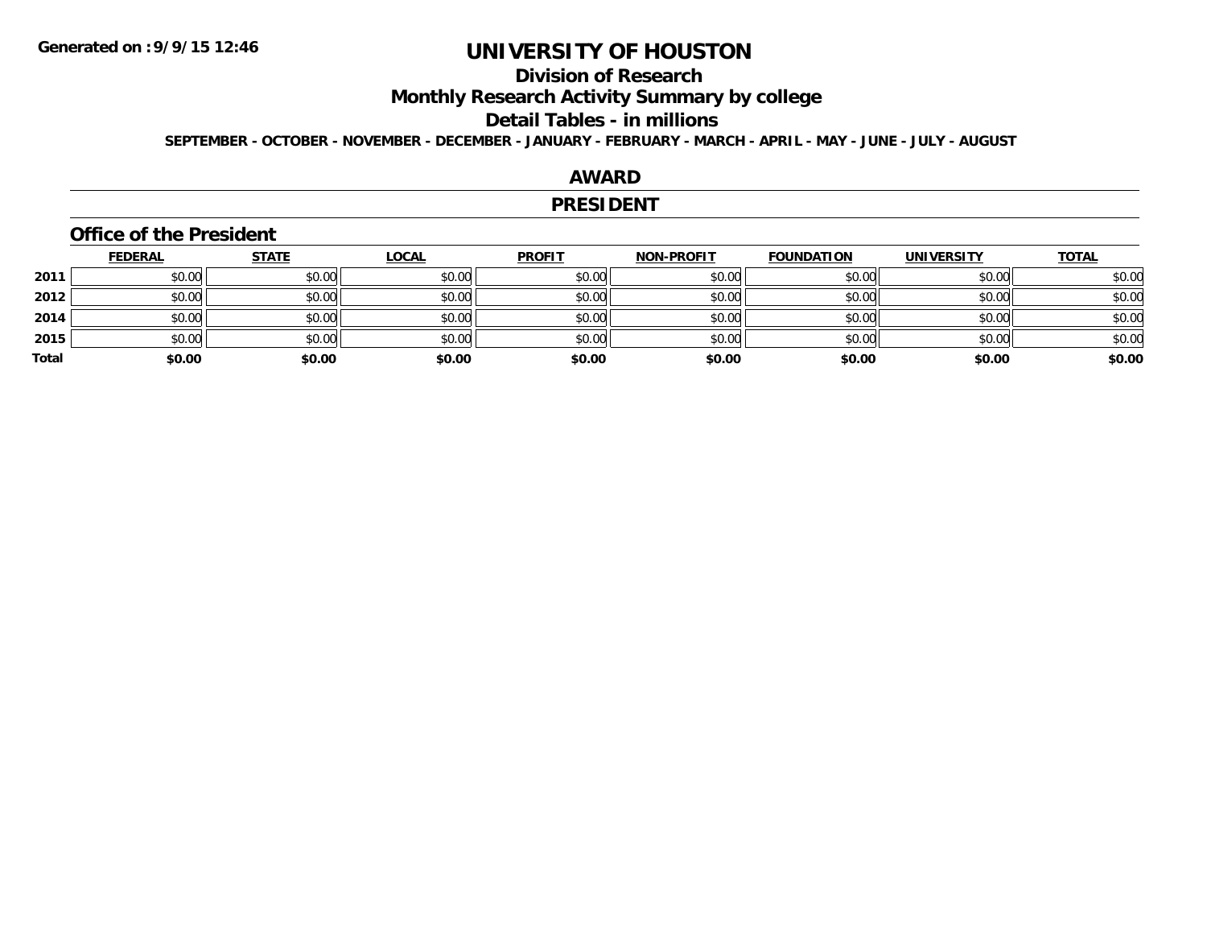**Generated on :9/9/15 12:46**

# UNIVERSITY OF HOUSTON

## Division of Research

## Monthly Research Activity Summary by college

## Detail Tables - in millions

**SEPTEMBER - OCTOBER - NOVEMBER - DECEMBER - JANUARY - FEBRUARY - MARCH - APRIL - MAY - JUNE - JULY - AUGUST**

## AWARD

## PRESIDENT

### Office of the President

| | FEDERAL | STATE | LOCAL | PROFIT | NON-PROFIT | FOUNDATION | UNIVERSITY | TOTAL |
|---|---|---|---|---|---|---|---|---|
| 2011 | $0.00 | $0.00 | $0.00 | $0.00 | $0.00 | $0.00 | $0.00 | $0.00 |
| 2012 | $0.00 | $0.00 | $0.00 | $0.00 | $0.00 | $0.00 | $0.00 | $0.00 |
| 2014 | $0.00 | $0.00 | $0.00 | $0.00 | $0.00 | $0.00 | $0.00 | $0.00 |
| 2015 | $0.00 | $0.00 | $0.00 | $0.00 | $0.00 | $0.00 | $0.00 | $0.00 |
| **Total** | **$0.00** | **$0.00** | **$0.00** | **$0.00** | **$0.00** | **$0.00** | **$0.00** | **$0.00** |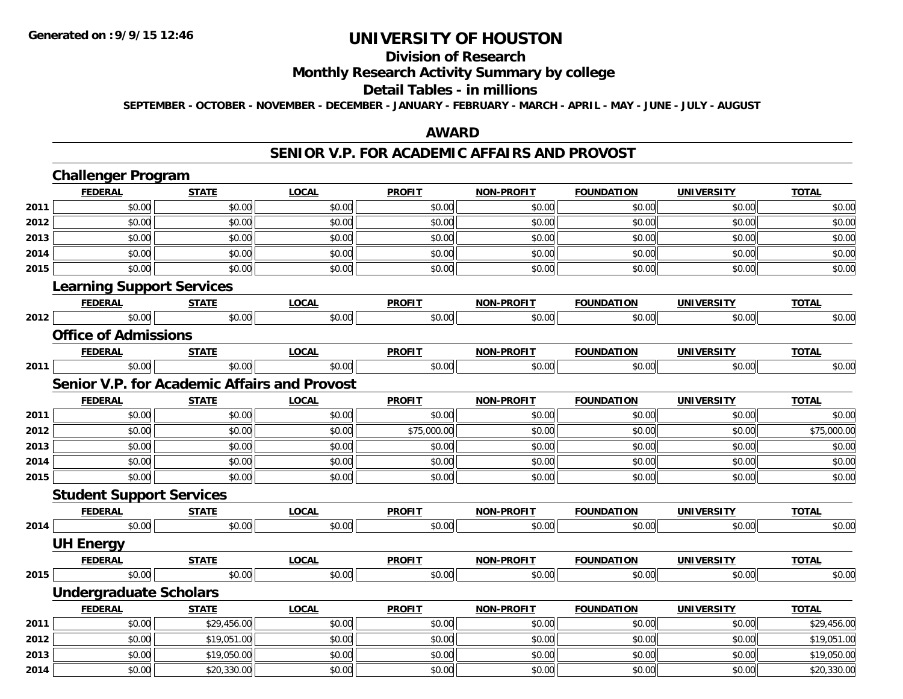# UNIVERSITY OF HOUSTON

## Division of Research

## Monthly Research Activity Summary by college

## Detail Tables - in millions

**SEPTEMBER - OCTOBER - NOVEMBER - DECEMBER - JANUARY - FEBRUARY - MARCH - APRIL - MAY - JUNE - JULY - AUGUST**

## AWARD

## SENIOR V.P. FOR ACADEMIC AFFAIRS AND PROVOST

### Challenger Program

| | FEDERAL | STATE | LOCAL | PROFIT | NON-PROFIT | FOUNDATION | UNIVERSITY | TOTAL |
|---|---|---|---|---|---|---|---|---|
| 2011 | $0.00 | $0.00 | $0.00 | $0.00 | $0.00 | $0.00 | $0.00 | $0.00 |
| 2012 | $0.00 | $0.00 | $0.00 | $0.00 | $0.00 | $0.00 | $0.00 | $0.00 |
| 2013 | $0.00 | $0.00 | $0.00 | $0.00 | $0.00 | $0.00 | $0.00 | $0.00 |
| 2014 | $0.00 | $0.00 | $0.00 | $0.00 | $0.00 | $0.00 | $0.00 | $0.00 |
| 2015 | $0.00 | $0.00 | $0.00 | $0.00 | $0.00 | $0.00 | $0.00 | $0.00 |

### Learning Support Services

| | FEDERAL | STATE | LOCAL | PROFIT | NON-PROFIT | FOUNDATION | UNIVERSITY | TOTAL |
|---|---|---|---|---|---|---|---|---|
| 2012 | $0.00 | $0.00 | $0.00 | $0.00 | $0.00 | $0.00 | $0.00 | $0.00 |

### Office of Admissions

| | FEDERAL | STATE | LOCAL | PROFIT | NON-PROFIT | FOUNDATION | UNIVERSITY | TOTAL |
|---|---|---|---|---|---|---|---|---|
| 2011 | $0.00 | $0.00 | $0.00 | $0.00 | $0.00 | $0.00 | $0.00 | $0.00 |

### Senior V.P. for Academic Affairs and Provost

| | FEDERAL | STATE | LOCAL | PROFIT | NON-PROFIT | FOUNDATION | UNIVERSITY | TOTAL |
|---|---|---|---|---|---|---|---|---|
| 2011 | $0.00 | $0.00 | $0.00 | $0.00 | $0.00 | $0.00 | $0.00 | $0.00 |
| 2012 | $0.00 | $0.00 | $0.00 | $75,000.00 | $0.00 | $0.00 | $0.00 | $75,000.00 |
| 2013 | $0.00 | $0.00 | $0.00 | $0.00 | $0.00 | $0.00 | $0.00 | $0.00 |
| 2014 | $0.00 | $0.00 | $0.00 | $0.00 | $0.00 | $0.00 | $0.00 | $0.00 |
| 2015 | $0.00 | $0.00 | $0.00 | $0.00 | $0.00 | $0.00 | $0.00 | $0.00 |

### Student Support Services

| | FEDERAL | STATE | LOCAL | PROFIT | NON-PROFIT | FOUNDATION | UNIVERSITY | TOTAL |
|---|---|---|---|---|---|---|---|---|
| 2014 | $0.00 | $0.00 | $0.00 | $0.00 | $0.00 | $0.00 | $0.00 | $0.00 |

### UH Energy

| | FEDERAL | STATE | LOCAL | PROFIT | NON-PROFIT | FOUNDATION | UNIVERSITY | TOTAL |
|---|---|---|---|---|---|---|---|---|
| 2015 | $0.00 | $0.00 | $0.00 | $0.00 | $0.00 | $0.00 | $0.00 | $0.00 |

### Undergraduate Scholars

| | FEDERAL | STATE | LOCAL | PROFIT | NON-PROFIT | FOUNDATION | UNIVERSITY | TOTAL |
|---|---|---|---|---|---|---|---|---|
| 2011 | $0.00 | $29,456.00 | $0.00 | $0.00 | $0.00 | $0.00 | $0.00 | $29,456.00 |
| 2012 | $0.00 | $19,051.00 | $0.00 | $0.00 | $0.00 | $0.00 | $0.00 | $19,051.00 |
| 2013 | $0.00 | $19,050.00 | $0.00 | $0.00 | $0.00 | $0.00 | $0.00 | $19,050.00 |
| 2014 | $0.00 | $20,330.00 | $0.00 | $0.00 | $0.00 | $0.00 | $0.00 | $20,330.00 |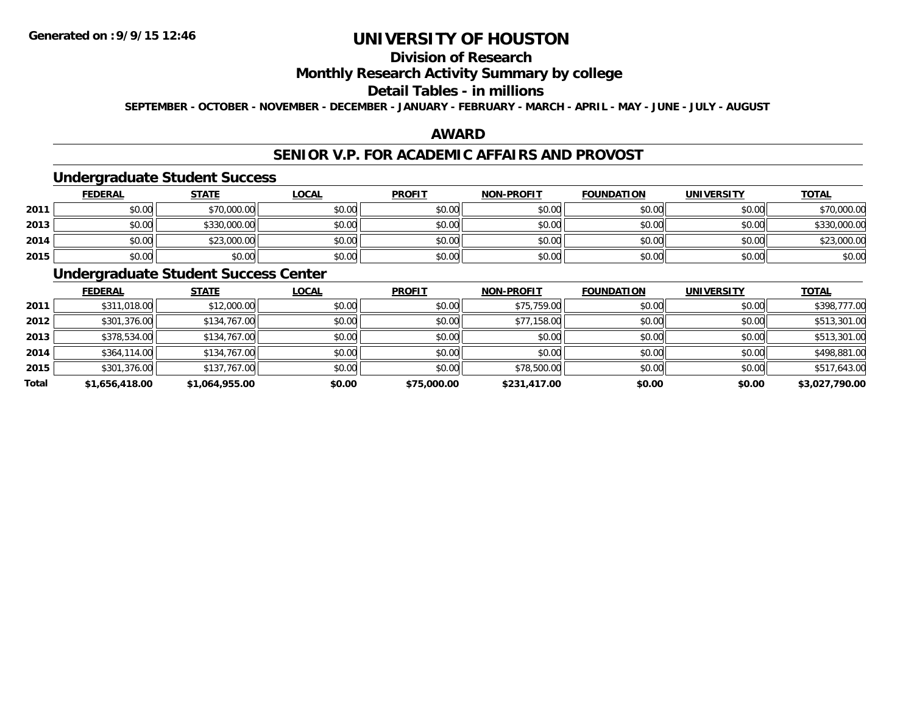# UNIVERSITY OF HOUSTON

## Division of Research

## Monthly Research Activity Summary by college

## Detail Tables - in millions

**SEPTEMBER - OCTOBER - NOVEMBER - DECEMBER - JANUARY - FEBRUARY - MARCH - APRIL - MAY - JUNE - JULY - AUGUST**

### AWARD

### SENIOR V.P. FOR ACADEMIC AFFAIRS AND PROVOST

#### Undergraduate Student Success

| | FEDERAL | STATE | LOCAL | PROFIT | NON-PROFIT | FOUNDATION | UNIVERSITY | TOTAL |
|---|---|---|---|---|---|---|---|---|
| 2011 | $0.00 | $70,000.00 | $0.00 | $0.00 | $0.00 | $0.00 | $0.00 | $70,000.00 |
| 2013 | $0.00 | $330,000.00 | $0.00 | $0.00 | $0.00 | $0.00 | $0.00 | $330,000.00 |
| 2014 | $0.00 | $23,000.00 | $0.00 | $0.00 | $0.00 | $0.00 | $0.00 | $23,000.00 |
| 2015 | $0.00 | $0.00 | $0.00 | $0.00 | $0.00 | $0.00 | $0.00 | $0.00 |

#### Undergraduate Student Success Center

| | FEDERAL | STATE | LOCAL | PROFIT | NON-PROFIT | FOUNDATION | UNIVERSITY | TOTAL |
|---|---|---|---|---|---|---|---|---|
| 2011 | $311,018.00 | $12,000.00 | $0.00 | $0.00 | $75,759.00 | $0.00 | $0.00 | $398,777.00 |
| 2012 | $301,376.00 | $134,767.00 | $0.00 | $0.00 | $77,158.00 | $0.00 | $0.00 | $513,301.00 |
| 2013 | $378,534.00 | $134,767.00 | $0.00 | $0.00 | $0.00 | $0.00 | $0.00 | $513,301.00 |
| 2014 | $364,114.00 | $134,767.00 | $0.00 | $0.00 | $0.00 | $0.00 | $0.00 | $498,881.00 |
| 2015 | $301,376.00 | $137,767.00 | $0.00 | $0.00 | $78,500.00 | $0.00 | $0.00 | $517,643.00 |
| **Total** | **$1,656,418.00** | **$1,064,955.00** | **$0.00** | **$75,000.00** | **$231,417.00** | **$0.00** | **$0.00** | **$3,027,790.00** |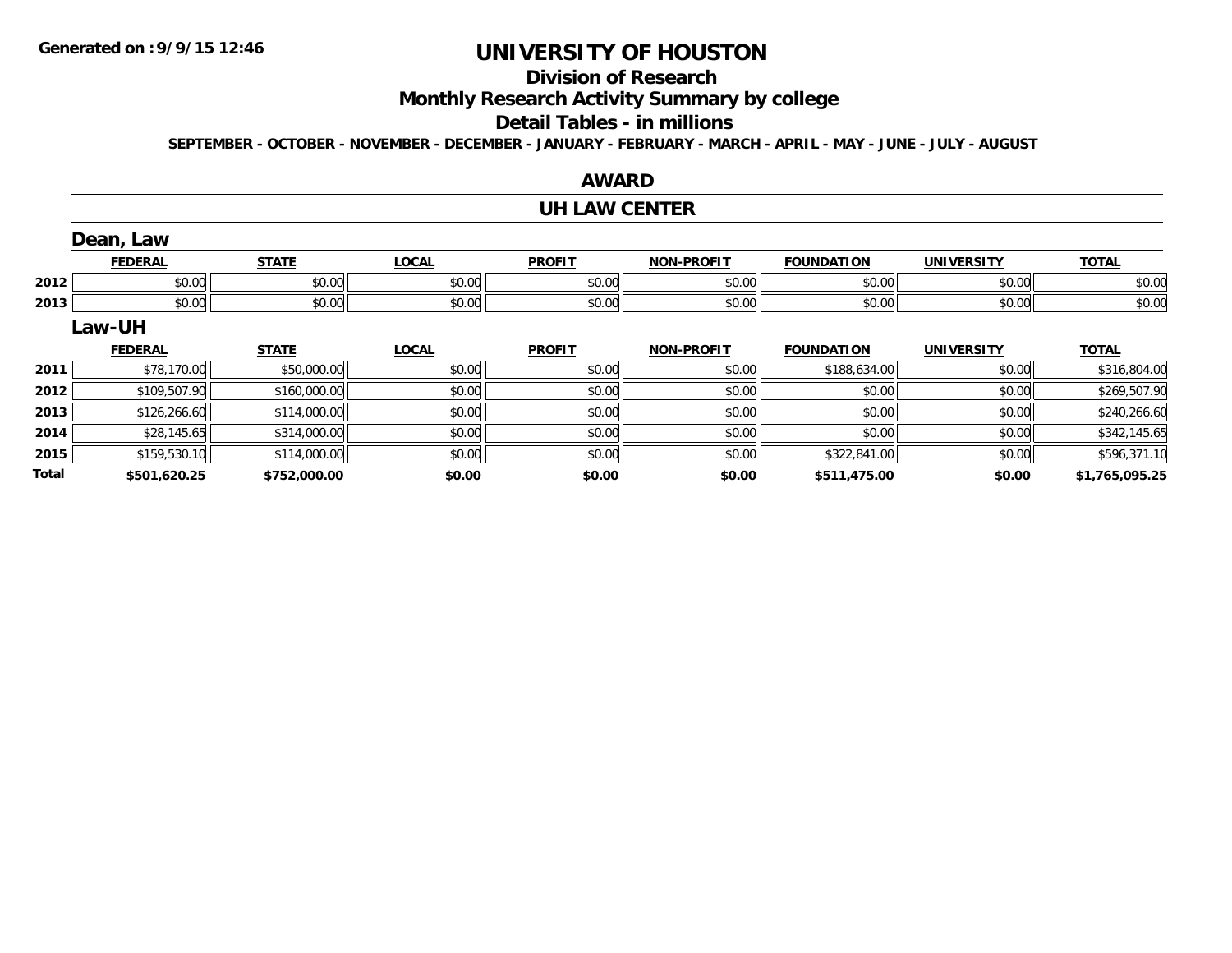# UNIVERSITY OF HOUSTON

## Division of Research

## Monthly Research Activity Summary by college

## Detail Tables - in millions

**SEPTEMBER - OCTOBER - NOVEMBER - DECEMBER - JANUARY - FEBRUARY - MARCH - APRIL - MAY - JUNE - JULY - AUGUST**

### AWARD

### UH LAW CENTER

#### Dean, Law

| | FEDERAL | STATE | LOCAL | PROFIT | NON-PROFIT | FOUNDATION | UNIVERSITY | TOTAL |
|---|---|---|---|---|---|---|---|---|
| 2012 | $0.00 | $0.00 | $0.00 | $0.00 | $0.00 | $0.00 | $0.00 | $0.00 |
| 2013 | $0.00 | $0.00 | $0.00 | $0.00 | $0.00 | $0.00 | $0.00 | $0.00 |

#### Law-UH

| | FEDERAL | STATE | LOCAL | PROFIT | NON-PROFIT | FOUNDATION | UNIVERSITY | TOTAL |
|---|---|---|---|---|---|---|---|---|
| 2011 | $78,170.00 | $50,000.00 | $0.00 | $0.00 | $0.00 | $188,634.00 | $0.00 | $316,804.00 |
| 2012 | $109,507.90 | $160,000.00 | $0.00 | $0.00 | $0.00 | $0.00 | $0.00 | $269,507.90 |
| 2013 | $126,266.60 | $114,000.00 | $0.00 | $0.00 | $0.00 | $0.00 | $0.00 | $240,266.60 |
| 2014 | $28,145.65 | $314,000.00 | $0.00 | $0.00 | $0.00 | $0.00 | $0.00 | $342,145.65 |
| 2015 | $159,530.10 | $114,000.00 | $0.00 | $0.00 | $0.00 | $322,841.00 | $0.00 | $596,371.10 |
| **Total** | **$501,620.25** | **$752,000.00** | **$0.00** | **$0.00** | **$0.00** | **$511,475.00** | **$0.00** | **$1,765,095.25** |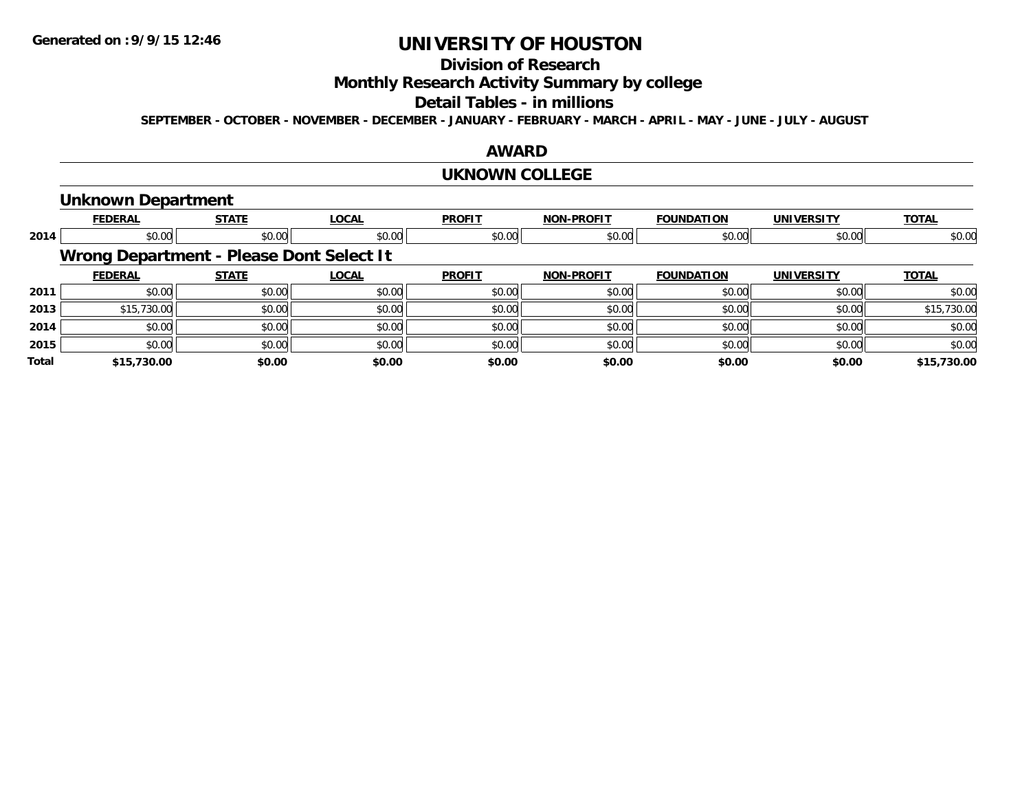# UNIVERSITY OF HOUSTON

## Division of Research

## Monthly Research Activity Summary by college

## Detail Tables - in millions

SEPTEMBER - OCTOBER - NOVEMBER - DECEMBER - JANUARY - FEBRUARY - MARCH - APRIL - MAY - JUNE - JULY - AUGUST

## AWARD

## UKNOWN COLLEGE

### Unknown Department

| | FEDERAL | STATE | LOCAL | PROFIT | NON-PROFIT | FOUNDATION | UNIVERSITY | TOTAL |
|---|---|---|---|---|---|---|---|---|
| 2014 | $0.00 | $0.00 | $0.00 | $0.00 | $0.00 | $0.00 | $0.00 | $0.00 |

### Wrong Department - Please Dont Select It

| | FEDERAL | STATE | LOCAL | PROFIT | NON-PROFIT | FOUNDATION | UNIVERSITY | TOTAL |
|---|---|---|---|---|---|---|---|---|
| 2011 | $0.00 | $0.00 | $0.00 | $0.00 | $0.00 | $0.00 | $0.00 | $0.00 |
| 2013 | $15,730.00 | $0.00 | $0.00 | $0.00 | $0.00 | $0.00 | $0.00 | $15,730.00 |
| 2014 | $0.00 | $0.00 | $0.00 | $0.00 | $0.00 | $0.00 | $0.00 | $0.00 |
| 2015 | $0.00 | $0.00 | $0.00 | $0.00 | $0.00 | $0.00 | $0.00 | $0.00 |
| **Total** | **$15,730.00** | **$0.00** | **$0.00** | **$0.00** | **$0.00** | **$0.00** | **$0.00** | **$15,730.00** |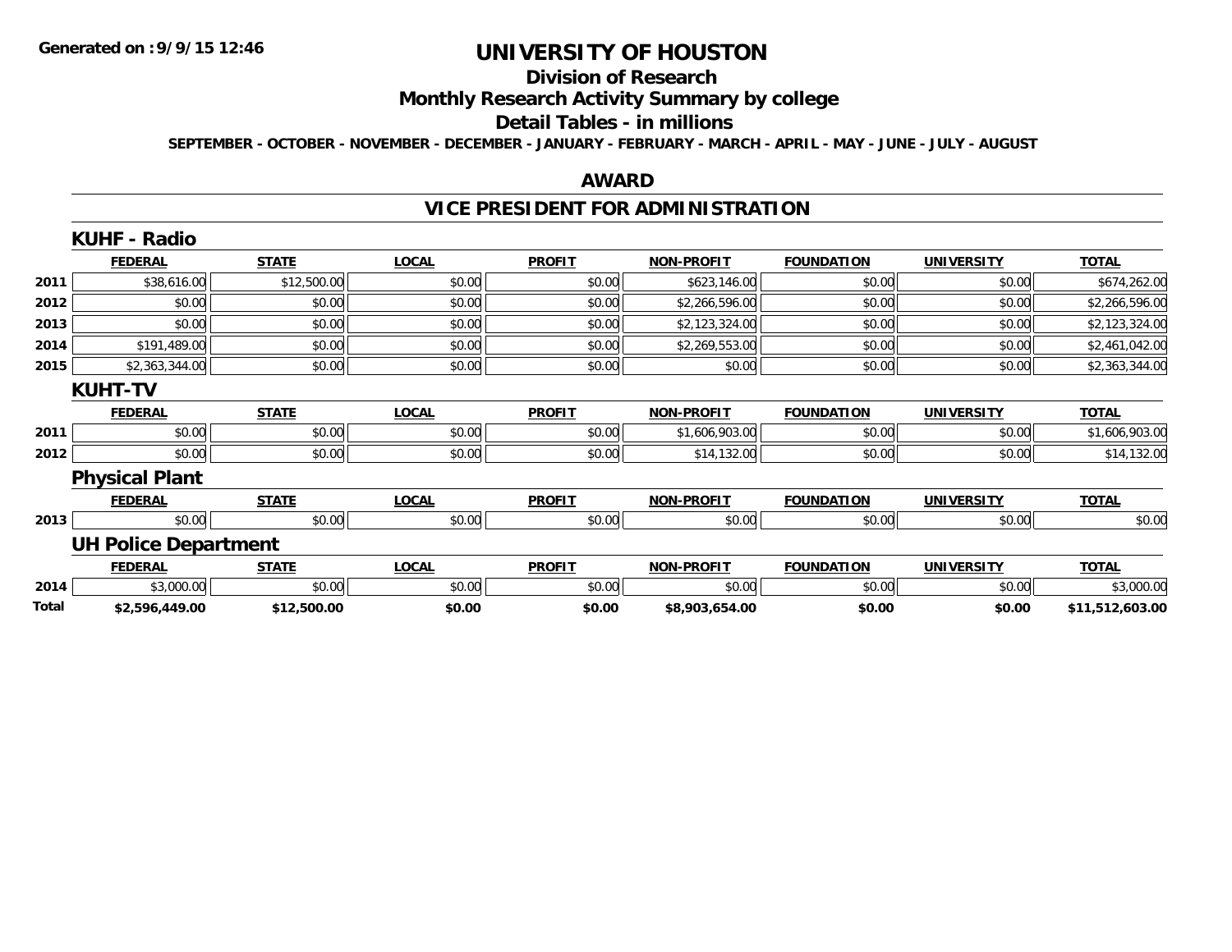**Generated on :9/9/15 12:46**

# UNIVERSITY OF HOUSTON

## Division of Research

## Monthly Research Activity Summary by college

## Detail Tables - in millions

**SEPTEMBER - OCTOBER - NOVEMBER - DECEMBER - JANUARY - FEBRUARY - MARCH - APRIL - MAY - JUNE - JULY - AUGUST**

## AWARD

## VICE PRESIDENT FOR ADMINISTRATION

### KUHF - Radio

| | FEDERAL | STATE | LOCAL | PROFIT | NON-PROFIT | FOUNDATION | UNIVERSITY | TOTAL |
|---|---|---|---|---|---|---|---|---|
| 2011 | $38,616.00 | $12,500.00 | $0.00 | $0.00 | $623,146.00 | $0.00 | $0.00 | $674,262.00 |
| 2012 | $0.00 | $0.00 | $0.00 | $0.00 | $2,266,596.00 | $0.00 | $0.00 | $2,266,596.00 |
| 2013 | $0.00 | $0.00 | $0.00 | $0.00 | $2,123,324.00 | $0.00 | $0.00 | $2,123,324.00 |
| 2014 | $191,489.00 | $0.00 | $0.00 | $0.00 | $2,269,553.00 | $0.00 | $0.00 | $2,461,042.00 |
| 2015 | $2,363,344.00 | $0.00 | $0.00 | $0.00 | $0.00 | $0.00 | $0.00 | $2,363,344.00 |

### KUHT-TV

| | FEDERAL | STATE | LOCAL | PROFIT | NON-PROFIT | FOUNDATION | UNIVERSITY | TOTAL |
|---|---|---|---|---|---|---|---|---|
| 2011 | $0.00 | $0.00 | $0.00 | $0.00 | $1,606,903.00 | $0.00 | $0.00 | $1,606,903.00 |
| 2012 | $0.00 | $0.00 | $0.00 | $0.00 | $14,132.00 | $0.00 | $0.00 | $14,132.00 |

### Physical Plant

| | FEDERAL | STATE | LOCAL | PROFIT | NON-PROFIT | FOUNDATION | UNIVERSITY | TOTAL |
|---|---|---|---|---|---|---|---|---|
| 2013 | $0.00 | $0.00 | $0.00 | $0.00 | $0.00 | $0.00 | $0.00 | $0.00 |

### UH Police Department

| | FEDERAL | STATE | LOCAL | PROFIT | NON-PROFIT | FOUNDATION | UNIVERSITY | TOTAL |
|---|---|---|---|---|---|---|---|---|
| 2014 | $3,000.00 | $0.00 | $0.00 | $0.00 | $0.00 | $0.00 | $0.00 | $3,000.00 |
| **Total** | **$2,596,449.00** | **$12,500.00** | **$0.00** | **$0.00** | **$8,903,654.00** | **$0.00** | **$0.00** | **$11,512,603.00** |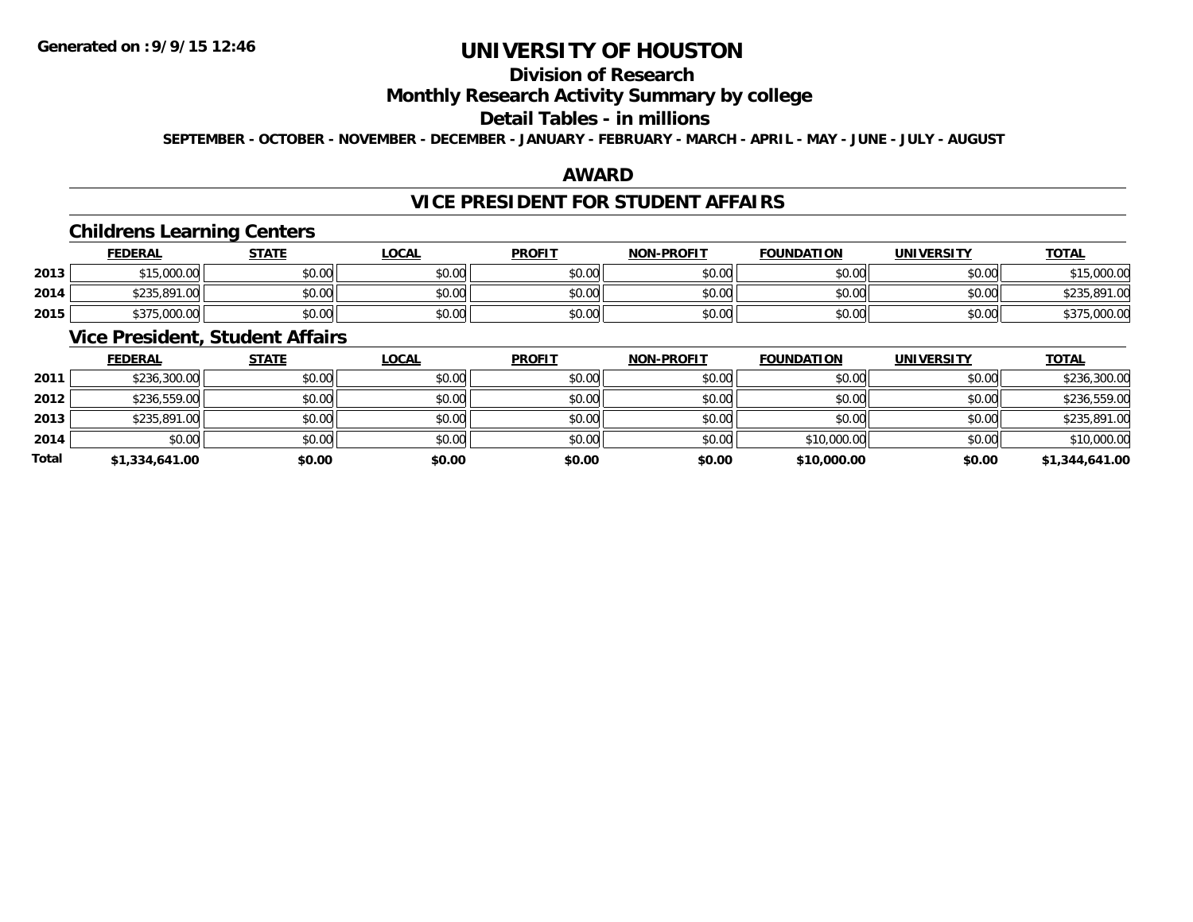**Generated on :9/9/15 12:46**

# UNIVERSITY OF HOUSTON

## Division of Research

## Monthly Research Activity Summary by college

## Detail Tables - in millions

**SEPTEMBER - OCTOBER - NOVEMBER - DECEMBER - JANUARY - FEBRUARY - MARCH - APRIL - MAY - JUNE - JULY - AUGUST**

## AWARD

## VICE PRESIDENT FOR STUDENT AFFAIRS

### Childrens Learning Centers

| | FEDERAL | STATE | LOCAL | PROFIT | NON-PROFIT | FOUNDATION | UNIVERSITY | TOTAL |
|---|---|---|---|---|---|---|---|---|
| 2013 | $15,000.00 | $0.00 | $0.00 | $0.00 | $0.00 | $0.00 | $0.00 | $15,000.00 |
| 2014 | $235,891.00 | $0.00 | $0.00 | $0.00 | $0.00 | $0.00 | $0.00 | $235,891.00 |
| 2015 | $375,000.00 | $0.00 | $0.00 | $0.00 | $0.00 | $0.00 | $0.00 | $375,000.00 |

### Vice President, Student Affairs

| | FEDERAL | STATE | LOCAL | PROFIT | NON-PROFIT | FOUNDATION | UNIVERSITY | TOTAL |
|---|---|---|---|---|---|---|---|---|
| 2011 | $236,300.00 | $0.00 | $0.00 | $0.00 | $0.00 | $0.00 | $0.00 | $236,300.00 |
| 2012 | $236,559.00 | $0.00 | $0.00 | $0.00 | $0.00 | $0.00 | $0.00 | $236,559.00 |
| 2013 | $235,891.00 | $0.00 | $0.00 | $0.00 | $0.00 | $0.00 | $0.00 | $235,891.00 |
| 2014 | $0.00 | $0.00 | $0.00 | $0.00 | $0.00 | $10,000.00 | $0.00 | $10,000.00 |
| **Total** | **$1,334,641.00** | **$0.00** | **$0.00** | **$0.00** | **$0.00** | **$10,000.00** | **$0.00** | **$1,344,641.00** |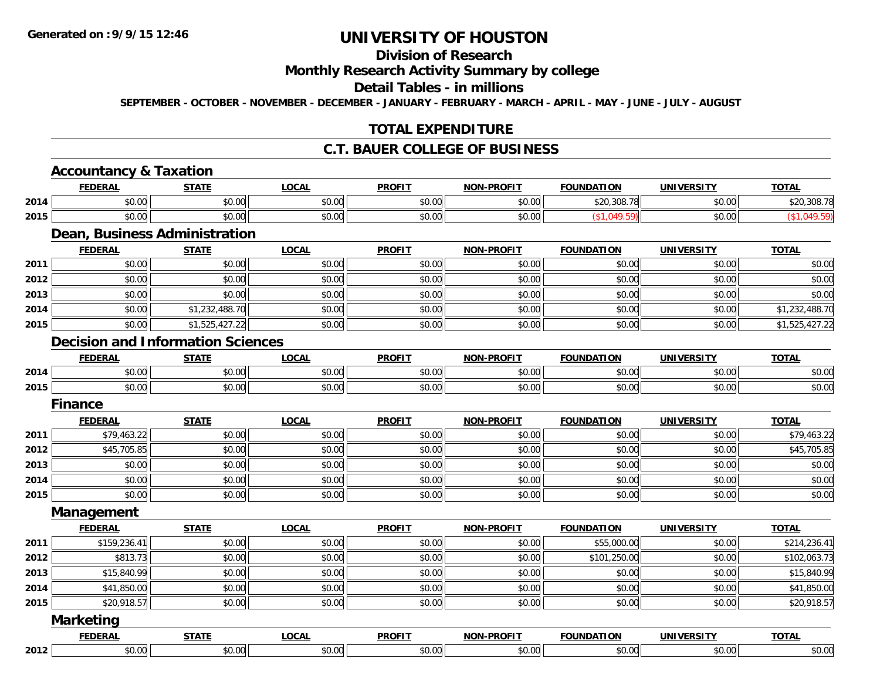# UNIVERSITY OF HOUSTON

## Division of Research

## Monthly Research Activity Summary by college

## Detail Tables - in millions

**SEPTEMBER - OCTOBER - NOVEMBER - DECEMBER - JANUARY - FEBRUARY - MARCH - APRIL - MAY - JUNE - JULY - AUGUST**

## TOTAL EXPENDITURE

## C.T. BAUER COLLEGE OF BUSINESS

### Accountancy & Taxation

| | FEDERAL | STATE | LOCAL | PROFIT | NON-PROFIT | FOUNDATION | UNIVERSITY | TOTAL |
|---|---|---|---|---|---|---|---|---|
| 2014 | $0.00 | $0.00 | $0.00 | $0.00 | $0.00 | $20,308.78 | $0.00 | $20,308.78 |
| 2015 | $0.00 | $0.00 | $0.00 | $0.00 | $0.00 | ($1,049.59) | $0.00 | ($1,049.59) |

### Dean, Business Administration

| | FEDERAL | STATE | LOCAL | PROFIT | NON-PROFIT | FOUNDATION | UNIVERSITY | TOTAL |
|---|---|---|---|---|---|---|---|---|
| 2011 | $0.00 | $0.00 | $0.00 | $0.00 | $0.00 | $0.00 | $0.00 | $0.00 |
| 2012 | $0.00 | $0.00 | $0.00 | $0.00 | $0.00 | $0.00 | $0.00 | $0.00 |
| 2013 | $0.00 | $0.00 | $0.00 | $0.00 | $0.00 | $0.00 | $0.00 | $0.00 |
| 2014 | $0.00 | $1,232,488.70 | $0.00 | $0.00 | $0.00 | $0.00 | $0.00 | $1,232,488.70 |
| 2015 | $0.00 | $1,525,427.22 | $0.00 | $0.00 | $0.00 | $0.00 | $0.00 | $1,525,427.22 |

### Decision and Information Sciences

| | FEDERAL | STATE | LOCAL | PROFIT | NON-PROFIT | FOUNDATION | UNIVERSITY | TOTAL |
|---|---|---|---|---|---|---|---|---|
| 2014 | $0.00 | $0.00 | $0.00 | $0.00 | $0.00 | $0.00 | $0.00 | $0.00 |
| 2015 | $0.00 | $0.00 | $0.00 | $0.00 | $0.00 | $0.00 | $0.00 | $0.00 |

### Finance

| | FEDERAL | STATE | LOCAL | PROFIT | NON-PROFIT | FOUNDATION | UNIVERSITY | TOTAL |
|---|---|---|---|---|---|---|---|---|
| 2011 | $79,463.22 | $0.00 | $0.00 | $0.00 | $0.00 | $0.00 | $0.00 | $79,463.22 |
| 2012 | $45,705.85 | $0.00 | $0.00 | $0.00 | $0.00 | $0.00 | $0.00 | $45,705.85 |
| 2013 | $0.00 | $0.00 | $0.00 | $0.00 | $0.00 | $0.00 | $0.00 | $0.00 |
| 2014 | $0.00 | $0.00 | $0.00 | $0.00 | $0.00 | $0.00 | $0.00 | $0.00 |
| 2015 | $0.00 | $0.00 | $0.00 | $0.00 | $0.00 | $0.00 | $0.00 | $0.00 |

### Management

| | FEDERAL | STATE | LOCAL | PROFIT | NON-PROFIT | FOUNDATION | UNIVERSITY | TOTAL |
|---|---|---|---|---|---|---|---|---|
| 2011 | $159,236.41 | $0.00 | $0.00 | $0.00 | $0.00 | $55,000.00 | $0.00 | $214,236.41 |
| 2012 | $813.73 | $0.00 | $0.00 | $0.00 | $0.00 | $101,250.00 | $0.00 | $102,063.73 |
| 2013 | $15,840.99 | $0.00 | $0.00 | $0.00 | $0.00 | $0.00 | $0.00 | $15,840.99 |
| 2014 | $41,850.00 | $0.00 | $0.00 | $0.00 | $0.00 | $0.00 | $0.00 | $41,850.00 |
| 2015 | $20,918.57 | $0.00 | $0.00 | $0.00 | $0.00 | $0.00 | $0.00 | $20,918.57 |

### Marketing

| | FEDERAL | STATE | LOCAL | PROFIT | NON-PROFIT | FOUNDATION | UNIVERSITY | TOTAL |
|---|---|---|---|---|---|---|---|---|
| 2012 | $0.00 | $0.00 | $0.00 | $0.00 | $0.00 | $0.00 | $0.00 | $0.00 |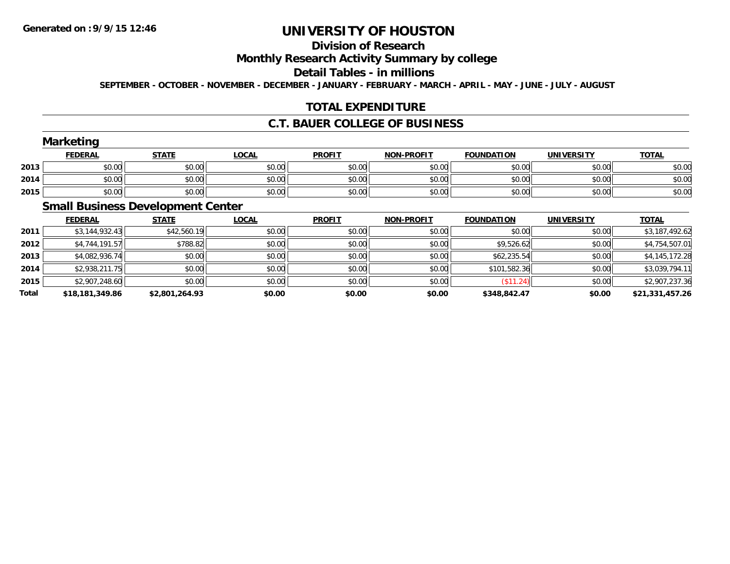**Generated on :9/9/15 12:46**

# UNIVERSITY OF HOUSTON

## Division of Research

## Monthly Research Activity Summary by college

## Detail Tables - in millions

**SEPTEMBER - OCTOBER - NOVEMBER - DECEMBER - JANUARY - FEBRUARY - MARCH - APRIL - MAY - JUNE - JULY - AUGUST**

## TOTAL EXPENDITURE

## C.T. BAUER COLLEGE OF BUSINESS

### Marketing

| | FEDERAL | STATE | LOCAL | PROFIT | NON-PROFIT | FOUNDATION | UNIVERSITY | TOTAL |
|---|---|---|---|---|---|---|---|---|
| 2013 | $0.00 | $0.00 | $0.00 | $0.00 | $0.00 | $0.00 | $0.00 | $0.00 |
| 2014 | $0.00 | $0.00 | $0.00 | $0.00 | $0.00 | $0.00 | $0.00 | $0.00 |
| 2015 | $0.00 | $0.00 | $0.00 | $0.00 | $0.00 | $0.00 | $0.00 | $0.00 |

### Small Business Development Center

| | FEDERAL | STATE | LOCAL | PROFIT | NON-PROFIT | FOUNDATION | UNIVERSITY | TOTAL |
|---|---|---|---|---|---|---|---|---|
| 2011 | $3,144,932.43 | $42,560.19 | $0.00 | $0.00 | $0.00 | $0.00 | $0.00 | $3,187,492.62 |
| 2012 | $4,744,191.57 | $788.82 | $0.00 | $0.00 | $0.00 | $9,526.62 | $0.00 | $4,754,507.01 |
| 2013 | $4,082,936.74 | $0.00 | $0.00 | $0.00 | $0.00 | $62,235.54 | $0.00 | $4,145,172.28 |
| 2014 | $2,938,211.75 | $0.00 | $0.00 | $0.00 | $0.00 | $101,582.36 | $0.00 | $3,039,794.11 |
| 2015 | $2,907,248.60 | $0.00 | $0.00 | $0.00 | $0.00 | ($11.24) | $0.00 | $2,907,237.36 |
| **Total** | **$18,181,349.86** | **$2,801,264.93** | **$0.00** | **$0.00** | **$0.00** | **$348,842.47** | **$0.00** | **$21,331,457.26** |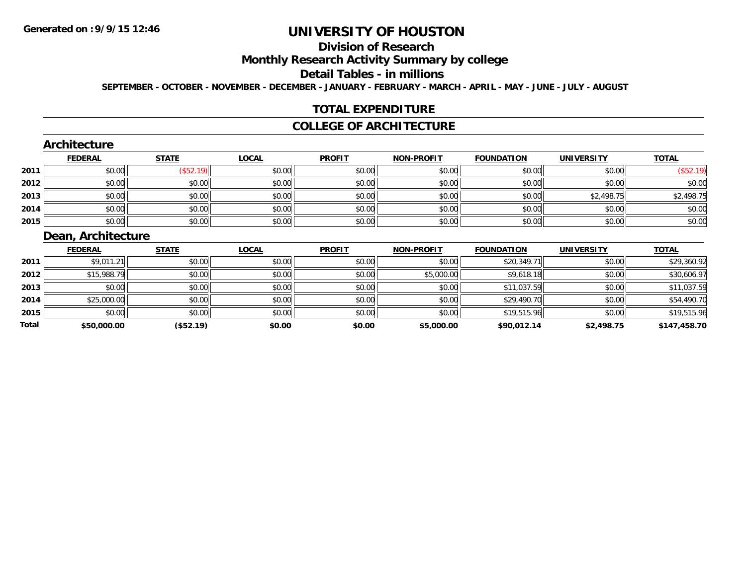# UNIVERSITY OF HOUSTON

## Division of Research

## Monthly Research Activity Summary by college

## Detail Tables - in millions

**SEPTEMBER - OCTOBER - NOVEMBER - DECEMBER - JANUARY - FEBRUARY - MARCH - APRIL - MAY - JUNE - JULY - AUGUST**

## TOTAL EXPENDITURE

## COLLEGE OF ARCHITECTURE

### Architecture

| | FEDERAL | STATE | LOCAL | PROFIT | NON-PROFIT | FOUNDATION | UNIVERSITY | TOTAL |
|---|---|---|---|---|---|---|---|---|
| 2011 | $0.00 | ($52.19) | $0.00 | $0.00 | $0.00 | $0.00 | $0.00 | ($52.19) |
| 2012 | $0.00 | $0.00 | $0.00 | $0.00 | $0.00 | $0.00 | $0.00 | $0.00 |
| 2013 | $0.00 | $0.00 | $0.00 | $0.00 | $0.00 | $0.00 | $2,498.75 | $2,498.75 |
| 2014 | $0.00 | $0.00 | $0.00 | $0.00 | $0.00 | $0.00 | $0.00 | $0.00 |
| 2015 | $0.00 | $0.00 | $0.00 | $0.00 | $0.00 | $0.00 | $0.00 | $0.00 |

### Dean, Architecture

| | FEDERAL | STATE | LOCAL | PROFIT | NON-PROFIT | FOUNDATION | UNIVERSITY | TOTAL |
|---|---|---|---|---|---|---|---|---|
| 2011 | $9,011.21 | $0.00 | $0.00 | $0.00 | $0.00 | $20,349.71 | $0.00 | $29,360.92 |
| 2012 | $15,988.79 | $0.00 | $0.00 | $0.00 | $5,000.00 | $9,618.18 | $0.00 | $30,606.97 |
| 2013 | $0.00 | $0.00 | $0.00 | $0.00 | $0.00 | $11,037.59 | $0.00 | $11,037.59 |
| 2014 | $25,000.00 | $0.00 | $0.00 | $0.00 | $0.00 | $29,490.70 | $0.00 | $54,490.70 |
| 2015 | $0.00 | $0.00 | $0.00 | $0.00 | $0.00 | $19,515.96 | $0.00 | $19,515.96 |
| **Total** | **$50,000.00** | **($52.19)** | **$0.00** | **$0.00** | **$5,000.00** | **$90,012.14** | **$2,498.75** | **$147,458.70** |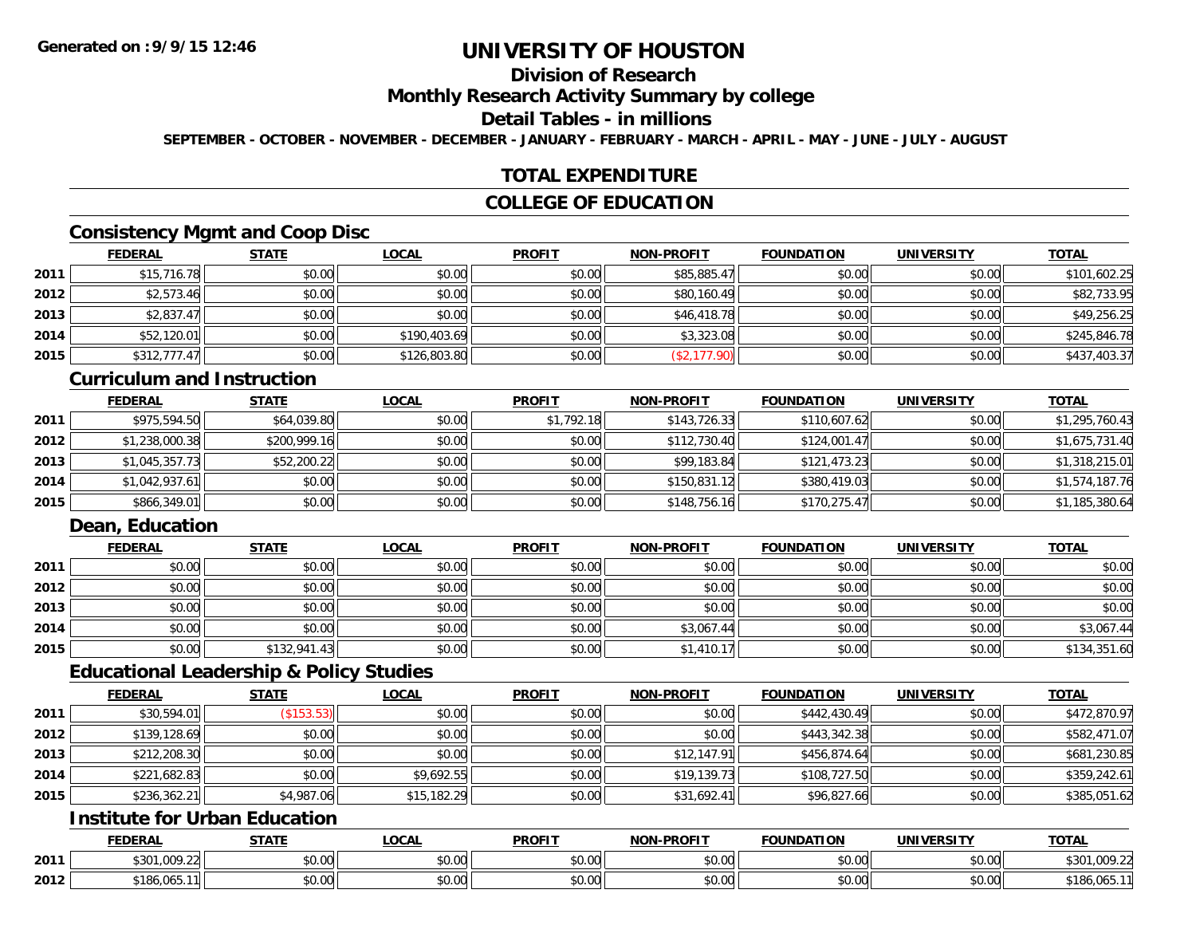**Generated on :9/9/15 12:46**

# UNIVERSITY OF HOUSTON

## Division of Research

## Monthly Research Activity Summary by college

## Detail Tables - in millions

**SEPTEMBER - OCTOBER - NOVEMBER - DECEMBER - JANUARY - FEBRUARY - MARCH - APRIL - MAY - JUNE - JULY - AUGUST**

## TOTAL EXPENDITURE

## COLLEGE OF EDUCATION

### Consistency Mgmt and Coop Disc

| | FEDERAL | STATE | LOCAL | PROFIT | NON-PROFIT | FOUNDATION | UNIVERSITY | TOTAL |
|---|---|---|---|---|---|---|---|---|
| 2011 | $15,716.78 | $0.00 | $0.00 | $0.00 | $85,885.47 | $0.00 | $0.00 | $101,602.25 |
| 2012 | $2,573.46 | $0.00 | $0.00 | $0.00 | $80,160.49 | $0.00 | $0.00 | $82,733.95 |
| 2013 | $2,837.47 | $0.00 | $0.00 | $0.00 | $46,418.78 | $0.00 | $0.00 | $49,256.25 |
| 2014 | $52,120.01 | $0.00 | $190,403.69 | $0.00 | $3,323.08 | $0.00 | $0.00 | $245,846.78 |
| 2015 | $312,777.47 | $0.00 | $126,803.80 | $0.00 | ($2,177.90) | $0.00 | $0.00 | $437,403.37 |

### Curriculum and Instruction

| | FEDERAL | STATE | LOCAL | PROFIT | NON-PROFIT | FOUNDATION | UNIVERSITY | TOTAL |
|---|---|---|---|---|---|---|---|---|
| 2011 | $975,594.50 | $64,039.80 | $0.00 | $1,792.18 | $143,726.33 | $110,607.62 | $0.00 | $1,295,760.43 |
| 2012 | $1,238,000.38 | $200,999.16 | $0.00 | $0.00 | $112,730.40 | $124,001.47 | $0.00 | $1,675,731.40 |
| 2013 | $1,045,357.73 | $52,200.22 | $0.00 | $0.00 | $99,183.84 | $121,473.23 | $0.00 | $1,318,215.01 |
| 2014 | $1,042,937.61 | $0.00 | $0.00 | $0.00 | $150,831.12 | $380,419.03 | $0.00 | $1,574,187.76 |
| 2015 | $866,349.01 | $0.00 | $0.00 | $0.00 | $148,756.16 | $170,275.47 | $0.00 | $1,185,380.64 |

### Dean, Education

| | FEDERAL | STATE | LOCAL | PROFIT | NON-PROFIT | FOUNDATION | UNIVERSITY | TOTAL |
|---|---|---|---|---|---|---|---|---|
| 2011 | $0.00 | $0.00 | $0.00 | $0.00 | $0.00 | $0.00 | $0.00 | $0.00 |
| 2012 | $0.00 | $0.00 | $0.00 | $0.00 | $0.00 | $0.00 | $0.00 | $0.00 |
| 2013 | $0.00 | $0.00 | $0.00 | $0.00 | $0.00 | $0.00 | $0.00 | $0.00 |
| 2014 | $0.00 | $0.00 | $0.00 | $0.00 | $3,067.44 | $0.00 | $0.00 | $3,067.44 |
| 2015 | $0.00 | $132,941.43 | $0.00 | $0.00 | $1,410.17 | $0.00 | $0.00 | $134,351.60 |

### Educational Leadership & Policy Studies

| | FEDERAL | STATE | LOCAL | PROFIT | NON-PROFIT | FOUNDATION | UNIVERSITY | TOTAL |
|---|---|---|---|---|---|---|---|---|
| 2011 | $30,594.01 | ($153.53) | $0.00 | $0.00 | $0.00 | $442,430.49 | $0.00 | $472,870.97 |
| 2012 | $139,128.69 | $0.00 | $0.00 | $0.00 | $0.00 | $443,342.38 | $0.00 | $582,471.07 |
| 2013 | $212,208.30 | $0.00 | $0.00 | $0.00 | $12,147.91 | $456,874.64 | $0.00 | $681,230.85 |
| 2014 | $221,682.83 | $0.00 | $9,692.55 | $0.00 | $19,139.73 | $108,727.50 | $0.00 | $359,242.61 |
| 2015 | $236,362.21 | $4,987.06 | $15,182.29 | $0.00 | $31,692.41 | $96,827.66 | $0.00 | $385,051.62 |

### Institute for Urban Education

| | FEDERAL | STATE | LOCAL | PROFIT | NON-PROFIT | FOUNDATION | UNIVERSITY | TOTAL |
|---|---|---|---|---|---|---|---|---|
| 2011 | $301,009.22 | $0.00 | $0.00 | $0.00 | $0.00 | $0.00 | $0.00 | $301,009.22 |
| 2012 | $186,065.11 | $0.00 | $0.00 | $0.00 | $0.00 | $0.00 | $0.00 | $186,065.11 |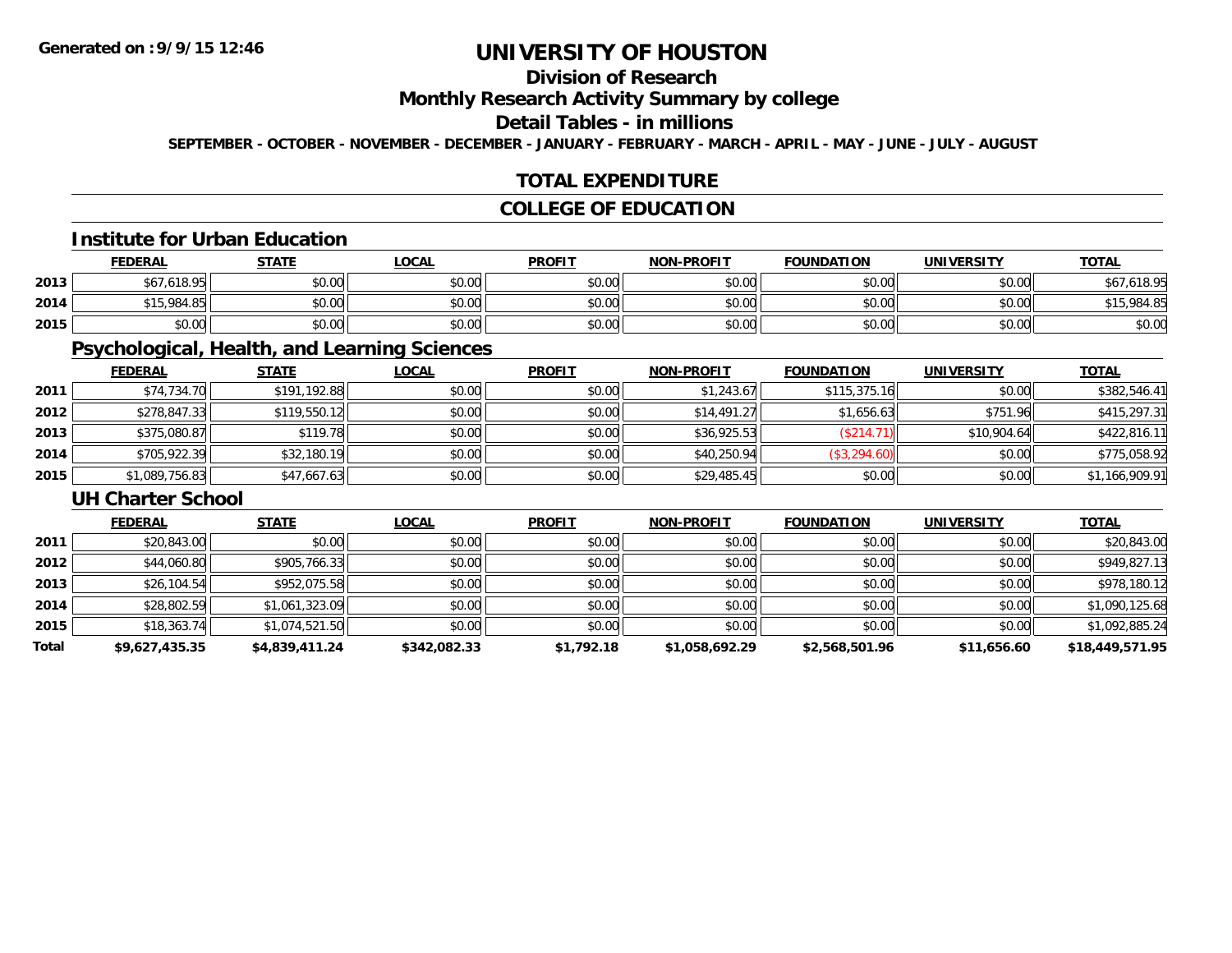**Generated on :9/9/15 12:46**

# UNIVERSITY OF HOUSTON

## Division of Research

## Monthly Research Activity Summary by college

## Detail Tables - in millions

**SEPTEMBER - OCTOBER - NOVEMBER - DECEMBER - JANUARY - FEBRUARY - MARCH - APRIL - MAY - JUNE - JULY - AUGUST**

## TOTAL EXPENDITURE

## COLLEGE OF EDUCATION

### Institute for Urban Education

| | FEDERAL | STATE | LOCAL | PROFIT | NON-PROFIT | FOUNDATION | UNIVERSITY | TOTAL |
|---|---|---|---|---|---|---|---|---|
| 2013 | $67,618.95 | $0.00 | $0.00 | $0.00 | $0.00 | $0.00 | $0.00 | $67,618.95 |
| 2014 | $15,984.85 | $0.00 | $0.00 | $0.00 | $0.00 | $0.00 | $0.00 | $15,984.85 |
| 2015 | $0.00 | $0.00 | $0.00 | $0.00 | $0.00 | $0.00 | $0.00 | $0.00 |

### Psychological, Health, and Learning Sciences

| | FEDERAL | STATE | LOCAL | PROFIT | NON-PROFIT | FOUNDATION | UNIVERSITY | TOTAL |
|---|---|---|---|---|---|---|---|---|
| 2011 | $74,734.70 | $191,192.88 | $0.00 | $0.00 | $1,243.67 | $115,375.16 | $0.00 | $382,546.41 |
| 2012 | $278,847.33 | $119,550.12 | $0.00 | $0.00 | $14,491.27 | $1,656.63 | $751.96 | $415,297.31 |
| 2013 | $375,080.87 | $119.78 | $0.00 | $0.00 | $36,925.53 | ($214.71) | $10,904.64 | $422,816.11 |
| 2014 | $705,922.39 | $32,180.19 | $0.00 | $0.00 | $40,250.94 | ($3,294.60) | $0.00 | $775,058.92 |
| 2015 | $1,089,756.83 | $47,667.63 | $0.00 | $0.00 | $29,485.45 | $0.00 | $0.00 | $1,166,909.91 |

### UH Charter School

| | FEDERAL | STATE | LOCAL | PROFIT | NON-PROFIT | FOUNDATION | UNIVERSITY | TOTAL |
|---|---|---|---|---|---|---|---|---|
| 2011 | $20,843.00 | $0.00 | $0.00 | $0.00 | $0.00 | $0.00 | $0.00 | $20,843.00 |
| 2012 | $44,060.80 | $905,766.33 | $0.00 | $0.00 | $0.00 | $0.00 | $0.00 | $949,827.13 |
| 2013 | $26,104.54 | $952,075.58 | $0.00 | $0.00 | $0.00 | $0.00 | $0.00 | $978,180.12 |
| 2014 | $28,802.59 | $1,061,323.09 | $0.00 | $0.00 | $0.00 | $0.00 | $0.00 | $1,090,125.68 |
| 2015 | $18,363.74 | $1,074,521.50 | $0.00 | $0.00 | $0.00 | $0.00 | $0.00 | $1,092,885.24 |
| **Total** | **$9,627,435.35** | **$4,839,411.24** | **$342,082.33** | **$1,792.18** | **$1,058,692.29** | **$2,568,501.96** | **$11,656.60** | **$18,449,571.95** |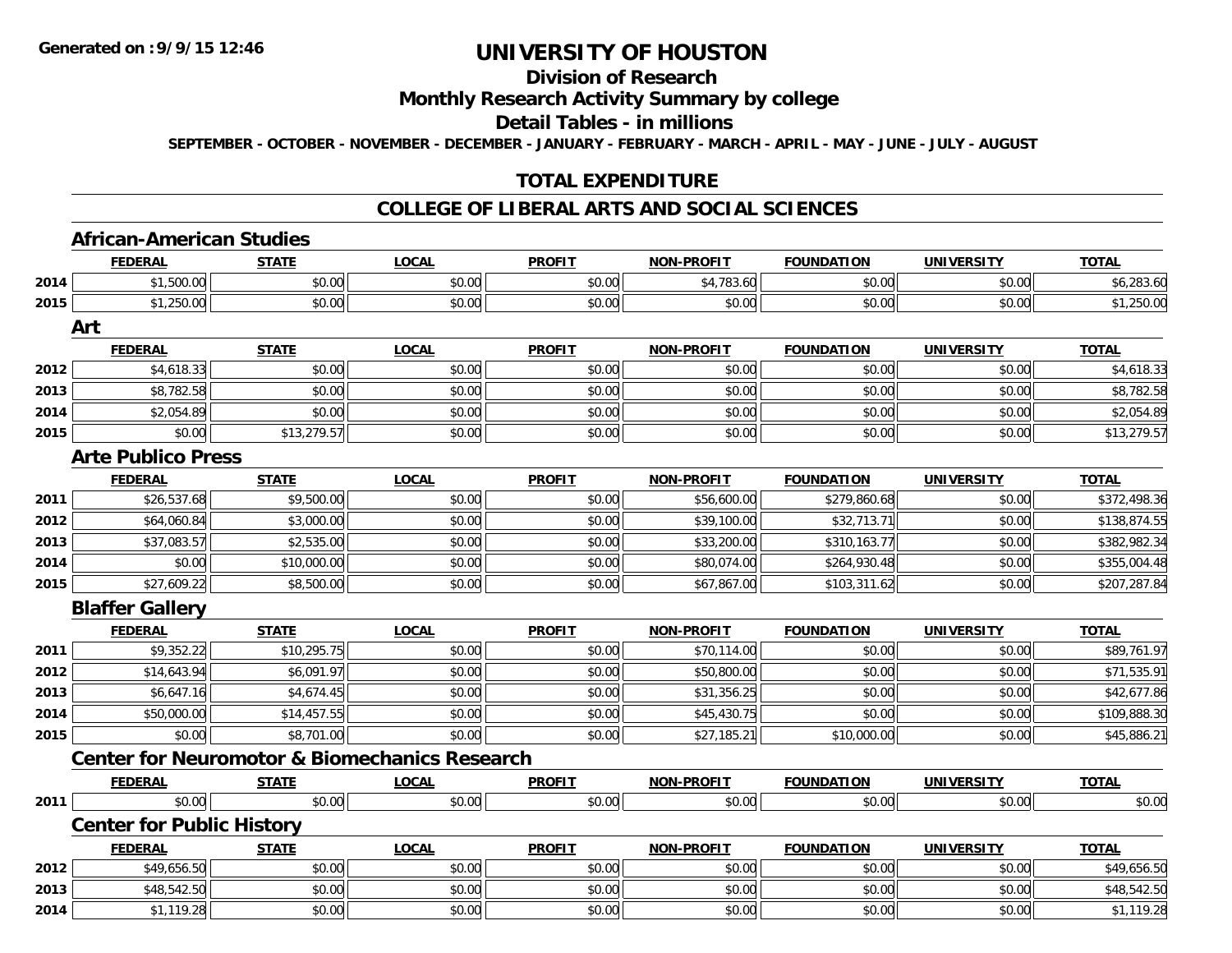**Generated on :9/9/15 12:46**

# UNIVERSITY OF HOUSTON

## Division of Research

## Monthly Research Activity Summary by college

## Detail Tables - in millions

**SEPTEMBER - OCTOBER - NOVEMBER - DECEMBER - JANUARY - FEBRUARY - MARCH - APRIL - MAY - JUNE - JULY - AUGUST**

## TOTAL EXPENDITURE

## COLLEGE OF LIBERAL ARTS AND SOCIAL SCIENCES

### African-American Studies

| | FEDERAL | STATE | LOCAL | PROFIT | NON-PROFIT | FOUNDATION | UNIVERSITY | TOTAL |
|---|---|---|---|---|---|---|---|---|
| 2014 | $1,500.00 | $0.00 | $0.00 | $0.00 | $4,783.60 | $0.00 | $0.00 | $6,283.60 |
| 2015 | $1,250.00 | $0.00 | $0.00 | $0.00 | $0.00 | $0.00 | $0.00 | $1,250.00 |

### Art

| | FEDERAL | STATE | LOCAL | PROFIT | NON-PROFIT | FOUNDATION | UNIVERSITY | TOTAL |
|---|---|---|---|---|---|---|---|---|
| 2012 | $4,618.33 | $0.00 | $0.00 | $0.00 | $0.00 | $0.00 | $0.00 | $4,618.33 |
| 2013 | $8,782.58 | $0.00 | $0.00 | $0.00 | $0.00 | $0.00 | $0.00 | $8,782.58 |
| 2014 | $2,054.89 | $0.00 | $0.00 | $0.00 | $0.00 | $0.00 | $0.00 | $2,054.89 |
| 2015 | $0.00 | $13,279.57 | $0.00 | $0.00 | $0.00 | $0.00 | $0.00 | $13,279.57 |

### Arte Publico Press

| | FEDERAL | STATE | LOCAL | PROFIT | NON-PROFIT | FOUNDATION | UNIVERSITY | TOTAL |
|---|---|---|---|---|---|---|---|---|
| 2011 | $26,537.68 | $9,500.00 | $0.00 | $0.00 | $56,600.00 | $279,860.68 | $0.00 | $372,498.36 |
| 2012 | $64,060.84 | $3,000.00 | $0.00 | $0.00 | $39,100.00 | $32,713.71 | $0.00 | $138,874.55 |
| 2013 | $37,083.57 | $2,535.00 | $0.00 | $0.00 | $33,200.00 | $310,163.77 | $0.00 | $382,982.34 |
| 2014 | $0.00 | $10,000.00 | $0.00 | $0.00 | $80,074.00 | $264,930.48 | $0.00 | $355,004.48 |
| 2015 | $27,609.22 | $8,500.00 | $0.00 | $0.00 | $67,867.00 | $103,311.62 | $0.00 | $207,287.84 |

### Blaffer Gallery

| | FEDERAL | STATE | LOCAL | PROFIT | NON-PROFIT | FOUNDATION | UNIVERSITY | TOTAL |
|---|---|---|---|---|---|---|---|---|
| 2011 | $9,352.22 | $10,295.75 | $0.00 | $0.00 | $70,114.00 | $0.00 | $0.00 | $89,761.97 |
| 2012 | $14,643.94 | $6,091.97 | $0.00 | $0.00 | $50,800.00 | $0.00 | $0.00 | $71,535.91 |
| 2013 | $6,647.16 | $4,674.45 | $0.00 | $0.00 | $31,356.25 | $0.00 | $0.00 | $42,677.86 |
| 2014 | $50,000.00 | $14,457.55 | $0.00 | $0.00 | $45,430.75 | $0.00 | $0.00 | $109,888.30 |
| 2015 | $0.00 | $8,701.00 | $0.00 | $0.00 | $27,185.21 | $10,000.00 | $0.00 | $45,886.21 |

### Center for Neuromotor & Biomechanics Research

| | FEDERAL | STATE | LOCAL | PROFIT | NON-PROFIT | FOUNDATION | UNIVERSITY | TOTAL |
|---|---|---|---|---|---|---|---|---|
| 2011 | $0.00 | $0.00 | $0.00 | $0.00 | $0.00 | $0.00 | $0.00 | $0.00 |

### Center for Public History

| | FEDERAL | STATE | LOCAL | PROFIT | NON-PROFIT | FOUNDATION | UNIVERSITY | TOTAL |
|---|---|---|---|---|---|---|---|---|
| 2012 | $49,656.50 | $0.00 | $0.00 | $0.00 | $0.00 | $0.00 | $0.00 | $49,656.50 |
| 2013 | $48,542.50 | $0.00 | $0.00 | $0.00 | $0.00 | $0.00 | $0.00 | $48,542.50 |
| 2014 | $1,119.28 | $0.00 | $0.00 | $0.00 | $0.00 | $0.00 | $0.00 | $1,119.28 |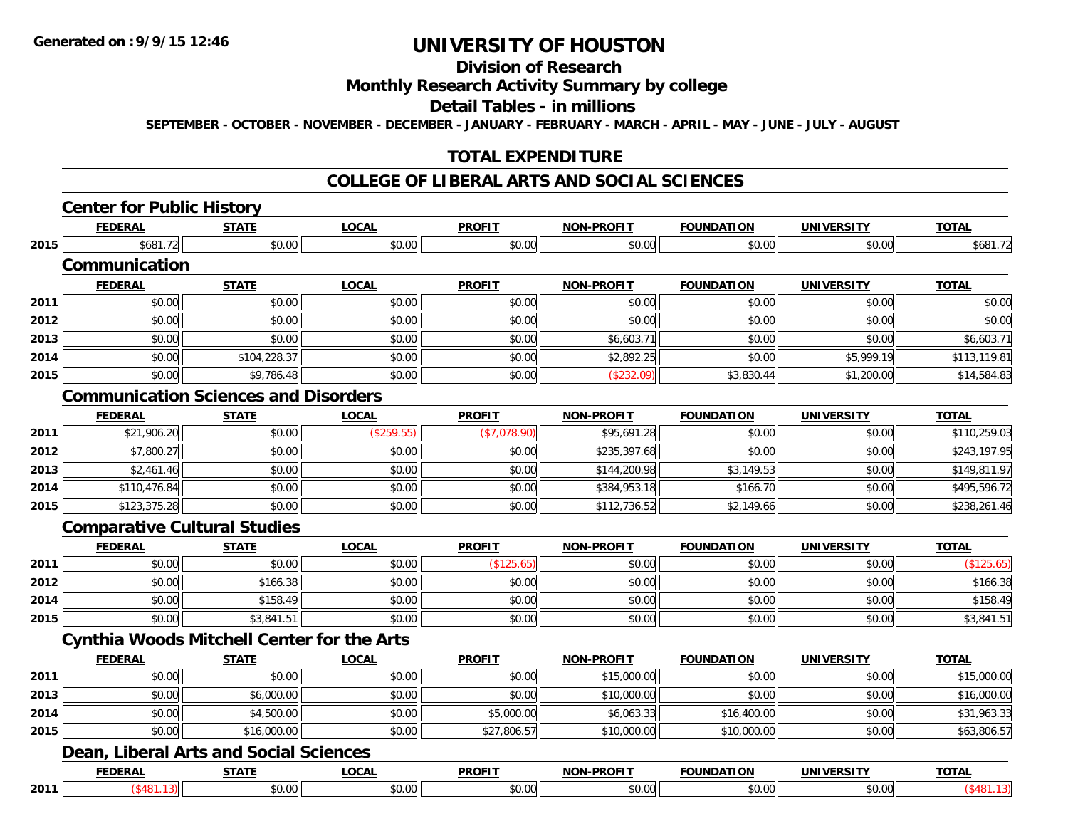Generated on :9/9/15 12:46

# UNIVERSITY OF HOUSTON

## Division of Research

## Monthly Research Activity Summary by college

## Detail Tables - in millions

SEPTEMBER - OCTOBER - NOVEMBER - DECEMBER - JANUARY - FEBRUARY - MARCH - APRIL - MAY - JUNE - JULY - AUGUST

## TOTAL EXPENDITURE

## COLLEGE OF LIBERAL ARTS AND SOCIAL SCIENCES

### Center for Public History

| | FEDERAL | STATE | LOCAL | PROFIT | NON-PROFIT | FOUNDATION | UNIVERSITY | TOTAL |
|---|---|---|---|---|---|---|---|---|
| 2015 | $681.72 | $0.00 | $0.00 | $0.00 | $0.00 | $0.00 | $0.00 | $681.72 |

### Communication

| | FEDERAL | STATE | LOCAL | PROFIT | NON-PROFIT | FOUNDATION | UNIVERSITY | TOTAL |
|---|---|---|---|---|---|---|---|---|
| 2011 | $0.00 | $0.00 | $0.00 | $0.00 | $0.00 | $0.00 | $0.00 | $0.00 |
| 2012 | $0.00 | $0.00 | $0.00 | $0.00 | $0.00 | $0.00 | $0.00 | $0.00 |
| 2013 | $0.00 | $0.00 | $0.00 | $0.00 | $6,603.71 | $0.00 | $0.00 | $6,603.71 |
| 2014 | $0.00 | $104,228.37 | $0.00 | $0.00 | $2,892.25 | $0.00 | $5,999.19 | $113,119.81 |
| 2015 | $0.00 | $9,786.48 | $0.00 | $0.00 | ($232.09) | $3,830.44 | $1,200.00 | $14,584.83 |

### Communication Sciences and Disorders

| | FEDERAL | STATE | LOCAL | PROFIT | NON-PROFIT | FOUNDATION | UNIVERSITY | TOTAL |
|---|---|---|---|---|---|---|---|---|
| 2011 | $21,906.20 | $0.00 | ($259.55) | ($7,078.90) | $95,691.28 | $0.00 | $0.00 | $110,259.03 |
| 2012 | $7,800.27 | $0.00 | $0.00 | $0.00 | $235,397.68 | $0.00 | $0.00 | $243,197.95 |
| 2013 | $2,461.46 | $0.00 | $0.00 | $0.00 | $144,200.98 | $3,149.53 | $0.00 | $149,811.97 |
| 2014 | $110,476.84 | $0.00 | $0.00 | $0.00 | $384,953.18 | $166.70 | $0.00 | $495,596.72 |
| 2015 | $123,375.28 | $0.00 | $0.00 | $0.00 | $112,736.52 | $2,149.66 | $0.00 | $238,261.46 |

### Comparative Cultural Studies

| | FEDERAL | STATE | LOCAL | PROFIT | NON-PROFIT | FOUNDATION | UNIVERSITY | TOTAL |
|---|---|---|---|---|---|---|---|---|
| 2011 | $0.00 | $0.00 | $0.00 | ($125.65) | $0.00 | $0.00 | $0.00 | ($125.65) |
| 2012 | $0.00 | $166.38 | $0.00 | $0.00 | $0.00 | $0.00 | $0.00 | $166.38 |
| 2014 | $0.00 | $158.49 | $0.00 | $0.00 | $0.00 | $0.00 | $0.00 | $158.49 |
| 2015 | $0.00 | $3,841.51 | $0.00 | $0.00 | $0.00 | $0.00 | $0.00 | $3,841.51 |

### Cynthia Woods Mitchell Center for the Arts

| | FEDERAL | STATE | LOCAL | PROFIT | NON-PROFIT | FOUNDATION | UNIVERSITY | TOTAL |
|---|---|---|---|---|---|---|---|---|
| 2011 | $0.00 | $0.00 | $0.00 | $0.00 | $15,000.00 | $0.00 | $0.00 | $15,000.00 |
| 2013 | $0.00 | $6,000.00 | $0.00 | $0.00 | $10,000.00 | $0.00 | $0.00 | $16,000.00 |
| 2014 | $0.00 | $4,500.00 | $0.00 | $5,000.00 | $6,063.33 | $16,400.00 | $0.00 | $31,963.33 |
| 2015 | $0.00 | $16,000.00 | $0.00 | $27,806.57 | $10,000.00 | $10,000.00 | $0.00 | $63,806.57 |

### Dean, Liberal Arts and Social Sciences

| | FEDERAL | STATE | LOCAL | PROFIT | NON-PROFIT | FOUNDATION | UNIVERSITY | TOTAL |
|---|---|---|---|---|---|---|---|---|
| 2011 | ($481.13) | $0.00 | $0.00 | $0.00 | $0.00 | $0.00 | $0.00 | ($481.13) |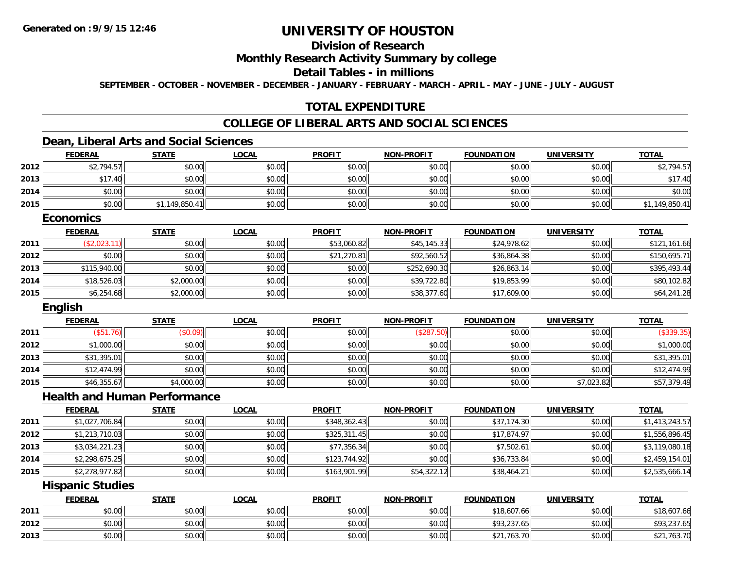**Generated on :9/9/15 12:46**

# UNIVERSITY OF HOUSTON

## Division of Research

## Monthly Research Activity Summary by college

## Detail Tables - in millions

**SEPTEMBER - OCTOBER - NOVEMBER - DECEMBER - JANUARY - FEBRUARY - MARCH - APRIL - MAY - JUNE - JULY - AUGUST**

## TOTAL EXPENDITURE

## COLLEGE OF LIBERAL ARTS AND SOCIAL SCIENCES

### Dean, Liberal Arts and Social Sciences

| | FEDERAL | STATE | LOCAL | PROFIT | NON-PROFIT | FOUNDATION | UNIVERSITY | TOTAL |
|---|---|---|---|---|---|---|---|---|
| 2012 | $2,794.57 | $0.00 | $0.00 | $0.00 | $0.00 | $0.00 | $0.00 | $2,794.57 |
| 2013 | $17.40 | $0.00 | $0.00 | $0.00 | $0.00 | $0.00 | $0.00 | $17.40 |
| 2014 | $0.00 | $0.00 | $0.00 | $0.00 | $0.00 | $0.00 | $0.00 | $0.00 |
| 2015 | $0.00 | $1,149,850.41 | $0.00 | $0.00 | $0.00 | $0.00 | $0.00 | $1,149,850.41 |

### Economics

| | FEDERAL | STATE | LOCAL | PROFIT | NON-PROFIT | FOUNDATION | UNIVERSITY | TOTAL |
|---|---|---|---|---|---|---|---|---|
| 2011 | ($2,023.11) | $0.00 | $0.00 | $53,060.82 | $45,145.33 | $24,978.62 | $0.00 | $121,161.66 |
| 2012 | $0.00 | $0.00 | $0.00 | $21,270.81 | $92,560.52 | $36,864.38 | $0.00 | $150,695.71 |
| 2013 | $115,940.00 | $0.00 | $0.00 | $0.00 | $252,690.30 | $26,863.14 | $0.00 | $395,493.44 |
| 2014 | $18,526.03 | $2,000.00 | $0.00 | $0.00 | $39,722.80 | $19,853.99 | $0.00 | $80,102.82 |
| 2015 | $6,254.68 | $2,000.00 | $0.00 | $0.00 | $38,377.60 | $17,609.00 | $0.00 | $64,241.28 |

### English

| | FEDERAL | STATE | LOCAL | PROFIT | NON-PROFIT | FOUNDATION | UNIVERSITY | TOTAL |
|---|---|---|---|---|---|---|---|---|
| 2011 | ($51.76) | ($0.09) | $0.00 | $0.00 | ($287.50) | $0.00 | $0.00 | ($339.35) |
| 2012 | $1,000.00 | $0.00 | $0.00 | $0.00 | $0.00 | $0.00 | $0.00 | $1,000.00 |
| 2013 | $31,395.01 | $0.00 | $0.00 | $0.00 | $0.00 | $0.00 | $0.00 | $31,395.01 |
| 2014 | $12,474.99 | $0.00 | $0.00 | $0.00 | $0.00 | $0.00 | $0.00 | $12,474.99 |
| 2015 | $46,355.67 | $4,000.00 | $0.00 | $0.00 | $0.00 | $0.00 | $7,023.82 | $57,379.49 |

### Health and Human Performance

| | FEDERAL | STATE | LOCAL | PROFIT | NON-PROFIT | FOUNDATION | UNIVERSITY | TOTAL |
|---|---|---|---|---|---|---|---|---|
| 2011 | $1,027,706.84 | $0.00 | $0.00 | $348,362.43 | $0.00 | $37,174.30 | $0.00 | $1,413,243.57 |
| 2012 | $1,213,710.03 | $0.00 | $0.00 | $325,311.45 | $0.00 | $17,874.97 | $0.00 | $1,556,896.45 |
| 2013 | $3,034,221.23 | $0.00 | $0.00 | $77,356.34 | $0.00 | $7,502.61 | $0.00 | $3,119,080.18 |
| 2014 | $2,298,675.25 | $0.00 | $0.00 | $123,744.92 | $0.00 | $36,733.84 | $0.00 | $2,459,154.01 |
| 2015 | $2,278,977.82 | $0.00 | $0.00 | $163,901.99 | $54,322.12 | $38,464.21 | $0.00 | $2,535,666.14 |

### Hispanic Studies

| | FEDERAL | STATE | LOCAL | PROFIT | NON-PROFIT | FOUNDATION | UNIVERSITY | TOTAL |
|---|---|---|---|---|---|---|---|---|
| 2011 | $0.00 | $0.00 | $0.00 | $0.00 | $0.00 | $18,607.66 | $0.00 | $18,607.66 |
| 2012 | $0.00 | $0.00 | $0.00 | $0.00 | $0.00 | $93,237.65 | $0.00 | $93,237.65 |
| 2013 | $0.00 | $0.00 | $0.00 | $0.00 | $0.00 | $21,763.70 | $0.00 | $21,763.70 |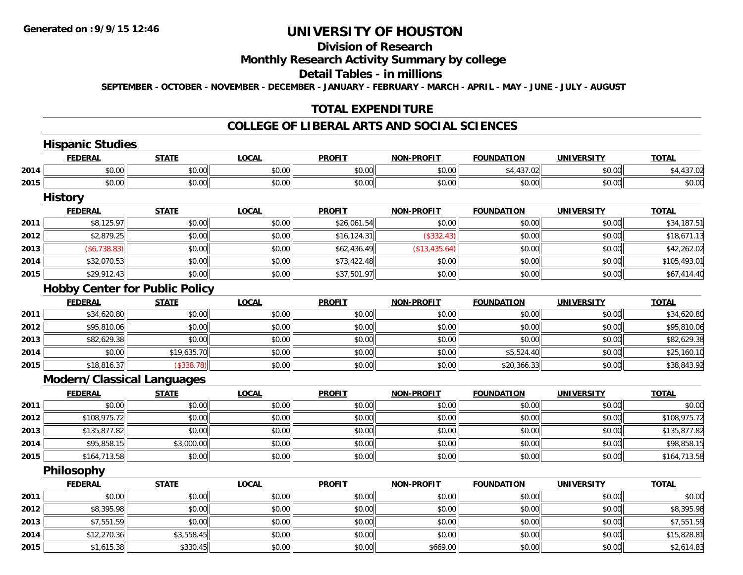Generated on :9/9/15 12:46

# UNIVERSITY OF HOUSTON

## Division of Research

## Monthly Research Activity Summary by college

## Detail Tables - in millions

SEPTEMBER - OCTOBER - NOVEMBER - DECEMBER - JANUARY - FEBRUARY - MARCH - APRIL - MAY - JUNE - JULY - AUGUST

## TOTAL EXPENDITURE

## COLLEGE OF LIBERAL ARTS AND SOCIAL SCIENCES

### Hispanic Studies

| | FEDERAL | STATE | LOCAL | PROFIT | NON-PROFIT | FOUNDATION | UNIVERSITY | TOTAL |
|---|---|---|---|---|---|---|---|---|
| 2014 | $0.00 | $0.00 | $0.00 | $0.00 | $0.00 | $4,437.02 | $0.00 | $4,437.02 |
| 2015 | $0.00 | $0.00 | $0.00 | $0.00 | $0.00 | $0.00 | $0.00 | $0.00 |

### History

| | FEDERAL | STATE | LOCAL | PROFIT | NON-PROFIT | FOUNDATION | UNIVERSITY | TOTAL |
|---|---|---|---|---|---|---|---|---|
| 2011 | $8,125.97 | $0.00 | $0.00 | $26,061.54 | $0.00 | $0.00 | $0.00 | $34,187.51 |
| 2012 | $2,879.25 | $0.00 | $0.00 | $16,124.31 | ($332.43) | $0.00 | $0.00 | $18,671.13 |
| 2013 | ($6,738.83) | $0.00 | $0.00 | $62,436.49 | ($13,435.64) | $0.00 | $0.00 | $42,262.02 |
| 2014 | $32,070.53 | $0.00 | $0.00 | $73,422.48 | $0.00 | $0.00 | $0.00 | $105,493.01 |
| 2015 | $29,912.43 | $0.00 | $0.00 | $37,501.97 | $0.00 | $0.00 | $0.00 | $67,414.40 |

### Hobby Center for Public Policy

| | FEDERAL | STATE | LOCAL | PROFIT | NON-PROFIT | FOUNDATION | UNIVERSITY | TOTAL |
|---|---|---|---|---|---|---|---|---|
| 2011 | $34,620.80 | $0.00 | $0.00 | $0.00 | $0.00 | $0.00 | $0.00 | $34,620.80 |
| 2012 | $95,810.06 | $0.00 | $0.00 | $0.00 | $0.00 | $0.00 | $0.00 | $95,810.06 |
| 2013 | $82,629.38 | $0.00 | $0.00 | $0.00 | $0.00 | $0.00 | $0.00 | $82,629.38 |
| 2014 | $0.00 | $19,635.70 | $0.00 | $0.00 | $0.00 | $5,524.40 | $0.00 | $25,160.10 |
| 2015 | $18,816.37 | ($338.78) | $0.00 | $0.00 | $0.00 | $20,366.33 | $0.00 | $38,843.92 |

### Modern/Classical Languages

| | FEDERAL | STATE | LOCAL | PROFIT | NON-PROFIT | FOUNDATION | UNIVERSITY | TOTAL |
|---|---|---|---|---|---|---|---|---|
| 2011 | $0.00 | $0.00 | $0.00 | $0.00 | $0.00 | $0.00 | $0.00 | $0.00 |
| 2012 | $108,975.72 | $0.00 | $0.00 | $0.00 | $0.00 | $0.00 | $0.00 | $108,975.72 |
| 2013 | $135,877.82 | $0.00 | $0.00 | $0.00 | $0.00 | $0.00 | $0.00 | $135,877.82 |
| 2014 | $95,858.15 | $3,000.00 | $0.00 | $0.00 | $0.00 | $0.00 | $0.00 | $98,858.15 |
| 2015 | $164,713.58 | $0.00 | $0.00 | $0.00 | $0.00 | $0.00 | $0.00 | $164,713.58 |

### Philosophy

| | FEDERAL | STATE | LOCAL | PROFIT | NON-PROFIT | FOUNDATION | UNIVERSITY | TOTAL |
|---|---|---|---|---|---|---|---|---|
| 2011 | $0.00 | $0.00 | $0.00 | $0.00 | $0.00 | $0.00 | $0.00 | $0.00 |
| 2012 | $8,395.98 | $0.00 | $0.00 | $0.00 | $0.00 | $0.00 | $0.00 | $8,395.98 |
| 2013 | $7,551.59 | $0.00 | $0.00 | $0.00 | $0.00 | $0.00 | $0.00 | $7,551.59 |
| 2014 | $12,270.36 | $3,558.45 | $0.00 | $0.00 | $0.00 | $0.00 | $0.00 | $15,828.81 |
| 2015 | $1,615.38 | $330.45 | $0.00 | $0.00 | $669.00 | $0.00 | $0.00 | $2,614.83 |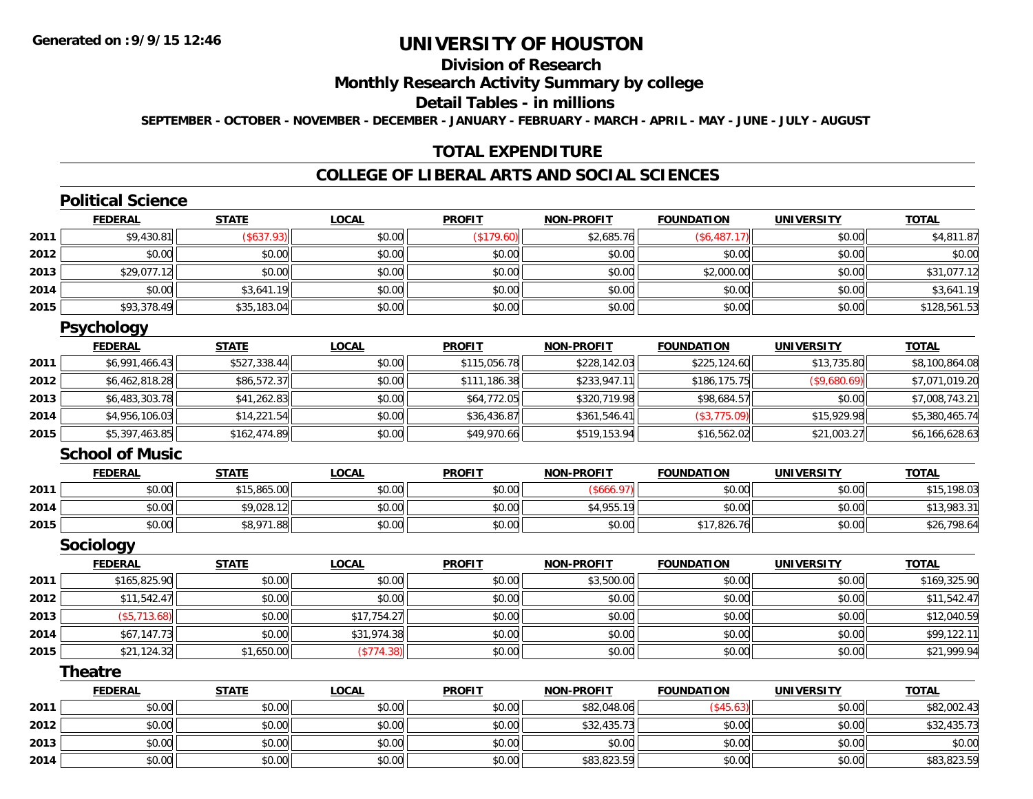# UNIVERSITY OF HOUSTON

## Division of Research

## Monthly Research Activity Summary by college

## Detail Tables - in millions

**SEPTEMBER - OCTOBER - NOVEMBER - DECEMBER - JANUARY - FEBRUARY - MARCH - APRIL - MAY - JUNE - JULY - AUGUST**

## TOTAL EXPENDITURE

## COLLEGE OF LIBERAL ARTS AND SOCIAL SCIENCES

### Political Science

| | FEDERAL | STATE | LOCAL | PROFIT | NON-PROFIT | FOUNDATION | UNIVERSITY | TOTAL |
|---|---|---|---|---|---|---|---|---|
| 2011 | $9,430.81 | ($637.93) | $0.00 | ($179.60) | $2,685.76 | ($6,487.17) | $0.00 | $4,811.87 |
| 2012 | $0.00 | $0.00 | $0.00 | $0.00 | $0.00 | $0.00 | $0.00 | $0.00 |
| 2013 | $29,077.12 | $0.00 | $0.00 | $0.00 | $0.00 | $2,000.00 | $0.00 | $31,077.12 |
| 2014 | $0.00 | $3,641.19 | $0.00 | $0.00 | $0.00 | $0.00 | $0.00 | $3,641.19 |
| 2015 | $93,378.49 | $35,183.04 | $0.00 | $0.00 | $0.00 | $0.00 | $0.00 | $128,561.53 |

### Psychology

| | FEDERAL | STATE | LOCAL | PROFIT | NON-PROFIT | FOUNDATION | UNIVERSITY | TOTAL |
|---|---|---|---|---|---|---|---|---|
| 2011 | $6,991,466.43 | $527,338.44 | $0.00 | $115,056.78 | $228,142.03 | $225,124.60 | $13,735.80 | $8,100,864.08 |
| 2012 | $6,462,818.28 | $86,572.37 | $0.00 | $111,186.38 | $233,947.11 | $186,175.75 | ($9,680.69) | $7,071,019.20 |
| 2013 | $6,483,303.78 | $41,262.83 | $0.00 | $64,772.05 | $320,719.98 | $98,684.57 | $0.00 | $7,008,743.21 |
| 2014 | $4,956,106.03 | $14,221.54 | $0.00 | $36,436.87 | $361,546.41 | ($3,775.09) | $15,929.98 | $5,380,465.74 |
| 2015 | $5,397,463.85 | $162,474.89 | $0.00 | $49,970.66 | $519,153.94 | $16,562.02 | $21,003.27 | $6,166,628.63 |

### School of Music

| | FEDERAL | STATE | LOCAL | PROFIT | NON-PROFIT | FOUNDATION | UNIVERSITY | TOTAL |
|---|---|---|---|---|---|---|---|---|
| 2011 | $0.00 | $15,865.00 | $0.00 | $0.00 | ($666.97) | $0.00 | $0.00 | $15,198.03 |
| 2014 | $0.00 | $9,028.12 | $0.00 | $0.00 | $4,955.19 | $0.00 | $0.00 | $13,983.31 |
| 2015 | $0.00 | $8,971.88 | $0.00 | $0.00 | $0.00 | $17,826.76 | $0.00 | $26,798.64 |

### Sociology

| | FEDERAL | STATE | LOCAL | PROFIT | NON-PROFIT | FOUNDATION | UNIVERSITY | TOTAL |
|---|---|---|---|---|---|---|---|---|
| 2011 | $165,825.90 | $0.00 | $0.00 | $0.00 | $3,500.00 | $0.00 | $0.00 | $169,325.90 |
| 2012 | $11,542.47 | $0.00 | $0.00 | $0.00 | $0.00 | $0.00 | $0.00 | $11,542.47 |
| 2013 | ($5,713.68) | $0.00 | $17,754.27 | $0.00 | $0.00 | $0.00 | $0.00 | $12,040.59 |
| 2014 | $67,147.73 | $0.00 | $31,974.38 | $0.00 | $0.00 | $0.00 | $0.00 | $99,122.11 |
| 2015 | $21,124.32 | $1,650.00 | ($774.38) | $0.00 | $0.00 | $0.00 | $0.00 | $21,999.94 |

### Theatre

| | FEDERAL | STATE | LOCAL | PROFIT | NON-PROFIT | FOUNDATION | UNIVERSITY | TOTAL |
|---|---|---|---|---|---|---|---|---|
| 2011 | $0.00 | $0.00 | $0.00 | $0.00 | $82,048.06 | ($45.63) | $0.00 | $82,002.43 |
| 2012 | $0.00 | $0.00 | $0.00 | $0.00 | $32,435.73 | $0.00 | $0.00 | $32,435.73 |
| 2013 | $0.00 | $0.00 | $0.00 | $0.00 | $0.00 | $0.00 | $0.00 | $0.00 |
| 2014 | $0.00 | $0.00 | $0.00 | $0.00 | $83,823.59 | $0.00 | $0.00 | $83,823.59 |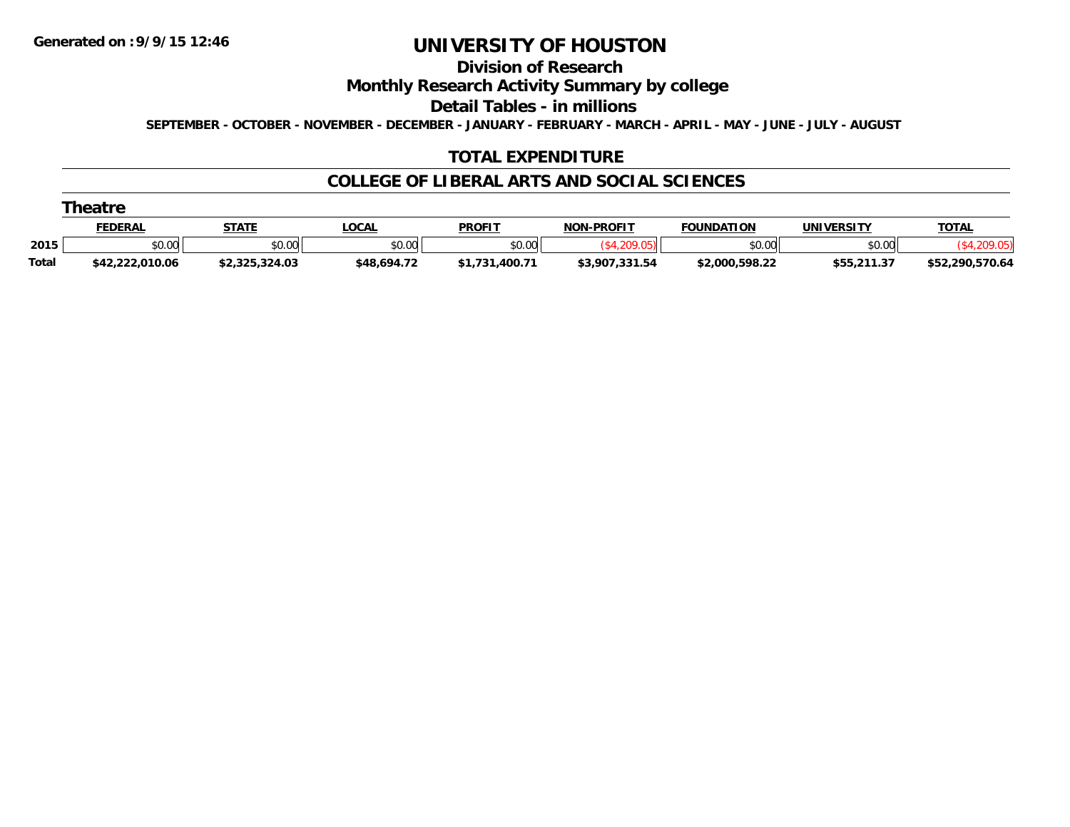Generated on :9/9/15 12:46

# UNIVERSITY OF HOUSTON

## Division of Research

## Monthly Research Activity Summary by college

## Detail Tables - in millions

**SEPTEMBER - OCTOBER - NOVEMBER - DECEMBER - JANUARY - FEBRUARY - MARCH - APRIL - MAY - JUNE - JULY - AUGUST**

## TOTAL EXPENDITURE

## COLLEGE OF LIBERAL ARTS AND SOCIAL SCIENCES

### Theatre

| | FEDERAL | STATE | LOCAL | PROFIT | NON-PROFIT | FOUNDATION | UNIVERSITY | TOTAL |
|---|---|---|---|---|---|---|---|---|
| 2015 | $0.00 | $0.00 | $0.00 | $0.00 | ($4,209.05) | $0.00 | $0.00 | ($4,209.05) |
| Total | $42,222,010.06 | $2,325,324.03 | $48,694.72 | $1,731,400.71 | $3,907,331.54 | $2,000,598.22 | $55,211.37 | $52,290,570.64 |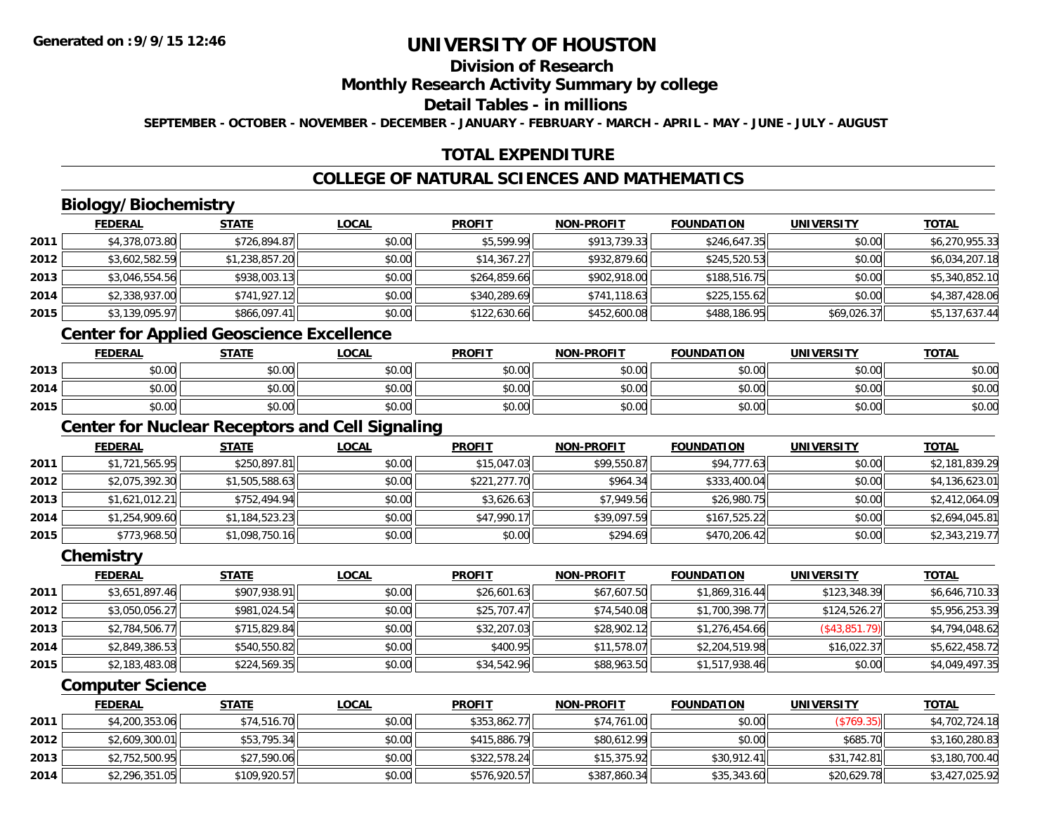# UNIVERSITY OF HOUSTON

## Division of Research

## Monthly Research Activity Summary by college

## Detail Tables - in millions

**SEPTEMBER - OCTOBER - NOVEMBER - DECEMBER - JANUARY - FEBRUARY - MARCH - APRIL - MAY - JUNE - JULY - AUGUST**

## TOTAL EXPENDITURE

## COLLEGE OF NATURAL SCIENCES AND MATHEMATICS

### Biology/Biochemistry

| | FEDERAL | STATE | LOCAL | PROFIT | NON-PROFIT | FOUNDATION | UNIVERSITY | TOTAL |
|---|---|---|---|---|---|---|---|---|
| 2011 | $4,378,073.80 | $726,894.87 | $0.00 | $5,599.99 | $913,739.33 | $246,647.35 | $0.00 | $6,270,955.33 |
| 2012 | $3,602,582.59 | $1,238,857.20 | $0.00 | $14,367.27 | $932,879.60 | $245,520.53 | $0.00 | $6,034,207.18 |
| 2013 | $3,046,554.56 | $938,003.13 | $0.00 | $264,859.66 | $902,918.00 | $188,516.75 | $0.00 | $5,340,852.10 |
| 2014 | $2,338,937.00 | $741,927.12 | $0.00 | $340,289.69 | $741,118.63 | $225,155.62 | $0.00 | $4,387,428.06 |
| 2015 | $3,139,095.97 | $866,097.41 | $0.00 | $122,630.66 | $452,600.08 | $488,186.95 | $69,026.37 | $5,137,637.44 |

### Center for Applied Geoscience Excellence

| | FEDERAL | STATE | LOCAL | PROFIT | NON-PROFIT | FOUNDATION | UNIVERSITY | TOTAL |
|---|---|---|---|---|---|---|---|---|
| 2013 | $0.00 | $0.00 | $0.00 | $0.00 | $0.00 | $0.00 | $0.00 | $0.00 |
| 2014 | $0.00 | $0.00 | $0.00 | $0.00 | $0.00 | $0.00 | $0.00 | $0.00 |
| 2015 | $0.00 | $0.00 | $0.00 | $0.00 | $0.00 | $0.00 | $0.00 | $0.00 |

### Center for Nuclear Receptors and Cell Signaling

| | FEDERAL | STATE | LOCAL | PROFIT | NON-PROFIT | FOUNDATION | UNIVERSITY | TOTAL |
|---|---|---|---|---|---|---|---|---|
| 2011 | $1,721,565.95 | $250,897.81 | $0.00 | $15,047.03 | $99,550.87 | $94,777.63 | $0.00 | $2,181,839.29 |
| 2012 | $2,075,392.30 | $1,505,588.63 | $0.00 | $221,277.70 | $964.34 | $333,400.04 | $0.00 | $4,136,623.01 |
| 2013 | $1,621,012.21 | $752,494.94 | $0.00 | $3,626.63 | $7,949.56 | $26,980.75 | $0.00 | $2,412,064.09 |
| 2014 | $1,254,909.60 | $1,184,523.23 | $0.00 | $47,990.17 | $39,097.59 | $167,525.22 | $0.00 | $2,694,045.81 |
| 2015 | $773,968.50 | $1,098,750.16 | $0.00 | $0.00 | $294.69 | $470,206.42 | $0.00 | $2,343,219.77 |

### Chemistry

| | FEDERAL | STATE | LOCAL | PROFIT | NON-PROFIT | FOUNDATION | UNIVERSITY | TOTAL |
|---|---|---|---|---|---|---|---|---|
| 2011 | $3,651,897.46 | $907,938.91 | $0.00 | $26,601.63 | $67,607.50 | $1,869,316.44 | $123,348.39 | $6,646,710.33 |
| 2012 | $3,050,056.27 | $981,024.54 | $0.00 | $25,707.47 | $74,540.08 | $1,700,398.77 | $124,526.27 | $5,956,253.39 |
| 2013 | $2,784,506.77 | $715,829.84 | $0.00 | $32,207.03 | $28,902.12 | $1,276,454.66 | ($43,851.79) | $4,794,048.62 |
| 2014 | $2,849,386.53 | $540,550.82 | $0.00 | $400.95 | $11,578.07 | $2,204,519.98 | $16,022.37 | $5,622,458.72 |
| 2015 | $2,183,483.08 | $224,569.35 | $0.00 | $34,542.96 | $88,963.50 | $1,517,938.46 | $0.00 | $4,049,497.35 |

### Computer Science

| | FEDERAL | STATE | LOCAL | PROFIT | NON-PROFIT | FOUNDATION | UNIVERSITY | TOTAL |
|---|---|---|---|---|---|---|---|---|
| 2011 | $4,200,353.06 | $74,516.70 | $0.00 | $353,862.77 | $74,761.00 | $0.00 | ($769.35) | $4,702,724.18 |
| 2012 | $2,609,300.01 | $53,795.34 | $0.00 | $415,886.79 | $80,612.99 | $0.00 | $685.70 | $3,160,280.83 |
| 2013 | $2,752,500.95 | $27,590.06 | $0.00 | $322,578.24 | $15,375.92 | $30,912.41 | $31,742.81 | $3,180,700.40 |
| 2014 | $2,296,351.05 | $109,920.57 | $0.00 | $576,920.57 | $387,860.34 | $35,343.60 | $20,629.78 | $3,427,025.92 |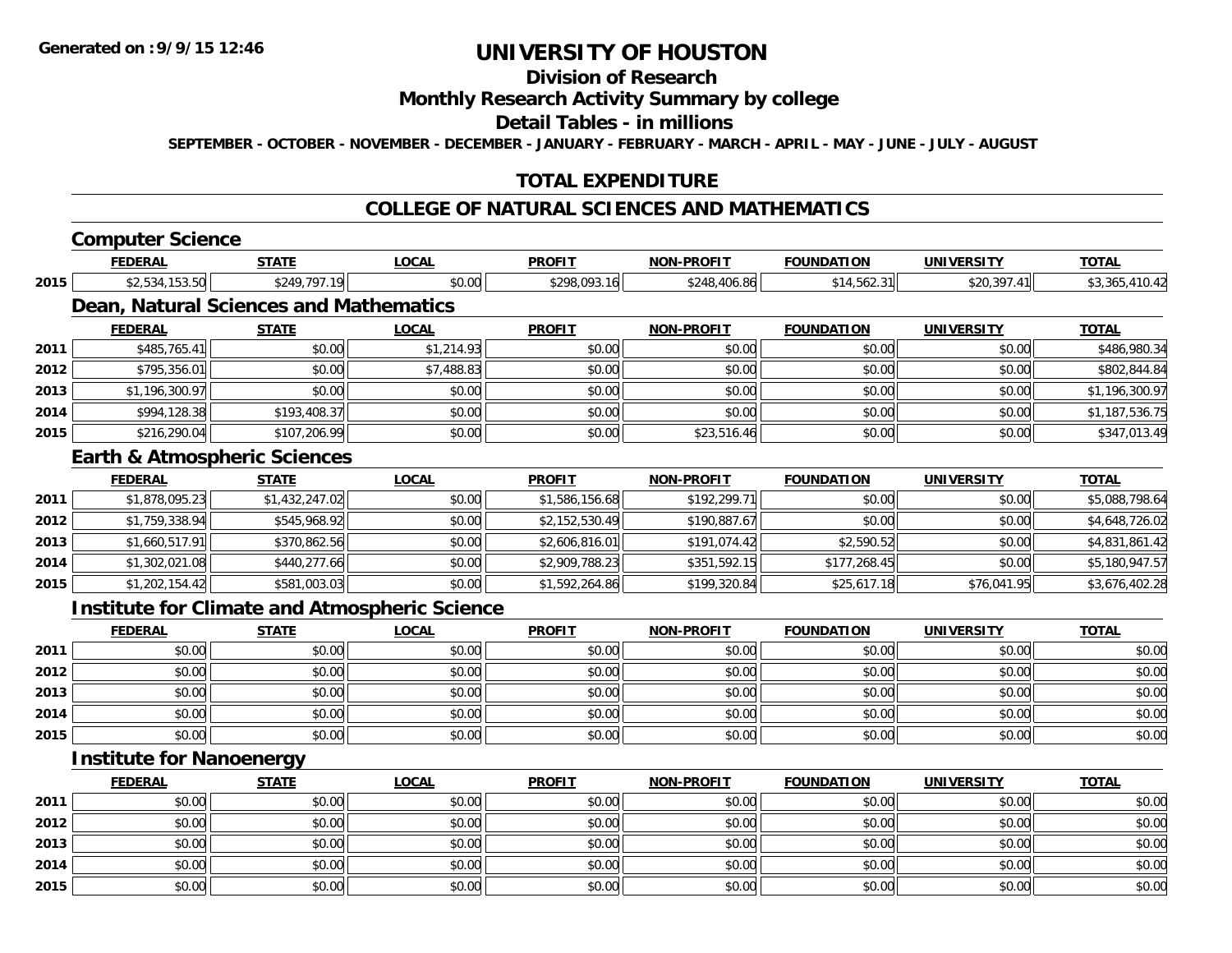**Generated on :9/9/15 12:46**

# UNIVERSITY OF HOUSTON

## Division of Research

## Monthly Research Activity Summary by college

## Detail Tables - in millions

**SEPTEMBER - OCTOBER - NOVEMBER - DECEMBER - JANUARY - FEBRUARY - MARCH - APRIL - MAY - JUNE - JULY - AUGUST**

## TOTAL EXPENDITURE

## COLLEGE OF NATURAL SCIENCES AND MATHEMATICS

### Computer Science

| | FEDERAL | STATE | LOCAL | PROFIT | NON-PROFIT | FOUNDATION | UNIVERSITY | TOTAL |
|---|---|---|---|---|---|---|---|---|
| 2015 | $2,534,153.50 | $249,797.19 | $0.00 | $298,093.16 | $248,406.86 | $14,562.31 | $20,397.41 | $3,365,410.42 |

### Dean, Natural Sciences and Mathematics

| | FEDERAL | STATE | LOCAL | PROFIT | NON-PROFIT | FOUNDATION | UNIVERSITY | TOTAL |
|---|---|---|---|---|---|---|---|---|
| 2011 | $485,765.41 | $0.00 | $1,214.93 | $0.00 | $0.00 | $0.00 | $0.00 | $486,980.34 |
| 2012 | $795,356.01 | $0.00 | $7,488.83 | $0.00 | $0.00 | $0.00 | $0.00 | $802,844.84 |
| 2013 | $1,196,300.97 | $0.00 | $0.00 | $0.00 | $0.00 | $0.00 | $0.00 | $1,196,300.97 |
| 2014 | $994,128.38 | $193,408.37 | $0.00 | $0.00 | $0.00 | $0.00 | $0.00 | $1,187,536.75 |
| 2015 | $216,290.04 | $107,206.99 | $0.00 | $0.00 | $23,516.46 | $0.00 | $0.00 | $347,013.49 |

### Earth & Atmospheric Sciences

| | FEDERAL | STATE | LOCAL | PROFIT | NON-PROFIT | FOUNDATION | UNIVERSITY | TOTAL |
|---|---|---|---|---|---|---|---|---|
| 2011 | $1,878,095.23 | $1,432,247.02 | $0.00 | $1,586,156.68 | $192,299.71 | $0.00 | $0.00 | $5,088,798.64 |
| 2012 | $1,759,338.94 | $545,968.92 | $0.00 | $2,152,530.49 | $190,887.67 | $0.00 | $0.00 | $4,648,726.02 |
| 2013 | $1,660,517.91 | $370,862.56 | $0.00 | $2,606,816.01 | $191,074.42 | $2,590.52 | $0.00 | $4,831,861.42 |
| 2014 | $1,302,021.08 | $440,277.66 | $0.00 | $2,909,788.23 | $351,592.15 | $177,268.45 | $0.00 | $5,180,947.57 |
| 2015 | $1,202,154.42 | $581,003.03 | $0.00 | $1,592,264.86 | $199,320.84 | $25,617.18 | $76,041.95 | $3,676,402.28 |

### Institute for Climate and Atmospheric Science

| | FEDERAL | STATE | LOCAL | PROFIT | NON-PROFIT | FOUNDATION | UNIVERSITY | TOTAL |
|---|---|---|---|---|---|---|---|---|
| 2011 | $0.00 | $0.00 | $0.00 | $0.00 | $0.00 | $0.00 | $0.00 | $0.00 |
| 2012 | $0.00 | $0.00 | $0.00 | $0.00 | $0.00 | $0.00 | $0.00 | $0.00 |
| 2013 | $0.00 | $0.00 | $0.00 | $0.00 | $0.00 | $0.00 | $0.00 | $0.00 |
| 2014 | $0.00 | $0.00 | $0.00 | $0.00 | $0.00 | $0.00 | $0.00 | $0.00 |
| 2015 | $0.00 | $0.00 | $0.00 | $0.00 | $0.00 | $0.00 | $0.00 | $0.00 |

### Institute for Nanoenergy

| | FEDERAL | STATE | LOCAL | PROFIT | NON-PROFIT | FOUNDATION | UNIVERSITY | TOTAL |
|---|---|---|---|---|---|---|---|---|
| 2011 | $0.00 | $0.00 | $0.00 | $0.00 | $0.00 | $0.00 | $0.00 | $0.00 |
| 2012 | $0.00 | $0.00 | $0.00 | $0.00 | $0.00 | $0.00 | $0.00 | $0.00 |
| 2013 | $0.00 | $0.00 | $0.00 | $0.00 | $0.00 | $0.00 | $0.00 | $0.00 |
| 2014 | $0.00 | $0.00 | $0.00 | $0.00 | $0.00 | $0.00 | $0.00 | $0.00 |
| 2015 | $0.00 | $0.00 | $0.00 | $0.00 | $0.00 | $0.00 | $0.00 | $0.00 |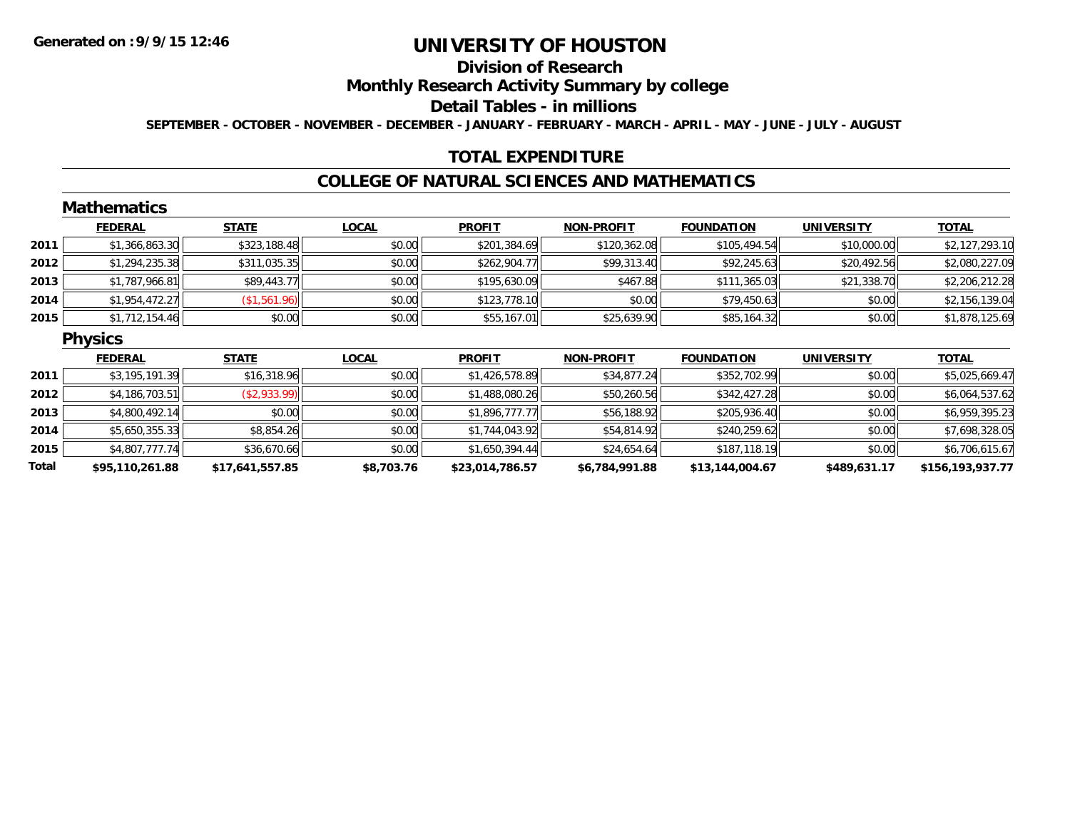Generated on :9/9/15 12:46

# UNIVERSITY OF HOUSTON

## Division of Research

## Monthly Research Activity Summary by college

## Detail Tables - in millions

SEPTEMBER - OCTOBER - NOVEMBER - DECEMBER - JANUARY - FEBRUARY - MARCH - APRIL - MAY - JUNE - JULY - AUGUST

## TOTAL EXPENDITURE

## COLLEGE OF NATURAL SCIENCES AND MATHEMATICS

### Mathematics

| | FEDERAL | STATE | LOCAL | PROFIT | NON-PROFIT | FOUNDATION | UNIVERSITY | TOTAL |
|---|---|---|---|---|---|---|---|---|
| 2011 | $1,366,863.30 | $323,188.48 | $0.00 | $201,384.69 | $120,362.08 | $105,494.54 | $10,000.00 | $2,127,293.10 |
| 2012 | $1,294,235.38 | $311,035.35 | $0.00 | $262,904.77 | $99,313.40 | $92,245.63 | $20,492.56 | $2,080,227.09 |
| 2013 | $1,787,966.81 | $89,443.77 | $0.00 | $195,630.09 | $467.88 | $111,365.03 | $21,338.70 | $2,206,212.28 |
| 2014 | $1,954,472.27 | ($1,561.96) | $0.00 | $123,778.10 | $0.00 | $79,450.63 | $0.00 | $2,156,139.04 |
| 2015 | $1,712,154.46 | $0.00 | $0.00 | $55,167.01 | $25,639.90 | $85,164.32 | $0.00 | $1,878,125.69 |

### Physics

| | FEDERAL | STATE | LOCAL | PROFIT | NON-PROFIT | FOUNDATION | UNIVERSITY | TOTAL |
|---|---|---|---|---|---|---|---|---|
| 2011 | $3,195,191.39 | $16,318.96 | $0.00 | $1,426,578.89 | $34,877.24 | $352,702.99 | $0.00 | $5,025,669.47 |
| 2012 | $4,186,703.51 | ($2,933.99) | $0.00 | $1,488,080.26 | $50,260.56 | $342,427.28 | $0.00 | $6,064,537.62 |
| 2013 | $4,800,492.14 | $0.00 | $0.00 | $1,896,777.77 | $56,188.92 | $205,936.40 | $0.00 | $6,959,395.23 |
| 2014 | $5,650,355.33 | $8,854.26 | $0.00 | $1,744,043.92 | $54,814.92 | $240,259.62 | $0.00 | $7,698,328.05 |
| 2015 | $4,807,777.74 | $36,670.66 | $0.00 | $1,650,394.44 | $24,654.64 | $187,118.19 | $0.00 | $6,706,615.67 |
| **Total** | **$95,110,261.88** | **$17,641,557.85** | **$8,703.76** | **$23,014,786.57** | **$6,784,991.88** | **$13,144,004.67** | **$489,631.17** | **$156,193,937.77** |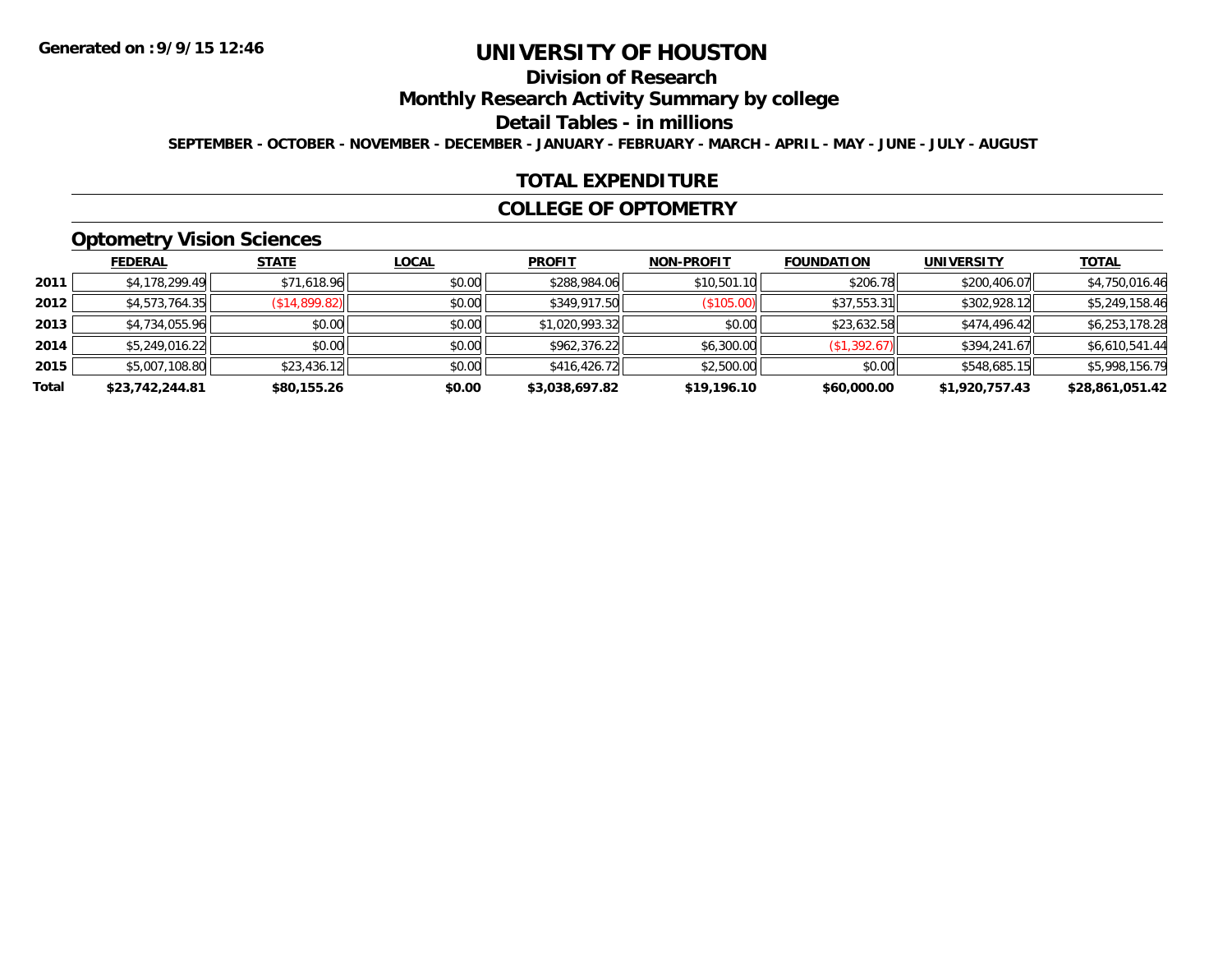# UNIVERSITY OF HOUSTON

## Division of Research

## Monthly Research Activity Summary by college

## Detail Tables - in millions

**SEPTEMBER - OCTOBER - NOVEMBER - DECEMBER - JANUARY - FEBRUARY - MARCH - APRIL - MAY - JUNE - JULY - AUGUST**

Generated on : 9/9/15 12:46

## TOTAL EXPENDITURE

## COLLEGE OF OPTOMETRY

### Optometry Vision Sciences

| | FEDERAL | STATE | LOCAL | PROFIT | NON-PROFIT | FOUNDATION | UNIVERSITY | TOTAL |
|---|---|---|---|---|---|---|---|---|
| 2011 | $4,178,299.49 | $71,618.96 | $0.00 | $288,984.06 | $10,501.10 | $206.78 | $200,406.07 | $4,750,016.46 |
| 2012 | $4,573,764.35 | ($14,899.82) | $0.00 | $349,917.50 | ($105.00) | $37,553.31 | $302,928.12 | $5,249,158.46 |
| 2013 | $4,734,055.96 | $0.00 | $0.00 | $1,020,993.32 | $0.00 | $23,632.58 | $474,496.42 | $6,253,178.28 |
| 2014 | $5,249,016.22 | $0.00 | $0.00 | $962,376.22 | $6,300.00 | ($1,392.67) | $394,241.67 | $6,610,541.44 |
| 2015 | $5,007,108.80 | $23,436.12 | $0.00 | $416,426.72 | $2,500.00 | $0.00 | $548,685.15 | $5,998,156.79 |
| **Total** | **$23,742,244.81** | **$80,155.26** | **$0.00** | **$3,038,697.82** | **$19,196.10** | **$60,000.00** | **$1,920,757.43** | **$28,861,051.42** |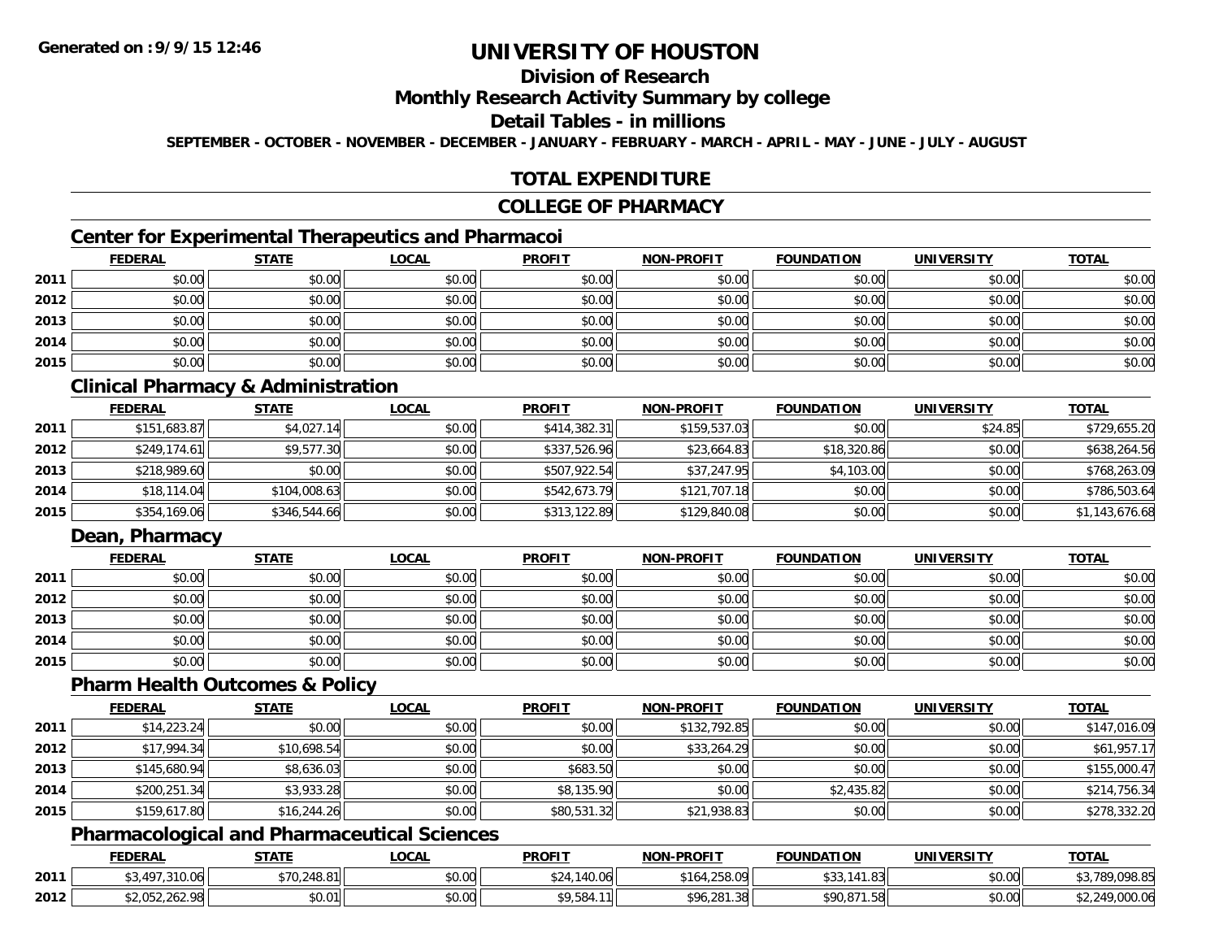**Generated on :9/9/15 12:46**

# UNIVERSITY OF HOUSTON

## Division of Research

## Monthly Research Activity Summary by college

## Detail Tables - in millions

**SEPTEMBER - OCTOBER - NOVEMBER - DECEMBER - JANUARY - FEBRUARY - MARCH - APRIL - MAY - JUNE - JULY - AUGUST**

## TOTAL EXPENDITURE

## COLLEGE OF PHARMACY

### Center for Experimental Therapeutics and Pharmacoi

| | FEDERAL | STATE | LOCAL | PROFIT | NON-PROFIT | FOUNDATION | UNIVERSITY | TOTAL |
|---|---|---|---|---|---|---|---|---|
| 2011 | $0.00 | $0.00 | $0.00 | $0.00 | $0.00 | $0.00 | $0.00 | $0.00 |
| 2012 | $0.00 | $0.00 | $0.00 | $0.00 | $0.00 | $0.00 | $0.00 | $0.00 |
| 2013 | $0.00 | $0.00 | $0.00 | $0.00 | $0.00 | $0.00 | $0.00 | $0.00 |
| 2014 | $0.00 | $0.00 | $0.00 | $0.00 | $0.00 | $0.00 | $0.00 | $0.00 |
| 2015 | $0.00 | $0.00 | $0.00 | $0.00 | $0.00 | $0.00 | $0.00 | $0.00 |

### Clinical Pharmacy & Administration

| | FEDERAL | STATE | LOCAL | PROFIT | NON-PROFIT | FOUNDATION | UNIVERSITY | TOTAL |
|---|---|---|---|---|---|---|---|---|
| 2011 | $151,683.87 | $4,027.14 | $0.00 | $414,382.31 | $159,537.03 | $0.00 | $24.85 | $729,655.20 |
| 2012 | $249,174.61 | $9,577.30 | $0.00 | $337,526.96 | $23,664.83 | $18,320.86 | $0.00 | $638,264.56 |
| 2013 | $218,989.60 | $0.00 | $0.00 | $507,922.54 | $37,247.95 | $4,103.00 | $0.00 | $768,263.09 |
| 2014 | $18,114.04 | $104,008.63 | $0.00 | $542,673.79 | $121,707.18 | $0.00 | $0.00 | $786,503.64 |
| 2015 | $354,169.06 | $346,544.66 | $0.00 | $313,122.89 | $129,840.08 | $0.00 | $0.00 | $1,143,676.68 |

### Dean, Pharmacy

| | FEDERAL | STATE | LOCAL | PROFIT | NON-PROFIT | FOUNDATION | UNIVERSITY | TOTAL |
|---|---|---|---|---|---|---|---|---|
| 2011 | $0.00 | $0.00 | $0.00 | $0.00 | $0.00 | $0.00 | $0.00 | $0.00 |
| 2012 | $0.00 | $0.00 | $0.00 | $0.00 | $0.00 | $0.00 | $0.00 | $0.00 |
| 2013 | $0.00 | $0.00 | $0.00 | $0.00 | $0.00 | $0.00 | $0.00 | $0.00 |
| 2014 | $0.00 | $0.00 | $0.00 | $0.00 | $0.00 | $0.00 | $0.00 | $0.00 |
| 2015 | $0.00 | $0.00 | $0.00 | $0.00 | $0.00 | $0.00 | $0.00 | $0.00 |

### Pharm Health Outcomes & Policy

| | FEDERAL | STATE | LOCAL | PROFIT | NON-PROFIT | FOUNDATION | UNIVERSITY | TOTAL |
|---|---|---|---|---|---|---|---|---|
| 2011 | $14,223.24 | $0.00 | $0.00 | $0.00 | $132,792.85 | $0.00 | $0.00 | $147,016.09 |
| 2012 | $17,994.34 | $10,698.54 | $0.00 | $0.00 | $33,264.29 | $0.00 | $0.00 | $61,957.17 |
| 2013 | $145,680.94 | $8,636.03 | $0.00 | $683.50 | $0.00 | $0.00 | $0.00 | $155,000.47 |
| 2014 | $200,251.34 | $3,933.28 | $0.00 | $8,135.90 | $0.00 | $2,435.82 | $0.00 | $214,756.34 |
| 2015 | $159,617.80 | $16,244.26 | $0.00 | $80,531.32 | $21,938.83 | $0.00 | $0.00 | $278,332.20 |

### Pharmacological and Pharmaceutical Sciences

| | FEDERAL | STATE | LOCAL | PROFIT | NON-PROFIT | FOUNDATION | UNIVERSITY | TOTAL |
|---|---|---|---|---|---|---|---|---|
| 2011 | $3,497,310.06 | $70,248.81 | $0.00 | $24,140.06 | $164,258.09 | $33,141.83 | $0.00 | $3,789,098.85 |
| 2012 | $2,052,262.98 | $0.01 | $0.00 | $9,584.11 | $96,281.38 | $90,871.58 | $0.00 | $2,249,000.06 |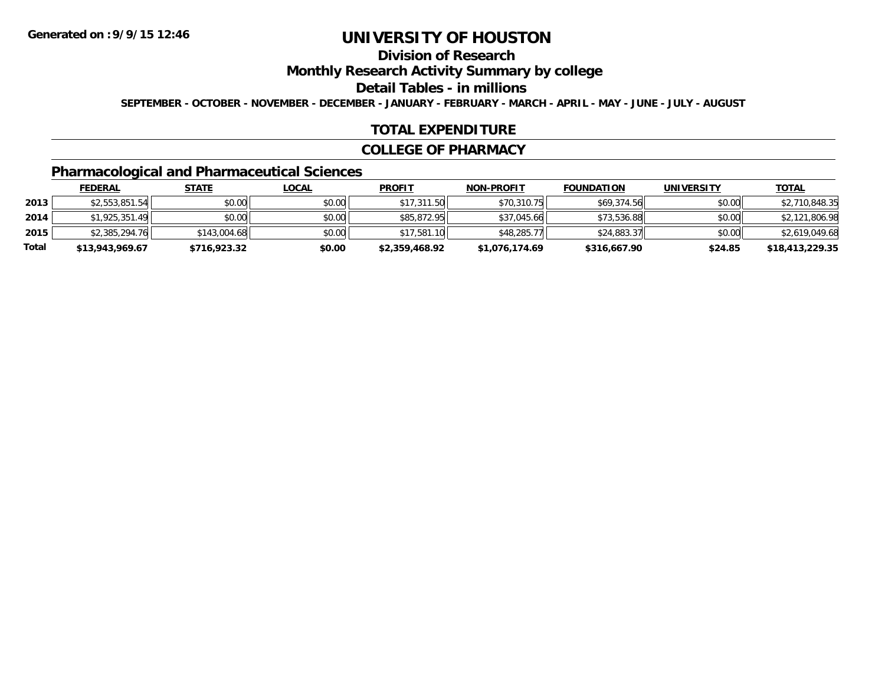**Generated on :9/9/15 12:46**

# UNIVERSITY OF HOUSTON

## Division of Research

## Monthly Research Activity Summary by college

## Detail Tables - in millions

**SEPTEMBER - OCTOBER - NOVEMBER - DECEMBER - JANUARY - FEBRUARY - MARCH - APRIL - MAY - JUNE - JULY - AUGUST**

## TOTAL EXPENDITURE

## COLLEGE OF PHARMACY

### Pharmacological and Pharmaceutical Sciences

| | FEDERAL | STATE | LOCAL | PROFIT | NON-PROFIT | FOUNDATION | UNIVERSITY | TOTAL |
|---|---|---|---|---|---|---|---|---|
| 2013 | $2,553,851.54 | $0.00 | $0.00 | $17,311.50 | $70,310.75 | $69,374.56 | $0.00 | $2,710,848.35 |
| 2014 | $1,925,351.49 | $0.00 | $0.00 | $85,872.95 | $37,045.66 | $73,536.88 | $0.00 | $2,121,806.98 |
| 2015 | $2,385,294.76 | $143,004.68 | $0.00 | $17,581.10 | $48,285.77 | $24,883.37 | $0.00 | $2,619,049.68 |
| **Total** | **$13,943,969.67** | **$716,923.32** | **$0.00** | **$2,359,468.92** | **$1,076,174.69** | **$316,667.90** | **$24.85** | **$18,413,229.35** |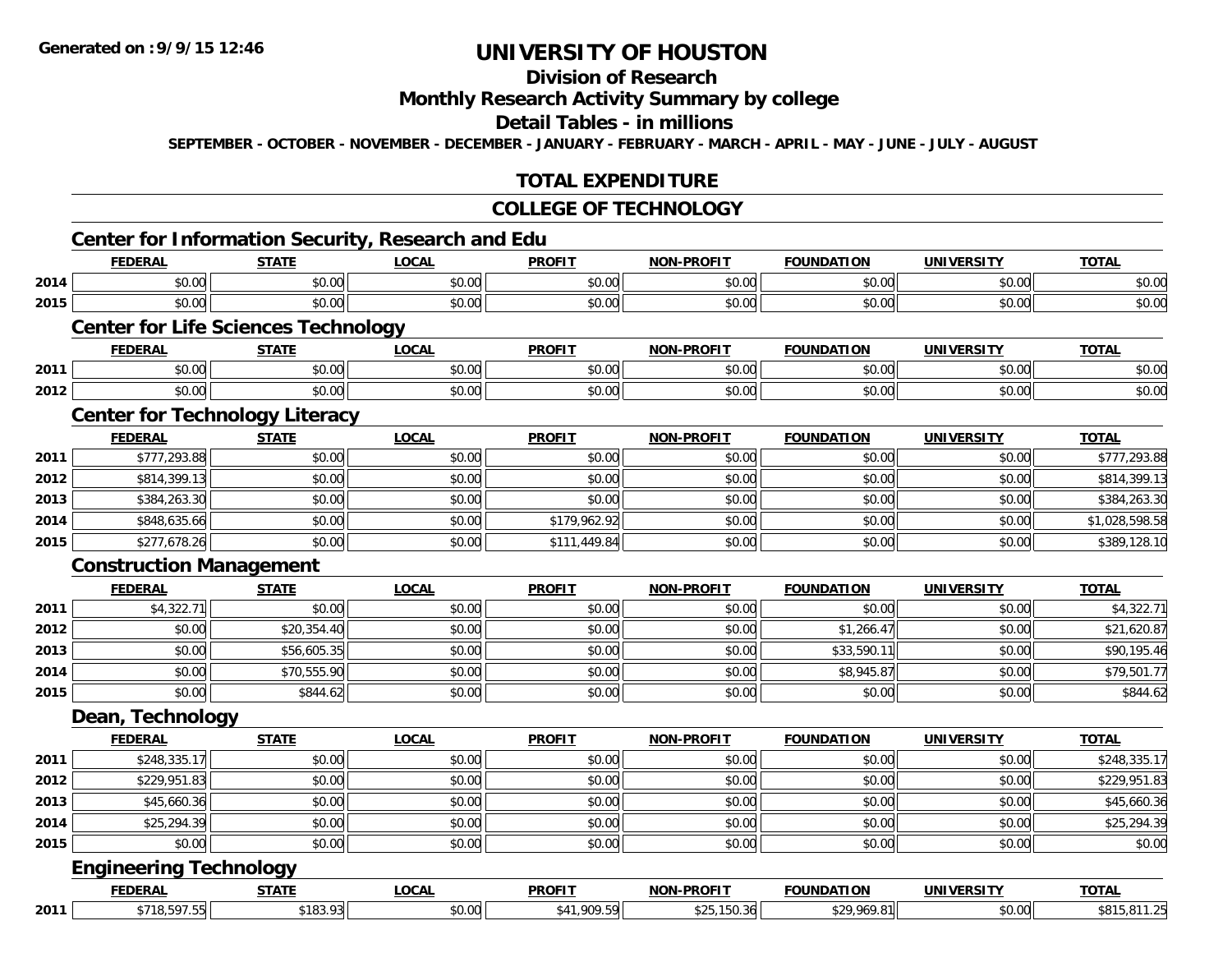# UNIVERSITY OF HOUSTON

## Division of Research

## Monthly Research Activity Summary by college

## Detail Tables - in millions

**SEPTEMBER - OCTOBER - NOVEMBER - DECEMBER - JANUARY - FEBRUARY - MARCH - APRIL - MAY - JUNE - JULY - AUGUST**

## TOTAL EXPENDITURE

## COLLEGE OF TECHNOLOGY

### Center for Information Security, Research and Edu

| | FEDERAL | STATE | LOCAL | PROFIT | NON-PROFIT | FOUNDATION | UNIVERSITY | TOTAL |
|---|---|---|---|---|---|---|---|---|
| 2014 | $0.00 | $0.00 | $0.00 | $0.00 | $0.00 | $0.00 | $0.00 | $0.00 |
| 2015 | $0.00 | $0.00 | $0.00 | $0.00 | $0.00 | $0.00 | $0.00 | $0.00 |

### Center for Life Sciences Technology

| | FEDERAL | STATE | LOCAL | PROFIT | NON-PROFIT | FOUNDATION | UNIVERSITY | TOTAL |
|---|---|---|---|---|---|---|---|---|
| 2011 | $0.00 | $0.00 | $0.00 | $0.00 | $0.00 | $0.00 | $0.00 | $0.00 |
| 2012 | $0.00 | $0.00 | $0.00 | $0.00 | $0.00 | $0.00 | $0.00 | $0.00 |

### Center for Technology Literacy

| | FEDERAL | STATE | LOCAL | PROFIT | NON-PROFIT | FOUNDATION | UNIVERSITY | TOTAL |
|---|---|---|---|---|---|---|---|---|
| 2011 | $777,293.88 | $0.00 | $0.00 | $0.00 | $0.00 | $0.00 | $0.00 | $777,293.88 |
| 2012 | $814,399.13 | $0.00 | $0.00 | $0.00 | $0.00 | $0.00 | $0.00 | $814,399.13 |
| 2013 | $384,263.30 | $0.00 | $0.00 | $0.00 | $0.00 | $0.00 | $0.00 | $384,263.30 |
| 2014 | $848,635.66 | $0.00 | $0.00 | $179,962.92 | $0.00 | $0.00 | $0.00 | $1,028,598.58 |
| 2015 | $277,678.26 | $0.00 | $0.00 | $111,449.84 | $0.00 | $0.00 | $0.00 | $389,128.10 |

### Construction Management

| | FEDERAL | STATE | LOCAL | PROFIT | NON-PROFIT | FOUNDATION | UNIVERSITY | TOTAL |
|---|---|---|---|---|---|---|---|---|
| 2011 | $4,322.71 | $0.00 | $0.00 | $0.00 | $0.00 | $0.00 | $0.00 | $4,322.71 |
| 2012 | $0.00 | $20,354.40 | $0.00 | $0.00 | $0.00 | $1,266.47 | $0.00 | $21,620.87 |
| 2013 | $0.00 | $56,605.35 | $0.00 | $0.00 | $0.00 | $33,590.11 | $0.00 | $90,195.46 |
| 2014 | $0.00 | $70,555.90 | $0.00 | $0.00 | $0.00 | $8,945.87 | $0.00 | $79,501.77 |
| 2015 | $0.00 | $844.62 | $0.00 | $0.00 | $0.00 | $0.00 | $0.00 | $844.62 |

### Dean, Technology

| | FEDERAL | STATE | LOCAL | PROFIT | NON-PROFIT | FOUNDATION | UNIVERSITY | TOTAL |
|---|---|---|---|---|---|---|---|---|
| 2011 | $248,335.17 | $0.00 | $0.00 | $0.00 | $0.00 | $0.00 | $0.00 | $248,335.17 |
| 2012 | $229,951.83 | $0.00 | $0.00 | $0.00 | $0.00 | $0.00 | $0.00 | $229,951.83 |
| 2013 | $45,660.36 | $0.00 | $0.00 | $0.00 | $0.00 | $0.00 | $0.00 | $45,660.36 |
| 2014 | $25,294.39 | $0.00 | $0.00 | $0.00 | $0.00 | $0.00 | $0.00 | $25,294.39 |
| 2015 | $0.00 | $0.00 | $0.00 | $0.00 | $0.00 | $0.00 | $0.00 | $0.00 |

### Engineering Technology

| | FEDERAL | STATE | LOCAL | PROFIT | NON-PROFIT | FOUNDATION | UNIVERSITY | TOTAL |
|---|---|---|---|---|---|---|---|---|
| 2011 | $718,597.55 | $183.93 | $0.00 | $41,909.59 | $25,150.36 | $29,969.81 | $0.00 | $815,811.25 |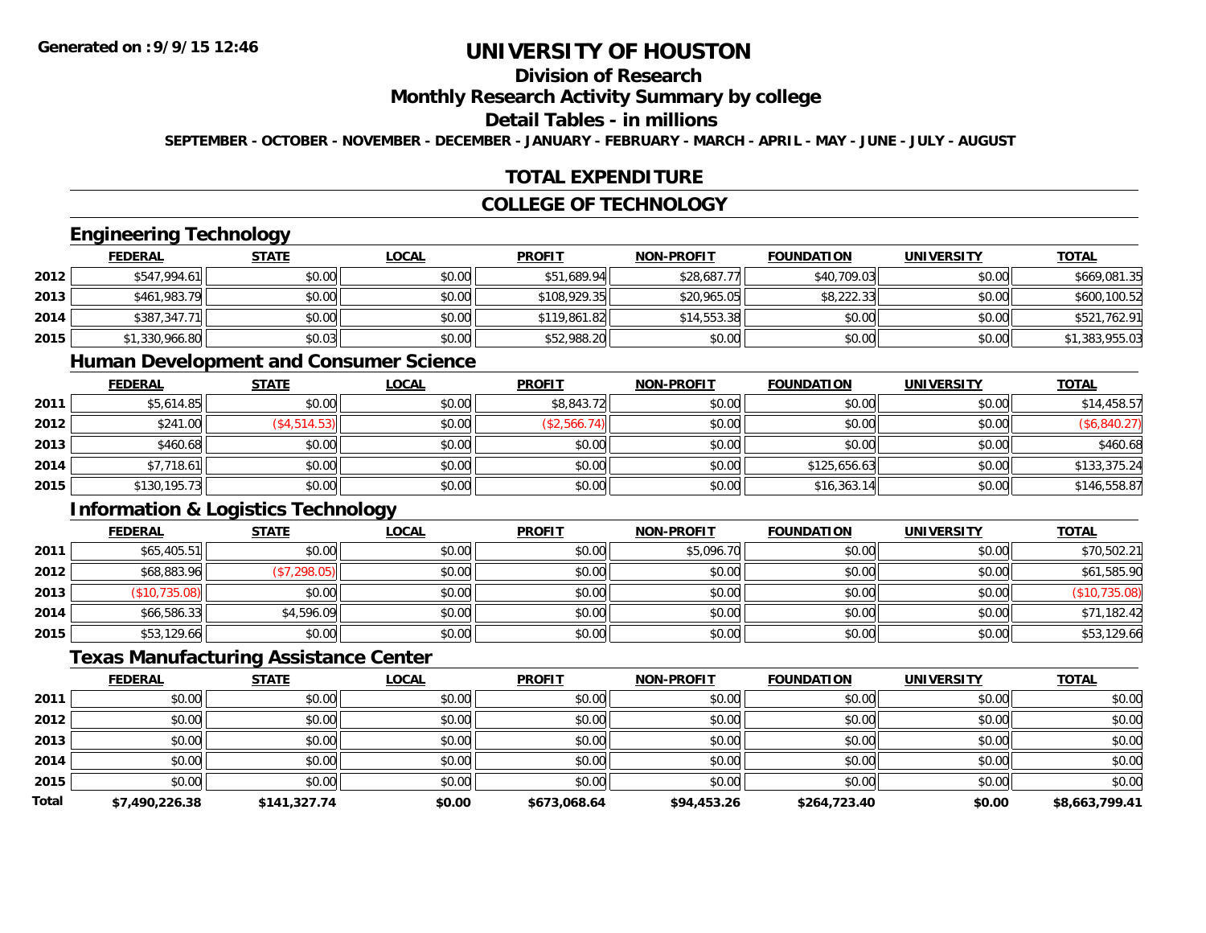**Generated on :9/9/15 12:46**

# UNIVERSITY OF HOUSTON

## Division of Research

## Monthly Research Activity Summary by college

## Detail Tables - in millions

**SEPTEMBER - OCTOBER - NOVEMBER - DECEMBER - JANUARY - FEBRUARY - MARCH - APRIL - MAY - JUNE - JULY - AUGUST**

## TOTAL EXPENDITURE

## COLLEGE OF TECHNOLOGY

### Engineering Technology

| | FEDERAL | STATE | LOCAL | PROFIT | NON-PROFIT | FOUNDATION | UNIVERSITY | TOTAL |
|---|---|---|---|---|---|---|---|---|
| 2012 | $547,994.61 | $0.00 | $0.00 | $51,689.94 | $28,687.77 | $40,709.03 | $0.00 | $669,081.35 |
| 2013 | $461,983.79 | $0.00 | $0.00 | $108,929.35 | $20,965.05 | $8,222.33 | $0.00 | $600,100.52 |
| 2014 | $387,347.71 | $0.00 | $0.00 | $119,861.82 | $14,553.38 | $0.00 | $0.00 | $521,762.91 |
| 2015 | $1,330,966.80 | $0.03 | $0.00 | $52,988.20 | $0.00 | $0.00 | $0.00 | $1,383,955.03 |

### Human Development and Consumer Science

| | FEDERAL | STATE | LOCAL | PROFIT | NON-PROFIT | FOUNDATION | UNIVERSITY | TOTAL |
|---|---|---|---|---|---|---|---|---|
| 2011 | $5,614.85 | $0.00 | $0.00 | $8,843.72 | $0.00 | $0.00 | $0.00 | $14,458.57 |
| 2012 | $241.00 | ($4,514.53) | $0.00 | ($2,566.74) | $0.00 | $0.00 | $0.00 | ($6,840.27) |
| 2013 | $460.68 | $0.00 | $0.00 | $0.00 | $0.00 | $0.00 | $0.00 | $460.68 |
| 2014 | $7,718.61 | $0.00 | $0.00 | $0.00 | $0.00 | $125,656.63 | $0.00 | $133,375.24 |
| 2015 | $130,195.73 | $0.00 | $0.00 | $0.00 | $0.00 | $16,363.14 | $0.00 | $146,558.87 |

### Information & Logistics Technology

| | FEDERAL | STATE | LOCAL | PROFIT | NON-PROFIT | FOUNDATION | UNIVERSITY | TOTAL |
|---|---|---|---|---|---|---|---|---|
| 2011 | $65,405.51 | $0.00 | $0.00 | $0.00 | $5,096.70 | $0.00 | $0.00 | $70,502.21 |
| 2012 | $68,883.96 | ($7,298.05) | $0.00 | $0.00 | $0.00 | $0.00 | $0.00 | $61,585.90 |
| 2013 | ($10,735.08) | $0.00 | $0.00 | $0.00 | $0.00 | $0.00 | $0.00 | ($10,735.08) |
| 2014 | $66,586.33 | $4,596.09 | $0.00 | $0.00 | $0.00 | $0.00 | $0.00 | $71,182.42 |
| 2015 | $53,129.66 | $0.00 | $0.00 | $0.00 | $0.00 | $0.00 | $0.00 | $53,129.66 |

### Texas Manufacturing Assistance Center

| | FEDERAL | STATE | LOCAL | PROFIT | NON-PROFIT | FOUNDATION | UNIVERSITY | TOTAL |
|---|---|---|---|---|---|---|---|---|
| 2011 | $0.00 | $0.00 | $0.00 | $0.00 | $0.00 | $0.00 | $0.00 | $0.00 |
| 2012 | $0.00 | $0.00 | $0.00 | $0.00 | $0.00 | $0.00 | $0.00 | $0.00 |
| 2013 | $0.00 | $0.00 | $0.00 | $0.00 | $0.00 | $0.00 | $0.00 | $0.00 |
| 2014 | $0.00 | $0.00 | $0.00 | $0.00 | $0.00 | $0.00 | $0.00 | $0.00 |
| 2015 | $0.00 | $0.00 | $0.00 | $0.00 | $0.00 | $0.00 | $0.00 | $0.00 |
| **Total** | **$7,490,226.38** | **$141,327.74** | **$0.00** | **$673,068.64** | **$94,453.26** | **$264,723.40** | **$0.00** | **$8,663,799.41** |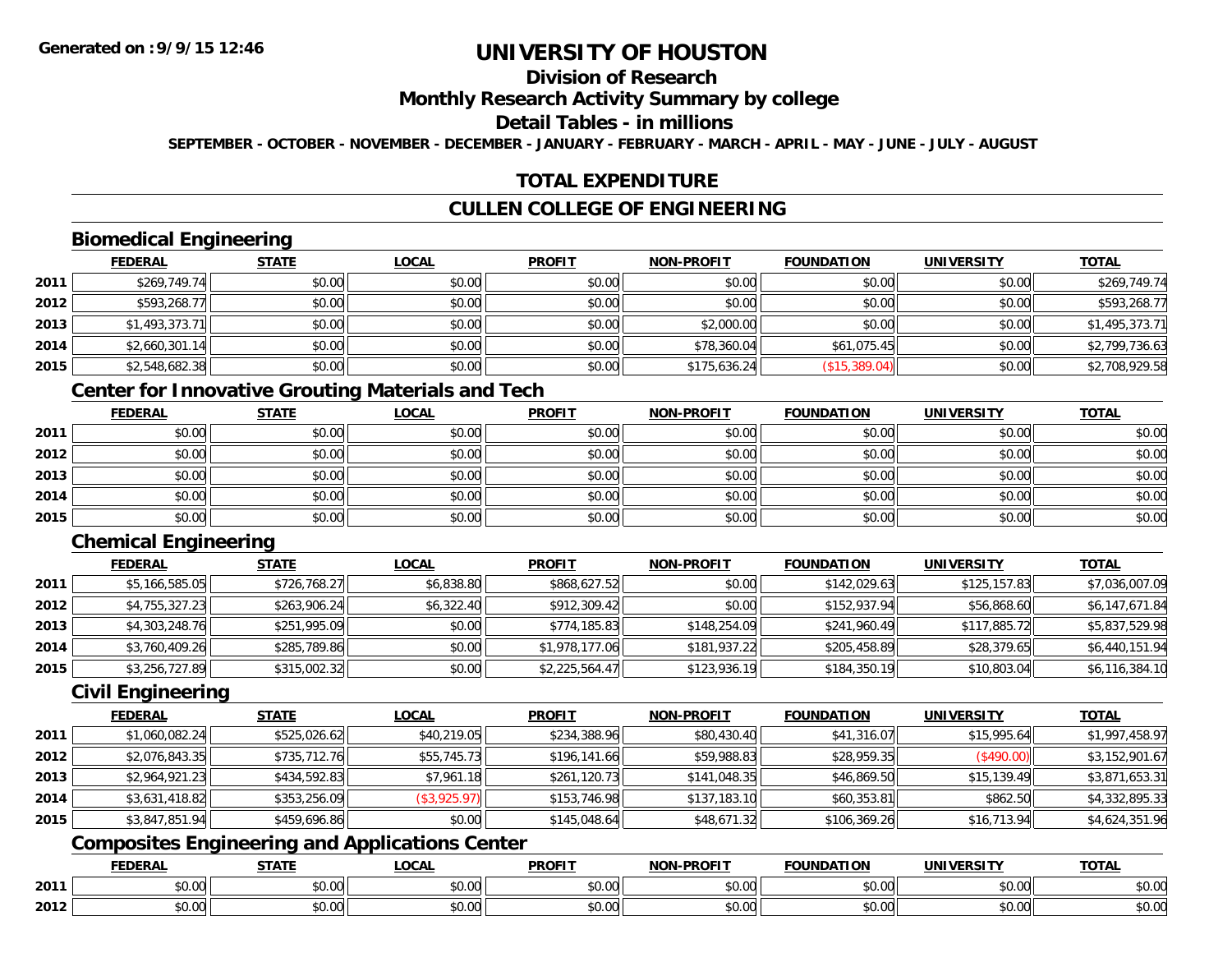Generated on :9/9/15 12:46

# UNIVERSITY OF HOUSTON

## Division of Research

## Monthly Research Activity Summary by college

## Detail Tables - in millions

SEPTEMBER - OCTOBER - NOVEMBER - DECEMBER - JANUARY - FEBRUARY - MARCH - APRIL - MAY - JUNE - JULY - AUGUST

## TOTAL EXPENDITURE

## CULLEN COLLEGE OF ENGINEERING

### Biomedical Engineering

| | FEDERAL | STATE | LOCAL | PROFIT | NON-PROFIT | FOUNDATION | UNIVERSITY | TOTAL |
|---|---|---|---|---|---|---|---|---|
| 2011 | $269,749.74 | $0.00 | $0.00 | $0.00 | $0.00 | $0.00 | $0.00 | $269,749.74 |
| 2012 | $593,268.77 | $0.00 | $0.00 | $0.00 | $0.00 | $0.00 | $0.00 | $593,268.77 |
| 2013 | $1,493,373.71 | $0.00 | $0.00 | $0.00 | $2,000.00 | $0.00 | $0.00 | $1,495,373.71 |
| 2014 | $2,660,301.14 | $0.00 | $0.00 | $0.00 | $78,360.04 | $61,075.45 | $0.00 | $2,799,736.63 |
| 2015 | $2,548,682.38 | $0.00 | $0.00 | $0.00 | $175,636.24 | ($15,389.04) | $0.00 | $2,708,929.58 |

### Center for Innovative Grouting Materials and Tech

| | FEDERAL | STATE | LOCAL | PROFIT | NON-PROFIT | FOUNDATION | UNIVERSITY | TOTAL |
|---|---|---|---|---|---|---|---|---|
| 2011 | $0.00 | $0.00 | $0.00 | $0.00 | $0.00 | $0.00 | $0.00 | $0.00 |
| 2012 | $0.00 | $0.00 | $0.00 | $0.00 | $0.00 | $0.00 | $0.00 | $0.00 |
| 2013 | $0.00 | $0.00 | $0.00 | $0.00 | $0.00 | $0.00 | $0.00 | $0.00 |
| 2014 | $0.00 | $0.00 | $0.00 | $0.00 | $0.00 | $0.00 | $0.00 | $0.00 |
| 2015 | $0.00 | $0.00 | $0.00 | $0.00 | $0.00 | $0.00 | $0.00 | $0.00 |

### Chemical Engineering

| | FEDERAL | STATE | LOCAL | PROFIT | NON-PROFIT | FOUNDATION | UNIVERSITY | TOTAL |
|---|---|---|---|---|---|---|---|---|
| 2011 | $5,166,585.05 | $726,768.27 | $6,838.80 | $868,627.52 | $0.00 | $142,029.63 | $125,157.83 | $7,036,007.09 |
| 2012 | $4,755,327.23 | $263,906.24 | $6,322.40 | $912,309.42 | $0.00 | $152,937.94 | $56,868.60 | $6,147,671.84 |
| 2013 | $4,303,248.76 | $251,995.09 | $0.00 | $774,185.83 | $148,254.09 | $241,960.49 | $117,885.72 | $5,837,529.98 |
| 2014 | $3,760,409.26 | $285,789.86 | $0.00 | $1,978,177.06 | $181,937.22 | $205,458.89 | $28,379.65 | $6,440,151.94 |
| 2015 | $3,256,727.89 | $315,002.32 | $0.00 | $2,225,564.47 | $123,936.19 | $184,350.19 | $10,803.04 | $6,116,384.10 |

### Civil Engineering

| | FEDERAL | STATE | LOCAL | PROFIT | NON-PROFIT | FOUNDATION | UNIVERSITY | TOTAL |
|---|---|---|---|---|---|---|---|---|
| 2011 | $1,060,082.24 | $525,026.62 | $40,219.05 | $234,388.96 | $80,430.40 | $41,316.07 | $15,995.64 | $1,997,458.97 |
| 2012 | $2,076,843.35 | $735,712.76 | $55,745.73 | $196,141.66 | $59,988.83 | $28,959.35 | ($490.00) | $3,152,901.67 |
| 2013 | $2,964,921.23 | $434,592.83 | $7,961.18 | $261,120.73 | $141,048.35 | $46,869.50 | $15,139.49 | $3,871,653.31 |
| 2014 | $3,631,418.82 | $353,256.09 | ($3,925.97) | $153,746.98 | $137,183.10 | $60,353.81 | $862.50 | $4,332,895.33 |
| 2015 | $3,847,851.94 | $459,696.86 | $0.00 | $145,048.64 | $48,671.32 | $106,369.26 | $16,713.94 | $4,624,351.96 |

### Composites Engineering and Applications Center

| | FEDERAL | STATE | LOCAL | PROFIT | NON-PROFIT | FOUNDATION | UNIVERSITY | TOTAL |
|---|---|---|---|---|---|---|---|---|
| 2011 | $0.00 | $0.00 | $0.00 | $0.00 | $0.00 | $0.00 | $0.00 | $0.00 |
| 2012 | $0.00 | $0.00 | $0.00 | $0.00 | $0.00 | $0.00 | $0.00 | $0.00 |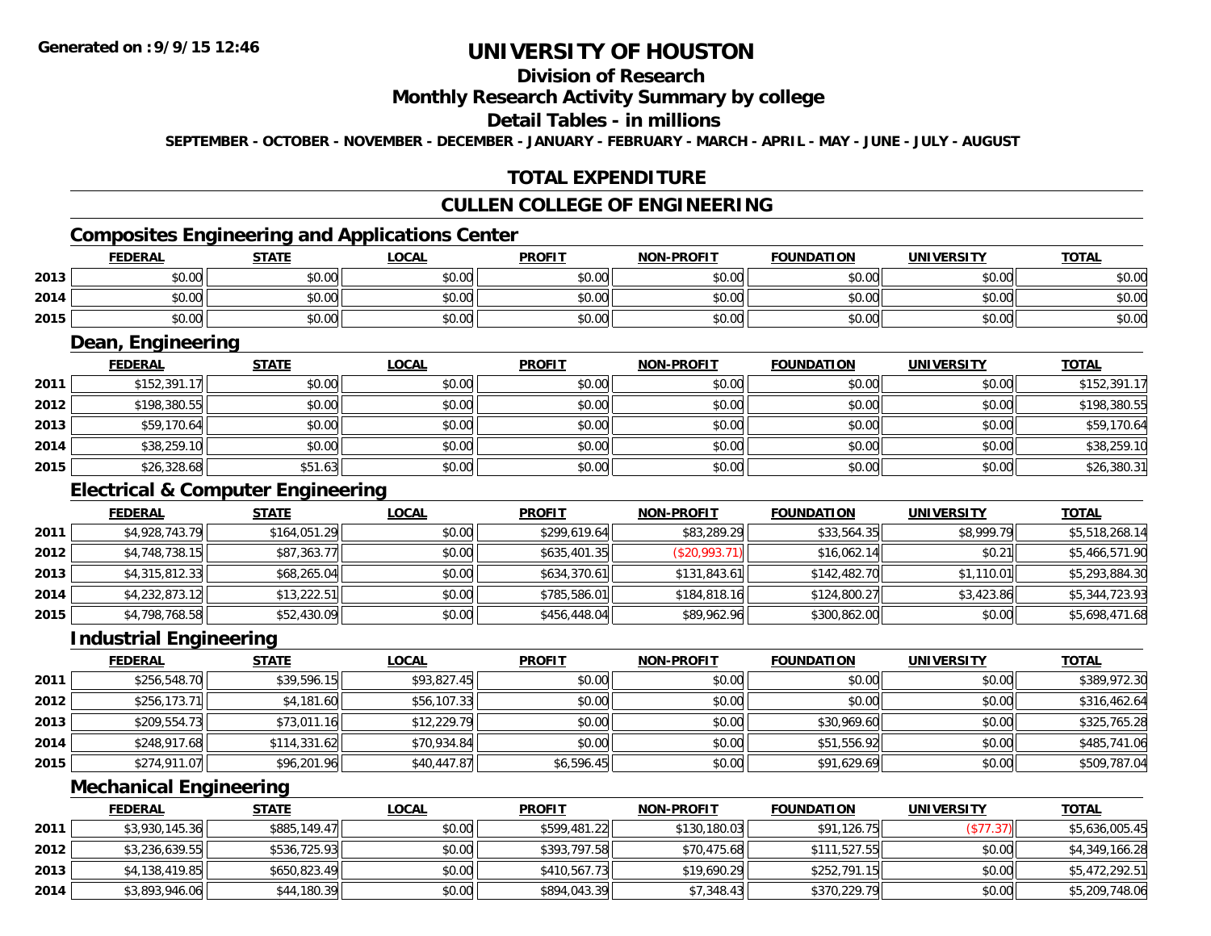Generated on :9/9/15 12:46

# UNIVERSITY OF HOUSTON

## Division of Research

## Monthly Research Activity Summary by college

## Detail Tables - in millions

SEPTEMBER - OCTOBER - NOVEMBER - DECEMBER - JANUARY - FEBRUARY - MARCH - APRIL - MAY - JUNE - JULY - AUGUST

## TOTAL EXPENDITURE

## CULLEN COLLEGE OF ENGINEERING

### Composites Engineering and Applications Center

| | FEDERAL | STATE | LOCAL | PROFIT | NON-PROFIT | FOUNDATION | UNIVERSITY | TOTAL |
|---|---|---|---|---|---|---|---|---|
| 2013 | $0.00 | $0.00 | $0.00 | $0.00 | $0.00 | $0.00 | $0.00 | $0.00 |
| 2014 | $0.00 | $0.00 | $0.00 | $0.00 | $0.00 | $0.00 | $0.00 | $0.00 |
| 2015 | $0.00 | $0.00 | $0.00 | $0.00 | $0.00 | $0.00 | $0.00 | $0.00 |

### Dean, Engineering

| | FEDERAL | STATE | LOCAL | PROFIT | NON-PROFIT | FOUNDATION | UNIVERSITY | TOTAL |
|---|---|---|---|---|---|---|---|---|
| 2011 | $152,391.17 | $0.00 | $0.00 | $0.00 | $0.00 | $0.00 | $0.00 | $152,391.17 |
| 2012 | $198,380.55 | $0.00 | $0.00 | $0.00 | $0.00 | $0.00 | $0.00 | $198,380.55 |
| 2013 | $59,170.64 | $0.00 | $0.00 | $0.00 | $0.00 | $0.00 | $0.00 | $59,170.64 |
| 2014 | $38,259.10 | $0.00 | $0.00 | $0.00 | $0.00 | $0.00 | $0.00 | $38,259.10 |
| 2015 | $26,328.68 | $51.63 | $0.00 | $0.00 | $0.00 | $0.00 | $0.00 | $26,380.31 |

### Electrical & Computer Engineering

| | FEDERAL | STATE | LOCAL | PROFIT | NON-PROFIT | FOUNDATION | UNIVERSITY | TOTAL |
|---|---|---|---|---|---|---|---|---|
| 2011 | $4,928,743.79 | $164,051.29 | $0.00 | $299,619.64 | $83,289.29 | $33,564.35 | $8,999.79 | $5,518,268.14 |
| 2012 | $4,748,738.15 | $87,363.77 | $0.00 | $635,401.35 | ($20,993.71) | $16,062.14 | $0.21 | $5,466,571.90 |
| 2013 | $4,315,812.33 | $68,265.04 | $0.00 | $634,370.61 | $131,843.61 | $142,482.70 | $1,110.01 | $5,293,884.30 |
| 2014 | $4,232,873.12 | $13,222.51 | $0.00 | $785,586.01 | $184,818.16 | $124,800.27 | $3,423.86 | $5,344,723.93 |
| 2015 | $4,798,768.58 | $52,430.09 | $0.00 | $456,448.04 | $89,962.96 | $300,862.00 | $0.00 | $5,698,471.68 |

### Industrial Engineering

| | FEDERAL | STATE | LOCAL | PROFIT | NON-PROFIT | FOUNDATION | UNIVERSITY | TOTAL |
|---|---|---|---|---|---|---|---|---|
| 2011 | $256,548.70 | $39,596.15 | $93,827.45 | $0.00 | $0.00 | $0.00 | $0.00 | $389,972.30 |
| 2012 | $256,173.71 | $4,181.60 | $56,107.33 | $0.00 | $0.00 | $0.00 | $0.00 | $316,462.64 |
| 2013 | $209,554.73 | $73,011.16 | $12,229.79 | $0.00 | $0.00 | $30,969.60 | $0.00 | $325,765.28 |
| 2014 | $248,917.68 | $114,331.62 | $70,934.84 | $0.00 | $0.00 | $51,556.92 | $0.00 | $485,741.06 |
| 2015 | $274,911.07 | $96,201.96 | $40,447.87 | $6,596.45 | $0.00 | $91,629.69 | $0.00 | $509,787.04 |

### Mechanical Engineering

| | FEDERAL | STATE | LOCAL | PROFIT | NON-PROFIT | FOUNDATION | UNIVERSITY | TOTAL |
|---|---|---|---|---|---|---|---|---|
| 2011 | $3,930,145.36 | $885,149.47 | $0.00 | $599,481.22 | $130,180.03 | $91,126.75 | ($77.37) | $5,636,005.45 |
| 2012 | $3,236,639.55 | $536,725.93 | $0.00 | $393,797.58 | $70,475.68 | $111,527.55 | $0.00 | $4,349,166.28 |
| 2013 | $4,138,419.85 | $650,823.49 | $0.00 | $410,567.73 | $19,690.29 | $252,791.15 | $0.00 | $5,472,292.51 |
| 2014 | $3,893,946.06 | $44,180.39 | $0.00 | $894,043.39 | $7,348.43 | $370,229.79 | $0.00 | $5,209,748.06 |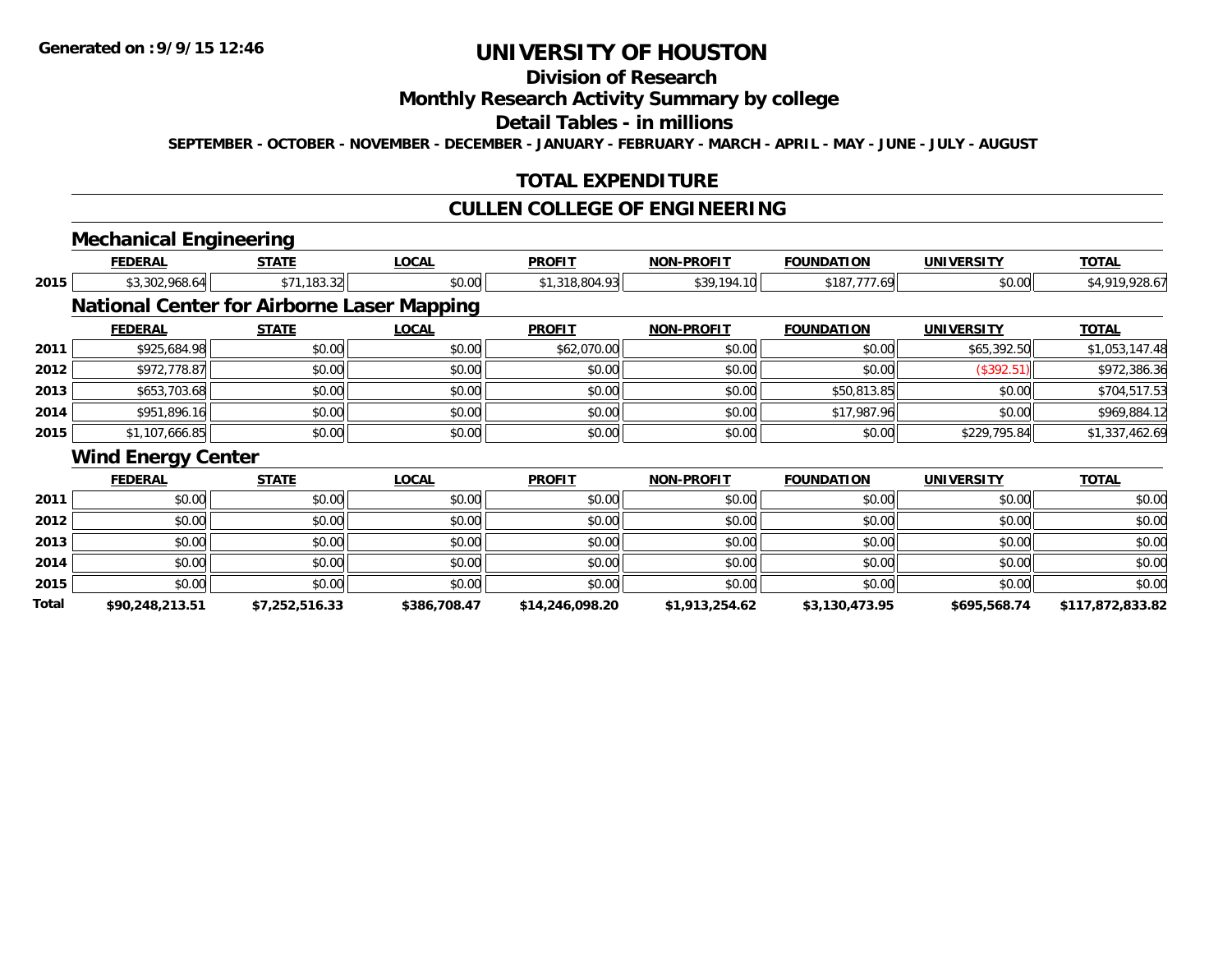# UNIVERSITY OF HOUSTON

## Division of Research

## Monthly Research Activity Summary by college

## Detail Tables - in millions

SEPTEMBER - OCTOBER - NOVEMBER - DECEMBER - JANUARY - FEBRUARY - MARCH - APRIL - MAY - JUNE - JULY - AUGUST

## TOTAL EXPENDITURE

## CULLEN COLLEGE OF ENGINEERING

### Mechanical Engineering

| | FEDERAL | STATE | LOCAL | PROFIT | NON-PROFIT | FOUNDATION | UNIVERSITY | TOTAL |
|---|---|---|---|---|---|---|---|---|
| 2015 | $3,302,968.64 | $71,183.32 | $0.00 | $1,318,804.93 | $39,194.10 | $187,777.69 | $0.00 | $4,919,928.67 |

### National Center for Airborne Laser Mapping

| | FEDERAL | STATE | LOCAL | PROFIT | NON-PROFIT | FOUNDATION | UNIVERSITY | TOTAL |
|---|---|---|---|---|---|---|---|---|
| 2011 | $925,684.98 | $0.00 | $0.00 | $62,070.00 | $0.00 | $0.00 | $65,392.50 | $1,053,147.48 |
| 2012 | $972,778.87 | $0.00 | $0.00 | $0.00 | $0.00 | $0.00 | ($392.51) | $972,386.36 |
| 2013 | $653,703.68 | $0.00 | $0.00 | $0.00 | $0.00 | $50,813.85 | $0.00 | $704,517.53 |
| 2014 | $951,896.16 | $0.00 | $0.00 | $0.00 | $0.00 | $17,987.96 | $0.00 | $969,884.12 |
| 2015 | $1,107,666.85 | $0.00 | $0.00 | $0.00 | $0.00 | $0.00 | $229,795.84 | $1,337,462.69 |

### Wind Energy Center

| | FEDERAL | STATE | LOCAL | PROFIT | NON-PROFIT | FOUNDATION | UNIVERSITY | TOTAL |
|---|---|---|---|---|---|---|---|---|
| 2011 | $0.00 | $0.00 | $0.00 | $0.00 | $0.00 | $0.00 | $0.00 | $0.00 |
| 2012 | $0.00 | $0.00 | $0.00 | $0.00 | $0.00 | $0.00 | $0.00 | $0.00 |
| 2013 | $0.00 | $0.00 | $0.00 | $0.00 | $0.00 | $0.00 | $0.00 | $0.00 |
| 2014 | $0.00 | $0.00 | $0.00 | $0.00 | $0.00 | $0.00 | $0.00 | $0.00 |
| 2015 | $0.00 | $0.00 | $0.00 | $0.00 | $0.00 | $0.00 | $0.00 | $0.00 |
| **Total** | **$90,248,213.51** | **$7,252,516.33** | **$386,708.47** | **$14,246,098.20** | **$1,913,254.62** | **$3,130,473.95** | **$695,568.74** | **$117,872,833.82** |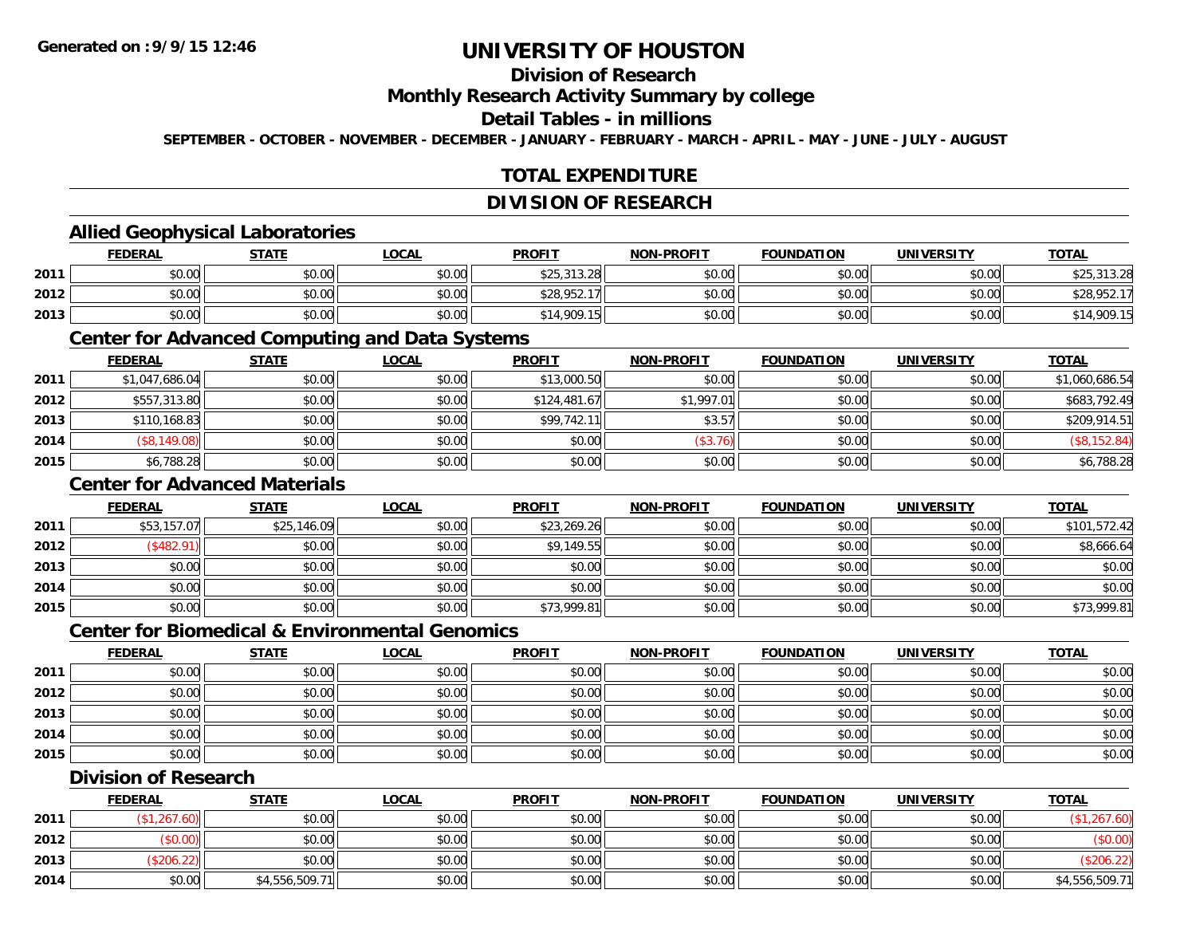Generated on :9/9/15 12:46

# UNIVERSITY OF HOUSTON

## Division of Research

## Monthly Research Activity Summary by college

## Detail Tables - in millions

SEPTEMBER - OCTOBER - NOVEMBER - DECEMBER - JANUARY - FEBRUARY - MARCH - APRIL - MAY - JUNE - JULY - AUGUST

## TOTAL EXPENDITURE

## DIVISION OF RESEARCH

### Allied Geophysical Laboratories

| | FEDERAL | STATE | LOCAL | PROFIT | NON-PROFIT | FOUNDATION | UNIVERSITY | TOTAL |
|---|---|---|---|---|---|---|---|---|
| 2011 | $0.00 | $0.00 | $0.00 | $25,313.28 | $0.00 | $0.00 | $0.00 | $25,313.28 |
| 2012 | $0.00 | $0.00 | $0.00 | $28,952.17 | $0.00 | $0.00 | $0.00 | $28,952.17 |
| 2013 | $0.00 | $0.00 | $0.00 | $14,909.15 | $0.00 | $0.00 | $0.00 | $14,909.15 |

### Center for Advanced Computing and Data Systems

| | FEDERAL | STATE | LOCAL | PROFIT | NON-PROFIT | FOUNDATION | UNIVERSITY | TOTAL |
|---|---|---|---|---|---|---|---|---|
| 2011 | $1,047,686.04 | $0.00 | $0.00 | $13,000.50 | $0.00 | $0.00 | $0.00 | $1,060,686.54 |
| 2012 | $557,313.80 | $0.00 | $0.00 | $124,481.67 | $1,997.01 | $0.00 | $0.00 | $683,792.49 |
| 2013 | $110,168.83 | $0.00 | $0.00 | $99,742.11 | $3.57 | $0.00 | $0.00 | $209,914.51 |
| 2014 | ($8,149.08) | $0.00 | $0.00 | $0.00 | ($3.76) | $0.00 | $0.00 | ($8,152.84) |
| 2015 | $6,788.28 | $0.00 | $0.00 | $0.00 | $0.00 | $0.00 | $0.00 | $6,788.28 |

### Center for Advanced Materials

| | FEDERAL | STATE | LOCAL | PROFIT | NON-PROFIT | FOUNDATION | UNIVERSITY | TOTAL |
|---|---|---|---|---|---|---|---|---|
| 2011 | $53,157.07 | $25,146.09 | $0.00 | $23,269.26 | $0.00 | $0.00 | $0.00 | $101,572.42 |
| 2012 | ($482.91) | $0.00 | $0.00 | $9,149.55 | $0.00 | $0.00 | $0.00 | $8,666.64 |
| 2013 | $0.00 | $0.00 | $0.00 | $0.00 | $0.00 | $0.00 | $0.00 | $0.00 |
| 2014 | $0.00 | $0.00 | $0.00 | $0.00 | $0.00 | $0.00 | $0.00 | $0.00 |
| 2015 | $0.00 | $0.00 | $0.00 | $73,999.81 | $0.00 | $0.00 | $0.00 | $73,999.81 |

### Center for Biomedical & Environmental Genomics

| | FEDERAL | STATE | LOCAL | PROFIT | NON-PROFIT | FOUNDATION | UNIVERSITY | TOTAL |
|---|---|---|---|---|---|---|---|---|
| 2011 | $0.00 | $0.00 | $0.00 | $0.00 | $0.00 | $0.00 | $0.00 | $0.00 |
| 2012 | $0.00 | $0.00 | $0.00 | $0.00 | $0.00 | $0.00 | $0.00 | $0.00 |
| 2013 | $0.00 | $0.00 | $0.00 | $0.00 | $0.00 | $0.00 | $0.00 | $0.00 |
| 2014 | $0.00 | $0.00 | $0.00 | $0.00 | $0.00 | $0.00 | $0.00 | $0.00 |
| 2015 | $0.00 | $0.00 | $0.00 | $0.00 | $0.00 | $0.00 | $0.00 | $0.00 |

### Division of Research

| | FEDERAL | STATE | LOCAL | PROFIT | NON-PROFIT | FOUNDATION | UNIVERSITY | TOTAL |
|---|---|---|---|---|---|---|---|---|
| 2011 | ($1,267.60) | $0.00 | $0.00 | $0.00 | $0.00 | $0.00 | $0.00 | ($1,267.60) |
| 2012 | ($0.00) | $0.00 | $0.00 | $0.00 | $0.00 | $0.00 | $0.00 | ($0.00) |
| 2013 | ($206.22) | $0.00 | $0.00 | $0.00 | $0.00 | $0.00 | $0.00 | ($206.22) |
| 2014 | $0.00 | $4,556,509.71 | $0.00 | $0.00 | $0.00 | $0.00 | $0.00 | $4,556,509.71 |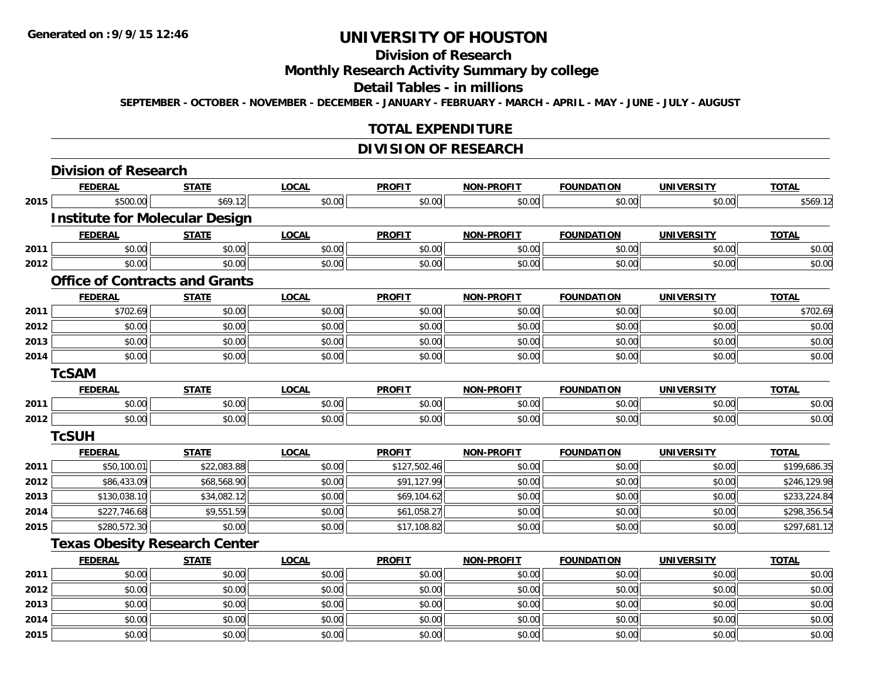Generated on :9/9/15 12:46

# UNIVERSITY OF HOUSTON

## Division of Research

## Monthly Research Activity Summary by college

## Detail Tables - in millions

SEPTEMBER - OCTOBER - NOVEMBER - DECEMBER - JANUARY - FEBRUARY - MARCH - APRIL - MAY - JUNE - JULY - AUGUST

## TOTAL EXPENDITURE

## DIVISION OF RESEARCH

### Division of Research

| | FEDERAL | STATE | LOCAL | PROFIT | NON-PROFIT | FOUNDATION | UNIVERSITY | TOTAL |
|---|---|---|---|---|---|---|---|---|
| 2015 | $500.00 | $69.12 | $0.00 | $0.00 | $0.00 | $0.00 | $0.00 | $569.12 |

### Institute for Molecular Design

| | FEDERAL | STATE | LOCAL | PROFIT | NON-PROFIT | FOUNDATION | UNIVERSITY | TOTAL |
|---|---|---|---|---|---|---|---|---|
| 2011 | $0.00 | $0.00 | $0.00 | $0.00 | $0.00 | $0.00 | $0.00 | $0.00 |
| 2012 | $0.00 | $0.00 | $0.00 | $0.00 | $0.00 | $0.00 | $0.00 | $0.00 |

### Office of Contracts and Grants

| | FEDERAL | STATE | LOCAL | PROFIT | NON-PROFIT | FOUNDATION | UNIVERSITY | TOTAL |
|---|---|---|---|---|---|---|---|---|
| 2011 | $702.69 | $0.00 | $0.00 | $0.00 | $0.00 | $0.00 | $0.00 | $702.69 |
| 2012 | $0.00 | $0.00 | $0.00 | $0.00 | $0.00 | $0.00 | $0.00 | $0.00 |
| 2013 | $0.00 | $0.00 | $0.00 | $0.00 | $0.00 | $0.00 | $0.00 | $0.00 |
| 2014 | $0.00 | $0.00 | $0.00 | $0.00 | $0.00 | $0.00 | $0.00 | $0.00 |

### TcSAM

| | FEDERAL | STATE | LOCAL | PROFIT | NON-PROFIT | FOUNDATION | UNIVERSITY | TOTAL |
|---|---|---|---|---|---|---|---|---|
| 2011 | $0.00 | $0.00 | $0.00 | $0.00 | $0.00 | $0.00 | $0.00 | $0.00 |
| 2012 | $0.00 | $0.00 | $0.00 | $0.00 | $0.00 | $0.00 | $0.00 | $0.00 |

### TcSUH

| | FEDERAL | STATE | LOCAL | PROFIT | NON-PROFIT | FOUNDATION | UNIVERSITY | TOTAL |
|---|---|---|---|---|---|---|---|---|
| 2011 | $50,100.01 | $22,083.88 | $0.00 | $127,502.46 | $0.00 | $0.00 | $0.00 | $199,686.35 |
| 2012 | $86,433.09 | $68,568.90 | $0.00 | $91,127.99 | $0.00 | $0.00 | $0.00 | $246,129.98 |
| 2013 | $130,038.10 | $34,082.12 | $0.00 | $69,104.62 | $0.00 | $0.00 | $0.00 | $233,224.84 |
| 2014 | $227,746.68 | $9,551.59 | $0.00 | $61,058.27 | $0.00 | $0.00 | $0.00 | $298,356.54 |
| 2015 | $280,572.30 | $0.00 | $0.00 | $17,108.82 | $0.00 | $0.00 | $0.00 | $297,681.12 |

### Texas Obesity Research Center

| | FEDERAL | STATE | LOCAL | PROFIT | NON-PROFIT | FOUNDATION | UNIVERSITY | TOTAL |
|---|---|---|---|---|---|---|---|---|
| 2011 | $0.00 | $0.00 | $0.00 | $0.00 | $0.00 | $0.00 | $0.00 | $0.00 |
| 2012 | $0.00 | $0.00 | $0.00 | $0.00 | $0.00 | $0.00 | $0.00 | $0.00 |
| 2013 | $0.00 | $0.00 | $0.00 | $0.00 | $0.00 | $0.00 | $0.00 | $0.00 |
| 2014 | $0.00 | $0.00 | $0.00 | $0.00 | $0.00 | $0.00 | $0.00 | $0.00 |
| 2015 | $0.00 | $0.00 | $0.00 | $0.00 | $0.00 | $0.00 | $0.00 | $0.00 |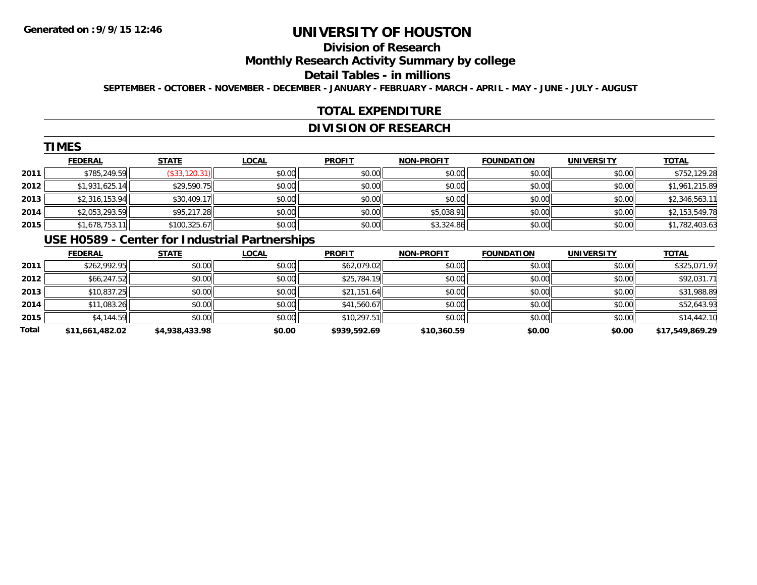# UNIVERSITY OF HOUSTON

## Division of Research

## Monthly Research Activity Summary by college

## Detail Tables - in millions

SEPTEMBER - OCTOBER - NOVEMBER - DECEMBER - JANUARY - FEBRUARY - MARCH - APRIL - MAY - JUNE - JULY - AUGUST

## TOTAL EXPENDITURE

## DIVISION OF RESEARCH

### TIMES

| | FEDERAL | STATE | LOCAL | PROFIT | NON-PROFIT | FOUNDATION | UNIVERSITY | TOTAL |
|---|---|---|---|---|---|---|---|---|
| 2011 | $785,249.59 | ($33,120.31) | $0.00 | $0.00 | $0.00 | $0.00 | $0.00 | $752,129.28 |
| 2012 | $1,931,625.14 | $29,590.75 | $0.00 | $0.00 | $0.00 | $0.00 | $0.00 | $1,961,215.89 |
| 2013 | $2,316,153.94 | $30,409.17 | $0.00 | $0.00 | $0.00 | $0.00 | $0.00 | $2,346,563.11 |
| 2014 | $2,053,293.59 | $95,217.28 | $0.00 | $0.00 | $5,038.91 | $0.00 | $0.00 | $2,153,549.78 |
| 2015 | $1,678,753.11 | $100,325.67 | $0.00 | $0.00 | $3,324.86 | $0.00 | $0.00 | $1,782,403.63 |

### USE H0589 - Center for Industrial Partnerships

| | FEDERAL | STATE | LOCAL | PROFIT | NON-PROFIT | FOUNDATION | UNIVERSITY | TOTAL |
|---|---|---|---|---|---|---|---|---|
| 2011 | $262,992.95 | $0.00 | $0.00 | $62,079.02 | $0.00 | $0.00 | $0.00 | $325,071.97 |
| 2012 | $66,247.52 | $0.00 | $0.00 | $25,784.19 | $0.00 | $0.00 | $0.00 | $92,031.71 |
| 2013 | $10,837.25 | $0.00 | $0.00 | $21,151.64 | $0.00 | $0.00 | $0.00 | $31,988.89 |
| 2014 | $11,083.26 | $0.00 | $0.00 | $41,560.67 | $0.00 | $0.00 | $0.00 | $52,643.93 |
| 2015 | $4,144.59 | $0.00 | $0.00 | $10,297.51 | $0.00 | $0.00 | $0.00 | $14,442.10 |
| **Total** | **$11,661,482.02** | **$4,938,433.98** | **$0.00** | **$939,592.69** | **$10,360.59** | **$0.00** | **$0.00** | **$17,549,869.29** |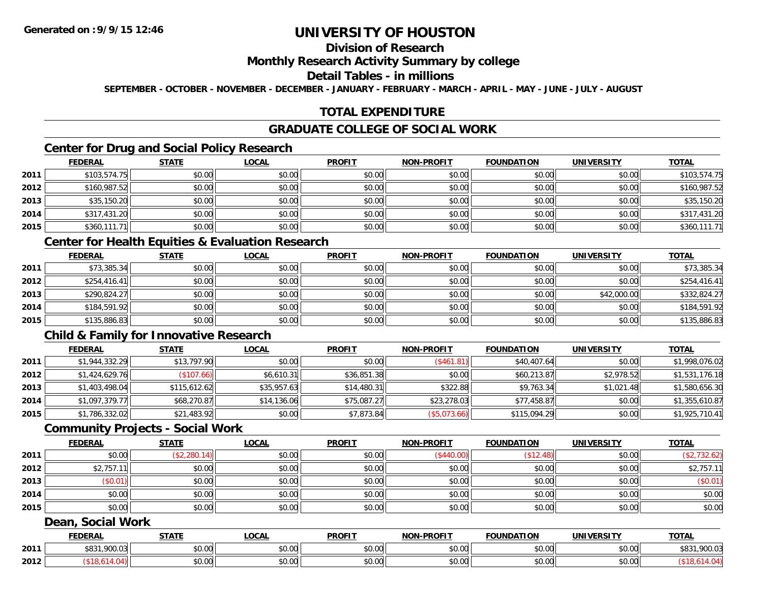**Generated on :9/9/15 12:46**

# UNIVERSITY OF HOUSTON

## Division of Research

## Monthly Research Activity Summary by college

## Detail Tables - in millions

**SEPTEMBER - OCTOBER - NOVEMBER - DECEMBER - JANUARY - FEBRUARY - MARCH - APRIL - MAY - JUNE - JULY - AUGUST**

## TOTAL EXPENDITURE

## GRADUATE COLLEGE OF SOCIAL WORK

### Center for Drug and Social Policy Research

| | FEDERAL | STATE | LOCAL | PROFIT | NON-PROFIT | FOUNDATION | UNIVERSITY | TOTAL |
|---|---|---|---|---|---|---|---|---|
| 2011 | $103,574.75 | $0.00 | $0.00 | $0.00 | $0.00 | $0.00 | $0.00 | $103,574.75 |
| 2012 | $160,987.52 | $0.00 | $0.00 | $0.00 | $0.00 | $0.00 | $0.00 | $160,987.52 |
| 2013 | $35,150.20 | $0.00 | $0.00 | $0.00 | $0.00 | $0.00 | $0.00 | $35,150.20 |
| 2014 | $317,431.20 | $0.00 | $0.00 | $0.00 | $0.00 | $0.00 | $0.00 | $317,431.20 |
| 2015 | $360,111.71 | $0.00 | $0.00 | $0.00 | $0.00 | $0.00 | $0.00 | $360,111.71 |

### Center for Health Equities & Evaluation Research

| | FEDERAL | STATE | LOCAL | PROFIT | NON-PROFIT | FOUNDATION | UNIVERSITY | TOTAL |
|---|---|---|---|---|---|---|---|---|
| 2011 | $73,385.34 | $0.00 | $0.00 | $0.00 | $0.00 | $0.00 | $0.00 | $73,385.34 |
| 2012 | $254,416.41 | $0.00 | $0.00 | $0.00 | $0.00 | $0.00 | $0.00 | $254,416.41 |
| 2013 | $290,824.27 | $0.00 | $0.00 | $0.00 | $0.00 | $0.00 | $42,000.00 | $332,824.27 |
| 2014 | $184,591.92 | $0.00 | $0.00 | $0.00 | $0.00 | $0.00 | $0.00 | $184,591.92 |
| 2015 | $135,886.83 | $0.00 | $0.00 | $0.00 | $0.00 | $0.00 | $0.00 | $135,886.83 |

### Child & Family for Innovative Research

| | FEDERAL | STATE | LOCAL | PROFIT | NON-PROFIT | FOUNDATION | UNIVERSITY | TOTAL |
|---|---|---|---|---|---|---|---|---|
| 2011 | $1,944,332.29 | $13,797.90 | $0.00 | $0.00 | ($461.81) | $40,407.64 | $0.00 | $1,998,076.02 |
| 2012 | $1,424,629.76 | ($107.66) | $6,610.31 | $36,851.38 | $0.00 | $60,213.87 | $2,978.52 | $1,531,176.18 |
| 2013 | $1,403,498.04 | $115,612.62 | $35,957.63 | $14,480.31 | $322.88 | $9,763.34 | $1,021.48 | $1,580,656.30 |
| 2014 | $1,097,379.77 | $68,270.87 | $14,136.06 | $75,087.27 | $23,278.03 | $77,458.87 | $0.00 | $1,355,610.87 |
| 2015 | $1,786,332.02 | $21,483.92 | $0.00 | $7,873.84 | ($5,073.66) | $115,094.29 | $0.00 | $1,925,710.41 |

### Community Projects - Social Work

| | FEDERAL | STATE | LOCAL | PROFIT | NON-PROFIT | FOUNDATION | UNIVERSITY | TOTAL |
|---|---|---|---|---|---|---|---|---|
| 2011 | $0.00 | ($2,280.14) | $0.00 | $0.00 | ($440.00) | ($12.48) | $0.00 | ($2,732.62) |
| 2012 | $2,757.11 | $0.00 | $0.00 | $0.00 | $0.00 | $0.00 | $0.00 | $2,757.11 |
| 2013 | ($0.01) | $0.00 | $0.00 | $0.00 | $0.00 | $0.00 | $0.00 | ($0.01) |
| 2014 | $0.00 | $0.00 | $0.00 | $0.00 | $0.00 | $0.00 | $0.00 | $0.00 |
| 2015 | $0.00 | $0.00 | $0.00 | $0.00 | $0.00 | $0.00 | $0.00 | $0.00 |

### Dean, Social Work

| | FEDERAL | STATE | LOCAL | PROFIT | NON-PROFIT | FOUNDATION | UNIVERSITY | TOTAL |
|---|---|---|---|---|---|---|---|---|
| 2011 | $831,900.03 | $0.00 | $0.00 | $0.00 | $0.00 | $0.00 | $0.00 | $831,900.03 |
| 2012 | ($18,614.04) | $0.00 | $0.00 | $0.00 | $0.00 | $0.00 | $0.00 | ($18,614.04) |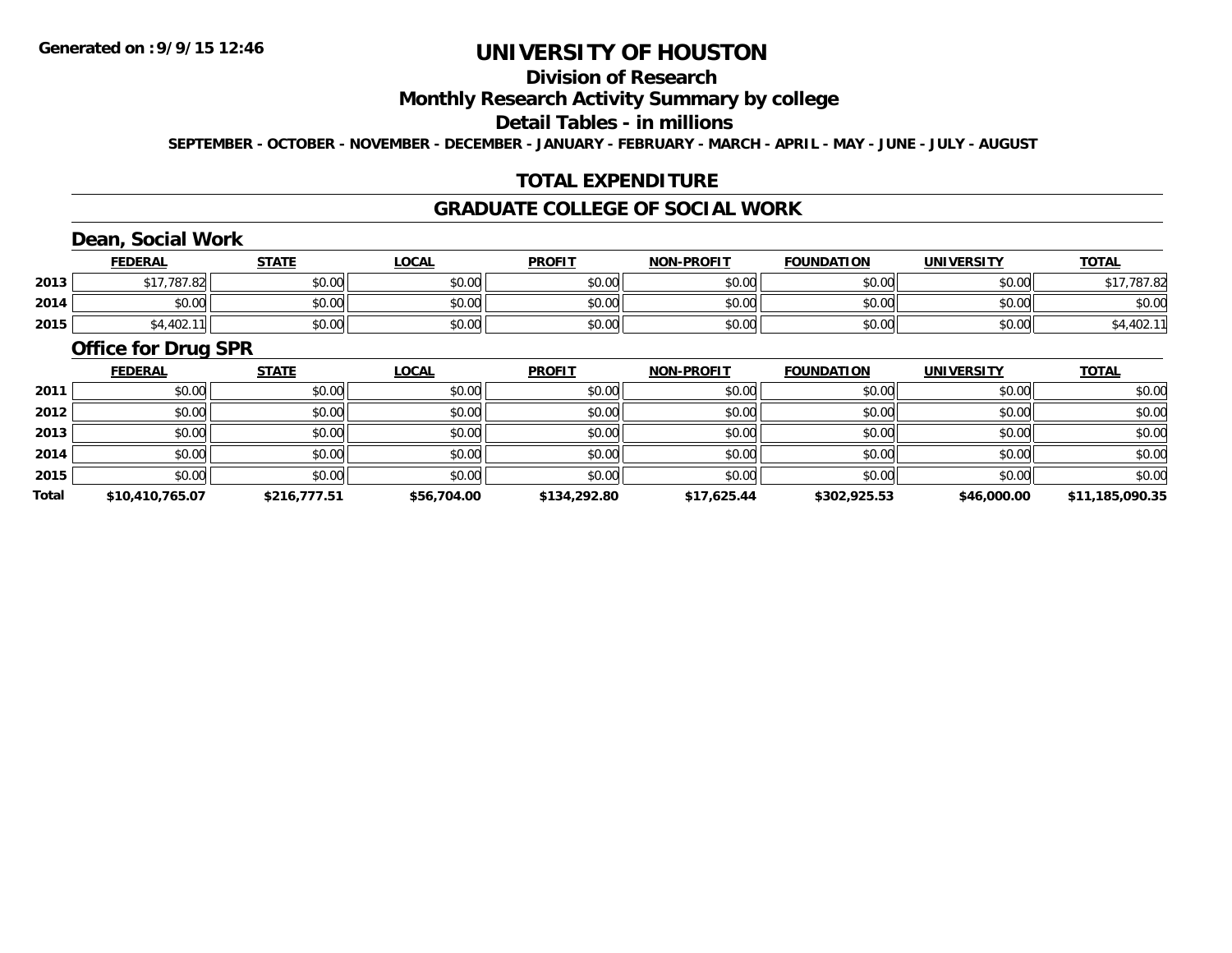# UNIVERSITY OF HOUSTON

## Division of Research

## Monthly Research Activity Summary by college

## Detail Tables - in millions

**SEPTEMBER - OCTOBER - NOVEMBER - DECEMBER - JANUARY - FEBRUARY - MARCH - APRIL - MAY - JUNE - JULY - AUGUST**

## TOTAL EXPENDITURE

## GRADUATE COLLEGE OF SOCIAL WORK

### Dean, Social Work

| | FEDERAL | STATE | LOCAL | PROFIT | NON-PROFIT | FOUNDATION | UNIVERSITY | TOTAL |
|---|---|---|---|---|---|---|---|---|
| 2013 | $17,787.82 | $0.00 | $0.00 | $0.00 | $0.00 | $0.00 | $0.00 | $17,787.82 |
| 2014 | $0.00 | $0.00 | $0.00 | $0.00 | $0.00 | $0.00 | $0.00 | $0.00 |
| 2015 | $4,402.11 | $0.00 | $0.00 | $0.00 | $0.00 | $0.00 | $0.00 | $4,402.11 |

### Office for Drug SPR

| | FEDERAL | STATE | LOCAL | PROFIT | NON-PROFIT | FOUNDATION | UNIVERSITY | TOTAL |
|---|---|---|---|---|---|---|---|---|
| 2011 | $0.00 | $0.00 | $0.00 | $0.00 | $0.00 | $0.00 | $0.00 | $0.00 |
| 2012 | $0.00 | $0.00 | $0.00 | $0.00 | $0.00 | $0.00 | $0.00 | $0.00 |
| 2013 | $0.00 | $0.00 | $0.00 | $0.00 | $0.00 | $0.00 | $0.00 | $0.00 |
| 2014 | $0.00 | $0.00 | $0.00 | $0.00 | $0.00 | $0.00 | $0.00 | $0.00 |
| 2015 | $0.00 | $0.00 | $0.00 | $0.00 | $0.00 | $0.00 | $0.00 | $0.00 |
| **Total** | **$10,410,765.07** | **$216,777.51** | **$56,704.00** | **$134,292.80** | **$17,625.44** | **$302,925.53** | **$46,000.00** | **$11,185,090.35** |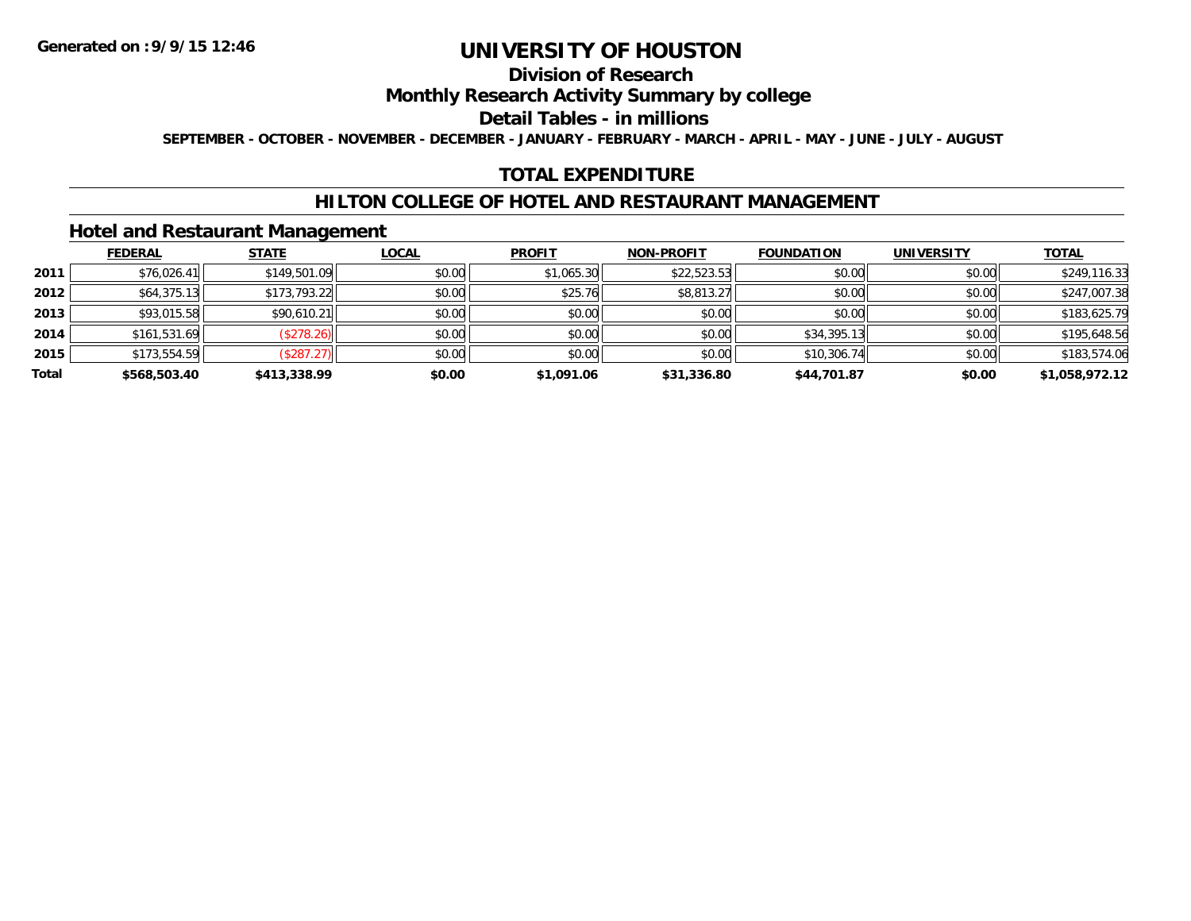**Generated on :9/9/15 12:46**

# UNIVERSITY OF HOUSTON

## Division of Research

## Monthly Research Activity Summary by college

## Detail Tables - in millions

SEPTEMBER - OCTOBER - NOVEMBER - DECEMBER - JANUARY - FEBRUARY - MARCH - APRIL - MAY - JUNE - JULY - AUGUST

## TOTAL EXPENDITURE

## HILTON COLLEGE OF HOTEL AND RESTAURANT MANAGEMENT

### Hotel and Restaurant Management

| | FEDERAL | STATE | LOCAL | PROFIT | NON-PROFIT | FOUNDATION | UNIVERSITY | TOTAL |
|---|---|---|---|---|---|---|---|---|
| 2011 | $76,026.41 | $149,501.09 | $0.00 | $1,065.30 | $22,523.53 | $0.00 | $0.00 | $249,116.33 |
| 2012 | $64,375.13 | $173,793.22 | $0.00 | $25.76 | $8,813.27 | $0.00 | $0.00 | $247,007.38 |
| 2013 | $93,015.58 | $90,610.21 | $0.00 | $0.00 | $0.00 | $0.00 | $0.00 | $183,625.79 |
| 2014 | $161,531.69 | ($278.26) | $0.00 | $0.00 | $0.00 | $34,395.13 | $0.00 | $195,648.56 |
| 2015 | $173,554.59 | ($287.27) | $0.00 | $0.00 | $0.00 | $10,306.74 | $0.00 | $183,574.06 |
| **Total** | **$568,503.40** | **$413,338.99** | **$0.00** | **$1,091.06** | **$31,336.80** | **$44,701.87** | **$0.00** | **$1,058,972.12** |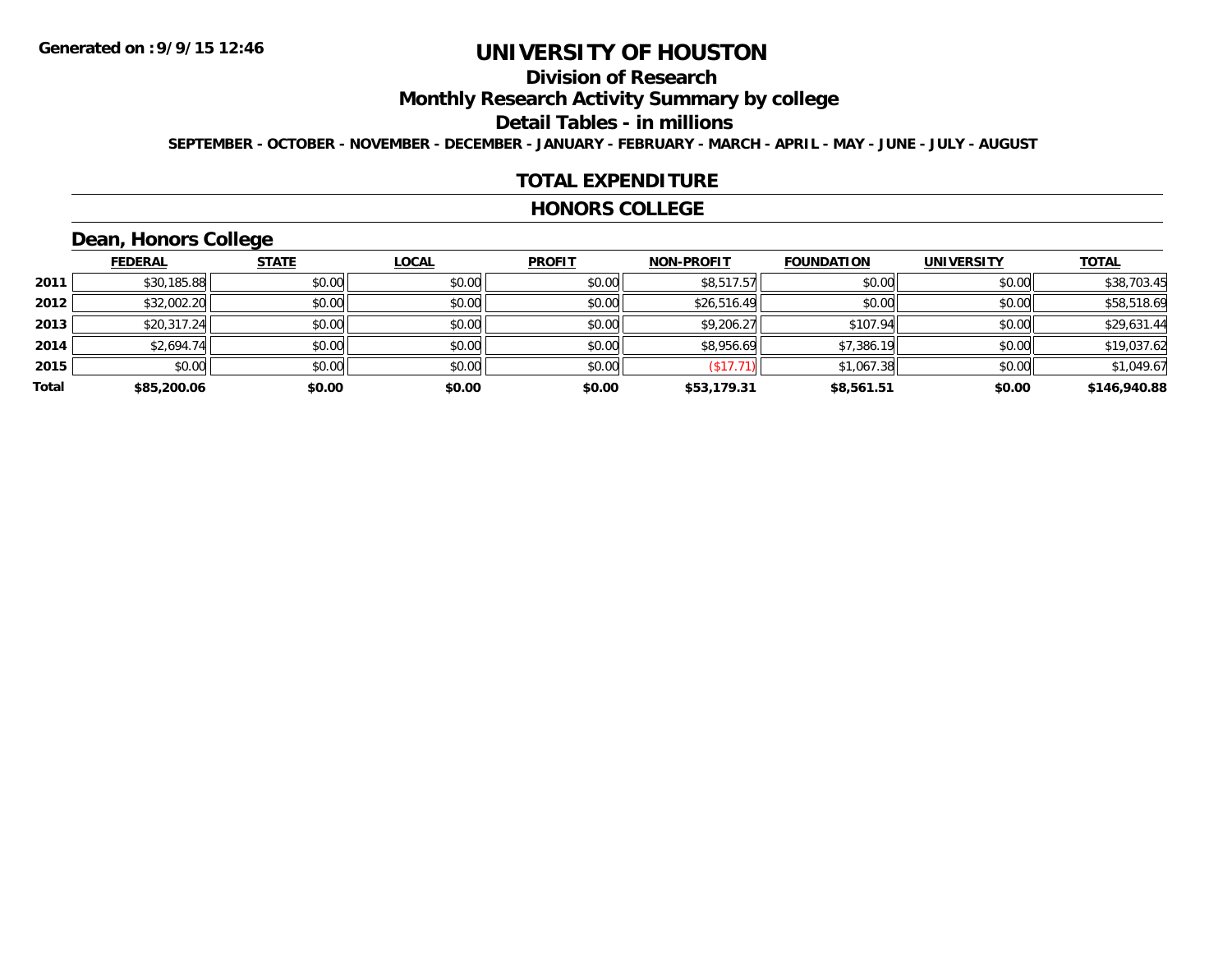**Generated on :9/9/15 12:46**

# UNIVERSITY OF HOUSTON

## Division of Research

## Monthly Research Activity Summary by college

## Detail Tables - in millions

**SEPTEMBER - OCTOBER - NOVEMBER - DECEMBER - JANUARY - FEBRUARY - MARCH - APRIL - MAY - JUNE - JULY - AUGUST**

## TOTAL EXPENDITURE

## HONORS COLLEGE

### Dean, Honors College

| | FEDERAL | STATE | LOCAL | PROFIT | NON-PROFIT | FOUNDATION | UNIVERSITY | TOTAL |
|---|---|---|---|---|---|---|---|---|
| 2011 | $30,185.88 | $0.00 | $0.00 | $0.00 | $8,517.57 | $0.00 | $0.00 | $38,703.45 |
| 2012 | $32,002.20 | $0.00 | $0.00 | $0.00 | $26,516.49 | $0.00 | $0.00 | $58,518.69 |
| 2013 | $20,317.24 | $0.00 | $0.00 | $0.00 | $9,206.27 | $107.94 | $0.00 | $29,631.44 |
| 2014 | $2,694.74 | $0.00 | $0.00 | $0.00 | $8,956.69 | $7,386.19 | $0.00 | $19,037.62 |
| 2015 | $0.00 | $0.00 | $0.00 | $0.00 | ($17.71) | $1,067.38 | $0.00 | $1,049.67 |
| **Total** | **$85,200.06** | **$0.00** | **$0.00** | **$0.00** | **$53,179.31** | **$8,561.51** | **$0.00** | **$146,940.88** |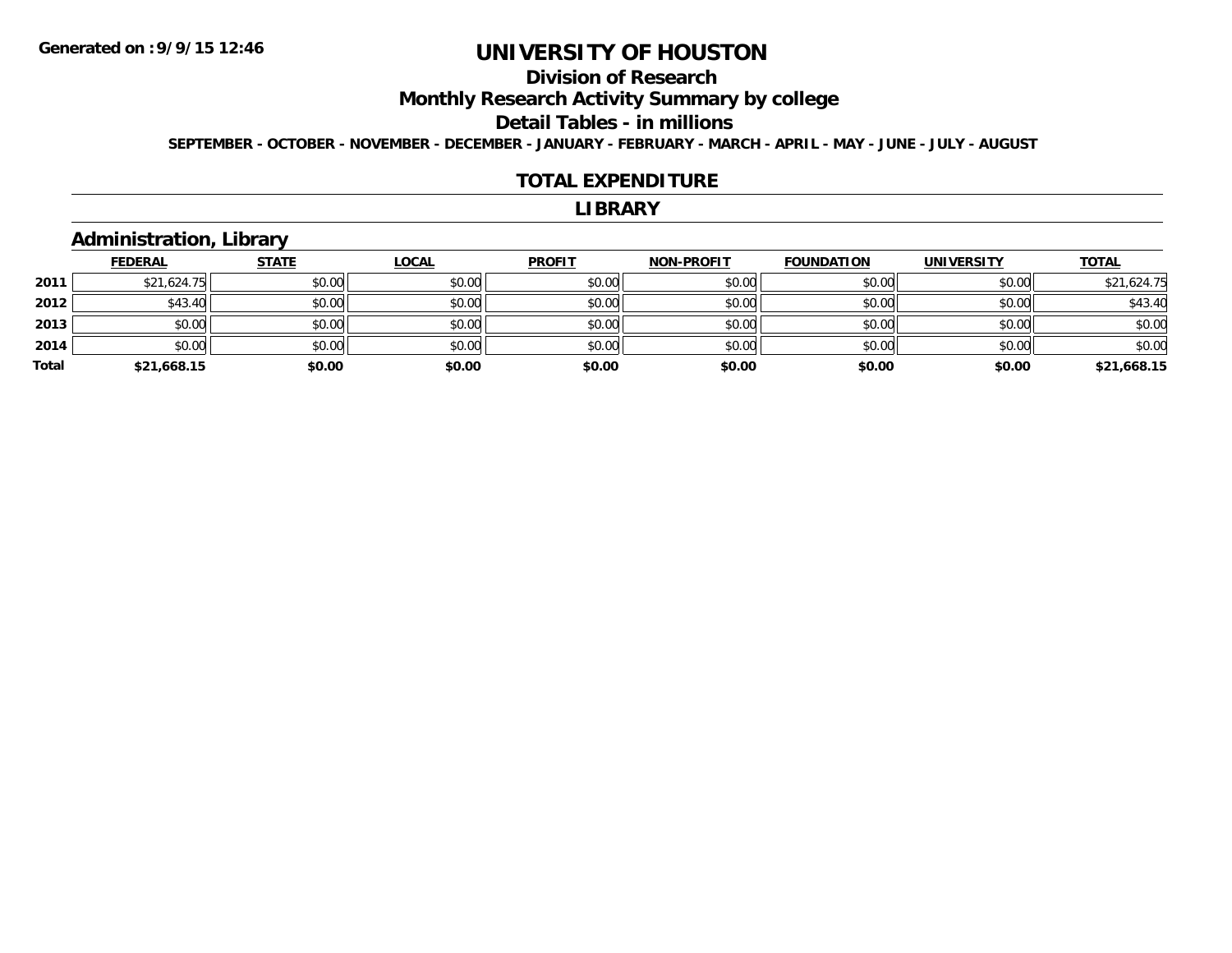Generated on :9/9/15 12:46

# UNIVERSITY OF HOUSTON

## Division of Research

## Monthly Research Activity Summary by college

## Detail Tables - in millions

**SEPTEMBER - OCTOBER - NOVEMBER - DECEMBER - JANUARY - FEBRUARY - MARCH - APRIL - MAY - JUNE - JULY - AUGUST**

## TOTAL EXPENDITURE

## LIBRARY

### Administration, Library

| | FEDERAL | STATE | LOCAL | PROFIT | NON-PROFIT | FOUNDATION | UNIVERSITY | TOTAL |
|---|---|---|---|---|---|---|---|---|
| 2011 | $21,624.75 | $0.00 | $0.00 | $0.00 | $0.00 | $0.00 | $0.00 | $21,624.75 |
| 2012 | $43.40 | $0.00 | $0.00 | $0.00 | $0.00 | $0.00 | $0.00 | $43.40 |
| 2013 | $0.00 | $0.00 | $0.00 | $0.00 | $0.00 | $0.00 | $0.00 | $0.00 |
| 2014 | $0.00 | $0.00 | $0.00 | $0.00 | $0.00 | $0.00 | $0.00 | $0.00 |
| **Total** | **$21,668.15** | **$0.00** | **$0.00** | **$0.00** | **$0.00** | **$0.00** | **$0.00** | **$21,668.15** |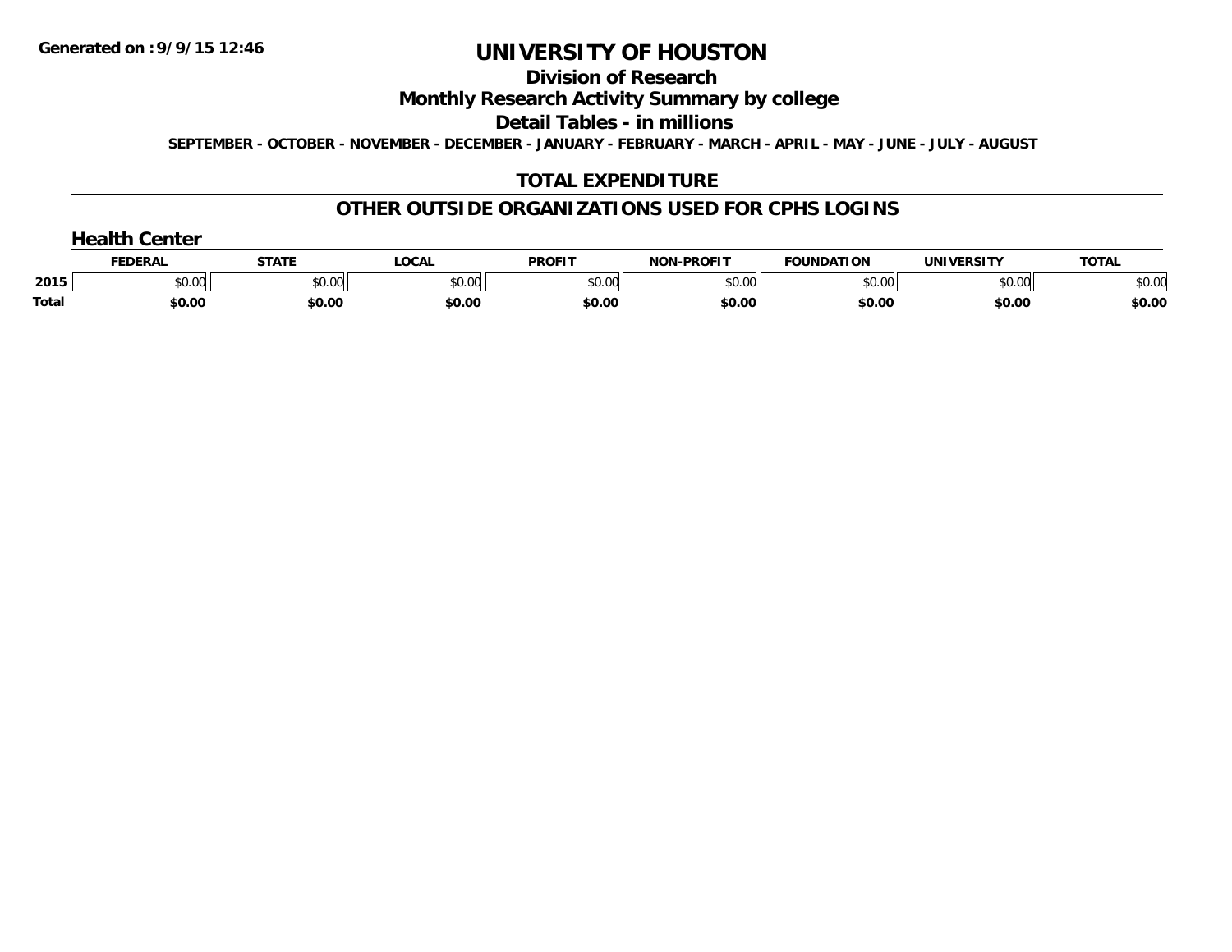Generated on :9/9/15 12:46

# UNIVERSITY OF HOUSTON

## Division of Research

## Monthly Research Activity Summary by college

## Detail Tables - in millions

SEPTEMBER - OCTOBER - NOVEMBER - DECEMBER - JANUARY - FEBRUARY - MARCH - APRIL - MAY - JUNE - JULY - AUGUST

## TOTAL EXPENDITURE

## OTHER OUTSIDE ORGANIZATIONS USED FOR CPHS LOGINS

### Health Center

| | FEDERAL | STATE | LOCAL | PROFIT | NON-PROFIT | FOUNDATION | UNIVERSITY | TOTAL |
|---|---|---|---|---|---|---|---|---|
| 2015 | $0.00 | $0.00 | $0.00 | $0.00 | $0.00 | $0.00 | $0.00 | $0.00 |
| **Total** | **$0.00** | **$0.00** | **$0.00** | **$0.00** | **$0.00** | **$0.00** | **$0.00** | **$0.00** |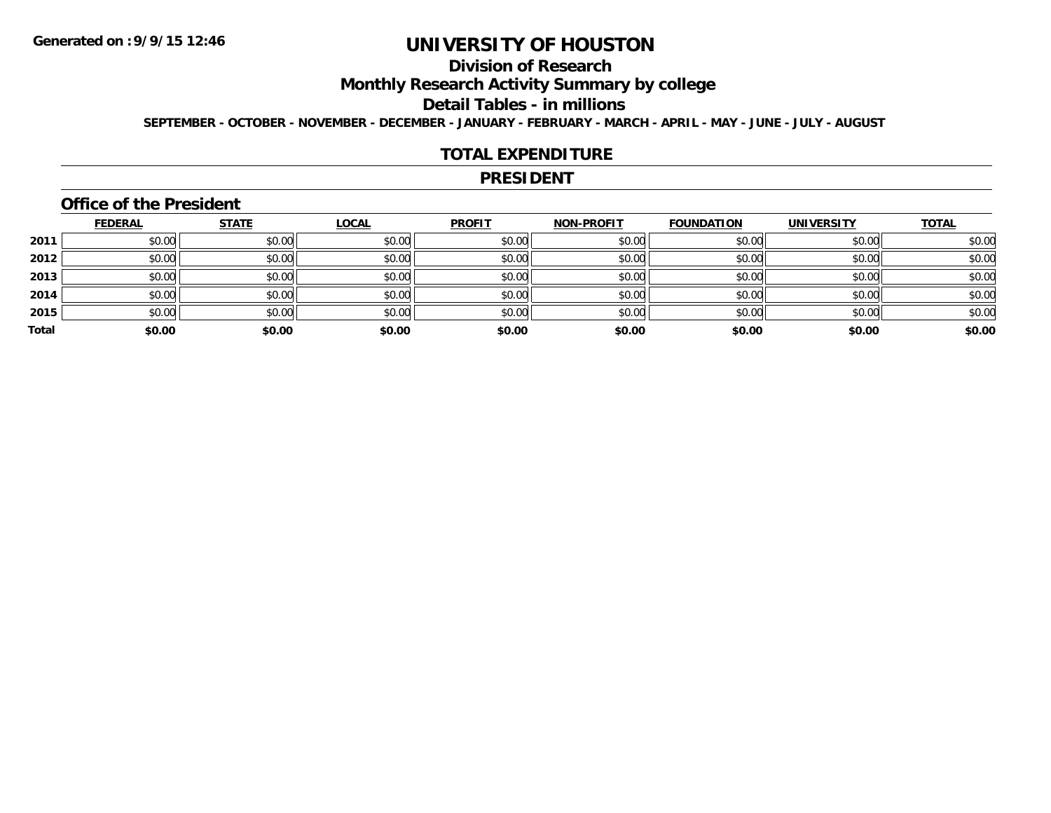**Generated on :9/9/15 12:46**

# UNIVERSITY OF HOUSTON

## Division of Research

## Monthly Research Activity Summary by college

## Detail Tables - in millions

**SEPTEMBER - OCTOBER - NOVEMBER - DECEMBER - JANUARY - FEBRUARY - MARCH - APRIL - MAY - JUNE - JULY - AUGUST**

## TOTAL EXPENDITURE

## PRESIDENT

### Office of the President

| | FEDERAL | STATE | LOCAL | PROFIT | NON-PROFIT | FOUNDATION | UNIVERSITY | TOTAL |
|---|---|---|---|---|---|---|---|---|
| 2011 | $0.00 | $0.00 | $0.00 | $0.00 | $0.00 | $0.00 | $0.00 | $0.00 |
| 2012 | $0.00 | $0.00 | $0.00 | $0.00 | $0.00 | $0.00 | $0.00 | $0.00 |
| 2013 | $0.00 | $0.00 | $0.00 | $0.00 | $0.00 | $0.00 | $0.00 | $0.00 |
| 2014 | $0.00 | $0.00 | $0.00 | $0.00 | $0.00 | $0.00 | $0.00 | $0.00 |
| 2015 | $0.00 | $0.00 | $0.00 | $0.00 | $0.00 | $0.00 | $0.00 | $0.00 |
| **Total** | **$0.00** | **$0.00** | **$0.00** | **$0.00** | **$0.00** | **$0.00** | **$0.00** | **$0.00** |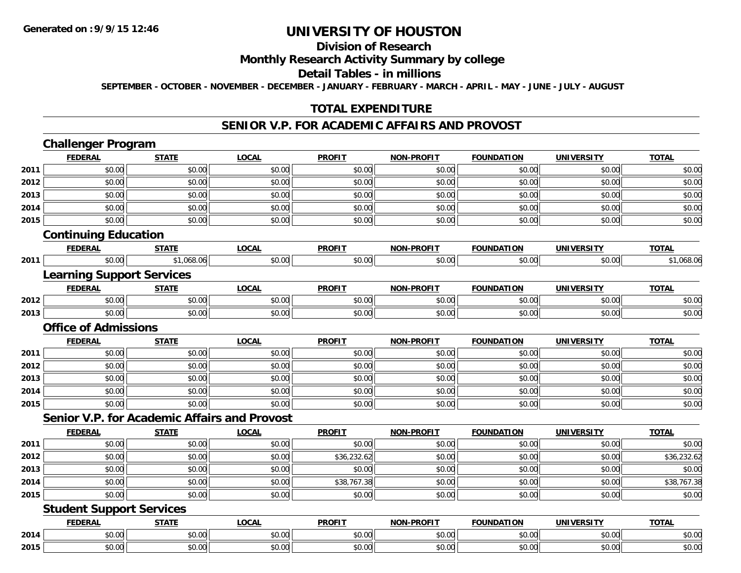**Generated on :9/9/15 12:46**

# UNIVERSITY OF HOUSTON

## Division of Research

## Monthly Research Activity Summary by college

## Detail Tables - in millions

**SEPTEMBER - OCTOBER - NOVEMBER - DECEMBER - JANUARY - FEBRUARY - MARCH - APRIL - MAY - JUNE - JULY - AUGUST**

## TOTAL EXPENDITURE

## SENIOR V.P. FOR ACADEMIC AFFAIRS AND PROVOST

### Challenger Program

| | FEDERAL | STATE | LOCAL | PROFIT | NON-PROFIT | FOUNDATION | UNIVERSITY | TOTAL |
|---|---|---|---|---|---|---|---|---|
| 2011 | $0.00 | $0.00 | $0.00 | $0.00 | $0.00 | $0.00 | $0.00 | $0.00 |
| 2012 | $0.00 | $0.00 | $0.00 | $0.00 | $0.00 | $0.00 | $0.00 | $0.00 |
| 2013 | $0.00 | $0.00 | $0.00 | $0.00 | $0.00 | $0.00 | $0.00 | $0.00 |
| 2014 | $0.00 | $0.00 | $0.00 | $0.00 | $0.00 | $0.00 | $0.00 | $0.00 |
| 2015 | $0.00 | $0.00 | $0.00 | $0.00 | $0.00 | $0.00 | $0.00 | $0.00 |

### Continuing Education

| | FEDERAL | STATE | LOCAL | PROFIT | NON-PROFIT | FOUNDATION | UNIVERSITY | TOTAL |
|---|---|---|---|---|---|---|---|---|
| 2011 | $0.00 | $1,068.06 | $0.00 | $0.00 | $0.00 | $0.00 | $0.00 | $1,068.06 |

### Learning Support Services

| | FEDERAL | STATE | LOCAL | PROFIT | NON-PROFIT | FOUNDATION | UNIVERSITY | TOTAL |
|---|---|---|---|---|---|---|---|---|
| 2012 | $0.00 | $0.00 | $0.00 | $0.00 | $0.00 | $0.00 | $0.00 | $0.00 |
| 2013 | $0.00 | $0.00 | $0.00 | $0.00 | $0.00 | $0.00 | $0.00 | $0.00 |

### Office of Admissions

| | FEDERAL | STATE | LOCAL | PROFIT | NON-PROFIT | FOUNDATION | UNIVERSITY | TOTAL |
|---|---|---|---|---|---|---|---|---|
| 2011 | $0.00 | $0.00 | $0.00 | $0.00 | $0.00 | $0.00 | $0.00 | $0.00 |
| 2012 | $0.00 | $0.00 | $0.00 | $0.00 | $0.00 | $0.00 | $0.00 | $0.00 |
| 2013 | $0.00 | $0.00 | $0.00 | $0.00 | $0.00 | $0.00 | $0.00 | $0.00 |
| 2014 | $0.00 | $0.00 | $0.00 | $0.00 | $0.00 | $0.00 | $0.00 | $0.00 |
| 2015 | $0.00 | $0.00 | $0.00 | $0.00 | $0.00 | $0.00 | $0.00 | $0.00 |

### Senior V.P. for Academic Affairs and Provost

| | FEDERAL | STATE | LOCAL | PROFIT | NON-PROFIT | FOUNDATION | UNIVERSITY | TOTAL |
|---|---|---|---|---|---|---|---|---|
| 2011 | $0.00 | $0.00 | $0.00 | $0.00 | $0.00 | $0.00 | $0.00 | $0.00 |
| 2012 | $0.00 | $0.00 | $0.00 | $36,232.62 | $0.00 | $0.00 | $0.00 | $36,232.62 |
| 2013 | $0.00 | $0.00 | $0.00 | $0.00 | $0.00 | $0.00 | $0.00 | $0.00 |
| 2014 | $0.00 | $0.00 | $0.00 | $38,767.38 | $0.00 | $0.00 | $0.00 | $38,767.38 |
| 2015 | $0.00 | $0.00 | $0.00 | $0.00 | $0.00 | $0.00 | $0.00 | $0.00 |

### Student Support Services

| | FEDERAL | STATE | LOCAL | PROFIT | NON-PROFIT | FOUNDATION | UNIVERSITY | TOTAL |
|---|---|---|---|---|---|---|---|---|
| 2014 | $0.00 | $0.00 | $0.00 | $0.00 | $0.00 | $0.00 | $0.00 | $0.00 |
| 2015 | $0.00 | $0.00 | $0.00 | $0.00 | $0.00 | $0.00 | $0.00 | $0.00 |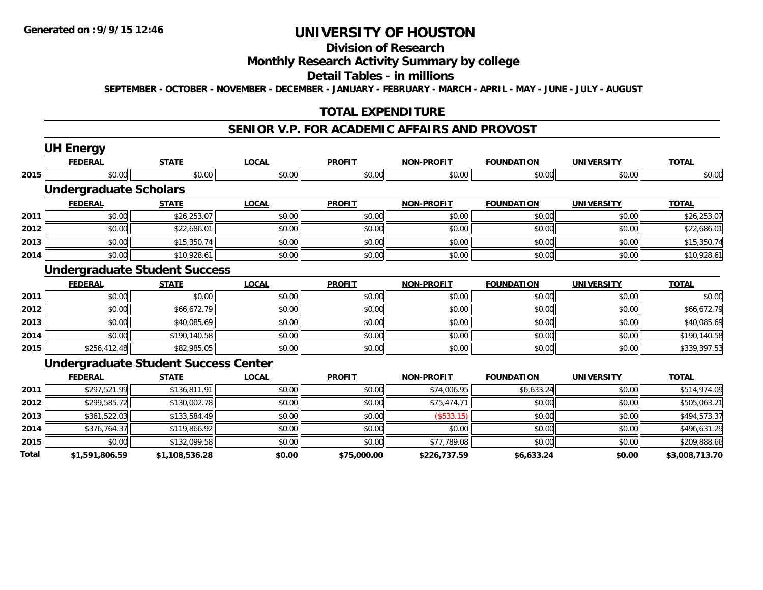**Generated on :9/9/15 12:46**

# UNIVERSITY OF HOUSTON

## Division of Research

## Monthly Research Activity Summary by college

## Detail Tables - in millions

SEPTEMBER - OCTOBER - NOVEMBER - DECEMBER - JANUARY - FEBRUARY - MARCH - APRIL - MAY - JUNE - JULY - AUGUST

## TOTAL EXPENDITURE

## SENIOR V.P. FOR ACADEMIC AFFAIRS AND PROVOST

### UH Energy

| | FEDERAL | STATE | LOCAL | PROFIT | NON-PROFIT | FOUNDATION | UNIVERSITY | TOTAL |
|---|---|---|---|---|---|---|---|---|
| 2015 | $0.00 | $0.00 | $0.00 | $0.00 | $0.00 | $0.00 | $0.00 | $0.00 |

### Undergraduate Scholars

| | FEDERAL | STATE | LOCAL | PROFIT | NON-PROFIT | FOUNDATION | UNIVERSITY | TOTAL |
|---|---|---|---|---|---|---|---|---|
| 2011 | $0.00 | $26,253.07 | $0.00 | $0.00 | $0.00 | $0.00 | $0.00 | $26,253.07 |
| 2012 | $0.00 | $22,686.01 | $0.00 | $0.00 | $0.00 | $0.00 | $0.00 | $22,686.01 |
| 2013 | $0.00 | $15,350.74 | $0.00 | $0.00 | $0.00 | $0.00 | $0.00 | $15,350.74 |
| 2014 | $0.00 | $10,928.61 | $0.00 | $0.00 | $0.00 | $0.00 | $0.00 | $10,928.61 |

### Undergraduate Student Success

| | FEDERAL | STATE | LOCAL | PROFIT | NON-PROFIT | FOUNDATION | UNIVERSITY | TOTAL |
|---|---|---|---|---|---|---|---|---|
| 2011 | $0.00 | $0.00 | $0.00 | $0.00 | $0.00 | $0.00 | $0.00 | $0.00 |
| 2012 | $0.00 | $66,672.79 | $0.00 | $0.00 | $0.00 | $0.00 | $0.00 | $66,672.79 |
| 2013 | $0.00 | $40,085.69 | $0.00 | $0.00 | $0.00 | $0.00 | $0.00 | $40,085.69 |
| 2014 | $0.00 | $190,140.58 | $0.00 | $0.00 | $0.00 | $0.00 | $0.00 | $190,140.58 |
| 2015 | $256,412.48 | $82,985.05 | $0.00 | $0.00 | $0.00 | $0.00 | $0.00 | $339,397.53 |

### Undergraduate Student Success Center

| | FEDERAL | STATE | LOCAL | PROFIT | NON-PROFIT | FOUNDATION | UNIVERSITY | TOTAL |
|---|---|---|---|---|---|---|---|---|
| 2011 | $297,521.99 | $136,811.91 | $0.00 | $0.00 | $74,006.95 | $6,633.24 | $0.00 | $514,974.09 |
| 2012 | $299,585.72 | $130,002.78 | $0.00 | $0.00 | $75,474.71 | $0.00 | $0.00 | $505,063.21 |
| 2013 | $361,522.03 | $133,584.49 | $0.00 | $0.00 | ($533.15) | $0.00 | $0.00 | $494,573.37 |
| 2014 | $376,764.37 | $119,866.92 | $0.00 | $0.00 | $0.00 | $0.00 | $0.00 | $496,631.29 |
| 2015 | $0.00 | $132,099.58 | $0.00 | $0.00 | $77,789.08 | $0.00 | $0.00 | $209,888.66 |
| **Total** | **$1,591,806.59** | **$1,108,536.28** | **$0.00** | **$75,000.00** | **$226,737.59** | **$6,633.24** | **$0.00** | **$3,008,713.70** |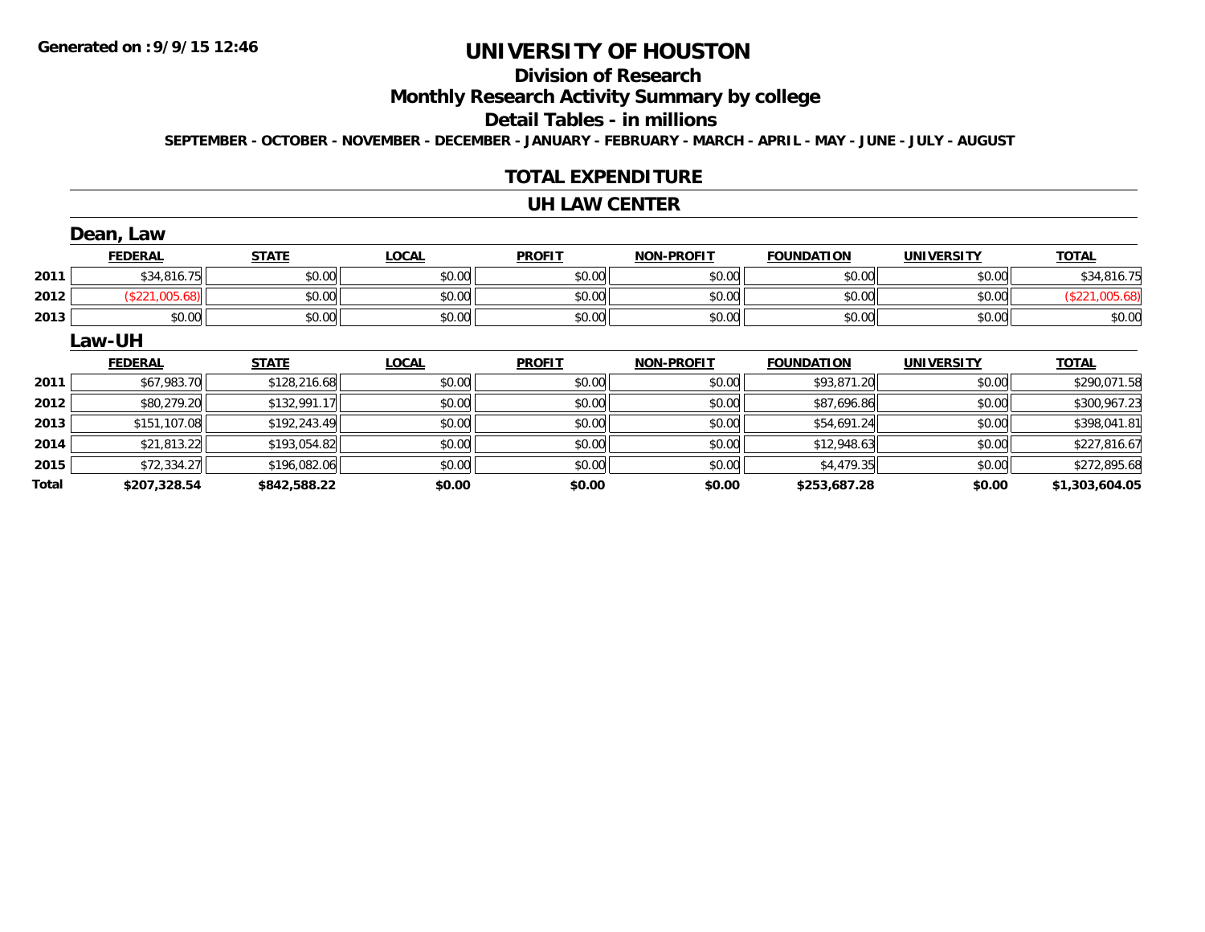Generated on :9/9/15 12:46

# UNIVERSITY OF HOUSTON

## Division of Research

## Monthly Research Activity Summary by college

## Detail Tables - in millions

SEPTEMBER - OCTOBER - NOVEMBER - DECEMBER - JANUARY - FEBRUARY - MARCH - APRIL - MAY - JUNE - JULY - AUGUST

## TOTAL EXPENDITURE

## UH LAW CENTER

### Dean, Law

| | FEDERAL | STATE | LOCAL | PROFIT | NON-PROFIT | FOUNDATION | UNIVERSITY | TOTAL |
|---|---|---|---|---|---|---|---|---|
| 2011 | $34,816.75 | $0.00 | $0.00 | $0.00 | $0.00 | $0.00 | $0.00 | $34,816.75 |
| 2012 | ($221,005.68) | $0.00 | $0.00 | $0.00 | $0.00 | $0.00 | $0.00 | ($221,005.68) |
| 2013 | $0.00 | $0.00 | $0.00 | $0.00 | $0.00 | $0.00 | $0.00 | $0.00 |

### Law-UH

| | FEDERAL | STATE | LOCAL | PROFIT | NON-PROFIT | FOUNDATION | UNIVERSITY | TOTAL |
|---|---|---|---|---|---|---|---|---|
| 2011 | $67,983.70 | $128,216.68 | $0.00 | $0.00 | $0.00 | $93,871.20 | $0.00 | $290,071.58 |
| 2012 | $80,279.20 | $132,991.17 | $0.00 | $0.00 | $0.00 | $87,696.86 | $0.00 | $300,967.23 |
| 2013 | $151,107.08 | $192,243.49 | $0.00 | $0.00 | $0.00 | $54,691.24 | $0.00 | $398,041.81 |
| 2014 | $21,813.22 | $193,054.82 | $0.00 | $0.00 | $0.00 | $12,948.63 | $0.00 | $227,816.67 |
| 2015 | $72,334.27 | $196,082.06 | $0.00 | $0.00 | $0.00 | $4,479.35 | $0.00 | $272,895.68 |
| **Total** | **$207,328.54** | **$842,588.22** | **$0.00** | **$0.00** | **$0.00** | **$253,687.28** | **$0.00** | **$1,303,604.05** |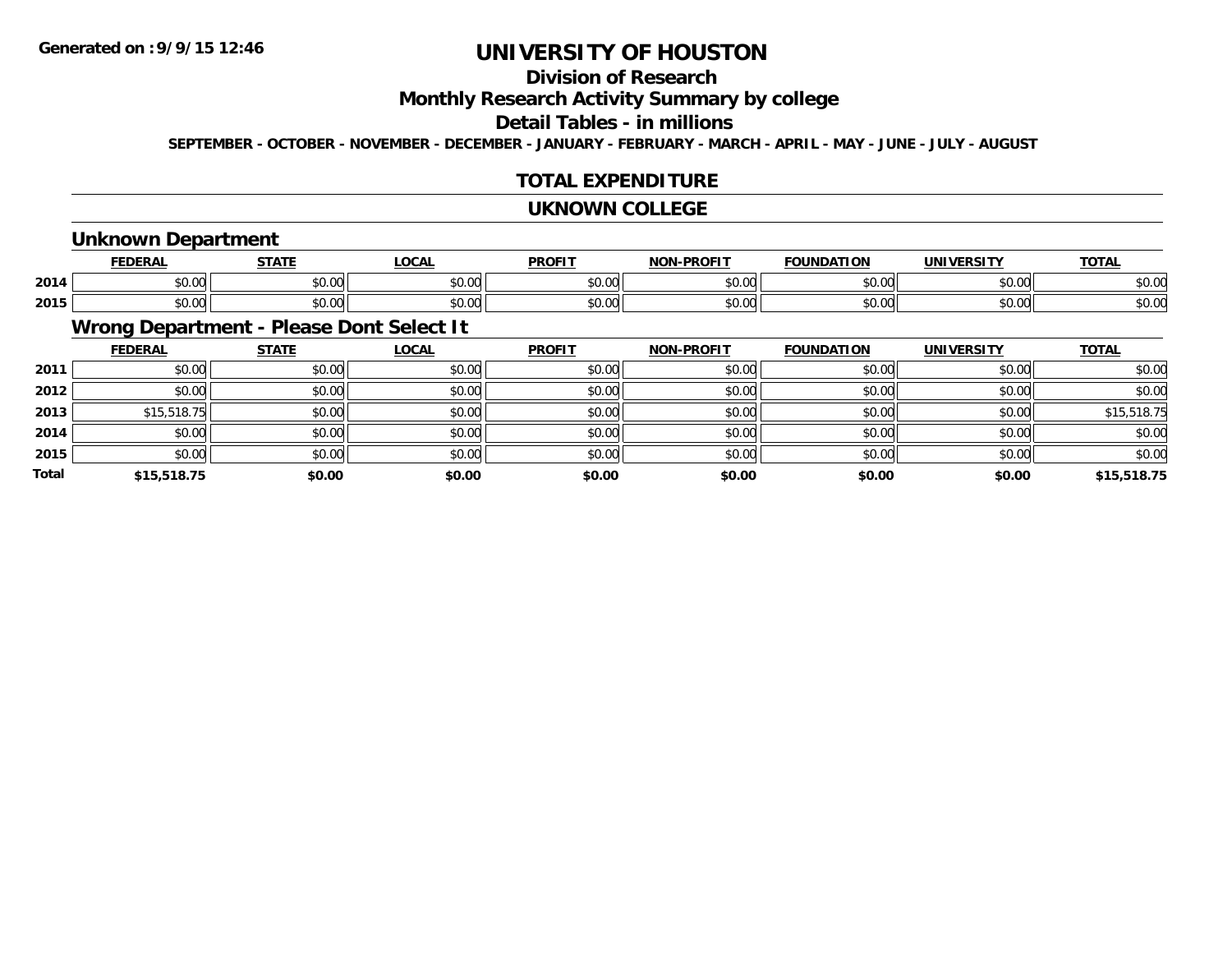# UNIVERSITY OF HOUSTON

## Division of Research

## Monthly Research Activity Summary by college

## Detail Tables - in millions

**SEPTEMBER - OCTOBER - NOVEMBER - DECEMBER - JANUARY - FEBRUARY - MARCH - APRIL - MAY - JUNE - JULY - AUGUST**

## TOTAL EXPENDITURE

## UKNOWN COLLEGE

### Unknown Department

| | FEDERAL | STATE | LOCAL | PROFIT | NON-PROFIT | FOUNDATION | UNIVERSITY | TOTAL |
|---|---|---|---|---|---|---|---|---|
| 2014 | $0.00 | $0.00 | $0.00 | $0.00 | $0.00 | $0.00 | $0.00 | $0.00 |
| 2015 | $0.00 | $0.00 | $0.00 | $0.00 | $0.00 | $0.00 | $0.00 | $0.00 |

### Wrong Department - Please Dont Select It

| | FEDERAL | STATE | LOCAL | PROFIT | NON-PROFIT | FOUNDATION | UNIVERSITY | TOTAL |
|---|---|---|---|---|---|---|---|---|
| 2011 | $0.00 | $0.00 | $0.00 | $0.00 | $0.00 | $0.00 | $0.00 | $0.00 |
| 2012 | $0.00 | $0.00 | $0.00 | $0.00 | $0.00 | $0.00 | $0.00 | $0.00 |
| 2013 | $15,518.75 | $0.00 | $0.00 | $0.00 | $0.00 | $0.00 | $0.00 | $15,518.75 |
| 2014 | $0.00 | $0.00 | $0.00 | $0.00 | $0.00 | $0.00 | $0.00 | $0.00 |
| 2015 | $0.00 | $0.00 | $0.00 | $0.00 | $0.00 | $0.00 | $0.00 | $0.00 |
| **Total** | **$15,518.75** | **$0.00** | **$0.00** | **$0.00** | **$0.00** | **$0.00** | **$0.00** | **$15,518.75** |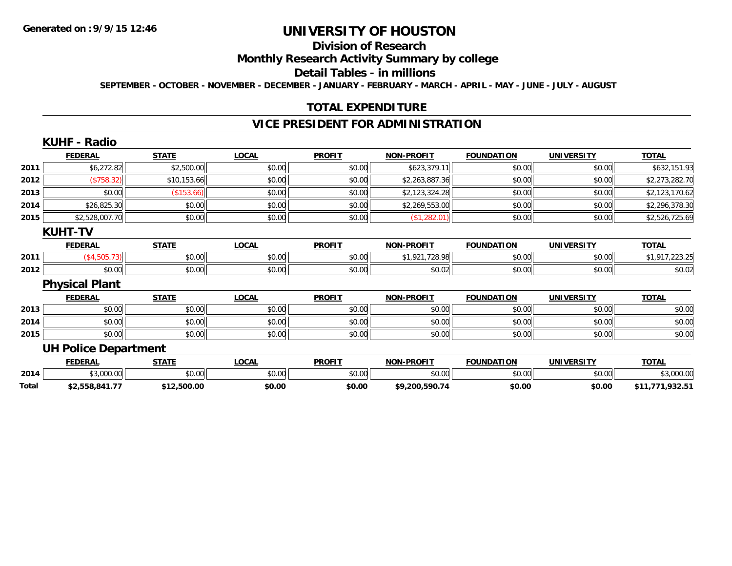# UNIVERSITY OF HOUSTON

## Division of Research

## Monthly Research Activity Summary by college

## Detail Tables - in millions

SEPTEMBER - OCTOBER - NOVEMBER - DECEMBER - JANUARY - FEBRUARY - MARCH - APRIL - MAY - JUNE - JULY - AUGUST

Generated on : 9/9/15 12:46

## TOTAL EXPENDITURE

## VICE PRESIDENT FOR ADMINISTRATION

### KUHF - Radio

| | FEDERAL | STATE | LOCAL | PROFIT | NON-PROFIT | FOUNDATION | UNIVERSITY | TOTAL |
|---|---|---|---|---|---|---|---|---|
| 2011 | $6,272.82 | $2,500.00 | $0.00 | $0.00 | $623,379.11 | $0.00 | $0.00 | $632,151.93 |
| 2012 | ($758.32) | $10,153.66 | $0.00 | $0.00 | $2,263,887.36 | $0.00 | $0.00 | $2,273,282.70 |
| 2013 | $0.00 | ($153.66) | $0.00 | $0.00 | $2,123,324.28 | $0.00 | $0.00 | $2,123,170.62 |
| 2014 | $26,825.30 | $0.00 | $0.00 | $0.00 | $2,269,553.00 | $0.00 | $0.00 | $2,296,378.30 |
| 2015 | $2,528,007.70 | $0.00 | $0.00 | $0.00 | ($1,282.01) | $0.00 | $0.00 | $2,526,725.69 |

### KUHT-TV

| | FEDERAL | STATE | LOCAL | PROFIT | NON-PROFIT | FOUNDATION | UNIVERSITY | TOTAL |
|---|---|---|---|---|---|---|---|---|
| 2011 | ($4,505.73) | $0.00 | $0.00 | $0.00 | $1,921,728.98 | $0.00 | $0.00 | $1,917,223.25 |
| 2012 | $0.00 | $0.00 | $0.00 | $0.00 | $0.02 | $0.00 | $0.00 | $0.02 |

### Physical Plant

| | FEDERAL | STATE | LOCAL | PROFIT | NON-PROFIT | FOUNDATION | UNIVERSITY | TOTAL |
|---|---|---|---|---|---|---|---|---|
| 2013 | $0.00 | $0.00 | $0.00 | $0.00 | $0.00 | $0.00 | $0.00 | $0.00 |
| 2014 | $0.00 | $0.00 | $0.00 | $0.00 | $0.00 | $0.00 | $0.00 | $0.00 |
| 2015 | $0.00 | $0.00 | $0.00 | $0.00 | $0.00 | $0.00 | $0.00 | $0.00 |

### UH Police Department

| | FEDERAL | STATE | LOCAL | PROFIT | NON-PROFIT | FOUNDATION | UNIVERSITY | TOTAL |
|---|---|---|---|---|---|---|---|---|
| 2014 | $3,000.00 | $0.00 | $0.00 | $0.00 | $0.00 | $0.00 | $0.00 | $3,000.00 |
| **Total** | **$2,558,841.77** | **$12,500.00** | **$0.00** | **$0.00** | **$9,200,590.74** | **$0.00** | **$0.00** | **$11,771,932.51** |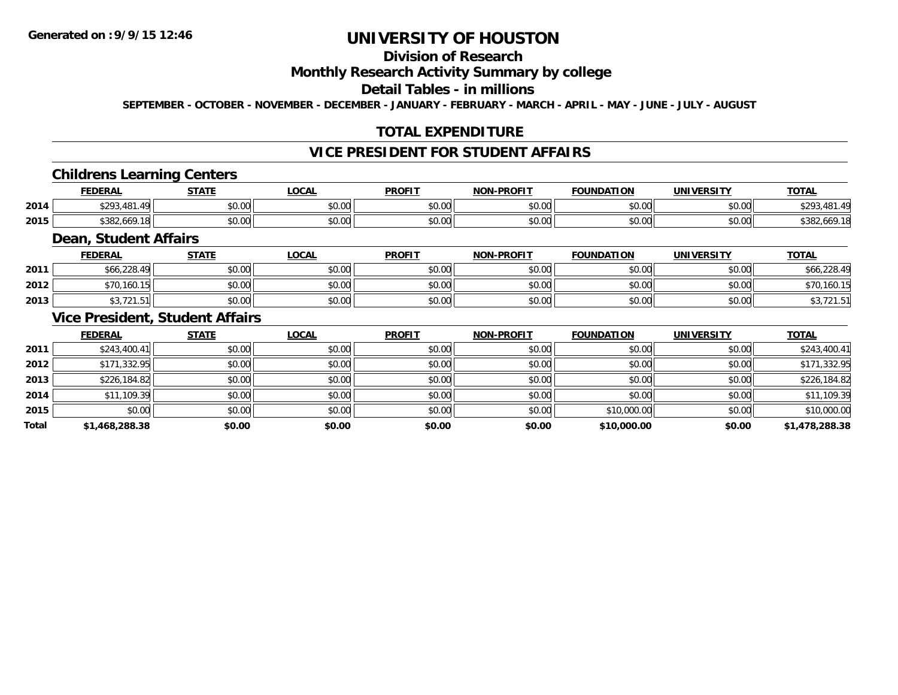# UNIVERSITY OF HOUSTON

## Division of Research

## Monthly Research Activity Summary by college

## Detail Tables - in millions

SEPTEMBER - OCTOBER - NOVEMBER - DECEMBER - JANUARY - FEBRUARY - MARCH - APRIL - MAY - JUNE - JULY - AUGUST

## TOTAL EXPENDITURE

## VICE PRESIDENT FOR STUDENT AFFAIRS

### Childrens Learning Centers

| | FEDERAL | STATE | LOCAL | PROFIT | NON-PROFIT | FOUNDATION | UNIVERSITY | TOTAL |
|---|---|---|---|---|---|---|---|---|
| 2014 | $293,481.49 | $0.00 | $0.00 | $0.00 | $0.00 | $0.00 | $0.00 | $293,481.49 |
| 2015 | $382,669.18 | $0.00 | $0.00 | $0.00 | $0.00 | $0.00 | $0.00 | $382,669.18 |

### Dean, Student Affairs

| | FEDERAL | STATE | LOCAL | PROFIT | NON-PROFIT | FOUNDATION | UNIVERSITY | TOTAL |
|---|---|---|---|---|---|---|---|---|
| 2011 | $66,228.49 | $0.00 | $0.00 | $0.00 | $0.00 | $0.00 | $0.00 | $66,228.49 |
| 2012 | $70,160.15 | $0.00 | $0.00 | $0.00 | $0.00 | $0.00 | $0.00 | $70,160.15 |
| 2013 | $3,721.51 | $0.00 | $0.00 | $0.00 | $0.00 | $0.00 | $0.00 | $3,721.51 |

### Vice President, Student Affairs

| | FEDERAL | STATE | LOCAL | PROFIT | NON-PROFIT | FOUNDATION | UNIVERSITY | TOTAL |
|---|---|---|---|---|---|---|---|---|
| 2011 | $243,400.41 | $0.00 | $0.00 | $0.00 | $0.00 | $0.00 | $0.00 | $243,400.41 |
| 2012 | $171,332.95 | $0.00 | $0.00 | $0.00 | $0.00 | $0.00 | $0.00 | $171,332.95 |
| 2013 | $226,184.82 | $0.00 | $0.00 | $0.00 | $0.00 | $0.00 | $0.00 | $226,184.82 |
| 2014 | $11,109.39 | $0.00 | $0.00 | $0.00 | $0.00 | $0.00 | $0.00 | $11,109.39 |
| 2015 | $0.00 | $0.00 | $0.00 | $0.00 | $0.00 | $10,000.00 | $0.00 | $10,000.00 |
| **Total** | **$1,468,288.38** | **$0.00** | **$0.00** | **$0.00** | **$0.00** | **$10,000.00** | **$0.00** | **$1,478,288.38** |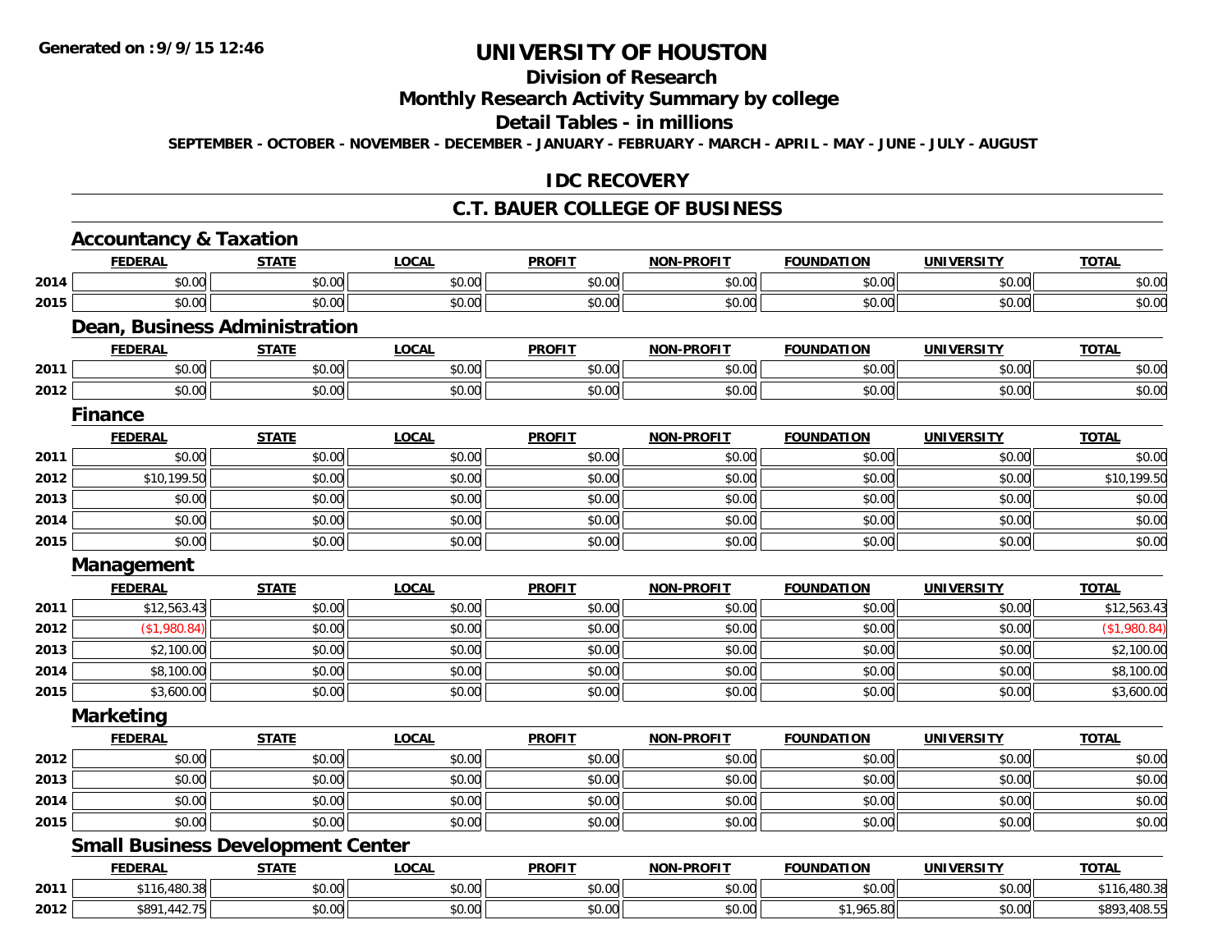# UNIVERSITY OF HOUSTON

## Division of Research

## Monthly Research Activity Summary by college

## Detail Tables - in millions

**SEPTEMBER - OCTOBER - NOVEMBER - DECEMBER - JANUARY - FEBRUARY - MARCH - APRIL - MAY - JUNE - JULY - AUGUST**

## IDC RECOVERY

## C.T. BAUER COLLEGE OF BUSINESS

### Accountancy & Taxation

| | FEDERAL | STATE | LOCAL | PROFIT | NON-PROFIT | FOUNDATION | UNIVERSITY | TOTAL |
|---|---|---|---|---|---|---|---|---|
| 2014 | $0.00 | $0.00 | $0.00 | $0.00 | $0.00 | $0.00 | $0.00 | $0.00 |
| 2015 | $0.00 | $0.00 | $0.00 | $0.00 | $0.00 | $0.00 | $0.00 | $0.00 |

### Dean, Business Administration

| | FEDERAL | STATE | LOCAL | PROFIT | NON-PROFIT | FOUNDATION | UNIVERSITY | TOTAL |
|---|---|---|---|---|---|---|---|---|
| 2011 | $0.00 | $0.00 | $0.00 | $0.00 | $0.00 | $0.00 | $0.00 | $0.00 |
| 2012 | $0.00 | $0.00 | $0.00 | $0.00 | $0.00 | $0.00 | $0.00 | $0.00 |

### Finance

| | FEDERAL | STATE | LOCAL | PROFIT | NON-PROFIT | FOUNDATION | UNIVERSITY | TOTAL |
|---|---|---|---|---|---|---|---|---|
| 2011 | $0.00 | $0.00 | $0.00 | $0.00 | $0.00 | $0.00 | $0.00 | $0.00 |
| 2012 | $10,199.50 | $0.00 | $0.00 | $0.00 | $0.00 | $0.00 | $0.00 | $10,199.50 |
| 2013 | $0.00 | $0.00 | $0.00 | $0.00 | $0.00 | $0.00 | $0.00 | $0.00 |
| 2014 | $0.00 | $0.00 | $0.00 | $0.00 | $0.00 | $0.00 | $0.00 | $0.00 |
| 2015 | $0.00 | $0.00 | $0.00 | $0.00 | $0.00 | $0.00 | $0.00 | $0.00 |

### Management

| | FEDERAL | STATE | LOCAL | PROFIT | NON-PROFIT | FOUNDATION | UNIVERSITY | TOTAL |
|---|---|---|---|---|---|---|---|---|
| 2011 | $12,563.43 | $0.00 | $0.00 | $0.00 | $0.00 | $0.00 | $0.00 | $12,563.43 |
| 2012 | ($1,980.84) | $0.00 | $0.00 | $0.00 | $0.00 | $0.00 | $0.00 | ($1,980.84) |
| 2013 | $2,100.00 | $0.00 | $0.00 | $0.00 | $0.00 | $0.00 | $0.00 | $2,100.00 |
| 2014 | $8,100.00 | $0.00 | $0.00 | $0.00 | $0.00 | $0.00 | $0.00 | $8,100.00 |
| 2015 | $3,600.00 | $0.00 | $0.00 | $0.00 | $0.00 | $0.00 | $0.00 | $3,600.00 |

### Marketing

| | FEDERAL | STATE | LOCAL | PROFIT | NON-PROFIT | FOUNDATION | UNIVERSITY | TOTAL |
|---|---|---|---|---|---|---|---|---|
| 2012 | $0.00 | $0.00 | $0.00 | $0.00 | $0.00 | $0.00 | $0.00 | $0.00 |
| 2013 | $0.00 | $0.00 | $0.00 | $0.00 | $0.00 | $0.00 | $0.00 | $0.00 |
| 2014 | $0.00 | $0.00 | $0.00 | $0.00 | $0.00 | $0.00 | $0.00 | $0.00 |
| 2015 | $0.00 | $0.00 | $0.00 | $0.00 | $0.00 | $0.00 | $0.00 | $0.00 |

### Small Business Development Center

| | FEDERAL | STATE | LOCAL | PROFIT | NON-PROFIT | FOUNDATION | UNIVERSITY | TOTAL |
|---|---|---|---|---|---|---|---|---|
| 2011 | $116,480.38 | $0.00 | $0.00 | $0.00 | $0.00 | $0.00 | $0.00 | $116,480.38 |
| 2012 | $891,442.75 | $0.00 | $0.00 | $0.00 | $0.00 | $1,965.80 | $0.00 | $893,408.55 |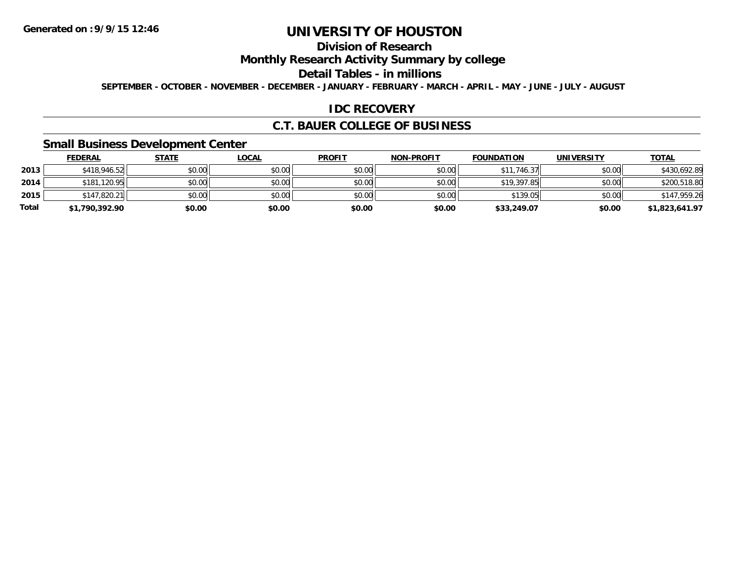**Generated on :9/9/15 12:46**

# UNIVERSITY OF HOUSTON

## Division of Research

## Monthly Research Activity Summary by college

## Detail Tables - in millions

**SEPTEMBER - OCTOBER - NOVEMBER - DECEMBER - JANUARY - FEBRUARY - MARCH - APRIL - MAY - JUNE - JULY - AUGUST**

## IDC RECOVERY

## C.T. BAUER COLLEGE OF BUSINESS

### Small Business Development Center

| | FEDERAL | STATE | LOCAL | PROFIT | NON-PROFIT | FOUNDATION | UNIVERSITY | TOTAL |
|---|---|---|---|---|---|---|---|---|
| 2013 | $418,946.52 | $0.00 | $0.00 | $0.00 | $0.00 | $11,746.37 | $0.00 | $430,692.89 |
| 2014 | $181,120.95 | $0.00 | $0.00 | $0.00 | $0.00 | $19,397.85 | $0.00 | $200,518.80 |
| 2015 | $147,820.21 | $0.00 | $0.00 | $0.00 | $0.00 | $139.05 | $0.00 | $147,959.26 |
| **Total** | **$1,790,392.90** | **$0.00** | **$0.00** | **$0.00** | **$0.00** | **$33,249.07** | **$0.00** | **$1,823,641.97** |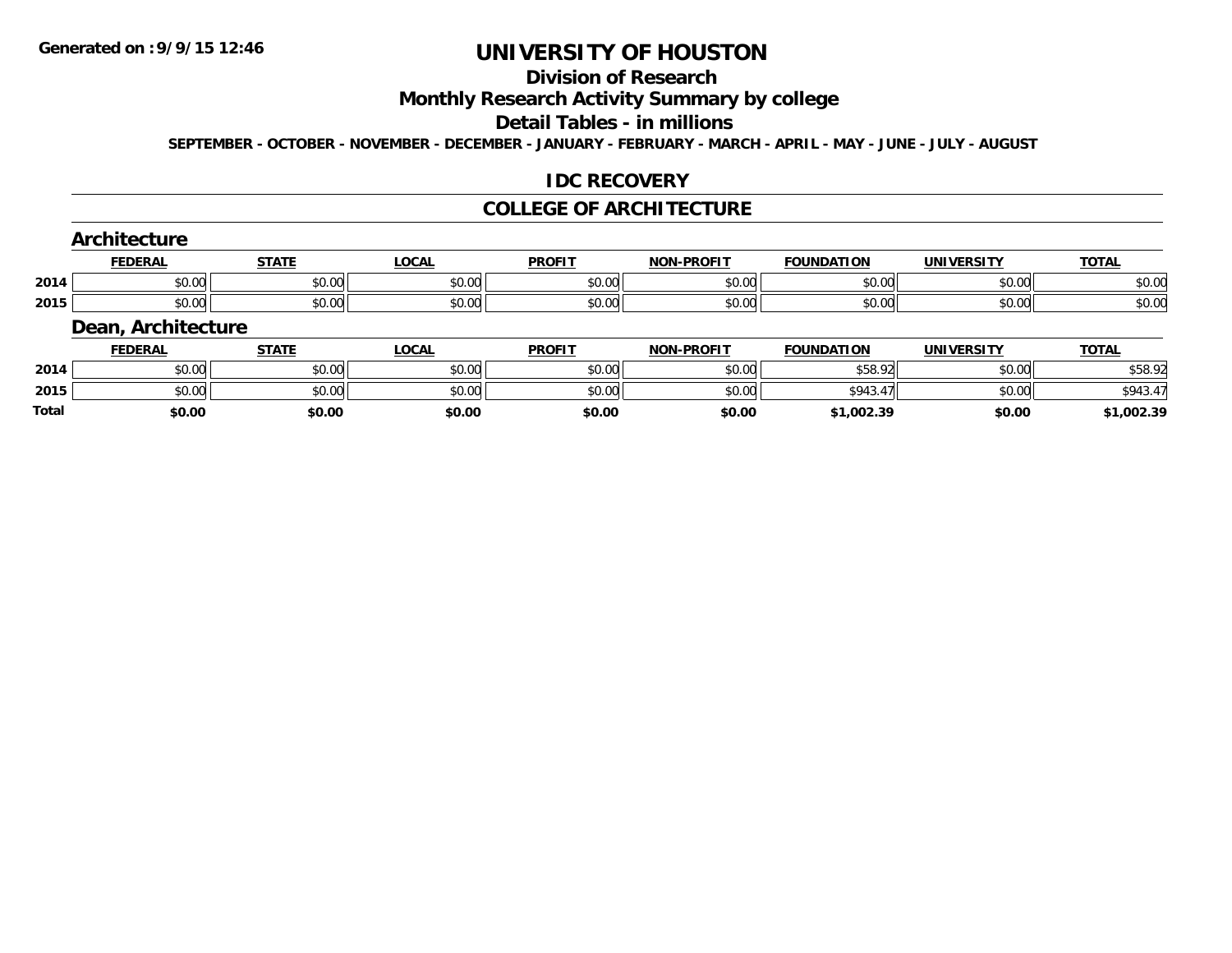# UNIVERSITY OF HOUSTON

## Division of Research

## Monthly Research Activity Summary by college

## Detail Tables - in millions

**SEPTEMBER - OCTOBER - NOVEMBER - DECEMBER - JANUARY - FEBRUARY - MARCH - APRIL - MAY - JUNE - JULY - AUGUST**

## IDC RECOVERY

## COLLEGE OF ARCHITECTURE

### Architecture

| | FEDERAL | STATE | LOCAL | PROFIT | NON-PROFIT | FOUNDATION | UNIVERSITY | TOTAL |
|---|---|---|---|---|---|---|---|---|
| 2014 | $0.00 | $0.00 | $0.00 | $0.00 | $0.00 | $0.00 | $0.00 | $0.00 |
| 2015 | $0.00 | $0.00 | $0.00 | $0.00 | $0.00 | $0.00 | $0.00 | $0.00 |

### Dean, Architecture

| | FEDERAL | STATE | LOCAL | PROFIT | NON-PROFIT | FOUNDATION | UNIVERSITY | TOTAL |
|---|---|---|---|---|---|---|---|---|
| 2014 | $0.00 | $0.00 | $0.00 | $0.00 | $0.00 | $58.92 | $0.00 | $58.92 |
| 2015 | $0.00 | $0.00 | $0.00 | $0.00 | $0.00 | $943.47 | $0.00 | $943.47 |
| **Total** | **$0.00** | **$0.00** | **$0.00** | **$0.00** | **$0.00** | **$1,002.39** | **$0.00** | **$1,002.39** |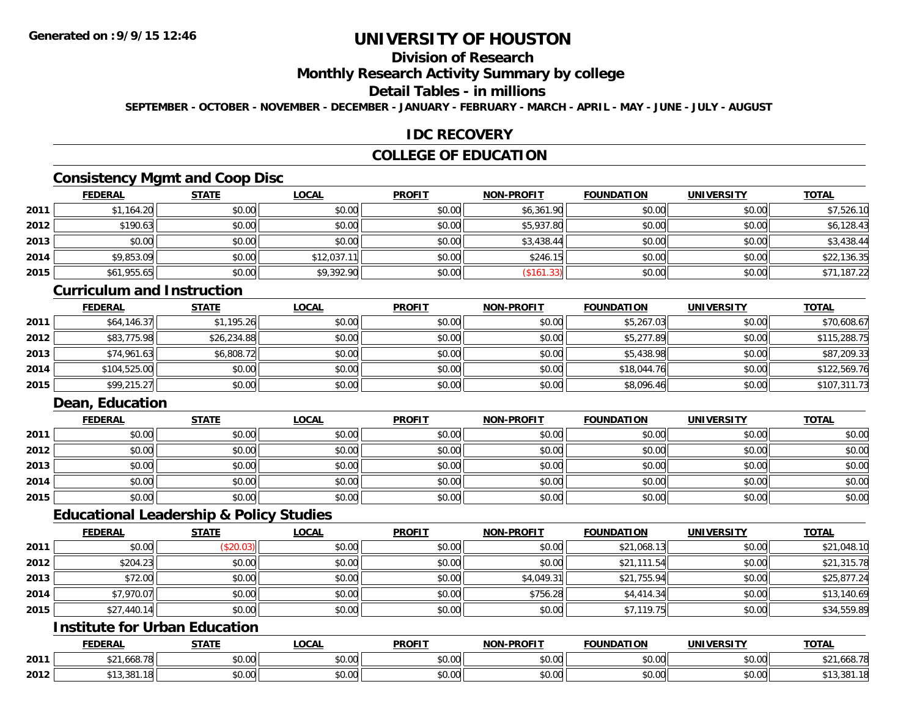**Generated on :9/9/15 12:46**

# UNIVERSITY OF HOUSTON

## Division of Research

## Monthly Research Activity Summary by college

## Detail Tables - in millions

**SEPTEMBER - OCTOBER - NOVEMBER - DECEMBER - JANUARY - FEBRUARY - MARCH - APRIL - MAY - JUNE - JULY - AUGUST**

## IDC RECOVERY

## COLLEGE OF EDUCATION

### Consistency Mgmt and Coop Disc

| | FEDERAL | STATE | LOCAL | PROFIT | NON-PROFIT | FOUNDATION | UNIVERSITY | TOTAL |
|---|---|---|---|---|---|---|---|---|
| 2011 | $1,164.20 | $0.00 | $0.00 | $0.00 | $6,361.90 | $0.00 | $0.00 | $7,526.10 |
| 2012 | $190.63 | $0.00 | $0.00 | $0.00 | $5,937.80 | $0.00 | $0.00 | $6,128.43 |
| 2013 | $0.00 | $0.00 | $0.00 | $0.00 | $3,438.44 | $0.00 | $0.00 | $3,438.44 |
| 2014 | $9,853.09 | $0.00 | $12,037.11 | $0.00 | $246.15 | $0.00 | $0.00 | $22,136.35 |
| 2015 | $61,955.65 | $0.00 | $9,392.90 | $0.00 | ($161.33) | $0.00 | $0.00 | $71,187.22 |

### Curriculum and Instruction

| | FEDERAL | STATE | LOCAL | PROFIT | NON-PROFIT | FOUNDATION | UNIVERSITY | TOTAL |
|---|---|---|---|---|---|---|---|---|
| 2011 | $64,146.37 | $1,195.26 | $0.00 | $0.00 | $0.00 | $5,267.03 | $0.00 | $70,608.67 |
| 2012 | $83,775.98 | $26,234.88 | $0.00 | $0.00 | $0.00 | $5,277.89 | $0.00 | $115,288.75 |
| 2013 | $74,961.63 | $6,808.72 | $0.00 | $0.00 | $0.00 | $5,438.98 | $0.00 | $87,209.33 |
| 2014 | $104,525.00 | $0.00 | $0.00 | $0.00 | $0.00 | $18,044.76 | $0.00 | $122,569.76 |
| 2015 | $99,215.27 | $0.00 | $0.00 | $0.00 | $0.00 | $8,096.46 | $0.00 | $107,311.73 |

### Dean, Education

| | FEDERAL | STATE | LOCAL | PROFIT | NON-PROFIT | FOUNDATION | UNIVERSITY | TOTAL |
|---|---|---|---|---|---|---|---|---|
| 2011 | $0.00 | $0.00 | $0.00 | $0.00 | $0.00 | $0.00 | $0.00 | $0.00 |
| 2012 | $0.00 | $0.00 | $0.00 | $0.00 | $0.00 | $0.00 | $0.00 | $0.00 |
| 2013 | $0.00 | $0.00 | $0.00 | $0.00 | $0.00 | $0.00 | $0.00 | $0.00 |
| 2014 | $0.00 | $0.00 | $0.00 | $0.00 | $0.00 | $0.00 | $0.00 | $0.00 |
| 2015 | $0.00 | $0.00 | $0.00 | $0.00 | $0.00 | $0.00 | $0.00 | $0.00 |

### Educational Leadership & Policy Studies

| | FEDERAL | STATE | LOCAL | PROFIT | NON-PROFIT | FOUNDATION | UNIVERSITY | TOTAL |
|---|---|---|---|---|---|---|---|---|
| 2011 | $0.00 | ($20.03) | $0.00 | $0.00 | $0.00 | $21,068.13 | $0.00 | $21,048.10 |
| 2012 | $204.23 | $0.00 | $0.00 | $0.00 | $0.00 | $21,111.54 | $0.00 | $21,315.78 |
| 2013 | $72.00 | $0.00 | $0.00 | $0.00 | $4,049.31 | $21,755.94 | $0.00 | $25,877.24 |
| 2014 | $7,970.07 | $0.00 | $0.00 | $0.00 | $756.28 | $4,414.34 | $0.00 | $13,140.69 |
| 2015 | $27,440.14 | $0.00 | $0.00 | $0.00 | $0.00 | $7,119.75 | $0.00 | $34,559.89 |

### Institute for Urban Education

| | FEDERAL | STATE | LOCAL | PROFIT | NON-PROFIT | FOUNDATION | UNIVERSITY | TOTAL |
|---|---|---|---|---|---|---|---|---|
| 2011 | $21,668.78 | $0.00 | $0.00 | $0.00 | $0.00 | $0.00 | $0.00 | $21,668.78 |
| 2012 | $13,381.18 | $0.00 | $0.00 | $0.00 | $0.00 | $0.00 | $0.00 | $13,381.18 |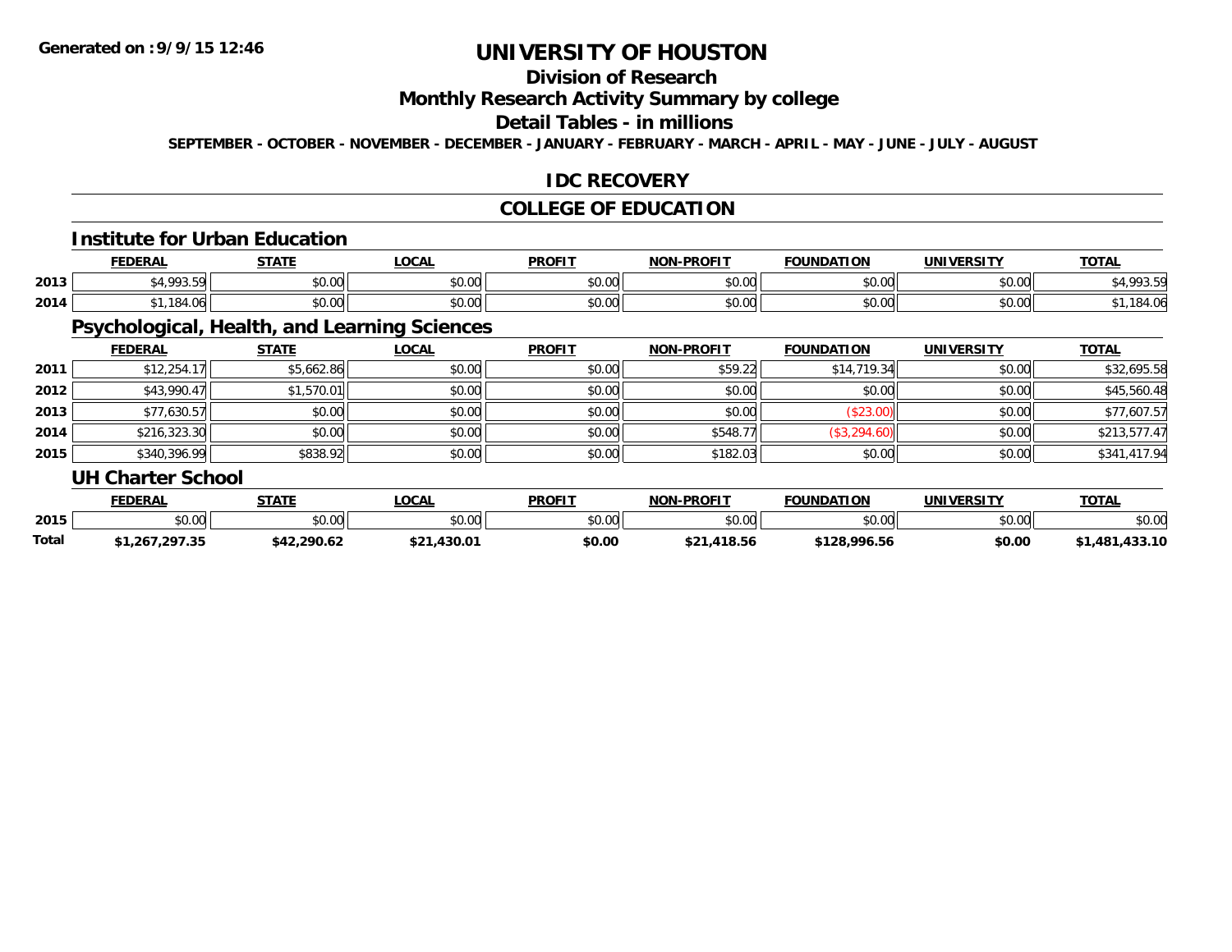# UNIVERSITY OF HOUSTON

## Division of Research

## Monthly Research Activity Summary by college

## Detail Tables - in millions

**SEPTEMBER - OCTOBER - NOVEMBER - DECEMBER - JANUARY - FEBRUARY - MARCH - APRIL - MAY - JUNE - JULY - AUGUST**

## IDC RECOVERY

## COLLEGE OF EDUCATION

### Institute for Urban Education

| | FEDERAL | STATE | LOCAL | PROFIT | NON-PROFIT | FOUNDATION | UNIVERSITY | TOTAL |
|---|---|---|---|---|---|---|---|---|
| 2013 | $4,993.59 | $0.00 | $0.00 | $0.00 | $0.00 | $0.00 | $0.00 | $4,993.59 |
| 2014 | $1,184.06 | $0.00 | $0.00 | $0.00 | $0.00 | $0.00 | $0.00 | $1,184.06 |

### Psychological, Health, and Learning Sciences

| | FEDERAL | STATE | LOCAL | PROFIT | NON-PROFIT | FOUNDATION | UNIVERSITY | TOTAL |
|---|---|---|---|---|---|---|---|---|
| 2011 | $12,254.17 | $5,662.86 | $0.00 | $0.00 | $59.22 | $14,719.34 | $0.00 | $32,695.58 |
| 2012 | $43,990.47 | $1,570.01 | $0.00 | $0.00 | $0.00 | $0.00 | $0.00 | $45,560.48 |
| 2013 | $77,630.57 | $0.00 | $0.00 | $0.00 | $0.00 | ($23.00) | $0.00 | $77,607.57 |
| 2014 | $216,323.30 | $0.00 | $0.00 | $0.00 | $548.77 | ($3,294.60) | $0.00 | $213,577.47 |
| 2015 | $340,396.99 | $838.92 | $0.00 | $0.00 | $182.03 | $0.00 | $0.00 | $341,417.94 |

### UH Charter School

| | FEDERAL | STATE | LOCAL | PROFIT | NON-PROFIT | FOUNDATION | UNIVERSITY | TOTAL |
|---|---|---|---|---|---|---|---|---|
| 2015 | $0.00 | $0.00 | $0.00 | $0.00 | $0.00 | $0.00 | $0.00 | $0.00 |
| **Total** | **$1,267,297.35** | **$42,290.62** | **$21,430.01** | **$0.00** | **$21,418.56** | **$128,996.56** | **$0.00** | **$1,481,433.10** |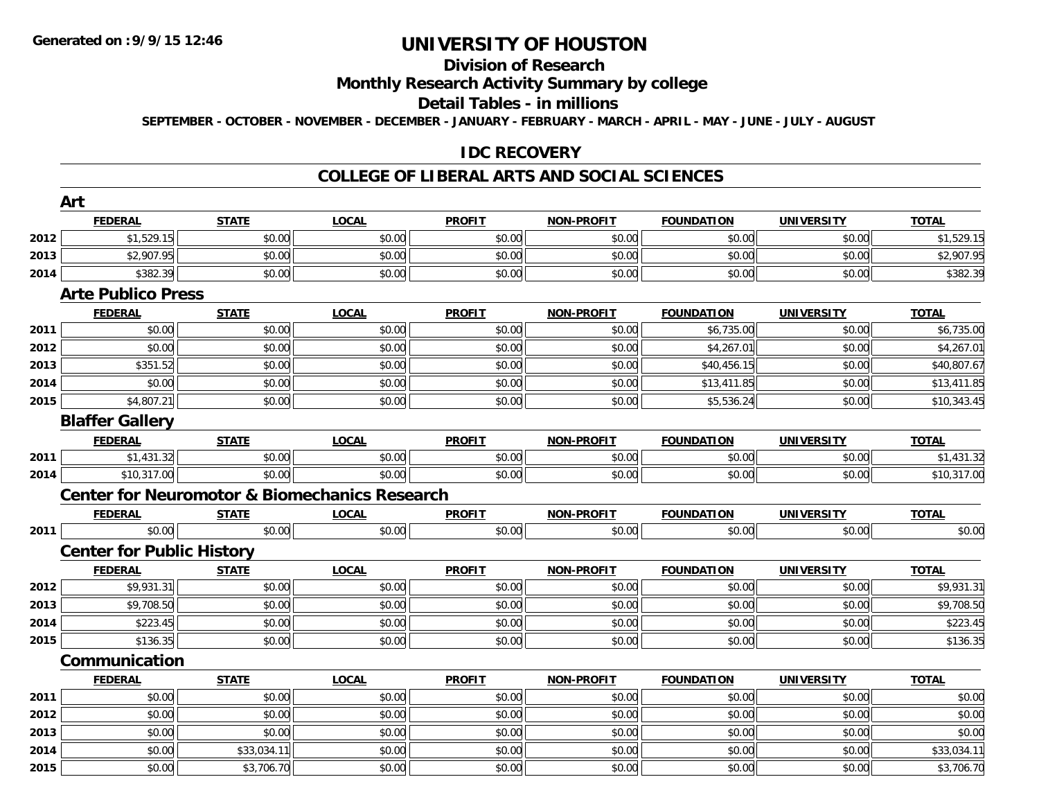**Generated on :9/9/15 12:46**

# UNIVERSITY OF HOUSTON

## Division of Research

## Monthly Research Activity Summary by college

## Detail Tables - in millions

SEPTEMBER - OCTOBER - NOVEMBER - DECEMBER - JANUARY - FEBRUARY - MARCH - APRIL - MAY - JUNE - JULY - AUGUST

## IDC RECOVERY

## COLLEGE OF LIBERAL ARTS AND SOCIAL SCIENCES

### Art

| | FEDERAL | STATE | LOCAL | PROFIT | NON-PROFIT | FOUNDATION | UNIVERSITY | TOTAL |
|---|---|---|---|---|---|---|---|---|
| 2012 | $1,529.15 | $0.00 | $0.00 | $0.00 | $0.00 | $0.00 | $0.00 | $1,529.15 |
| 2013 | $2,907.95 | $0.00 | $0.00 | $0.00 | $0.00 | $0.00 | $0.00 | $2,907.95 |
| 2014 | $382.39 | $0.00 | $0.00 | $0.00 | $0.00 | $0.00 | $0.00 | $382.39 |

### Arte Publico Press

| | FEDERAL | STATE | LOCAL | PROFIT | NON-PROFIT | FOUNDATION | UNIVERSITY | TOTAL |
|---|---|---|---|---|---|---|---|---|
| 2011 | $0.00 | $0.00 | $0.00 | $0.00 | $0.00 | $6,735.00 | $0.00 | $6,735.00 |
| 2012 | $0.00 | $0.00 | $0.00 | $0.00 | $0.00 | $4,267.01 | $0.00 | $4,267.01 |
| 2013 | $351.52 | $0.00 | $0.00 | $0.00 | $0.00 | $40,456.15 | $0.00 | $40,807.67 |
| 2014 | $0.00 | $0.00 | $0.00 | $0.00 | $0.00 | $13,411.85 | $0.00 | $13,411.85 |
| 2015 | $4,807.21 | $0.00 | $0.00 | $0.00 | $0.00 | $5,536.24 | $0.00 | $10,343.45 |

### Blaffer Gallery

| | FEDERAL | STATE | LOCAL | PROFIT | NON-PROFIT | FOUNDATION | UNIVERSITY | TOTAL |
|---|---|---|---|---|---|---|---|---|
| 2011 | $1,431.32 | $0.00 | $0.00 | $0.00 | $0.00 | $0.00 | $0.00 | $1,431.32 |
| 2014 | $10,317.00 | $0.00 | $0.00 | $0.00 | $0.00 | $0.00 | $0.00 | $10,317.00 |

### Center for Neuromotor & Biomechanics Research

| | FEDERAL | STATE | LOCAL | PROFIT | NON-PROFIT | FOUNDATION | UNIVERSITY | TOTAL |
|---|---|---|---|---|---|---|---|---|
| 2011 | $0.00 | $0.00 | $0.00 | $0.00 | $0.00 | $0.00 | $0.00 | $0.00 |

### Center for Public History

| | FEDERAL | STATE | LOCAL | PROFIT | NON-PROFIT | FOUNDATION | UNIVERSITY | TOTAL |
|---|---|---|---|---|---|---|---|---|
| 2012 | $9,931.31 | $0.00 | $0.00 | $0.00 | $0.00 | $0.00 | $0.00 | $9,931.31 |
| 2013 | $9,708.50 | $0.00 | $0.00 | $0.00 | $0.00 | $0.00 | $0.00 | $9,708.50 |
| 2014 | $223.45 | $0.00 | $0.00 | $0.00 | $0.00 | $0.00 | $0.00 | $223.45 |
| 2015 | $136.35 | $0.00 | $0.00 | $0.00 | $0.00 | $0.00 | $0.00 | $136.35 |

### Communication

| | FEDERAL | STATE | LOCAL | PROFIT | NON-PROFIT | FOUNDATION | UNIVERSITY | TOTAL |
|---|---|---|---|---|---|---|---|---|
| 2011 | $0.00 | $0.00 | $0.00 | $0.00 | $0.00 | $0.00 | $0.00 | $0.00 |
| 2012 | $0.00 | $0.00 | $0.00 | $0.00 | $0.00 | $0.00 | $0.00 | $0.00 |
| 2013 | $0.00 | $0.00 | $0.00 | $0.00 | $0.00 | $0.00 | $0.00 | $0.00 |
| 2014 | $0.00 | $33,034.11 | $0.00 | $0.00 | $0.00 | $0.00 | $0.00 | $33,034.11 |
| 2015 | $0.00 | $3,706.70 | $0.00 | $0.00 | $0.00 | $0.00 | $0.00 | $3,706.70 |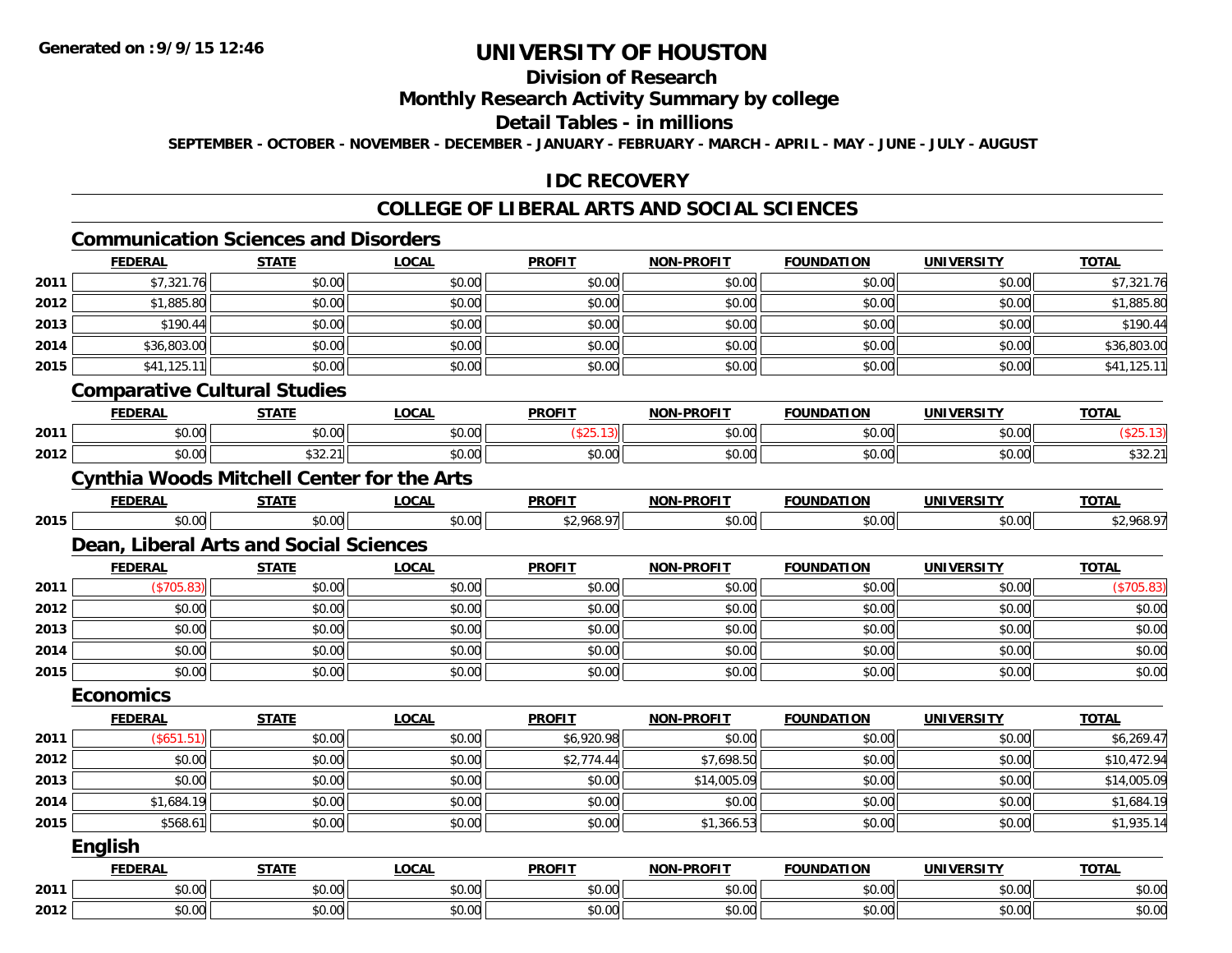Generated on :9/9/15 12:46

# UNIVERSITY OF HOUSTON

## Division of Research

## Monthly Research Activity Summary by college

## Detail Tables - in millions

SEPTEMBER - OCTOBER - NOVEMBER - DECEMBER - JANUARY - FEBRUARY - MARCH - APRIL - MAY - JUNE - JULY - AUGUST

## IDC RECOVERY

## COLLEGE OF LIBERAL ARTS AND SOCIAL SCIENCES

### Communication Sciences and Disorders

| | FEDERAL | STATE | LOCAL | PROFIT | NON-PROFIT | FOUNDATION | UNIVERSITY | TOTAL |
|---|---|---|---|---|---|---|---|---|
| 2011 | $7,321.76 | $0.00 | $0.00 | $0.00 | $0.00 | $0.00 | $0.00 | $7,321.76 |
| 2012 | $1,885.80 | $0.00 | $0.00 | $0.00 | $0.00 | $0.00 | $0.00 | $1,885.80 |
| 2013 | $190.44 | $0.00 | $0.00 | $0.00 | $0.00 | $0.00 | $0.00 | $190.44 |
| 2014 | $36,803.00 | $0.00 | $0.00 | $0.00 | $0.00 | $0.00 | $0.00 | $36,803.00 |
| 2015 | $41,125.11 | $0.00 | $0.00 | $0.00 | $0.00 | $0.00 | $0.00 | $41,125.11 |

### Comparative Cultural Studies

| | FEDERAL | STATE | LOCAL | PROFIT | NON-PROFIT | FOUNDATION | UNIVERSITY | TOTAL |
|---|---|---|---|---|---|---|---|---|
| 2011 | $0.00 | $0.00 | $0.00 | ($25.13) | $0.00 | $0.00 | $0.00 | ($25.13) |
| 2012 | $0.00 | $32.21 | $0.00 | $0.00 | $0.00 | $0.00 | $0.00 | $32.21 |

### Cynthia Woods Mitchell Center for the Arts

| | FEDERAL | STATE | LOCAL | PROFIT | NON-PROFIT | FOUNDATION | UNIVERSITY | TOTAL |
|---|---|---|---|---|---|---|---|---|
| 2015 | $0.00 | $0.00 | $0.00 | $2,968.97 | $0.00 | $0.00 | $0.00 | $2,968.97 |

### Dean, Liberal Arts and Social Sciences

| | FEDERAL | STATE | LOCAL | PROFIT | NON-PROFIT | FOUNDATION | UNIVERSITY | TOTAL |
|---|---|---|---|---|---|---|---|---|
| 2011 | ($705.83) | $0.00 | $0.00 | $0.00 | $0.00 | $0.00 | $0.00 | ($705.83) |
| 2012 | $0.00 | $0.00 | $0.00 | $0.00 | $0.00 | $0.00 | $0.00 | $0.00 |
| 2013 | $0.00 | $0.00 | $0.00 | $0.00 | $0.00 | $0.00 | $0.00 | $0.00 |
| 2014 | $0.00 | $0.00 | $0.00 | $0.00 | $0.00 | $0.00 | $0.00 | $0.00 |
| 2015 | $0.00 | $0.00 | $0.00 | $0.00 | $0.00 | $0.00 | $0.00 | $0.00 |

### Economics

| | FEDERAL | STATE | LOCAL | PROFIT | NON-PROFIT | FOUNDATION | UNIVERSITY | TOTAL |
|---|---|---|---|---|---|---|---|---|
| 2011 | ($651.51) | $0.00 | $0.00 | $6,920.98 | $0.00 | $0.00 | $0.00 | $6,269.47 |
| 2012 | $0.00 | $0.00 | $0.00 | $2,774.44 | $7,698.50 | $0.00 | $0.00 | $10,472.94 |
| 2013 | $0.00 | $0.00 | $0.00 | $0.00 | $14,005.09 | $0.00 | $0.00 | $14,005.09 |
| 2014 | $1,684.19 | $0.00 | $0.00 | $0.00 | $0.00 | $0.00 | $0.00 | $1,684.19 |
| 2015 | $568.61 | $0.00 | $0.00 | $0.00 | $1,366.53 | $0.00 | $0.00 | $1,935.14 |

### English

| | FEDERAL | STATE | LOCAL | PROFIT | NON-PROFIT | FOUNDATION | UNIVERSITY | TOTAL |
|---|---|---|---|---|---|---|---|---|
| 2011 | $0.00 | $0.00 | $0.00 | $0.00 | $0.00 | $0.00 | $0.00 | $0.00 |
| 2012 | $0.00 | $0.00 | $0.00 | $0.00 | $0.00 | $0.00 | $0.00 | $0.00 |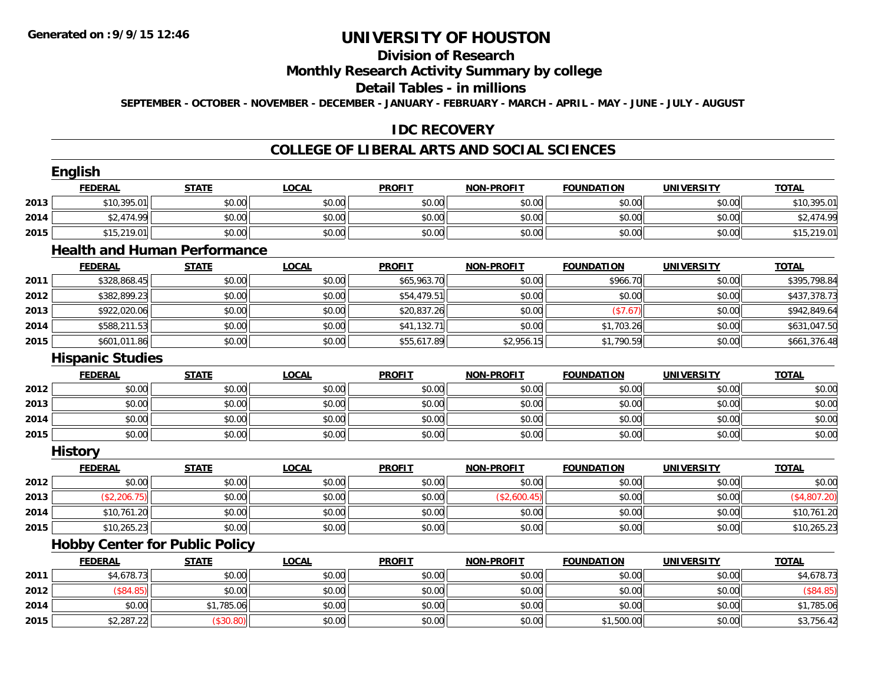# UNIVERSITY OF HOUSTON

## Division of Research

## Monthly Research Activity Summary by college

## Detail Tables - in millions

**SEPTEMBER - OCTOBER - NOVEMBER - DECEMBER - JANUARY - FEBRUARY - MARCH - APRIL - MAY - JUNE - JULY - AUGUST**

## IDC RECOVERY

## COLLEGE OF LIBERAL ARTS AND SOCIAL SCIENCES

### English

| | FEDERAL | STATE | LOCAL | PROFIT | NON-PROFIT | FOUNDATION | UNIVERSITY | TOTAL |
|---|---|---|---|---|---|---|---|---|
| 2013 | $10,395.01 | $0.00 | $0.00 | $0.00 | $0.00 | $0.00 | $0.00 | $10,395.01 |
| 2014 | $2,474.99 | $0.00 | $0.00 | $0.00 | $0.00 | $0.00 | $0.00 | $2,474.99 |
| 2015 | $15,219.01 | $0.00 | $0.00 | $0.00 | $0.00 | $0.00 | $0.00 | $15,219.01 |

### Health and Human Performance

| | FEDERAL | STATE | LOCAL | PROFIT | NON-PROFIT | FOUNDATION | UNIVERSITY | TOTAL |
|---|---|---|---|---|---|---|---|---|
| 2011 | $328,868.45 | $0.00 | $0.00 | $65,963.70 | $0.00 | $966.70 | $0.00 | $395,798.84 |
| 2012 | $382,899.23 | $0.00 | $0.00 | $54,479.51 | $0.00 | $0.00 | $0.00 | $437,378.73 |
| 2013 | $922,020.06 | $0.00 | $0.00 | $20,837.26 | $0.00 | ($7.67) | $0.00 | $942,849.64 |
| 2014 | $588,211.53 | $0.00 | $0.00 | $41,132.71 | $0.00 | $1,703.26 | $0.00 | $631,047.50 |
| 2015 | $601,011.86 | $0.00 | $0.00 | $55,617.89 | $2,956.15 | $1,790.59 | $0.00 | $661,376.48 |

### Hispanic Studies

| | FEDERAL | STATE | LOCAL | PROFIT | NON-PROFIT | FOUNDATION | UNIVERSITY | TOTAL |
|---|---|---|---|---|---|---|---|---|
| 2012 | $0.00 | $0.00 | $0.00 | $0.00 | $0.00 | $0.00 | $0.00 | $0.00 |
| 2013 | $0.00 | $0.00 | $0.00 | $0.00 | $0.00 | $0.00 | $0.00 | $0.00 |
| 2014 | $0.00 | $0.00 | $0.00 | $0.00 | $0.00 | $0.00 | $0.00 | $0.00 |
| 2015 | $0.00 | $0.00 | $0.00 | $0.00 | $0.00 | $0.00 | $0.00 | $0.00 |

### History

| | FEDERAL | STATE | LOCAL | PROFIT | NON-PROFIT | FOUNDATION | UNIVERSITY | TOTAL |
|---|---|---|---|---|---|---|---|---|
| 2012 | $0.00 | $0.00 | $0.00 | $0.00 | $0.00 | $0.00 | $0.00 | $0.00 |
| 2013 | ($2,206.75) | $0.00 | $0.00 | $0.00 | ($2,600.45) | $0.00 | $0.00 | ($4,807.20) |
| 2014 | $10,761.20 | $0.00 | $0.00 | $0.00 | $0.00 | $0.00 | $0.00 | $10,761.20 |
| 2015 | $10,265.23 | $0.00 | $0.00 | $0.00 | $0.00 | $0.00 | $0.00 | $10,265.23 |

### Hobby Center for Public Policy

| | FEDERAL | STATE | LOCAL | PROFIT | NON-PROFIT | FOUNDATION | UNIVERSITY | TOTAL |
|---|---|---|---|---|---|---|---|---|
| 2011 | $4,678.73 | $0.00 | $0.00 | $0.00 | $0.00 | $0.00 | $0.00 | $4,678.73 |
| 2012 | ($84.85) | $0.00 | $0.00 | $0.00 | $0.00 | $0.00 | $0.00 | ($84.85) |
| 2014 | $0.00 | $1,785.06 | $0.00 | $0.00 | $0.00 | $0.00 | $0.00 | $1,785.06 |
| 2015 | $2,287.22 | ($30.80) | $0.00 | $0.00 | $0.00 | $1,500.00 | $0.00 | $3,756.42 |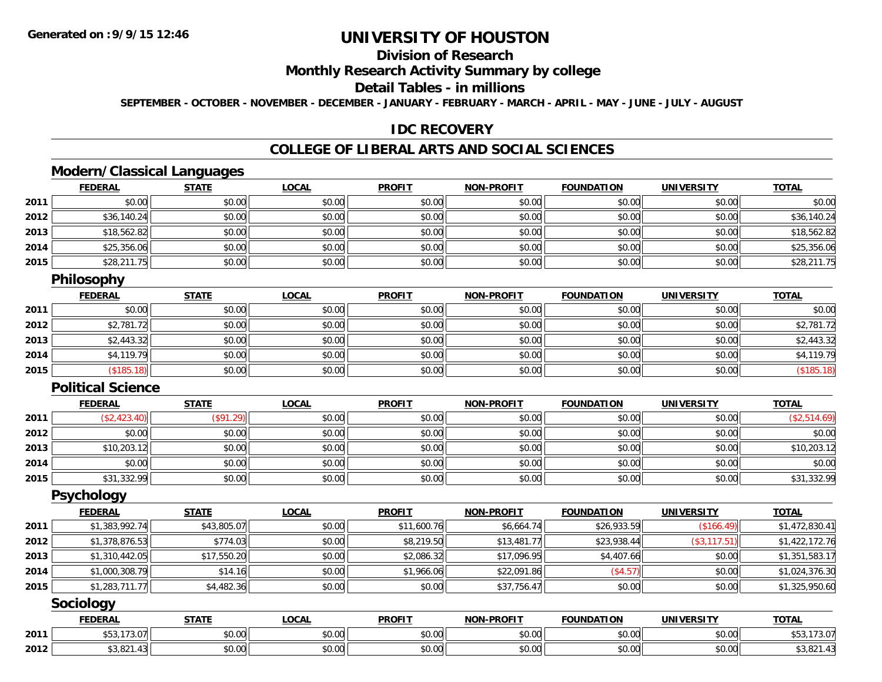Generated on :9/9/15 12:46

# UNIVERSITY OF HOUSTON

## Division of Research

## Monthly Research Activity Summary by college

## Detail Tables - in millions

SEPTEMBER - OCTOBER - NOVEMBER - DECEMBER - JANUARY - FEBRUARY - MARCH - APRIL - MAY - JUNE - JULY - AUGUST

## IDC RECOVERY

## COLLEGE OF LIBERAL ARTS AND SOCIAL SCIENCES

### Modern/Classical Languages

| | FEDERAL | STATE | LOCAL | PROFIT | NON-PROFIT | FOUNDATION | UNIVERSITY | TOTAL |
|---|---|---|---|---|---|---|---|---|
| 2011 | $0.00 | $0.00 | $0.00 | $0.00 | $0.00 | $0.00 | $0.00 | $0.00 |
| 2012 | $36,140.24 | $0.00 | $0.00 | $0.00 | $0.00 | $0.00 | $0.00 | $36,140.24 |
| 2013 | $18,562.82 | $0.00 | $0.00 | $0.00 | $0.00 | $0.00 | $0.00 | $18,562.82 |
| 2014 | $25,356.06 | $0.00 | $0.00 | $0.00 | $0.00 | $0.00 | $0.00 | $25,356.06 |
| 2015 | $28,211.75 | $0.00 | $0.00 | $0.00 | $0.00 | $0.00 | $0.00 | $28,211.75 |

### Philosophy

| | FEDERAL | STATE | LOCAL | PROFIT | NON-PROFIT | FOUNDATION | UNIVERSITY | TOTAL |
|---|---|---|---|---|---|---|---|---|
| 2011 | $0.00 | $0.00 | $0.00 | $0.00 | $0.00 | $0.00 | $0.00 | $0.00 |
| 2012 | $2,781.72 | $0.00 | $0.00 | $0.00 | $0.00 | $0.00 | $0.00 | $2,781.72 |
| 2013 | $2,443.32 | $0.00 | $0.00 | $0.00 | $0.00 | $0.00 | $0.00 | $2,443.32 |
| 2014 | $4,119.79 | $0.00 | $0.00 | $0.00 | $0.00 | $0.00 | $0.00 | $4,119.79 |
| 2015 | ($185.18) | $0.00 | $0.00 | $0.00 | $0.00 | $0.00 | $0.00 | ($185.18) |

### Political Science

| | FEDERAL | STATE | LOCAL | PROFIT | NON-PROFIT | FOUNDATION | UNIVERSITY | TOTAL |
|---|---|---|---|---|---|---|---|---|
| 2011 | ($2,423.40) | ($91.29) | $0.00 | $0.00 | $0.00 | $0.00 | $0.00 | ($2,514.69) |
| 2012 | $0.00 | $0.00 | $0.00 | $0.00 | $0.00 | $0.00 | $0.00 | $0.00 |
| 2013 | $10,203.12 | $0.00 | $0.00 | $0.00 | $0.00 | $0.00 | $0.00 | $10,203.12 |
| 2014 | $0.00 | $0.00 | $0.00 | $0.00 | $0.00 | $0.00 | $0.00 | $0.00 |
| 2015 | $31,332.99 | $0.00 | $0.00 | $0.00 | $0.00 | $0.00 | $0.00 | $31,332.99 |

### Psychology

| | FEDERAL | STATE | LOCAL | PROFIT | NON-PROFIT | FOUNDATION | UNIVERSITY | TOTAL |
|---|---|---|---|---|---|---|---|---|
| 2011 | $1,383,992.74 | $43,805.07 | $0.00 | $11,600.76 | $6,664.74 | $26,933.59 | ($166.49) | $1,472,830.41 |
| 2012 | $1,378,876.53 | $774.03 | $0.00 | $8,219.50 | $13,481.77 | $23,938.44 | ($3,117.51) | $1,422,172.76 |
| 2013 | $1,310,442.05 | $17,550.20 | $0.00 | $2,086.32 | $17,096.95 | $4,407.66 | $0.00 | $1,351,583.17 |
| 2014 | $1,000,308.79 | $14.16 | $0.00 | $1,966.06 | $22,091.86 | ($4.57) | $0.00 | $1,024,376.30 |
| 2015 | $1,283,711.77 | $4,482.36 | $0.00 | $0.00 | $37,756.47 | $0.00 | $0.00 | $1,325,950.60 |

### Sociology

| | FEDERAL | STATE | LOCAL | PROFIT | NON-PROFIT | FOUNDATION | UNIVERSITY | TOTAL |
|---|---|---|---|---|---|---|---|---|
| 2011 | $53,173.07 | $0.00 | $0.00 | $0.00 | $0.00 | $0.00 | $0.00 | $53,173.07 |
| 2012 | $3,821.43 | $0.00 | $0.00 | $0.00 | $0.00 | $0.00 | $0.00 | $3,821.43 |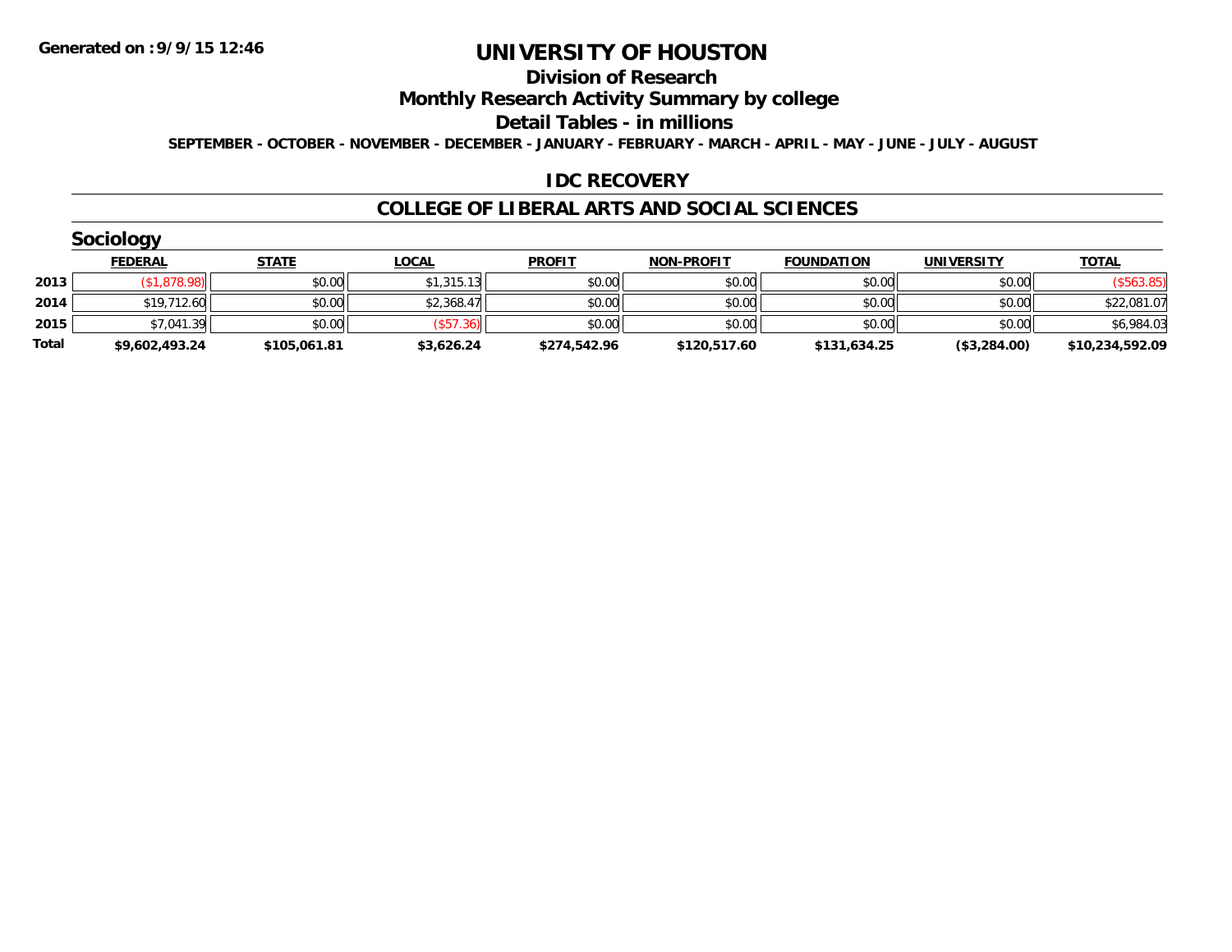**Generated on :9/9/15 12:46**

# UNIVERSITY OF HOUSTON

## Division of Research

## Monthly Research Activity Summary by college

## Detail Tables - in millions

**SEPTEMBER - OCTOBER - NOVEMBER - DECEMBER - JANUARY - FEBRUARY - MARCH - APRIL - MAY - JUNE - JULY - AUGUST**

### IDC RECOVERY

### COLLEGE OF LIBERAL ARTS AND SOCIAL SCIENCES

### Sociology

| | FEDERAL | STATE | LOCAL | PROFIT | NON-PROFIT | FOUNDATION | UNIVERSITY | TOTAL |
|---|---|---|---|---|---|---|---|---|
| **2013** | ($1,878.98) | $0.00 | $1,315.13 | $0.00 | $0.00 | $0.00 | $0.00 | ($563.85) |
| **2014** | $19,712.60 | $0.00 | $2,368.47 | $0.00 | $0.00 | $0.00 | $0.00 | $22,081.07 |
| **2015** | $7,041.39 | $0.00 | ($57.36) | $0.00 | $0.00 | $0.00 | $0.00 | $6,984.03 |
| **Total** | **$9,602,493.24** | **$105,061.81** | **$3,626.24** | **$274,542.96** | **$120,517.60** | **$131,634.25** | **($3,284.00)** | **$10,234,592.09** |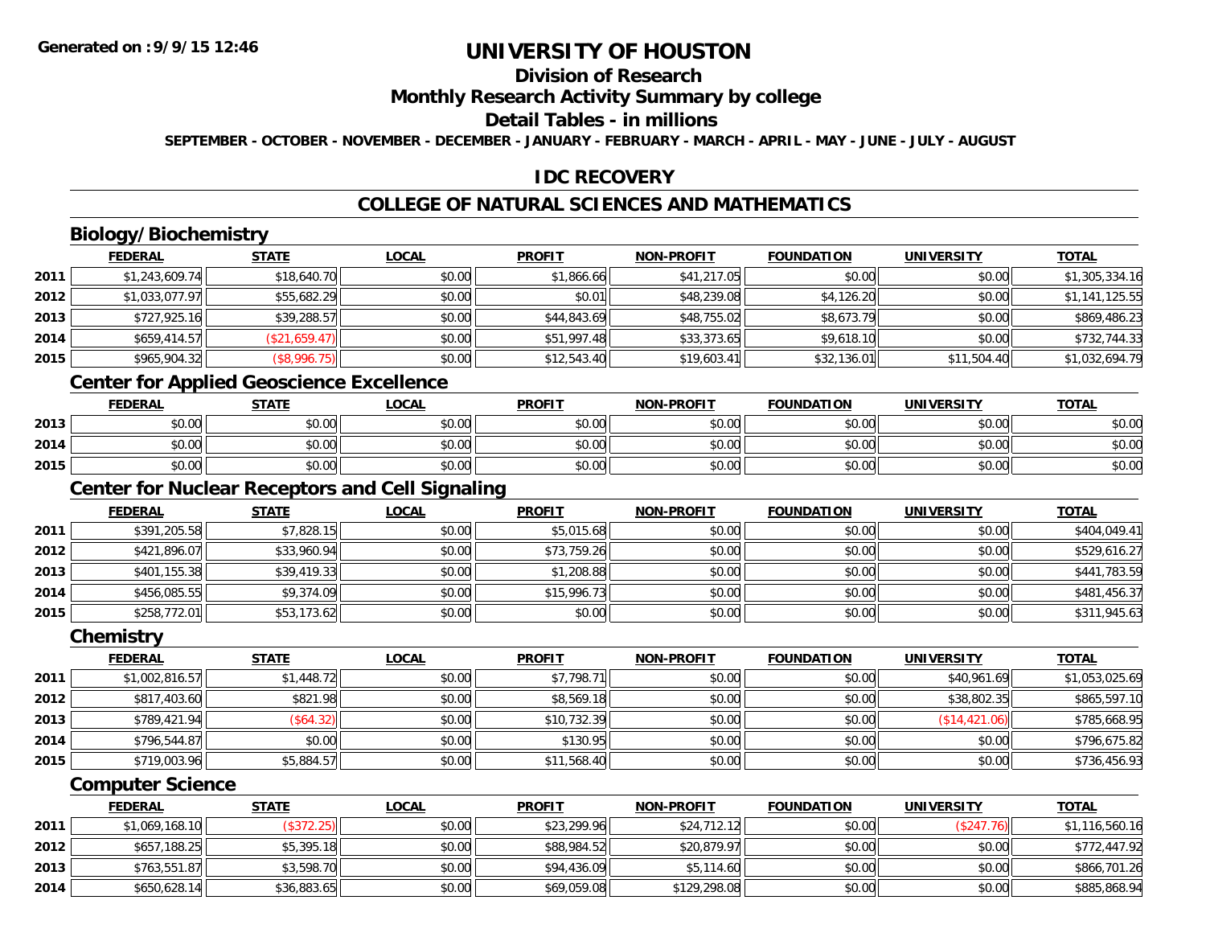Generated on :9/9/15 12:46

# UNIVERSITY OF HOUSTON

## Division of Research

## Monthly Research Activity Summary by college

## Detail Tables - in millions

SEPTEMBER - OCTOBER - NOVEMBER - DECEMBER - JANUARY - FEBRUARY - MARCH - APRIL - MAY - JUNE - JULY - AUGUST

## IDC RECOVERY

## COLLEGE OF NATURAL SCIENCES AND MATHEMATICS

### Biology/Biochemistry

| | FEDERAL | STATE | LOCAL | PROFIT | NON-PROFIT | FOUNDATION | UNIVERSITY | TOTAL |
|---|---|---|---|---|---|---|---|---|
| 2011 | $1,243,609.74 | $18,640.70 | $0.00 | $1,866.66 | $41,217.05 | $0.00 | $0.00 | $1,305,334.16 |
| 2012 | $1,033,077.97 | $55,682.29 | $0.00 | $0.01 | $48,239.08 | $4,126.20 | $0.00 | $1,141,125.55 |
| 2013 | $727,925.16 | $39,288.57 | $0.00 | $44,843.69 | $48,755.02 | $8,673.79 | $0.00 | $869,486.23 |
| 2014 | $659,414.57 | ($21,659.47) | $0.00 | $51,997.48 | $33,373.65 | $9,618.10 | $0.00 | $732,744.33 |
| 2015 | $965,904.32 | ($8,996.75) | $0.00 | $12,543.40 | $19,603.41 | $32,136.01 | $11,504.40 | $1,032,694.79 |

### Center for Applied Geoscience Excellence

| | FEDERAL | STATE | LOCAL | PROFIT | NON-PROFIT | FOUNDATION | UNIVERSITY | TOTAL |
|---|---|---|---|---|---|---|---|---|
| 2013 | $0.00 | $0.00 | $0.00 | $0.00 | $0.00 | $0.00 | $0.00 | $0.00 |
| 2014 | $0.00 | $0.00 | $0.00 | $0.00 | $0.00 | $0.00 | $0.00 | $0.00 |
| 2015 | $0.00 | $0.00 | $0.00 | $0.00 | $0.00 | $0.00 | $0.00 | $0.00 |

### Center for Nuclear Receptors and Cell Signaling

| | FEDERAL | STATE | LOCAL | PROFIT | NON-PROFIT | FOUNDATION | UNIVERSITY | TOTAL |
|---|---|---|---|---|---|---|---|---|
| 2011 | $391,205.58 | $7,828.15 | $0.00 | $5,015.68 | $0.00 | $0.00 | $0.00 | $404,049.41 |
| 2012 | $421,896.07 | $33,960.94 | $0.00 | $73,759.26 | $0.00 | $0.00 | $0.00 | $529,616.27 |
| 2013 | $401,155.38 | $39,419.33 | $0.00 | $1,208.88 | $0.00 | $0.00 | $0.00 | $441,783.59 |
| 2014 | $456,085.55 | $9,374.09 | $0.00 | $15,996.73 | $0.00 | $0.00 | $0.00 | $481,456.37 |
| 2015 | $258,772.01 | $53,173.62 | $0.00 | $0.00 | $0.00 | $0.00 | $0.00 | $311,945.63 |

### Chemistry

| | FEDERAL | STATE | LOCAL | PROFIT | NON-PROFIT | FOUNDATION | UNIVERSITY | TOTAL |
|---|---|---|---|---|---|---|---|---|
| 2011 | $1,002,816.57 | $1,448.72 | $0.00 | $7,798.71 | $0.00 | $0.00 | $40,961.69 | $1,053,025.69 |
| 2012 | $817,403.60 | $821.98 | $0.00 | $8,569.18 | $0.00 | $0.00 | $38,802.35 | $865,597.10 |
| 2013 | $789,421.94 | ($64.32) | $0.00 | $10,732.39 | $0.00 | $0.00 | ($14,421.06) | $785,668.95 |
| 2014 | $796,544.87 | $0.00 | $0.00 | $130.95 | $0.00 | $0.00 | $0.00 | $796,675.82 |
| 2015 | $719,003.96 | $5,884.57 | $0.00 | $11,568.40 | $0.00 | $0.00 | $0.00 | $736,456.93 |

### Computer Science

| | FEDERAL | STATE | LOCAL | PROFIT | NON-PROFIT | FOUNDATION | UNIVERSITY | TOTAL |
|---|---|---|---|---|---|---|---|---|
| 2011 | $1,069,168.10 | ($372.25) | $0.00 | $23,299.96 | $24,712.12 | $0.00 | ($247.76) | $1,116,560.16 |
| 2012 | $657,188.25 | $5,395.18 | $0.00 | $88,984.52 | $20,879.97 | $0.00 | $0.00 | $772,447.92 |
| 2013 | $763,551.87 | $3,598.70 | $0.00 | $94,436.09 | $5,114.60 | $0.00 | $0.00 | $866,701.26 |
| 2014 | $650,628.14 | $36,883.65 | $0.00 | $69,059.08 | $129,298.08 | $0.00 | $0.00 | $885,868.94 |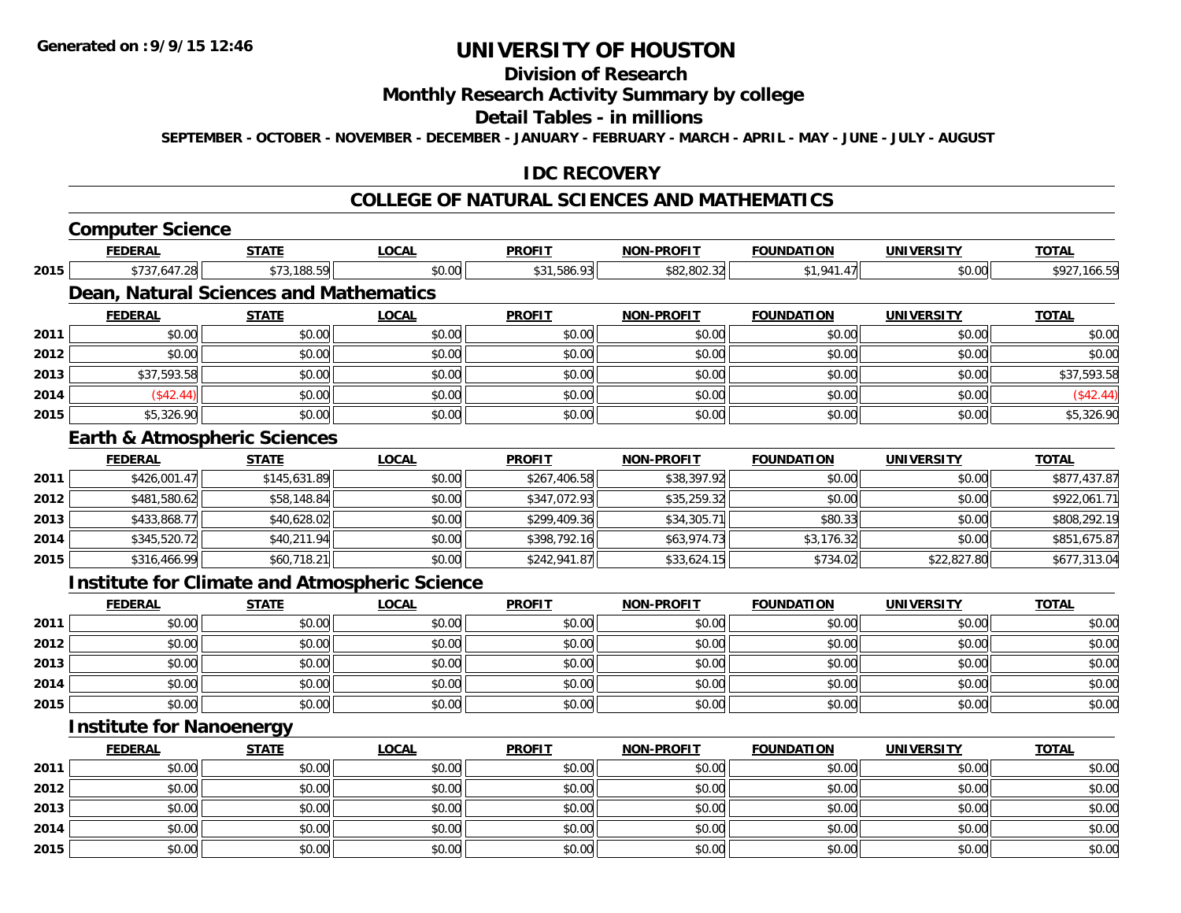# UNIVERSITY OF HOUSTON

## Division of Research

## Monthly Research Activity Summary by college

## Detail Tables - in millions

**SEPTEMBER - OCTOBER - NOVEMBER - DECEMBER - JANUARY - FEBRUARY - MARCH - APRIL - MAY - JUNE - JULY - AUGUST**

## IDC RECOVERY

## COLLEGE OF NATURAL SCIENCES AND MATHEMATICS

### Computer Science

| | FEDERAL | STATE | LOCAL | PROFIT | NON-PROFIT | FOUNDATION | UNIVERSITY | TOTAL |
|---|---|---|---|---|---|---|---|---|
| 2015 | $737,647.28 | $73,188.59 | $0.00 | $31,586.93 | $82,802.32 | $1,941.47 | $0.00 | $927,166.59 |

### Dean, Natural Sciences and Mathematics

| | FEDERAL | STATE | LOCAL | PROFIT | NON-PROFIT | FOUNDATION | UNIVERSITY | TOTAL |
|---|---|---|---|---|---|---|---|---|
| 2011 | $0.00 | $0.00 | $0.00 | $0.00 | $0.00 | $0.00 | $0.00 | $0.00 |
| 2012 | $0.00 | $0.00 | $0.00 | $0.00 | $0.00 | $0.00 | $0.00 | $0.00 |
| 2013 | $37,593.58 | $0.00 | $0.00 | $0.00 | $0.00 | $0.00 | $0.00 | $37,593.58 |
| 2014 | ($42.44) | $0.00 | $0.00 | $0.00 | $0.00 | $0.00 | $0.00 | ($42.44) |
| 2015 | $5,326.90 | $0.00 | $0.00 | $0.00 | $0.00 | $0.00 | $0.00 | $5,326.90 |

### Earth & Atmospheric Sciences

| | FEDERAL | STATE | LOCAL | PROFIT | NON-PROFIT | FOUNDATION | UNIVERSITY | TOTAL |
|---|---|---|---|---|---|---|---|---|
| 2011 | $426,001.47 | $145,631.89 | $0.00 | $267,406.58 | $38,397.92 | $0.00 | $0.00 | $877,437.87 |
| 2012 | $481,580.62 | $58,148.84 | $0.00 | $347,072.93 | $35,259.32 | $0.00 | $0.00 | $922,061.71 |
| 2013 | $433,868.77 | $40,628.02 | $0.00 | $299,409.36 | $34,305.71 | $80.33 | $0.00 | $808,292.19 |
| 2014 | $345,520.72 | $40,211.94 | $0.00 | $398,792.16 | $63,974.73 | $3,176.32 | $0.00 | $851,675.87 |
| 2015 | $316,466.99 | $60,718.21 | $0.00 | $242,941.87 | $33,624.15 | $734.02 | $22,827.80 | $677,313.04 |

### Institute for Climate and Atmospheric Science

| | FEDERAL | STATE | LOCAL | PROFIT | NON-PROFIT | FOUNDATION | UNIVERSITY | TOTAL |
|---|---|---|---|---|---|---|---|---|
| 2011 | $0.00 | $0.00 | $0.00 | $0.00 | $0.00 | $0.00 | $0.00 | $0.00 |
| 2012 | $0.00 | $0.00 | $0.00 | $0.00 | $0.00 | $0.00 | $0.00 | $0.00 |
| 2013 | $0.00 | $0.00 | $0.00 | $0.00 | $0.00 | $0.00 | $0.00 | $0.00 |
| 2014 | $0.00 | $0.00 | $0.00 | $0.00 | $0.00 | $0.00 | $0.00 | $0.00 |
| 2015 | $0.00 | $0.00 | $0.00 | $0.00 | $0.00 | $0.00 | $0.00 | $0.00 |

### Institute for Nanoenergy

| | FEDERAL | STATE | LOCAL | PROFIT | NON-PROFIT | FOUNDATION | UNIVERSITY | TOTAL |
|---|---|---|---|---|---|---|---|---|
| 2011 | $0.00 | $0.00 | $0.00 | $0.00 | $0.00 | $0.00 | $0.00 | $0.00 |
| 2012 | $0.00 | $0.00 | $0.00 | $0.00 | $0.00 | $0.00 | $0.00 | $0.00 |
| 2013 | $0.00 | $0.00 | $0.00 | $0.00 | $0.00 | $0.00 | $0.00 | $0.00 |
| 2014 | $0.00 | $0.00 | $0.00 | $0.00 | $0.00 | $0.00 | $0.00 | $0.00 |
| 2015 | $0.00 | $0.00 | $0.00 | $0.00 | $0.00 | $0.00 | $0.00 | $0.00 |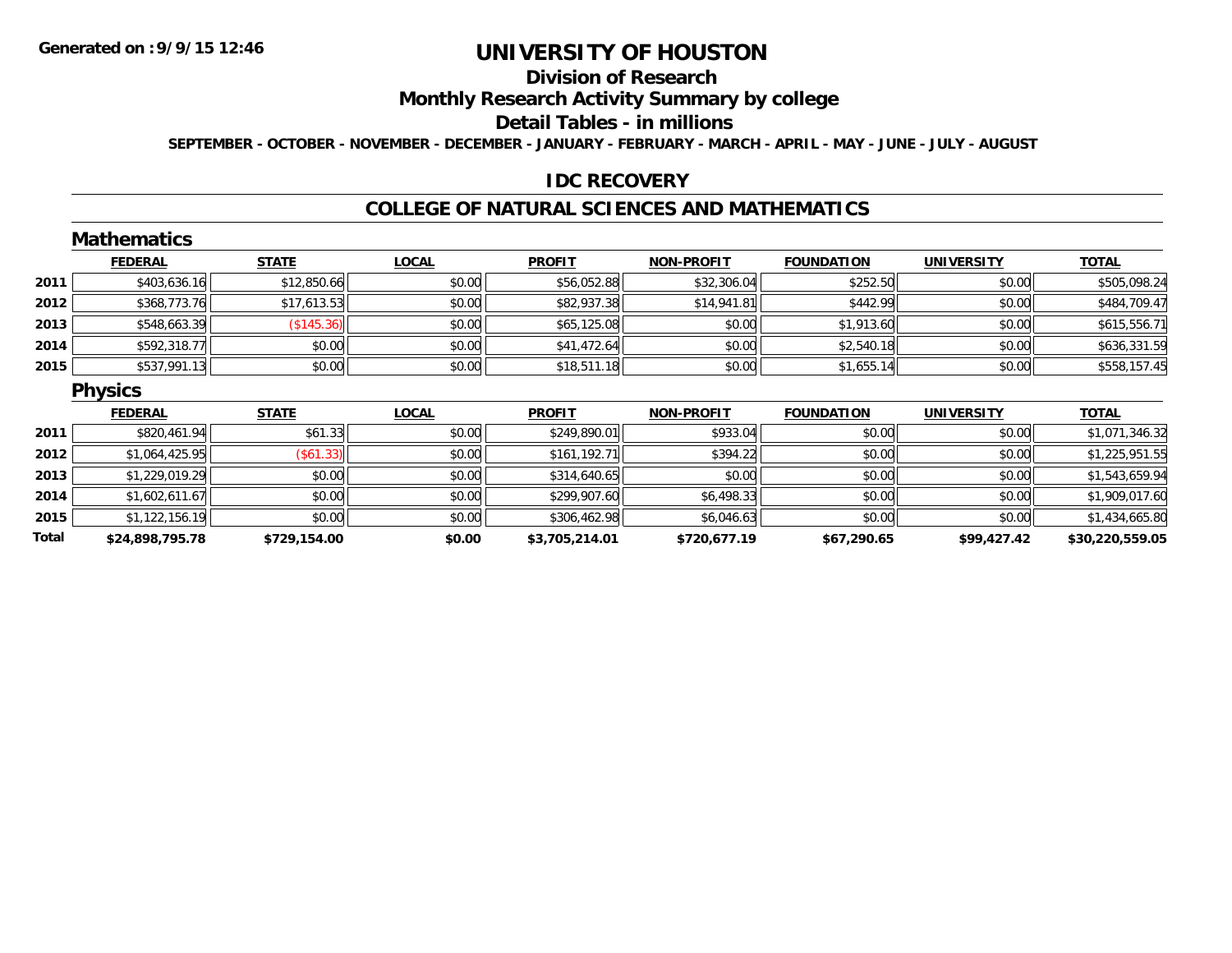**Generated on :9/9/15 12:46**

# UNIVERSITY OF HOUSTON

## Division of Research

## Monthly Research Activity Summary by college

## Detail Tables - in millions

**SEPTEMBER - OCTOBER - NOVEMBER - DECEMBER - JANUARY - FEBRUARY - MARCH - APRIL - MAY - JUNE - JULY - AUGUST**

## IDC RECOVERY

## COLLEGE OF NATURAL SCIENCES AND MATHEMATICS

### Mathematics

| | FEDERAL | STATE | LOCAL | PROFIT | NON-PROFIT | FOUNDATION | UNIVERSITY | TOTAL |
|---|---|---|---|---|---|---|---|---|
| 2011 | $403,636.16 | $12,850.66 | $0.00 | $56,052.88 | $32,306.04 | $252.50 | $0.00 | $505,098.24 |
| 2012 | $368,773.76 | $17,613.53 | $0.00 | $82,937.38 | $14,941.81 | $442.99 | $0.00 | $484,709.47 |
| 2013 | $548,663.39 | ($145.36) | $0.00 | $65,125.08 | $0.00 | $1,913.60 | $0.00 | $615,556.71 |
| 2014 | $592,318.77 | $0.00 | $0.00 | $41,472.64 | $0.00 | $2,540.18 | $0.00 | $636,331.59 |
| 2015 | $537,991.13 | $0.00 | $0.00 | $18,511.18 | $0.00 | $1,655.14 | $0.00 | $558,157.45 |

### Physics

| | FEDERAL | STATE | LOCAL | PROFIT | NON-PROFIT | FOUNDATION | UNIVERSITY | TOTAL |
|---|---|---|---|---|---|---|---|---|
| 2011 | $820,461.94 | $61.33 | $0.00 | $249,890.01 | $933.04 | $0.00 | $0.00 | $1,071,346.32 |
| 2012 | $1,064,425.95 | ($61.33) | $0.00 | $161,192.71 | $394.22 | $0.00 | $0.00 | $1,225,951.55 |
| 2013 | $1,229,019.29 | $0.00 | $0.00 | $314,640.65 | $0.00 | $0.00 | $0.00 | $1,543,659.94 |
| 2014 | $1,602,611.67 | $0.00 | $0.00 | $299,907.60 | $6,498.33 | $0.00 | $0.00 | $1,909,017.60 |
| 2015 | $1,122,156.19 | $0.00 | $0.00 | $306,462.98 | $6,046.63 | $0.00 | $0.00 | $1,434,665.80 |
| **Total** | **$24,898,795.78** | **$729,154.00** | **$0.00** | **$3,705,214.01** | **$720,677.19** | **$67,290.65** | **$99,427.42** | **$30,220,559.05** |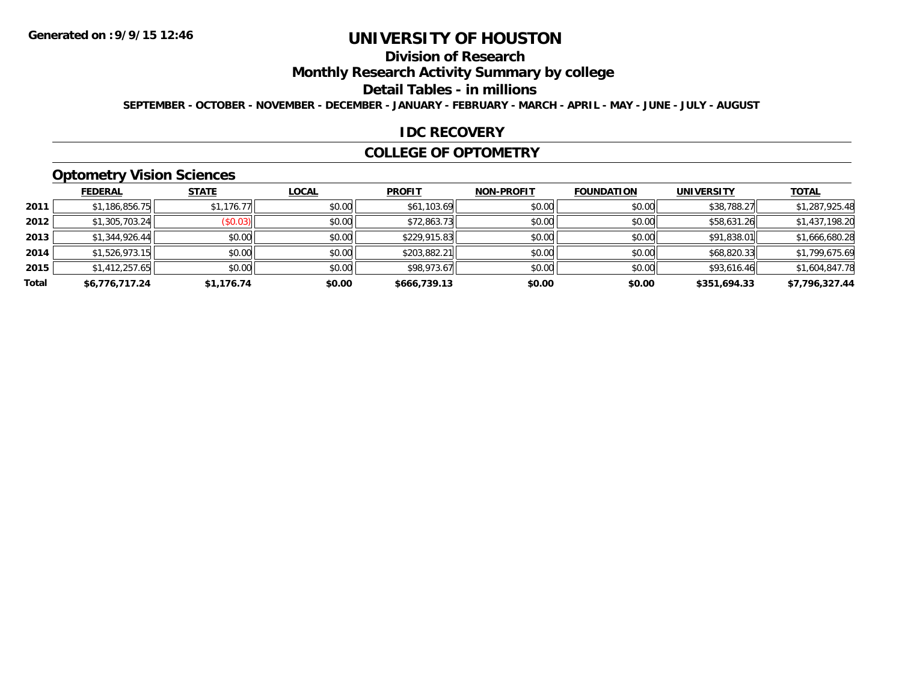# UNIVERSITY OF HOUSTON

## Division of Research

## Monthly Research Activity Summary by college

## Detail Tables - in millions

SEPTEMBER - OCTOBER - NOVEMBER - DECEMBER - JANUARY - FEBRUARY - MARCH - APRIL - MAY - JUNE - JULY - AUGUST

Generated on : 9/9/15 12:46

## IDC RECOVERY

## COLLEGE OF OPTOMETRY

### Optometry Vision Sciences

| | FEDERAL | STATE | LOCAL | PROFIT | NON-PROFIT | FOUNDATION | UNIVERSITY | TOTAL |
|---|---|---|---|---|---|---|---|---|
| 2011 | $1,186,856.75 | $1,176.77 | $0.00 | $61,103.69 | $0.00 | $0.00 | $38,788.27 | $1,287,925.48 |
| 2012 | $1,305,703.24 | ($0.03) | $0.00 | $72,863.73 | $0.00 | $0.00 | $58,631.26 | $1,437,198.20 |
| 2013 | $1,344,926.44 | $0.00 | $0.00 | $229,915.83 | $0.00 | $0.00 | $91,838.01 | $1,666,680.28 |
| 2014 | $1,526,973.15 | $0.00 | $0.00 | $203,882.21 | $0.00 | $0.00 | $68,820.33 | $1,799,675.69 |
| 2015 | $1,412,257.65 | $0.00 | $0.00 | $98,973.67 | $0.00 | $0.00 | $93,616.46 | $1,604,847.78 |
| **Total** | **$6,776,717.24** | **$1,176.74** | **$0.00** | **$666,739.13** | **$0.00** | **$0.00** | **$351,694.33** | **$7,796,327.44** |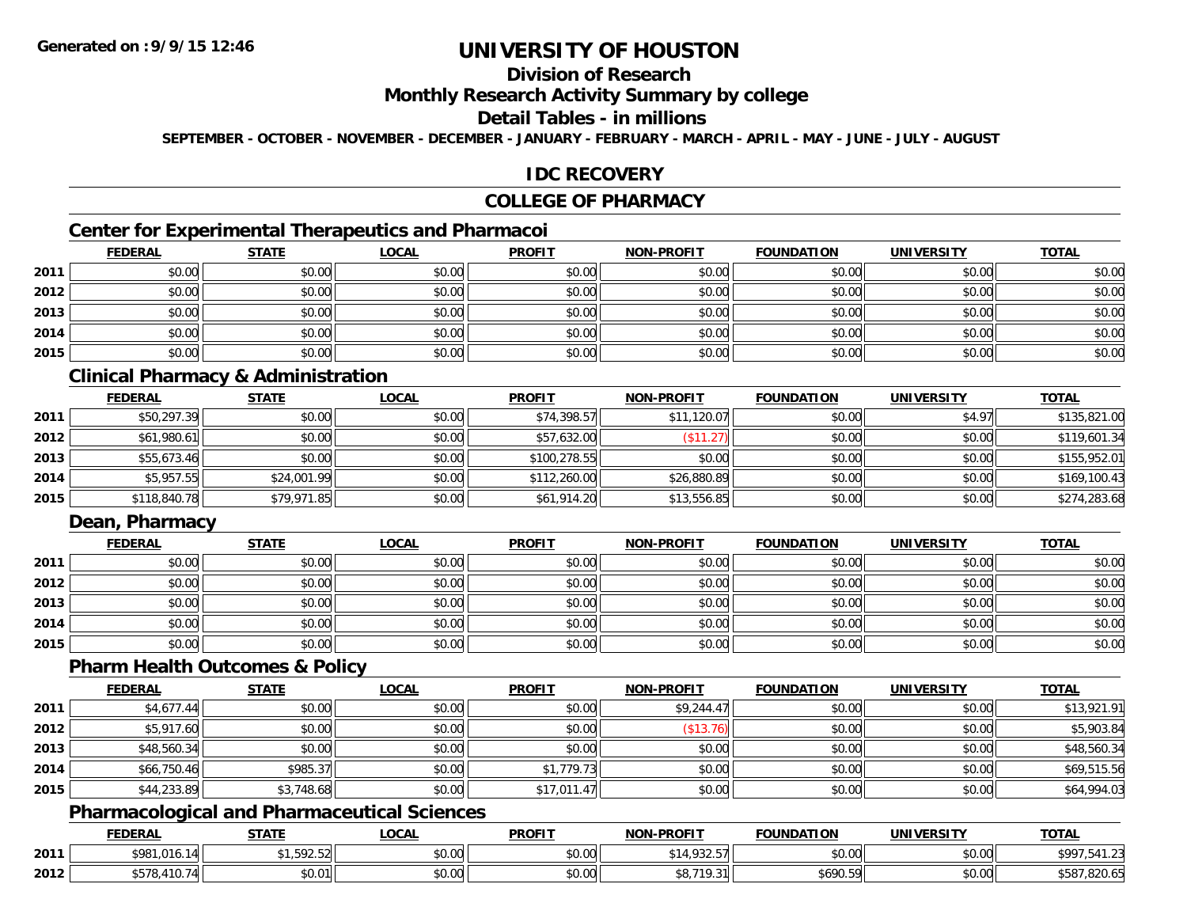# UNIVERSITY OF HOUSTON

## Division of Research

## Monthly Research Activity Summary by college

## Detail Tables - in millions

**SEPTEMBER - OCTOBER - NOVEMBER - DECEMBER - JANUARY - FEBRUARY - MARCH - APRIL - MAY - JUNE - JULY - AUGUST**

## IDC RECOVERY

## COLLEGE OF PHARMACY

### Center for Experimental Therapeutics and Pharmacoi

| | FEDERAL | STATE | LOCAL | PROFIT | NON-PROFIT | FOUNDATION | UNIVERSITY | TOTAL |
|---|---|---|---|---|---|---|---|---|
| 2011 | $0.00 | $0.00 | $0.00 | $0.00 | $0.00 | $0.00 | $0.00 | $0.00 |
| 2012 | $0.00 | $0.00 | $0.00 | $0.00 | $0.00 | $0.00 | $0.00 | $0.00 |
| 2013 | $0.00 | $0.00 | $0.00 | $0.00 | $0.00 | $0.00 | $0.00 | $0.00 |
| 2014 | $0.00 | $0.00 | $0.00 | $0.00 | $0.00 | $0.00 | $0.00 | $0.00 |
| 2015 | $0.00 | $0.00 | $0.00 | $0.00 | $0.00 | $0.00 | $0.00 | $0.00 |

### Clinical Pharmacy & Administration

| | FEDERAL | STATE | LOCAL | PROFIT | NON-PROFIT | FOUNDATION | UNIVERSITY | TOTAL |
|---|---|---|---|---|---|---|---|---|
| 2011 | $50,297.39 | $0.00 | $0.00 | $74,398.57 | $11,120.07 | $0.00 | $4.97 | $135,821.00 |
| 2012 | $61,980.61 | $0.00 | $0.00 | $57,632.00 | ($11.27) | $0.00 | $0.00 | $119,601.34 |
| 2013 | $55,673.46 | $0.00 | $0.00 | $100,278.55 | $0.00 | $0.00 | $0.00 | $155,952.01 |
| 2014 | $5,957.55 | $24,001.99 | $0.00 | $112,260.00 | $26,880.89 | $0.00 | $0.00 | $169,100.43 |
| 2015 | $118,840.78 | $79,971.85 | $0.00 | $61,914.20 | $13,556.85 | $0.00 | $0.00 | $274,283.68 |

### Dean, Pharmacy

| | FEDERAL | STATE | LOCAL | PROFIT | NON-PROFIT | FOUNDATION | UNIVERSITY | TOTAL |
|---|---|---|---|---|---|---|---|---|
| 2011 | $0.00 | $0.00 | $0.00 | $0.00 | $0.00 | $0.00 | $0.00 | $0.00 |
| 2012 | $0.00 | $0.00 | $0.00 | $0.00 | $0.00 | $0.00 | $0.00 | $0.00 |
| 2013 | $0.00 | $0.00 | $0.00 | $0.00 | $0.00 | $0.00 | $0.00 | $0.00 |
| 2014 | $0.00 | $0.00 | $0.00 | $0.00 | $0.00 | $0.00 | $0.00 | $0.00 |
| 2015 | $0.00 | $0.00 | $0.00 | $0.00 | $0.00 | $0.00 | $0.00 | $0.00 |

### Pharm Health Outcomes & Policy

| | FEDERAL | STATE | LOCAL | PROFIT | NON-PROFIT | FOUNDATION | UNIVERSITY | TOTAL |
|---|---|---|---|---|---|---|---|---|
| 2011 | $4,677.44 | $0.00 | $0.00 | $0.00 | $9,244.47 | $0.00 | $0.00 | $13,921.91 |
| 2012 | $5,917.60 | $0.00 | $0.00 | $0.00 | ($13.76) | $0.00 | $0.00 | $5,903.84 |
| 2013 | $48,560.34 | $0.00 | $0.00 | $0.00 | $0.00 | $0.00 | $0.00 | $48,560.34 |
| 2014 | $66,750.46 | $985.37 | $0.00 | $1,779.73 | $0.00 | $0.00 | $0.00 | $69,515.56 |
| 2015 | $44,233.89 | $3,748.68 | $0.00 | $17,011.47 | $0.00 | $0.00 | $0.00 | $64,994.03 |

### Pharmacological and Pharmaceutical Sciences

| | FEDERAL | STATE | LOCAL | PROFIT | NON-PROFIT | FOUNDATION | UNIVERSITY | TOTAL |
|---|---|---|---|---|---|---|---|---|
| 2011 | $981,016.14 | $1,592.52 | $0.00 | $0.00 | $14,932.57 | $0.00 | $0.00 | $997,541.23 |
| 2012 | $578,410.74 | $0.01 | $0.00 | $0.00 | $8,719.31 | $690.59 | $0.00 | $587,820.65 |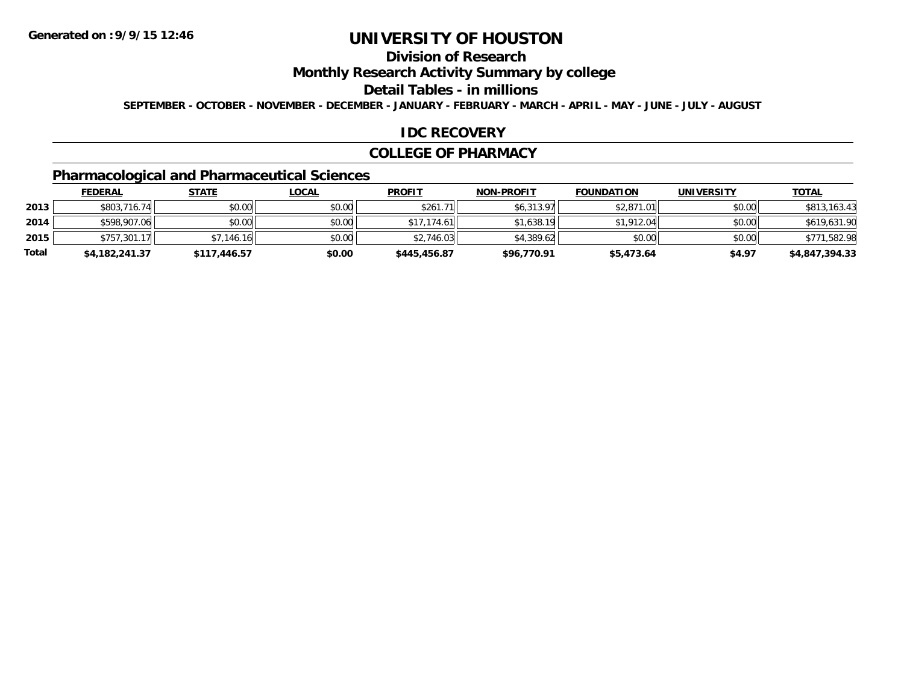Generated on :9/9/15 12:46

# UNIVERSITY OF HOUSTON

## Division of Research

## Monthly Research Activity Summary by college

## Detail Tables - in millions

SEPTEMBER - OCTOBER - NOVEMBER - DECEMBER - JANUARY - FEBRUARY - MARCH - APRIL - MAY - JUNE - JULY - AUGUST

### IDC RECOVERY

### COLLEGE OF PHARMACY

### Pharmacological and Pharmaceutical Sciences

| | FEDERAL | STATE | LOCAL | PROFIT | NON-PROFIT | FOUNDATION | UNIVERSITY | TOTAL |
|---|---|---|---|---|---|---|---|---|
| 2013 | $803,716.74 | $0.00 | $0.00 | $261.71 | $6,313.97 | $2,871.01 | $0.00 | $813,163.43 |
| 2014 | $598,907.06 | $0.00 | $0.00 | $17,174.61 | $1,638.19 | $1,912.04 | $0.00 | $619,631.90 |
| 2015 | $757,301.17 | $7,146.16 | $0.00 | $2,746.03 | $4,389.62 | $0.00 | $0.00 | $771,582.98 |
| **Total** | **$4,182,241.37** | **$117,446.57** | **$0.00** | **$445,456.87** | **$96,770.91** | **$5,473.64** | **$4.97** | **$4,847,394.33** |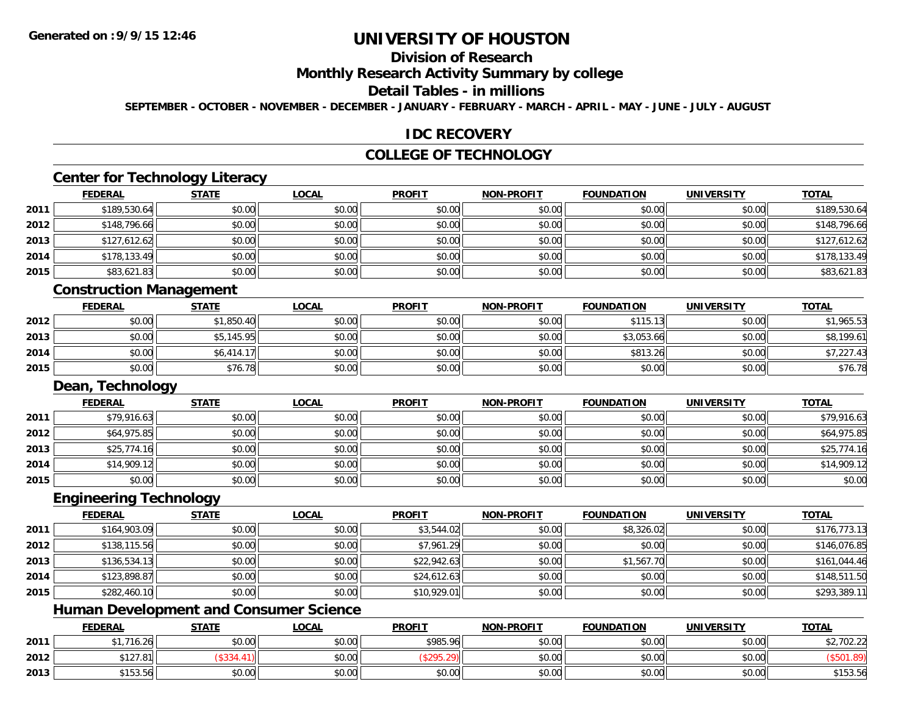# UNIVERSITY OF HOUSTON

## Division of Research

## Monthly Research Activity Summary by college

## Detail Tables - in millions

**SEPTEMBER - OCTOBER - NOVEMBER - DECEMBER - JANUARY - FEBRUARY - MARCH - APRIL - MAY - JUNE - JULY - AUGUST**

## IDC RECOVERY

## COLLEGE OF TECHNOLOGY

### Center for Technology Literacy

| | FEDERAL | STATE | LOCAL | PROFIT | NON-PROFIT | FOUNDATION | UNIVERSITY | TOTAL |
|---|---|---|---|---|---|---|---|---|
| 2011 | $189,530.64 | $0.00 | $0.00 | $0.00 | $0.00 | $0.00 | $0.00 | $189,530.64 |
| 2012 | $148,796.66 | $0.00 | $0.00 | $0.00 | $0.00 | $0.00 | $0.00 | $148,796.66 |
| 2013 | $127,612.62 | $0.00 | $0.00 | $0.00 | $0.00 | $0.00 | $0.00 | $127,612.62 |
| 2014 | $178,133.49 | $0.00 | $0.00 | $0.00 | $0.00 | $0.00 | $0.00 | $178,133.49 |
| 2015 | $83,621.83 | $0.00 | $0.00 | $0.00 | $0.00 | $0.00 | $0.00 | $83,621.83 |

### Construction Management

| | FEDERAL | STATE | LOCAL | PROFIT | NON-PROFIT | FOUNDATION | UNIVERSITY | TOTAL |
|---|---|---|---|---|---|---|---|---|
| 2012 | $0.00 | $1,850.40 | $0.00 | $0.00 | $0.00 | $115.13 | $0.00 | $1,965.53 |
| 2013 | $0.00 | $5,145.95 | $0.00 | $0.00 | $0.00 | $3,053.66 | $0.00 | $8,199.61 |
| 2014 | $0.00 | $6,414.17 | $0.00 | $0.00 | $0.00 | $813.26 | $0.00 | $7,227.43 |
| 2015 | $0.00 | $76.78 | $0.00 | $0.00 | $0.00 | $0.00 | $0.00 | $76.78 |

### Dean, Technology

| | FEDERAL | STATE | LOCAL | PROFIT | NON-PROFIT | FOUNDATION | UNIVERSITY | TOTAL |
|---|---|---|---|---|---|---|---|---|
| 2011 | $79,916.63 | $0.00 | $0.00 | $0.00 | $0.00 | $0.00 | $0.00 | $79,916.63 |
| 2012 | $64,975.85 | $0.00 | $0.00 | $0.00 | $0.00 | $0.00 | $0.00 | $64,975.85 |
| 2013 | $25,774.16 | $0.00 | $0.00 | $0.00 | $0.00 | $0.00 | $0.00 | $25,774.16 |
| 2014 | $14,909.12 | $0.00 | $0.00 | $0.00 | $0.00 | $0.00 | $0.00 | $14,909.12 |
| 2015 | $0.00 | $0.00 | $0.00 | $0.00 | $0.00 | $0.00 | $0.00 | $0.00 |

### Engineering Technology

| | FEDERAL | STATE | LOCAL | PROFIT | NON-PROFIT | FOUNDATION | UNIVERSITY | TOTAL |
|---|---|---|---|---|---|---|---|---|
| 2011 | $164,903.09 | $0.00 | $0.00 | $3,544.02 | $0.00 | $8,326.02 | $0.00 | $176,773.13 |
| 2012 | $138,115.56 | $0.00 | $0.00 | $7,961.29 | $0.00 | $0.00 | $0.00 | $146,076.85 |
| 2013 | $136,534.13 | $0.00 | $0.00 | $22,942.63 | $0.00 | $1,567.70 | $0.00 | $161,044.46 |
| 2014 | $123,898.87 | $0.00 | $0.00 | $24,612.63 | $0.00 | $0.00 | $0.00 | $148,511.50 |
| 2015 | $282,460.10 | $0.00 | $0.00 | $10,929.01 | $0.00 | $0.00 | $0.00 | $293,389.11 |

### Human Development and Consumer Science

| | FEDERAL | STATE | LOCAL | PROFIT | NON-PROFIT | FOUNDATION | UNIVERSITY | TOTAL |
|---|---|---|---|---|---|---|---|---|
| 2011 | $1,716.26 | $0.00 | $0.00 | $985.96 | $0.00 | $0.00 | $0.00 | $2,702.22 |
| 2012 | $127.81 | ($334.41) | $0.00 | ($295.29) | $0.00 | $0.00 | $0.00 | ($501.89) |
| 2013 | $153.56 | $0.00 | $0.00 | $0.00 | $0.00 | $0.00 | $0.00 | $153.56 |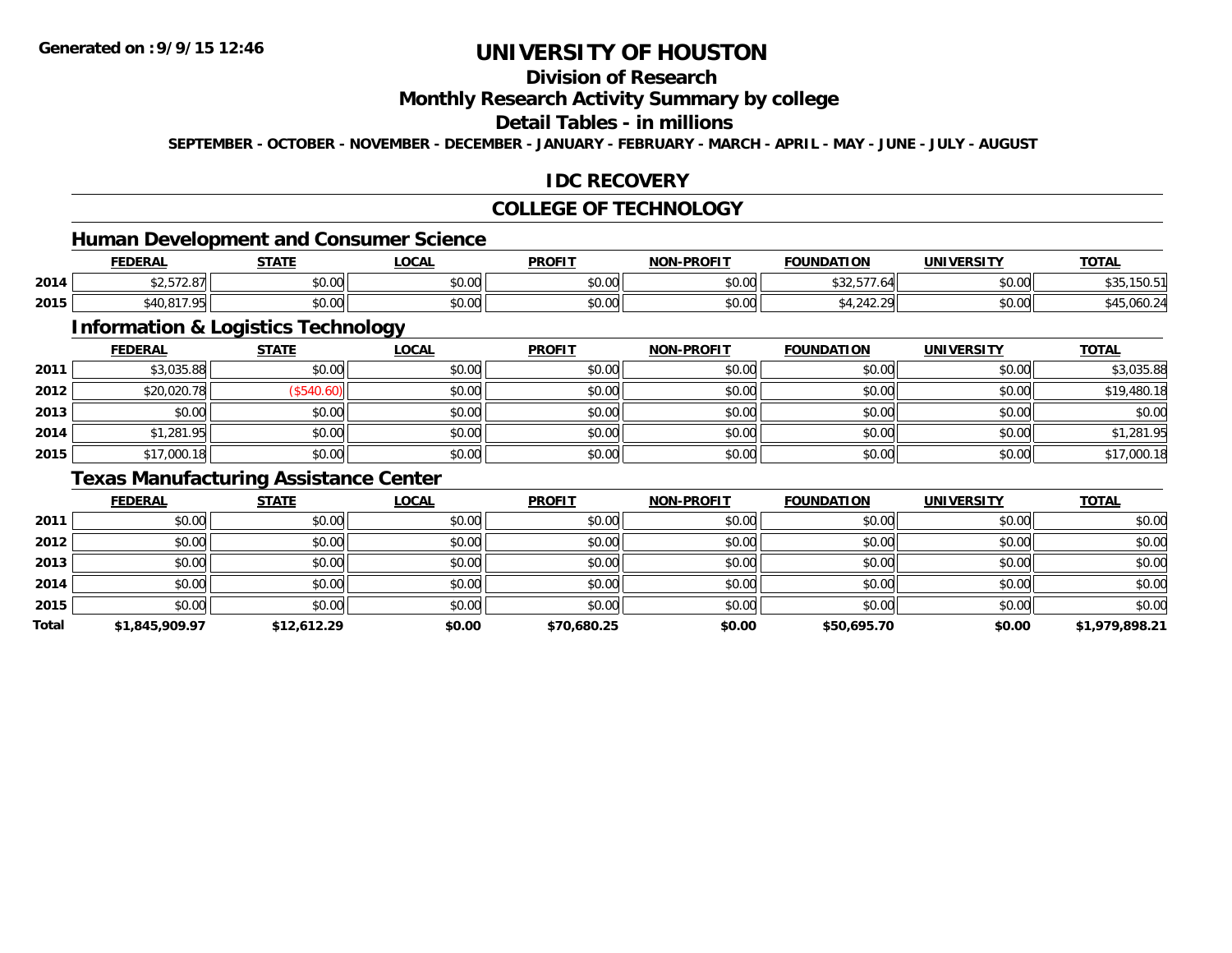# UNIVERSITY OF HOUSTON

## Division of Research

## Monthly Research Activity Summary by college

## Detail Tables - in millions

SEPTEMBER - OCTOBER - NOVEMBER - DECEMBER - JANUARY - FEBRUARY - MARCH - APRIL - MAY - JUNE - JULY - AUGUST

## IDC RECOVERY

## COLLEGE OF TECHNOLOGY

### Human Development and Consumer Science

| | FEDERAL | STATE | LOCAL | PROFIT | NON-PROFIT | FOUNDATION | UNIVERSITY | TOTAL |
|---|---|---|---|---|---|---|---|---|
| 2014 | $2,572.87 | $0.00 | $0.00 | $0.00 | $0.00 | $32,577.64 | $0.00 | $35,150.51 |
| 2015 | $40,817.95 | $0.00 | $0.00 | $0.00 | $0.00 | $4,242.29 | $0.00 | $45,060.24 |

### Information & Logistics Technology

| | FEDERAL | STATE | LOCAL | PROFIT | NON-PROFIT | FOUNDATION | UNIVERSITY | TOTAL |
|---|---|---|---|---|---|---|---|---|
| 2011 | $3,035.88 | $0.00 | $0.00 | $0.00 | $0.00 | $0.00 | $0.00 | $3,035.88 |
| 2012 | $20,020.78 | ($540.60) | $0.00 | $0.00 | $0.00 | $0.00 | $0.00 | $19,480.18 |
| 2013 | $0.00 | $0.00 | $0.00 | $0.00 | $0.00 | $0.00 | $0.00 | $0.00 |
| 2014 | $1,281.95 | $0.00 | $0.00 | $0.00 | $0.00 | $0.00 | $0.00 | $1,281.95 |
| 2015 | $17,000.18 | $0.00 | $0.00 | $0.00 | $0.00 | $0.00 | $0.00 | $17,000.18 |

### Texas Manufacturing Assistance Center

| | FEDERAL | STATE | LOCAL | PROFIT | NON-PROFIT | FOUNDATION | UNIVERSITY | TOTAL |
|---|---|---|---|---|---|---|---|---|
| 2011 | $0.00 | $0.00 | $0.00 | $0.00 | $0.00 | $0.00 | $0.00 | $0.00 |
| 2012 | $0.00 | $0.00 | $0.00 | $0.00 | $0.00 | $0.00 | $0.00 | $0.00 |
| 2013 | $0.00 | $0.00 | $0.00 | $0.00 | $0.00 | $0.00 | $0.00 | $0.00 |
| 2014 | $0.00 | $0.00 | $0.00 | $0.00 | $0.00 | $0.00 | $0.00 | $0.00 |
| 2015 | $0.00 | $0.00 | $0.00 | $0.00 | $0.00 | $0.00 | $0.00 | $0.00 |
| **Total** | **$1,845,909.97** | **$12,612.29** | **$0.00** | **$70,680.25** | **$0.00** | **$50,695.70** | **$0.00** | **$1,979,898.21** |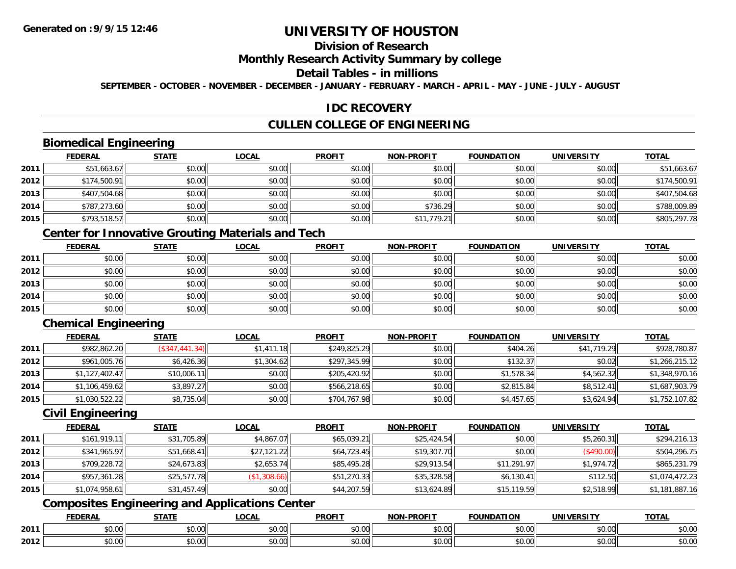# UNIVERSITY OF HOUSTON

## Division of Research

## Monthly Research Activity Summary by college

## Detail Tables - in millions

SEPTEMBER - OCTOBER - NOVEMBER - DECEMBER - JANUARY - FEBRUARY - MARCH - APRIL - MAY - JUNE - JULY - AUGUST

## IDC RECOVERY

## CULLEN COLLEGE OF ENGINEERING

### Biomedical Engineering

| | FEDERAL | STATE | LOCAL | PROFIT | NON-PROFIT | FOUNDATION | UNIVERSITY | TOTAL |
|---|---|---|---|---|---|---|---|---|
| 2011 | $51,663.67 | $0.00 | $0.00 | $0.00 | $0.00 | $0.00 | $0.00 | $51,663.67 |
| 2012 | $174,500.91 | $0.00 | $0.00 | $0.00 | $0.00 | $0.00 | $0.00 | $174,500.91 |
| 2013 | $407,504.68 | $0.00 | $0.00 | $0.00 | $0.00 | $0.00 | $0.00 | $407,504.68 |
| 2014 | $787,273.60 | $0.00 | $0.00 | $0.00 | $736.29 | $0.00 | $0.00 | $788,009.89 |
| 2015 | $793,518.57 | $0.00 | $0.00 | $0.00 | $11,779.21 | $0.00 | $0.00 | $805,297.78 |

### Center for Innovative Grouting Materials and Tech

| | FEDERAL | STATE | LOCAL | PROFIT | NON-PROFIT | FOUNDATION | UNIVERSITY | TOTAL |
|---|---|---|---|---|---|---|---|---|
| 2011 | $0.00 | $0.00 | $0.00 | $0.00 | $0.00 | $0.00 | $0.00 | $0.00 |
| 2012 | $0.00 | $0.00 | $0.00 | $0.00 | $0.00 | $0.00 | $0.00 | $0.00 |
| 2013 | $0.00 | $0.00 | $0.00 | $0.00 | $0.00 | $0.00 | $0.00 | $0.00 |
| 2014 | $0.00 | $0.00 | $0.00 | $0.00 | $0.00 | $0.00 | $0.00 | $0.00 |
| 2015 | $0.00 | $0.00 | $0.00 | $0.00 | $0.00 | $0.00 | $0.00 | $0.00 |

### Chemical Engineering

| | FEDERAL | STATE | LOCAL | PROFIT | NON-PROFIT | FOUNDATION | UNIVERSITY | TOTAL |
|---|---|---|---|---|---|---|---|---|
| 2011 | $982,862.20 | ($347,441.34) | $1,411.18 | $249,825.29 | $0.00 | $404.26 | $41,719.29 | $928,780.87 |
| 2012 | $961,005.76 | $6,426.36 | $1,304.62 | $297,345.99 | $0.00 | $132.37 | $0.02 | $1,266,215.12 |
| 2013 | $1,127,402.47 | $10,006.11 | $0.00 | $205,420.92 | $0.00 | $1,578.34 | $4,562.32 | $1,348,970.16 |
| 2014 | $1,106,459.62 | $3,897.27 | $0.00 | $566,218.65 | $0.00 | $2,815.84 | $8,512.41 | $1,687,903.79 |
| 2015 | $1,030,522.22 | $8,735.04 | $0.00 | $704,767.98 | $0.00 | $4,457.65 | $3,624.94 | $1,752,107.82 |

### Civil Engineering

| | FEDERAL | STATE | LOCAL | PROFIT | NON-PROFIT | FOUNDATION | UNIVERSITY | TOTAL |
|---|---|---|---|---|---|---|---|---|
| 2011 | $161,919.11 | $31,705.89 | $4,867.07 | $65,039.21 | $25,424.54 | $0.00 | $5,260.31 | $294,216.13 |
| 2012 | $341,965.97 | $51,668.41 | $27,121.22 | $64,723.45 | $19,307.70 | $0.00 | ($490.00) | $504,296.75 |
| 2013 | $709,228.72 | $24,673.83 | $2,653.74 | $85,495.28 | $29,913.54 | $11,291.97 | $1,974.72 | $865,231.79 |
| 2014 | $957,361.28 | $25,577.78 | ($1,308.66) | $51,270.33 | $35,328.58 | $6,130.41 | $112.50 | $1,074,472.23 |
| 2015 | $1,074,958.61 | $31,457.49 | $0.00 | $44,207.59 | $13,624.89 | $15,119.59 | $2,518.99 | $1,181,887.16 |

### Composites Engineering and Applications Center

| | FEDERAL | STATE | LOCAL | PROFIT | NON-PROFIT | FOUNDATION | UNIVERSITY | TOTAL |
|---|---|---|---|---|---|---|---|---|
| 2011 | $0.00 | $0.00 | $0.00 | $0.00 | $0.00 | $0.00 | $0.00 | $0.00 |
| 2012 | $0.00 | $0.00 | $0.00 | $0.00 | $0.00 | $0.00 | $0.00 | $0.00 |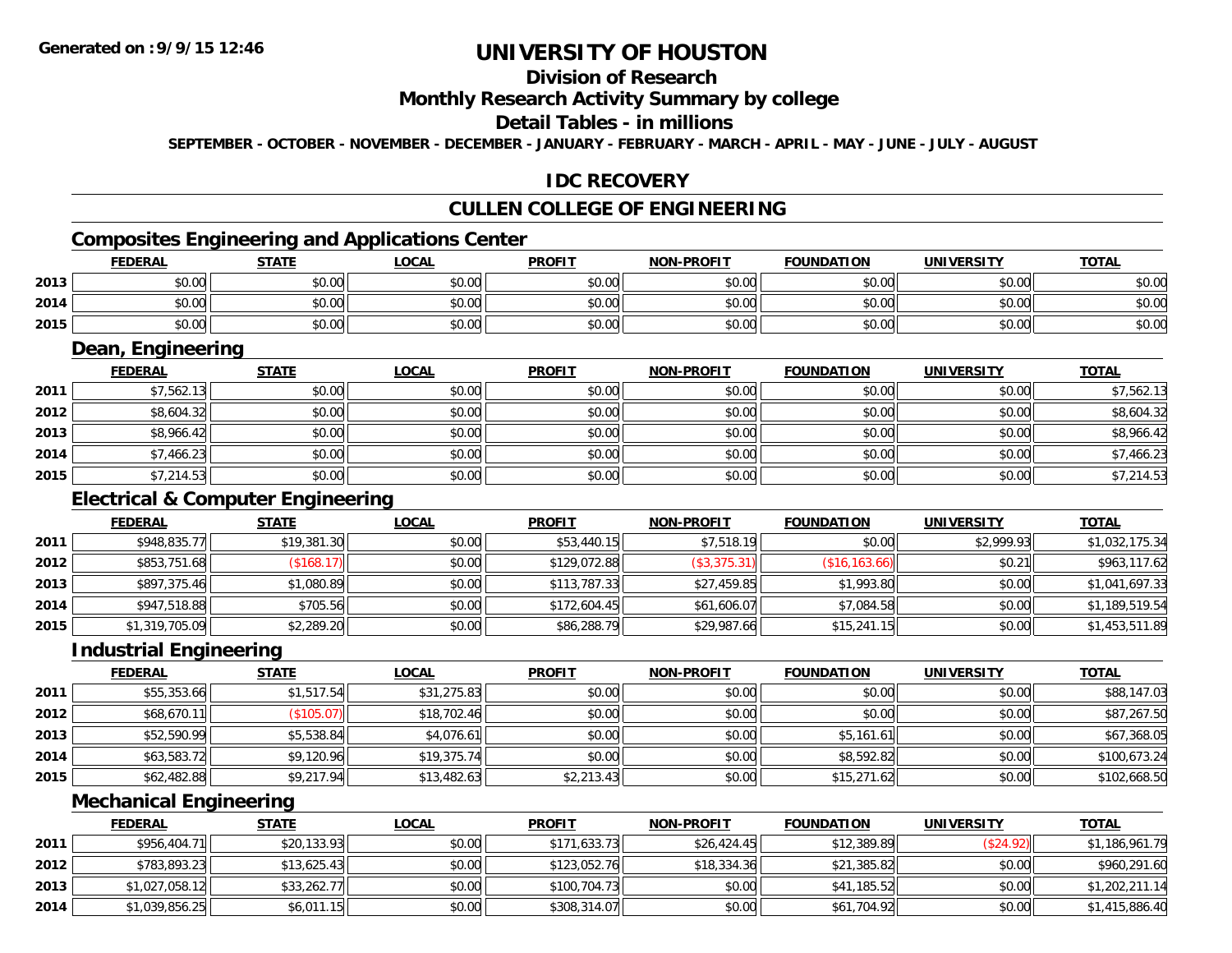# UNIVERSITY OF HOUSTON

## Division of Research

## Monthly Research Activity Summary by college

## Detail Tables - in millions

**SEPTEMBER - OCTOBER - NOVEMBER - DECEMBER - JANUARY - FEBRUARY - MARCH - APRIL - MAY - JUNE - JULY - AUGUST**

## IDC RECOVERY

## CULLEN COLLEGE OF ENGINEERING

### Composites Engineering and Applications Center

| | FEDERAL | STATE | LOCAL | PROFIT | NON-PROFIT | FOUNDATION | UNIVERSITY | TOTAL |
|---|---|---|---|---|---|---|---|---|
| 2013 | $0.00 | $0.00 | $0.00 | $0.00 | $0.00 | $0.00 | $0.00 | $0.00 |
| 2014 | $0.00 | $0.00 | $0.00 | $0.00 | $0.00 | $0.00 | $0.00 | $0.00 |
| 2015 | $0.00 | $0.00 | $0.00 | $0.00 | $0.00 | $0.00 | $0.00 | $0.00 |

### Dean, Engineering

| | FEDERAL | STATE | LOCAL | PROFIT | NON-PROFIT | FOUNDATION | UNIVERSITY | TOTAL |
|---|---|---|---|---|---|---|---|---|
| 2011 | $7,562.13 | $0.00 | $0.00 | $0.00 | $0.00 | $0.00 | $0.00 | $7,562.13 |
| 2012 | $8,604.32 | $0.00 | $0.00 | $0.00 | $0.00 | $0.00 | $0.00 | $8,604.32 |
| 2013 | $8,966.42 | $0.00 | $0.00 | $0.00 | $0.00 | $0.00 | $0.00 | $8,966.42 |
| 2014 | $7,466.23 | $0.00 | $0.00 | $0.00 | $0.00 | $0.00 | $0.00 | $7,466.23 |
| 2015 | $7,214.53 | $0.00 | $0.00 | $0.00 | $0.00 | $0.00 | $0.00 | $7,214.53 |

### Electrical & Computer Engineering

| | FEDERAL | STATE | LOCAL | PROFIT | NON-PROFIT | FOUNDATION | UNIVERSITY | TOTAL |
|---|---|---|---|---|---|---|---|---|
| 2011 | $948,835.77 | $19,381.30 | $0.00 | $53,440.15 | $7,518.19 | $0.00 | $2,999.93 | $1,032,175.34 |
| 2012 | $853,751.68 | ($168.17) | $0.00 | $129,072.88 | ($3,375.31) | ($16,163.66) | $0.21 | $963,117.62 |
| 2013 | $897,375.46 | $1,080.89 | $0.00 | $113,787.33 | $27,459.85 | $1,993.80 | $0.00 | $1,041,697.33 |
| 2014 | $947,518.88 | $705.56 | $0.00 | $172,604.45 | $61,606.07 | $7,084.58 | $0.00 | $1,189,519.54 |
| 2015 | $1,319,705.09 | $2,289.20 | $0.00 | $86,288.79 | $29,987.66 | $15,241.15 | $0.00 | $1,453,511.89 |

### Industrial Engineering

| | FEDERAL | STATE | LOCAL | PROFIT | NON-PROFIT | FOUNDATION | UNIVERSITY | TOTAL |
|---|---|---|---|---|---|---|---|---|
| 2011 | $55,353.66 | $1,517.54 | $31,275.83 | $0.00 | $0.00 | $0.00 | $0.00 | $88,147.03 |
| 2012 | $68,670.11 | ($105.07) | $18,702.46 | $0.00 | $0.00 | $0.00 | $0.00 | $87,267.50 |
| 2013 | $52,590.99 | $5,538.84 | $4,076.61 | $0.00 | $0.00 | $5,161.61 | $0.00 | $67,368.05 |
| 2014 | $63,583.72 | $9,120.96 | $19,375.74 | $0.00 | $0.00 | $8,592.82 | $0.00 | $100,673.24 |
| 2015 | $62,482.88 | $9,217.94 | $13,482.63 | $2,213.43 | $0.00 | $15,271.62 | $0.00 | $102,668.50 |

### Mechanical Engineering

| | FEDERAL | STATE | LOCAL | PROFIT | NON-PROFIT | FOUNDATION | UNIVERSITY | TOTAL |
|---|---|---|---|---|---|---|---|---|
| 2011 | $956,404.71 | $20,133.93 | $0.00 | $171,633.73 | $26,424.45 | $12,389.89 | ($24.92) | $1,186,961.79 |
| 2012 | $783,893.23 | $13,625.43 | $0.00 | $123,052.76 | $18,334.36 | $21,385.82 | $0.00 | $960,291.60 |
| 2013 | $1,027,058.12 | $33,262.77 | $0.00 | $100,704.73 | $0.00 | $41,185.52 | $0.00 | $1,202,211.14 |
| 2014 | $1,039,856.25 | $6,011.15 | $0.00 | $308,314.07 | $0.00 | $61,704.92 | $0.00 | $1,415,886.40 |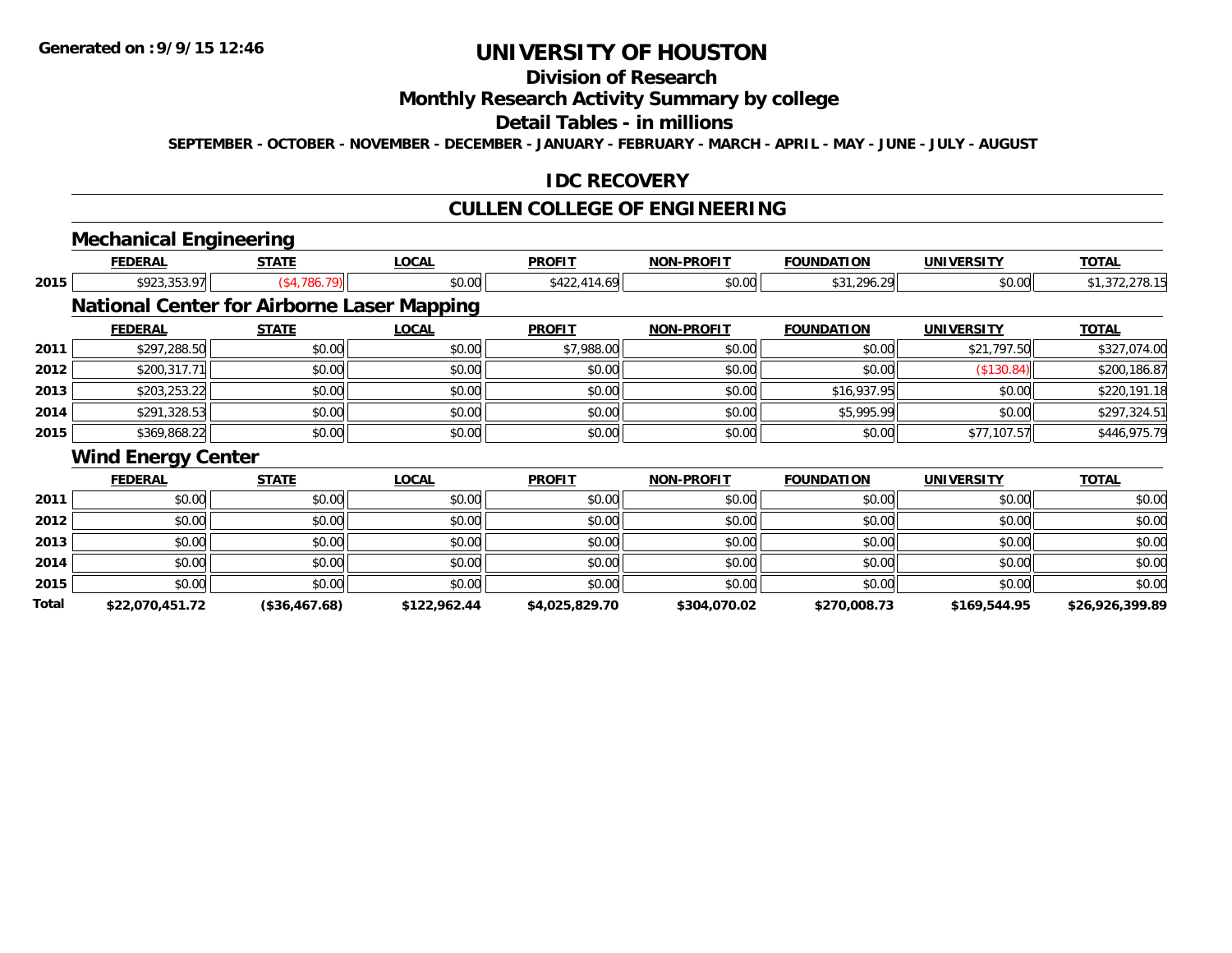Generated on :9/9/15 12:46

# UNIVERSITY OF HOUSTON

## Division of Research

## Monthly Research Activity Summary by college

## Detail Tables - in millions

SEPTEMBER - OCTOBER - NOVEMBER - DECEMBER - JANUARY - FEBRUARY - MARCH - APRIL - MAY - JUNE - JULY - AUGUST

## IDC RECOVERY

## CULLEN COLLEGE OF ENGINEERING

### Mechanical Engineering

| | FEDERAL | STATE | LOCAL | PROFIT | NON-PROFIT | FOUNDATION | UNIVERSITY | TOTAL |
|---|---|---|---|---|---|---|---|---|
| 2015 | $923,353.97 | ($4,786.79) | $0.00 | $422,414.69 | $0.00 | $31,296.29 | $0.00 | $1,372,278.15 |

### National Center for Airborne Laser Mapping

| | FEDERAL | STATE | LOCAL | PROFIT | NON-PROFIT | FOUNDATION | UNIVERSITY | TOTAL |
|---|---|---|---|---|---|---|---|---|
| 2011 | $297,288.50 | $0.00 | $0.00 | $7,988.00 | $0.00 | $0.00 | $21,797.50 | $327,074.00 |
| 2012 | $200,317.71 | $0.00 | $0.00 | $0.00 | $0.00 | $0.00 | ($130.84) | $200,186.87 |
| 2013 | $203,253.22 | $0.00 | $0.00 | $0.00 | $0.00 | $16,937.95 | $0.00 | $220,191.18 |
| 2014 | $291,328.53 | $0.00 | $0.00 | $0.00 | $0.00 | $5,995.99 | $0.00 | $297,324.51 |
| 2015 | $369,868.22 | $0.00 | $0.00 | $0.00 | $0.00 | $0.00 | $77,107.57 | $446,975.79 |

### Wind Energy Center

| | FEDERAL | STATE | LOCAL | PROFIT | NON-PROFIT | FOUNDATION | UNIVERSITY | TOTAL |
|---|---|---|---|---|---|---|---|---|
| 2011 | $0.00 | $0.00 | $0.00 | $0.00 | $0.00 | $0.00 | $0.00 | $0.00 |
| 2012 | $0.00 | $0.00 | $0.00 | $0.00 | $0.00 | $0.00 | $0.00 | $0.00 |
| 2013 | $0.00 | $0.00 | $0.00 | $0.00 | $0.00 | $0.00 | $0.00 | $0.00 |
| 2014 | $0.00 | $0.00 | $0.00 | $0.00 | $0.00 | $0.00 | $0.00 | $0.00 |
| 2015 | $0.00 | $0.00 | $0.00 | $0.00 | $0.00 | $0.00 | $0.00 | $0.00 |
| **Total** | **$22,070,451.72** | **($36,467.68)** | **$122,962.44** | **$4,025,829.70** | **$304,070.02** | **$270,008.73** | **$169,544.95** | **$26,926,399.89** |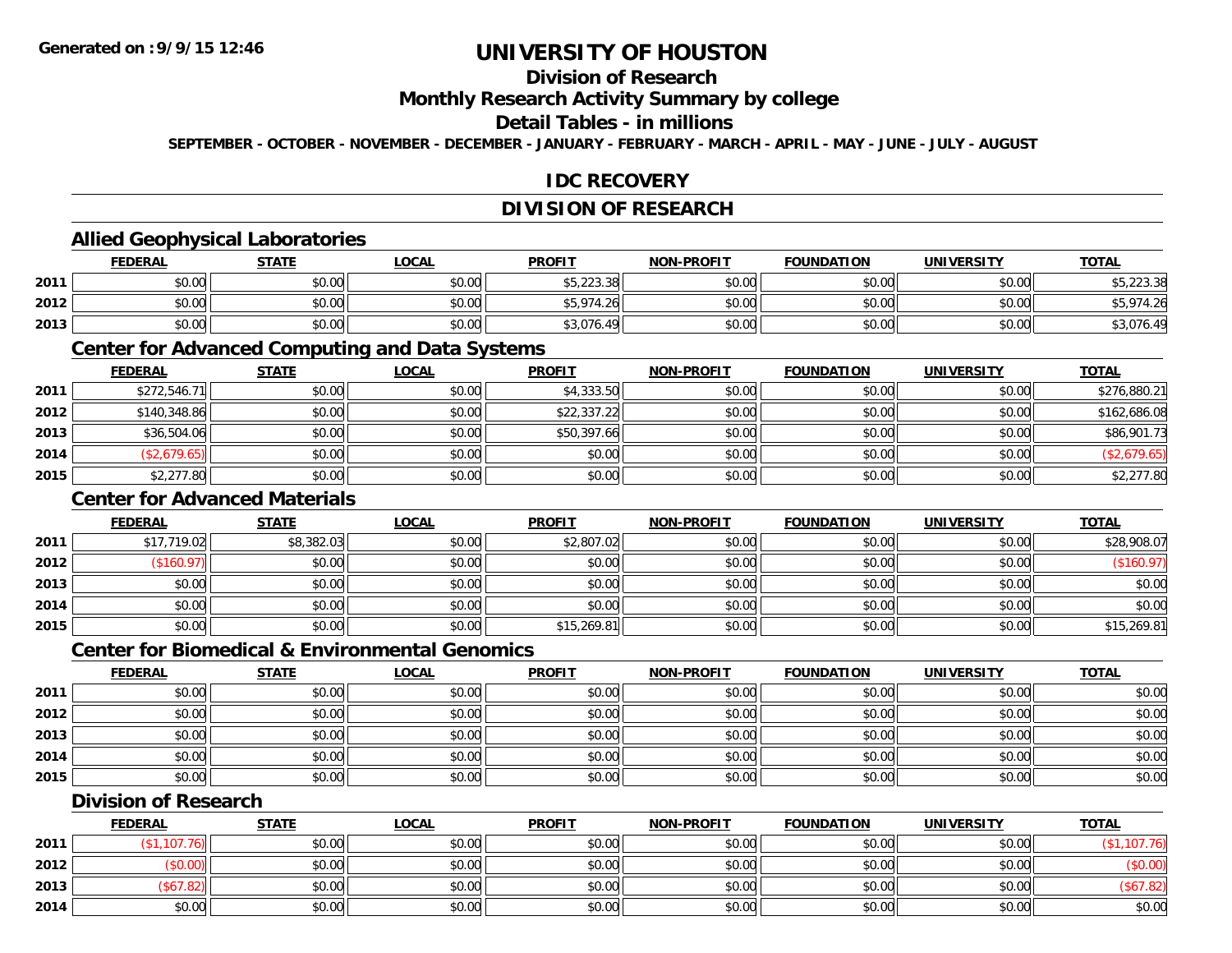**Generated on :9/9/15 12:46**

# UNIVERSITY OF HOUSTON

## Division of Research

## Monthly Research Activity Summary by college

## Detail Tables - in millions

**SEPTEMBER - OCTOBER - NOVEMBER - DECEMBER - JANUARY - FEBRUARY - MARCH - APRIL - MAY - JUNE - JULY - AUGUST**

## IDC RECOVERY

## DIVISION OF RESEARCH

### Allied Geophysical Laboratories

| | FEDERAL | STATE | LOCAL | PROFIT | NON-PROFIT | FOUNDATION | UNIVERSITY | TOTAL |
|---|---|---|---|---|---|---|---|---|
| 2011 | $0.00 | $0.00 | $0.00 | $5,223.38 | $0.00 | $0.00 | $0.00 | $5,223.38 |
| 2012 | $0.00 | $0.00 | $0.00 | $5,974.26 | $0.00 | $0.00 | $0.00 | $5,974.26 |
| 2013 | $0.00 | $0.00 | $0.00 | $3,076.49 | $0.00 | $0.00 | $0.00 | $3,076.49 |

### Center for Advanced Computing and Data Systems

| | FEDERAL | STATE | LOCAL | PROFIT | NON-PROFIT | FOUNDATION | UNIVERSITY | TOTAL |
|---|---|---|---|---|---|---|---|---|
| 2011 | $272,546.71 | $0.00 | $0.00 | $4,333.50 | $0.00 | $0.00 | $0.00 | $276,880.21 |
| 2012 | $140,348.86 | $0.00 | $0.00 | $22,337.22 | $0.00 | $0.00 | $0.00 | $162,686.08 |
| 2013 | $36,504.06 | $0.00 | $0.00 | $50,397.66 | $0.00 | $0.00 | $0.00 | $86,901.73 |
| 2014 | ($2,679.65) | $0.00 | $0.00 | $0.00 | $0.00 | $0.00 | $0.00 | ($2,679.65) |
| 2015 | $2,277.80 | $0.00 | $0.00 | $0.00 | $0.00 | $0.00 | $0.00 | $2,277.80 |

### Center for Advanced Materials

| | FEDERAL | STATE | LOCAL | PROFIT | NON-PROFIT | FOUNDATION | UNIVERSITY | TOTAL |
|---|---|---|---|---|---|---|---|---|
| 2011 | $17,719.02 | $8,382.03 | $0.00 | $2,807.02 | $0.00 | $0.00 | $0.00 | $28,908.07 |
| 2012 | ($160.97) | $0.00 | $0.00 | $0.00 | $0.00 | $0.00 | $0.00 | ($160.97) |
| 2013 | $0.00 | $0.00 | $0.00 | $0.00 | $0.00 | $0.00 | $0.00 | $0.00 |
| 2014 | $0.00 | $0.00 | $0.00 | $0.00 | $0.00 | $0.00 | $0.00 | $0.00 |
| 2015 | $0.00 | $0.00 | $0.00 | $15,269.81 | $0.00 | $0.00 | $0.00 | $15,269.81 |

### Center for Biomedical & Environmental Genomics

| | FEDERAL | STATE | LOCAL | PROFIT | NON-PROFIT | FOUNDATION | UNIVERSITY | TOTAL |
|---|---|---|---|---|---|---|---|---|
| 2011 | $0.00 | $0.00 | $0.00 | $0.00 | $0.00 | $0.00 | $0.00 | $0.00 |
| 2012 | $0.00 | $0.00 | $0.00 | $0.00 | $0.00 | $0.00 | $0.00 | $0.00 |
| 2013 | $0.00 | $0.00 | $0.00 | $0.00 | $0.00 | $0.00 | $0.00 | $0.00 |
| 2014 | $0.00 | $0.00 | $0.00 | $0.00 | $0.00 | $0.00 | $0.00 | $0.00 |
| 2015 | $0.00 | $0.00 | $0.00 | $0.00 | $0.00 | $0.00 | $0.00 | $0.00 |

### Division of Research

| | FEDERAL | STATE | LOCAL | PROFIT | NON-PROFIT | FOUNDATION | UNIVERSITY | TOTAL |
|---|---|---|---|---|---|---|---|---|
| 2011 | ($1,107.76) | $0.00 | $0.00 | $0.00 | $0.00 | $0.00 | $0.00 | ($1,107.76) |
| 2012 | ($0.00) | $0.00 | $0.00 | $0.00 | $0.00 | $0.00 | $0.00 | ($0.00) |
| 2013 | ($67.82) | $0.00 | $0.00 | $0.00 | $0.00 | $0.00 | $0.00 | ($67.82) |
| 2014 | $0.00 | $0.00 | $0.00 | $0.00 | $0.00 | $0.00 | $0.00 | $0.00 |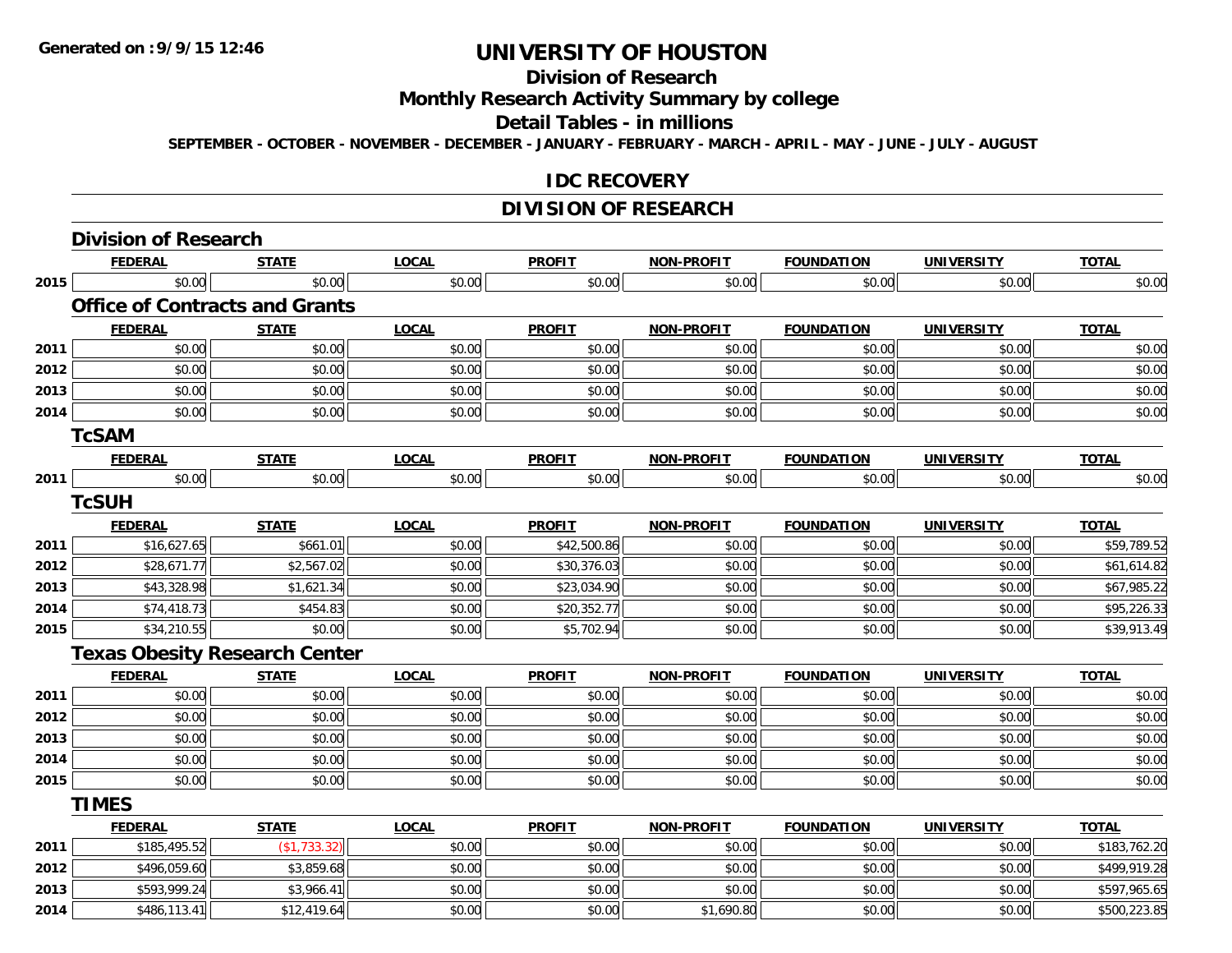**Generated on :9/9/15 12:46**

# UNIVERSITY OF HOUSTON

## Division of Research

## Monthly Research Activity Summary by college

## Detail Tables - in millions

SEPTEMBER - OCTOBER - NOVEMBER - DECEMBER - JANUARY - FEBRUARY - MARCH - APRIL - MAY - JUNE - JULY - AUGUST

## IDC RECOVERY

## DIVISION OF RESEARCH

### Division of Research

| | FEDERAL | STATE | LOCAL | PROFIT | NON-PROFIT | FOUNDATION | UNIVERSITY | TOTAL |
|---|---|---|---|---|---|---|---|---|
| 2015 | $0.00 | $0.00 | $0.00 | $0.00 | $0.00 | $0.00 | $0.00 | $0.00 |

### Office of Contracts and Grants

| | FEDERAL | STATE | LOCAL | PROFIT | NON-PROFIT | FOUNDATION | UNIVERSITY | TOTAL |
|---|---|---|---|---|---|---|---|---|
| 2011 | $0.00 | $0.00 | $0.00 | $0.00 | $0.00 | $0.00 | $0.00 | $0.00 |
| 2012 | $0.00 | $0.00 | $0.00 | $0.00 | $0.00 | $0.00 | $0.00 | $0.00 |
| 2013 | $0.00 | $0.00 | $0.00 | $0.00 | $0.00 | $0.00 | $0.00 | $0.00 |
| 2014 | $0.00 | $0.00 | $0.00 | $0.00 | $0.00 | $0.00 | $0.00 | $0.00 |

### TcSAM

| | FEDERAL | STATE | LOCAL | PROFIT | NON-PROFIT | FOUNDATION | UNIVERSITY | TOTAL |
|---|---|---|---|---|---|---|---|---|
| 2011 | $0.00 | $0.00 | $0.00 | $0.00 | $0.00 | $0.00 | $0.00 | $0.00 |

### TcSUH

| | FEDERAL | STATE | LOCAL | PROFIT | NON-PROFIT | FOUNDATION | UNIVERSITY | TOTAL |
|---|---|---|---|---|---|---|---|---|
| 2011 | $16,627.65 | $661.01 | $0.00 | $42,500.86 | $0.00 | $0.00 | $0.00 | $59,789.52 |
| 2012 | $28,671.77 | $2,567.02 | $0.00 | $30,376.03 | $0.00 | $0.00 | $0.00 | $61,614.82 |
| 2013 | $43,328.98 | $1,621.34 | $0.00 | $23,034.90 | $0.00 | $0.00 | $0.00 | $67,985.22 |
| 2014 | $74,418.73 | $454.83 | $0.00 | $20,352.77 | $0.00 | $0.00 | $0.00 | $95,226.33 |
| 2015 | $34,210.55 | $0.00 | $0.00 | $5,702.94 | $0.00 | $0.00 | $0.00 | $39,913.49 |

### Texas Obesity Research Center

| | FEDERAL | STATE | LOCAL | PROFIT | NON-PROFIT | FOUNDATION | UNIVERSITY | TOTAL |
|---|---|---|---|---|---|---|---|---|
| 2011 | $0.00 | $0.00 | $0.00 | $0.00 | $0.00 | $0.00 | $0.00 | $0.00 |
| 2012 | $0.00 | $0.00 | $0.00 | $0.00 | $0.00 | $0.00 | $0.00 | $0.00 |
| 2013 | $0.00 | $0.00 | $0.00 | $0.00 | $0.00 | $0.00 | $0.00 | $0.00 |
| 2014 | $0.00 | $0.00 | $0.00 | $0.00 | $0.00 | $0.00 | $0.00 | $0.00 |
| 2015 | $0.00 | $0.00 | $0.00 | $0.00 | $0.00 | $0.00 | $0.00 | $0.00 |

### TIMES

| | FEDERAL | STATE | LOCAL | PROFIT | NON-PROFIT | FOUNDATION | UNIVERSITY | TOTAL |
|---|---|---|---|---|---|---|---|---|
| 2011 | $185,495.52 | ($1,733.32) | $0.00 | $0.00 | $0.00 | $0.00 | $0.00 | $183,762.20 |
| 2012 | $496,059.60 | $3,859.68 | $0.00 | $0.00 | $0.00 | $0.00 | $0.00 | $499,919.28 |
| 2013 | $593,999.24 | $3,966.41 | $0.00 | $0.00 | $0.00 | $0.00 | $0.00 | $597,965.65 |
| 2014 | $486,113.41 | $12,419.64 | $0.00 | $0.00 | $1,690.80 | $0.00 | $0.00 | $500,223.85 |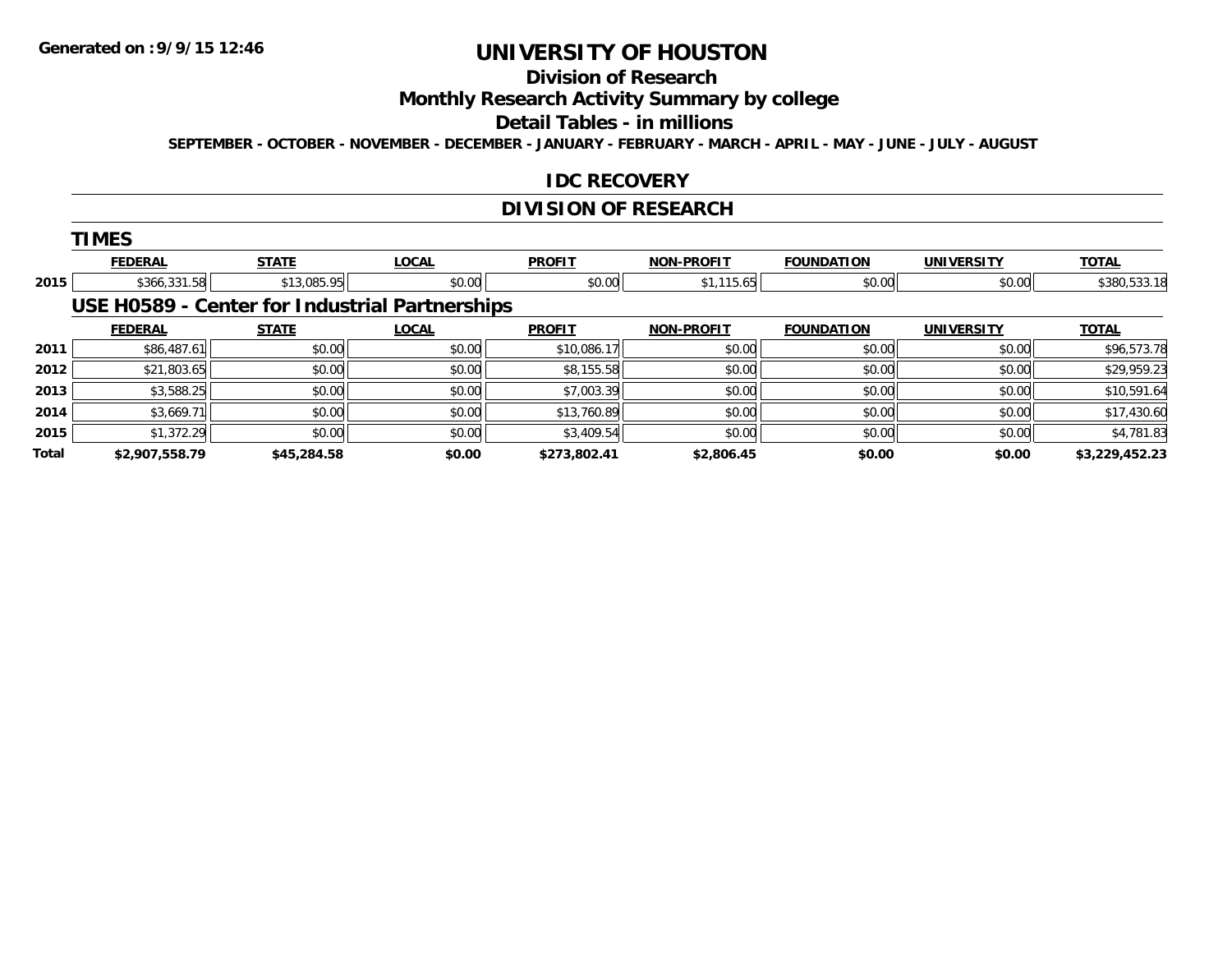**Generated on :9/9/15 12:46**

# UNIVERSITY OF HOUSTON

## Division of Research

## Monthly Research Activity Summary by college

## Detail Tables - in millions

**SEPTEMBER - OCTOBER - NOVEMBER - DECEMBER - JANUARY - FEBRUARY - MARCH - APRIL - MAY - JUNE - JULY - AUGUST**

## IDC RECOVERY

## DIVISION OF RESEARCH

### TIMES

| | FEDERAL | STATE | LOCAL | PROFIT | NON-PROFIT | FOUNDATION | UNIVERSITY | TOTAL |
|---|---|---|---|---|---|---|---|---|
| 2015 | $366,331.58 | $13,085.95 | $0.00 | $0.00 | $1,115.65 | $0.00 | $0.00 | $380,533.18 |

### USE H0589 - Center for Industrial Partnerships

| | FEDERAL | STATE | LOCAL | PROFIT | NON-PROFIT | FOUNDATION | UNIVERSITY | TOTAL |
|---|---|---|---|---|---|---|---|---|
| 2011 | $86,487.61 | $0.00 | $0.00 | $10,086.17 | $0.00 | $0.00 | $0.00 | $96,573.78 |
| 2012 | $21,803.65 | $0.00 | $0.00 | $8,155.58 | $0.00 | $0.00 | $0.00 | $29,959.23 |
| 2013 | $3,588.25 | $0.00 | $0.00 | $7,003.39 | $0.00 | $0.00 | $0.00 | $10,591.64 |
| 2014 | $3,669.71 | $0.00 | $0.00 | $13,760.89 | $0.00 | $0.00 | $0.00 | $17,430.60 |
| 2015 | $1,372.29 | $0.00 | $0.00 | $3,409.54 | $0.00 | $0.00 | $0.00 | $4,781.83 |
| **Total** | **$2,907,558.79** | **$45,284.58** | **$0.00** | **$273,802.41** | **$2,806.45** | **$0.00** | **$0.00** | **$3,229,452.23** |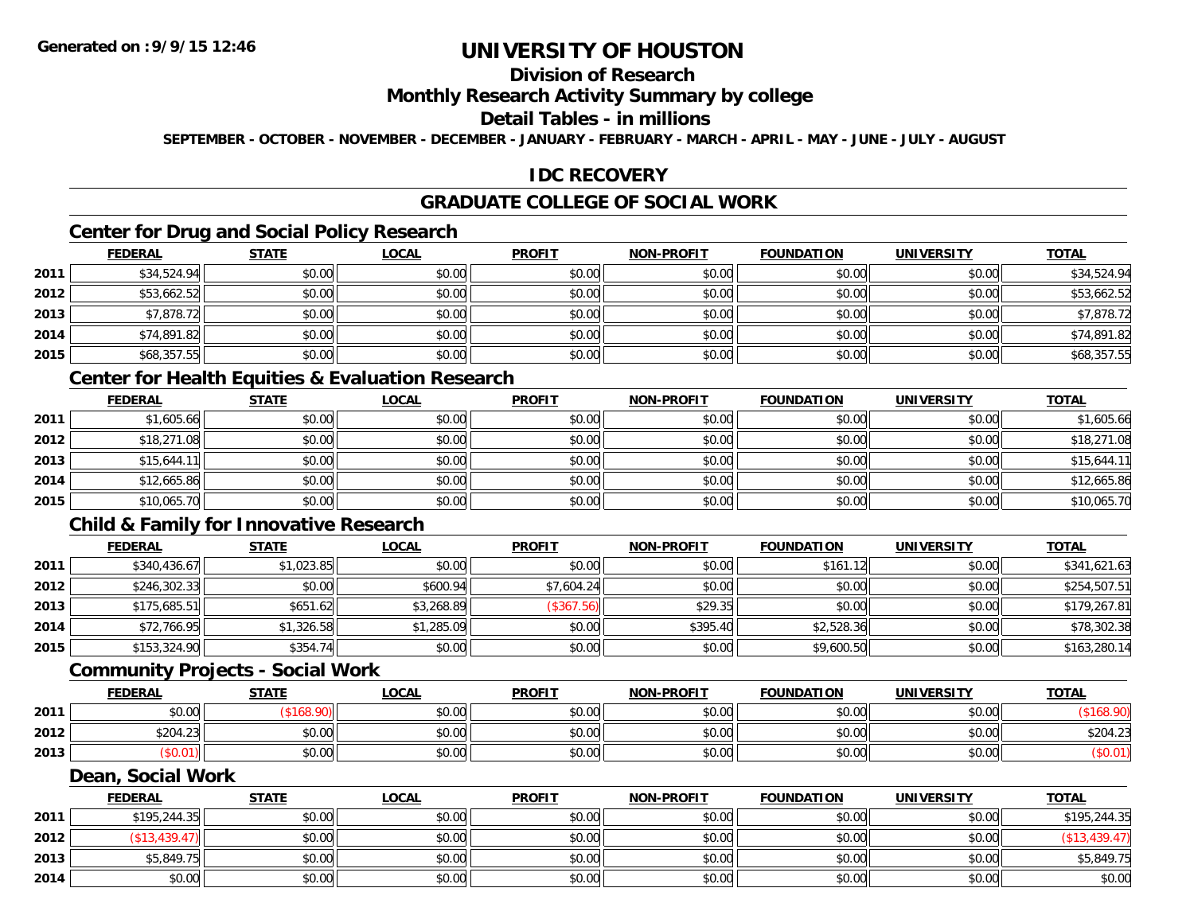Generated on :9/9/15 12:46

# UNIVERSITY OF HOUSTON

## Division of Research

## Monthly Research Activity Summary by college

## Detail Tables - in millions

SEPTEMBER - OCTOBER - NOVEMBER - DECEMBER - JANUARY - FEBRUARY - MARCH - APRIL - MAY - JUNE - JULY - AUGUST

## IDC RECOVERY

## GRADUATE COLLEGE OF SOCIAL WORK

### Center for Drug and Social Policy Research

| | FEDERAL | STATE | LOCAL | PROFIT | NON-PROFIT | FOUNDATION | UNIVERSITY | TOTAL |
|---|---|---|---|---|---|---|---|---|
| 2011 | $34,524.94 | $0.00 | $0.00 | $0.00 | $0.00 | $0.00 | $0.00 | $34,524.94 |
| 2012 | $53,662.52 | $0.00 | $0.00 | $0.00 | $0.00 | $0.00 | $0.00 | $53,662.52 |
| 2013 | $7,878.72 | $0.00 | $0.00 | $0.00 | $0.00 | $0.00 | $0.00 | $7,878.72 |
| 2014 | $74,891.82 | $0.00 | $0.00 | $0.00 | $0.00 | $0.00 | $0.00 | $74,891.82 |
| 2015 | $68,357.55 | $0.00 | $0.00 | $0.00 | $0.00 | $0.00 | $0.00 | $68,357.55 |

### Center for Health Equities & Evaluation Research

| | FEDERAL | STATE | LOCAL | PROFIT | NON-PROFIT | FOUNDATION | UNIVERSITY | TOTAL |
|---|---|---|---|---|---|---|---|---|
| 2011 | $1,605.66 | $0.00 | $0.00 | $0.00 | $0.00 | $0.00 | $0.00 | $1,605.66 |
| 2012 | $18,271.08 | $0.00 | $0.00 | $0.00 | $0.00 | $0.00 | $0.00 | $18,271.08 |
| 2013 | $15,644.11 | $0.00 | $0.00 | $0.00 | $0.00 | $0.00 | $0.00 | $15,644.11 |
| 2014 | $12,665.86 | $0.00 | $0.00 | $0.00 | $0.00 | $0.00 | $0.00 | $12,665.86 |
| 2015 | $10,065.70 | $0.00 | $0.00 | $0.00 | $0.00 | $0.00 | $0.00 | $10,065.70 |

### Child & Family for Innovative Research

| | FEDERAL | STATE | LOCAL | PROFIT | NON-PROFIT | FOUNDATION | UNIVERSITY | TOTAL |
|---|---|---|---|---|---|---|---|---|
| 2011 | $340,436.67 | $1,023.85 | $0.00 | $0.00 | $0.00 | $161.12 | $0.00 | $341,621.63 |
| 2012 | $246,302.33 | $0.00 | $600.94 | $7,604.24 | $0.00 | $0.00 | $0.00 | $254,507.51 |
| 2013 | $175,685.51 | $651.62 | $3,268.89 | ($367.56) | $29.35 | $0.00 | $0.00 | $179,267.81 |
| 2014 | $72,766.95 | $1,326.58 | $1,285.09 | $0.00 | $395.40 | $2,528.36 | $0.00 | $78,302.38 |
| 2015 | $153,324.90 | $354.74 | $0.00 | $0.00 | $0.00 | $9,600.50 | $0.00 | $163,280.14 |

### Community Projects - Social Work

| | FEDERAL | STATE | LOCAL | PROFIT | NON-PROFIT | FOUNDATION | UNIVERSITY | TOTAL |
|---|---|---|---|---|---|---|---|---|
| 2011 | $0.00 | ($168.90) | $0.00 | $0.00 | $0.00 | $0.00 | $0.00 | ($168.90) |
| 2012 | $204.23 | $0.00 | $0.00 | $0.00 | $0.00 | $0.00 | $0.00 | $204.23 |
| 2013 | ($0.01) | $0.00 | $0.00 | $0.00 | $0.00 | $0.00 | $0.00 | ($0.01) |

### Dean, Social Work

| | FEDERAL | STATE | LOCAL | PROFIT | NON-PROFIT | FOUNDATION | UNIVERSITY | TOTAL |
|---|---|---|---|---|---|---|---|---|
| 2011 | $195,244.35 | $0.00 | $0.00 | $0.00 | $0.00 | $0.00 | $0.00 | $195,244.35 |
| 2012 | ($13,439.47) | $0.00 | $0.00 | $0.00 | $0.00 | $0.00 | $0.00 | ($13,439.47) |
| 2013 | $5,849.75 | $0.00 | $0.00 | $0.00 | $0.00 | $0.00 | $0.00 | $5,849.75 |
| 2014 | $0.00 | $0.00 | $0.00 | $0.00 | $0.00 | $0.00 | $0.00 | $0.00 |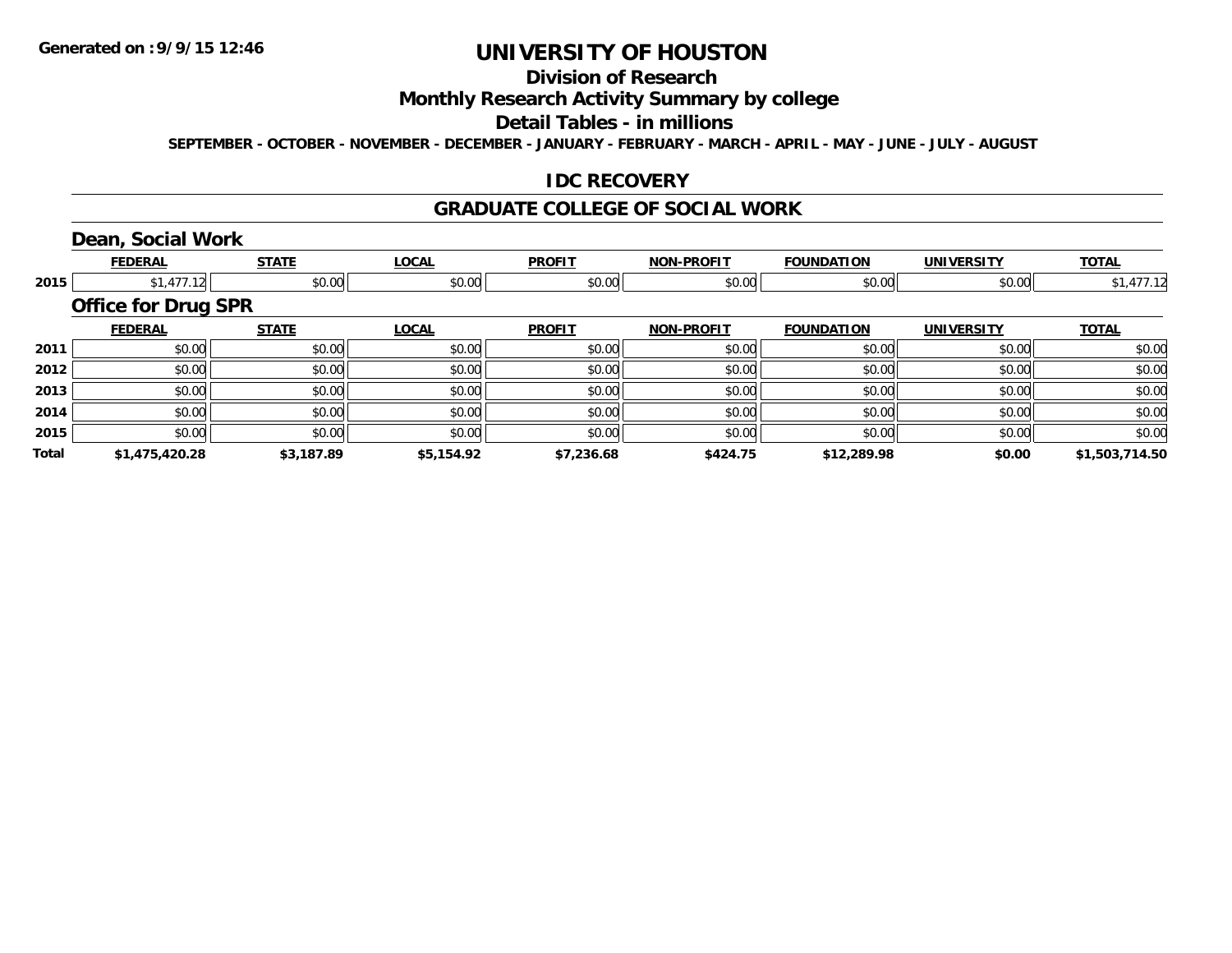**Generated on :9/9/15 12:46**

# UNIVERSITY OF HOUSTON

## Division of Research

## Monthly Research Activity Summary by college

## Detail Tables - in millions

**SEPTEMBER - OCTOBER - NOVEMBER - DECEMBER - JANUARY - FEBRUARY - MARCH - APRIL - MAY - JUNE - JULY - AUGUST**

## IDC RECOVERY

## GRADUATE COLLEGE OF SOCIAL WORK

### Dean, Social Work

| | FEDERAL | STATE | LOCAL | PROFIT | NON-PROFIT | FOUNDATION | UNIVERSITY | TOTAL |
|---|---|---|---|---|---|---|---|---|
| 2015 | $1,477.12 | $0.00 | $0.00 | $0.00 | $0.00 | $0.00 | $0.00 | $1,477.12 |

### Office for Drug SPR

| | FEDERAL | STATE | LOCAL | PROFIT | NON-PROFIT | FOUNDATION | UNIVERSITY | TOTAL |
|---|---|---|---|---|---|---|---|---|
| 2011 | $0.00 | $0.00 | $0.00 | $0.00 | $0.00 | $0.00 | $0.00 | $0.00 |
| 2012 | $0.00 | $0.00 | $0.00 | $0.00 | $0.00 | $0.00 | $0.00 | $0.00 |
| 2013 | $0.00 | $0.00 | $0.00 | $0.00 | $0.00 | $0.00 | $0.00 | $0.00 |
| 2014 | $0.00 | $0.00 | $0.00 | $0.00 | $0.00 | $0.00 | $0.00 | $0.00 |
| 2015 | $0.00 | $0.00 | $0.00 | $0.00 | $0.00 | $0.00 | $0.00 | $0.00 |
| **Total** | **$1,475,420.28** | **$3,187.89** | **$5,154.92** | **$7,236.68** | **$424.75** | **$12,289.98** | **$0.00** | **$1,503,714.50** |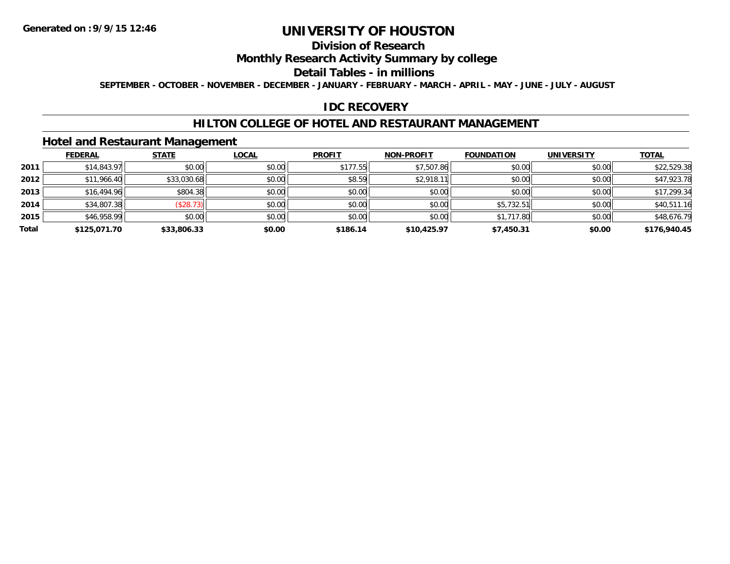Generated on :9/9/15 12:46

# UNIVERSITY OF HOUSTON

## Division of Research

## Monthly Research Activity Summary by college

## Detail Tables - in millions

SEPTEMBER - OCTOBER - NOVEMBER - DECEMBER - JANUARY - FEBRUARY - MARCH - APRIL - MAY - JUNE - JULY - AUGUST

## IDC RECOVERY

## HILTON COLLEGE OF HOTEL AND RESTAURANT MANAGEMENT

### Hotel and Restaurant Management

| | FEDERAL | STATE | LOCAL | PROFIT | NON-PROFIT | FOUNDATION | UNIVERSITY | TOTAL |
|---|---|---|---|---|---|---|---|---|
| 2011 | $14,843.97 | $0.00 | $0.00 | $177.55 | $7,507.86 | $0.00 | $0.00 | $22,529.38 |
| 2012 | $11,966.40 | $33,030.68 | $0.00 | $8.59 | $2,918.11 | $0.00 | $0.00 | $47,923.78 |
| 2013 | $16,494.96 | $804.38 | $0.00 | $0.00 | $0.00 | $0.00 | $0.00 | $17,299.34 |
| 2014 | $34,807.38 | ($28.73) | $0.00 | $0.00 | $0.00 | $5,732.51 | $0.00 | $40,511.16 |
| 2015 | $46,958.99 | $0.00 | $0.00 | $0.00 | $0.00 | $1,717.80 | $0.00 | $48,676.79 |
| **Total** | **$125,071.70** | **$33,806.33** | **$0.00** | **$186.14** | **$10,425.97** | **$7,450.31** | **$0.00** | **$176,940.45** |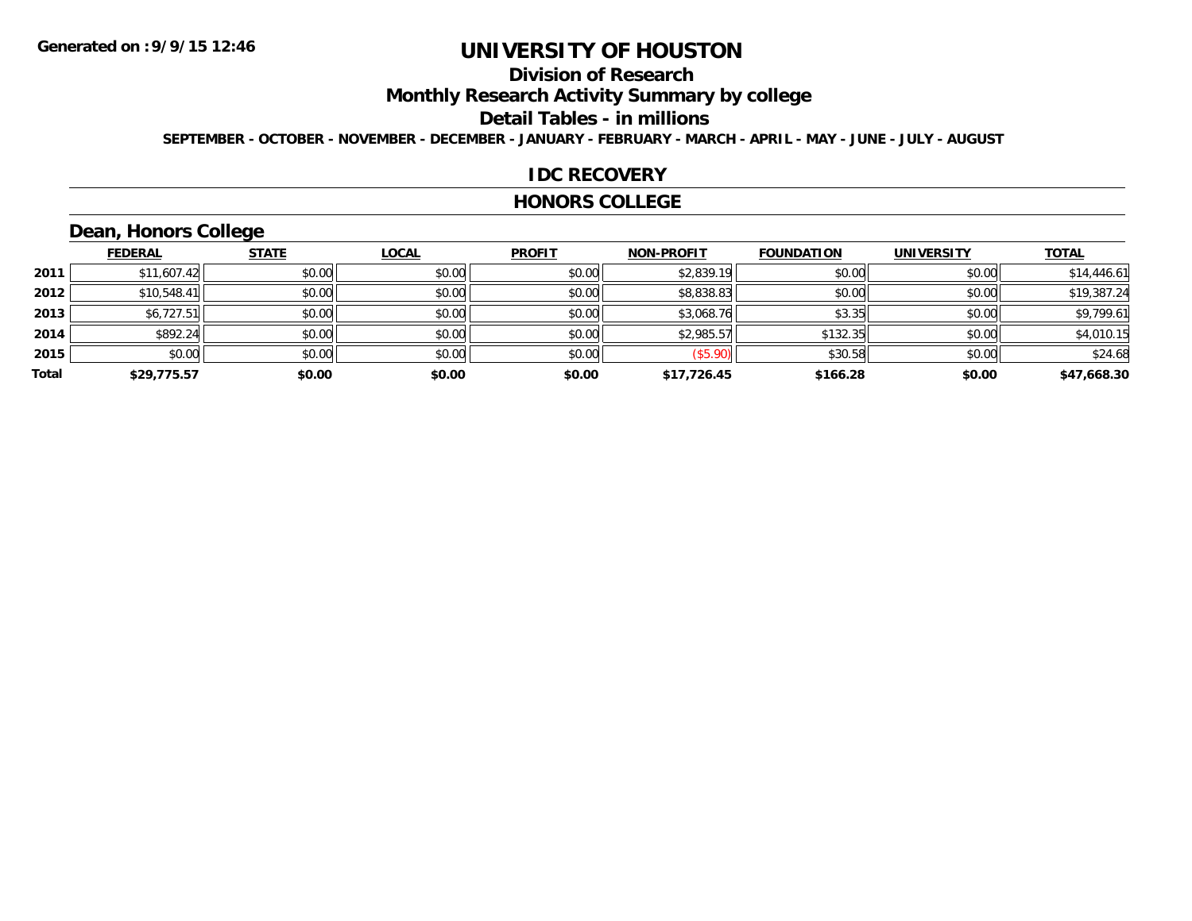Generated on :9/9/15 12:46

# UNIVERSITY OF HOUSTON

## Division of Research

## Monthly Research Activity Summary by college

## Detail Tables - in millions

SEPTEMBER - OCTOBER - NOVEMBER - DECEMBER - JANUARY - FEBRUARY - MARCH - APRIL - MAY - JUNE - JULY - AUGUST

## IDC RECOVERY

## HONORS COLLEGE

### Dean, Honors College

| | FEDERAL | STATE | LOCAL | PROFIT | NON-PROFIT | FOUNDATION | UNIVERSITY | TOTAL |
|---|---|---|---|---|---|---|---|---|
| 2011 | $11,607.42 | $0.00 | $0.00 | $0.00 | $2,839.19 | $0.00 | $0.00 | $14,446.61 |
| 2012 | $10,548.41 | $0.00 | $0.00 | $0.00 | $8,838.83 | $0.00 | $0.00 | $19,387.24 |
| 2013 | $6,727.51 | $0.00 | $0.00 | $0.00 | $3,068.76 | $3.35 | $0.00 | $9,799.61 |
| 2014 | $892.24 | $0.00 | $0.00 | $0.00 | $2,985.57 | $132.35 | $0.00 | $4,010.15 |
| 2015 | $0.00 | $0.00 | $0.00 | $0.00 | ($5.90) | $30.58 | $0.00 | $24.68 |
| **Total** | **$29,775.57** | **$0.00** | **$0.00** | **$0.00** | **$17,726.45** | **$166.28** | **$0.00** | **$47,668.30** |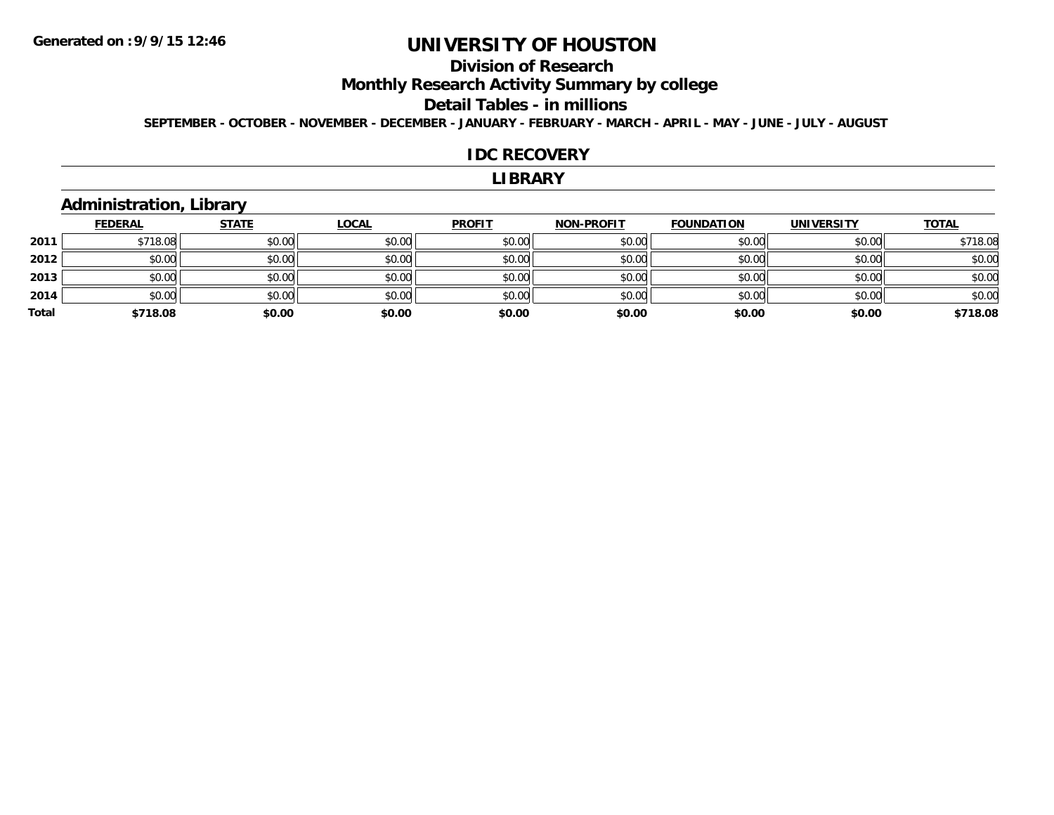# UNIVERSITY OF HOUSTON

## Division of Research

## Monthly Research Activity Summary by college

## Detail Tables - in millions

**SEPTEMBER - OCTOBER - NOVEMBER - DECEMBER - JANUARY - FEBRUARY - MARCH - APRIL - MAY - JUNE - JULY - AUGUST**

## IDC RECOVERY

## LIBRARY

### Administration, Library

| | FEDERAL | STATE | LOCAL | PROFIT | NON-PROFIT | FOUNDATION | UNIVERSITY | TOTAL |
|---|---|---|---|---|---|---|---|---|
| 2011 | $718.08 | $0.00 | $0.00 | $0.00 | $0.00 | $0.00 | $0.00 | $718.08 |
| 2012 | $0.00 | $0.00 | $0.00 | $0.00 | $0.00 | $0.00 | $0.00 | $0.00 |
| 2013 | $0.00 | $0.00 | $0.00 | $0.00 | $0.00 | $0.00 | $0.00 | $0.00 |
| 2014 | $0.00 | $0.00 | $0.00 | $0.00 | $0.00 | $0.00 | $0.00 | $0.00 |
| **Total** | **$718.08** | **$0.00** | **$0.00** | **$0.00** | **$0.00** | **$0.00** | **$0.00** | **$718.08** |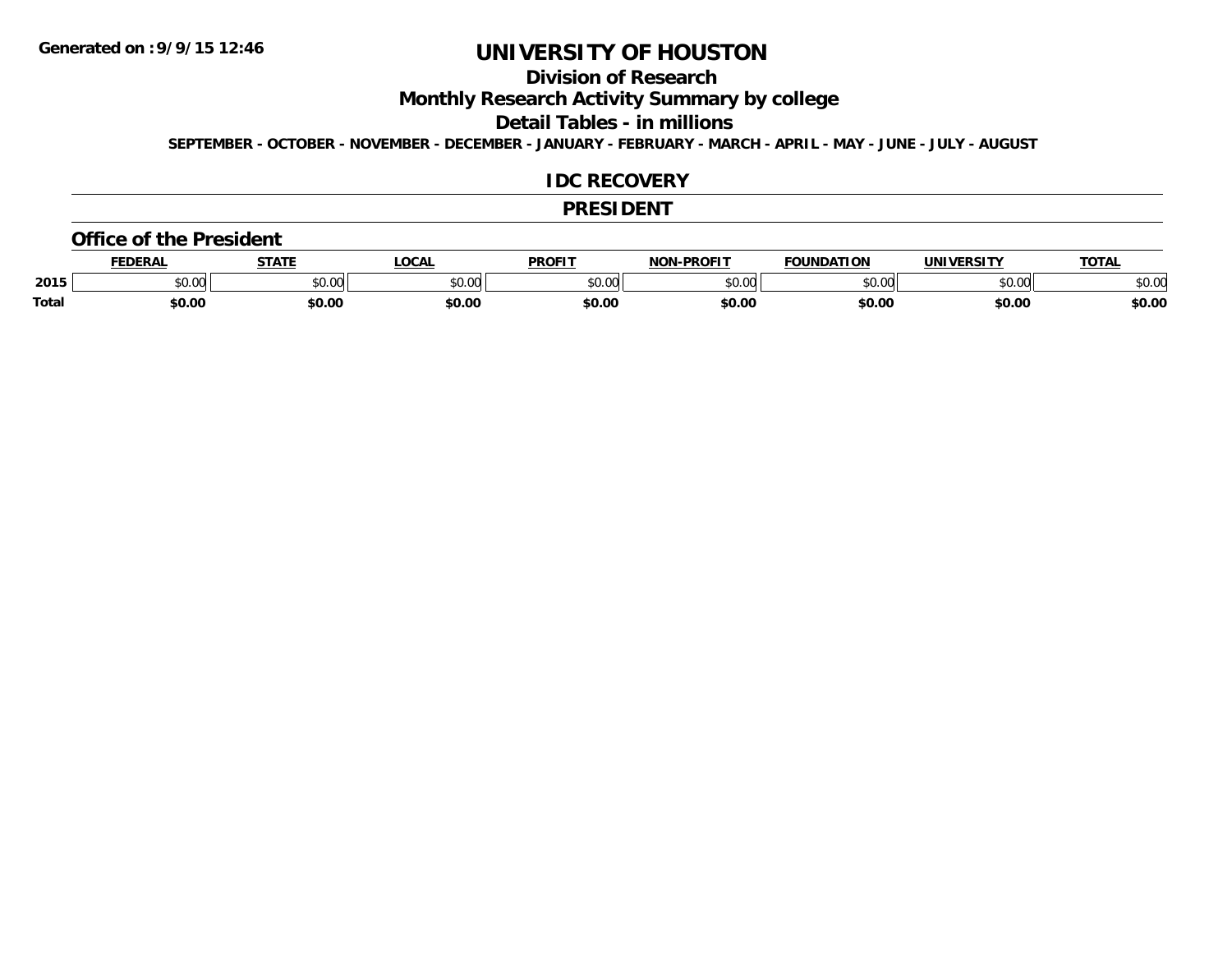Generated on :9/9/15 12:46

# UNIVERSITY OF HOUSTON

## Division of Research

## Monthly Research Activity Summary by college

## Detail Tables - in millions

**SEPTEMBER - OCTOBER - NOVEMBER - DECEMBER - JANUARY - FEBRUARY - MARCH - APRIL - MAY - JUNE - JULY - AUGUST**

## IDC RECOVERY

## PRESIDENT

### Office of the President

| | FEDERAL | STATE | LOCAL | PROFIT | NON-PROFIT | FOUNDATION | UNIVERSITY | TOTAL |
|---|---|---|---|---|---|---|---|---|
| 2015 | $0.00 | $0.00 | $0.00 | $0.00 | $0.00 | $0.00 | $0.00 | $0.00 |
| Total | $0.00 | $0.00 | $0.00 | $0.00 | $0.00 | $0.00 | $0.00 | $0.00 |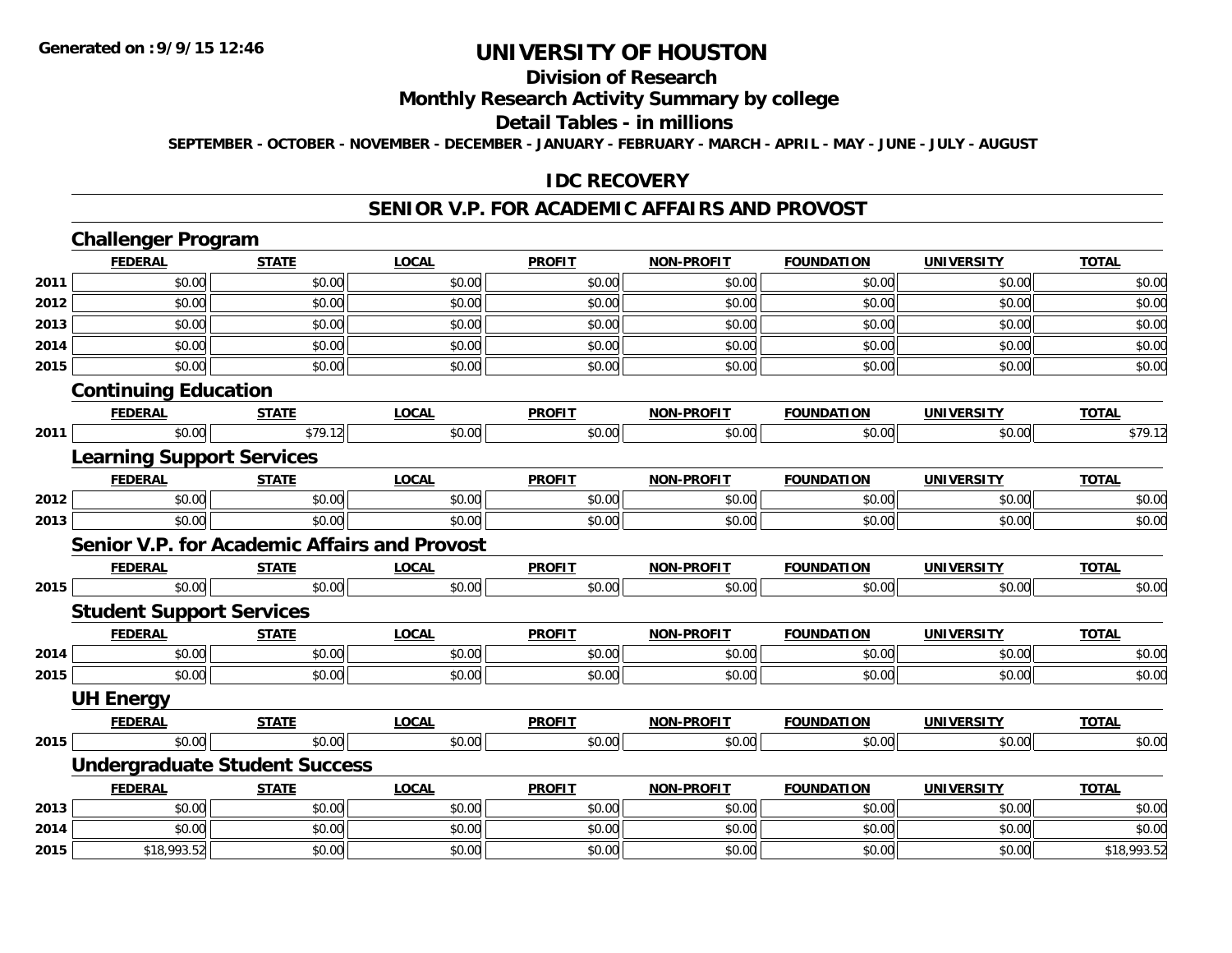**Generated on :9/9/15 12:46**

# UNIVERSITY OF HOUSTON

## Division of Research

## Monthly Research Activity Summary by college

## Detail Tables - in millions

**SEPTEMBER - OCTOBER - NOVEMBER - DECEMBER - JANUARY - FEBRUARY - MARCH - APRIL - MAY - JUNE - JULY - AUGUST**

## IDC RECOVERY

## SENIOR V.P. FOR ACADEMIC AFFAIRS AND PROVOST

### Challenger Program

| | FEDERAL | STATE | LOCAL | PROFIT | NON-PROFIT | FOUNDATION | UNIVERSITY | TOTAL |
|---|---|---|---|---|---|---|---|---|
| 2011 | $0.00 | $0.00 | $0.00 | $0.00 | $0.00 | $0.00 | $0.00 | $0.00 |
| 2012 | $0.00 | $0.00 | $0.00 | $0.00 | $0.00 | $0.00 | $0.00 | $0.00 |
| 2013 | $0.00 | $0.00 | $0.00 | $0.00 | $0.00 | $0.00 | $0.00 | $0.00 |
| 2014 | $0.00 | $0.00 | $0.00 | $0.00 | $0.00 | $0.00 | $0.00 | $0.00 |
| 2015 | $0.00 | $0.00 | $0.00 | $0.00 | $0.00 | $0.00 | $0.00 | $0.00 |

### Continuing Education

| | FEDERAL | STATE | LOCAL | PROFIT | NON-PROFIT | FOUNDATION | UNIVERSITY | TOTAL |
|---|---|---|---|---|---|---|---|---|
| 2011 | $0.00 | $79.12 | $0.00 | $0.00 | $0.00 | $0.00 | $0.00 | $79.12 |

### Learning Support Services

| | FEDERAL | STATE | LOCAL | PROFIT | NON-PROFIT | FOUNDATION | UNIVERSITY | TOTAL |
|---|---|---|---|---|---|---|---|---|
| 2012 | $0.00 | $0.00 | $0.00 | $0.00 | $0.00 | $0.00 | $0.00 | $0.00 |
| 2013 | $0.00 | $0.00 | $0.00 | $0.00 | $0.00 | $0.00 | $0.00 | $0.00 |

### Senior V.P. for Academic Affairs and Provost

| | FEDERAL | STATE | LOCAL | PROFIT | NON-PROFIT | FOUNDATION | UNIVERSITY | TOTAL |
|---|---|---|---|---|---|---|---|---|
| 2015 | $0.00 | $0.00 | $0.00 | $0.00 | $0.00 | $0.00 | $0.00 | $0.00 |

### Student Support Services

| | FEDERAL | STATE | LOCAL | PROFIT | NON-PROFIT | FOUNDATION | UNIVERSITY | TOTAL |
|---|---|---|---|---|---|---|---|---|
| 2014 | $0.00 | $0.00 | $0.00 | $0.00 | $0.00 | $0.00 | $0.00 | $0.00 |
| 2015 | $0.00 | $0.00 | $0.00 | $0.00 | $0.00 | $0.00 | $0.00 | $0.00 |

### UH Energy

| | FEDERAL | STATE | LOCAL | PROFIT | NON-PROFIT | FOUNDATION | UNIVERSITY | TOTAL |
|---|---|---|---|---|---|---|---|---|
| 2015 | $0.00 | $0.00 | $0.00 | $0.00 | $0.00 | $0.00 | $0.00 | $0.00 |

### Undergraduate Student Success

| | FEDERAL | STATE | LOCAL | PROFIT | NON-PROFIT | FOUNDATION | UNIVERSITY | TOTAL |
|---|---|---|---|---|---|---|---|---|
| 2013 | $0.00 | $0.00 | $0.00 | $0.00 | $0.00 | $0.00 | $0.00 | $0.00 |
| 2014 | $0.00 | $0.00 | $0.00 | $0.00 | $0.00 | $0.00 | $0.00 | $0.00 |
| 2015 | $18,993.52 | $0.00 | $0.00 | $0.00 | $0.00 | $0.00 | $0.00 | $18,993.52 |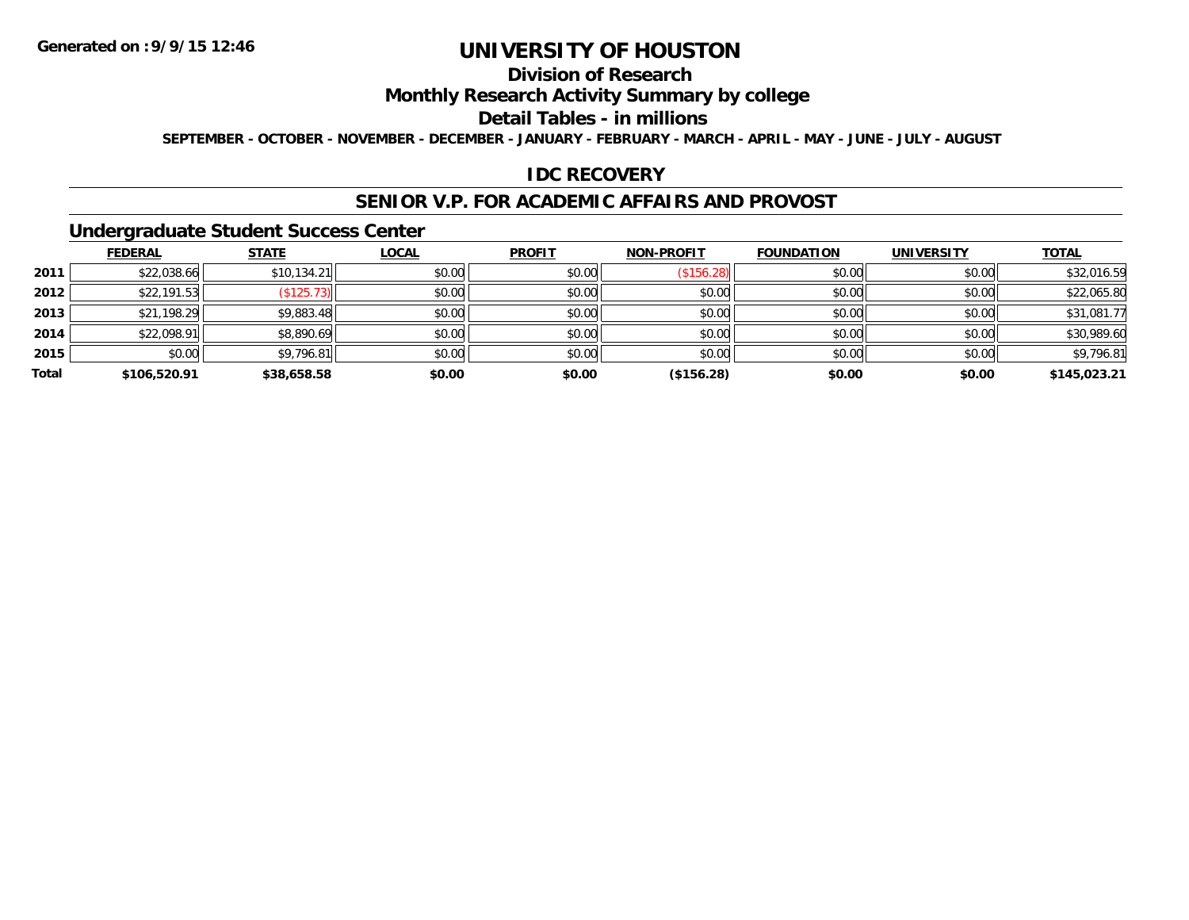Generated on :9/9/15 12:46

# UNIVERSITY OF HOUSTON

## Division of Research

## Monthly Research Activity Summary by college

## Detail Tables - in millions

SEPTEMBER - OCTOBER - NOVEMBER - DECEMBER - JANUARY - FEBRUARY - MARCH - APRIL - MAY - JUNE - JULY - AUGUST

## IDC RECOVERY

## SENIOR V.P. FOR ACADEMIC AFFAIRS AND PROVOST

### Undergraduate Student Success Center

| | FEDERAL | STATE | LOCAL | PROFIT | NON-PROFIT | FOUNDATION | UNIVERSITY | TOTAL |
|---|---|---|---|---|---|---|---|---|
| 2011 | $22,038.66 | $10,134.21 | $0.00 | $0.00 | ($156.28) | $0.00 | $0.00 | $32,016.59 |
| 2012 | $22,191.53 | ($125.73) | $0.00 | $0.00 | $0.00 | $0.00 | $0.00 | $22,065.80 |
| 2013 | $21,198.29 | $9,883.48 | $0.00 | $0.00 | $0.00 | $0.00 | $0.00 | $31,081.77 |
| 2014 | $22,098.91 | $8,890.69 | $0.00 | $0.00 | $0.00 | $0.00 | $0.00 | $30,989.60 |
| 2015 | $0.00 | $9,796.81 | $0.00 | $0.00 | $0.00 | $0.00 | $0.00 | $9,796.81 |
| **Total** | **$106,520.91** | **$38,658.58** | **$0.00** | **$0.00** | **($156.28)** | **$0.00** | **$0.00** | **$145,023.21** |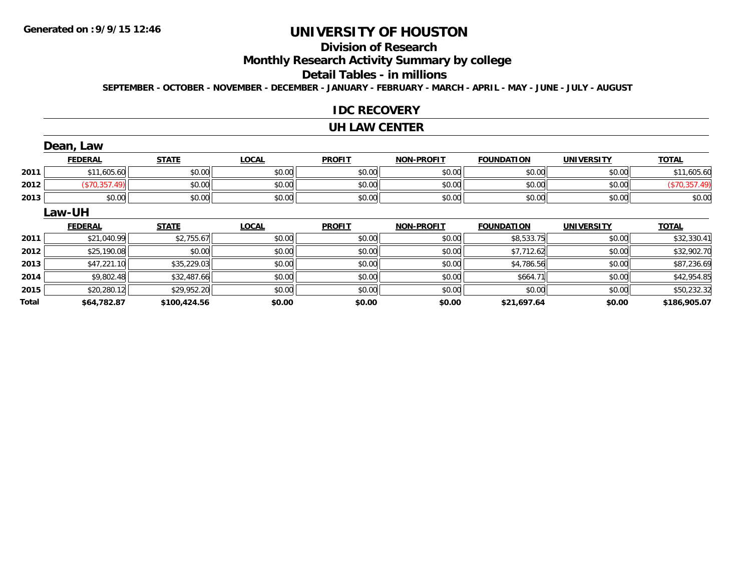**Generated on :9/9/15 12:46**

# UNIVERSITY OF HOUSTON

## Division of Research

## Monthly Research Activity Summary by college

## Detail Tables - in millions

**SEPTEMBER - OCTOBER - NOVEMBER - DECEMBER - JANUARY - FEBRUARY - MARCH - APRIL - MAY - JUNE - JULY - AUGUST**

## IDC RECOVERY

## UH LAW CENTER

### Dean, Law

| | FEDERAL | STATE | LOCAL | PROFIT | NON-PROFIT | FOUNDATION | UNIVERSITY | TOTAL |
|---|---|---|---|---|---|---|---|---|
| 2011 | $11,605.60 | $0.00 | $0.00 | $0.00 | $0.00 | $0.00 | $0.00 | $11,605.60 |
| 2012 | ($70,357.49) | $0.00 | $0.00 | $0.00 | $0.00 | $0.00 | $0.00 | ($70,357.49) |
| 2013 | $0.00 | $0.00 | $0.00 | $0.00 | $0.00 | $0.00 | $0.00 | $0.00 |

### Law-UH

| | FEDERAL | STATE | LOCAL | PROFIT | NON-PROFIT | FOUNDATION | UNIVERSITY | TOTAL |
|---|---|---|---|---|---|---|---|---|
| 2011 | $21,040.99 | $2,755.67 | $0.00 | $0.00 | $0.00 | $8,533.75 | $0.00 | $32,330.41 |
| 2012 | $25,190.08 | $0.00 | $0.00 | $0.00 | $0.00 | $7,712.62 | $0.00 | $32,902.70 |
| 2013 | $47,221.10 | $35,229.03 | $0.00 | $0.00 | $0.00 | $4,786.56 | $0.00 | $87,236.69 |
| 2014 | $9,802.48 | $32,487.66 | $0.00 | $0.00 | $0.00 | $664.71 | $0.00 | $42,954.85 |
| 2015 | $20,280.12 | $29,952.20 | $0.00 | $0.00 | $0.00 | $0.00 | $0.00 | $50,232.32 |
| **Total** | **$64,782.87** | **$100,424.56** | **$0.00** | **$0.00** | **$0.00** | **$21,697.64** | **$0.00** | **$186,905.07** |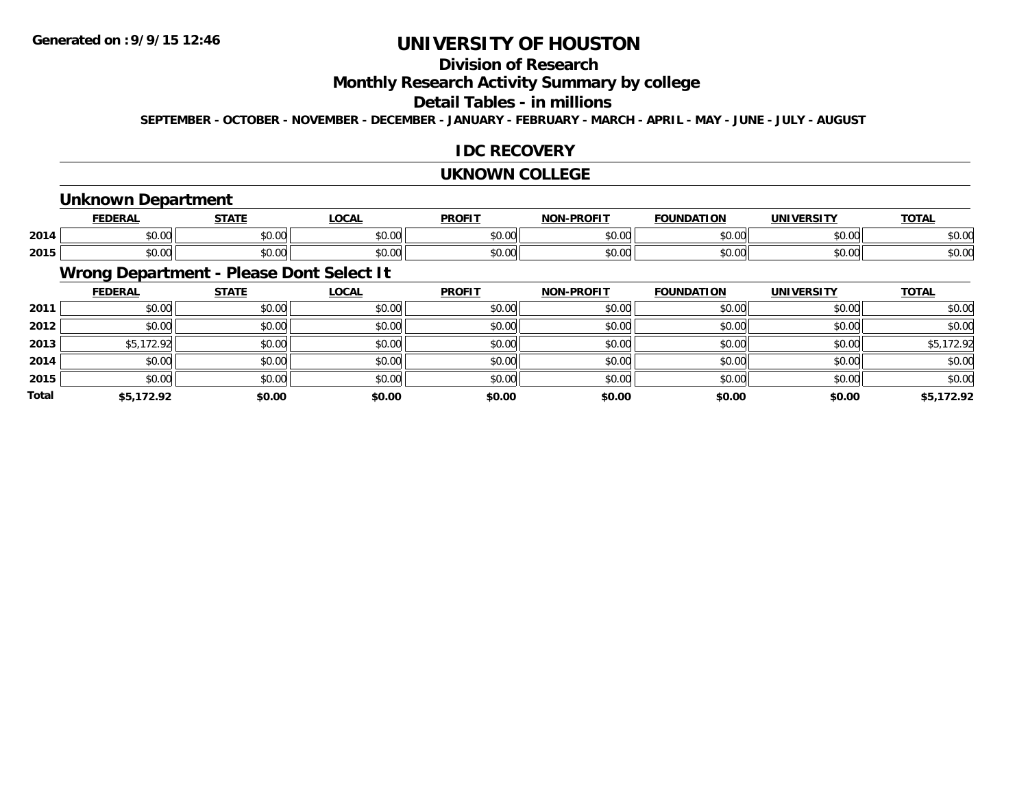# UNIVERSITY OF HOUSTON

## Division of Research

## Monthly Research Activity Summary by college

## Detail Tables - in millions

**SEPTEMBER - OCTOBER - NOVEMBER - DECEMBER - JANUARY - FEBRUARY - MARCH - APRIL - MAY - JUNE - JULY - AUGUST**

## IDC RECOVERY

## UKNOWN COLLEGE

### Unknown Department

| | FEDERAL | STATE | LOCAL | PROFIT | NON-PROFIT | FOUNDATION | UNIVERSITY | TOTAL |
|---|---|---|---|---|---|---|---|---|
| 2014 | $0.00 | $0.00 | $0.00 | $0.00 | $0.00 | $0.00 | $0.00 | $0.00 |
| 2015 | $0.00 | $0.00 | $0.00 | $0.00 | $0.00 | $0.00 | $0.00 | $0.00 |

### Wrong Department - Please Dont Select It

| | FEDERAL | STATE | LOCAL | PROFIT | NON-PROFIT | FOUNDATION | UNIVERSITY | TOTAL |
|---|---|---|---|---|---|---|---|---|
| 2011 | $0.00 | $0.00 | $0.00 | $0.00 | $0.00 | $0.00 | $0.00 | $0.00 |
| 2012 | $0.00 | $0.00 | $0.00 | $0.00 | $0.00 | $0.00 | $0.00 | $0.00 |
| 2013 | $5,172.92 | $0.00 | $0.00 | $0.00 | $0.00 | $0.00 | $0.00 | $5,172.92 |
| 2014 | $0.00 | $0.00 | $0.00 | $0.00 | $0.00 | $0.00 | $0.00 | $0.00 |
| 2015 | $0.00 | $0.00 | $0.00 | $0.00 | $0.00 | $0.00 | $0.00 | $0.00 |
| **Total** | **$5,172.92** | **$0.00** | **$0.00** | **$0.00** | **$0.00** | **$0.00** | **$0.00** | **$5,172.92** |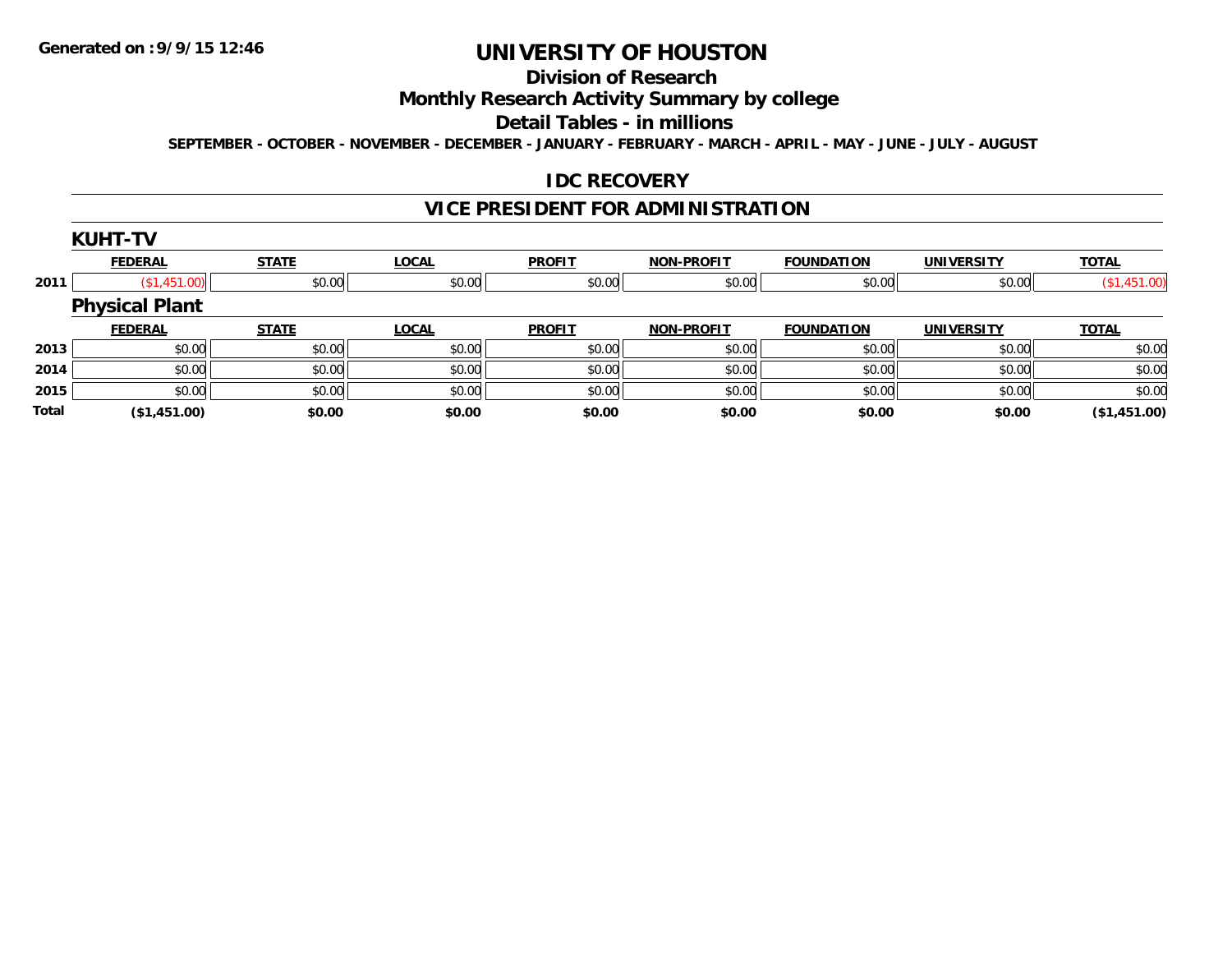**Generated on :9/9/15 12:46**

# UNIVERSITY OF HOUSTON

## Division of Research

## Monthly Research Activity Summary by college

## Detail Tables - in millions

**SEPTEMBER - OCTOBER - NOVEMBER - DECEMBER - JANUARY - FEBRUARY - MARCH - APRIL - MAY - JUNE - JULY - AUGUST**

## IDC RECOVERY

## VICE PRESIDENT FOR ADMINISTRATION

### KUHT-TV

| | FEDERAL | STATE | LOCAL | PROFIT | NON-PROFIT | FOUNDATION | UNIVERSITY | TOTAL |
|---|---|---|---|---|---|---|---|---|
| 2011 | ($1,451.00) | $0.00 | $0.00 | $0.00 | $0.00 | $0.00 | $0.00 | ($1,451.00) |

### Physical Plant

| | FEDERAL | STATE | LOCAL | PROFIT | NON-PROFIT | FOUNDATION | UNIVERSITY | TOTAL |
|---|---|---|---|---|---|---|---|---|
| 2013 | $0.00 | $0.00 | $0.00 | $0.00 | $0.00 | $0.00 | $0.00 | $0.00 |
| 2014 | $0.00 | $0.00 | $0.00 | $0.00 | $0.00 | $0.00 | $0.00 | $0.00 |
| 2015 | $0.00 | $0.00 | $0.00 | $0.00 | $0.00 | $0.00 | $0.00 | $0.00 |
| **Total** | **($1,451.00)** | **$0.00** | **$0.00** | **$0.00** | **$0.00** | **$0.00** | **$0.00** | **($1,451.00)** |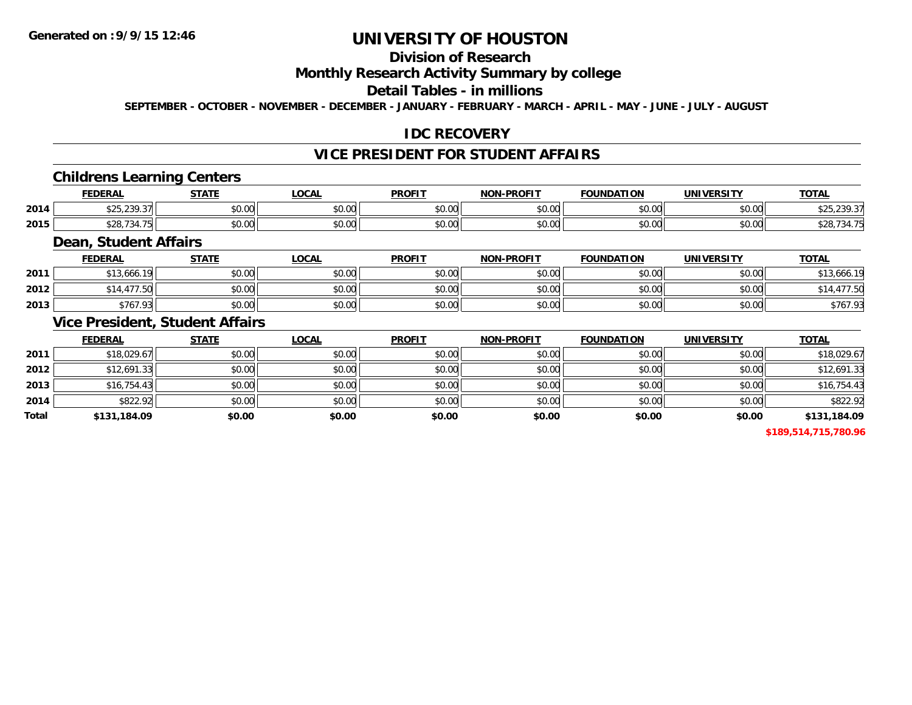**Generated on :9/9/15 12:46**

# UNIVERSITY OF HOUSTON

## Division of Research

## Monthly Research Activity Summary by college

## Detail Tables - in millions

**SEPTEMBER - OCTOBER - NOVEMBER - DECEMBER - JANUARY - FEBRUARY - MARCH - APRIL - MAY - JUNE - JULY - AUGUST**

## IDC RECOVERY

## VICE PRESIDENT FOR STUDENT AFFAIRS

### Childrens Learning Centers

| | FEDERAL | STATE | LOCAL | PROFIT | NON-PROFIT | FOUNDATION | UNIVERSITY | TOTAL |
|---|---|---|---|---|---|---|---|---|
| 2014 | $25,239.37 | $0.00 | $0.00 | $0.00 | $0.00 | $0.00 | $0.00 | $25,239.37 |
| 2015 | $28,734.75 | $0.00 | $0.00 | $0.00 | $0.00 | $0.00 | $0.00 | $28,734.75 |

### Dean, Student Affairs

| | FEDERAL | STATE | LOCAL | PROFIT | NON-PROFIT | FOUNDATION | UNIVERSITY | TOTAL |
|---|---|---|---|---|---|---|---|---|
| 2011 | $13,666.19 | $0.00 | $0.00 | $0.00 | $0.00 | $0.00 | $0.00 | $13,666.19 |
| 2012 | $14,477.50 | $0.00 | $0.00 | $0.00 | $0.00 | $0.00 | $0.00 | $14,477.50 |
| 2013 | $767.93 | $0.00 | $0.00 | $0.00 | $0.00 | $0.00 | $0.00 | $767.93 |

### Vice President, Student Affairs

| | FEDERAL | STATE | LOCAL | PROFIT | NON-PROFIT | FOUNDATION | UNIVERSITY | TOTAL |
|---|---|---|---|---|---|---|---|---|
| 2011 | $18,029.67 | $0.00 | $0.00 | $0.00 | $0.00 | $0.00 | $0.00 | $18,029.67 |
| 2012 | $12,691.33 | $0.00 | $0.00 | $0.00 | $0.00 | $0.00 | $0.00 | $12,691.33 |
| 2013 | $16,754.43 | $0.00 | $0.00 | $0.00 | $0.00 | $0.00 | $0.00 | $16,754.43 |
| 2014 | $822.92 | $0.00 | $0.00 | $0.00 | $0.00 | $0.00 | $0.00 | $822.92 |
| **Total** | **$131,184.09** | **$0.00** | **$0.00** | **$0.00** | **$0.00** | **$0.00** | **$0.00** | **$131,184.09** |

**$189,514,715,780.96**